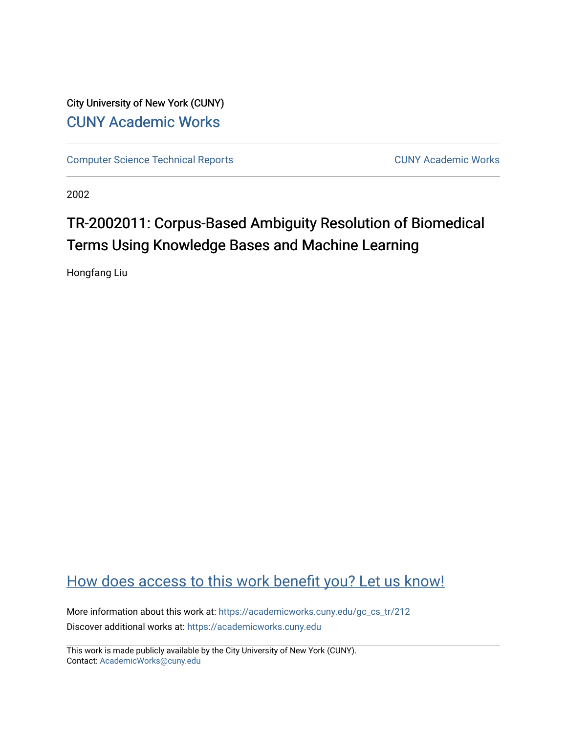City University of New York (CUNY)

CUNY Academic Works

Computer Science Technical Reports | CUNY Academic Works

2002

# TR-2002011: Corpus-Based Ambiguity Resolution of Biomedical Terms Using Knowledge Bases and Machine Learning

Hongfang Liu

How does access to this work benefit you? Let us know!

More information about this work at: https://academicworks.cuny.edu/gc_cs_tr/212

Discover additional works at: https://academicworks.cuny.edu

This work is made publicly available by the City University of New York (CUNY).
Contact: AcademicWorks@cuny.edu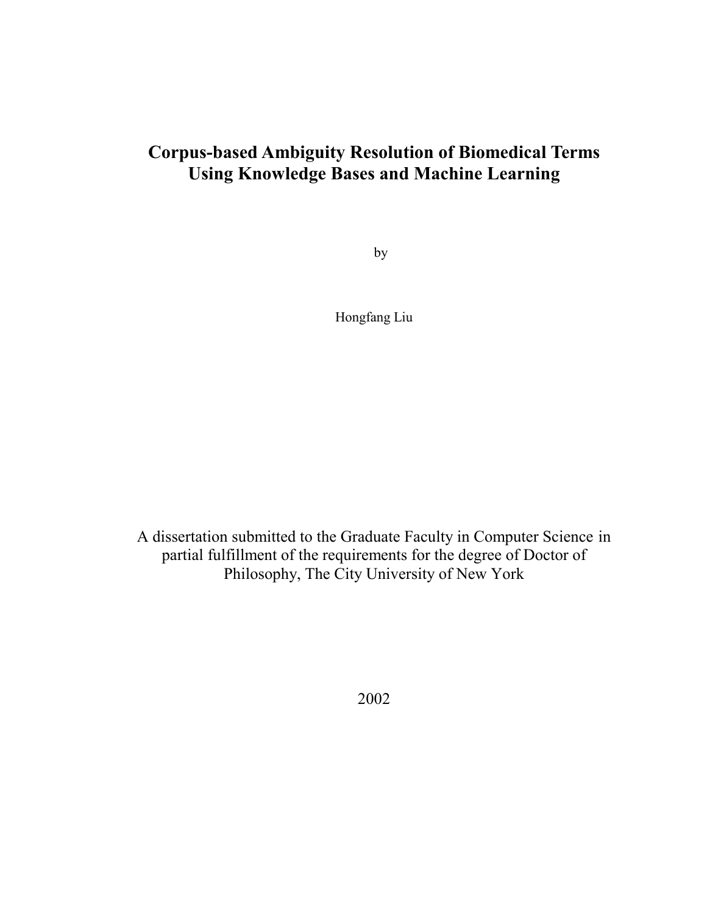# Corpus-based Ambiguity Resolution of Biomedical Terms Using Knowledge Bases and Machine Learning

by

Hongfang Liu

A dissertation submitted to the Graduate Faculty in Computer Science in partial fulfillment of the requirements for the degree of Doctor of Philosophy, The City University of New York

2002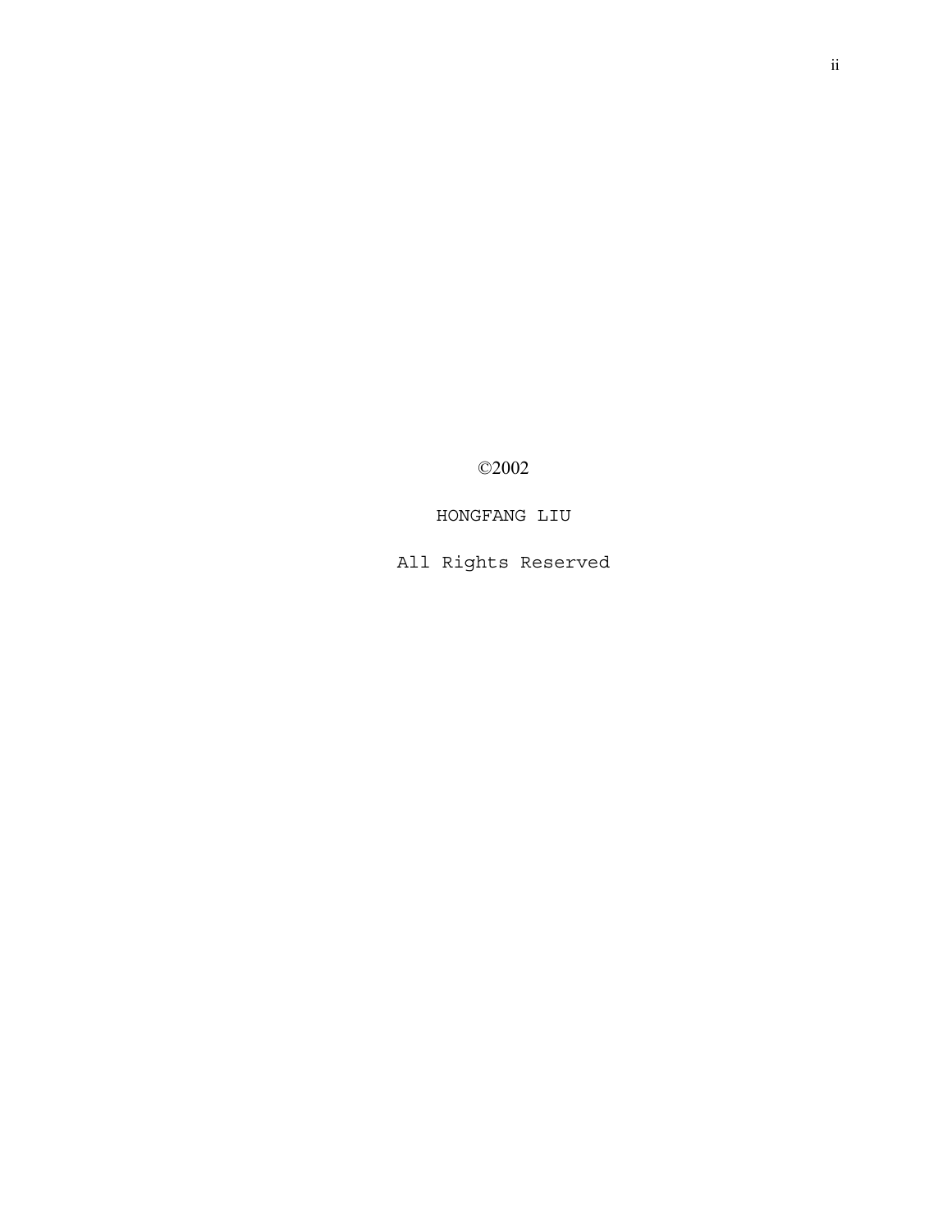©2002

HONGFANG LIU

All Rights Reserved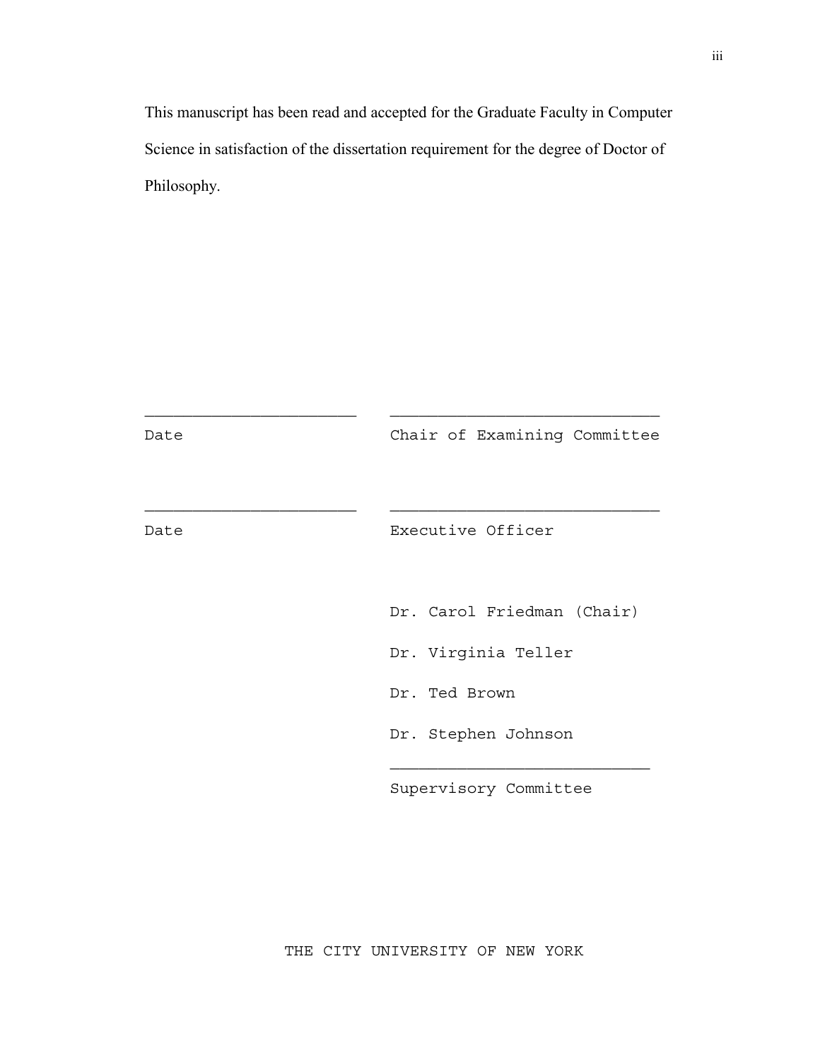This manuscript has been read and accepted for the Graduate Faculty in Computer Science in satisfaction of the dissertation requirement for the degree of Doctor of Philosophy.

______________________ ____________________________

Date Chair of Examining Committee

______________________ ____________________________

Date Executive Officer

Dr. Carol Friedman (Chair)

Dr. Virginia Teller

Dr. Ted Brown

Dr. Stephen Johnson

____________________________

Supervisory Committee

THE CITY UNIVERSITY OF NEW YORK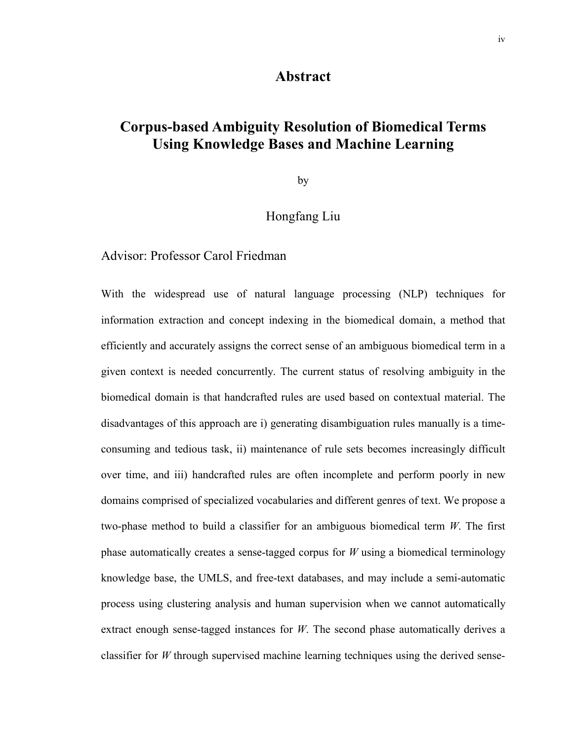# Abstract

## Corpus-based Ambiguity Resolution of Biomedical Terms Using Knowledge Bases and Machine Learning

by

Hongfang Liu

Advisor: Professor Carol Friedman

With the widespread use of natural language processing (NLP) techniques for information extraction and concept indexing in the biomedical domain, a method that efficiently and accurately assigns the correct sense of an ambiguous biomedical term in a given context is needed concurrently. The current status of resolving ambiguity in the biomedical domain is that handcrafted rules are used based on contextual material. The disadvantages of this approach are i) generating disambiguation rules manually is a time-consuming and tedious task, ii) maintenance of rule sets becomes increasingly difficult over time, and iii) handcrafted rules are often incomplete and perform poorly in new domains comprised of specialized vocabularies and different genres of text. We propose a two-phase method to build a classifier for an ambiguous biomedical term *W*. The first phase automatically creates a sense-tagged corpus for *W* using a biomedical terminology knowledge base, the UMLS, and free-text databases, and may include a semi-automatic process using clustering analysis and human supervision when we cannot automatically extract enough sense-tagged instances for *W*. The second phase automatically derives a classifier for *W* through supervised machine learning techniques using the derived sense-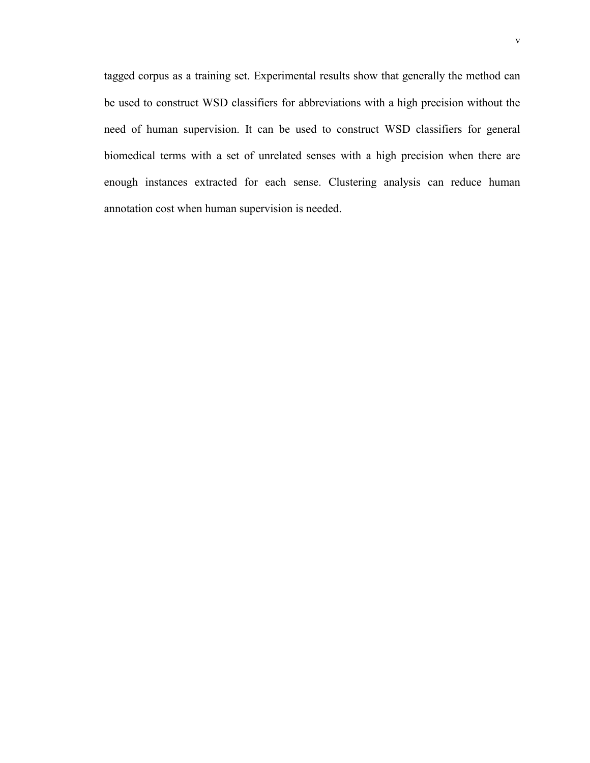tagged corpus as a training set. Experimental results show that generally the method can be used to construct WSD classifiers for abbreviations with a high precision without the need of human supervision. It can be used to construct WSD classifiers for general biomedical terms with a set of unrelated senses with a high precision when there are enough instances extracted for each sense. Clustering analysis can reduce human annotation cost when human supervision is needed.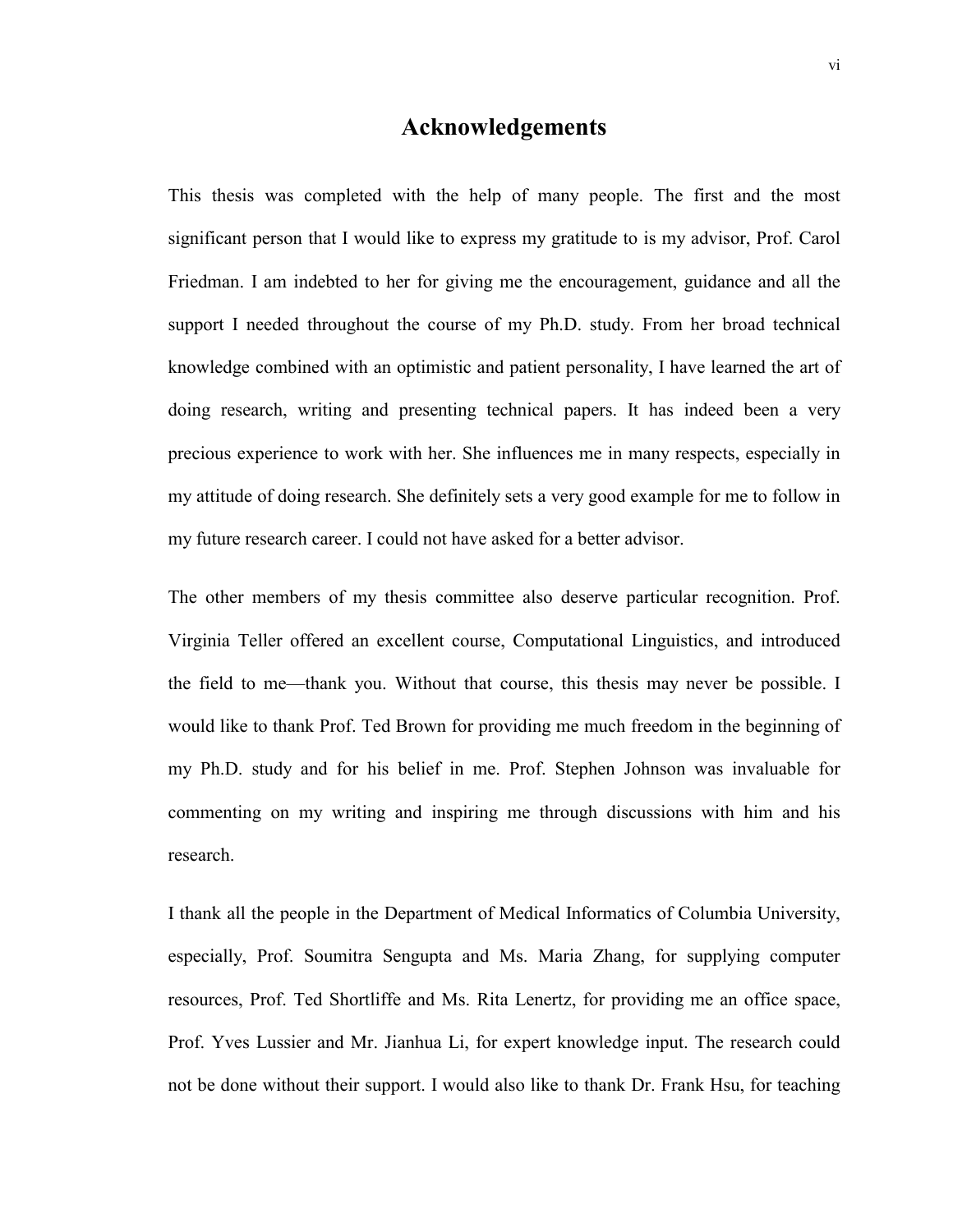# Acknowledgements

This thesis was completed with the help of many people. The first and the most significant person that I would like to express my gratitude to is my advisor, Prof. Carol Friedman. I am indebted to her for giving me the encouragement, guidance and all the support I needed throughout the course of my Ph.D. study. From her broad technical knowledge combined with an optimistic and patient personality, I have learned the art of doing research, writing and presenting technical papers. It has indeed been a very precious experience to work with her. She influences me in many respects, especially in my attitude of doing research. She definitely sets a very good example for me to follow in my future research career. I could not have asked for a better advisor.

The other members of my thesis committee also deserve particular recognition. Prof. Virginia Teller offered an excellent course, Computational Linguistics, and introduced the field to me—thank you. Without that course, this thesis may never be possible. I would like to thank Prof. Ted Brown for providing me much freedom in the beginning of my Ph.D. study and for his belief in me. Prof. Stephen Johnson was invaluable for commenting on my writing and inspiring me through discussions with him and his research.

I thank all the people in the Department of Medical Informatics of Columbia University, especially, Prof. Soumitra Sengupta and Ms. Maria Zhang, for supplying computer resources, Prof. Ted Shortliffe and Ms. Rita Lenertz, for providing me an office space, Prof. Yves Lussier and Mr. Jianhua Li, for expert knowledge input. The research could not be done without their support. I would also like to thank Dr. Frank Hsu, for teaching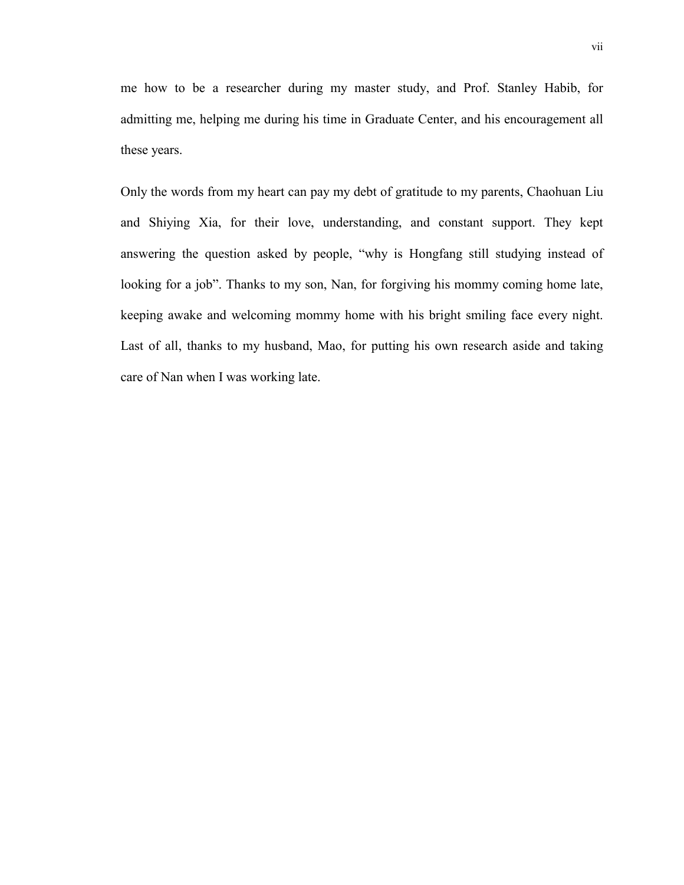me how to be a researcher during my master study, and Prof. Stanley Habib, for admitting me, helping me during his time in Graduate Center, and his encouragement all these years.

Only the words from my heart can pay my debt of gratitude to my parents, Chaohuan Liu and Shiying Xia, for their love, understanding, and constant support. They kept answering the question asked by people, “why is Hongfang still studying instead of looking for a job”. Thanks to my son, Nan, for forgiving his mommy coming home late, keeping awake and welcoming mommy home with his bright smiling face every night. Last of all, thanks to my husband, Mao, for putting his own research aside and taking care of Nan when I was working late.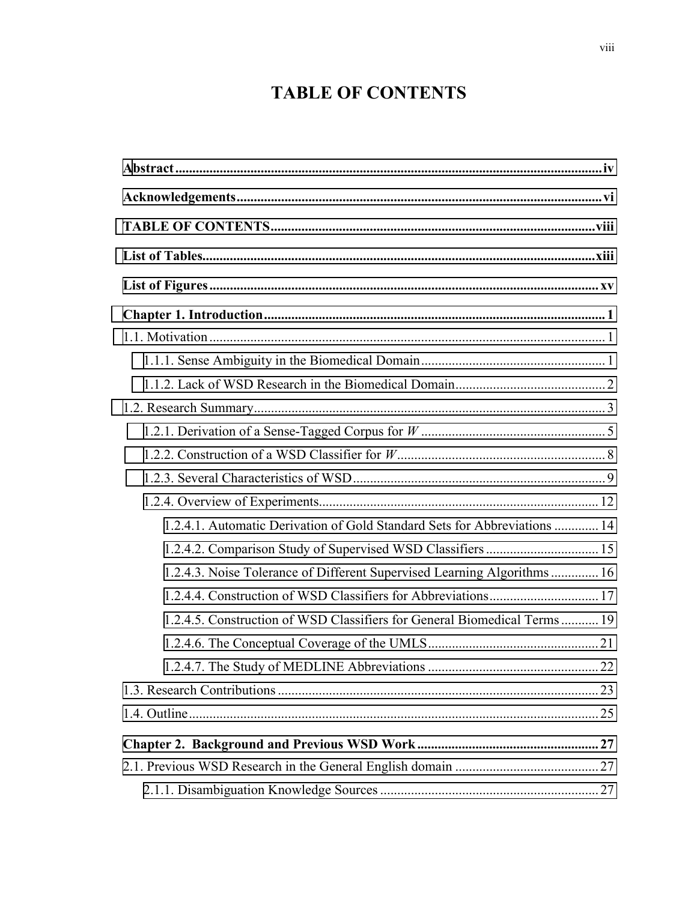# TABLE OF CONTENTS

**Abstract** ........................................................................................................................ **iv**

**Acknowledgements** ........................................................................................................ **vi**

**TABLE OF CONTENTS** ............................................................................................... **viii**

**List of Tables** ................................................................................................................ **xiii**

**List of Figures** ................................................................................................................ **xv**

**Chapter 1. Introduction** .................................................................................................. **1**

1.1. Motivation ................................................................................................................... 1

1.1.1. Sense Ambiguity in the Biomedical Domain ......................................................... 1

1.1.2. Lack of WSD Research in the Biomedical Domain ............................................... 2

1.2. Research Summary ...................................................................................................... 3

1.2.1. Derivation of a Sense-Tagged Corpus for *W* ......................................................... 5

1.2.2. Construction of a WSD Classifier for *W* ............................................................... 8

1.2.3. Several Characteristics of WSD ............................................................................. 9

1.2.4. Overview of Experiments ..................................................................................... 12

1.2.4.1. Automatic Derivation of Gold Standard Sets for Abbreviations ............. 14

1.2.4.2. Comparison Study of Supervised WSD Classifiers ................................. 15

1.2.4.3. Noise Tolerance of Different Supervised Learning Algorithms .............. 16

1.2.4.4. Construction of WSD Classifiers for Abbreviations ................................ 17

1.2.4.5. Construction of WSD Classifiers for General Biomedical Terms ........... 19

1.2.4.6. The Conceptual Coverage of the UMLS .................................................. 21

1.2.4.7. The Study of MEDLINE Abbreviations .................................................. 22

1.3. Research Contributions ............................................................................................. 23

1.4. Outline ....................................................................................................................... 25

**Chapter 2. Background and Previous WSD Work** ..................................................... **27**

2.1. Previous WSD Research in the General English domain .......................................... 27

2.1.1. Disambiguation Knowledge Sources ................................................................... 27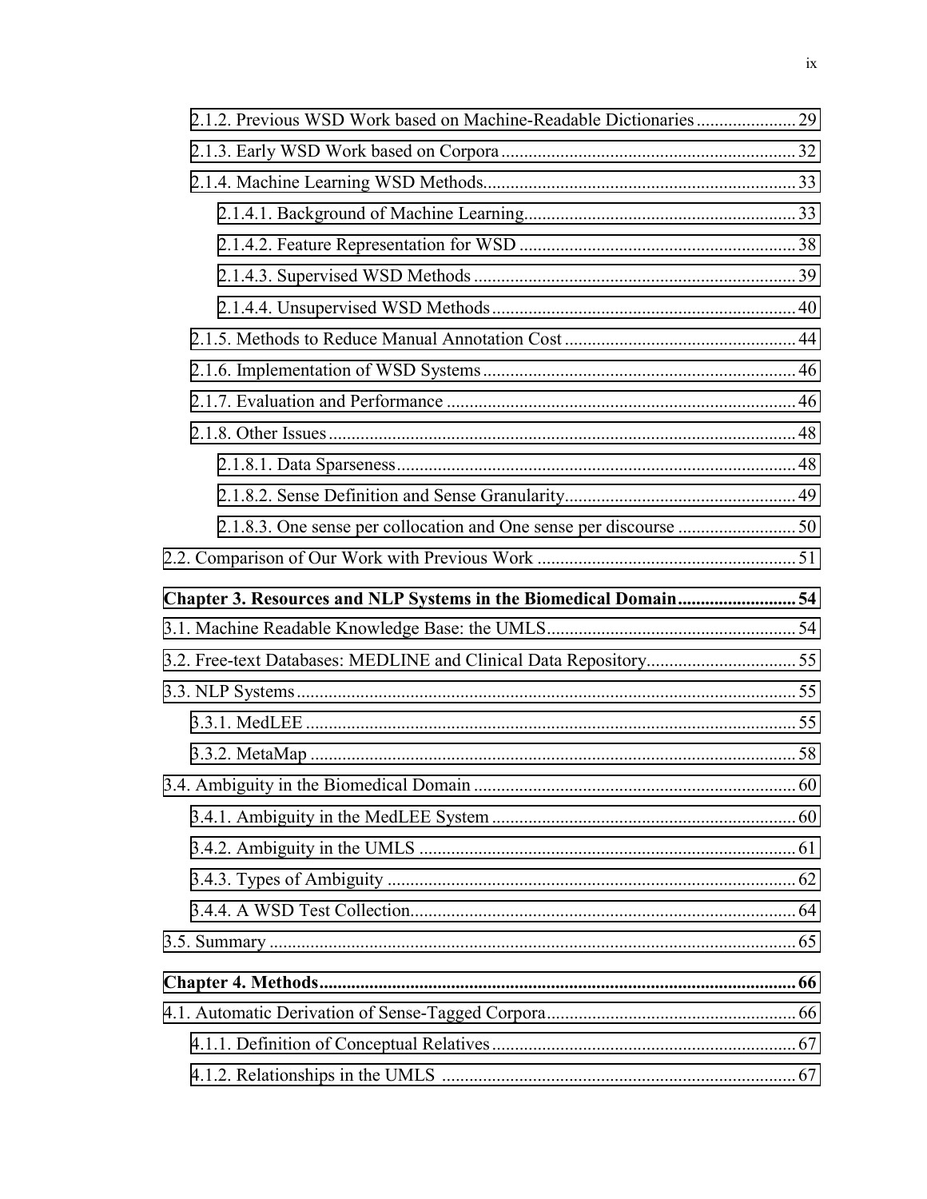2.1.2. Previous WSD Work based on Machine-Readable Dictionaries ...................... 29

2.1.3. Early WSD Work based on Corpora ................................................................ 32

2.1.4. Machine Learning WSD Methods .................................................................... 33

2.1.4.1. Background of Machine Learning ............................................................ 33

2.1.4.2. Feature Representation for WSD ............................................................. 38

2.1.4.3. Supervised WSD Methods ....................................................................... 39

2.1.4.4. Unsupervised WSD Methods ................................................................... 40

2.1.5. Methods to Reduce Manual Annotation Cost ................................................... 44

2.1.6. Implementation of WSD Systems .................................................................... 46

2.1.7. Evaluation and Performance ............................................................................. 46

2.1.8. Other Issues ....................................................................................................... 48

2.1.8.1. Data Sparseness ........................................................................................ 48

2.1.8.2. Sense Definition and Sense Granularity ................................................... 49

2.1.8.3. One sense per collocation and One sense per discourse .......................... 50

2.2. Comparison of Our Work with Previous Work ......................................................... 51

**Chapter 3. Resources and NLP Systems in the Biomedical Domain .......................... 54**

3.1. Machine Readable Knowledge Base: the UMLS ...................................................... 54

3.2. Free-text Databases: MEDLINE and Clinical Data Repository ................................. 55

3.3. NLP Systems .............................................................................................................. 55

3.3.1. MedLEE ............................................................................................................ 55

3.3.2. MetaMap ........................................................................................................... 58

3.4. Ambiguity in the Biomedical Domain ...................................................................... 60

3.4.1. Ambiguity in the MedLEE System ................................................................... 60

3.4.2. Ambiguity in the UMLS ................................................................................... 61

3.4.3. Types of Ambiguity .......................................................................................... 62

3.4.4. A WSD Test Collection ..................................................................................... 64

3.5. Summary .................................................................................................................... 65

**Chapter 4. Methods ........................................................................................................... 66**

4.1. Automatic Derivation of Sense-Tagged Corpora ....................................................... 66

4.1.1. Definition of Conceptual Relatives .................................................................. 67

4.1.2. Relationships in the UMLS .............................................................................. 67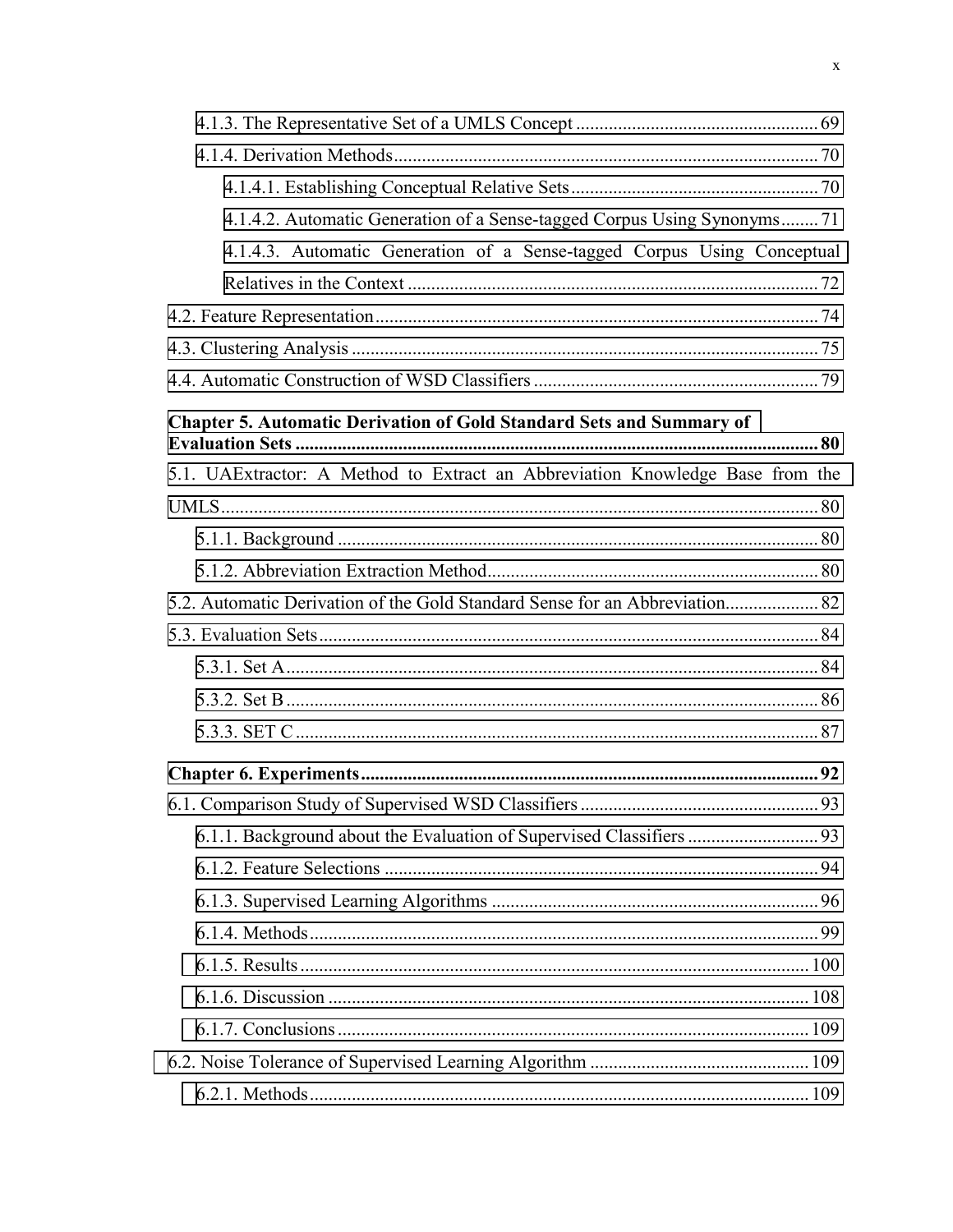4.1.3. The Representative Set of a UMLS Concept .................................................... 69

4.1.4. Derivation Methods.......................................................................................... 70

4.1.4.1. Establishing Conceptual Relative Sets..................................................... 70

4.1.4.2. Automatic Generation of a Sense-tagged Corpus Using Synonyms........ 71

4.1.4.3. Automatic Generation of a Sense-tagged Corpus Using Conceptual Relatives in the Context ........................................................................................ 72

4.2. Feature Representation............................................................................................... 74

4.3. Clustering Analysis .................................................................................................... 75

4.4. Automatic Construction of WSD Classifiers ............................................................. 79

**Chapter 5. Automatic Derivation of Gold Standard Sets and Summary of Evaluation Sets ................................................................................................................. 80**

5.1. UAExtractor: A Method to Extract an Abbreviation Knowledge Base from the UMLS................................................................................................................................ 80

5.1.1. Background ........................................................................................................ 80

5.1.2. Abbreviation Extraction Method....................................................................... 80

5.2. Automatic Derivation of the Gold Standard Sense for an Abbreviation.................... 82

5.3. Evaluation Sets........................................................................................................... 84

5.3.1. Set A.................................................................................................................. 84

5.3.2. Set B .................................................................................................................. 86

5.3.3. SET C ................................................................................................................ 87

**Chapter 6. Experiments.................................................................................................. 92**

6.1. Comparison Study of Supervised WSD Classifiers.................................................... 93

6.1.1. Background about the Evaluation of Supervised Classifiers ............................ 93

6.1.2. Feature Selections ............................................................................................. 94

6.1.3. Supervised Learning Algorithms ...................................................................... 96

6.1.4. Methods............................................................................................................. 99

6.1.5. Results.............................................................................................................. 100

6.1.6. Discussion ........................................................................................................ 108

6.1.7. Conclusions...................................................................................................... 109

6.2. Noise Tolerance of Supervised Learning Algorithm ................................................ 109

6.2.1. Methods........................................................................................................... 109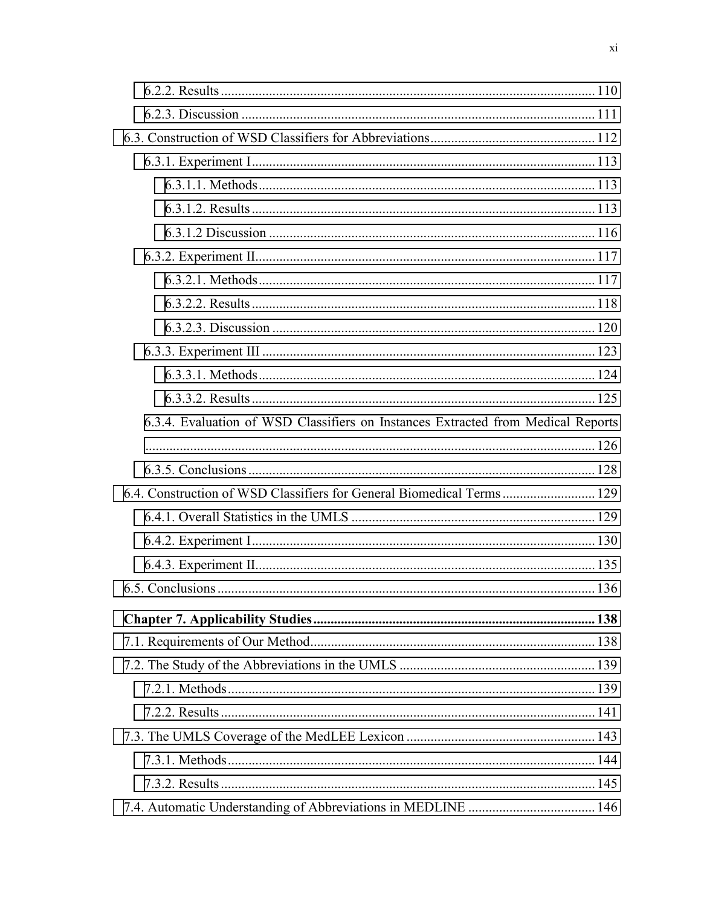6.2.2. Results ........................................................................................................... 110

6.2.3. Discussion ...................................................................................................... 111

6.3. Construction of WSD Classifiers for Abbreviations................................................ 112

6.3.1. Experiment I................................................................................................... 113

6.3.1.1. Methods.................................................................................................. 113

6.3.1.2. Results.................................................................................................... 113

6.3.1.2 Discussion .............................................................................................. 116

6.3.2. Experiment II.................................................................................................. 117

6.3.2.1. Methods.................................................................................................. 117

6.3.2.2. Results.................................................................................................... 118

6.3.2.3. Discussion .............................................................................................. 120

6.3.3. Experiment III ................................................................................................ 123

6.3.3.1. Methods.................................................................................................. 124

6.3.3.2. Results.................................................................................................... 125

6.3.4. Evaluation of WSD Classifiers on Instances Extracted from Medical Reports .................................................................................................................... 126

6.3.5. Conclusions ................................................................................................... 128

6.4. Construction of WSD Classifiers for General Biomedical Terms ........................... 129

6.4.1. Overall Statistics in the UMLS ...................................................................... 129

6.4.2. Experiment I................................................................................................... 130

6.4.3. Experiment II.................................................................................................. 135

6.5. Conclusions ............................................................................................................. 136

**Chapter 7. Applicability Studies ................................................................................. 138**

7.1. Requirements of Our Method.................................................................................. 138

7.2. The Study of the Abbreviations in the UMLS ......................................................... 139

7.2.1. Methods.......................................................................................................... 139

7.2.2. Results............................................................................................................ 141

7.3. The UMLS Coverage of the MedLEE Lexicon ....................................................... 143

7.3.1. Methods.......................................................................................................... 144

7.3.2. Results............................................................................................................ 145

7.4. Automatic Understanding of Abbreviations in MEDLINE ..................................... 146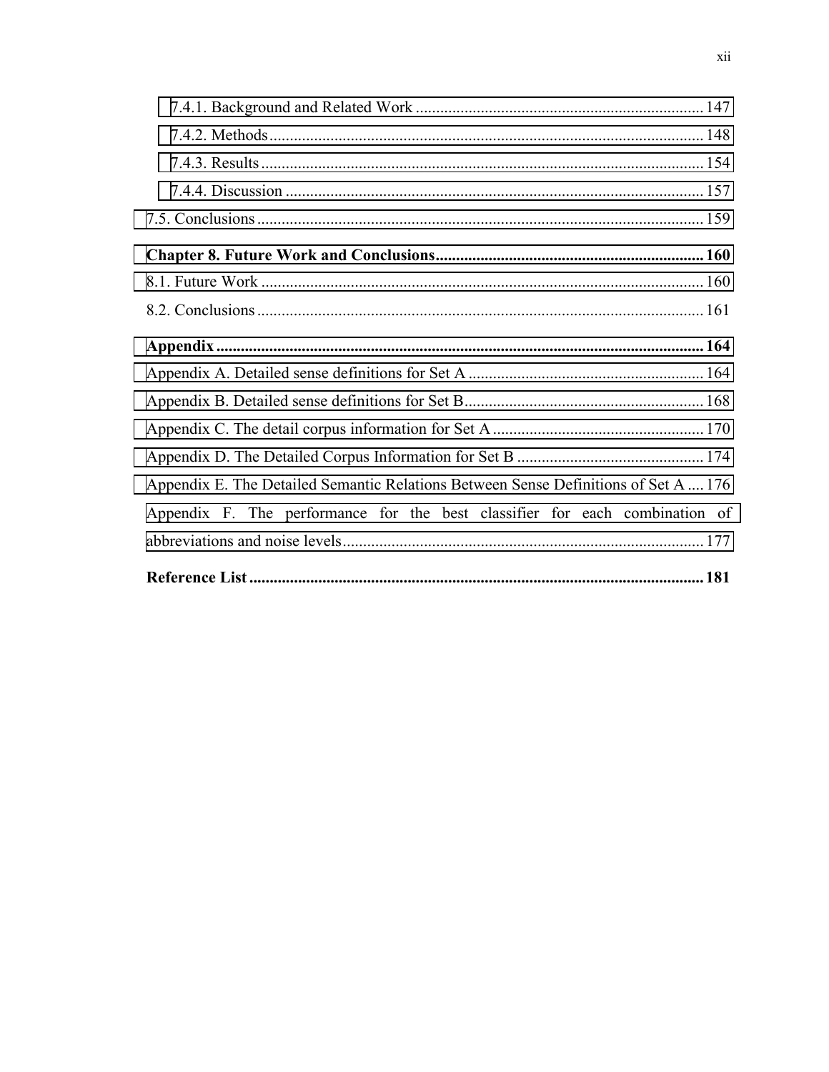7.4.1. Background and Related Work ........................................................................ 147

7.4.2. Methods........................................................................................................... 148

7.4.3. Results ............................................................................................................. 154

7.4.4. Discussion ....................................................................................................... 157

7.5. Conclusions ............................................................................................................. 159

**Chapter 8. Future Work and Conclusions.................................................................. 160**

8.1. Future Work ............................................................................................................ 160

8.2. Conclusions ............................................................................................................. 161

**Appendix ........................................................................................................................ 164**

Appendix A. Detailed sense definitions for Set A .......................................................... 164

Appendix B. Detailed sense definitions for Set B........................................................... 168

Appendix C. The detail corpus information for Set A .................................................... 170

Appendix D. The Detailed Corpus Information for Set B .............................................. 174

Appendix E. The Detailed Semantic Relations Between Sense Definitions of Set A .... 176

Appendix F. The performance for the best classifier for each combination of abbreviations and noise levels........................................................................................ 177

**Reference List ................................................................................................................ 181**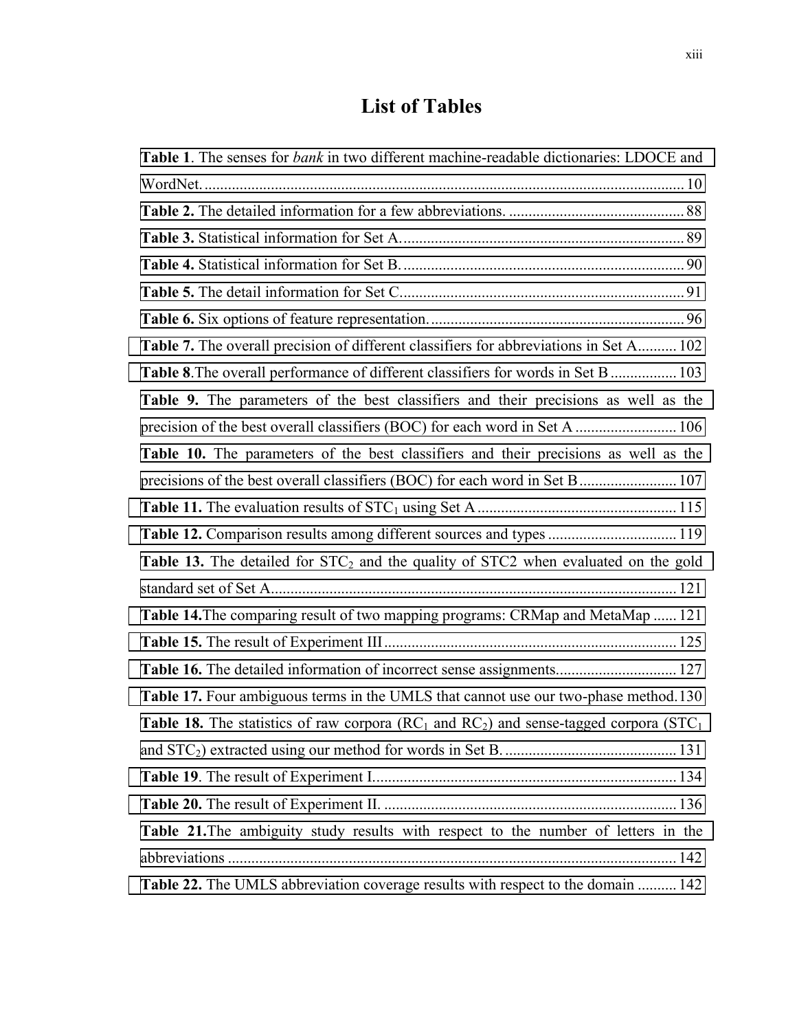# List of Tables

**Table 1**. The senses for *bank* in two different machine-readable dictionaries: LDOCE and WordNet. ........ 10

**Table 2.** The detailed information for a few abbreviations. ........ 88

**Table 3.** Statistical information for Set A. ........ 89

**Table 4.** Statistical information for Set B. ........ 90

**Table 5.** The detail information for Set C. ........ 91

**Table 6.** Six options of feature representation. ........ 96

**Table 7.** The overall precision of different classifiers for abbreviations in Set A ........ 102

**Table 8**.The overall performance of different classifiers for words in Set B ........ 103

**Table 9.** The parameters of the best classifiers and their precisions as well as the precision of the best overall classifiers (BOC) for each word in Set A ........ 106

**Table 10.** The parameters of the best classifiers and their precisions as well as the precisions of the best overall classifiers (BOC) for each word in Set B ........ 107

**Table 11.** The evaluation results of $STC_1$ using Set A ........ 115

**Table 12.** Comparison results among different sources and types ........ 119

**Table 13.** The detailed for $STC_2$ and the quality of STC2 when evaluated on the gold standard set of Set A. ........ 121

**Table 14.**The comparing result of two mapping programs: CRMap and MetaMap ........ 121

**Table 15.** The result of Experiment III ........ 125

**Table 16.** The detailed information of incorrect sense assignments. ........ 127

**Table 17.** Four ambiguous terms in the UMLS that cannot use our two-phase method. ........ 130

**Table 18.** The statistics of raw corpora ($RC_1$ and $RC_2$) and sense-tagged corpora ($STC_1$ and $STC_2$) extracted using our method for words in Set B. ........ 131

**Table 19**. The result of Experiment I. ........ 134

**Table 20.** The result of Experiment II. ........ 136

**Table 21.**The ambiguity study results with respect to the number of letters in the abbreviations ........ 142

**Table 22.** The UMLS abbreviation coverage results with respect to the domain ........ 142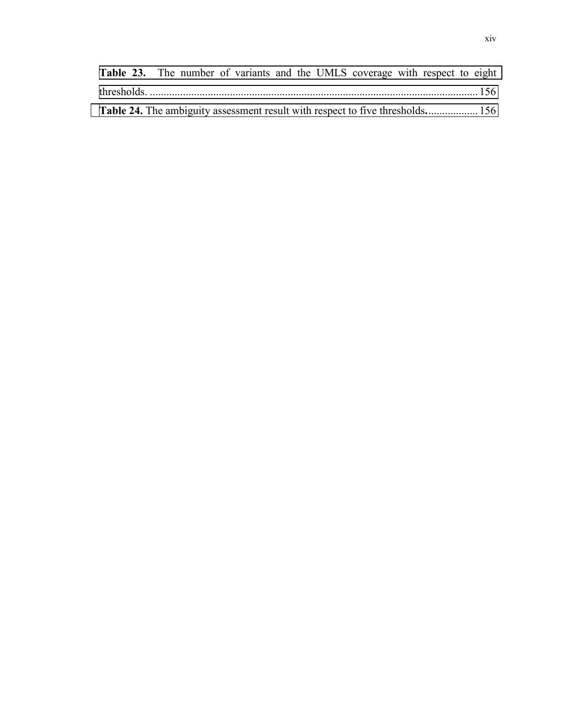**Table 23.** The number of variants and the UMLS coverage with respect to eight thresholds. ........................................................................................................................ 156

**Table 24.** The ambiguity assessment result with respect to five thresholds.................. 156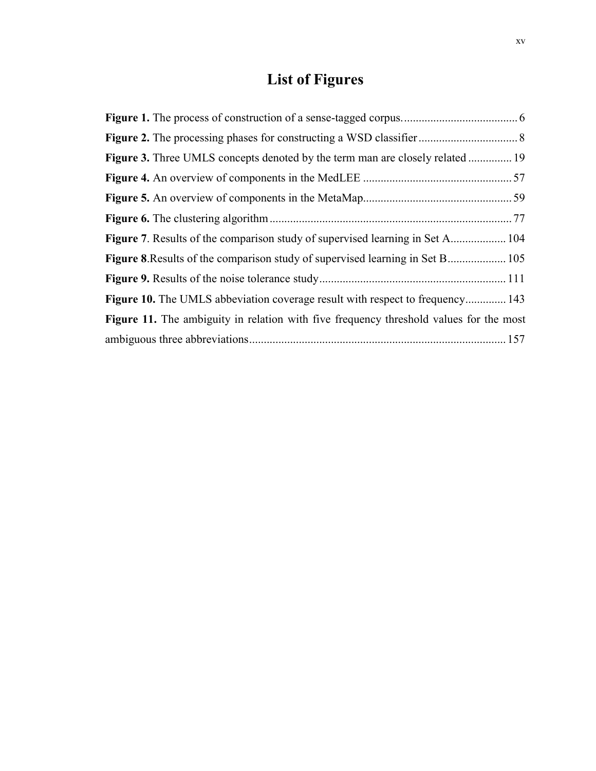# List of Figures

**Figure 1.** The process of construction of a sense-tagged corpus....................................... 6

**Figure 2.** The processing phases for constructing a WSD classifier.................................. 8

**Figure 3.** Three UMLS concepts denoted by the term man are closely related ............... 19

**Figure 4.** An overview of components in the MedLEE .................................................. 57

**Figure 5.** An overview of components in the MetaMap.................................................. 59

**Figure 6.** The clustering algorithm .................................................................................. 77

**Figure 7**. Results of the comparison study of supervised learning in Set A................... 104

**Figure 8**.Results of the comparison study of supervised learning in Set B.................... 105

**Figure 9.** Results of the noise tolerance study................................................................ 111

**Figure 10.** The UMLS abbeviation coverage result with respect to frequency.............. 143

**Figure 11.** The ambiguity in relation with five frequency threshold values for the most ambiguous three abbreviations........................................................................................ 157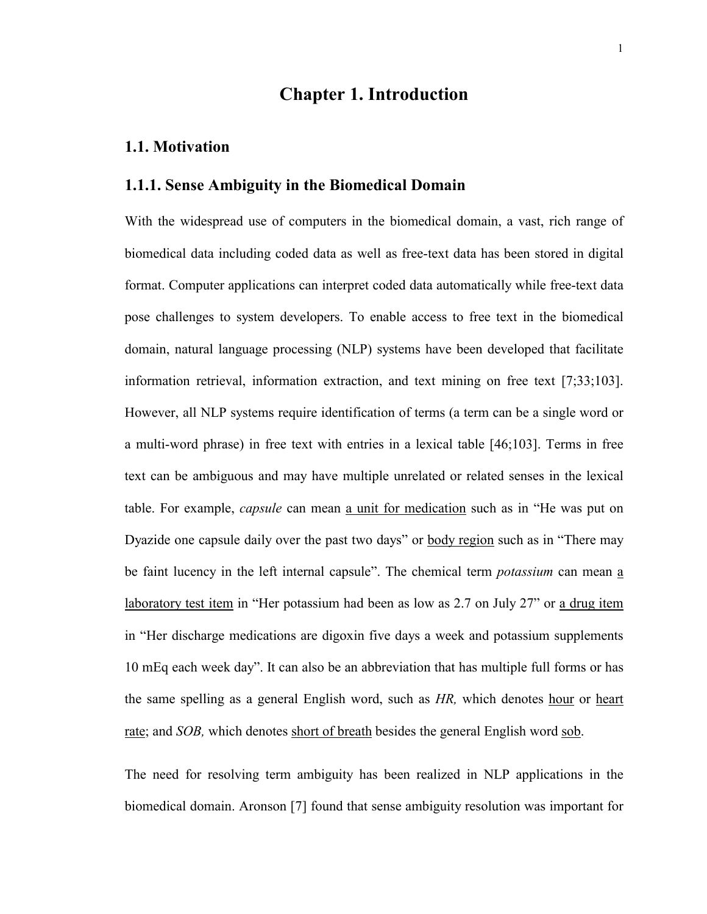# Chapter 1. Introduction

## 1.1. Motivation

### 1.1.1. Sense Ambiguity in the Biomedical Domain

With the widespread use of computers in the biomedical domain, a vast, rich range of biomedical data including coded data as well as free-text data has been stored in digital format. Computer applications can interpret coded data automatically while free-text data pose challenges to system developers. To enable access to free text in the biomedical domain, natural language processing (NLP) systems have been developed that facilitate information retrieval, information extraction, and text mining on free text [7;33;103]. However, all NLP systems require identification of terms (a term can be a single word or a multi-word phrase) in free text with entries in a lexical table [46;103]. Terms in free text can be ambiguous and may have multiple unrelated or related senses in the lexical table. For example, *capsule* can mean <u>a unit for medication</u> such as in "He was put on Dyazide one capsule daily over the past two days" or <u>body region</u> such as in "There may be faint lucency in the left internal capsule". The chemical term *potassium* can mean <u>a laboratory test item</u> in "Her potassium had been as low as 2.7 on July 27" or <u>a drug item</u> in "Her discharge medications are digoxin five days a week and potassium supplements 10 mEq each week day". It can also be an abbreviation that has multiple full forms or has the same spelling as a general English word, such as *HR,* which denotes <u>hour</u> or <u>heart rate</u>; and *SOB,* which denotes <u>short of breath</u> besides the general English word <u>sob</u>.

The need for resolving term ambiguity has been realized in NLP applications in the biomedical domain. Aronson [7] found that sense ambiguity resolution was important for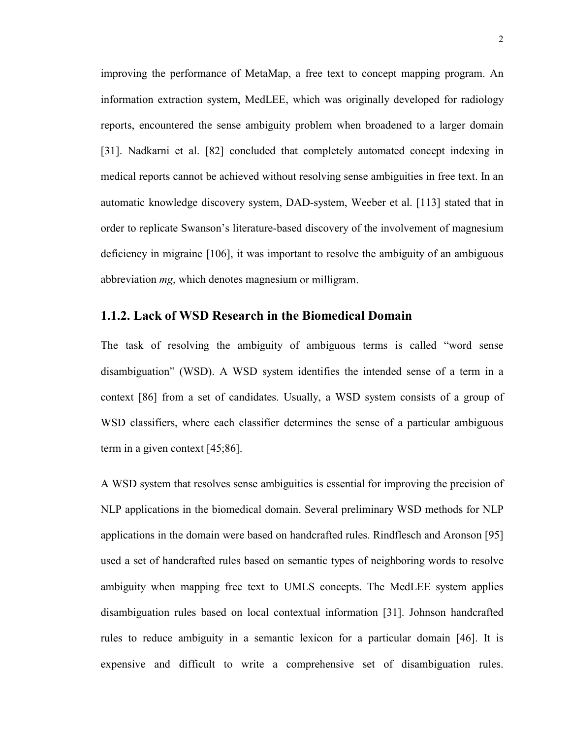improving the performance of MetaMap, a free text to concept mapping program. An information extraction system, MedLEE, which was originally developed for radiology reports, encountered the sense ambiguity problem when broadened to a larger domain [31]. Nadkarni et al. [82] concluded that completely automated concept indexing in medical reports cannot be achieved without resolving sense ambiguities in free text. In an automatic knowledge discovery system, DAD-system, Weeber et al. [113] stated that in order to replicate Swanson's literature-based discovery of the involvement of magnesium deficiency in migraine [106], it was important to resolve the ambiguity of an ambiguous abbreviation *mg*, which denotes <u>magnesium</u> or <u>milligram</u>.

### 1.1.2. Lack of WSD Research in the Biomedical Domain

The task of resolving the ambiguity of ambiguous terms is called "word sense disambiguation" (WSD). A WSD system identifies the intended sense of a term in a context [86] from a set of candidates. Usually, a WSD system consists of a group of WSD classifiers, where each classifier determines the sense of a particular ambiguous term in a given context [45;86].

A WSD system that resolves sense ambiguities is essential for improving the precision of NLP applications in the biomedical domain. Several preliminary WSD methods for NLP applications in the domain were based on handcrafted rules. Rindflesch and Aronson [95] used a set of handcrafted rules based on semantic types of neighboring words to resolve ambiguity when mapping free text to UMLS concepts. The MedLEE system applies disambiguation rules based on local contextual information [31]. Johnson handcrafted rules to reduce ambiguity in a semantic lexicon for a particular domain [46]. It is expensive and difficult to write a comprehensive set of disambiguation rules.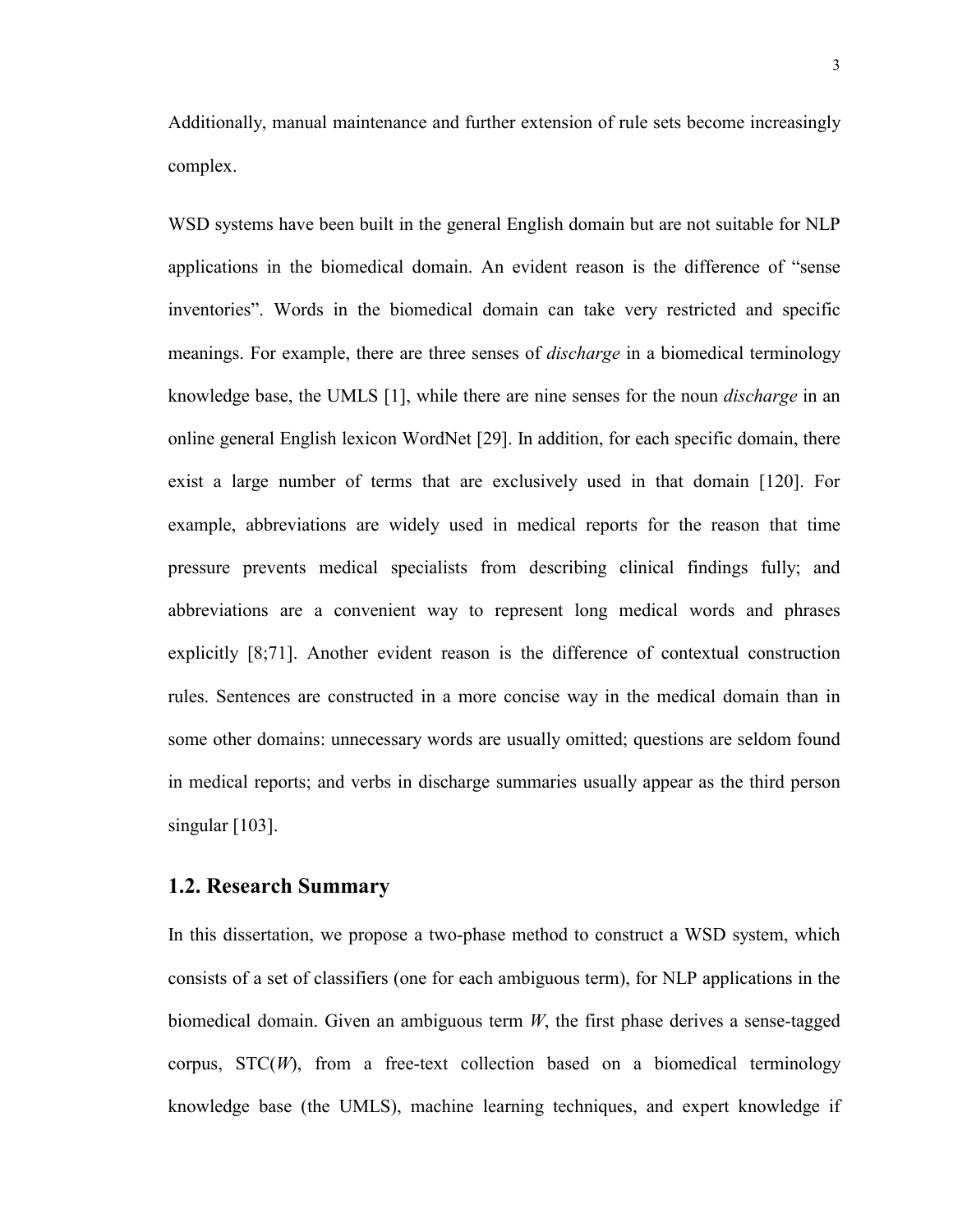Additionally, manual maintenance and further extension of rule sets become increasingly complex.

WSD systems have been built in the general English domain but are not suitable for NLP applications in the biomedical domain. An evident reason is the difference of "sense inventories". Words in the biomedical domain can take very restricted and specific meanings. For example, there are three senses of *discharge* in a biomedical terminology knowledge base, the UMLS [1], while there are nine senses for the noun *discharge* in an online general English lexicon WordNet [29]. In addition, for each specific domain, there exist a large number of terms that are exclusively used in that domain [120]. For example, abbreviations are widely used in medical reports for the reason that time pressure prevents medical specialists from describing clinical findings fully; and abbreviations are a convenient way to represent long medical words and phrases explicitly [8;71]. Another evident reason is the difference of contextual construction rules. Sentences are constructed in a more concise way in the medical domain than in some other domains: unnecessary words are usually omitted; questions are seldom found in medical reports; and verbs in discharge summaries usually appear as the third person singular [103].

## 1.2. Research Summary

In this dissertation, we propose a two-phase method to construct a WSD system, which consists of a set of classifiers (one for each ambiguous term), for NLP applications in the biomedical domain. Given an ambiguous term *W*, the first phase derives a sense-tagged corpus, STC(*W*), from a free-text collection based on a biomedical terminology knowledge base (the UMLS), machine learning techniques, and expert knowledge if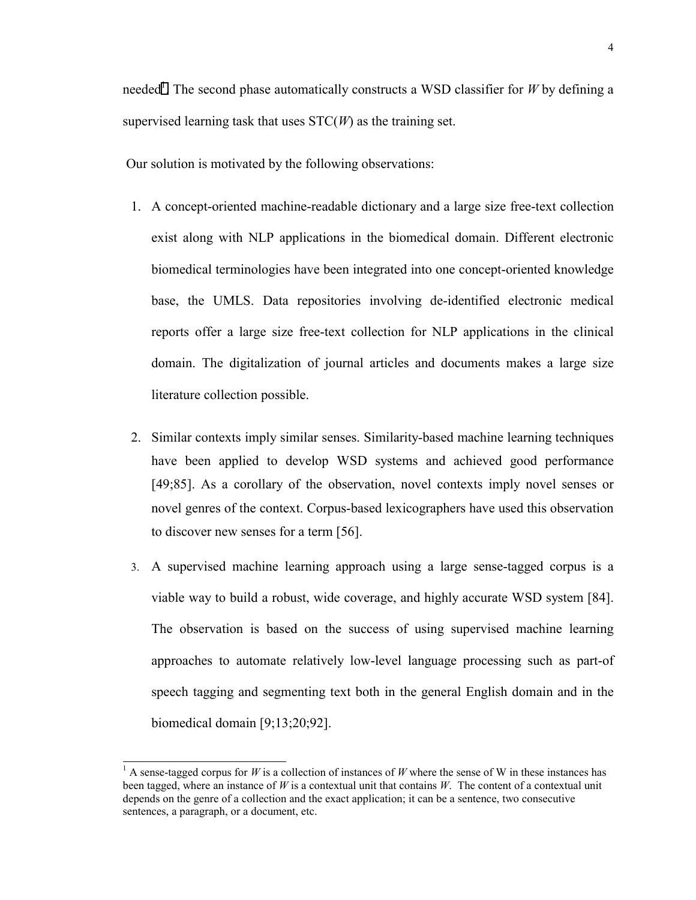needed[1]. The second phase automatically constructs a WSD classifier for *W* by defining a supervised learning task that uses STC(*W*) as the training set.

Our solution is motivated by the following observations:

1. A concept-oriented machine-readable dictionary and a large size free-text collection exist along with NLP applications in the biomedical domain. Different electronic biomedical terminologies have been integrated into one concept-oriented knowledge base, the UMLS. Data repositories involving de-identified electronic medical reports offer a large size free-text collection for NLP applications in the clinical domain. The digitalization of journal articles and documents makes a large size literature collection possible.

2. Similar contexts imply similar senses. Similarity-based machine learning techniques have been applied to develop WSD systems and achieved good performance [49;85]. As a corollary of the observation, novel contexts imply novel senses or novel genres of the context. Corpus-based lexicographers have used this observation to discover new senses for a term [56].

3. A supervised machine learning approach using a large sense-tagged corpus is a viable way to build a robust, wide coverage, and highly accurate WSD system [84]. The observation is based on the success of using supervised machine learning approaches to automate relatively low-level language processing such as part-of speech tagging and segmenting text both in the general English domain and in the biomedical domain [9;13;20;92].

---

[1] A sense-tagged corpus for *W* is a collection of instances of *W* where the sense of W in these instances has been tagged, where an instance of *W* is a contextual unit that contains *W*. The content of a contextual unit depends on the genre of a collection and the exact application; it can be a sentence, two consecutive sentences, a paragraph, or a document, etc.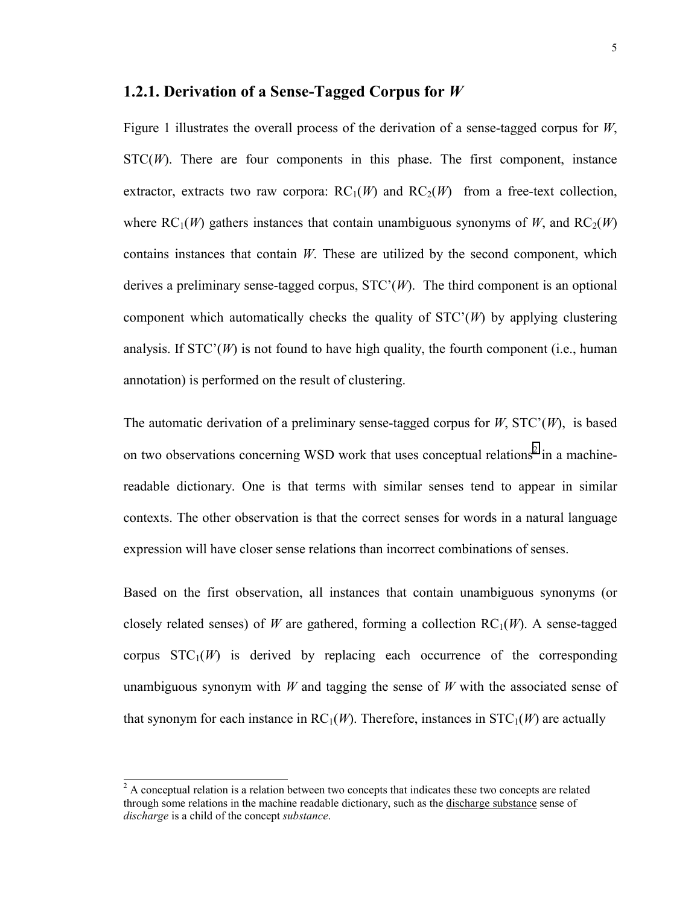### 1.2.1. Derivation of a Sense-Tagged Corpus for *W*

Figure 1 illustrates the overall process of the derivation of a sense-tagged corpus for *W*, STC(*W*). There are four components in this phase. The first component, instance extractor, extracts two raw corpora: $RC_1(W)$ and $RC_2(W)$ from a free-text collection, where $RC_1(W)$ gathers instances that contain unambiguous synonyms of *W*, and $RC_2(W)$ contains instances that contain *W*. These are utilized by the second component, which derives a preliminary sense-tagged corpus, STC'(*W*). The third component is an optional component which automatically checks the quality of STC'(*W*) by applying clustering analysis. If STC'(*W*) is not found to have high quality, the fourth component (i.e., human annotation) is performed on the result of clustering.

The automatic derivation of a preliminary sense-tagged corpus for *W*, STC'(*W*), is based on two observations concerning WSD work that uses conceptual relations[2] in a machine-readable dictionary. One is that terms with similar senses tend to appear in similar contexts. The other observation is that the correct senses for words in a natural language expression will have closer sense relations than incorrect combinations of senses.

Based on the first observation, all instances that contain unambiguous synonyms (or closely related senses) of *W* are gathered, forming a collection $RC_1(W)$. A sense-tagged corpus $STC_1(W)$ is derived by replacing each occurrence of the corresponding unambiguous synonym with *W* and tagging the sense of *W* with the associated sense of that synonym for each instance in $RC_1(W)$. Therefore, instances in $STC_1(W)$ are actually

---

[2] A conceptual relation is a relation between two concepts that indicates these two concepts are related through some relations in the machine readable dictionary, such as the discharge substance sense of *discharge* is a child of the concept *substance*.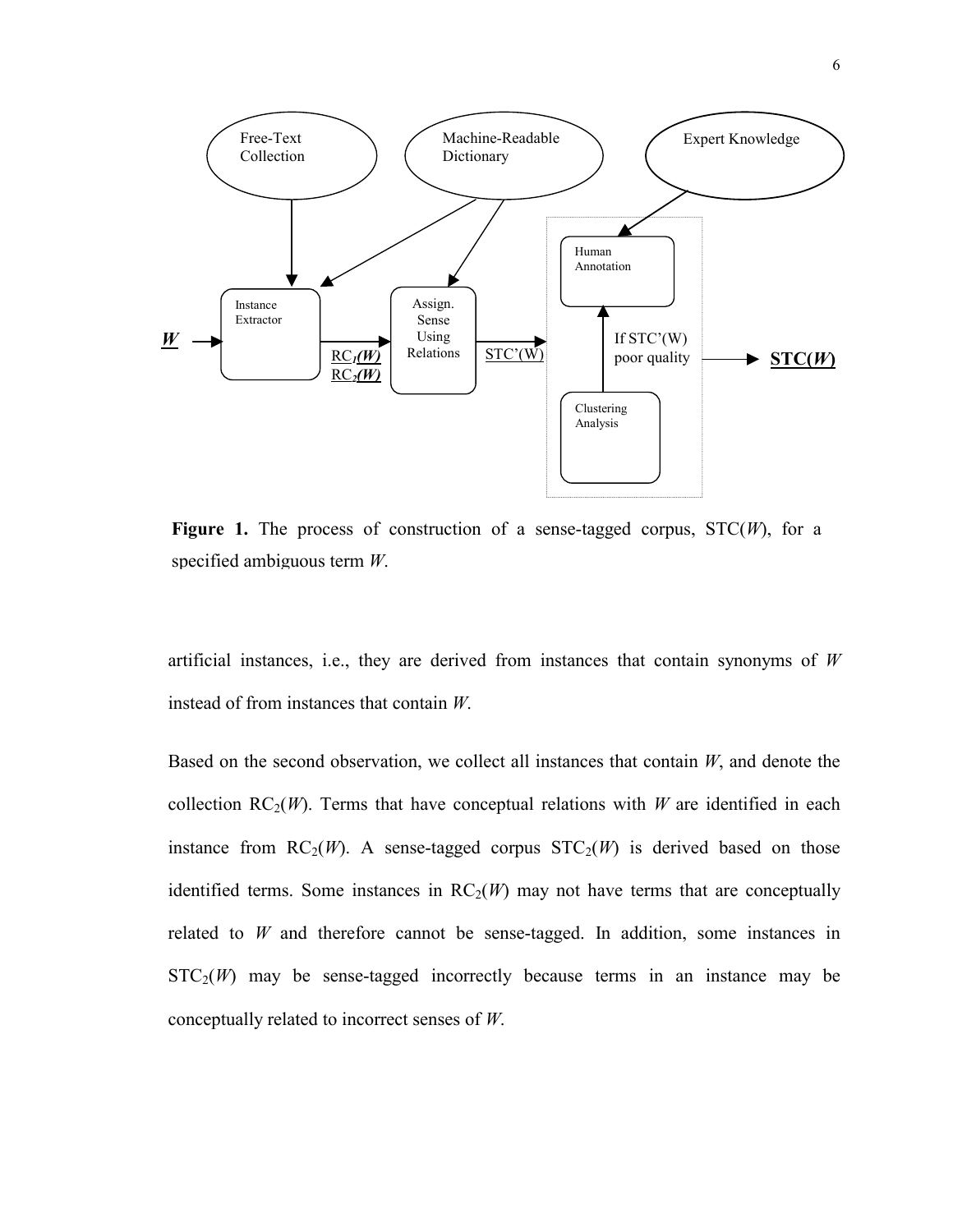**Figure 1.** The process of construction of a sense-tagged corpus, STC($W$), for a specified ambiguous term $W$.

artificial instances, i.e., they are derived from instances that contain synonyms of $W$ instead of from instances that contain $W$.

Based on the second observation, we collect all instances that contain $W$, and denote the collection $RC_2(W)$. Terms that have conceptual relations with $W$ are identified in each instance from $RC_2(W)$. A sense-tagged corpus $STC_2(W)$ is derived based on those identified terms. Some instances in $RC_2(W)$ may not have terms that are conceptually related to $W$ and therefore cannot be sense-tagged. In addition, some instances in $STC_2(W)$ may be sense-tagged incorrectly because terms in an instance may be conceptually related to incorrect senses of $W$.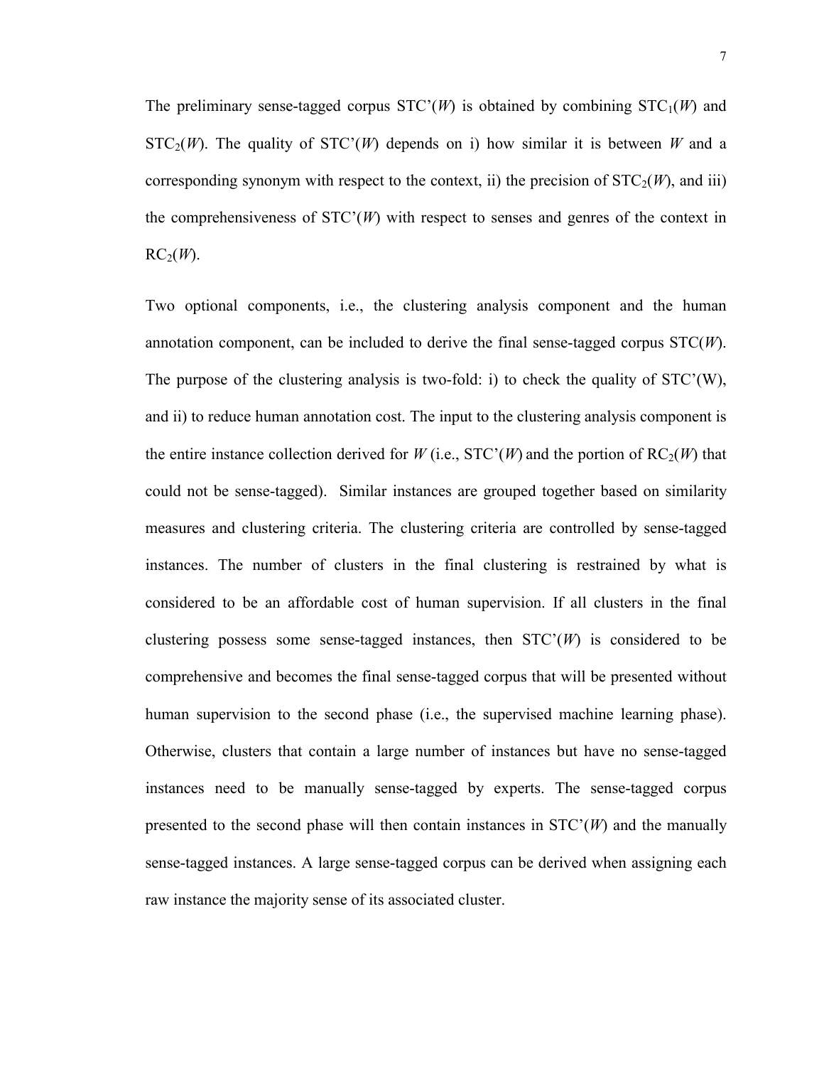The preliminary sense-tagged corpus STC'(*W*) is obtained by combining $STC_1(W)$ and $STC_2(W)$. The quality of STC'(*W*) depends on i) how similar it is between *W* and a corresponding synonym with respect to the context, ii) the precision of $STC_2(W)$, and iii) the comprehensiveness of STC'(*W*) with respect to senses and genres of the context in $RC_2(W)$.

Two optional components, i.e., the clustering analysis component and the human annotation component, can be included to derive the final sense-tagged corpus STC(*W*). The purpose of the clustering analysis is two-fold: i) to check the quality of STC'(W), and ii) to reduce human annotation cost. The input to the clustering analysis component is the entire instance collection derived for *W* (i.e., STC'(*W*) and the portion of $RC_2(W)$ that could not be sense-tagged). Similar instances are grouped together based on similarity measures and clustering criteria. The clustering criteria are controlled by sense-tagged instances. The number of clusters in the final clustering is restrained by what is considered to be an affordable cost of human supervision. If all clusters in the final clustering possess some sense-tagged instances, then STC'(*W*) is considered to be comprehensive and becomes the final sense-tagged corpus that will be presented without human supervision to the second phase (i.e., the supervised machine learning phase). Otherwise, clusters that contain a large number of instances but have no sense-tagged instances need to be manually sense-tagged by experts. The sense-tagged corpus presented to the second phase will then contain instances in STC'(*W*) and the manually sense-tagged instances. A large sense-tagged corpus can be derived when assigning each raw instance the majority sense of its associated cluster.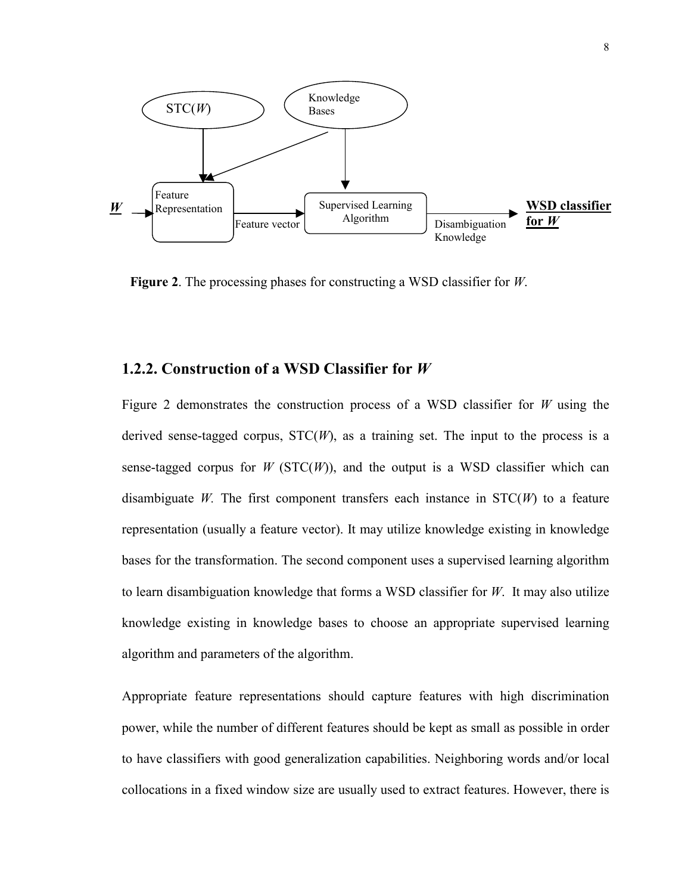**Figure 2**. The processing phases for constructing a WSD classifier for *W*.

### 1.2.2. Construction of a WSD Classifier for *W*

Figure 2 demonstrates the construction process of a WSD classifier for *W* using the derived sense-tagged corpus, STC(*W*), as a training set. The input to the process is a sense-tagged corpus for *W* (STC(*W*)), and the output is a WSD classifier which can disambiguate *W*. The first component transfers each instance in STC(*W*) to a feature representation (usually a feature vector). It may utilize knowledge existing in knowledge bases for the transformation. The second component uses a supervised learning algorithm to learn disambiguation knowledge that forms a WSD classifier for *W*. It may also utilize knowledge existing in knowledge bases to choose an appropriate supervised learning algorithm and parameters of the algorithm.

Appropriate feature representations should capture features with high discrimination power, while the number of different features should be kept as small as possible in order to have classifiers with good generalization capabilities. Neighboring words and/or local collocations in a fixed window size are usually used to extract features. However, there is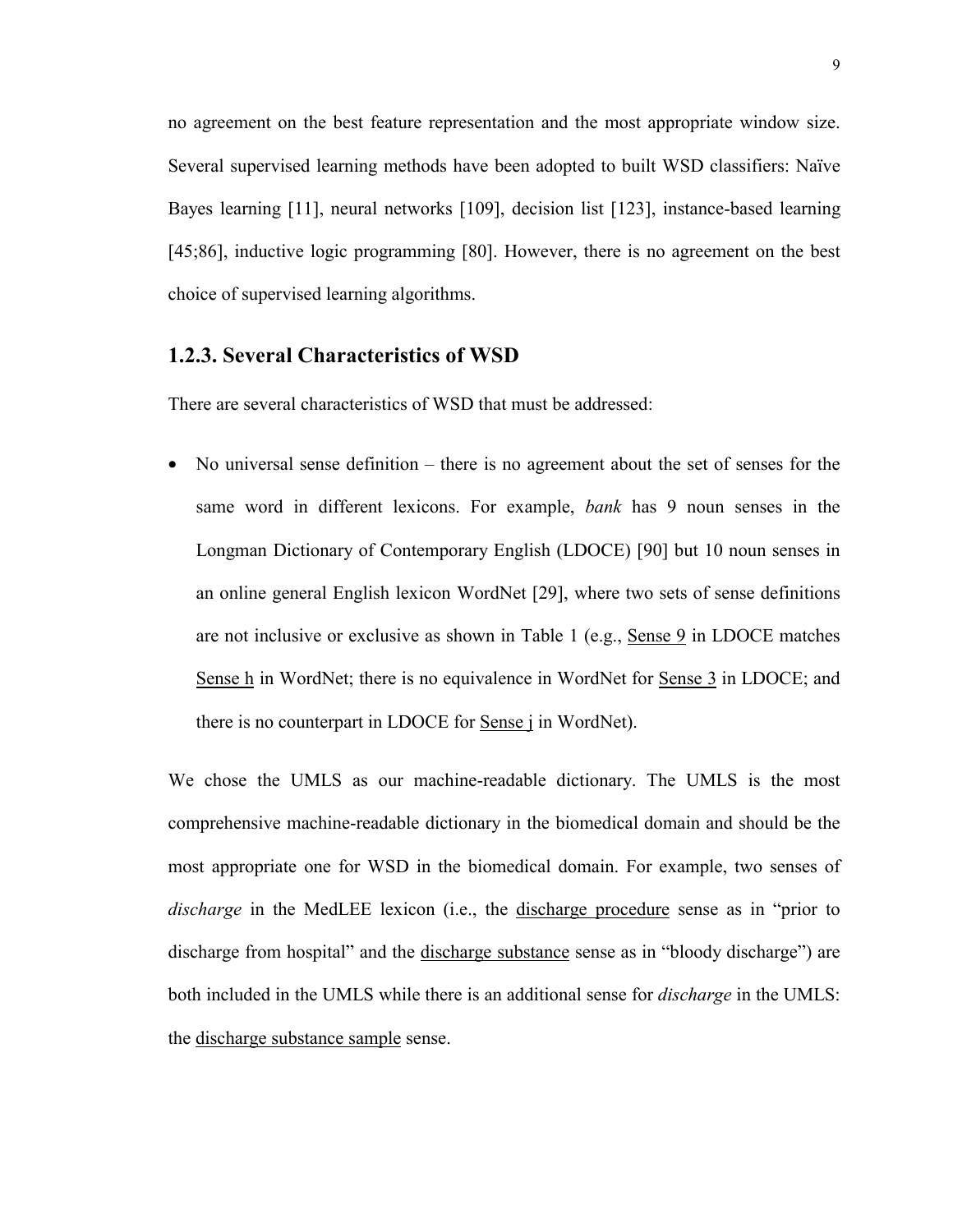no agreement on the best feature representation and the most appropriate window size. Several supervised learning methods have been adopted to built WSD classifiers: Naïve Bayes learning [11], neural networks [109], decision list [123], instance-based learning [45;86], inductive logic programming [80]. However, there is no agreement on the best choice of supervised learning algorithms.

### 1.2.3. Several Characteristics of WSD

There are several characteristics of WSD that must be addressed:

- No universal sense definition – there is no agreement about the set of senses for the same word in different lexicons. For example, *bank* has 9 noun senses in the Longman Dictionary of Contemporary English (LDOCE) [90] but 10 noun senses in an online general English lexicon WordNet [29], where two sets of sense definitions are not inclusive or exclusive as shown in Table 1 (e.g., <u>Sense 9</u> in LDOCE matches <u>Sense h</u> in WordNet; there is no equivalence in WordNet for <u>Sense 3</u> in LDOCE; and there is no counterpart in LDOCE for <u>Sense j</u> in WordNet).

We chose the UMLS as our machine-readable dictionary. The UMLS is the most comprehensive machine-readable dictionary in the biomedical domain and should be the most appropriate one for WSD in the biomedical domain. For example, two senses of *discharge* in the MedLEE lexicon (i.e., the <u>discharge procedure</u> sense as in "prior to discharge from hospital" and the <u>discharge substance</u> sense as in "bloody discharge") are both included in the UMLS while there is an additional sense for *discharge* in the UMLS: the <u>discharge substance sample</u> sense.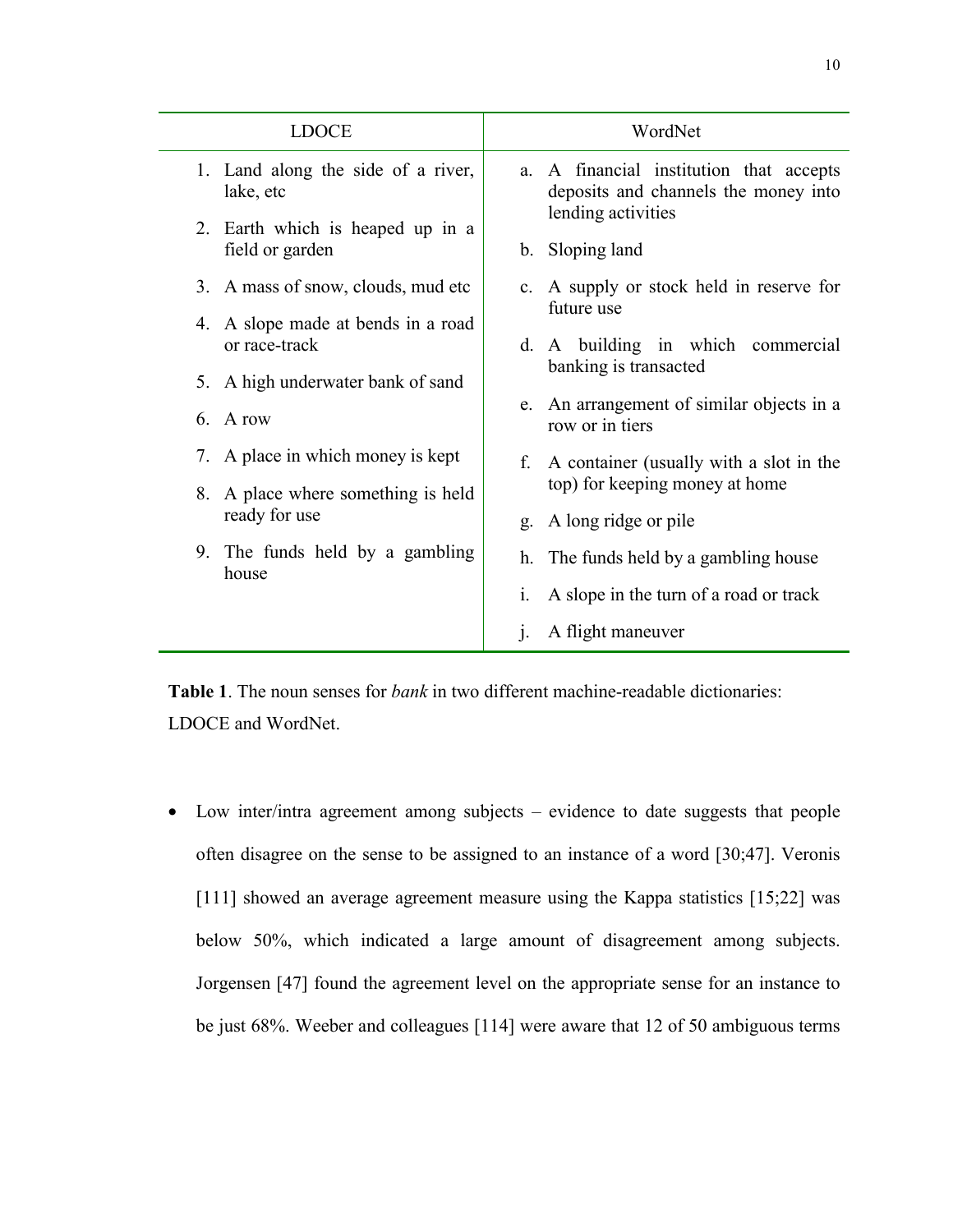| LDOCE | WordNet |
|---|---|
| 1. Land along the side of a river, lake, etc | a. A financial institution that accepts deposits and channels the money into lending activities |
| 2. Earth which is heaped up in a field or garden | b. Sloping land |
| 3. A mass of snow, clouds, mud etc | c. A supply or stock held in reserve for future use |
| 4. A slope made at bends in a road or race-track | d. A building in which commercial banking is transacted |
| 5. A high underwater bank of sand | e. An arrangement of similar objects in a row or in tiers |
| 6. A row | f. A container (usually with a slot in the top) for keeping money at home |
| 7. A place in which money is kept | g. A long ridge or pile |
| 8. A place where something is held ready for use | h. The funds held by a gambling house |
| 9. The funds held by a gambling house | i. A slope in the turn of a road or track |
| | j. A flight maneuver |

**Table 1**. The noun senses for *bank* in two different machine-readable dictionaries: LDOCE and WordNet.

- Low inter/intra agreement among subjects – evidence to date suggests that people often disagree on the sense to be assigned to an instance of a word [30;47]. Veronis [111] showed an average agreement measure using the Kappa statistics [15;22] was below 50%, which indicated a large amount of disagreement among subjects. Jorgensen [47] found the agreement level on the appropriate sense for an instance to be just 68%. Weeber and colleagues [114] were aware that 12 of 50 ambiguous terms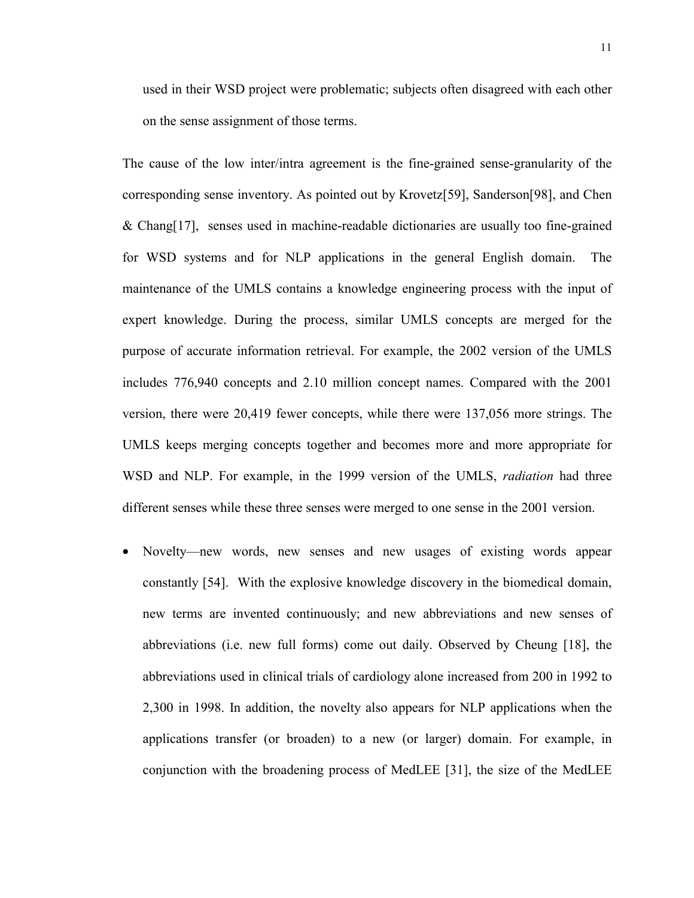used in their WSD project were problematic; subjects often disagreed with each other on the sense assignment of those terms.

The cause of the low inter/intra agreement is the fine-grained sense-granularity of the corresponding sense inventory. As pointed out by Krovetz[59], Sanderson[98], and Chen & Chang[17], senses used in machine-readable dictionaries are usually too fine-grained for WSD systems and for NLP applications in the general English domain. The maintenance of the UMLS contains a knowledge engineering process with the input of expert knowledge. During the process, similar UMLS concepts are merged for the purpose of accurate information retrieval. For example, the 2002 version of the UMLS includes 776,940 concepts and 2.10 million concept names. Compared with the 2001 version, there were 20,419 fewer concepts, while there were 137,056 more strings. The UMLS keeps merging concepts together and becomes more and more appropriate for WSD and NLP. For example, in the 1999 version of the UMLS, *radiation* had three different senses while these three senses were merged to one sense in the 2001 version.

- Novelty—new words, new senses and new usages of existing words appear constantly [54]. With the explosive knowledge discovery in the biomedical domain, new terms are invented continuously; and new abbreviations and new senses of abbreviations (i.e. new full forms) come out daily. Observed by Cheung [18], the abbreviations used in clinical trials of cardiology alone increased from 200 in 1992 to 2,300 in 1998. In addition, the novelty also appears for NLP applications when the applications transfer (or broaden) to a new (or larger) domain. For example, in conjunction with the broadening process of MedLEE [31], the size of the MedLEE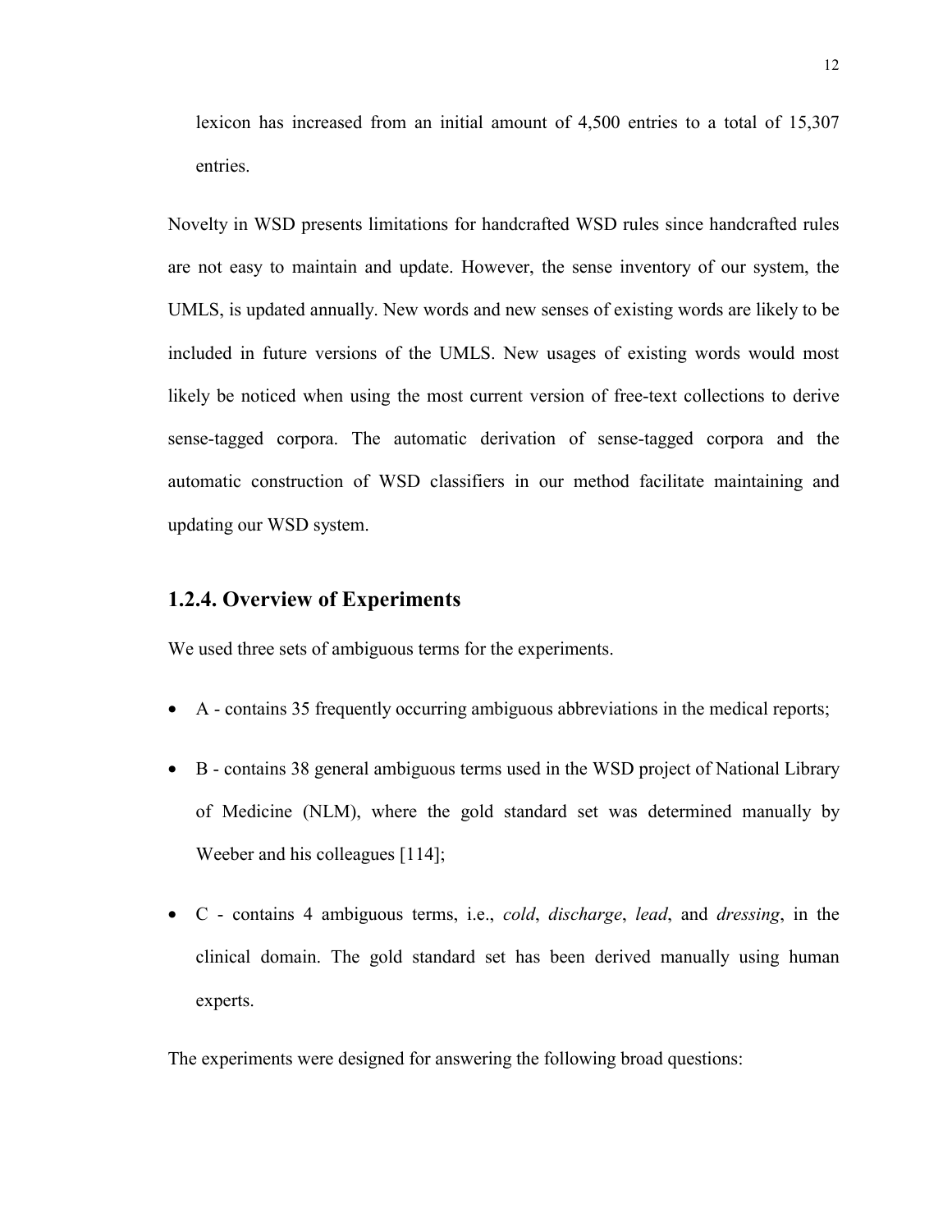lexicon has increased from an initial amount of 4,500 entries to a total of 15,307 entries.

Novelty in WSD presents limitations for handcrafted WSD rules since handcrafted rules are not easy to maintain and update. However, the sense inventory of our system, the UMLS, is updated annually. New words and new senses of existing words are likely to be included in future versions of the UMLS. New usages of existing words would most likely be noticed when using the most current version of free-text collections to derive sense-tagged corpora. The automatic derivation of sense-tagged corpora and the automatic construction of WSD classifiers in our method facilitate maintaining and updating our WSD system.

### 1.2.4. Overview of Experiments

We used three sets of ambiguous terms for the experiments.

- A - contains 35 frequently occurring ambiguous abbreviations in the medical reports;
- B - contains 38 general ambiguous terms used in the WSD project of National Library of Medicine (NLM), where the gold standard set was determined manually by Weeber and his colleagues [114];
- C - contains 4 ambiguous terms, i.e., *cold*, *discharge*, *lead*, and *dressing*, in the clinical domain. The gold standard set has been derived manually using human experts.

The experiments were designed for answering the following broad questions: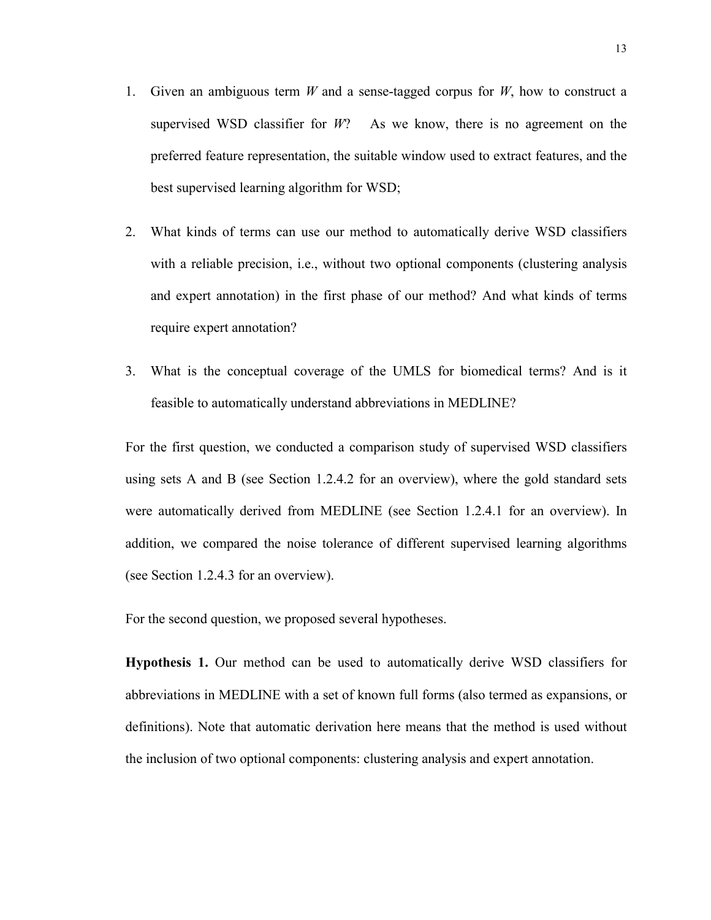1. Given an ambiguous term *W* and a sense-tagged corpus for *W*, how to construct a supervised WSD classifier for *W*? As we know, there is no agreement on the preferred feature representation, the suitable window used to extract features, and the best supervised learning algorithm for WSD;

2. What kinds of terms can use our method to automatically derive WSD classifiers with a reliable precision, i.e., without two optional components (clustering analysis and expert annotation) in the first phase of our method? And what kinds of terms require expert annotation?

3. What is the conceptual coverage of the UMLS for biomedical terms? And is it feasible to automatically understand abbreviations in MEDLINE?

For the first question, we conducted a comparison study of supervised WSD classifiers using sets A and B (see Section 1.2.4.2 for an overview), where the gold standard sets were automatically derived from MEDLINE (see Section 1.2.4.1 for an overview). In addition, we compared the noise tolerance of different supervised learning algorithms (see Section 1.2.4.3 for an overview).

For the second question, we proposed several hypotheses.

**Hypothesis 1.** Our method can be used to automatically derive WSD classifiers for abbreviations in MEDLINE with a set of known full forms (also termed as expansions, or definitions). Note that automatic derivation here means that the method is used without the inclusion of two optional components: clustering analysis and expert annotation.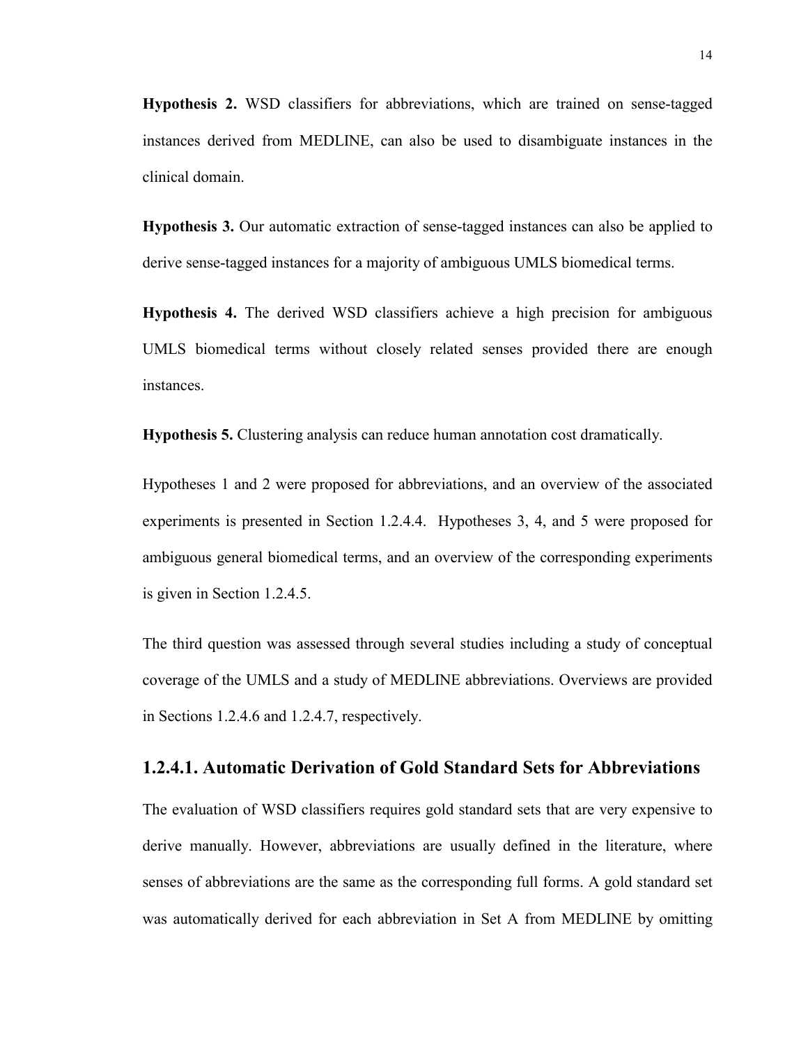**Hypothesis 2.** WSD classifiers for abbreviations, which are trained on sense-tagged instances derived from MEDLINE, can also be used to disambiguate instances in the clinical domain.

**Hypothesis 3.** Our automatic extraction of sense-tagged instances can also be applied to derive sense-tagged instances for a majority of ambiguous UMLS biomedical terms.

**Hypothesis 4.** The derived WSD classifiers achieve a high precision for ambiguous UMLS biomedical terms without closely related senses provided there are enough instances.

**Hypothesis 5.** Clustering analysis can reduce human annotation cost dramatically.

Hypotheses 1 and 2 were proposed for abbreviations, and an overview of the associated experiments is presented in Section 1.2.4.4. Hypotheses 3, 4, and 5 were proposed for ambiguous general biomedical terms, and an overview of the corresponding experiments is given in Section 1.2.4.5.

The third question was assessed through several studies including a study of conceptual coverage of the UMLS and a study of MEDLINE abbreviations. Overviews are provided in Sections 1.2.4.6 and 1.2.4.7, respectively.

### 1.2.4.1. Automatic Derivation of Gold Standard Sets for Abbreviations

The evaluation of WSD classifiers requires gold standard sets that are very expensive to derive manually. However, abbreviations are usually defined in the literature, where senses of abbreviations are the same as the corresponding full forms. A gold standard set was automatically derived for each abbreviation in Set A from MEDLINE by omitting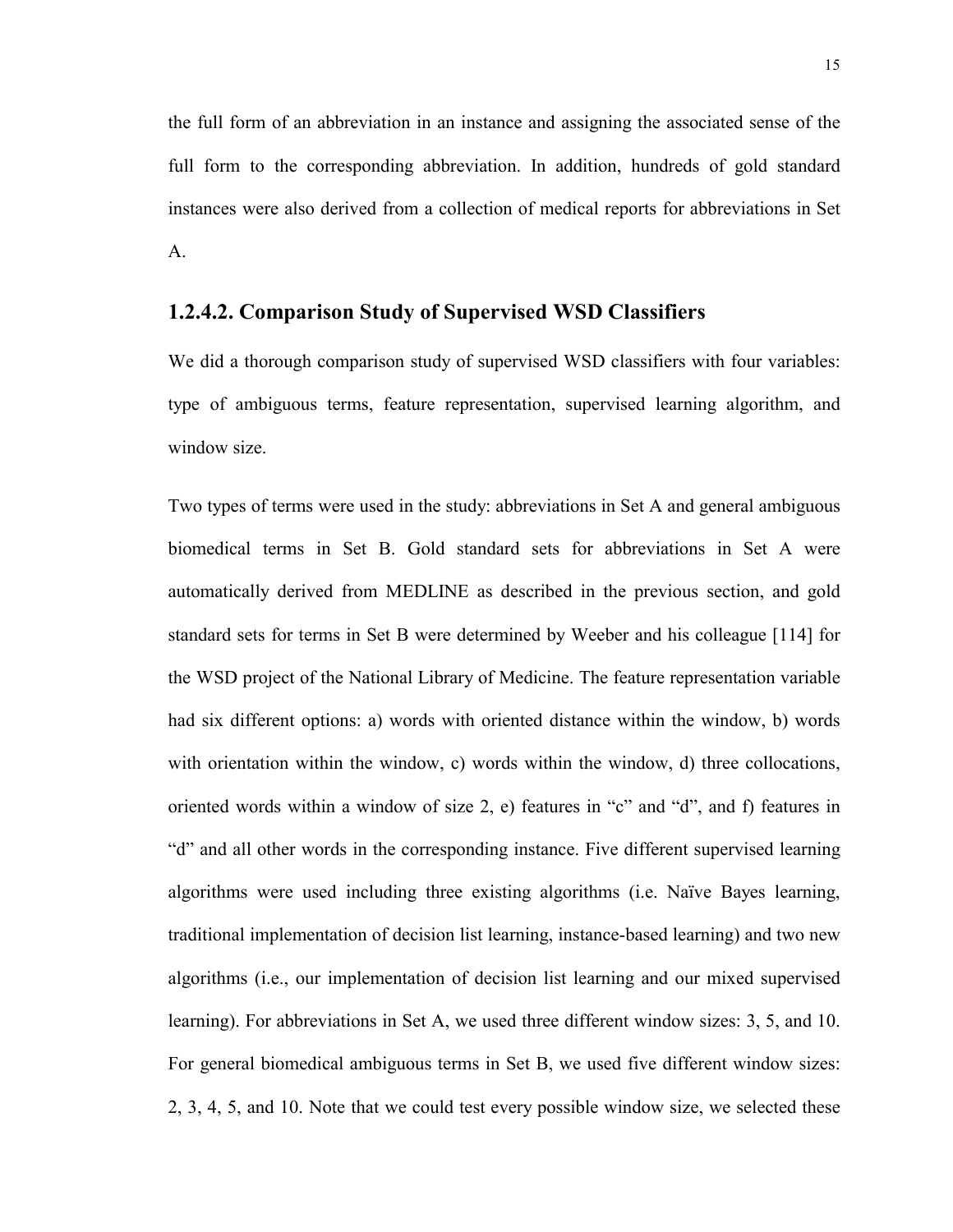the full form of an abbreviation in an instance and assigning the associated sense of the full form to the corresponding abbreviation. In addition, hundreds of gold standard instances were also derived from a collection of medical reports for abbreviations in Set A.

### 1.2.4.2. Comparison Study of Supervised WSD Classifiers

We did a thorough comparison study of supervised WSD classifiers with four variables: type of ambiguous terms, feature representation, supervised learning algorithm, and window size.

Two types of terms were used in the study: abbreviations in Set A and general ambiguous biomedical terms in Set B. Gold standard sets for abbreviations in Set A were automatically derived from MEDLINE as described in the previous section, and gold standard sets for terms in Set B were determined by Weeber and his colleague [114] for the WSD project of the National Library of Medicine. The feature representation variable had six different options: a) words with oriented distance within the window, b) words with orientation within the window, c) words within the window, d) three collocations, oriented words within a window of size 2, e) features in "c" and "d", and f) features in "d" and all other words in the corresponding instance. Five different supervised learning algorithms were used including three existing algorithms (i.e. Naïve Bayes learning, traditional implementation of decision list learning, instance-based learning) and two new algorithms (i.e., our implementation of decision list learning and our mixed supervised learning). For abbreviations in Set A, we used three different window sizes: 3, 5, and 10. For general biomedical ambiguous terms in Set B, we used five different window sizes: 2, 3, 4, 5, and 10. Note that we could test every possible window size, we selected these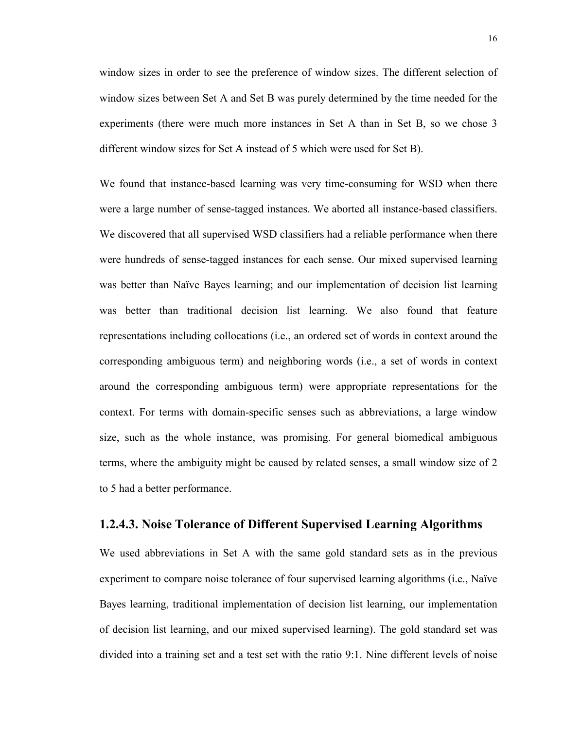window sizes in order to see the preference of window sizes. The different selection of window sizes between Set A and Set B was purely determined by the time needed for the experiments (there were much more instances in Set A than in Set B, so we chose 3 different window sizes for Set A instead of 5 which were used for Set B).

We found that instance-based learning was very time-consuming for WSD when there were a large number of sense-tagged instances. We aborted all instance-based classifiers. We discovered that all supervised WSD classifiers had a reliable performance when there were hundreds of sense-tagged instances for each sense. Our mixed supervised learning was better than Naïve Bayes learning; and our implementation of decision list learning was better than traditional decision list learning. We also found that feature representations including collocations (i.e., an ordered set of words in context around the corresponding ambiguous term) and neighboring words (i.e., a set of words in context around the corresponding ambiguous term) were appropriate representations for the context. For terms with domain-specific senses such as abbreviations, a large window size, such as the whole instance, was promising. For general biomedical ambiguous terms, where the ambiguity might be caused by related senses, a small window size of 2 to 5 had a better performance.

### 1.2.4.3. Noise Tolerance of Different Supervised Learning Algorithms

We used abbreviations in Set A with the same gold standard sets as in the previous experiment to compare noise tolerance of four supervised learning algorithms (i.e., Naïve Bayes learning, traditional implementation of decision list learning, our implementation of decision list learning, and our mixed supervised learning). The gold standard set was divided into a training set and a test set with the ratio 9:1. Nine different levels of noise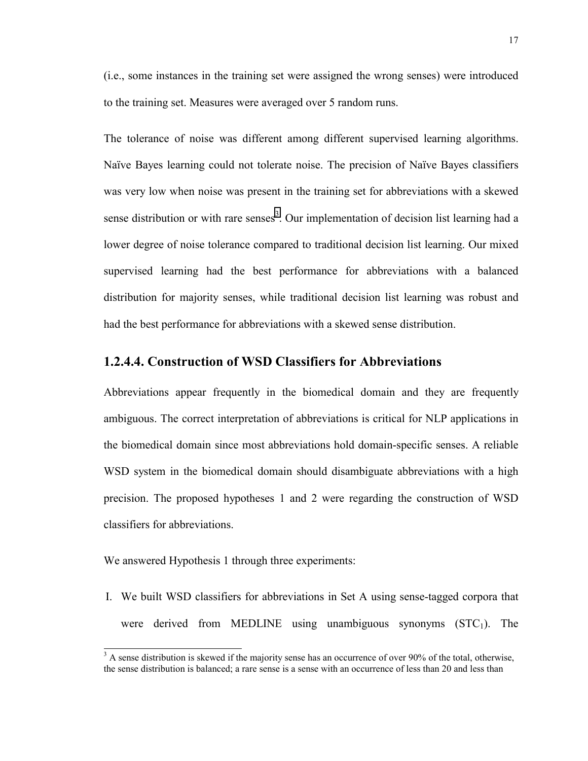(i.e., some instances in the training set were assigned the wrong senses) were introduced to the training set. Measures were averaged over 5 random runs.

The tolerance of noise was different among different supervised learning algorithms. Naïve Bayes learning could not tolerate noise. The precision of Naïve Bayes classifiers was very low when noise was present in the training set for abbreviations with a skewed sense distribution or with rare senses[3]. Our implementation of decision list learning had a lower degree of noise tolerance compared to traditional decision list learning. Our mixed supervised learning had the best performance for abbreviations with a balanced distribution for majority senses, while traditional decision list learning was robust and had the best performance for abbreviations with a skewed sense distribution.

### 1.2.4.4. Construction of WSD Classifiers for Abbreviations

Abbreviations appear frequently in the biomedical domain and they are frequently ambiguous. The correct interpretation of abbreviations is critical for NLP applications in the biomedical domain since most abbreviations hold domain-specific senses. A reliable WSD system in the biomedical domain should disambiguate abbreviations with a high precision. The proposed hypotheses 1 and 2 were regarding the construction of WSD classifiers for abbreviations.

We answered Hypothesis 1 through three experiments:

I. We built WSD classifiers for abbreviations in Set A using sense-tagged corpora that were derived from MEDLINE using unambiguous synonyms ($STC_1$). The

[3] A sense distribution is skewed if the majority sense has an occurrence of over 90% of the total, otherwise, the sense distribution is balanced; a rare sense is a sense with an occurrence of less than 20 and less than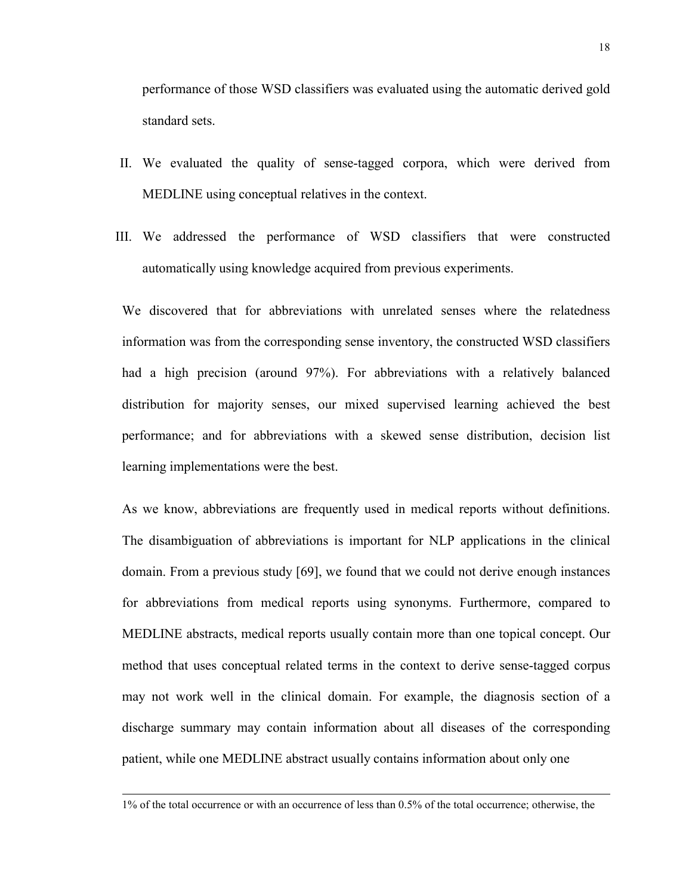performance of those WSD classifiers was evaluated using the automatic derived gold standard sets.

II. We evaluated the quality of sense-tagged corpora, which were derived from MEDLINE using conceptual relatives in the context.

III. We addressed the performance of WSD classifiers that were constructed automatically using knowledge acquired from previous experiments.

We discovered that for abbreviations with unrelated senses where the relatedness information was from the corresponding sense inventory, the constructed WSD classifiers had a high precision (around 97%). For abbreviations with a relatively balanced distribution for majority senses, our mixed supervised learning achieved the best performance; and for abbreviations with a skewed sense distribution, decision list learning implementations were the best.

As we know, abbreviations are frequently used in medical reports without definitions. The disambiguation of abbreviations is important for NLP applications in the clinical domain. From a previous study [69], we found that we could not derive enough instances for abbreviations from medical reports using synonyms. Furthermore, compared to MEDLINE abstracts, medical reports usually contain more than one topical concept. Our method that uses conceptual related terms in the context to derive sense-tagged corpus may not work well in the clinical domain. For example, the diagnosis section of a discharge summary may contain information about all diseases of the corresponding patient, while one MEDLINE abstract usually contains information about only one

---

1% of the total occurrence or with an occurrence of less than 0.5% of the total occurrence; otherwise, the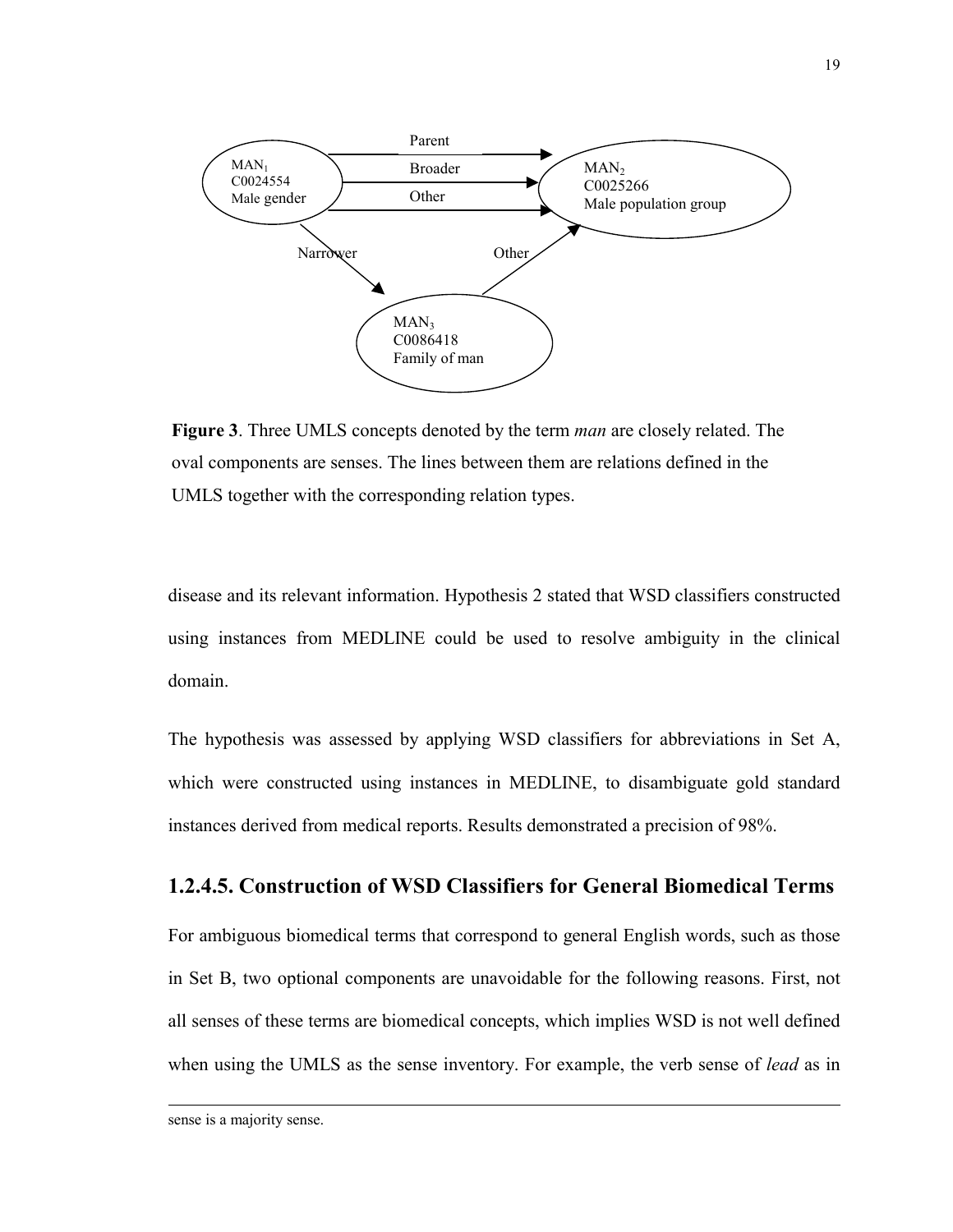**Figure 3**. Three UMLS concepts denoted by the term *man* are closely related. The oval components are senses. The lines between them are relations defined in the UMLS together with the corresponding relation types.

disease and its relevant information. Hypothesis 2 stated that WSD classifiers constructed using instances from MEDLINE could be used to resolve ambiguity in the clinical domain.

The hypothesis was assessed by applying WSD classifiers for abbreviations in Set A, which were constructed using instances in MEDLINE, to disambiguate gold standard instances derived from medical reports. Results demonstrated a precision of 98%.

### 1.2.4.5. Construction of WSD Classifiers for General Biomedical Terms

For ambiguous biomedical terms that correspond to general English words, such as those in Set B, two optional components are unavoidable for the following reasons. First, not all senses of these terms are biomedical concepts, which implies WSD is not well defined when using the UMLS as the sense inventory. For example, the verb sense of *lead* as in

---

sense is a majority sense.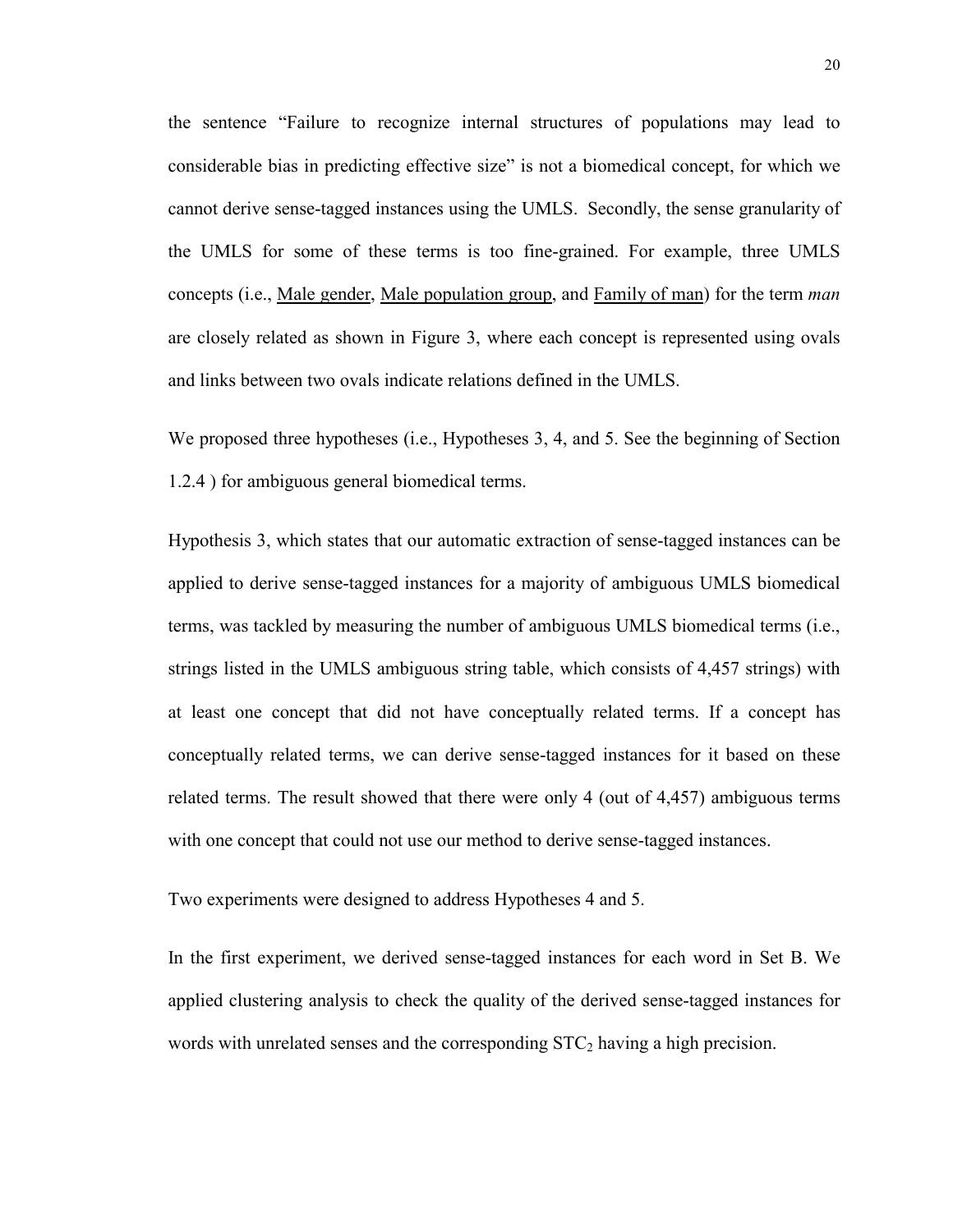the sentence "Failure to recognize internal structures of populations may lead to considerable bias in predicting effective size" is not a biomedical concept, for which we cannot derive sense-tagged instances using the UMLS. Secondly, the sense granularity of the UMLS for some of these terms is too fine-grained. For example, three UMLS concepts (i.e., <u>Male gender</u>, <u>Male population group</u>, and <u>Family of man</u>) for the term *man* are closely related as shown in Figure 3, where each concept is represented using ovals and links between two ovals indicate relations defined in the UMLS.

We proposed three hypotheses (i.e., Hypotheses 3, 4, and 5. See the beginning of Section 1.2.4 ) for ambiguous general biomedical terms.

Hypothesis 3, which states that our automatic extraction of sense-tagged instances can be applied to derive sense-tagged instances for a majority of ambiguous UMLS biomedical terms, was tackled by measuring the number of ambiguous UMLS biomedical terms (i.e., strings listed in the UMLS ambiguous string table, which consists of 4,457 strings) with at least one concept that did not have conceptually related terms. If a concept has conceptually related terms, we can derive sense-tagged instances for it based on these related terms. The result showed that there were only 4 (out of 4,457) ambiguous terms with one concept that could not use our method to derive sense-tagged instances.

Two experiments were designed to address Hypotheses 4 and 5.

In the first experiment, we derived sense-tagged instances for each word in Set B. We applied clustering analysis to check the quality of the derived sense-tagged instances for words with unrelated senses and the corresponding $STC_2$ having a high precision.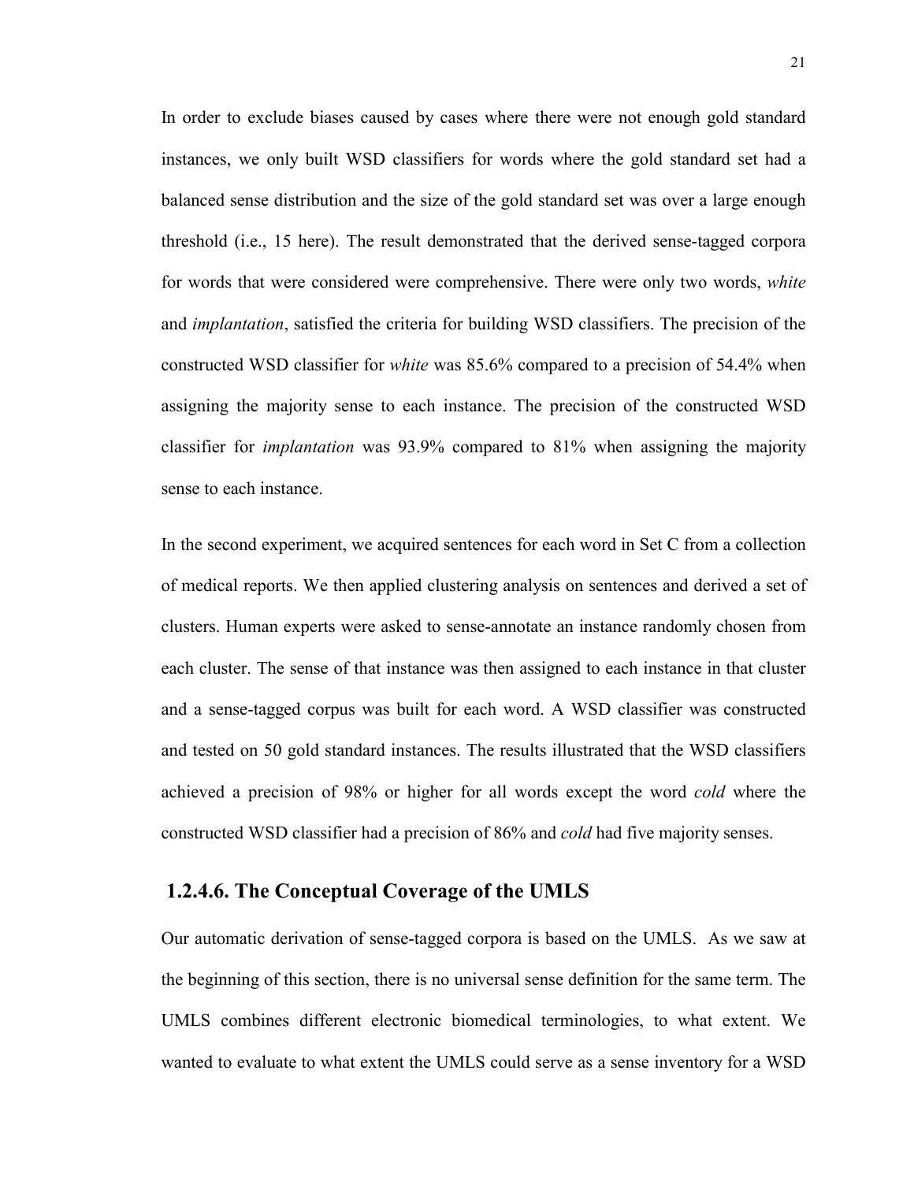In order to exclude biases caused by cases where there were not enough gold standard instances, we only built WSD classifiers for words where the gold standard set had a balanced sense distribution and the size of the gold standard set was over a large enough threshold (i.e., 15 here). The result demonstrated that the derived sense-tagged corpora for words that were considered were comprehensive. There were only two words, *white* and *implantation*, satisfied the criteria for building WSD classifiers. The precision of the constructed WSD classifier for *white* was 85.6% compared to a precision of 54.4% when assigning the majority sense to each instance. The precision of the constructed WSD classifier for *implantation* was 93.9% compared to 81% when assigning the majority sense to each instance.

In the second experiment, we acquired sentences for each word in Set C from a collection of medical reports. We then applied clustering analysis on sentences and derived a set of clusters. Human experts were asked to sense-annotate an instance randomly chosen from each cluster. The sense of that instance was then assigned to each instance in that cluster and a sense-tagged corpus was built for each word. A WSD classifier was constructed and tested on 50 gold standard instances. The results illustrated that the WSD classifiers achieved a precision of 98% or higher for all words except the word *cold* where the constructed WSD classifier had a precision of 86% and *cold* had five majority senses.

### 1.2.4.6. The Conceptual Coverage of the UMLS

Our automatic derivation of sense-tagged corpora is based on the UMLS. As we saw at the beginning of this section, there is no universal sense definition for the same term. The UMLS combines different electronic biomedical terminologies, to what extent. We wanted to evaluate to what extent the UMLS could serve as a sense inventory for a WSD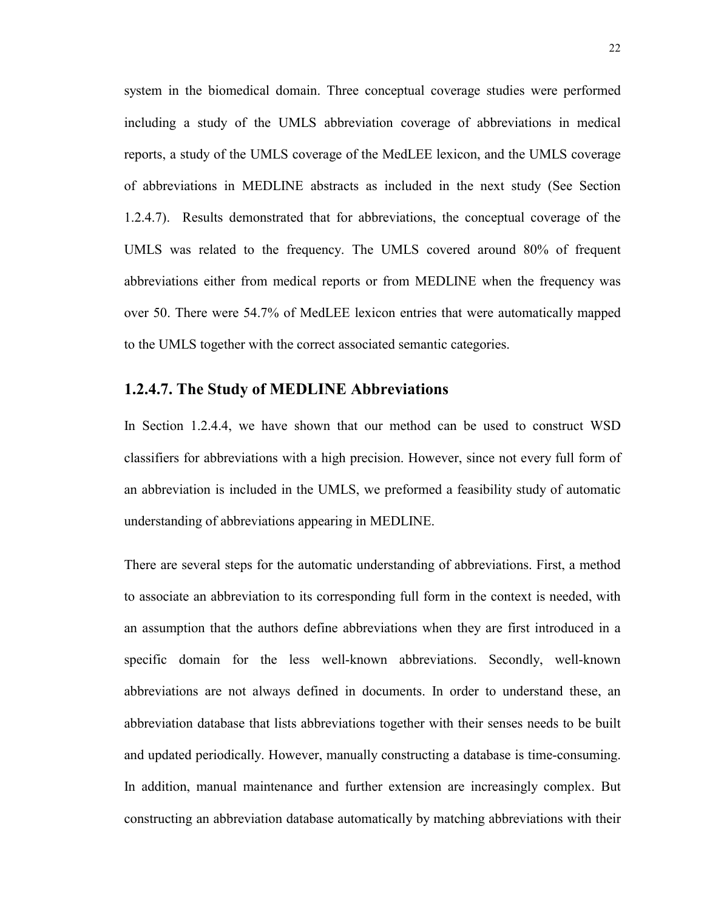system in the biomedical domain. Three conceptual coverage studies were performed including a study of the UMLS abbreviation coverage of abbreviations in medical reports, a study of the UMLS coverage of the MedLEE lexicon, and the UMLS coverage of abbreviations in MEDLINE abstracts as included in the next study (See Section 1.2.4.7). Results demonstrated that for abbreviations, the conceptual coverage of the UMLS was related to the frequency. The UMLS covered around 80% of frequent abbreviations either from medical reports or from MEDLINE when the frequency was over 50. There were 54.7% of MedLEE lexicon entries that were automatically mapped to the UMLS together with the correct associated semantic categories.

### 1.2.4.7. The Study of MEDLINE Abbreviations

In Section 1.2.4.4, we have shown that our method can be used to construct WSD classifiers for abbreviations with a high precision. However, since not every full form of an abbreviation is included in the UMLS, we preformed a feasibility study of automatic understanding of abbreviations appearing in MEDLINE.

There are several steps for the automatic understanding of abbreviations. First, a method to associate an abbreviation to its corresponding full form in the context is needed, with an assumption that the authors define abbreviations when they are first introduced in a specific domain for the less well-known abbreviations. Secondly, well-known abbreviations are not always defined in documents. In order to understand these, an abbreviation database that lists abbreviations together with their senses needs to be built and updated periodically. However, manually constructing a database is time-consuming. In addition, manual maintenance and further extension are increasingly complex. But constructing an abbreviation database automatically by matching abbreviations with their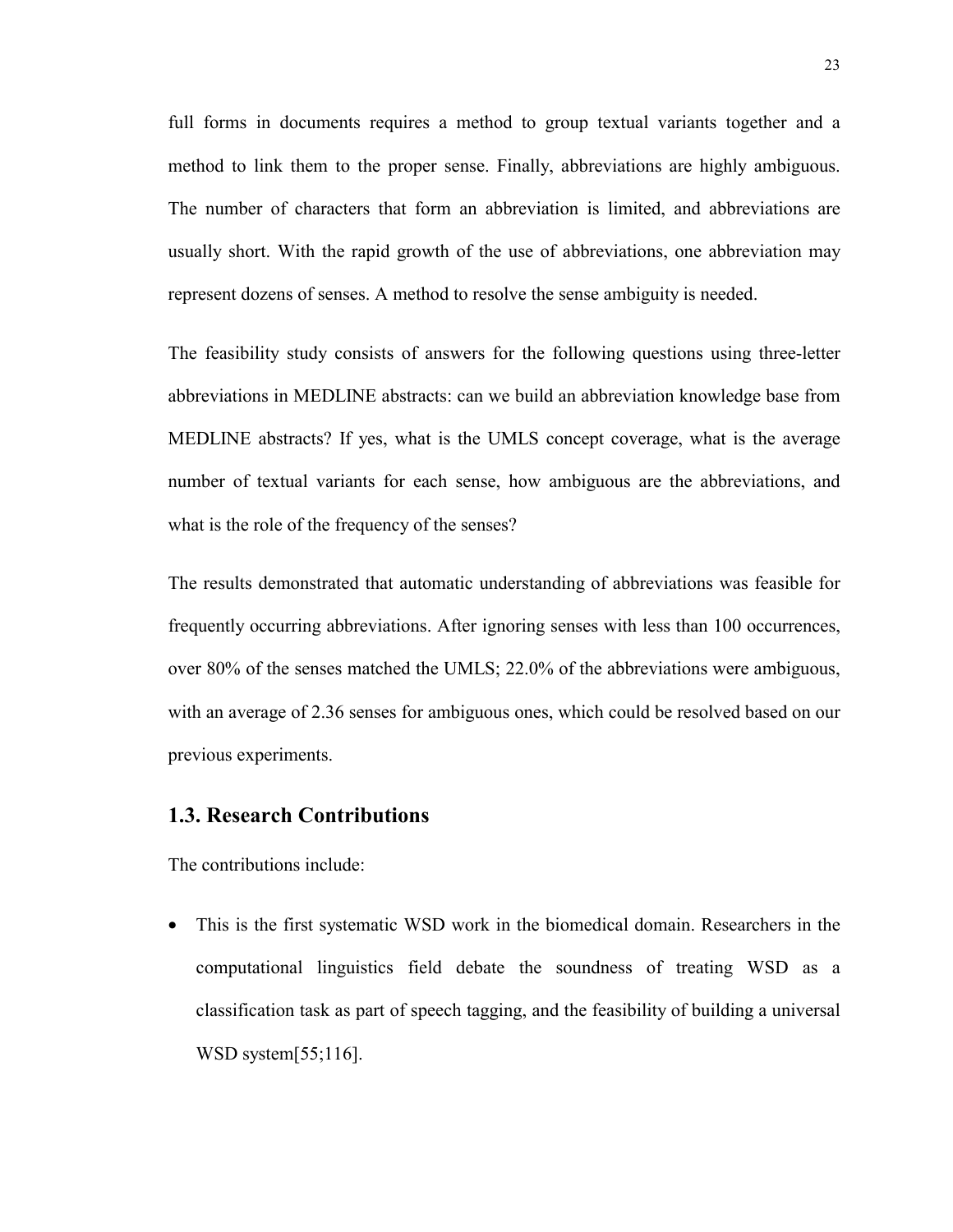full forms in documents requires a method to group textual variants together and a method to link them to the proper sense. Finally, abbreviations are highly ambiguous. The number of characters that form an abbreviation is limited, and abbreviations are usually short. With the rapid growth of the use of abbreviations, one abbreviation may represent dozens of senses. A method to resolve the sense ambiguity is needed.

The feasibility study consists of answers for the following questions using three-letter abbreviations in MEDLINE abstracts: can we build an abbreviation knowledge base from MEDLINE abstracts? If yes, what is the UMLS concept coverage, what is the average number of textual variants for each sense, how ambiguous are the abbreviations, and what is the role of the frequency of the senses?

The results demonstrated that automatic understanding of abbreviations was feasible for frequently occurring abbreviations. After ignoring senses with less than 100 occurrences, over 80% of the senses matched the UMLS; 22.0% of the abbreviations were ambiguous, with an average of 2.36 senses for ambiguous ones, which could be resolved based on our previous experiments.

## 1.3. Research Contributions

The contributions include:

- This is the first systematic WSD work in the biomedical domain. Researchers in the computational linguistics field debate the soundness of treating WSD as a classification task as part of speech tagging, and the feasibility of building a universal WSD system[55;116].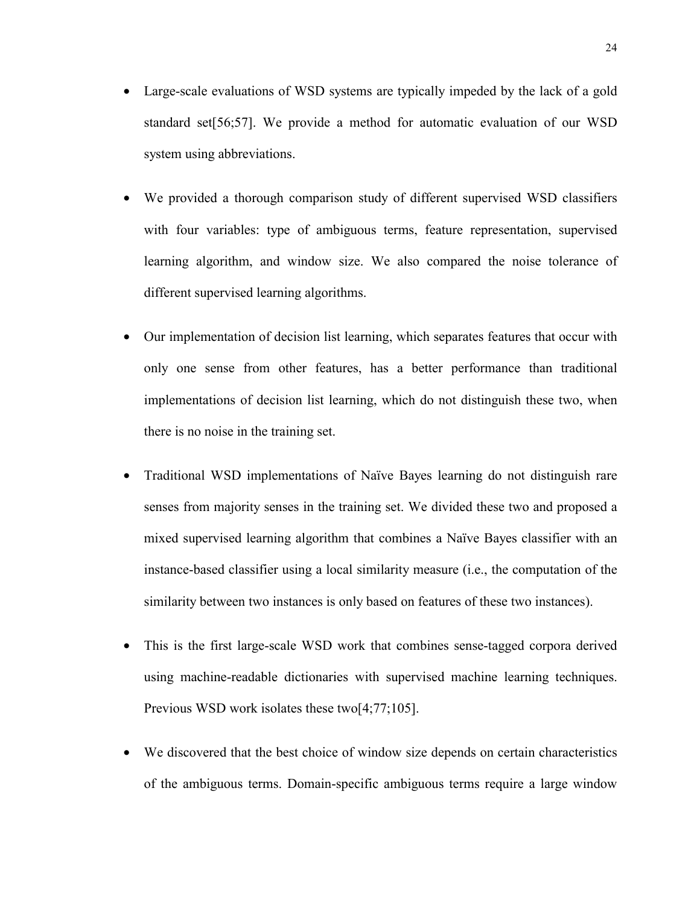- Large-scale evaluations of WSD systems are typically impeded by the lack of a gold standard set[56;57]. We provide a method for automatic evaluation of our WSD system using abbreviations.

- We provided a thorough comparison study of different supervised WSD classifiers with four variables: type of ambiguous terms, feature representation, supervised learning algorithm, and window size. We also compared the noise tolerance of different supervised learning algorithms.

- Our implementation of decision list learning, which separates features that occur with only one sense from other features, has a better performance than traditional implementations of decision list learning, which do not distinguish these two, when there is no noise in the training set.

- Traditional WSD implementations of Naïve Bayes learning do not distinguish rare senses from majority senses in the training set. We divided these two and proposed a mixed supervised learning algorithm that combines a Naïve Bayes classifier with an instance-based classifier using a local similarity measure (i.e., the computation of the similarity between two instances is only based on features of these two instances).

- This is the first large-scale WSD work that combines sense-tagged corpora derived using machine-readable dictionaries with supervised machine learning techniques. Previous WSD work isolates these two[4;77;105].

- We discovered that the best choice of window size depends on certain characteristics of the ambiguous terms. Domain-specific ambiguous terms require a large window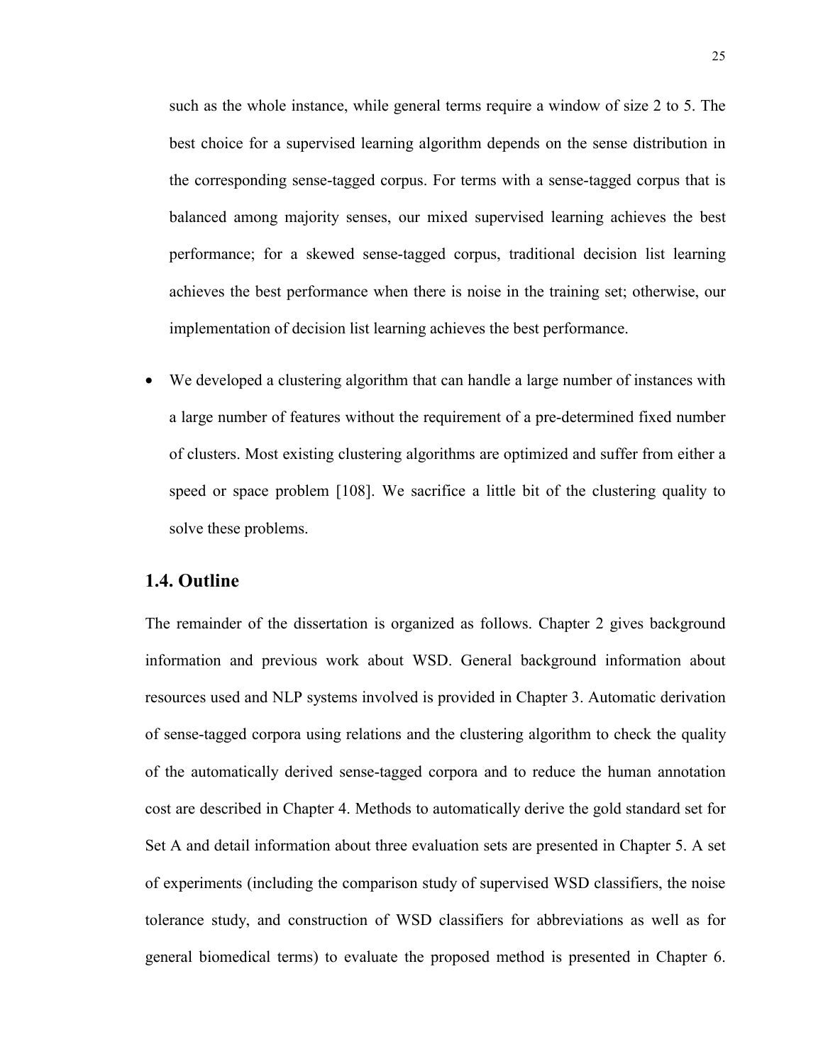such as the whole instance, while general terms require a window of size 2 to 5. The best choice for a supervised learning algorithm depends on the sense distribution in the corresponding sense-tagged corpus. For terms with a sense-tagged corpus that is balanced among majority senses, our mixed supervised learning achieves the best performance; for a skewed sense-tagged corpus, traditional decision list learning achieves the best performance when there is noise in the training set; otherwise, our implementation of decision list learning achieves the best performance.

- We developed a clustering algorithm that can handle a large number of instances with a large number of features without the requirement of a pre-determined fixed number of clusters. Most existing clustering algorithms are optimized and suffer from either a speed or space problem [108]. We sacrifice a little bit of the clustering quality to solve these problems.

## 1.4. Outline

The remainder of the dissertation is organized as follows. Chapter 2 gives background information and previous work about WSD. General background information about resources used and NLP systems involved is provided in Chapter 3. Automatic derivation of sense-tagged corpora using relations and the clustering algorithm to check the quality of the automatically derived sense-tagged corpora and to reduce the human annotation cost are described in Chapter 4. Methods to automatically derive the gold standard set for Set A and detail information about three evaluation sets are presented in Chapter 5. A set of experiments (including the comparison study of supervised WSD classifiers, the noise tolerance study, and construction of WSD classifiers for abbreviations as well as for general biomedical terms) to evaluate the proposed method is presented in Chapter 6.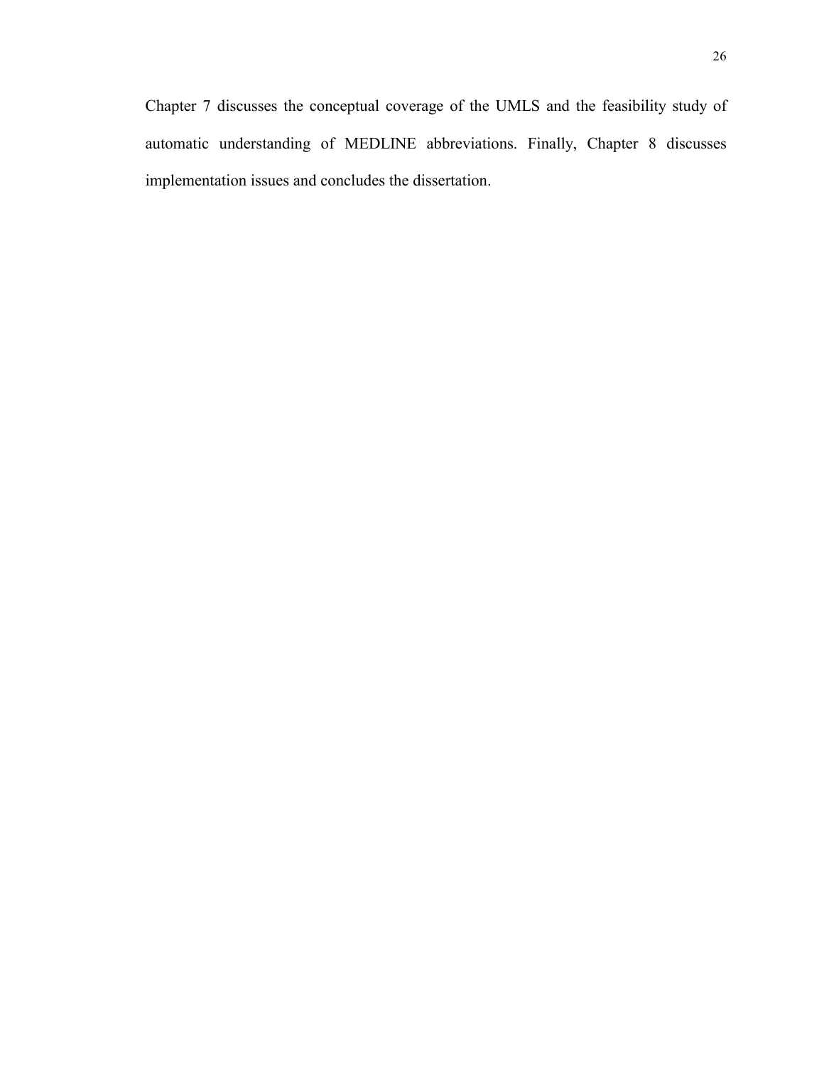Chapter 7 discusses the conceptual coverage of the UMLS and the feasibility study of automatic understanding of MEDLINE abbreviations. Finally, Chapter 8 discusses implementation issues and concludes the dissertation.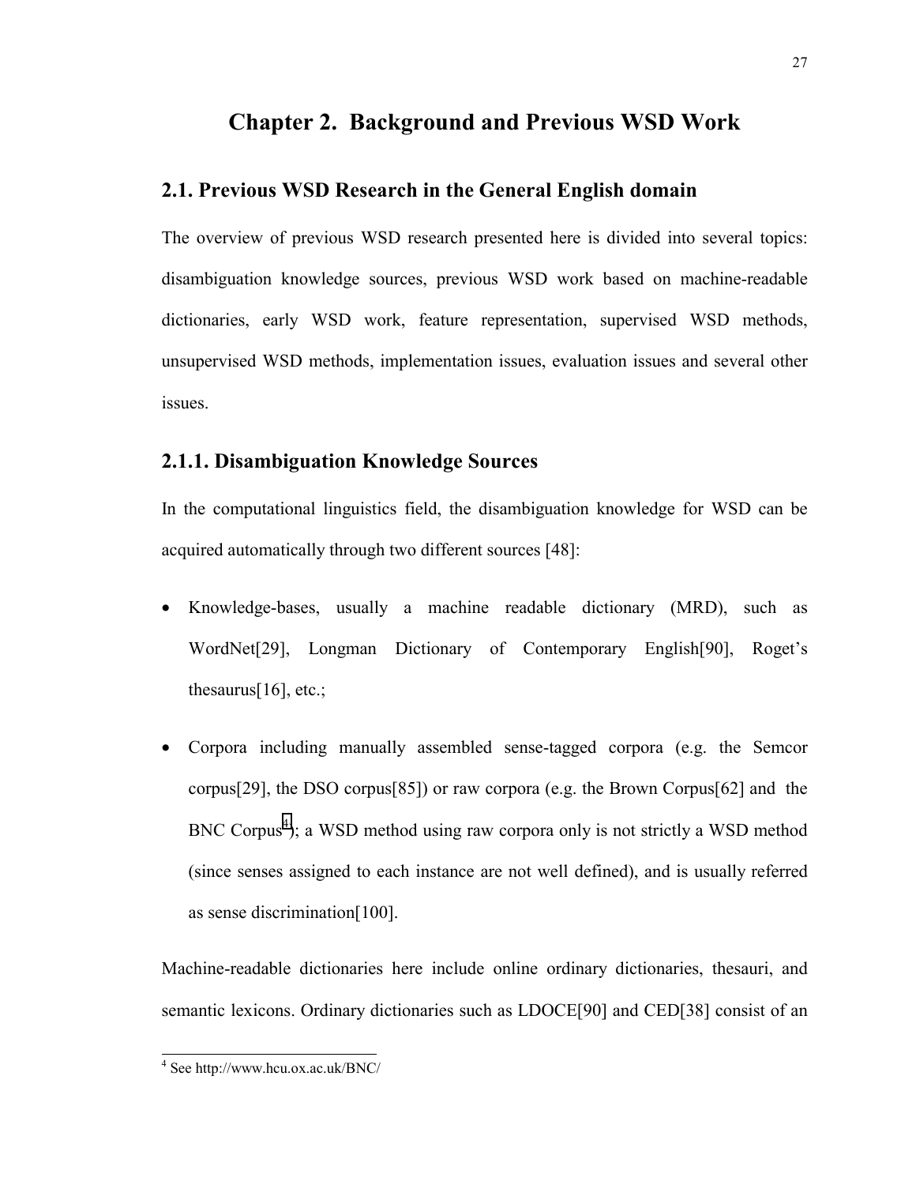# Chapter 2. Background and Previous WSD Work

## 2.1. Previous WSD Research in the General English domain

The overview of previous WSD research presented here is divided into several topics: disambiguation knowledge sources, previous WSD work based on machine-readable dictionaries, early WSD work, feature representation, supervised WSD methods, unsupervised WSD methods, implementation issues, evaluation issues and several other issues.

### 2.1.1. Disambiguation Knowledge Sources

In the computational linguistics field, the disambiguation knowledge for WSD can be acquired automatically through two different sources [48]:

- Knowledge-bases, usually a machine readable dictionary (MRD), such as WordNet[29], Longman Dictionary of Contemporary English[90], Roget's thesaurus[16], etc.;
- Corpora including manually assembled sense-tagged corpora (e.g. the Semcor corpus[29], the DSO corpus[85]) or raw corpora (e.g. the Brown Corpus[62] and the BNC Corpus[4]); a WSD method using raw corpora only is not strictly a WSD method (since senses assigned to each instance are not well defined), and is usually referred as sense discrimination[100].

Machine-readable dictionaries here include online ordinary dictionaries, thesauri, and semantic lexicons. Ordinary dictionaries such as LDOCE[90] and CED[38] consist of an

[4] See http://www.hcu.ox.ac.uk/BNC/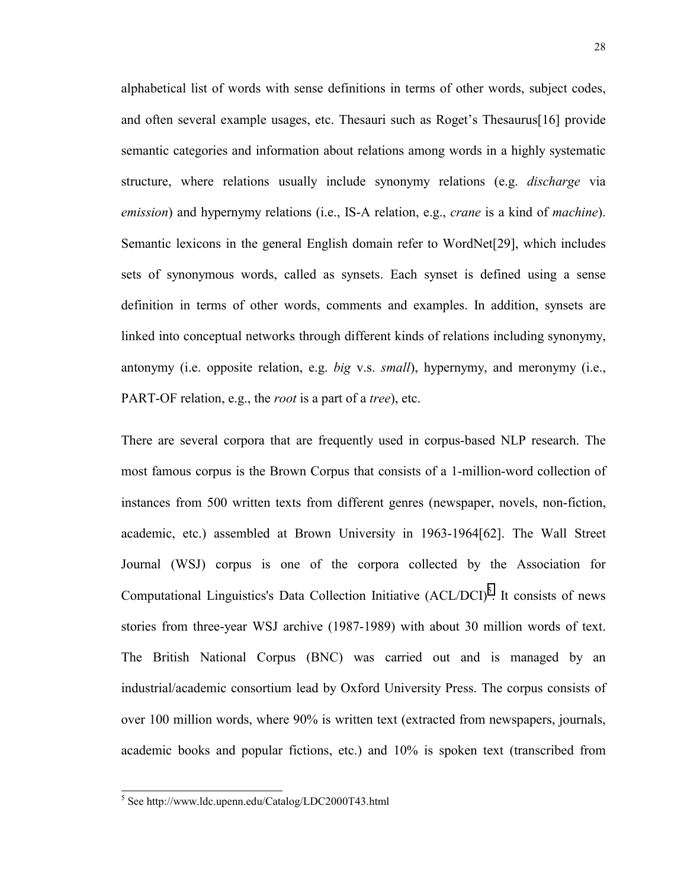alphabetical list of words with sense definitions in terms of other words, subject codes, and often several example usages, etc. Thesauri such as Roget's Thesaurus[16] provide semantic categories and information about relations among words in a highly systematic structure, where relations usually include synonymy relations (e.g. *discharge* via *emission*) and hypernymy relations (i.e., IS-A relation, e.g., *crane* is a kind of *machine*). Semantic lexicons in the general English domain refer to WordNet[29], which includes sets of synonymous words, called as synsets. Each synset is defined using a sense definition in terms of other words, comments and examples. In addition, synsets are linked into conceptual networks through different kinds of relations including synonymy, antonymy (i.e. opposite relation, e.g. *big* v.s. *small*), hypernymy, and meronymy (i.e., PART-OF relation, e.g., the *root* is a part of a *tree*), etc.

There are several corpora that are frequently used in corpus-based NLP research. The most famous corpus is the Brown Corpus that consists of a 1-million-word collection of instances from 500 written texts from different genres (newspaper, novels, non-fiction, academic, etc.) assembled at Brown University in 1963-1964[62]. The Wall Street Journal (WSJ) corpus is one of the corpora collected by the Association for Computational Linguistics's Data Collection Initiative (ACL/DCI)[5]. It consists of news stories from three-year WSJ archive (1987-1989) with about 30 million words of text. The British National Corpus (BNC) was carried out and is managed by an industrial/academic consortium lead by Oxford University Press. The corpus consists of over 100 million words, where 90% is written text (extracted from newspapers, journals, academic books and popular fictions, etc.) and 10% is spoken text (transcribed from

[5] See http://www.ldc.upenn.edu/Catalog/LDC2000T43.html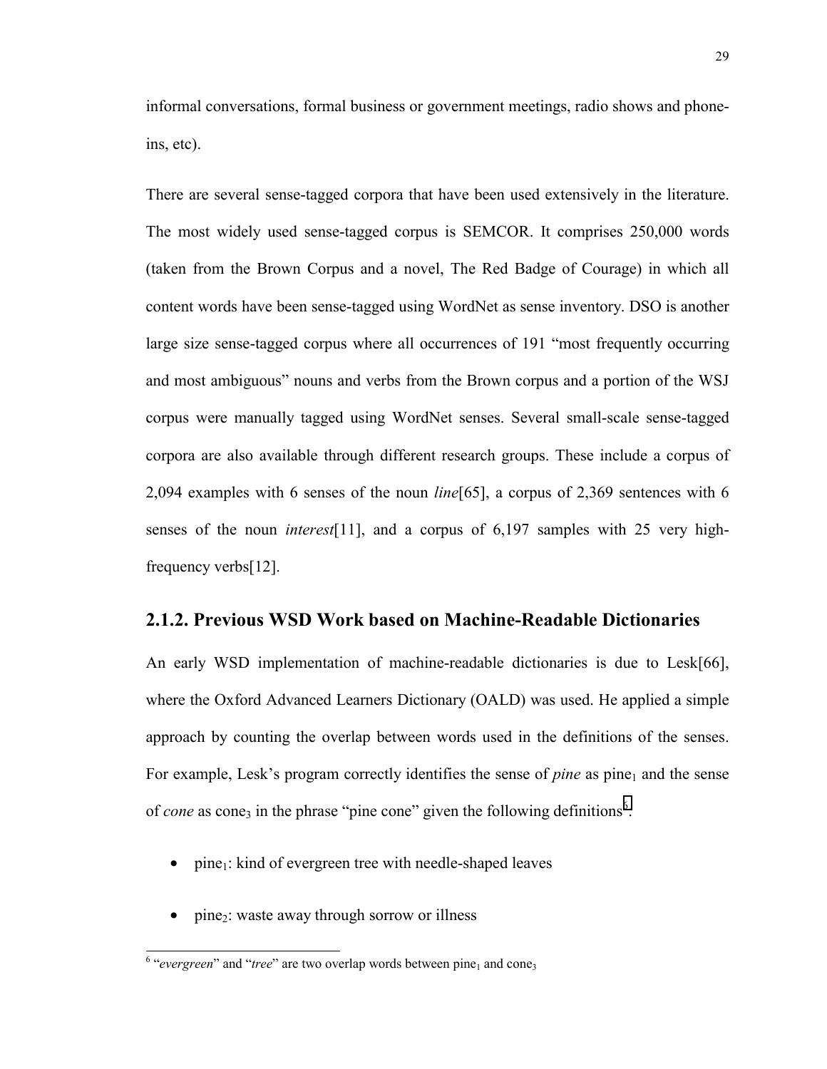informal conversations, formal business or government meetings, radio shows and phone-ins, etc).

There are several sense-tagged corpora that have been used extensively in the literature. The most widely used sense-tagged corpus is SEMCOR. It comprises 250,000 words (taken from the Brown Corpus and a novel, The Red Badge of Courage) in which all content words have been sense-tagged using WordNet as sense inventory. DSO is another large size sense-tagged corpus where all occurrences of 191 "most frequently occurring and most ambiguous" nouns and verbs from the Brown corpus and a portion of the WSJ corpus were manually tagged using WordNet senses. Several small-scale sense-tagged corpora are also available through different research groups. These include a corpus of 2,094 examples with 6 senses of the noun *line*[65], a corpus of 2,369 sentences with 6 senses of the noun *interest*[11], and a corpus of 6,197 samples with 25 very high-frequency verbs[12].

### 2.1.2. Previous WSD Work based on Machine-Readable Dictionaries

An early WSD implementation of machine-readable dictionaries is due to Lesk[66], where the Oxford Advanced Learners Dictionary (OALD) was used. He applied a simple approach by counting the overlap between words used in the definitions of the senses. For example, Lesk's program correctly identifies the sense of *pine* as $\text{pine}_1$ and the sense of *cone* as $\text{cone}_3$ in the phrase "pine cone" given the following definitions[6]:

- $\text{pine}_1$: kind of evergreen tree with needle-shaped leaves
- $\text{pine}_2$: waste away through sorrow or illness

[6] "*evergreen*" and "*tree*" are two overlap words between $\text{pine}_1$ and $\text{cone}_3$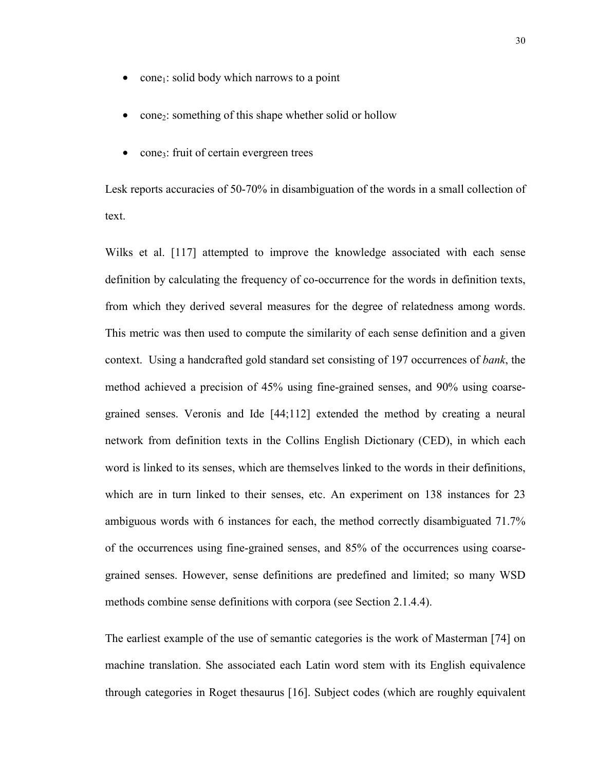- $cone_1$: solid body which narrows to a point
- $cone_2$: something of this shape whether solid or hollow
- $cone_3$: fruit of certain evergreen trees

Lesk reports accuracies of 50-70% in disambiguation of the words in a small collection of text.

Wilks et al. [117] attempted to improve the knowledge associated with each sense definition by calculating the frequency of co-occurrence for the words in definition texts, from which they derived several measures for the degree of relatedness among words. This metric was then used to compute the similarity of each sense definition and a given context. Using a handcrafted gold standard set consisting of 197 occurrences of *bank*, the method achieved a precision of 45% using fine-grained senses, and 90% using coarse-grained senses. Veronis and Ide [44;112] extended the method by creating a neural network from definition texts in the Collins English Dictionary (CED), in which each word is linked to its senses, which are themselves linked to the words in their definitions, which are in turn linked to their senses, etc. An experiment on 138 instances for 23 ambiguous words with 6 instances for each, the method correctly disambiguated 71.7% of the occurrences using fine-grained senses, and 85% of the occurrences using coarse-grained senses. However, sense definitions are predefined and limited; so many WSD methods combine sense definitions with corpora (see Section 2.1.4.4).

The earliest example of the use of semantic categories is the work of Masterman [74] on machine translation. She associated each Latin word stem with its English equivalence through categories in Roget thesaurus [16]. Subject codes (which are roughly equivalent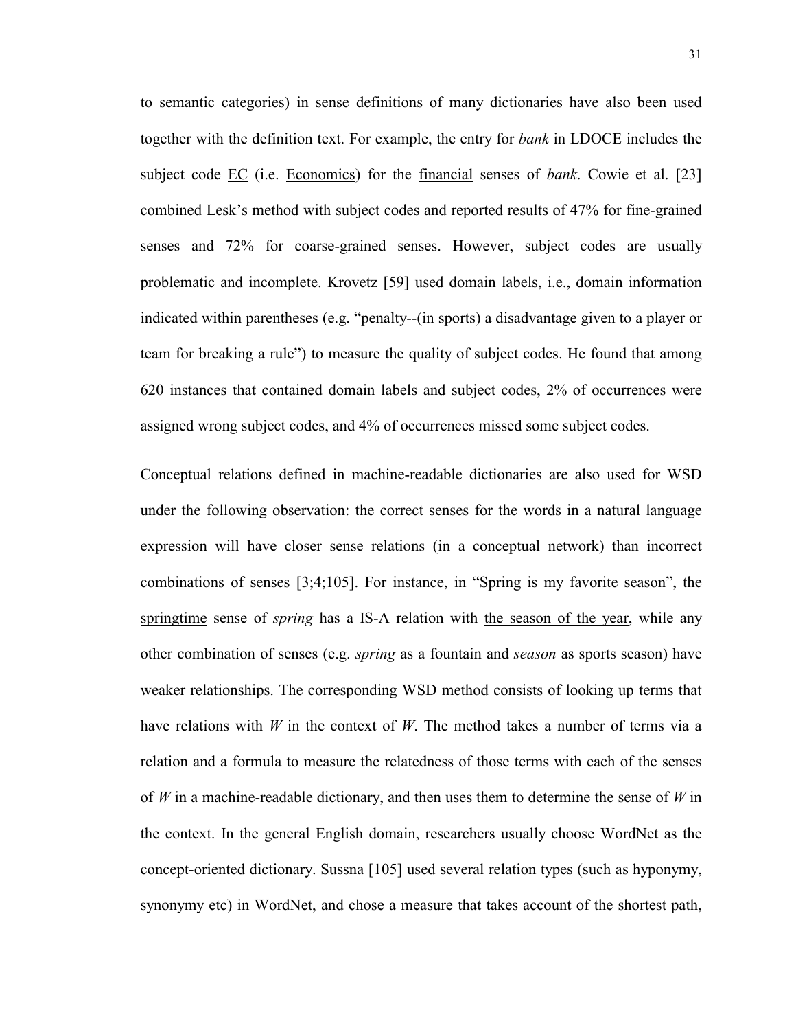to semantic categories) in sense definitions of many dictionaries have also been used together with the definition text. For example, the entry for *bank* in LDOCE includes the subject code <u>EC</u> (i.e. <u>Economics</u>) for the <u>financial</u> senses of *bank*. Cowie et al. [23] combined Lesk's method with subject codes and reported results of 47% for fine-grained senses and 72% for coarse-grained senses. However, subject codes are usually problematic and incomplete. Krovetz [59] used domain labels, i.e., domain information indicated within parentheses (e.g. "penalty--(in sports) a disadvantage given to a player or team for breaking a rule") to measure the quality of subject codes. He found that among 620 instances that contained domain labels and subject codes, 2% of occurrences were assigned wrong subject codes, and 4% of occurrences missed some subject codes.

Conceptual relations defined in machine-readable dictionaries are also used for WSD under the following observation: the correct senses for the words in a natural language expression will have closer sense relations (in a conceptual network) than incorrect combinations of senses [3;4;105]. For instance, in "Spring is my favorite season", the <u>springtime</u> sense of *spring* has a IS-A relation with <u>the season of the year</u>, while any other combination of senses (e.g. *spring* as <u>a fountain</u> and *season* as <u>sports season</u>) have weaker relationships. The corresponding WSD method consists of looking up terms that have relations with *W* in the context of *W*. The method takes a number of terms via a relation and a formula to measure the relatedness of those terms with each of the senses of *W* in a machine-readable dictionary, and then uses them to determine the sense of *W* in the context. In the general English domain, researchers usually choose WordNet as the concept-oriented dictionary. Sussna [105] used several relation types (such as hyponymy, synonymy etc) in WordNet, and chose a measure that takes account of the shortest path,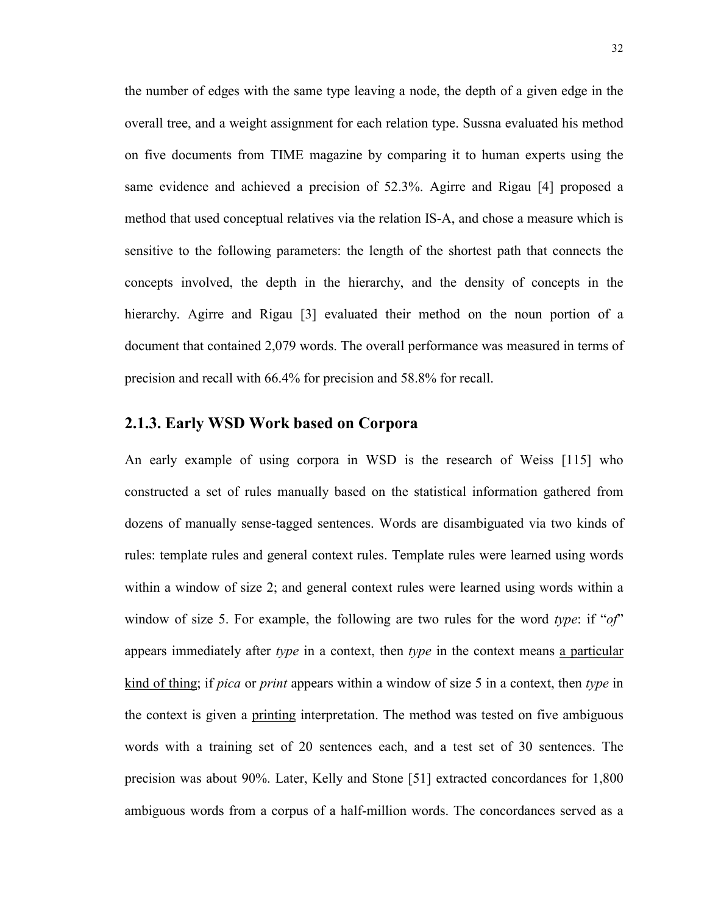the number of edges with the same type leaving a node, the depth of a given edge in the overall tree, and a weight assignment for each relation type. Sussna evaluated his method on five documents from TIME magazine by comparing it to human experts using the same evidence and achieved a precision of 52.3%. Agirre and Rigau [4] proposed a method that used conceptual relatives via the relation IS-A, and chose a measure which is sensitive to the following parameters: the length of the shortest path that connects the concepts involved, the depth in the hierarchy, and the density of concepts in the hierarchy. Agirre and Rigau [3] evaluated their method on the noun portion of a document that contained 2,079 words. The overall performance was measured in terms of precision and recall with 66.4% for precision and 58.8% for recall.

### 2.1.3. Early WSD Work based on Corpora

An early example of using corpora in WSD is the research of Weiss [115] who constructed a set of rules manually based on the statistical information gathered from dozens of manually sense-tagged sentences. Words are disambiguated via two kinds of rules: template rules and general context rules. Template rules were learned using words within a window of size 2; and general context rules were learned using words within a window of size 5. For example, the following are two rules for the word *type*: if "*of*" appears immediately after *type* in a context, then *type* in the context means <u>a particular kind of thing</u>; if *pica* or *print* appears within a window of size 5 in a context, then *type* in the context is given a <u>printing</u> interpretation. The method was tested on five ambiguous words with a training set of 20 sentences each, and a test set of 30 sentences. The precision was about 90%. Later, Kelly and Stone [51] extracted concordances for 1,800 ambiguous words from a corpus of a half-million words. The concordances served as a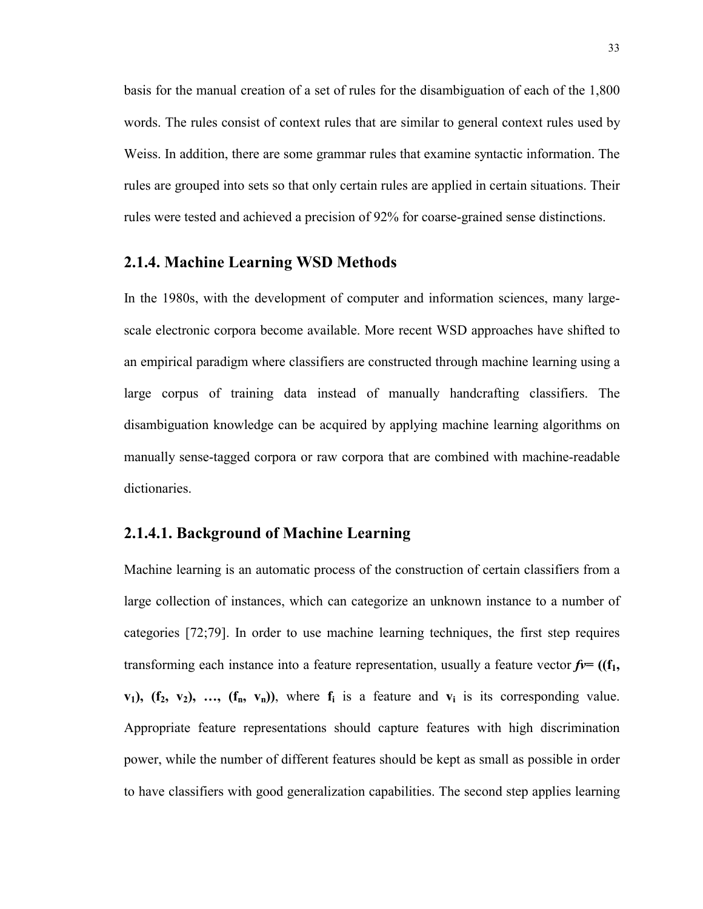basis for the manual creation of a set of rules for the disambiguation of each of the 1,800 words. The rules consist of context rules that are similar to general context rules used by Weiss. In addition, there are some grammar rules that examine syntactic information. The rules are grouped into sets so that only certain rules are applied in certain situations. Their rules were tested and achieved a precision of 92% for coarse-grained sense distinctions.

### 2.1.4. Machine Learning WSD Methods

In the 1980s, with the development of computer and information sciences, many large-scale electronic corpora become available. More recent WSD approaches have shifted to an empirical paradigm where classifiers are constructed through machine learning using a large corpus of training data instead of manually handcrafting classifiers. The disambiguation knowledge can be acquired by applying machine learning algorithms on manually sense-tagged corpora or raw corpora that are combined with machine-readable dictionaries.

#### 2.1.4.1. Background of Machine Learning

Machine learning is an automatic process of the construction of certain classifiers from a large collection of instances, which can categorize an unknown instance to a number of categories [72;79]. In order to use machine learning techniques, the first step requires transforming each instance into a feature representation, usually a feature vector $\boldsymbol{fv} = ((\mathbf{f_1}, \mathbf{v_1}), (\mathbf{f_2}, \mathbf{v_2}), \ldots, (\mathbf{f_n}, \mathbf{v_n}))$, where $\mathbf{f_i}$ is a feature and $\mathbf{v_i}$ is its corresponding value. Appropriate feature representations should capture features with high discrimination power, while the number of different features should be kept as small as possible in order to have classifiers with good generalization capabilities. The second step applies learning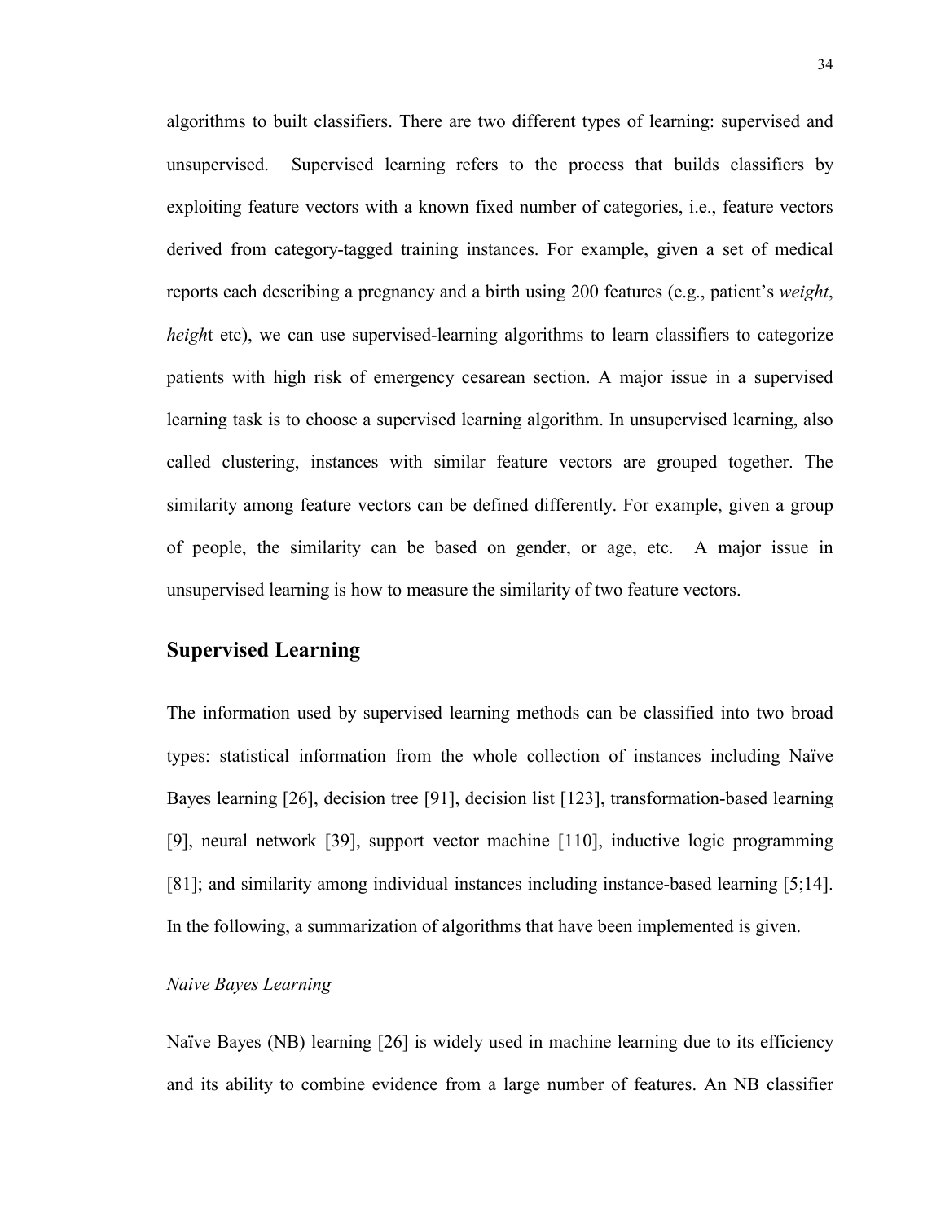algorithms to built classifiers. There are two different types of learning: supervised and unsupervised. Supervised learning refers to the process that builds classifiers by exploiting feature vectors with a known fixed number of categories, i.e., feature vectors derived from category-tagged training instances. For example, given a set of medical reports each describing a pregnancy and a birth using 200 features (e.g., patient's *weight*, *heigh*t etc), we can use supervised-learning algorithms to learn classifiers to categorize patients with high risk of emergency cesarean section. A major issue in a supervised learning task is to choose a supervised learning algorithm. In unsupervised learning, also called clustering, instances with similar feature vectors are grouped together. The similarity among feature vectors can be defined differently. For example, given a group of people, the similarity can be based on gender, or age, etc. A major issue in unsupervised learning is how to measure the similarity of two feature vectors.

## Supervised Learning

The information used by supervised learning methods can be classified into two broad types: statistical information from the whole collection of instances including Naïve Bayes learning [26], decision tree [91], decision list [123], transformation-based learning [9], neural network [39], support vector machine [110], inductive logic programming [81]; and similarity among individual instances including instance-based learning [5;14]. In the following, a summarization of algorithms that have been implemented is given.

### *Naive Bayes Learning*

Naïve Bayes (NB) learning [26] is widely used in machine learning due to its efficiency and its ability to combine evidence from a large number of features. An NB classifier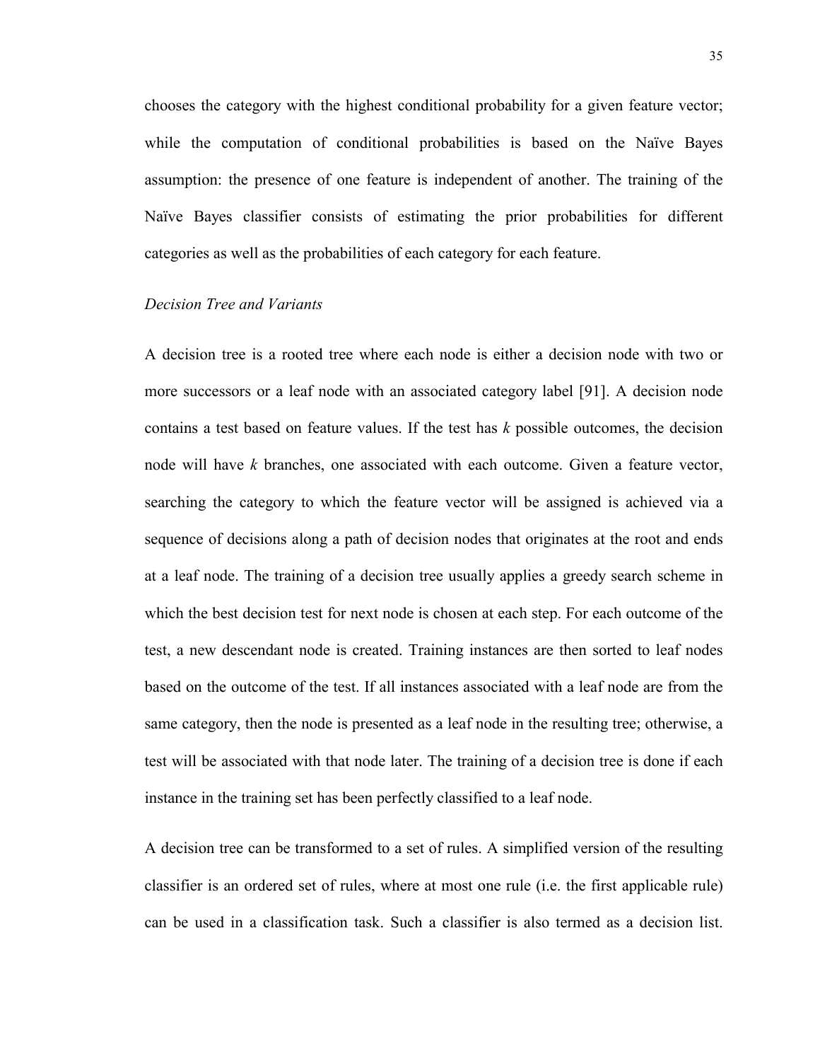chooses the category with the highest conditional probability for a given feature vector; while the computation of conditional probabilities is based on the Naïve Bayes assumption: the presence of one feature is independent of another. The training of the Naïve Bayes classifier consists of estimating the prior probabilities for different categories as well as the probabilities of each category for each feature.

*Decision Tree and Variants*

A decision tree is a rooted tree where each node is either a decision node with two or more successors or a leaf node with an associated category label [91]. A decision node contains a test based on feature values. If the test has $k$ possible outcomes, the decision node will have $k$ branches, one associated with each outcome. Given a feature vector, searching the category to which the feature vector will be assigned is achieved via a sequence of decisions along a path of decision nodes that originates at the root and ends at a leaf node. The training of a decision tree usually applies a greedy search scheme in which the best decision test for next node is chosen at each step. For each outcome of the test, a new descendant node is created. Training instances are then sorted to leaf nodes based on the outcome of the test. If all instances associated with a leaf node are from the same category, then the node is presented as a leaf node in the resulting tree; otherwise, a test will be associated with that node later. The training of a decision tree is done if each instance in the training set has been perfectly classified to a leaf node.

A decision tree can be transformed to a set of rules. A simplified version of the resulting classifier is an ordered set of rules, where at most one rule (i.e. the first applicable rule) can be used in a classification task. Such a classifier is also termed as a decision list.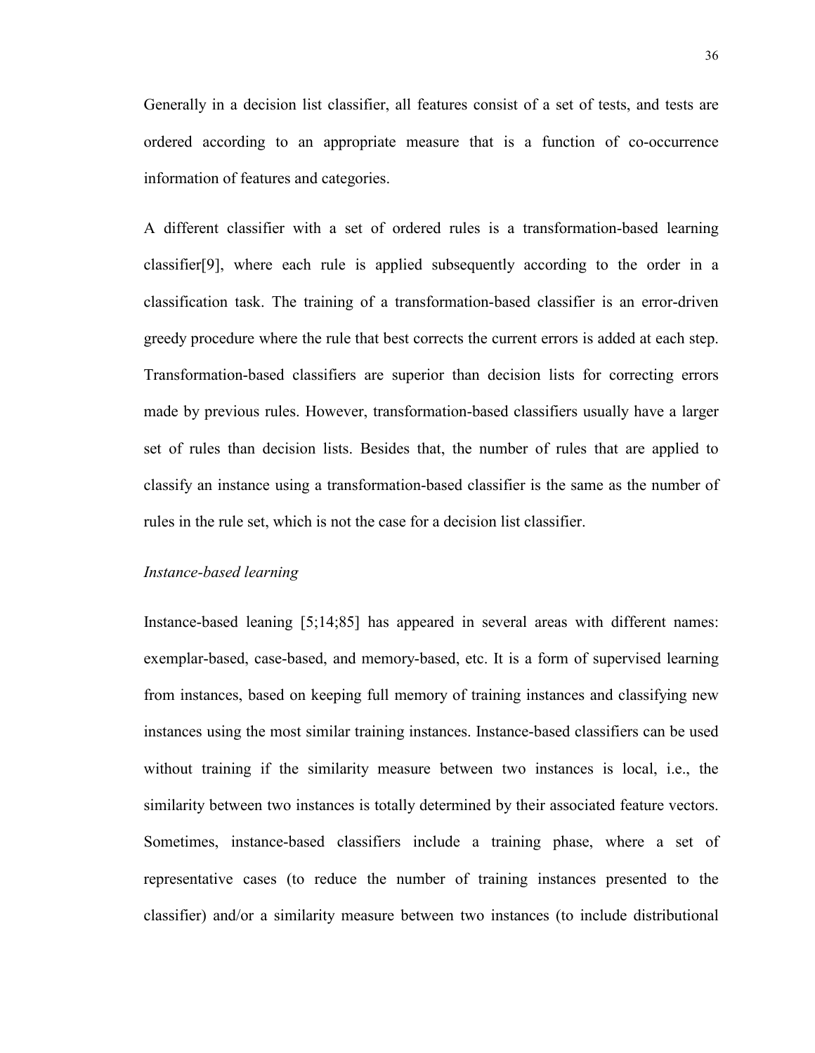Generally in a decision list classifier, all features consist of a set of tests, and tests are ordered according to an appropriate measure that is a function of co-occurrence information of features and categories.

A different classifier with a set of ordered rules is a transformation-based learning classifier[9], where each rule is applied subsequently according to the order in a classification task. The training of a transformation-based classifier is an error-driven greedy procedure where the rule that best corrects the current errors is added at each step. Transformation-based classifiers are superior than decision lists for correcting errors made by previous rules. However, transformation-based classifiers usually have a larger set of rules than decision lists. Besides that, the number of rules that are applied to classify an instance using a transformation-based classifier is the same as the number of rules in the rule set, which is not the case for a decision list classifier.

*Instance-based learning*

Instance-based leaning [5;14;85] has appeared in several areas with different names: exemplar-based, case-based, and memory-based, etc. It is a form of supervised learning from instances, based on keeping full memory of training instances and classifying new instances using the most similar training instances. Instance-based classifiers can be used without training if the similarity measure between two instances is local, i.e., the similarity between two instances is totally determined by their associated feature vectors. Sometimes, instance-based classifiers include a training phase, where a set of representative cases (to reduce the number of training instances presented to the classifier) and/or a similarity measure between two instances (to include distributional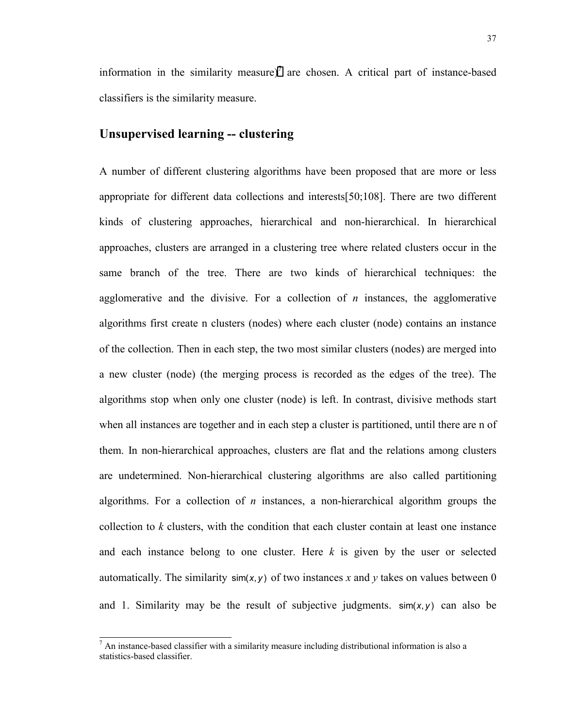information in the similarity measure)[7] are chosen. A critical part of instance-based classifiers is the similarity measure.

## Unsupervised learning -- clustering

A number of different clustering algorithms have been proposed that are more or less appropriate for different data collections and interests[50;108]. There are two different kinds of clustering approaches, hierarchical and non-hierarchical. In hierarchical approaches, clusters are arranged in a clustering tree where related clusters occur in the same branch of the tree. There are two kinds of hierarchical techniques: the agglomerative and the divisive. For a collection of *n* instances, the agglomerative algorithms first create n clusters (nodes) where each cluster (node) contains an instance of the collection. Then in each step, the two most similar clusters (nodes) are merged into a new cluster (node) (the merging process is recorded as the edges of the tree). The algorithms stop when only one cluster (node) is left. In contrast, divisive methods start when all instances are together and in each step a cluster is partitioned, until there are n of them. In non-hierarchical approaches, clusters are flat and the relations among clusters are undetermined. Non-hierarchical clustering algorithms are also called partitioning algorithms. For a collection of *n* instances, a non-hierarchical algorithm groups the collection to *k* clusters, with the condition that each cluster contain at least one instance and each instance belong to one cluster. Here *k* is given by the user or selected automatically. The similarity $\mathrm{sim}(x, y)$ of two instances *x* and *y* takes on values between 0 and 1. Similarity may be the result of subjective judgments. $\mathrm{sim}(x, y)$ can also be

[7] An instance-based classifier with a similarity measure including distributional information is also a statistics-based classifier.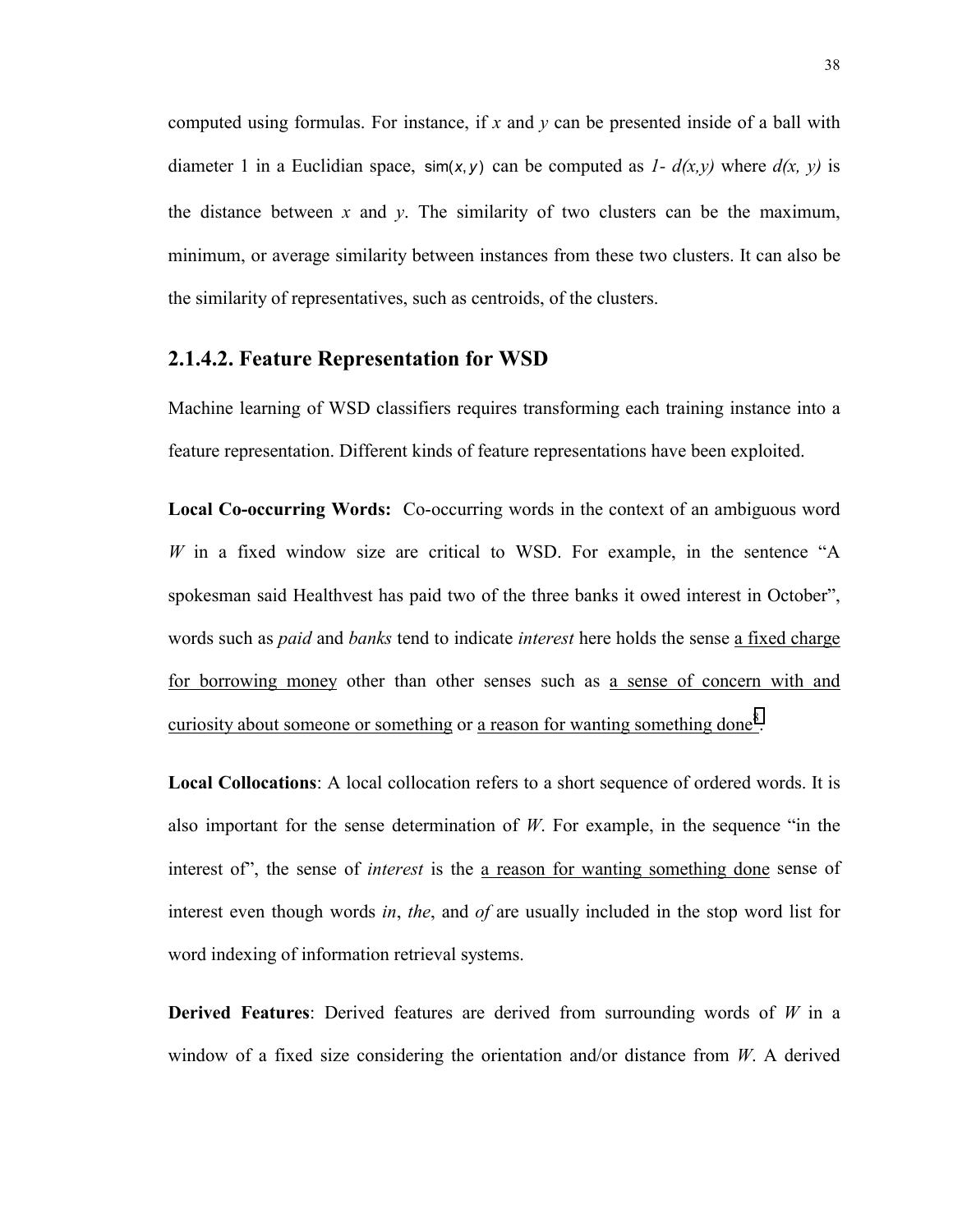computed using formulas. For instance, if $x$ and $y$ can be presented inside of a ball with diameter 1 in a Euclidian space, $\mathrm{sim}(x, y)$ can be computed as $1 - d(x,y)$ where $d(x, y)$ is the distance between $x$ and $y$. The similarity of two clusters can be the maximum, minimum, or average similarity between instances from these two clusters. It can also be the similarity of representatives, such as centroids, of the clusters.

### 2.1.4.2. Feature Representation for WSD

Machine learning of WSD classifiers requires transforming each training instance into a feature representation. Different kinds of feature representations have been exploited.

**Local Co-occurring Words:** Co-occurring words in the context of an ambiguous word *W* in a fixed window size are critical to WSD. For example, in the sentence "A spokesman said Healthvest has paid two of the three banks it owed interest in October", words such as *paid* and *banks* tend to indicate *interest* here holds the sense <u>a fixed charge for borrowing money</u> other than other senses such as <u>a sense of concern with and curiosity about someone or something</u> or <u>a reason for wanting something done</u>[8].

**Local Collocations**: A local collocation refers to a short sequence of ordered words. It is also important for the sense determination of *W*. For example, in the sequence "in the interest of", the sense of *interest* is the <u>a reason for wanting something done</u> sense of interest even though words *in*, *the*, and *of* are usually included in the stop word list for word indexing of information retrieval systems.

**Derived Features**: Derived features are derived from surrounding words of *W* in a window of a fixed size considering the orientation and/or distance from *W*. A derived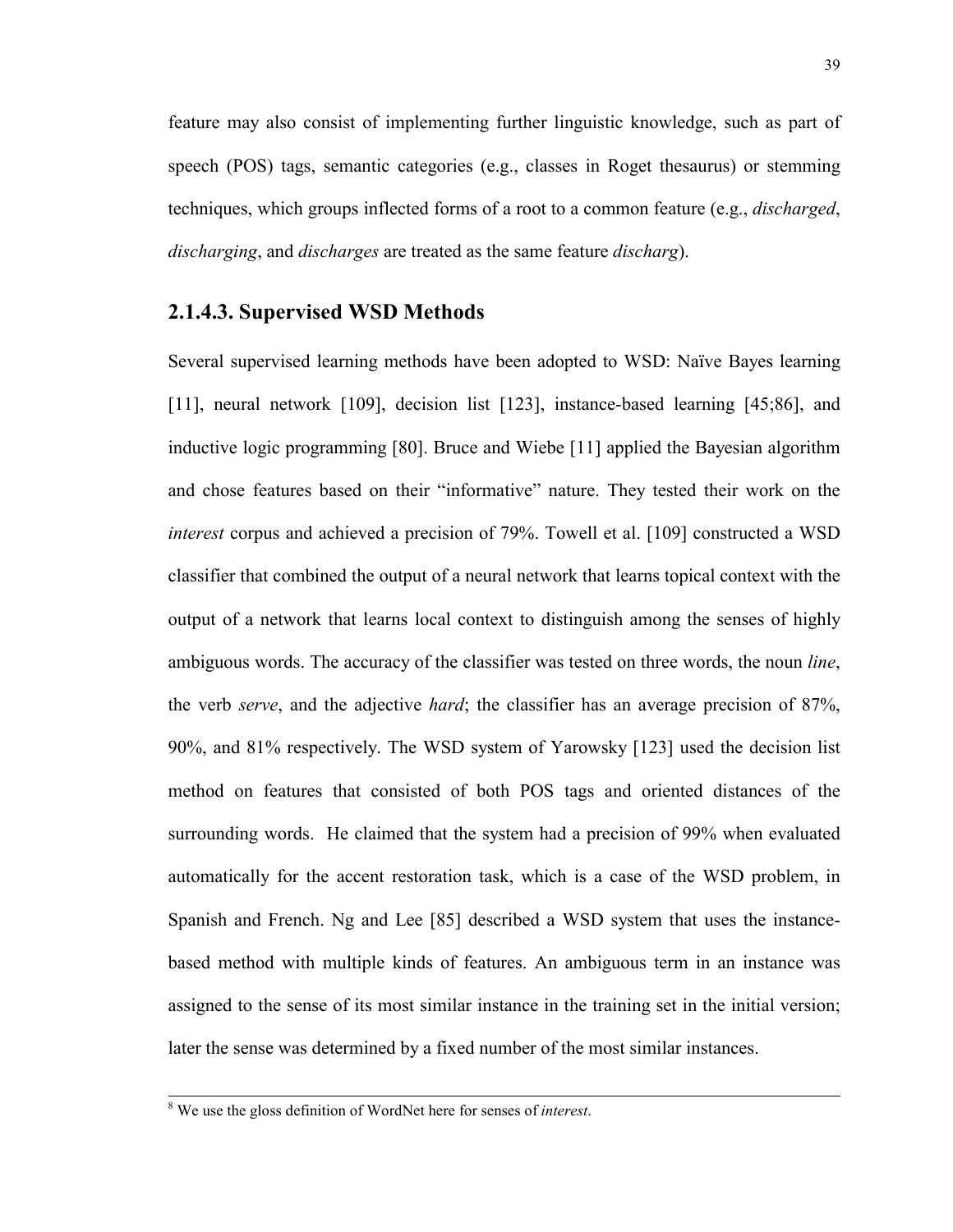feature may also consist of implementing further linguistic knowledge, such as part of speech (POS) tags, semantic categories (e.g., classes in Roget thesaurus) or stemming techniques, which groups inflected forms of a root to a common feature (e.g., *discharged*, *discharging*, and *discharges* are treated as the same feature *discharg*).

### 2.1.4.3. Supervised WSD Methods

Several supervised learning methods have been adopted to WSD: Naïve Bayes learning [11], neural network [109], decision list [123], instance-based learning [45;86], and inductive logic programming [80]. Bruce and Wiebe [11] applied the Bayesian algorithm and chose features based on their "informative" nature. They tested their work on the *interest* corpus and achieved a precision of 79%. Towell et al. [109] constructed a WSD classifier that combined the output of a neural network that learns topical context with the output of a network that learns local context to distinguish among the senses of highly ambiguous words. The accuracy of the classifier was tested on three words, the noun *line*, the verb *serve*, and the adjective *hard*; the classifier has an average precision of 87%, 90%, and 81% respectively. The WSD system of Yarowsky [123] used the decision list method on features that consisted of both POS tags and oriented distances of the surrounding words. He claimed that the system had a precision of 99% when evaluated automatically for the accent restoration task, which is a case of the WSD problem, in Spanish and French. Ng and Lee [85] described a WSD system that uses the instance-based method with multiple kinds of features. An ambiguous term in an instance was assigned to the sense of its most similar instance in the training set in the initial version; later the sense was determined by a fixed number of the most similar instances.

---

[8] We use the gloss definition of WordNet here for senses of *interest*.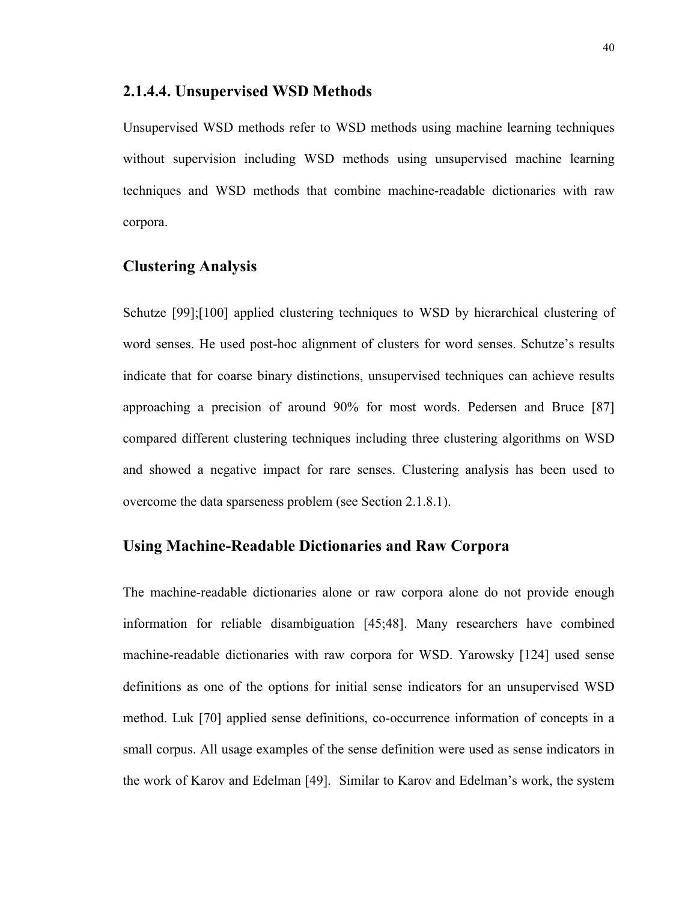### 2.1.4.4. Unsupervised WSD Methods

Unsupervised WSD methods refer to WSD methods using machine learning techniques without supervision including WSD methods using unsupervised machine learning techniques and WSD methods that combine machine-readable dictionaries with raw corpora.

#### Clustering Analysis

Schutze [99];[100] applied clustering techniques to WSD by hierarchical clustering of word senses. He used post-hoc alignment of clusters for word senses. Schutze's results indicate that for coarse binary distinctions, unsupervised techniques can achieve results approaching a precision of around 90% for most words. Pedersen and Bruce [87] compared different clustering techniques including three clustering algorithms on WSD and showed a negative impact for rare senses. Clustering analysis has been used to overcome the data sparseness problem (see Section 2.1.8.1).

#### Using Machine-Readable Dictionaries and Raw Corpora

The machine-readable dictionaries alone or raw corpora alone do not provide enough information for reliable disambiguation [45;48]. Many researchers have combined machine-readable dictionaries with raw corpora for WSD. Yarowsky [124] used sense definitions as one of the options for initial sense indicators for an unsupervised WSD method. Luk [70] applied sense definitions, co-occurrence information of concepts in a small corpus. All usage examples of the sense definition were used as sense indicators in the work of Karov and Edelman [49]. Similar to Karov and Edelman's work, the system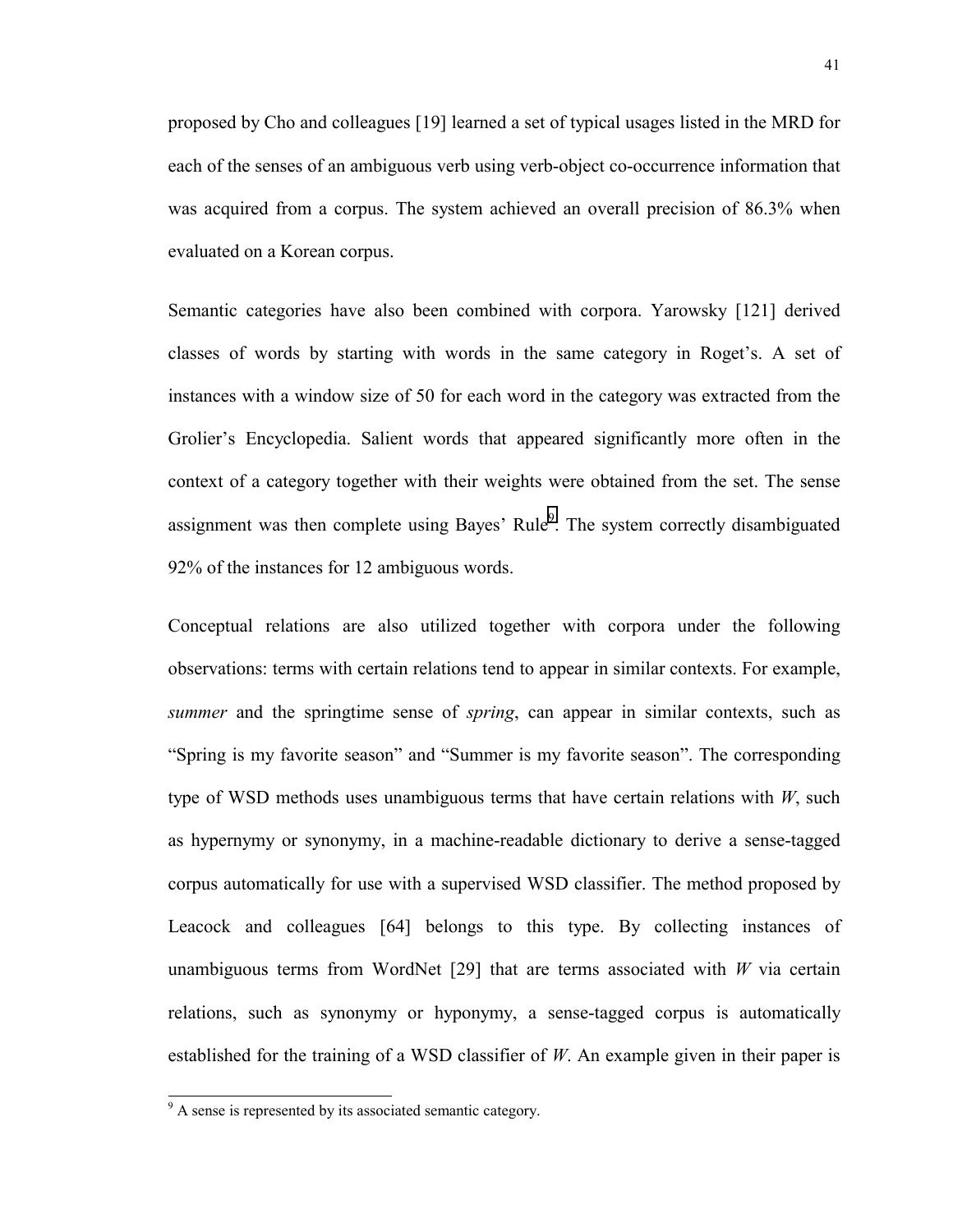proposed by Cho and colleagues [19] learned a set of typical usages listed in the MRD for each of the senses of an ambiguous verb using verb-object co-occurrence information that was acquired from a corpus. The system achieved an overall precision of 86.3% when evaluated on a Korean corpus.

Semantic categories have also been combined with corpora. Yarowsky [121] derived classes of words by starting with words in the same category in Roget's. A set of instances with a window size of 50 for each word in the category was extracted from the Grolier's Encyclopedia. Salient words that appeared significantly more often in the context of a category together with their weights were obtained from the set. The sense assignment was then complete using Bayes' Rule[9]. The system correctly disambiguated 92% of the instances for 12 ambiguous words.

Conceptual relations are also utilized together with corpora under the following observations: terms with certain relations tend to appear in similar contexts. For example, *summer* and the springtime sense of *spring*, can appear in similar contexts, such as "Spring is my favorite season" and "Summer is my favorite season". The corresponding type of WSD methods uses unambiguous terms that have certain relations with *W*, such as hypernymy or synonymy, in a machine-readable dictionary to derive a sense-tagged corpus automatically for use with a supervised WSD classifier. The method proposed by Leacock and colleagues [64] belongs to this type. By collecting instances of unambiguous terms from WordNet [29] that are terms associated with *W* via certain relations, such as synonymy or hyponymy, a sense-tagged corpus is automatically established for the training of a WSD classifier of *W*. An example given in their paper is

[9] A sense is represented by its associated semantic category.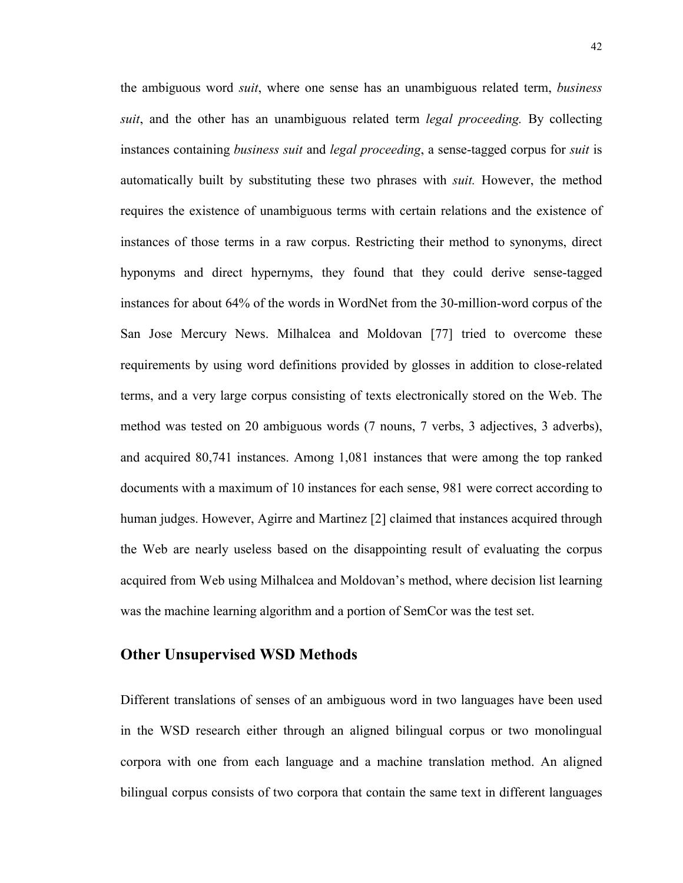the ambiguous word *suit*, where one sense has an unambiguous related term, *business suit*, and the other has an unambiguous related term *legal proceeding.* By collecting instances containing *business suit* and *legal proceeding*, a sense-tagged corpus for *suit* is automatically built by substituting these two phrases with *suit.* However, the method requires the existence of unambiguous terms with certain relations and the existence of instances of those terms in a raw corpus. Restricting their method to synonyms, direct hyponyms and direct hypernyms, they found that they could derive sense-tagged instances for about 64% of the words in WordNet from the 30-million-word corpus of the San Jose Mercury News. Milhalcea and Moldovan [77] tried to overcome these requirements by using word definitions provided by glosses in addition to close-related terms, and a very large corpus consisting of texts electronically stored on the Web. The method was tested on 20 ambiguous words (7 nouns, 7 verbs, 3 adjectives, 3 adverbs), and acquired 80,741 instances. Among 1,081 instances that were among the top ranked documents with a maximum of 10 instances for each sense, 981 were correct according to human judges. However, Agirre and Martinez [2] claimed that instances acquired through the Web are nearly useless based on the disappointing result of evaluating the corpus acquired from Web using Milhalcea and Moldovan's method, where decision list learning was the machine learning algorithm and a portion of SemCor was the test set.

## Other Unsupervised WSD Methods

Different translations of senses of an ambiguous word in two languages have been used in the WSD research either through an aligned bilingual corpus or two monolingual corpora with one from each language and a machine translation method. An aligned bilingual corpus consists of two corpora that contain the same text in different languages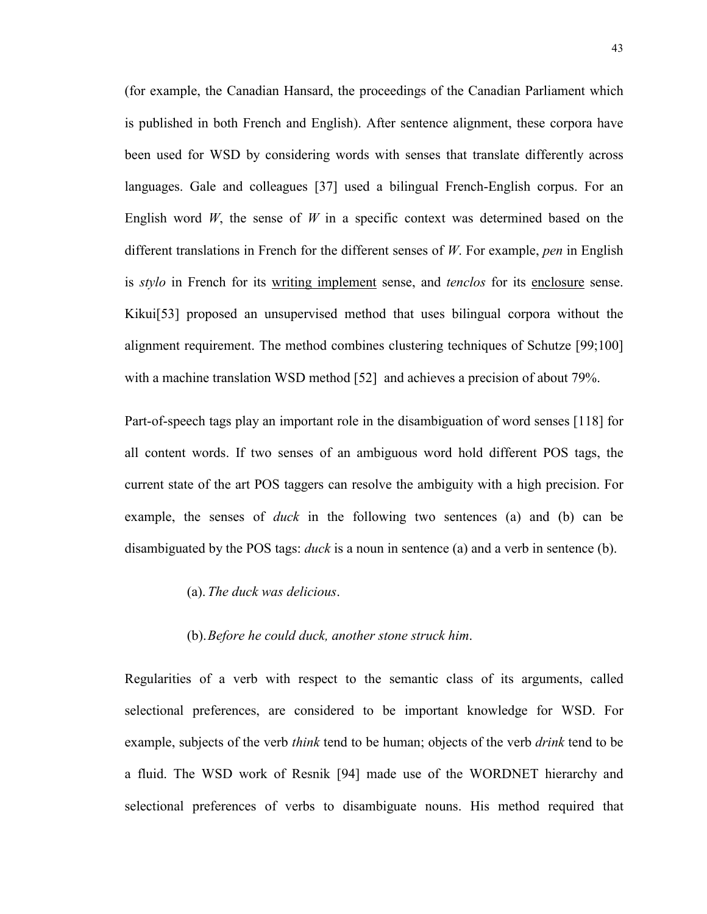(for example, the Canadian Hansard, the proceedings of the Canadian Parliament which is published in both French and English). After sentence alignment, these corpora have been used for WSD by considering words with senses that translate differently across languages. Gale and colleagues [37] used a bilingual French-English corpus. For an English word *W*, the sense of *W* in a specific context was determined based on the different translations in French for the different senses of *W*. For example, *pen* in English is *stylo* in French for its <u>writing implement</u> sense, and *tenclos* for its <u>enclosure</u> sense. Kikui[53] proposed an unsupervised method that uses bilingual corpora without the alignment requirement. The method combines clustering techniques of Schutze [99;100] with a machine translation WSD method [52] and achieves a precision of about 79%.

Part-of-speech tags play an important role in the disambiguation of word senses [118] for all content words. If two senses of an ambiguous word hold different POS tags, the current state of the art POS taggers can resolve the ambiguity with a high precision. For example, the senses of *duck* in the following two sentences (a) and (b) can be disambiguated by the POS tags: *duck* is a noun in sentence (a) and a verb in sentence (b).

(a). *The duck was delicious*.

(b). *Before he could duck, another stone struck him*.

Regularities of a verb with respect to the semantic class of its arguments, called selectional preferences, are considered to be important knowledge for WSD. For example, subjects of the verb *think* tend to be human; objects of the verb *drink* tend to be a fluid. The WSD work of Resnik [94] made use of the WORDNET hierarchy and selectional preferences of verbs to disambiguate nouns. His method required that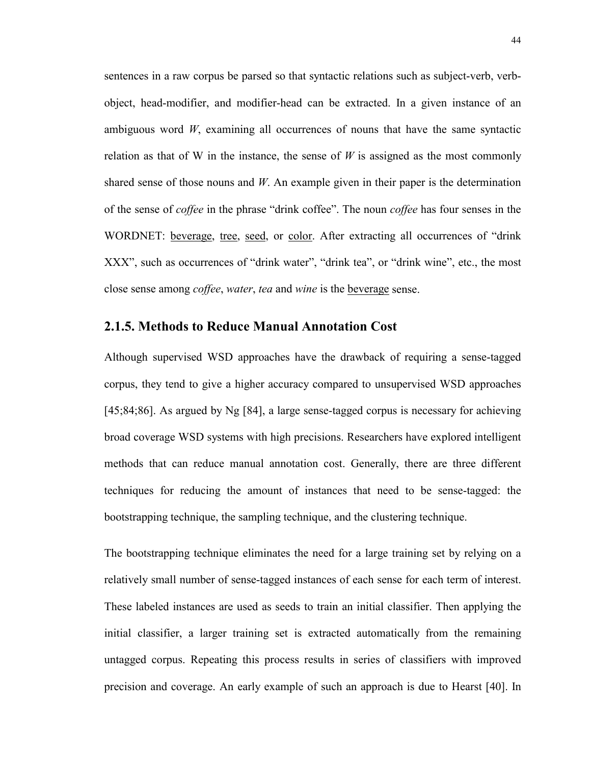sentences in a raw corpus be parsed so that syntactic relations such as subject-verb, verb-object, head-modifier, and modifier-head can be extracted. In a given instance of an ambiguous word *W*, examining all occurrences of nouns that have the same syntactic relation as that of W in the instance, the sense of *W* is assigned as the most commonly shared sense of those nouns and *W*. An example given in their paper is the determination of the sense of *coffee* in the phrase "drink coffee". The noun *coffee* has four senses in the WORDNET: <u>beverage</u>, <u>tree</u>, <u>seed</u>, or <u>color</u>. After extracting all occurrences of "drink XXX", such as occurrences of "drink water", "drink tea", or "drink wine", etc., the most close sense among *coffee*, *water*, *tea* and *wine* is the <u>beverage</u> sense.

### 2.1.5. Methods to Reduce Manual Annotation Cost

Although supervised WSD approaches have the drawback of requiring a sense-tagged corpus, they tend to give a higher accuracy compared to unsupervised WSD approaches [45;84;86]. As argued by Ng [84], a large sense-tagged corpus is necessary for achieving broad coverage WSD systems with high precisions. Researchers have explored intelligent methods that can reduce manual annotation cost. Generally, there are three different techniques for reducing the amount of instances that need to be sense-tagged: the bootstrapping technique, the sampling technique, and the clustering technique.

The bootstrapping technique eliminates the need for a large training set by relying on a relatively small number of sense-tagged instances of each sense for each term of interest. These labeled instances are used as seeds to train an initial classifier. Then applying the initial classifier, a larger training set is extracted automatically from the remaining untagged corpus. Repeating this process results in series of classifiers with improved precision and coverage. An early example of such an approach is due to Hearst [40]. In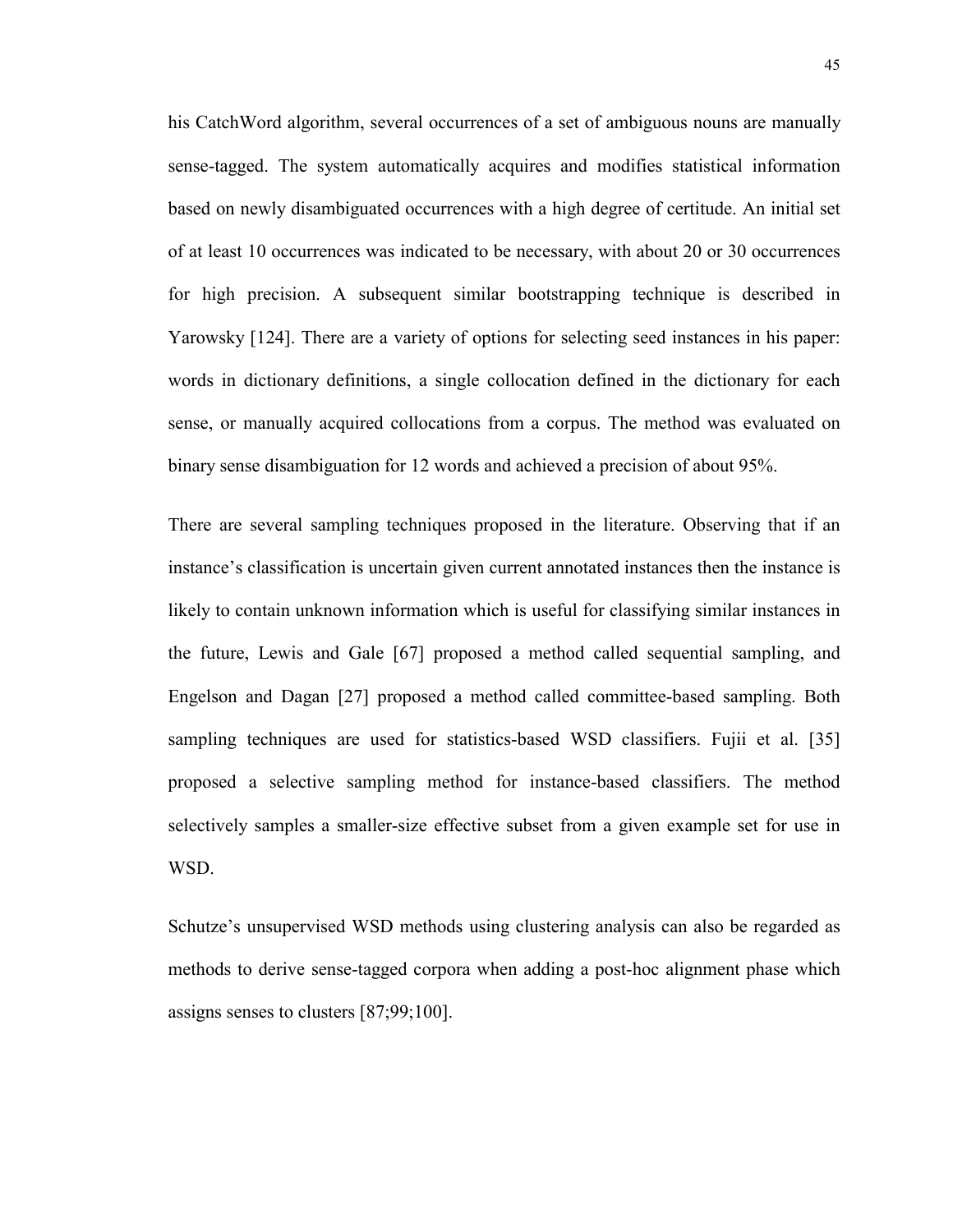his CatchWord algorithm, several occurrences of a set of ambiguous nouns are manually sense-tagged. The system automatically acquires and modifies statistical information based on newly disambiguated occurrences with a high degree of certitude. An initial set of at least 10 occurrences was indicated to be necessary, with about 20 or 30 occurrences for high precision. A subsequent similar bootstrapping technique is described in Yarowsky [124]. There are a variety of options for selecting seed instances in his paper: words in dictionary definitions, a single collocation defined in the dictionary for each sense, or manually acquired collocations from a corpus. The method was evaluated on binary sense disambiguation for 12 words and achieved a precision of about 95%.

There are several sampling techniques proposed in the literature. Observing that if an instance's classification is uncertain given current annotated instances then the instance is likely to contain unknown information which is useful for classifying similar instances in the future, Lewis and Gale [67] proposed a method called sequential sampling, and Engelson and Dagan [27] proposed a method called committee-based sampling. Both sampling techniques are used for statistics-based WSD classifiers. Fujii et al. [35] proposed a selective sampling method for instance-based classifiers. The method selectively samples a smaller-size effective subset from a given example set for use in WSD.

Schutze's unsupervised WSD methods using clustering analysis can also be regarded as methods to derive sense-tagged corpora when adding a post-hoc alignment phase which assigns senses to clusters [87;99;100].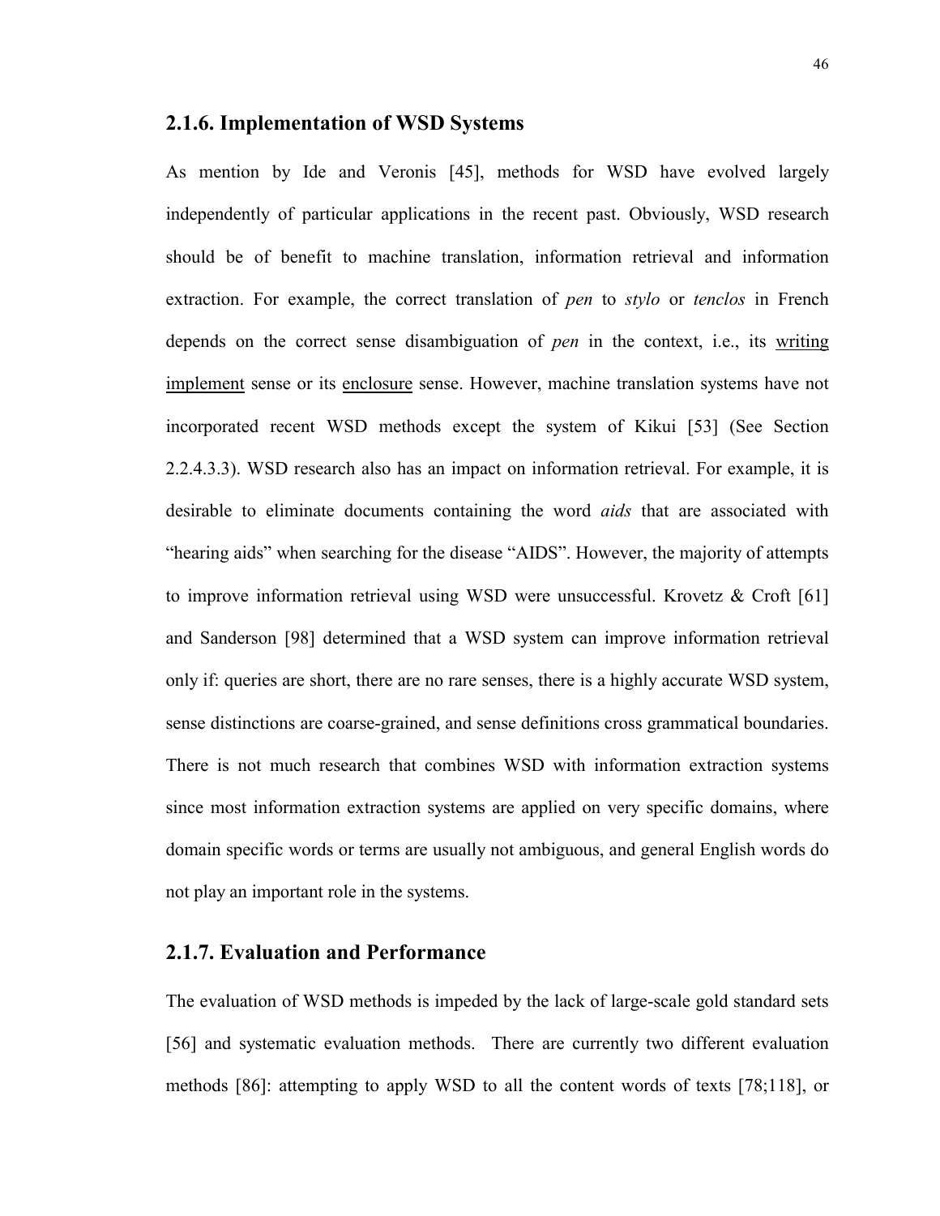### 2.1.6. Implementation of WSD Systems

As mention by Ide and Veronis [45], methods for WSD have evolved largely independently of particular applications in the recent past. Obviously, WSD research should be of benefit to machine translation, information retrieval and information extraction. For example, the correct translation of *pen* to *stylo* or *tenclos* in French depends on the correct sense disambiguation of *pen* in the context, i.e., its <u>writing implement</u> sense or its <u>enclosure</u> sense. However, machine translation systems have not incorporated recent WSD methods except the system of Kikui [53] (See Section 2.2.4.3.3). WSD research also has an impact on information retrieval. For example, it is desirable to eliminate documents containing the word *aids* that are associated with "hearing aids" when searching for the disease "AIDS". However, the majority of attempts to improve information retrieval using WSD were unsuccessful. Krovetz & Croft [61] and Sanderson [98] determined that a WSD system can improve information retrieval only if: queries are short, there are no rare senses, there is a highly accurate WSD system, sense distinctions are coarse-grained, and sense definitions cross grammatical boundaries. There is not much research that combines WSD with information extraction systems since most information extraction systems are applied on very specific domains, where domain specific words or terms are usually not ambiguous, and general English words do not play an important role in the systems.

### 2.1.7. Evaluation and Performance

The evaluation of WSD methods is impeded by the lack of large-scale gold standard sets [56] and systematic evaluation methods. There are currently two different evaluation methods [86]: attempting to apply WSD to all the content words of texts [78;118], or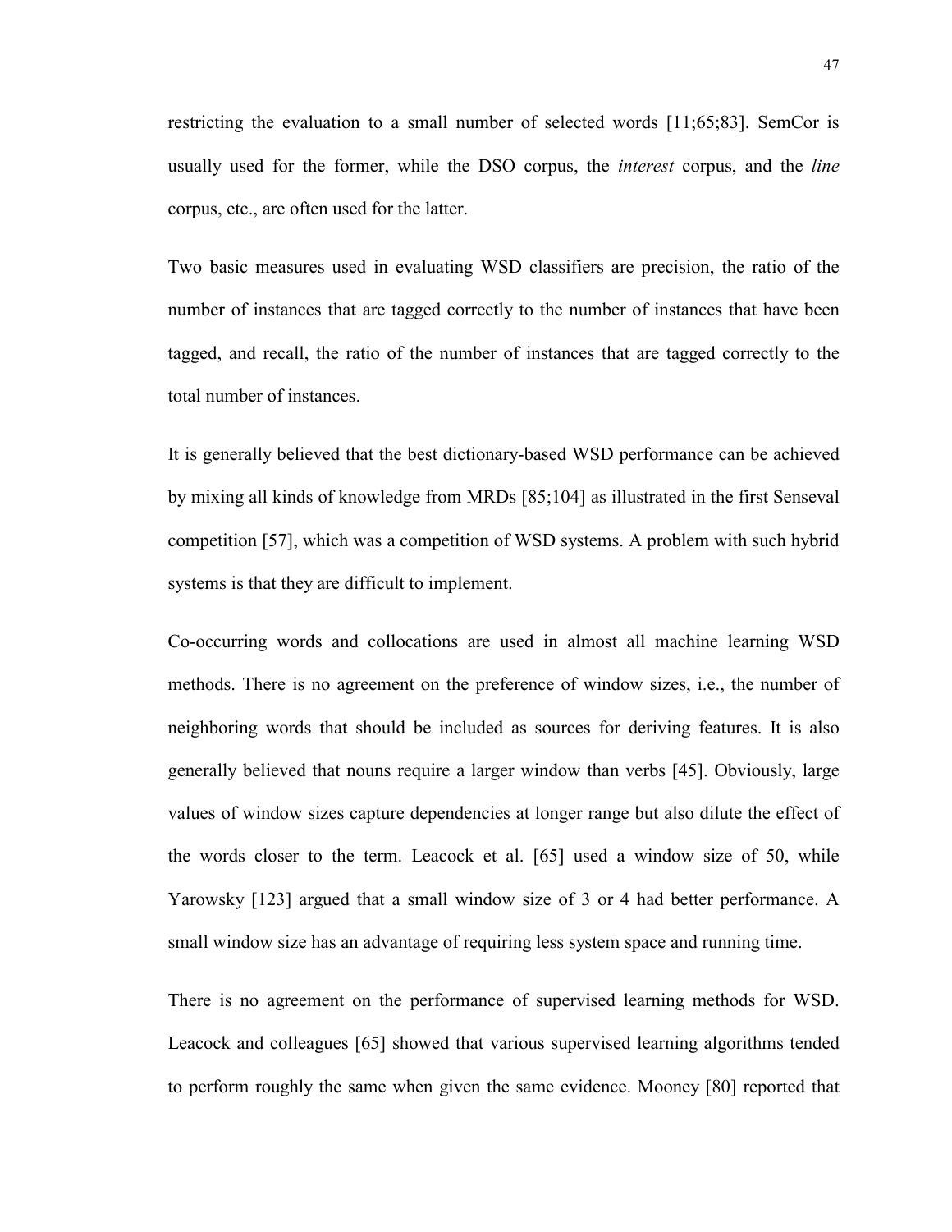restricting the evaluation to a small number of selected words [11;65;83]. SemCor is usually used for the former, while the DSO corpus, the *interest* corpus, and the *line* corpus, etc., are often used for the latter.

Two basic measures used in evaluating WSD classifiers are precision, the ratio of the number of instances that are tagged correctly to the number of instances that have been tagged, and recall, the ratio of the number of instances that are tagged correctly to the total number of instances.

It is generally believed that the best dictionary-based WSD performance can be achieved by mixing all kinds of knowledge from MRDs [85;104] as illustrated in the first Senseval competition [57], which was a competition of WSD systems. A problem with such hybrid systems is that they are difficult to implement.

Co-occurring words and collocations are used in almost all machine learning WSD methods. There is no agreement on the preference of window sizes, i.e., the number of neighboring words that should be included as sources for deriving features. It is also generally believed that nouns require a larger window than verbs [45]. Obviously, large values of window sizes capture dependencies at longer range but also dilute the effect of the words closer to the term. Leacock et al. [65] used a window size of 50, while Yarowsky [123] argued that a small window size of 3 or 4 had better performance. A small window size has an advantage of requiring less system space and running time.

There is no agreement on the performance of supervised learning methods for WSD. Leacock and colleagues [65] showed that various supervised learning algorithms tended to perform roughly the same when given the same evidence. Mooney [80] reported that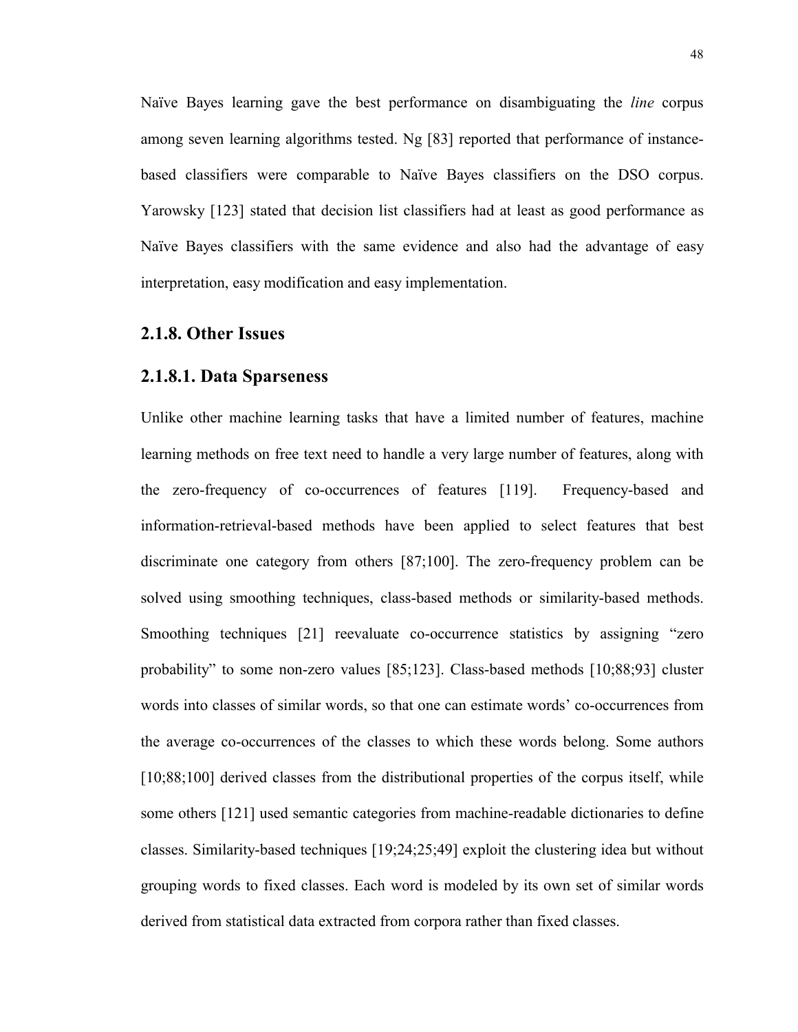Naïve Bayes learning gave the best performance on disambiguating the *line* corpus among seven learning algorithms tested. Ng [83] reported that performance of instance-based classifiers were comparable to Naïve Bayes classifiers on the DSO corpus. Yarowsky [123] stated that decision list classifiers had at least as good performance as Naïve Bayes classifiers with the same evidence and also had the advantage of easy interpretation, easy modification and easy implementation.

### 2.1.8. Other Issues

#### 2.1.8.1. Data Sparseness

Unlike other machine learning tasks that have a limited number of features, machine learning methods on free text need to handle a very large number of features, along with the zero-frequency of co-occurrences of features [119]. Frequency-based and information-retrieval-based methods have been applied to select features that best discriminate one category from others [87;100]. The zero-frequency problem can be solved using smoothing techniques, class-based methods or similarity-based methods. Smoothing techniques [21] reevaluate co-occurrence statistics by assigning "zero probability" to some non-zero values [85;123]. Class-based methods [10;88;93] cluster words into classes of similar words, so that one can estimate words' co-occurrences from the average co-occurrences of the classes to which these words belong. Some authors [10;88;100] derived classes from the distributional properties of the corpus itself, while some others [121] used semantic categories from machine-readable dictionaries to define classes. Similarity-based techniques [19;24;25;49] exploit the clustering idea but without grouping words to fixed classes. Each word is modeled by its own set of similar words derived from statistical data extracted from corpora rather than fixed classes.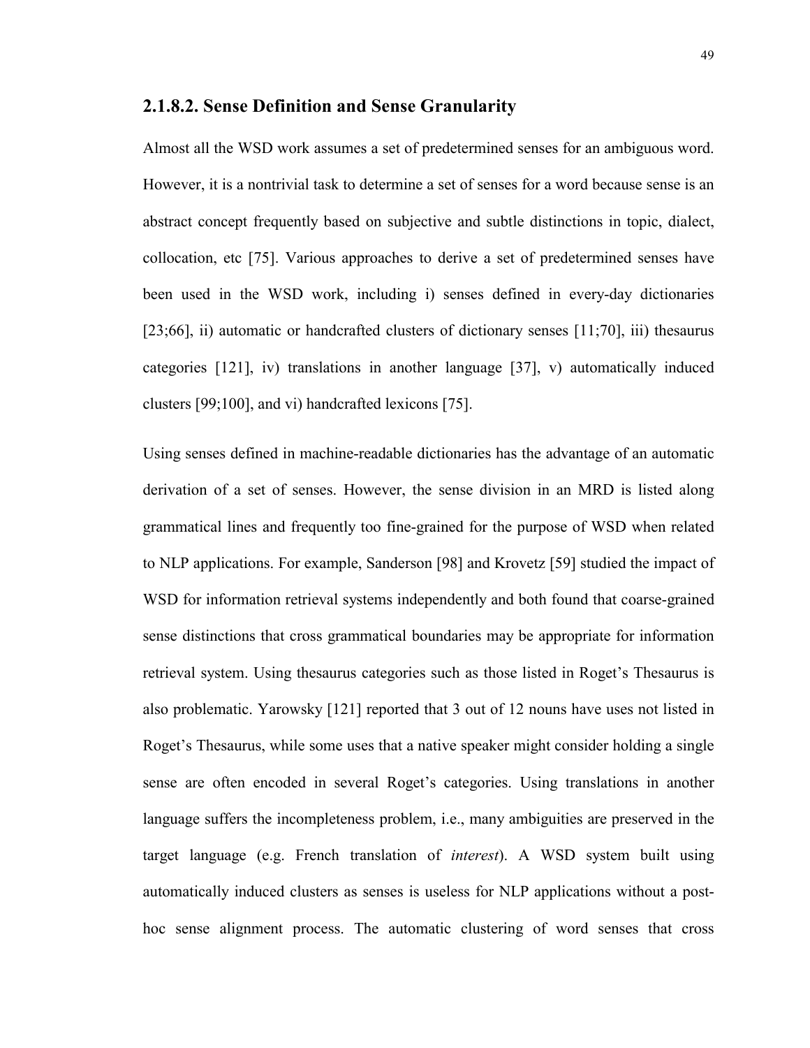### 2.1.8.2. Sense Definition and Sense Granularity

Almost all the WSD work assumes a set of predetermined senses for an ambiguous word. However, it is a nontrivial task to determine a set of senses for a word because sense is an abstract concept frequently based on subjective and subtle distinctions in topic, dialect, collocation, etc [75]. Various approaches to derive a set of predetermined senses have been used in the WSD work, including i) senses defined in every-day dictionaries [23;66], ii) automatic or handcrafted clusters of dictionary senses [11;70], iii) thesaurus categories [121], iv) translations in another language [37], v) automatically induced clusters [99;100], and vi) handcrafted lexicons [75].

Using senses defined in machine-readable dictionaries has the advantage of an automatic derivation of a set of senses. However, the sense division in an MRD is listed along grammatical lines and frequently too fine-grained for the purpose of WSD when related to NLP applications. For example, Sanderson [98] and Krovetz [59] studied the impact of WSD for information retrieval systems independently and both found that coarse-grained sense distinctions that cross grammatical boundaries may be appropriate for information retrieval system. Using thesaurus categories such as those listed in Roget's Thesaurus is also problematic. Yarowsky [121] reported that 3 out of 12 nouns have uses not listed in Roget's Thesaurus, while some uses that a native speaker might consider holding a single sense are often encoded in several Roget's categories. Using translations in another language suffers the incompleteness problem, i.e., many ambiguities are preserved in the target language (e.g. French translation of *interest*). A WSD system built using automatically induced clusters as senses is useless for NLP applications without a post-hoc sense alignment process. The automatic clustering of word senses that cross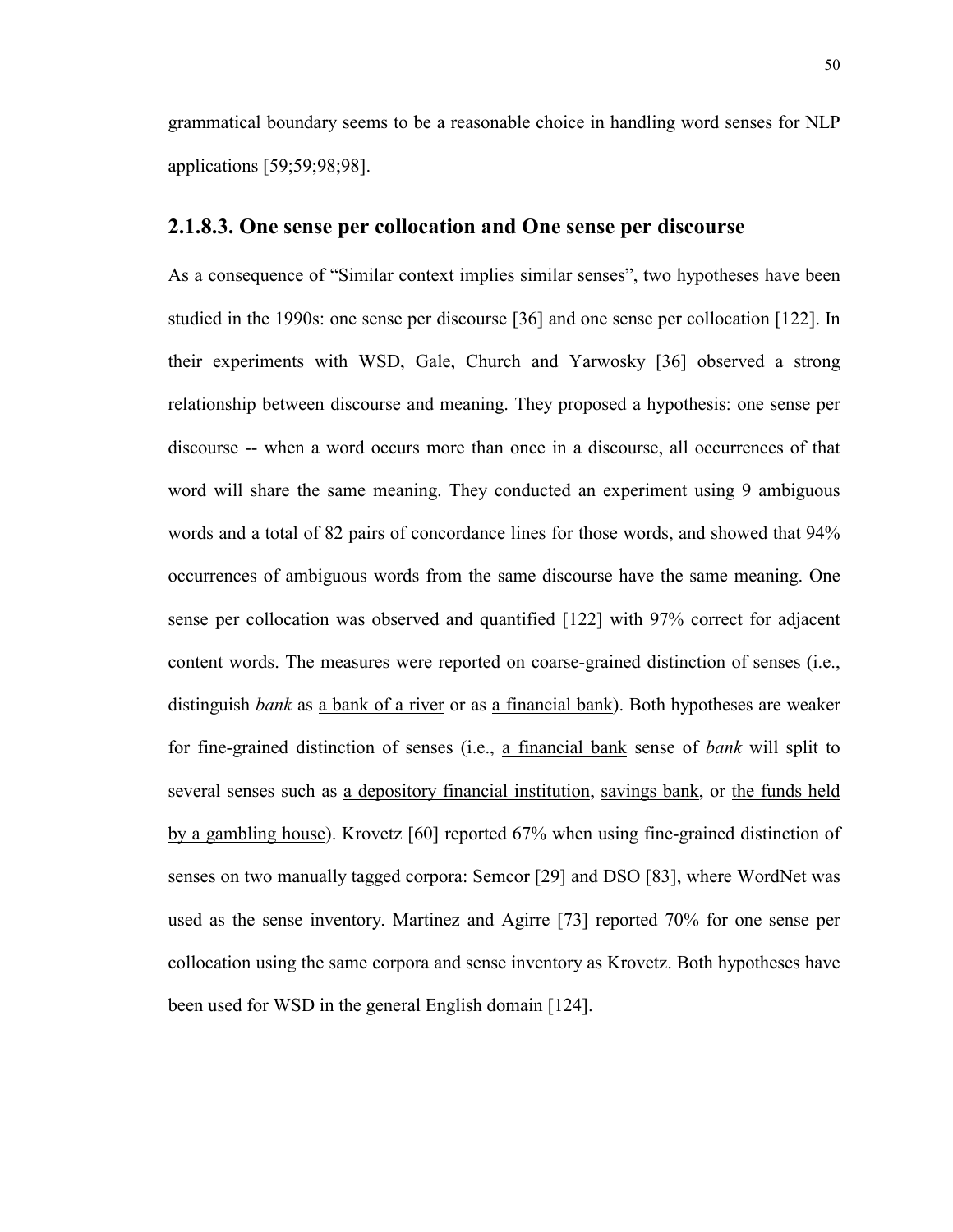grammatical boundary seems to be a reasonable choice in handling word senses for NLP applications [59;59;98;98].

### 2.1.8.3. One sense per collocation and One sense per discourse

As a consequence of "Similar context implies similar senses", two hypotheses have been studied in the 1990s: one sense per discourse [36] and one sense per collocation [122]. In their experiments with WSD, Gale, Church and Yarwosky [36] observed a strong relationship between discourse and meaning. They proposed a hypothesis: one sense per discourse -- when a word occurs more than once in a discourse, all occurrences of that word will share the same meaning. They conducted an experiment using 9 ambiguous words and a total of 82 pairs of concordance lines for those words, and showed that 94% occurrences of ambiguous words from the same discourse have the same meaning. One sense per collocation was observed and quantified [122] with 97% correct for adjacent content words. The measures were reported on coarse-grained distinction of senses (i.e., distinguish *bank* as <u>a bank of a river</u> or as <u>a financial bank</u>). Both hypotheses are weaker for fine-grained distinction of senses (i.e., <u>a financial bank</u> sense of *bank* will split to several senses such as <u>a depository financial institution</u>, <u>savings bank</u>, or <u>the funds held by a gambling house</u>). Krovetz [60] reported 67% when using fine-grained distinction of senses on two manually tagged corpora: Semcor [29] and DSO [83], where WordNet was used as the sense inventory. Martinez and Agirre [73] reported 70% for one sense per collocation using the same corpora and sense inventory as Krovetz. Both hypotheses have been used for WSD in the general English domain [124].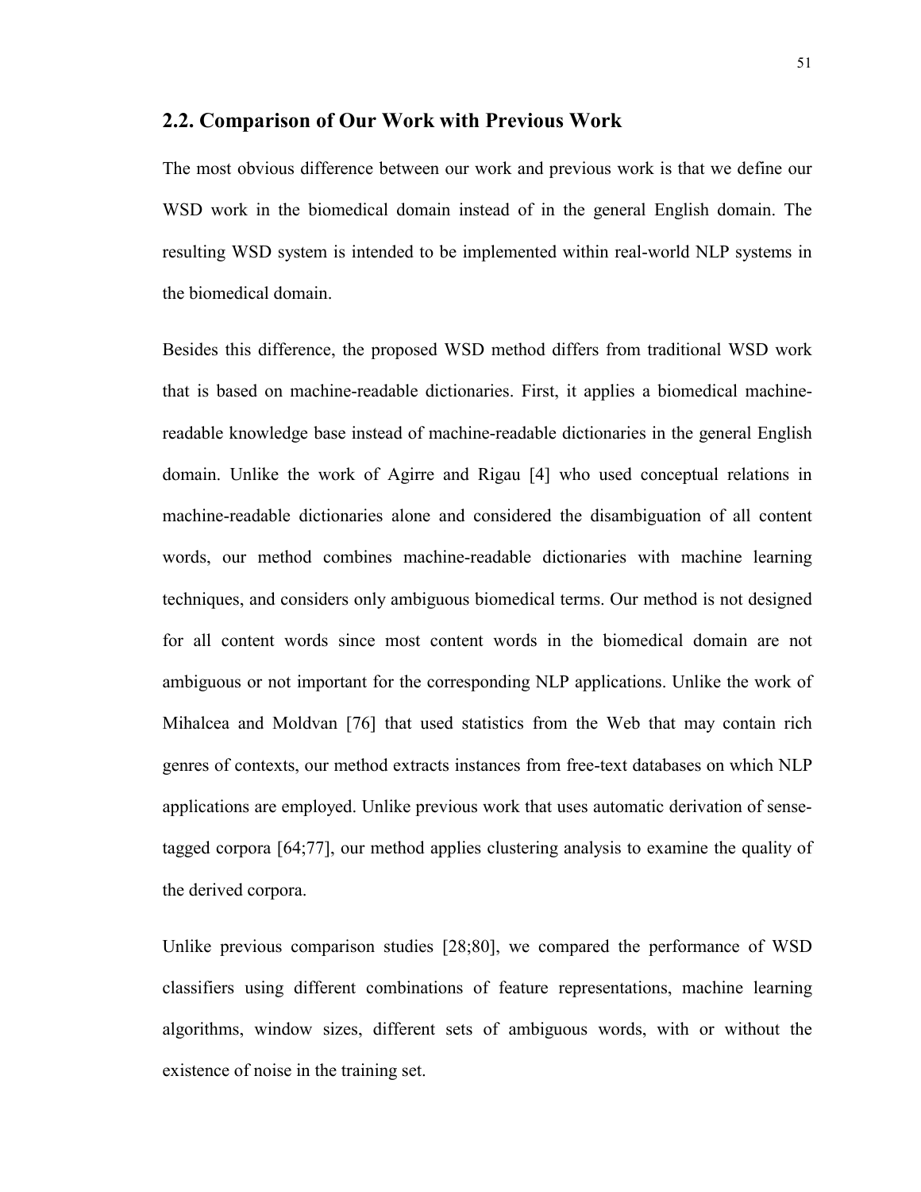## 2.2. Comparison of Our Work with Previous Work

The most obvious difference between our work and previous work is that we define our WSD work in the biomedical domain instead of in the general English domain. The resulting WSD system is intended to be implemented within real-world NLP systems in the biomedical domain.

Besides this difference, the proposed WSD method differs from traditional WSD work that is based on machine-readable dictionaries. First, it applies a biomedical machine-readable knowledge base instead of machine-readable dictionaries in the general English domain. Unlike the work of Agirre and Rigau [4] who used conceptual relations in machine-readable dictionaries alone and considered the disambiguation of all content words, our method combines machine-readable dictionaries with machine learning techniques, and considers only ambiguous biomedical terms. Our method is not designed for all content words since most content words in the biomedical domain are not ambiguous or not important for the corresponding NLP applications. Unlike the work of Mihalcea and Moldvan [76] that used statistics from the Web that may contain rich genres of contexts, our method extracts instances from free-text databases on which NLP applications are employed. Unlike previous work that uses automatic derivation of sense-tagged corpora [64;77], our method applies clustering analysis to examine the quality of the derived corpora.

Unlike previous comparison studies [28;80], we compared the performance of WSD classifiers using different combinations of feature representations, machine learning algorithms, window sizes, different sets of ambiguous words, with or without the existence of noise in the training set.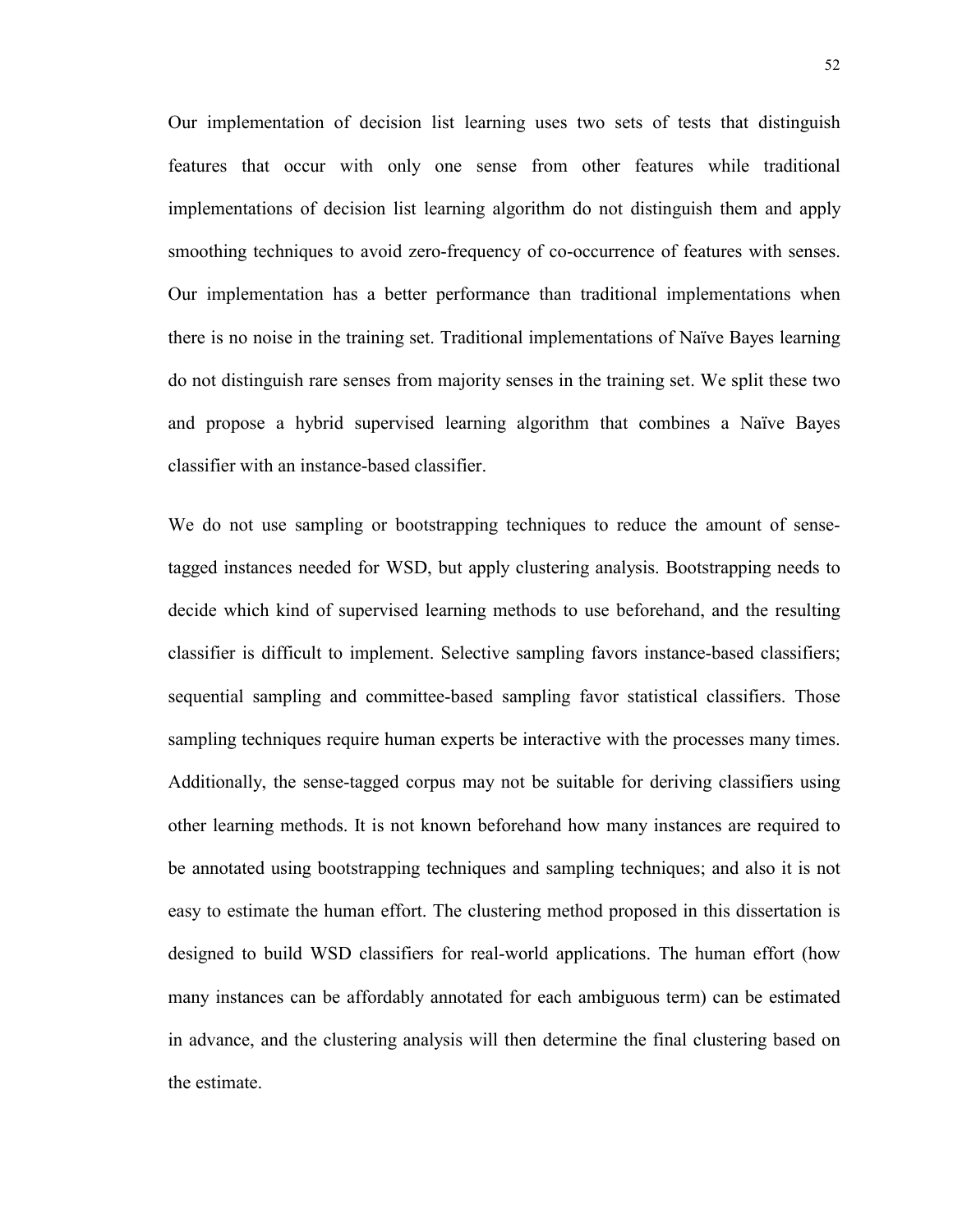Our implementation of decision list learning uses two sets of tests that distinguish features that occur with only one sense from other features while traditional implementations of decision list learning algorithm do not distinguish them and apply smoothing techniques to avoid zero-frequency of co-occurrence of features with senses. Our implementation has a better performance than traditional implementations when there is no noise in the training set. Traditional implementations of Naïve Bayes learning do not distinguish rare senses from majority senses in the training set. We split these two and propose a hybrid supervised learning algorithm that combines a Naïve Bayes classifier with an instance-based classifier.

We do not use sampling or bootstrapping techniques to reduce the amount of sense-tagged instances needed for WSD, but apply clustering analysis. Bootstrapping needs to decide which kind of supervised learning methods to use beforehand, and the resulting classifier is difficult to implement. Selective sampling favors instance-based classifiers; sequential sampling and committee-based sampling favor statistical classifiers. Those sampling techniques require human experts be interactive with the processes many times. Additionally, the sense-tagged corpus may not be suitable for deriving classifiers using other learning methods. It is not known beforehand how many instances are required to be annotated using bootstrapping techniques and sampling techniques; and also it is not easy to estimate the human effort. The clustering method proposed in this dissertation is designed to build WSD classifiers for real-world applications. The human effort (how many instances can be affordably annotated for each ambiguous term) can be estimated in advance, and the clustering analysis will then determine the final clustering based on the estimate.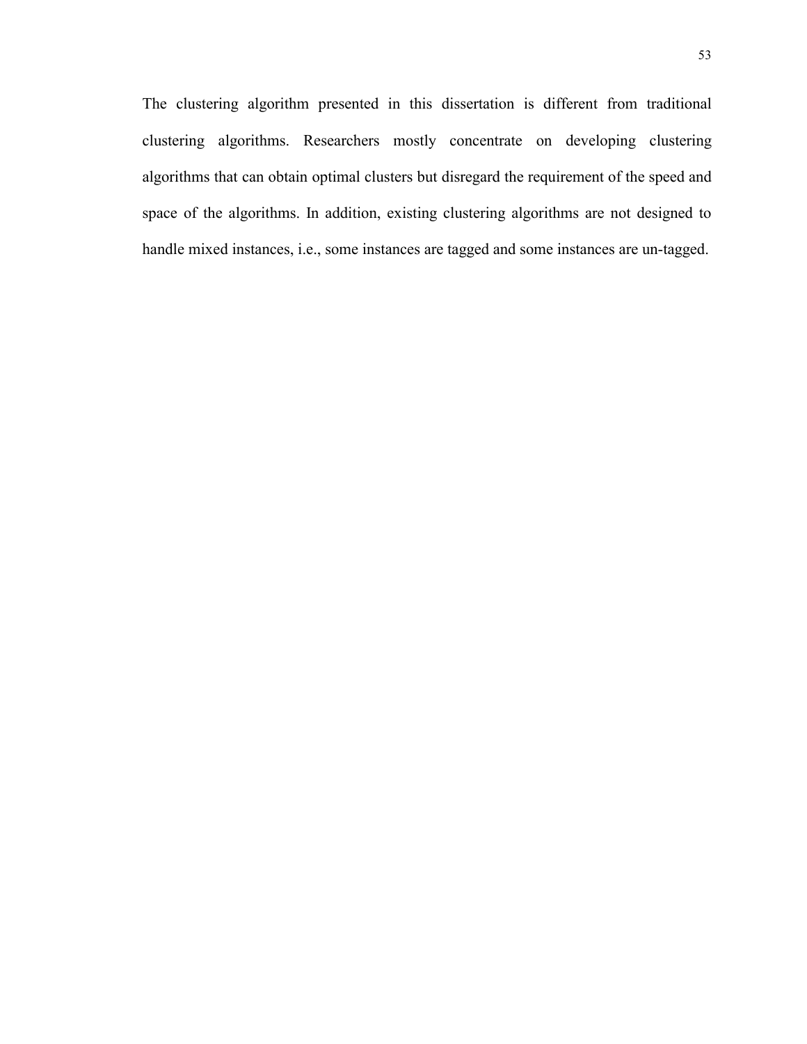The clustering algorithm presented in this dissertation is different from traditional clustering algorithms. Researchers mostly concentrate on developing clustering algorithms that can obtain optimal clusters but disregard the requirement of the speed and space of the algorithms. In addition, existing clustering algorithms are not designed to handle mixed instances, i.e., some instances are tagged and some instances are un-tagged.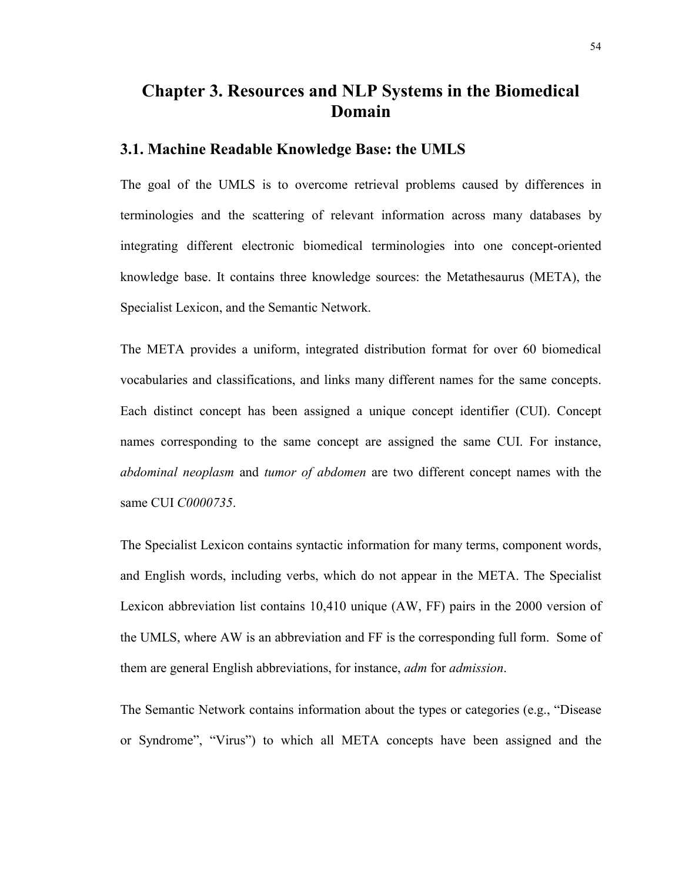# Chapter 3. Resources and NLP Systems in the Biomedical Domain

## 3.1. Machine Readable Knowledge Base: the UMLS

The goal of the UMLS is to overcome retrieval problems caused by differences in terminologies and the scattering of relevant information across many databases by integrating different electronic biomedical terminologies into one concept-oriented knowledge base. It contains three knowledge sources: the Metathesaurus (META), the Specialist Lexicon, and the Semantic Network.

The META provides a uniform, integrated distribution format for over 60 biomedical vocabularies and classifications, and links many different names for the same concepts. Each distinct concept has been assigned a unique concept identifier (CUI). Concept names corresponding to the same concept are assigned the same CUI. For instance, *abdominal neoplasm* and *tumor of abdomen* are two different concept names with the same CUI *C0000735*.

The Specialist Lexicon contains syntactic information for many terms, component words, and English words, including verbs, which do not appear in the META. The Specialist Lexicon abbreviation list contains 10,410 unique (AW, FF) pairs in the 2000 version of the UMLS, where AW is an abbreviation and FF is the corresponding full form. Some of them are general English abbreviations, for instance, *adm* for *admission*.

The Semantic Network contains information about the types or categories (e.g., "Disease or Syndrome", "Virus") to which all META concepts have been assigned and the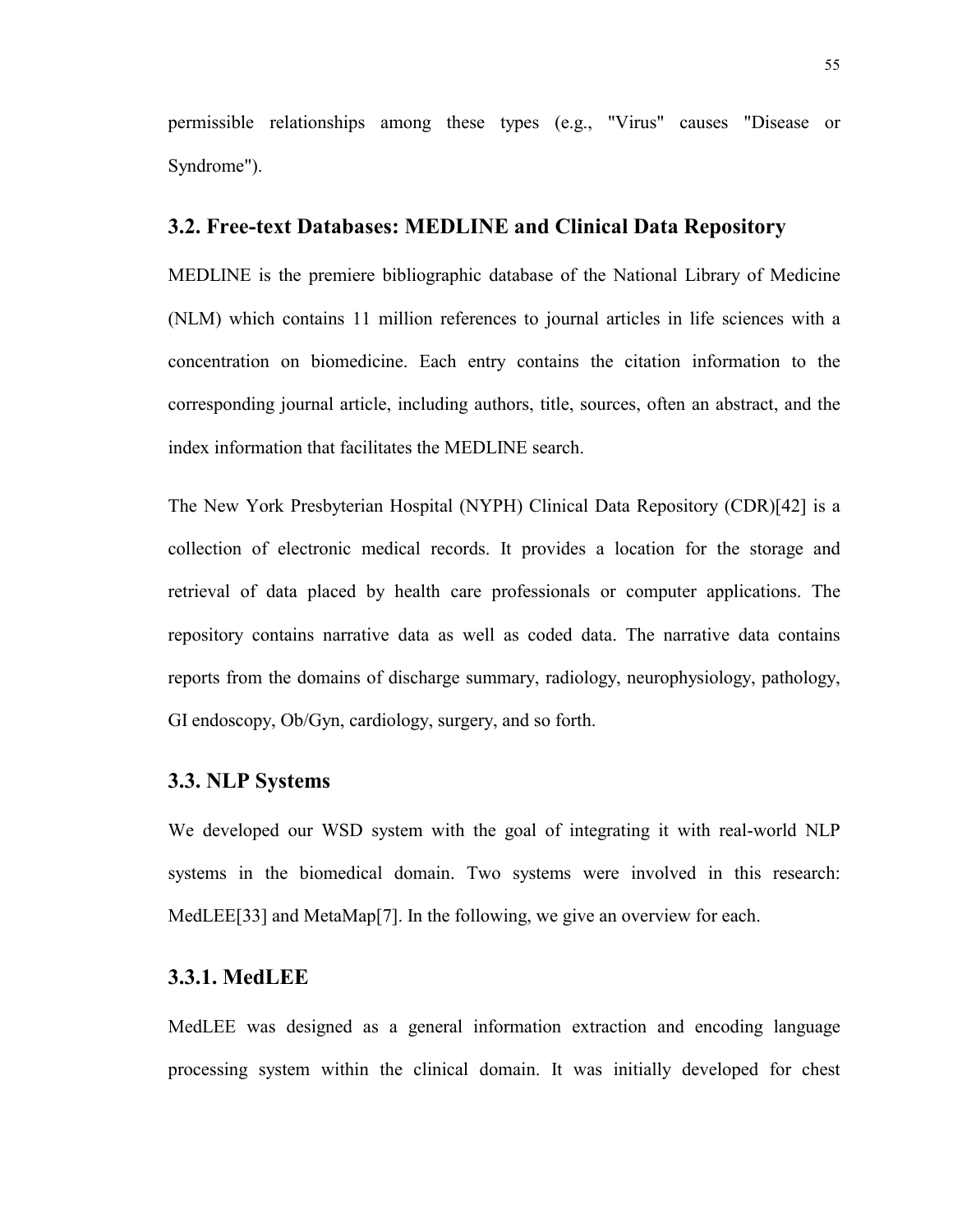permissible relationships among these types (e.g., "Virus" causes "Disease or Syndrome").

## 3.2. Free-text Databases: MEDLINE and Clinical Data Repository

MEDLINE is the premiere bibliographic database of the National Library of Medicine (NLM) which contains 11 million references to journal articles in life sciences with a concentration on biomedicine. Each entry contains the citation information to the corresponding journal article, including authors, title, sources, often an abstract, and the index information that facilitates the MEDLINE search.

The New York Presbyterian Hospital (NYPH) Clinical Data Repository (CDR)[42] is a collection of electronic medical records. It provides a location for the storage and retrieval of data placed by health care professionals or computer applications. The repository contains narrative data as well as coded data. The narrative data contains reports from the domains of discharge summary, radiology, neurophysiology, pathology, GI endoscopy, Ob/Gyn, cardiology, surgery, and so forth.

## 3.3. NLP Systems

We developed our WSD system with the goal of integrating it with real-world NLP systems in the biomedical domain. Two systems were involved in this research: MedLEE[33] and MetaMap[7]. In the following, we give an overview for each.

### 3.3.1. MedLEE

MedLEE was designed as a general information extraction and encoding language processing system within the clinical domain. It was initially developed for chest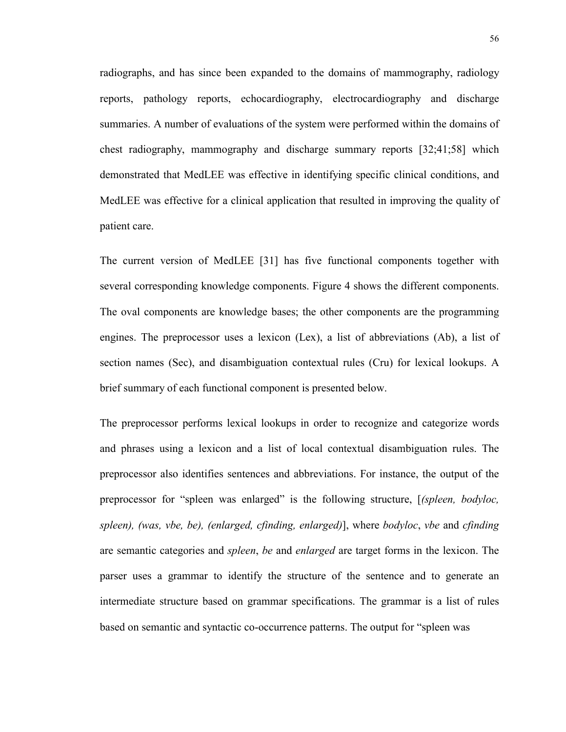radiographs, and has since been expanded to the domains of mammography, radiology reports, pathology reports, echocardiography, electrocardiography and discharge summaries. A number of evaluations of the system were performed within the domains of chest radiography, mammography and discharge summary reports [32;41;58] which demonstrated that MedLEE was effective in identifying specific clinical conditions, and MedLEE was effective for a clinical application that resulted in improving the quality of patient care.

The current version of MedLEE [31] has five functional components together with several corresponding knowledge components. Figure 4 shows the different components. The oval components are knowledge bases; the other components are the programming engines. The preprocessor uses a lexicon (Lex), a list of abbreviations (Ab), a list of section names (Sec), and disambiguation contextual rules (Cru) for lexical lookups. A brief summary of each functional component is presented below.

The preprocessor performs lexical lookups in order to recognize and categorize words and phrases using a lexicon and a list of local contextual disambiguation rules. The preprocessor also identifies sentences and abbreviations. For instance, the output of the preprocessor for "spleen was enlarged" is the following structure, [*(spleen, bodyloc, spleen), (was, vbe, be), (enlarged, cfinding, enlarged)*], where *bodyloc*, *vbe* and *cfinding* are semantic categories and *spleen*, *be* and *enlarged* are target forms in the lexicon. The parser uses a grammar to identify the structure of the sentence and to generate an intermediate structure based on grammar specifications. The grammar is a list of rules based on semantic and syntactic co-occurrence patterns. The output for "spleen was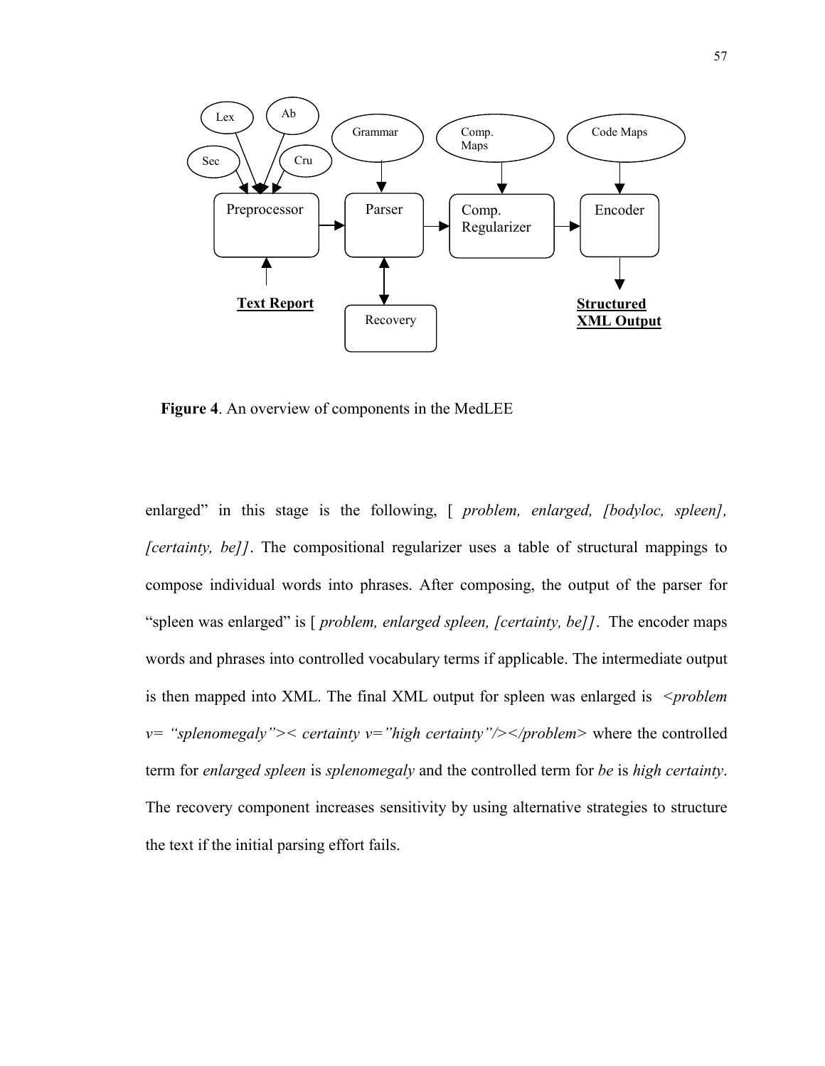Figure 4. An overview of components in the MedLEE

enlarged" in this stage is the following, [ *problem, enlarged, [bodyloc, spleen], [certainty, be]]*. The compositional regularizer uses a table of structural mappings to compose individual words into phrases. After composing, the output of the parser for "spleen was enlarged" is [ *problem, enlarged spleen, [certainty, be]]*. The encoder maps words and phrases into controlled vocabulary terms if applicable. The intermediate output is then mapped into XML. The final XML output for spleen was enlarged is *<problem v= "splenomegaly">< certainty v="high certainty"/></problem>* where the controlled term for *enlarged spleen* is *splenomegaly* and the controlled term for *be* is *high certainty*. The recovery component increases sensitivity by using alternative strategies to structure the text if the initial parsing effort fails.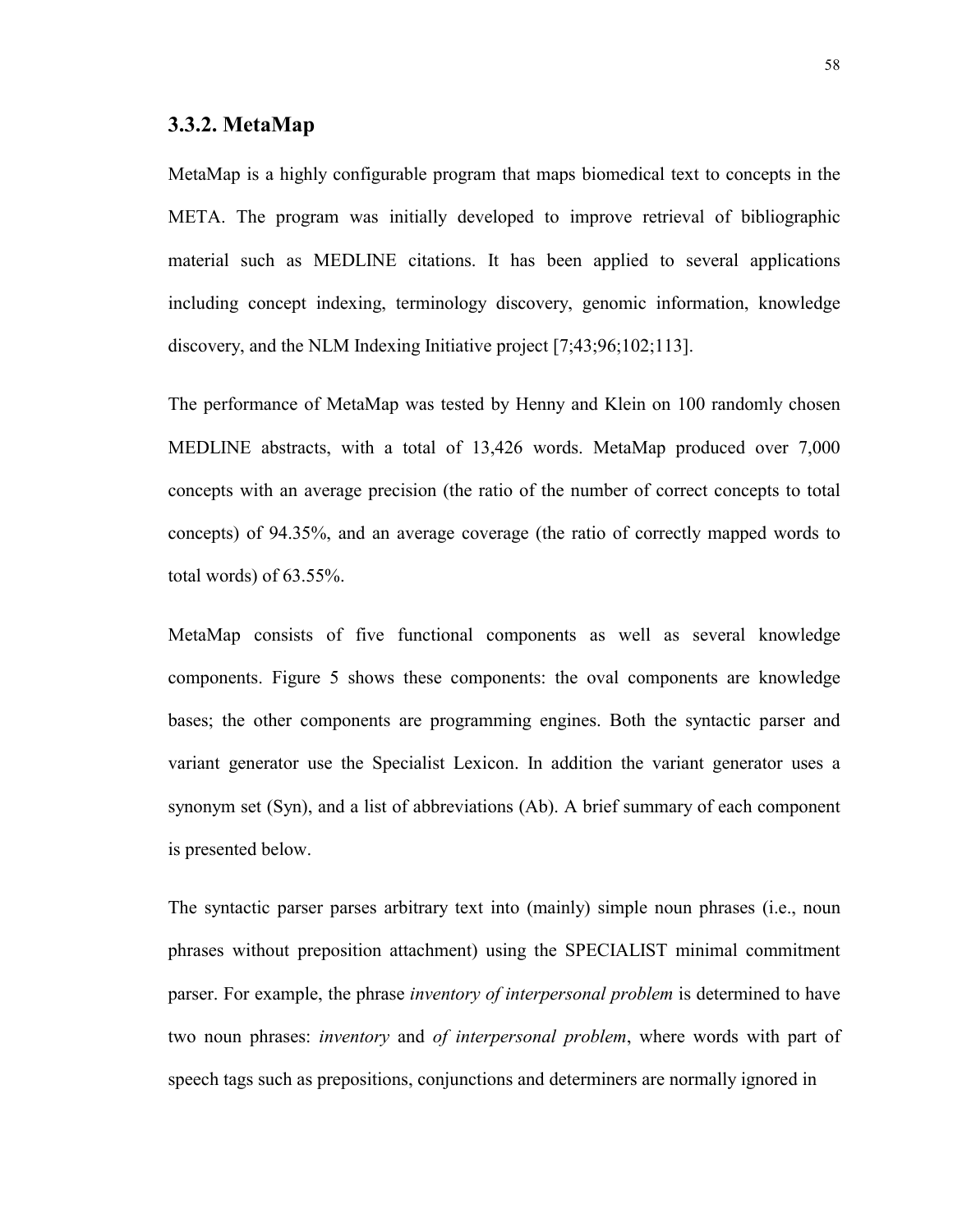### 3.3.2. MetaMap

MetaMap is a highly configurable program that maps biomedical text to concepts in the META. The program was initially developed to improve retrieval of bibliographic material such as MEDLINE citations. It has been applied to several applications including concept indexing, terminology discovery, genomic information, knowledge discovery, and the NLM Indexing Initiative project [7;43;96;102;113].

The performance of MetaMap was tested by Henny and Klein on 100 randomly chosen MEDLINE abstracts, with a total of 13,426 words. MetaMap produced over 7,000 concepts with an average precision (the ratio of the number of correct concepts to total concepts) of 94.35%, and an average coverage (the ratio of correctly mapped words to total words) of 63.55%.

MetaMap consists of five functional components as well as several knowledge components. Figure 5 shows these components: the oval components are knowledge bases; the other components are programming engines. Both the syntactic parser and variant generator use the Specialist Lexicon. In addition the variant generator uses a synonym set (Syn), and a list of abbreviations (Ab). A brief summary of each component is presented below.

The syntactic parser parses arbitrary text into (mainly) simple noun phrases (i.e., noun phrases without preposition attachment) using the SPECIALIST minimal commitment parser. For example, the phrase *inventory of interpersonal problem* is determined to have two noun phrases: *inventory* and *of interpersonal problem*, where words with part of speech tags such as prepositions, conjunctions and determiners are normally ignored in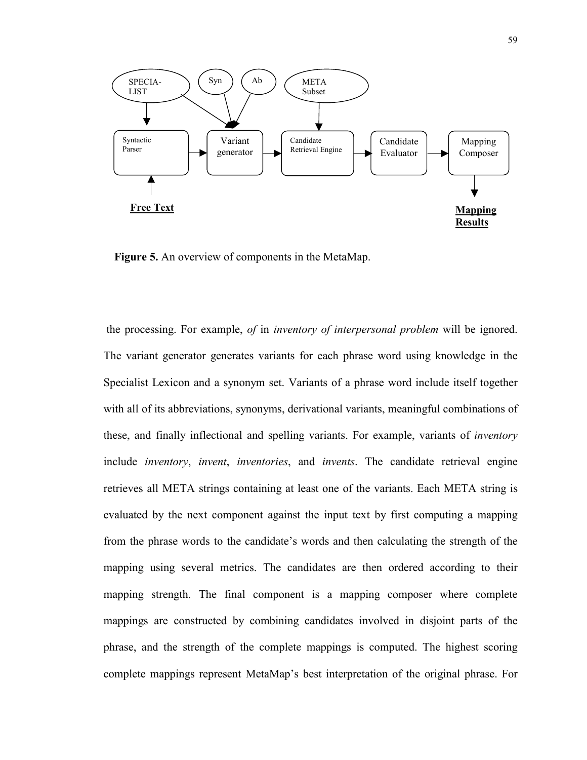**Figure 5.** An overview of components in the MetaMap.

the processing. For example, *of* in *inventory of interpersonal problem* will be ignored. The variant generator generates variants for each phrase word using knowledge in the Specialist Lexicon and a synonym set. Variants of a phrase word include itself together with all of its abbreviations, synonyms, derivational variants, meaningful combinations of these, and finally inflectional and spelling variants. For example, variants of *inventory* include *inventory*, *invent*, *inventories*, and *invents*. The candidate retrieval engine retrieves all META strings containing at least one of the variants. Each META string is evaluated by the next component against the input text by first computing a mapping from the phrase words to the candidate's words and then calculating the strength of the mapping using several metrics. The candidates are then ordered according to their mapping strength. The final component is a mapping composer where complete mappings are constructed by combining candidates involved in disjoint parts of the phrase, and the strength of the complete mappings is computed. The highest scoring complete mappings represent MetaMap's best interpretation of the original phrase. For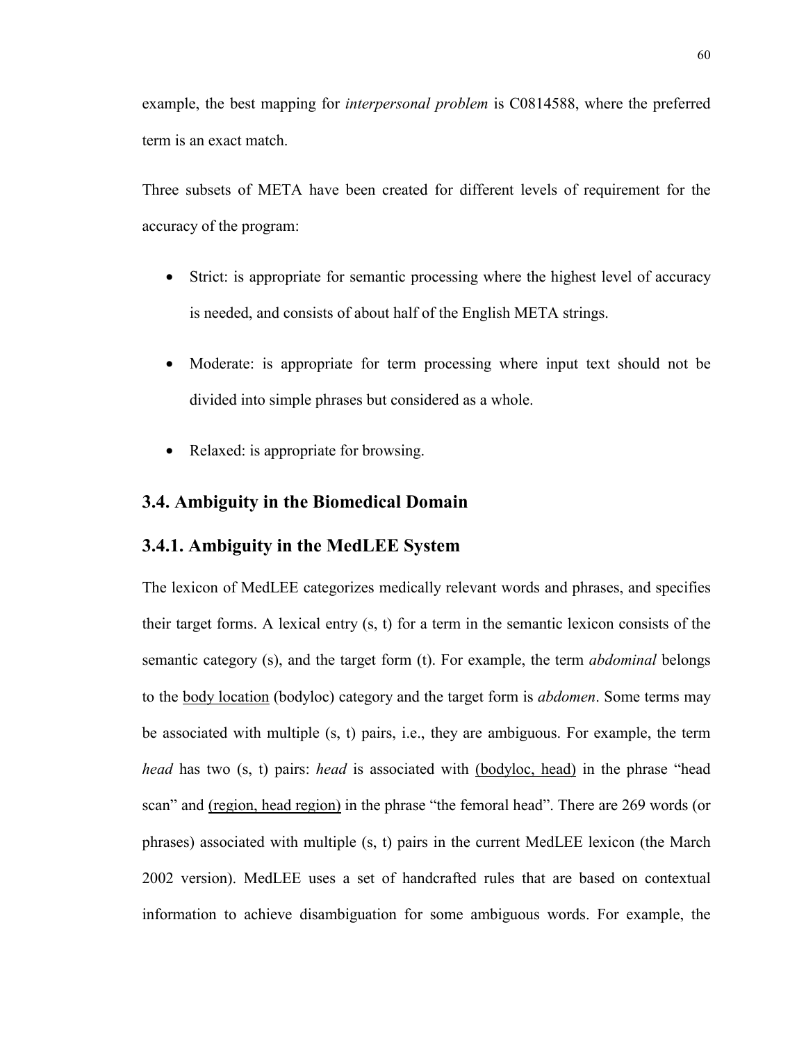example, the best mapping for *interpersonal problem* is C0814588, where the preferred term is an exact match.

Three subsets of META have been created for different levels of requirement for the accuracy of the program:

- Strict: is appropriate for semantic processing where the highest level of accuracy is needed, and consists of about half of the English META strings.
- Moderate: is appropriate for term processing where input text should not be divided into simple phrases but considered as a whole.
- Relaxed: is appropriate for browsing.

## 3.4. Ambiguity in the Biomedical Domain

### 3.4.1. Ambiguity in the MedLEE System

The lexicon of MedLEE categorizes medically relevant words and phrases, and specifies their target forms. A lexical entry (s, t) for a term in the semantic lexicon consists of the semantic category (s), and the target form (t). For example, the term *abdominal* belongs to the <u>body location</u> (bodyloc) category and the target form is *abdomen*. Some terms may be associated with multiple (s, t) pairs, i.e., they are ambiguous. For example, the term *head* has two (s, t) pairs: *head* is associated with <u>(bodyloc, head)</u> in the phrase "head scan" and <u>(region, head region)</u> in the phrase "the femoral head". There are 269 words (or phrases) associated with multiple (s, t) pairs in the current MedLEE lexicon (the March 2002 version). MedLEE uses a set of handcrafted rules that are based on contextual information to achieve disambiguation for some ambiguous words. For example, the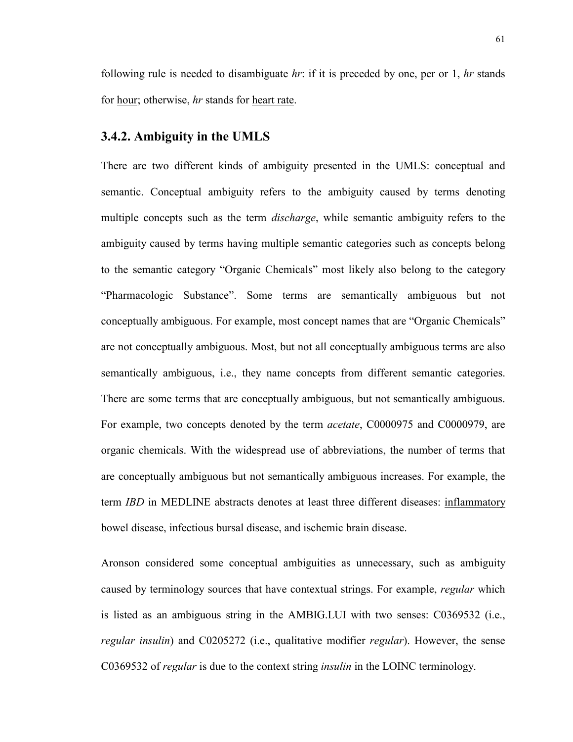following rule is needed to disambiguate *hr*: if it is preceded by one, per or 1, *hr* stands for <u>hour</u>; otherwise, *hr* stands for <u>heart rate</u>.

### 3.4.2. Ambiguity in the UMLS

There are two different kinds of ambiguity presented in the UMLS: conceptual and semantic. Conceptual ambiguity refers to the ambiguity caused by terms denoting multiple concepts such as the term *discharge*, while semantic ambiguity refers to the ambiguity caused by terms having multiple semantic categories such as concepts belong to the semantic category "Organic Chemicals" most likely also belong to the category "Pharmacologic Substance". Some terms are semantically ambiguous but not conceptually ambiguous. For example, most concept names that are "Organic Chemicals" are not conceptually ambiguous. Most, but not all conceptually ambiguous terms are also semantically ambiguous, i.e., they name concepts from different semantic categories. There are some terms that are conceptually ambiguous, but not semantically ambiguous. For example, two concepts denoted by the term *acetate*, C0000975 and C0000979, are organic chemicals. With the widespread use of abbreviations, the number of terms that are conceptually ambiguous but not semantically ambiguous increases. For example, the term *IBD* in MEDLINE abstracts denotes at least three different diseases: <u>inflammatory bowel disease</u>, <u>infectious bursal disease</u>, and <u>ischemic brain disease</u>.

Aronson considered some conceptual ambiguities as unnecessary, such as ambiguity caused by terminology sources that have contextual strings. For example, *regular* which is listed as an ambiguous string in the AMBIG.LUI with two senses: C0369532 (i.e., *regular insulin*) and C0205272 (i.e., qualitative modifier *regular*). However, the sense C0369532 of *regular* is due to the context string *insulin* in the LOINC terminology.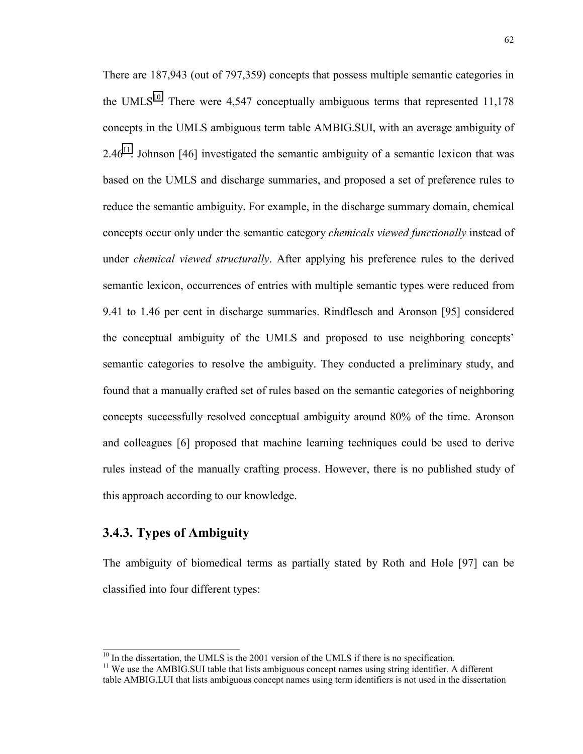There are 187,943 (out of 797,359) concepts that possess multiple semantic categories in the UMLS[10]. There were 4,547 conceptually ambiguous terms that represented 11,178 concepts in the UMLS ambiguous term table AMBIG.SUI, with an average ambiguity of 2.46[11]. Johnson [46] investigated the semantic ambiguity of a semantic lexicon that was based on the UMLS and discharge summaries, and proposed a set of preference rules to reduce the semantic ambiguity. For example, in the discharge summary domain, chemical concepts occur only under the semantic category *chemicals viewed functionally* instead of under *chemical viewed structurally*. After applying his preference rules to the derived semantic lexicon, occurrences of entries with multiple semantic types were reduced from 9.41 to 1.46 per cent in discharge summaries. Rindflesch and Aronson [95] considered the conceptual ambiguity of the UMLS and proposed to use neighboring concepts' semantic categories to resolve the ambiguity. They conducted a preliminary study, and found that a manually crafted set of rules based on the semantic categories of neighboring concepts successfully resolved conceptual ambiguity around 80% of the time. Aronson and colleagues [6] proposed that machine learning techniques could be used to derive rules instead of the manually crafting process. However, there is no published study of this approach according to our knowledge.

### 3.4.3. Types of Ambiguity

The ambiguity of biomedical terms as partially stated by Roth and Hole [97] can be classified into four different types:

[10] In the dissertation, the UMLS is the 2001 version of the UMLS if there is no specification.

[11] We use the AMBIG.SUI table that lists ambiguous concept names using string identifier. A different table AMBIG.LUI that lists ambiguous concept names using term identifiers is not used in the dissertation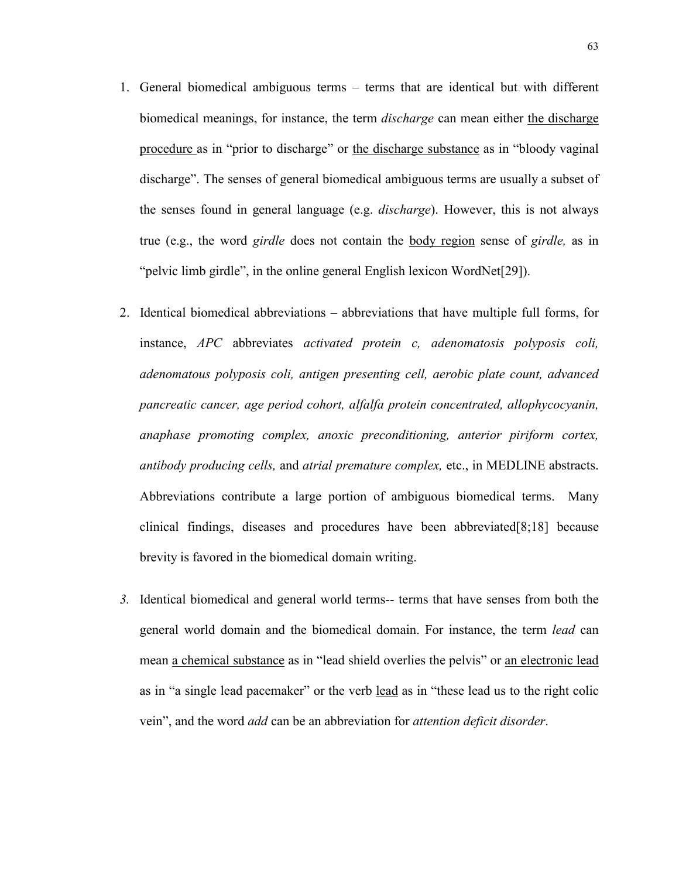1. General biomedical ambiguous terms – terms that are identical but with different biomedical meanings, for instance, the term *discharge* can mean either <u>the discharge procedure</u> as in "prior to discharge" or <u>the discharge substance</u> as in "bloody vaginal discharge". The senses of general biomedical ambiguous terms are usually a subset of the senses found in general language (e.g. *discharge*). However, this is not always true (e.g., the word *girdle* does not contain the <u>body region</u> sense of *girdle,* as in "pelvic limb girdle", in the online general English lexicon WordNet[29]).

2. Identical biomedical abbreviations – abbreviations that have multiple full forms, for instance, *APC* abbreviates *activated protein c, adenomatosis polyposis coli, adenomatous polyposis coli, antigen presenting cell, aerobic plate count, advanced pancreatic cancer, age period cohort, alfalfa protein concentrated, allophycocyanin, anaphase promoting complex, anoxic preconditioning, anterior piriform cortex, antibody producing cells,* and *atrial premature complex,* etc., in MEDLINE abstracts. Abbreviations contribute a large portion of ambiguous biomedical terms. Many clinical findings, diseases and procedures have been abbreviated[8;18] because brevity is favored in the biomedical domain writing.

3. Identical biomedical and general world terms-- terms that have senses from both the general world domain and the biomedical domain. For instance, the term *lead* can mean <u>a chemical substance</u> as in "lead shield overlies the pelvis" or <u>an electronic lead</u> as in "a single lead pacemaker" or the verb <u>lead</u> as in "these lead us to the right colic vein", and the word *add* can be an abbreviation for *attention deficit disorder*.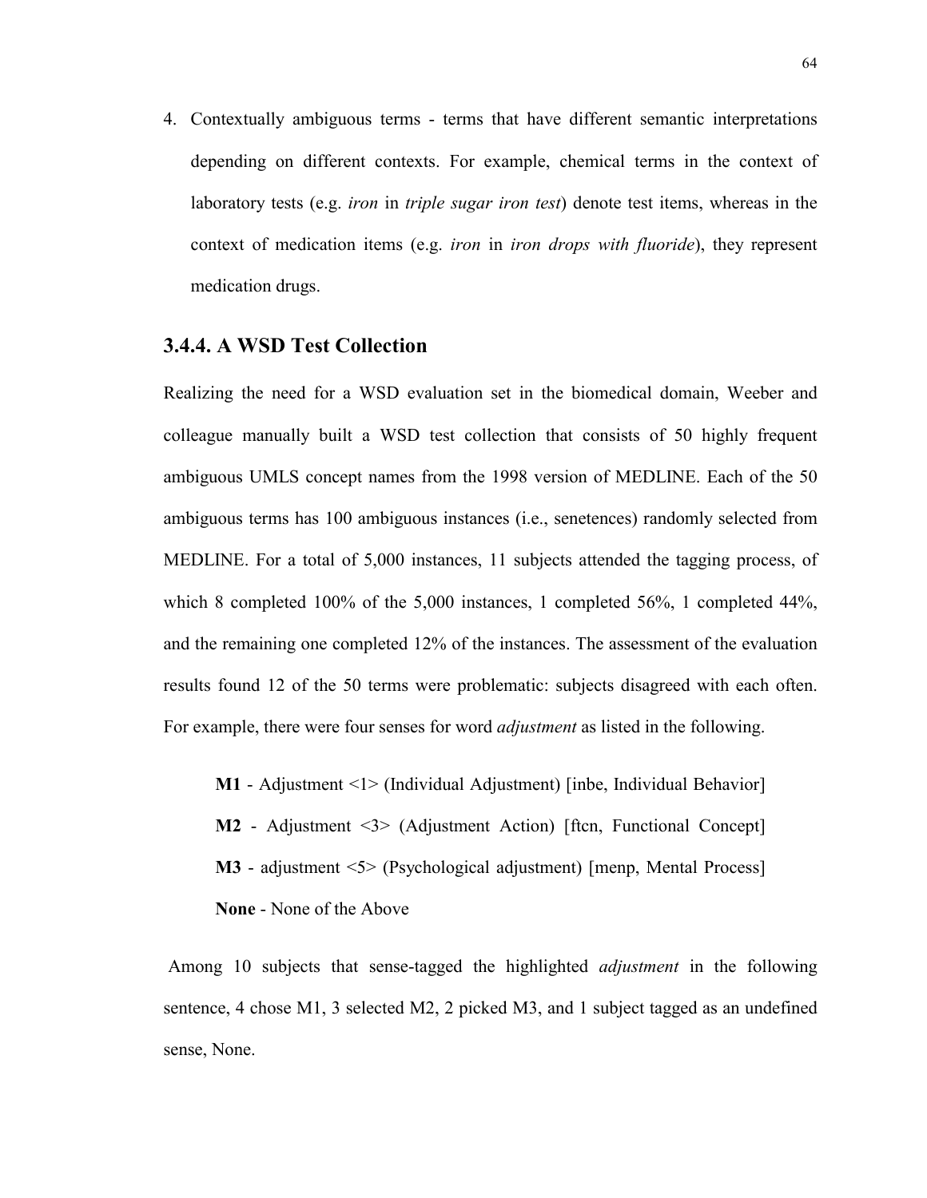4. Contextually ambiguous terms - terms that have different semantic interpretations depending on different contexts. For example, chemical terms in the context of laboratory tests (e.g. *iron* in *triple sugar iron test*) denote test items, whereas in the context of medication items (e.g. *iron* in *iron drops with fluoride*), they represent medication drugs.

### 3.4.4. A WSD Test Collection

Realizing the need for a WSD evaluation set in the biomedical domain, Weeber and colleague manually built a WSD test collection that consists of 50 highly frequent ambiguous UMLS concept names from the 1998 version of MEDLINE. Each of the 50 ambiguous terms has 100 ambiguous instances (i.e., senetences) randomly selected from MEDLINE. For a total of 5,000 instances, 11 subjects attended the tagging process, of which 8 completed 100% of the 5,000 instances, 1 completed 56%, 1 completed 44%, and the remaining one completed 12% of the instances. The assessment of the evaluation results found 12 of the 50 terms were problematic: subjects disagreed with each often. For example, there were four senses for word *adjustment* as listed in the following.

**M1** - Adjustment <1> (Individual Adjustment) [inbe, Individual Behavior]

**M2** - Adjustment <3> (Adjustment Action) [ftcn, Functional Concept]

**M3** - adjustment <5> (Psychological adjustment) [menp, Mental Process]

**None** - None of the Above

Among 10 subjects that sense-tagged the highlighted *adjustment* in the following sentence, 4 chose M1, 3 selected M2, 2 picked M3, and 1 subject tagged as an undefined sense, None.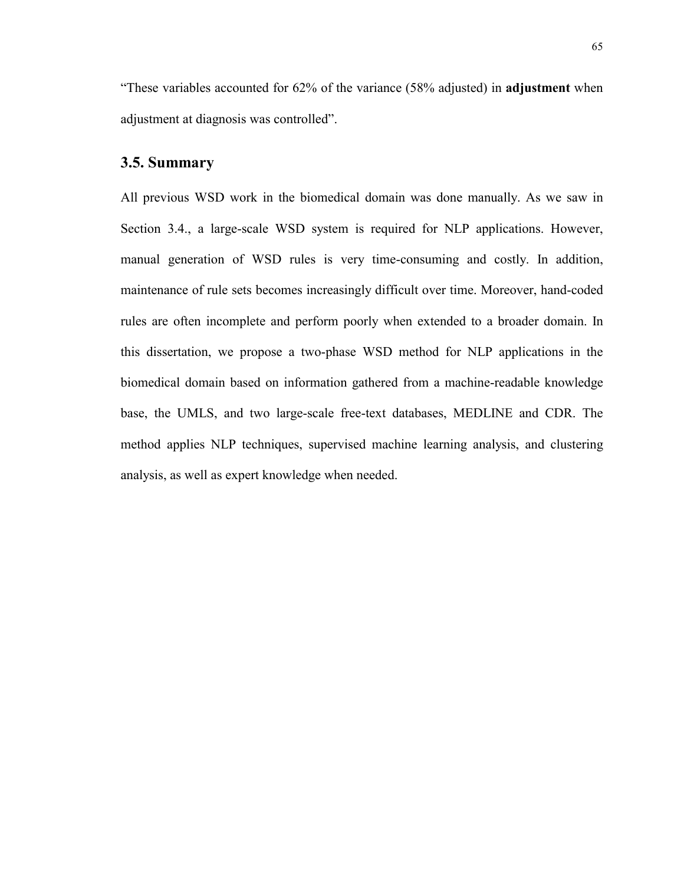"These variables accounted for 62% of the variance (58% adjusted) in **adjustment** when adjustment at diagnosis was controlled".

## 3.5. Summary

All previous WSD work in the biomedical domain was done manually. As we saw in Section 3.4., a large-scale WSD system is required for NLP applications. However, manual generation of WSD rules is very time-consuming and costly. In addition, maintenance of rule sets becomes increasingly difficult over time. Moreover, hand-coded rules are often incomplete and perform poorly when extended to a broader domain. In this dissertation, we propose a two-phase WSD method for NLP applications in the biomedical domain based on information gathered from a machine-readable knowledge base, the UMLS, and two large-scale free-text databases, MEDLINE and CDR. The method applies NLP techniques, supervised machine learning analysis, and clustering analysis, as well as expert knowledge when needed.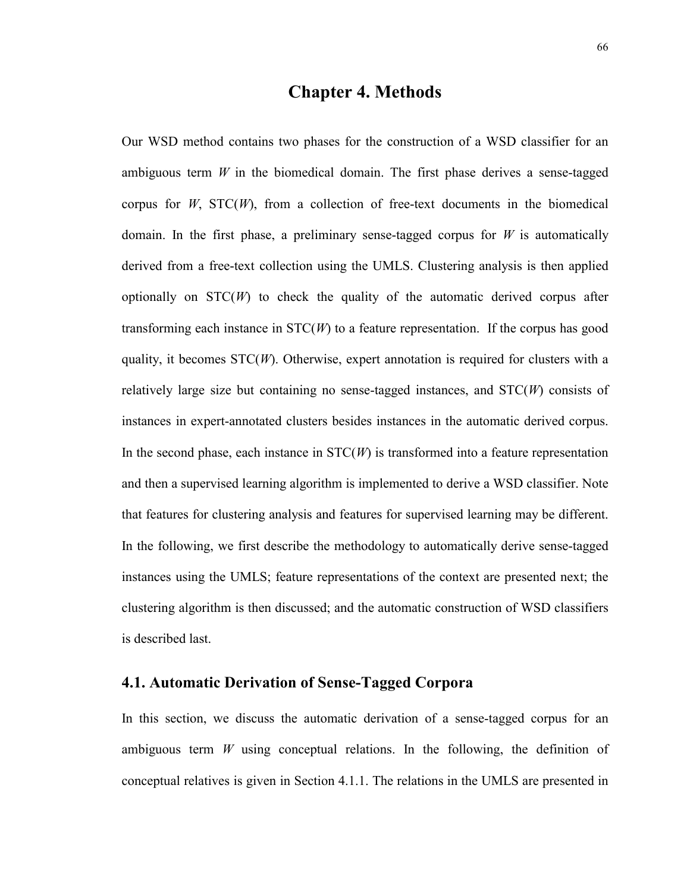# Chapter 4. Methods

Our WSD method contains two phases for the construction of a WSD classifier for an ambiguous term *W* in the biomedical domain. The first phase derives a sense-tagged corpus for *W*, STC(*W*), from a collection of free-text documents in the biomedical domain. In the first phase, a preliminary sense-tagged corpus for *W* is automatically derived from a free-text collection using the UMLS. Clustering analysis is then applied optionally on STC(*W*) to check the quality of the automatic derived corpus after transforming each instance in STC(*W*) to a feature representation. If the corpus has good quality, it becomes STC(*W*). Otherwise, expert annotation is required for clusters with a relatively large size but containing no sense-tagged instances, and STC(*W*) consists of instances in expert-annotated clusters besides instances in the automatic derived corpus. In the second phase, each instance in STC(*W*) is transformed into a feature representation and then a supervised learning algorithm is implemented to derive a WSD classifier. Note that features for clustering analysis and features for supervised learning may be different. In the following, we first describe the methodology to automatically derive sense-tagged instances using the UMLS; feature representations of the context are presented next; the clustering algorithm is then discussed; and the automatic construction of WSD classifiers is described last.

## 4.1. Automatic Derivation of Sense-Tagged Corpora

In this section, we discuss the automatic derivation of a sense-tagged corpus for an ambiguous term *W* using conceptual relations. In the following, the definition of conceptual relatives is given in Section 4.1.1. The relations in the UMLS are presented in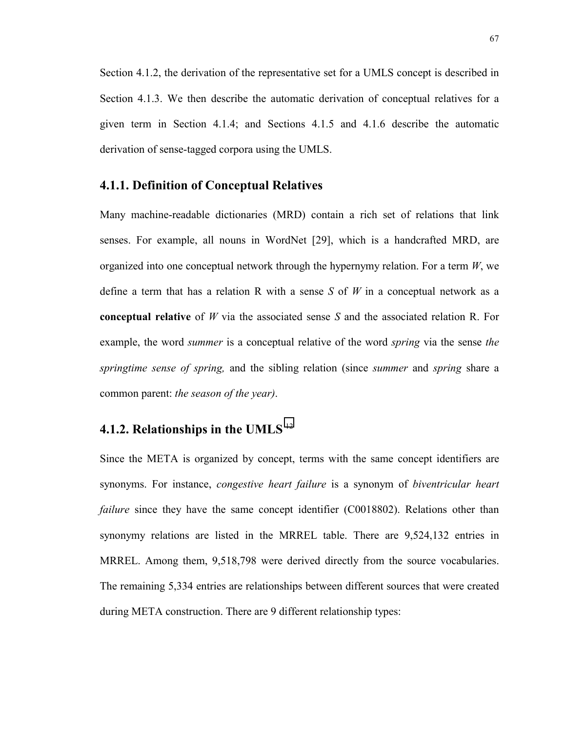Section 4.1.2, the derivation of the representative set for a UMLS concept is described in Section 4.1.3. We then describe the automatic derivation of conceptual relatives for a given term in Section 4.1.4; and Sections 4.1.5 and 4.1.6 describe the automatic derivation of sense-tagged corpora using the UMLS.

### 4.1.1. Definition of Conceptual Relatives

Many machine-readable dictionaries (MRD) contain a rich set of relations that link senses. For example, all nouns in WordNet [29], which is a handcrafted MRD, are organized into one conceptual network through the hypernymy relation. For a term *W*, we define a term that has a relation R with a sense *S* of *W* in a conceptual network as a **conceptual relative** of *W* via the associated sense *S* and the associated relation R. For example, the word *summer* is a conceptual relative of the word *spring* via the sense *the springtime sense of spring,* and the sibling relation (since *summer* and *spring* share a common parent: *the season of the year)*.

### 4.1.2. Relationships in the UMLS[12]

Since the META is organized by concept, terms with the same concept identifiers are synonyms. For instance, *congestive heart failure* is a synonym of *biventricular heart failure* since they have the same concept identifier (C0018802). Relations other than synonymy relations are listed in the MRREL table. There are 9,524,132 entries in MRREL. Among them, 9,518,798 were derived directly from the source vocabularies. The remaining 5,334 entries are relationships between different sources that were created during META construction. There are 9 different relationship types: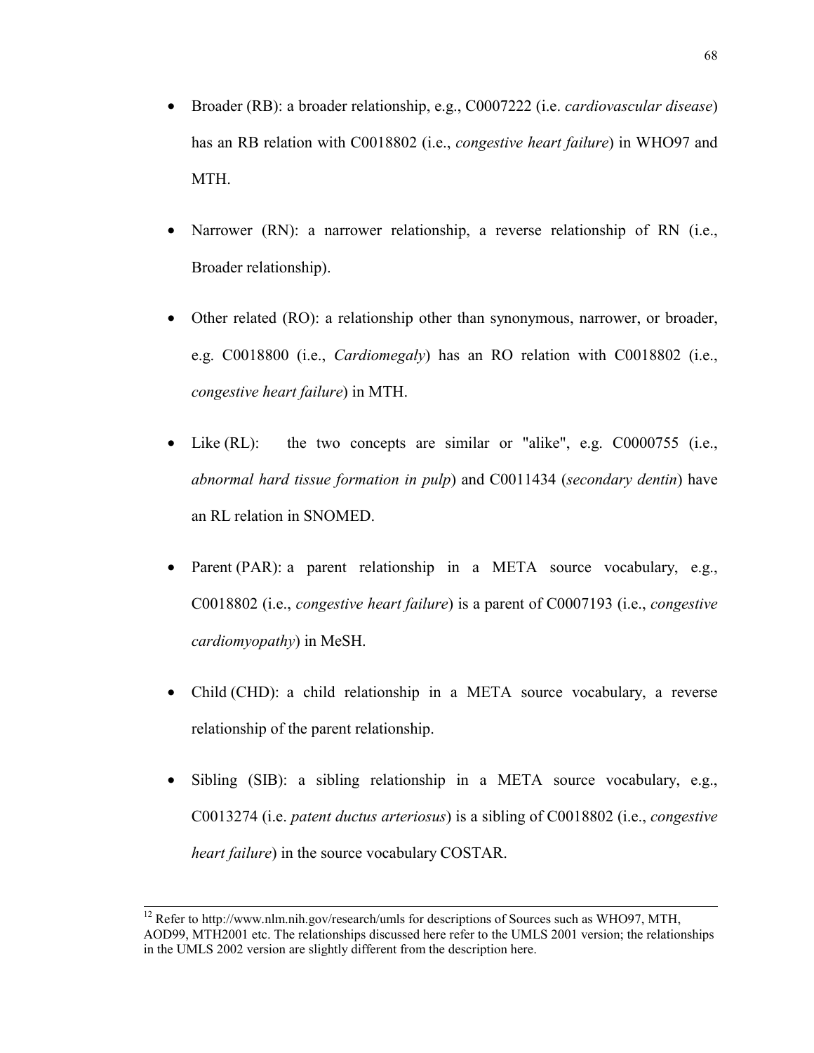- Broader (RB): a broader relationship, e.g., C0007222 (i.e. *cardiovascular disease*) has an RB relation with C0018802 (i.e., *congestive heart failure*) in WHO97 and MTH.

- Narrower (RN): a narrower relationship, a reverse relationship of RN (i.e., Broader relationship).

- Other related (RO): a relationship other than synonymous, narrower, or broader, e.g. C0018800 (i.e., *Cardiomegaly*) has an RO relation with C0018802 (i.e., *congestive heart failure*) in MTH.

- Like (RL): the two concepts are similar or "alike", e.g. C0000755 (i.e., *abnormal hard tissue formation in pulp*) and C0011434 (*secondary dentin*) have an RL relation in SNOMED.

- Parent (PAR): a parent relationship in a META source vocabulary, e.g., C0018802 (i.e., *congestive heart failure*) is a parent of C0007193 (i.e., *congestive cardiomyopathy*) in MeSH.

- Child (CHD): a child relationship in a META source vocabulary, a reverse relationship of the parent relationship.

- Sibling (SIB): a sibling relationship in a META source vocabulary, e.g., C0013274 (i.e. *patent ductus arteriosus*) is a sibling of C0018802 (i.e., *congestive heart failure*) in the source vocabulary COSTAR.

---

[12] Refer to http://www.nlm.nih.gov/research/umls for descriptions of Sources such as WHO97, MTH, AOD99, MTH2001 etc. The relationships discussed here refer to the UMLS 2001 version; the relationships in the UMLS 2002 version are slightly different from the description here.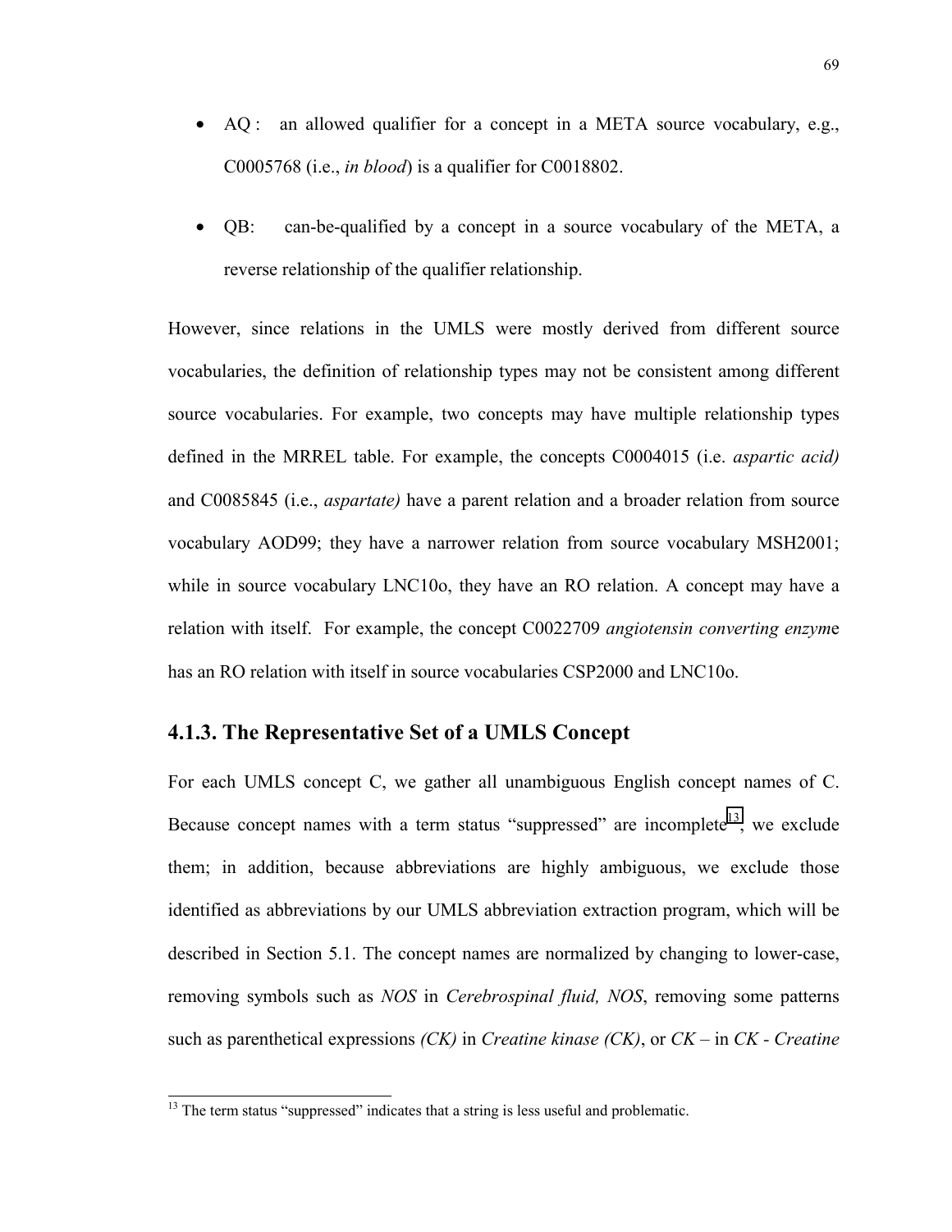- AQ : an allowed qualifier for a concept in a META source vocabulary, e.g., C0005768 (i.e., *in blood*) is a qualifier for C0018802.

- QB: can-be-qualified by a concept in a source vocabulary of the META, a reverse relationship of the qualifier relationship.

However, since relations in the UMLS were mostly derived from different source vocabularies, the definition of relationship types may not be consistent among different source vocabularies. For example, two concepts may have multiple relationship types defined in the MRREL table. For example, the concepts C0004015 (i.e. *aspartic acid)* and C0085845 (i.e., *aspartate)* have a parent relation and a broader relation from source vocabulary AOD99; they have a narrower relation from source vocabulary MSH2001; while in source vocabulary LNC10o, they have an RO relation. A concept may have a relation with itself. For example, the concept C0022709 *angiotensin converting enzym*e has an RO relation with itself in source vocabularies CSP2000 and LNC10o.

### 4.1.3. The Representative Set of a UMLS Concept

For each UMLS concept C, we gather all unambiguous English concept names of C. Because concept names with a term status "suppressed" are incomplete[13], we exclude them; in addition, because abbreviations are highly ambiguous, we exclude those identified as abbreviations by our UMLS abbreviation extraction program, which will be described in Section 5.1. The concept names are normalized by changing to lower-case, removing symbols such as *NOS* in *Cerebrospinal fluid, NOS*, removing some patterns such as parenthetical expressions *(CK)* in *Creatine kinase (CK)*, or *CK –* in *CK - Creatine*

[13] The term status "suppressed" indicates that a string is less useful and problematic.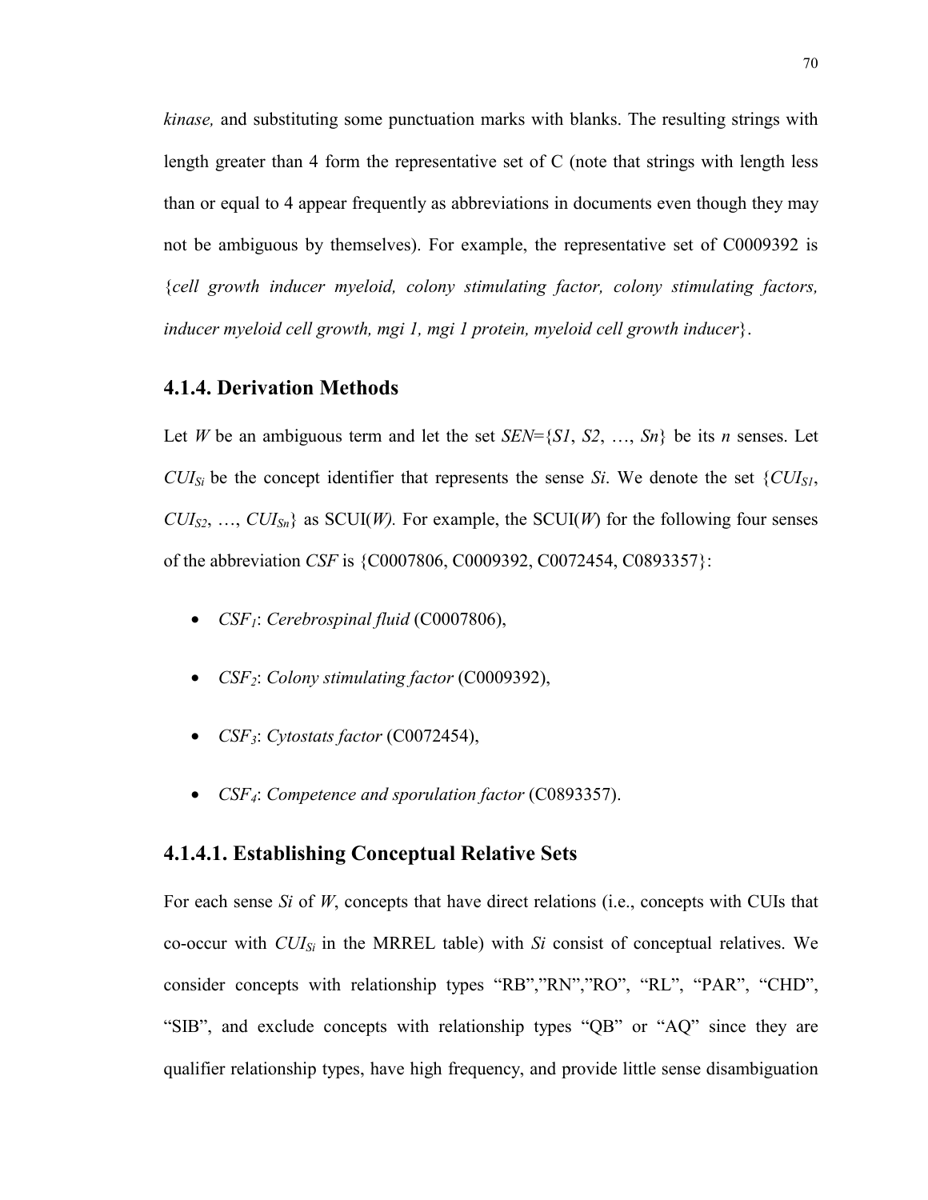*kinase,* and substituting some punctuation marks with blanks. The resulting strings with length greater than 4 form the representative set of C (note that strings with length less than or equal to 4 appear frequently as abbreviations in documents even though they may not be ambiguous by themselves). For example, the representative set of C0009392 is {*cell growth inducer myeloid, colony stimulating factor, colony stimulating factors, inducer myeloid cell growth, mgi 1, mgi 1 protein, myeloid cell growth inducer*}.

### 4.1.4. Derivation Methods

Let $W$ be an ambiguous term and let the set $SEN=\{S1, S2, \ldots, Sn\}$ be its $n$ senses. Let $CUI_{Si}$ be the concept identifier that represents the sense $Si$. We denote the set $\{CUI_{S1}, CUI_{S2}, \ldots, CUI_{Sn}\}$ as SCUI($W$). For example, the SCUI($W$) for the following four senses of the abbreviation *CSF* is {C0007806, C0009392, C0072454, C0893357}:

- $CSF_1$: *Cerebrospinal fluid* (C0007806),
- $CSF_2$: *Colony stimulating factor* (C0009392),
- $CSF_3$: *Cytostats factor* (C0072454),
- $CSF_4$: *Competence and sporulation factor* (C0893357).

#### 4.1.4.1. Establishing Conceptual Relative Sets

For each sense $Si$ of $W$, concepts that have direct relations (i.e., concepts with CUIs that co-occur with $CUI_{Si}$ in the MRREL table) with $Si$ consist of conceptual relatives. We consider concepts with relationship types "RB","RN","RO", "RL", "PAR", "CHD", "SIB", and exclude concepts with relationship types "QB" or "AQ" since they are qualifier relationship types, have high frequency, and provide little sense disambiguation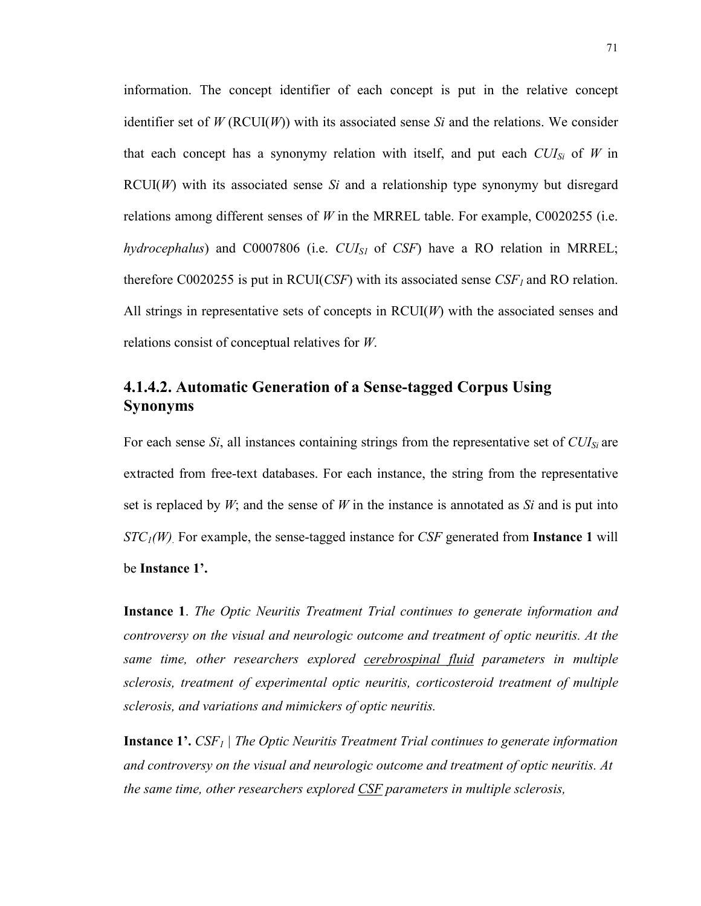information. The concept identifier of each concept is put in the relative concept identifier set of *W* (RCUI(*W*)) with its associated sense *Si* and the relations. We consider that each concept has a synonymy relation with itself, and put each $CUI_{Si}$ of *W* in RCUI(*W*) with its associated sense *Si* and a relationship type synonymy but disregard relations among different senses of *W* in the MRREL table. For example, C0020255 (i.e. *hydrocephalus*) and C0007806 (i.e. $CUI_{S1}$ of *CSF*) have a RO relation in MRREL; therefore C0020255 is put in RCUI(*CSF*) with its associated sense $CSF_1$ and RO relation. All strings in representative sets of concepts in RCUI(*W*) with the associated senses and relations consist of conceptual relatives for *W*.

## 4.1.4.2. Automatic Generation of a Sense-tagged Corpus Using Synonyms

For each sense *Si*, all instances containing strings from the representative set of $CUI_{Si}$ are extracted from free-text databases. For each instance, the string from the representative set is replaced by *W*; and the sense of *W* in the instance is annotated as *Si* and is put into $STC_1(W)$. For example, the sense-tagged instance for *CSF* generated from **Instance 1** will be **Instance 1'.**

**Instance 1**. *The Optic Neuritis Treatment Trial continues to generate information and controversy on the visual and neurologic outcome and treatment of optic neuritis. At the same time, other researchers explored <u>cerebrospinal fluid</u> parameters in multiple sclerosis, treatment of experimental optic neuritis, corticosteroid treatment of multiple sclerosis, and variations and mimickers of optic neuritis.*

**Instance 1'.** *$CSF_1$ | The Optic Neuritis Treatment Trial continues to generate information and controversy on the visual and neurologic outcome and treatment of optic neuritis. At the same time, other researchers explored <u>CSF</u> parameters in multiple sclerosis,*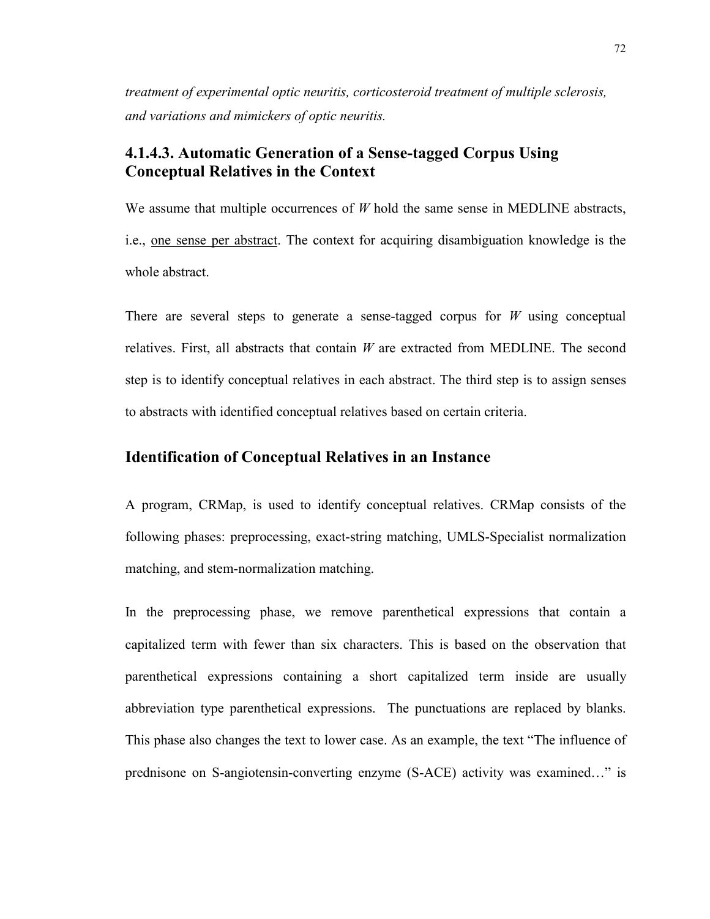*treatment of experimental optic neuritis, corticosteroid treatment of multiple sclerosis, and variations and mimickers of optic neuritis.*

### 4.1.4.3. Automatic Generation of a Sense-tagged Corpus Using Conceptual Relatives in the Context

We assume that multiple occurrences of *W* hold the same sense in MEDLINE abstracts, i.e., <u>one sense per abstract</u>. The context for acquiring disambiguation knowledge is the whole abstract.

There are several steps to generate a sense-tagged corpus for *W* using conceptual relatives. First, all abstracts that contain *W* are extracted from MEDLINE. The second step is to identify conceptual relatives in each abstract. The third step is to assign senses to abstracts with identified conceptual relatives based on certain criteria.

### Identification of Conceptual Relatives in an Instance

A program, CRMap, is used to identify conceptual relatives. CRMap consists of the following phases: preprocessing, exact-string matching, UMLS-Specialist normalization matching, and stem-normalization matching.

In the preprocessing phase, we remove parenthetical expressions that contain a capitalized term with fewer than six characters. This is based on the observation that parenthetical expressions containing a short capitalized term inside are usually abbreviation type parenthetical expressions. The punctuations are replaced by blanks. This phase also changes the text to lower case. As an example, the text "The influence of prednisone on S-angiotensin-converting enzyme (S-ACE) activity was examined…" is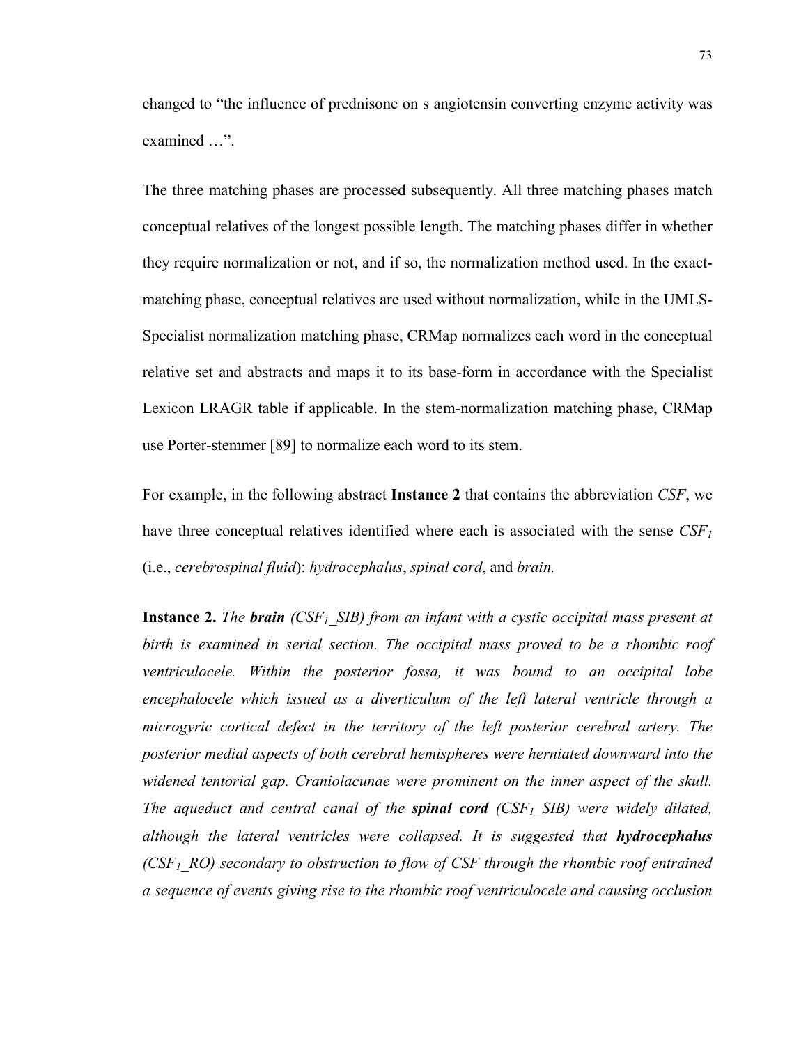changed to "the influence of prednisone on s angiotensin converting enzyme activity was examined …".

The three matching phases are processed subsequently. All three matching phases match conceptual relatives of the longest possible length. The matching phases differ in whether they require normalization or not, and if so, the normalization method used. In the exact-matching phase, conceptual relatives are used without normalization, while in the UMLS-Specialist normalization matching phase, CRMap normalizes each word in the conceptual relative set and abstracts and maps it to its base-form in accordance with the Specialist Lexicon LRAGR table if applicable. In the stem-normalization matching phase, CRMap use Porter-stemmer [89] to normalize each word to its stem.

For example, in the following abstract **Instance 2** that contains the abbreviation *CSF*, we have three conceptual relatives identified where each is associated with the sense $CSF_1$ (i.e., *cerebrospinal fluid*): *hydrocephalus*, *spinal cord*, and *brain.*

**Instance 2.** *The* ***brain*** *($CSF_1$_SIB) from an infant with a cystic occipital mass present at birth is examined in serial section. The occipital mass proved to be a rhombic roof ventriculocele. Within the posterior fossa, it was bound to an occipital lobe encephalocele which issued as a diverticulum of the left lateral ventricle through a microgyric cortical defect in the territory of the left posterior cerebral artery. The posterior medial aspects of both cerebral hemispheres were herniated downward into the widened tentorial gap. Craniolacunae were prominent on the inner aspect of the skull. The aqueduct and central canal of the* ***spinal cord*** *($CSF_1$_SIB) were widely dilated, although the lateral ventricles were collapsed. It is suggested that* ***hydrocephalus*** *($CSF_1$_RO) secondary to obstruction to flow of CSF through the rhombic roof entrained a sequence of events giving rise to the rhombic roof ventriculocele and causing occlusion*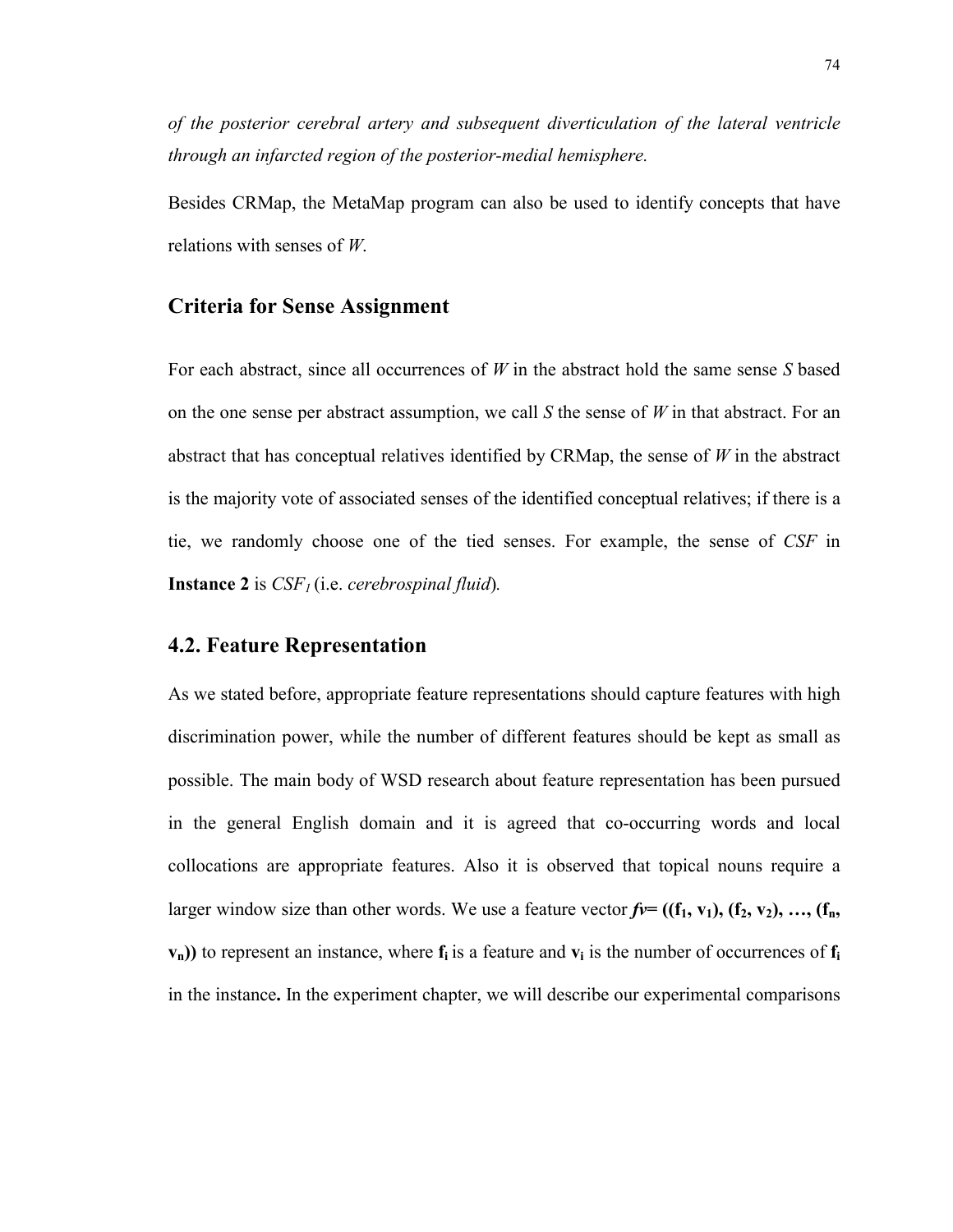*of the posterior cerebral artery and subsequent diverticulation of the lateral ventricle through an infarcted region of the posterior-medial hemisphere.*

Besides CRMap, the MetaMap program can also be used to identify concepts that have relations with senses of *W*.

### Criteria for Sense Assignment

For each abstract, since all occurrences of *W* in the abstract hold the same sense *S* based on the one sense per abstract assumption, we call *S* the sense of *W* in that abstract. For an abstract that has conceptual relatives identified by CRMap, the sense of *W* in the abstract is the majority vote of associated senses of the identified conceptual relatives; if there is a tie, we randomly choose one of the tied senses. For example, the sense of *CSF* in **Instance 2** is $CSF_1$ (i.e. *cerebrospinal fluid*).

## 4.2. Feature Representation

As we stated before, appropriate feature representations should capture features with high discrimination power, while the number of different features should be kept as small as possible. The main body of WSD research about feature representation has been pursued in the general English domain and it is agreed that co-occurring words and local collocations are appropriate features. Also it is observed that topical nouns require a larger window size than other words. We use a feature vector $fv = ((\mathbf{f_1}, \mathbf{v_1}), (\mathbf{f_2}, \mathbf{v_2}), \ldots, (\mathbf{f_n}, \mathbf{v_n}))$ to represent an instance, where $\mathbf{f_i}$ is a feature and $\mathbf{v_i}$ is the number of occurrences of $\mathbf{f_i}$ in the instance**.** In the experiment chapter, we will describe our experimental comparisons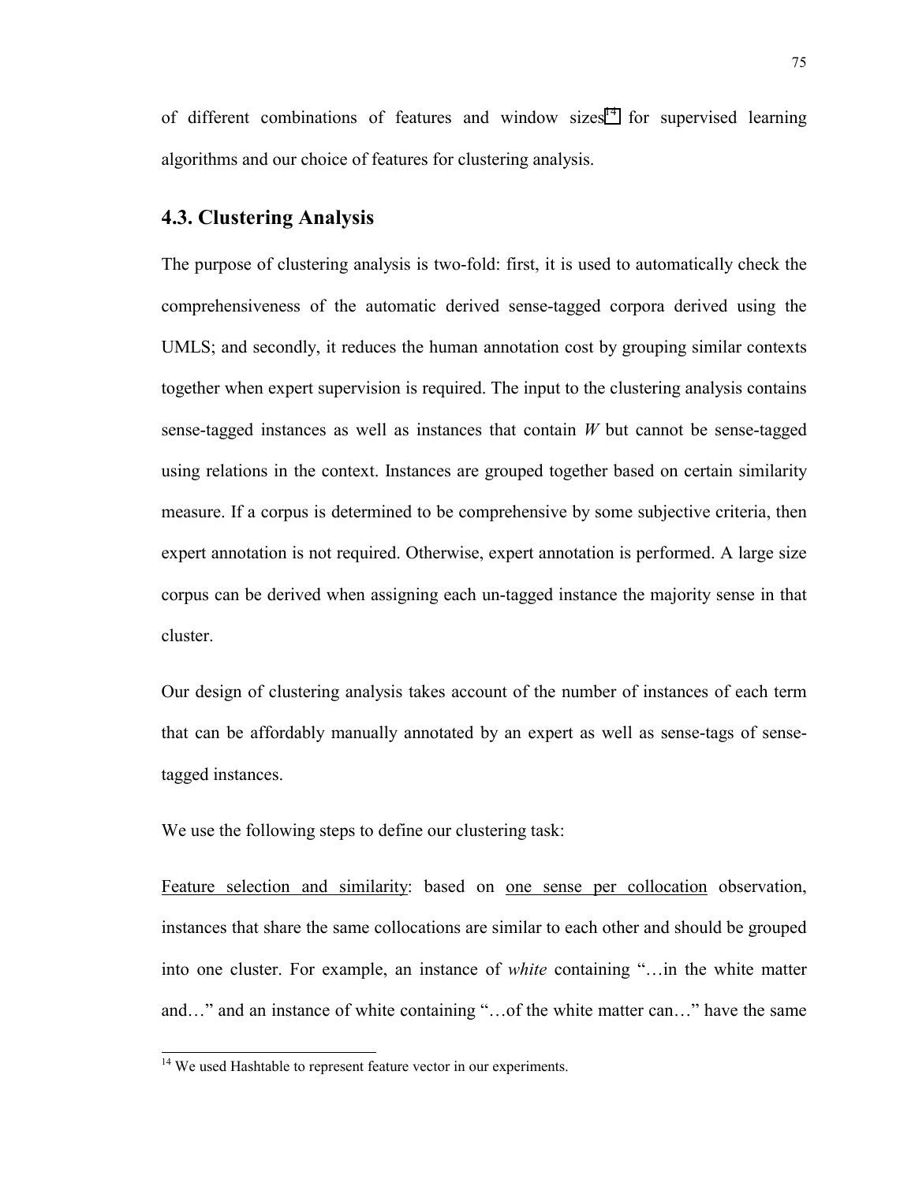of different combinations of features and window sizes[14] for supervised learning algorithms and our choice of features for clustering analysis.

## 4.3. Clustering Analysis

The purpose of clustering analysis is two-fold: first, it is used to automatically check the comprehensiveness of the automatic derived sense-tagged corpora derived using the UMLS; and secondly, it reduces the human annotation cost by grouping similar contexts together when expert supervision is required. The input to the clustering analysis contains sense-tagged instances as well as instances that contain *W* but cannot be sense-tagged using relations in the context. Instances are grouped together based on certain similarity measure. If a corpus is determined to be comprehensive by some subjective criteria, then expert annotation is not required. Otherwise, expert annotation is performed. A large size corpus can be derived when assigning each un-tagged instance the majority sense in that cluster.

Our design of clustering analysis takes account of the number of instances of each term that can be affordably manually annotated by an expert as well as sense-tags of sense-tagged instances.

We use the following steps to define our clustering task:

<u>Feature selection and similarity</u>: based on <u>one sense per collocation</u> observation, instances that share the same collocations are similar to each other and should be grouped into one cluster. For example, an instance of *white* containing "…in the white matter and…" and an instance of white containing "…of the white matter can…" have the same

[14] We used Hashtable to represent feature vector in our experiments.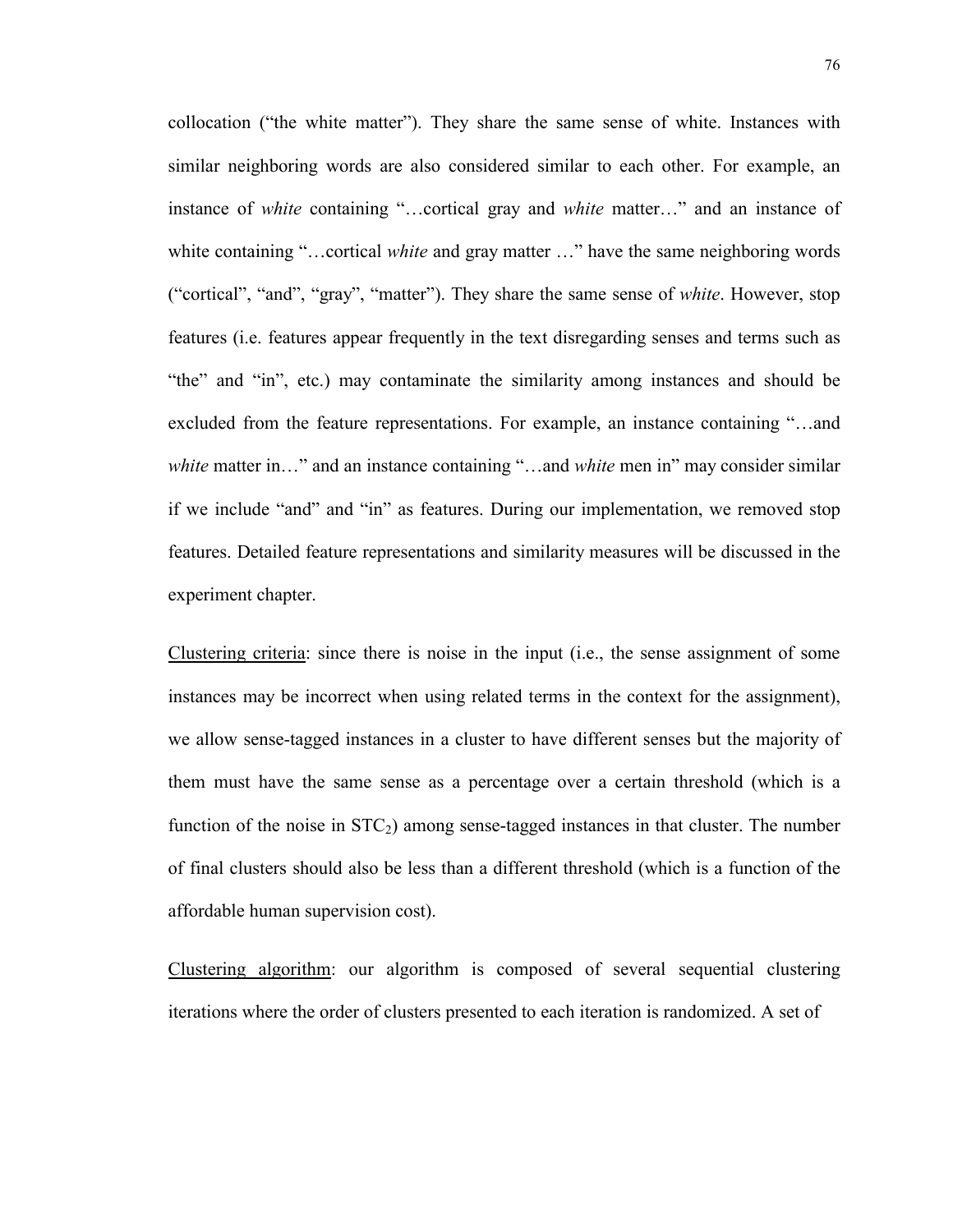collocation ("the white matter"). They share the same sense of white. Instances with similar neighboring words are also considered similar to each other. For example, an instance of *white* containing "…cortical gray and *white* matter…" and an instance of white containing "…cortical *white* and gray matter …" have the same neighboring words ("cortical", "and", "gray", "matter"). They share the same sense of *white*. However, stop features (i.e. features appear frequently in the text disregarding senses and terms such as "the" and "in", etc.) may contaminate the similarity among instances and should be excluded from the feature representations. For example, an instance containing "…and *white* matter in…" and an instance containing "…and *white* men in" may consider similar if we include "and" and "in" as features. During our implementation, we removed stop features. Detailed feature representations and similarity measures will be discussed in the experiment chapter.

Clustering criteria: since there is noise in the input (i.e., the sense assignment of some instances may be incorrect when using related terms in the context for the assignment), we allow sense-tagged instances in a cluster to have different senses but the majority of them must have the same sense as a percentage over a certain threshold (which is a function of the noise in $STC_2$) among sense-tagged instances in that cluster. The number of final clusters should also be less than a different threshold (which is a function of the affordable human supervision cost).

Clustering algorithm: our algorithm is composed of several sequential clustering iterations where the order of clusters presented to each iteration is randomized. A set of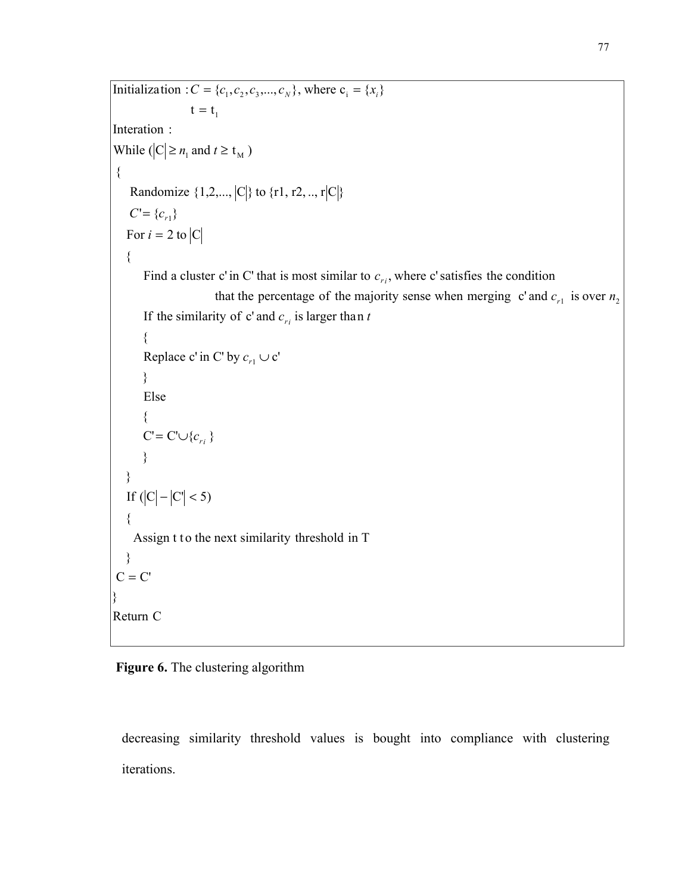```
Initialization : C = {c_1, c_2, c_3, ..., c_N}, where c_i = {x_i}
                 t = t_1
Interation :
While (|C| ≥ n_1 and t ≥ t_M )
{
    Randomize {1,2,..., |C|} to {r1, r2, .., r|C|}
    C' = {c_r1}
   For i = 2 to |C|
   {
       Find a cluster c' in C' that is most similar to c_ri, where c' satisfies the condition
                   that the percentage of the majority sense when merging c' and c_r1 is over n_2
       If the similarity of c' and c_ri is larger than t
       {
       Replace c' in C' by c_r1 ∪ c'
       }
       Else
       {
       C' = C' ∪ {c_ri }
       }
   }
   If (|C| − |C'| < 5)
   {
     Assign t to the next similarity threshold in T
   }
 C = C'
}
Return C
```

**Figure 6.** The clustering algorithm

decreasing similarity threshold values is bought into compliance with clustering iterations.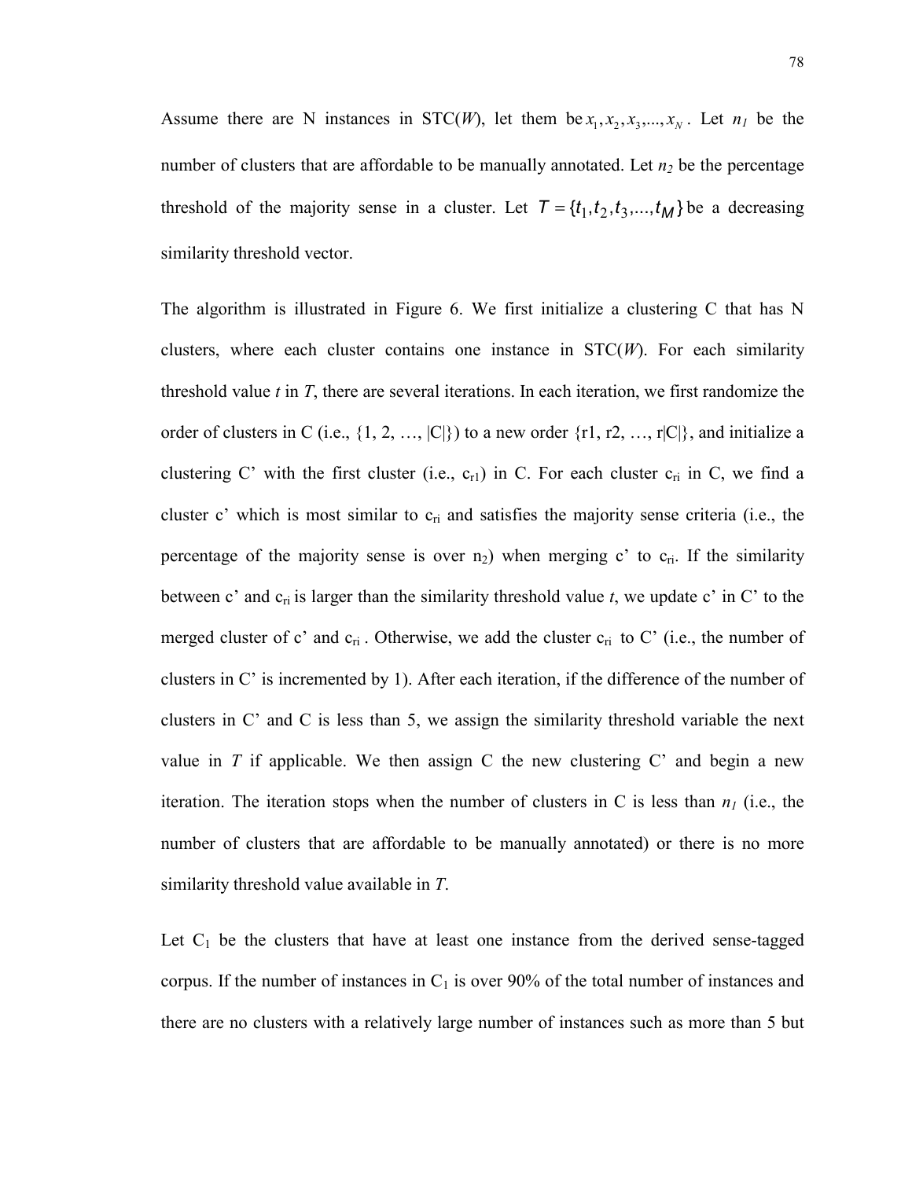Assume there are N instances in STC(*W*), let them be $x_1, x_2, x_3, ..., x_N$. Let $n_1$ be the number of clusters that are affordable to be manually annotated. Let $n_2$ be the percentage threshold of the majority sense in a cluster. Let $T = \{t_1, t_2, t_3, ..., t_M\}$ be a decreasing similarity threshold vector.

The algorithm is illustrated in Figure 6. We first initialize a clustering C that has N clusters, where each cluster contains one instance in STC(*W*). For each similarity threshold value *t* in *T*, there are several iterations. In each iteration, we first randomize the order of clusters in C (i.e., {1, 2, …, |C|}) to a new order {r1, r2, …, r|C|}, and initialize a clustering C' with the first cluster (i.e., $c_{r1}$) in C. For each cluster $c_{ri}$ in C, we find a cluster c' which is most similar to $c_{ri}$ and satisfies the majority sense criteria (i.e., the percentage of the majority sense is over $n_2$) when merging c' to $c_{ri}$. If the similarity between c' and $c_{ri}$ is larger than the similarity threshold value *t*, we update c' in C' to the merged cluster of c' and $c_{ri}$. Otherwise, we add the cluster $c_{ri}$ to C' (i.e., the number of clusters in C' is incremented by 1). After each iteration, if the difference of the number of clusters in C' and C is less than 5, we assign the similarity threshold variable the next value in *T* if applicable. We then assign C the new clustering C' and begin a new iteration. The iteration stops when the number of clusters in C is less than $n_1$ (i.e., the number of clusters that are affordable to be manually annotated) or there is no more similarity threshold value available in *T*.

Let $C_1$ be the clusters that have at least one instance from the derived sense-tagged corpus. If the number of instances in $C_1$ is over 90% of the total number of instances and there are no clusters with a relatively large number of instances such as more than 5 but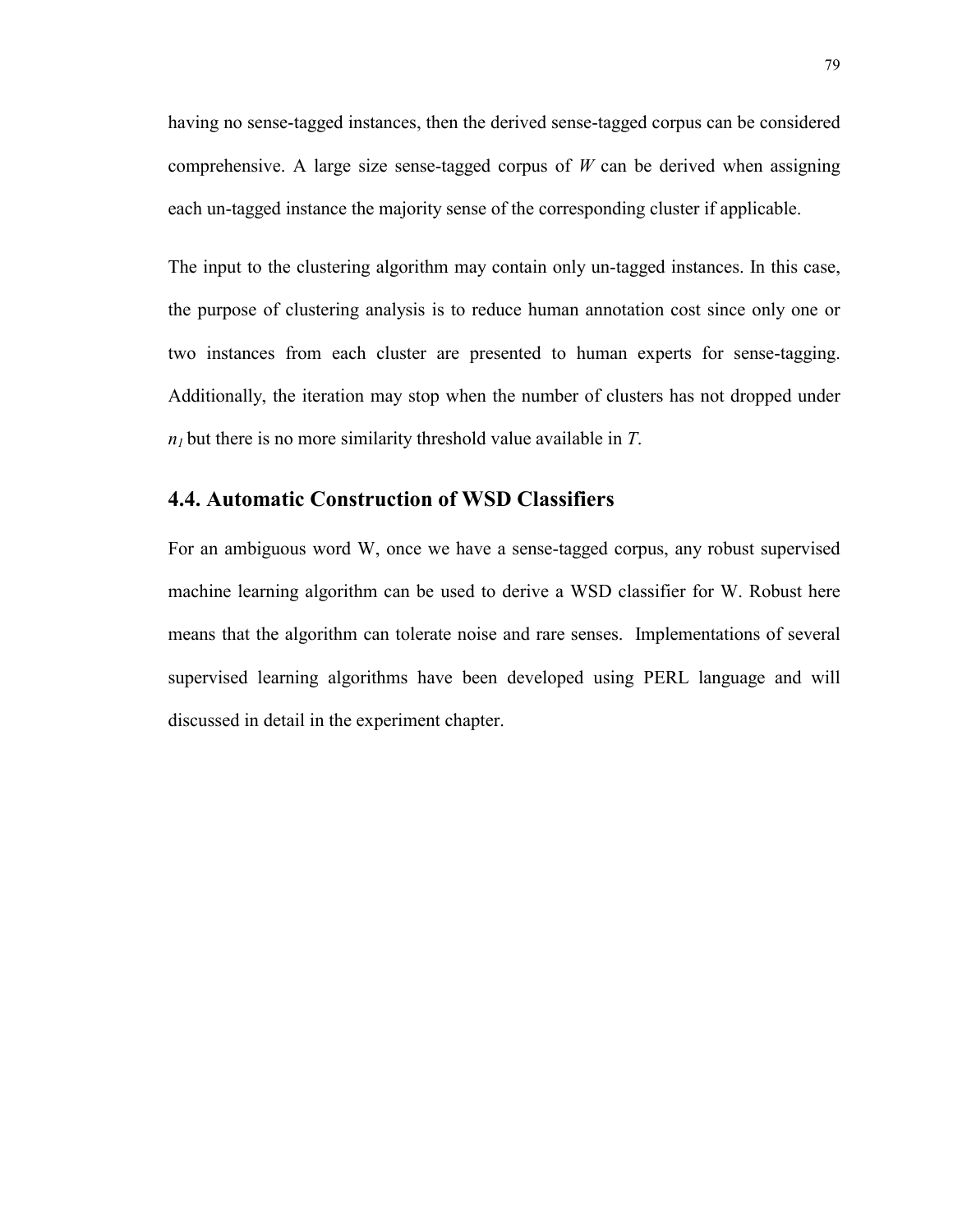having no sense-tagged instances, then the derived sense-tagged corpus can be considered comprehensive. A large size sense-tagged corpus of *W* can be derived when assigning each un-tagged instance the majority sense of the corresponding cluster if applicable.

The input to the clustering algorithm may contain only un-tagged instances. In this case, the purpose of clustering analysis is to reduce human annotation cost since only one or two instances from each cluster are presented to human experts for sense-tagging. Additionally, the iteration may stop when the number of clusters has not dropped under $n_1$ but there is no more similarity threshold value available in *T*.

## 4.4. Automatic Construction of WSD Classifiers

For an ambiguous word W, once we have a sense-tagged corpus, any robust supervised machine learning algorithm can be used to derive a WSD classifier for W. Robust here means that the algorithm can tolerate noise and rare senses. Implementations of several supervised learning algorithms have been developed using PERL language and will discussed in detail in the experiment chapter.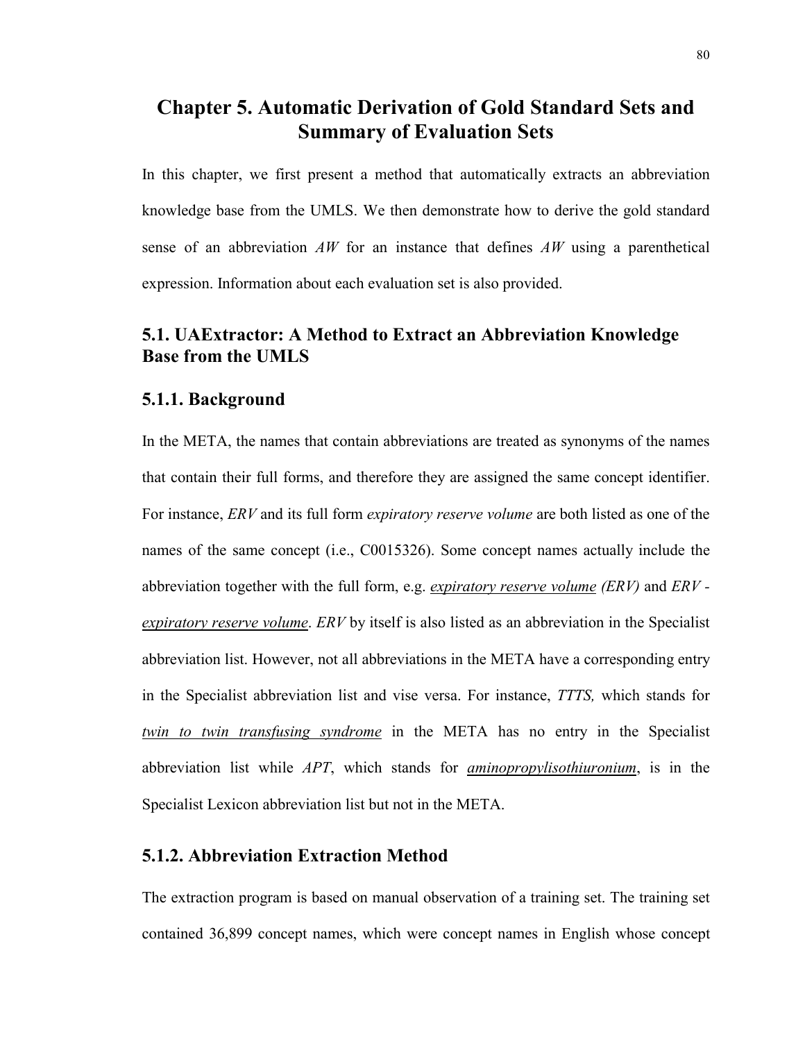# Chapter 5. Automatic Derivation of Gold Standard Sets and Summary of Evaluation Sets

In this chapter, we first present a method that automatically extracts an abbreviation knowledge base from the UMLS. We then demonstrate how to derive the gold standard sense of an abbreviation *AW* for an instance that defines *AW* using a parenthetical expression. Information about each evaluation set is also provided.

## 5.1. UAExtractor: A Method to Extract an Abbreviation Knowledge Base from the UMLS

### 5.1.1. Background

In the META, the names that contain abbreviations are treated as synonyms of the names that contain their full forms, and therefore they are assigned the same concept identifier. For instance, *ERV* and its full form *expiratory reserve volume* are both listed as one of the names of the same concept (i.e., C0015326). Some concept names actually include the abbreviation together with the full form, e.g. <u>*expiratory reserve volume*</u> *(ERV)* and *ERV -* <u>*expiratory reserve volume*</u>. *ERV* by itself is also listed as an abbreviation in the Specialist abbreviation list. However, not all abbreviations in the META have a corresponding entry in the Specialist abbreviation list and vise versa. For instance, *TTTS,* which stands for <u>*twin to twin transfusing syndrome*</u> in the META has no entry in the Specialist abbreviation list while *APT*, which stands for <u>*aminopropylisothiuronium*</u>, is in the Specialist Lexicon abbreviation list but not in the META.

### 5.1.2. Abbreviation Extraction Method

The extraction program is based on manual observation of a training set. The training set contained 36,899 concept names, which were concept names in English whose concept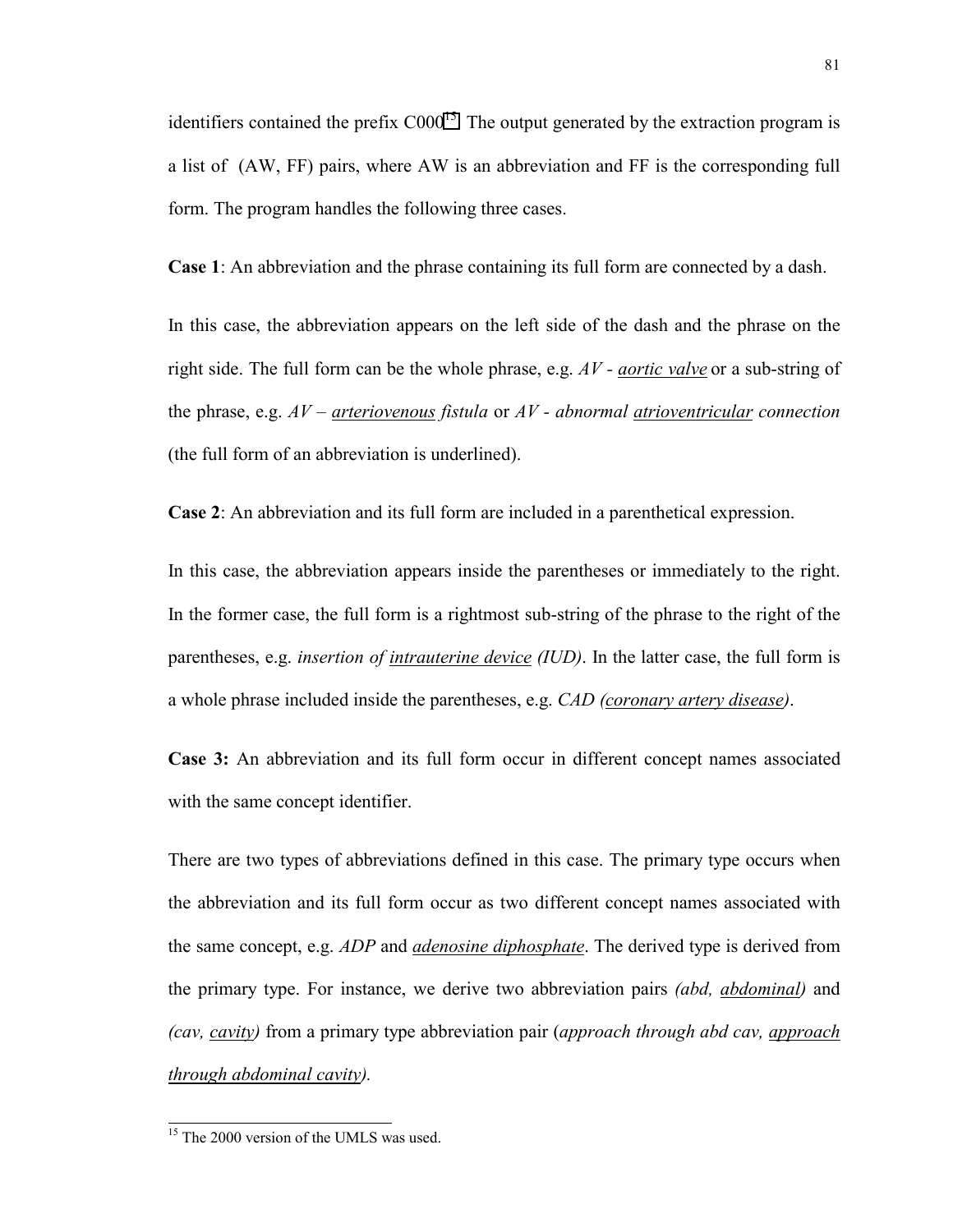identifiers contained the prefix C000[15]. The output generated by the extraction program is a list of (AW, FF) pairs, where AW is an abbreviation and FF is the corresponding full form. The program handles the following three cases.

**Case 1**: An abbreviation and the phrase containing its full form are connected by a dash.

In this case, the abbreviation appears on the left side of the dash and the phrase on the right side. The full form can be the whole phrase, e.g. *AV* - <u>*aortic valve*</u> or a sub-string of the phrase, e.g. *AV* – <u>*arteriovenous*</u> *fistula* or *AV* - *abnormal* <u>*atrioventricular*</u> *connection* (the full form of an abbreviation is underlined).

**Case 2**: An abbreviation and its full form are included in a parenthetical expression.

In this case, the abbreviation appears inside the parentheses or immediately to the right. In the former case, the full form is a rightmost sub-string of the phrase to the right of the parentheses, e.g. *insertion of* <u>*intrauterine device*</u> *(IUD)*. In the latter case, the full form is a whole phrase included inside the parentheses, e.g. *CAD (*<u>*coronary artery disease*</u>*)*.

**Case 3:** An abbreviation and its full form occur in different concept names associated with the same concept identifier.

There are two types of abbreviations defined in this case. The primary type occurs when the abbreviation and its full form occur as two different concept names associated with the same concept, e.g. *ADP* and <u>*adenosine diphosphate*</u>. The derived type is derived from the primary type. For instance, we derive two abbreviation pairs *(abd,* <u>*abdominal*</u>*)* and *(cav,* <u>*cavity*</u>*)* from a primary type abbreviation pair (*approach through abd cav,* <u>*approach through abdominal cavity*</u>*)*.

[15] The 2000 version of the UMLS was used.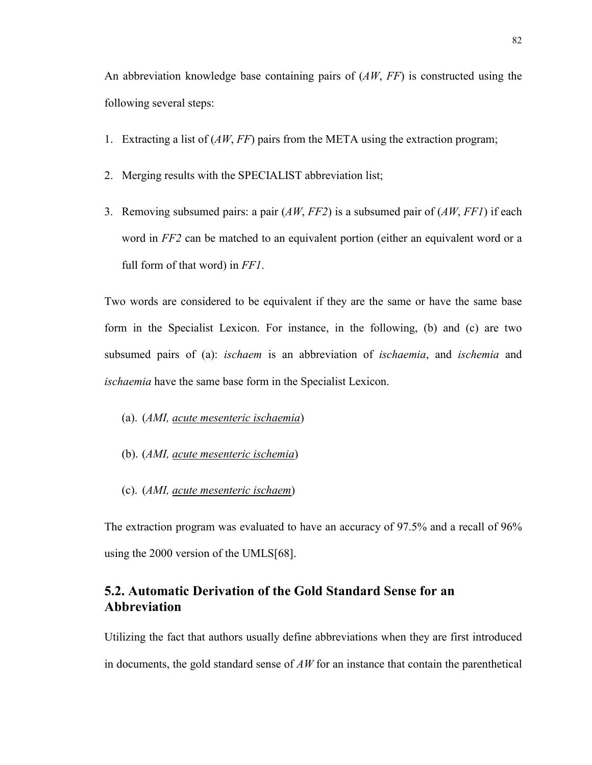An abbreviation knowledge base containing pairs of (*AW*, *FF*) is constructed using the following several steps:

1. Extracting a list of (*AW*, *FF*) pairs from the META using the extraction program;
2. Merging results with the SPECIALIST abbreviation list;
3. Removing subsumed pairs: a pair (*AW*, *FF2*) is a subsumed pair of (*AW*, *FF1*) if each word in *FF2* can be matched to an equivalent portion (either an equivalent word or a full form of that word) in *FF1*.

Two words are considered to be equivalent if they are the same or have the same base form in the Specialist Lexicon. For instance, in the following, (b) and (c) are two subsumed pairs of (a): *ischaem* is an abbreviation of *ischaemia*, and *ischemia* and *ischaemia* have the same base form in the Specialist Lexicon.

(a). (*AMI, acute mesenteric ischaemia*)

(b). (*AMI, acute mesenteric ischemia*)

(c). (*AMI, acute mesenteric ischaem*)

The extraction program was evaluated to have an accuracy of 97.5% and a recall of 96% using the 2000 version of the UMLS[68].

## 5.2. Automatic Derivation of the Gold Standard Sense for an Abbreviation

Utilizing the fact that authors usually define abbreviations when they are first introduced in documents, the gold standard sense of *AW* for an instance that contain the parenthetical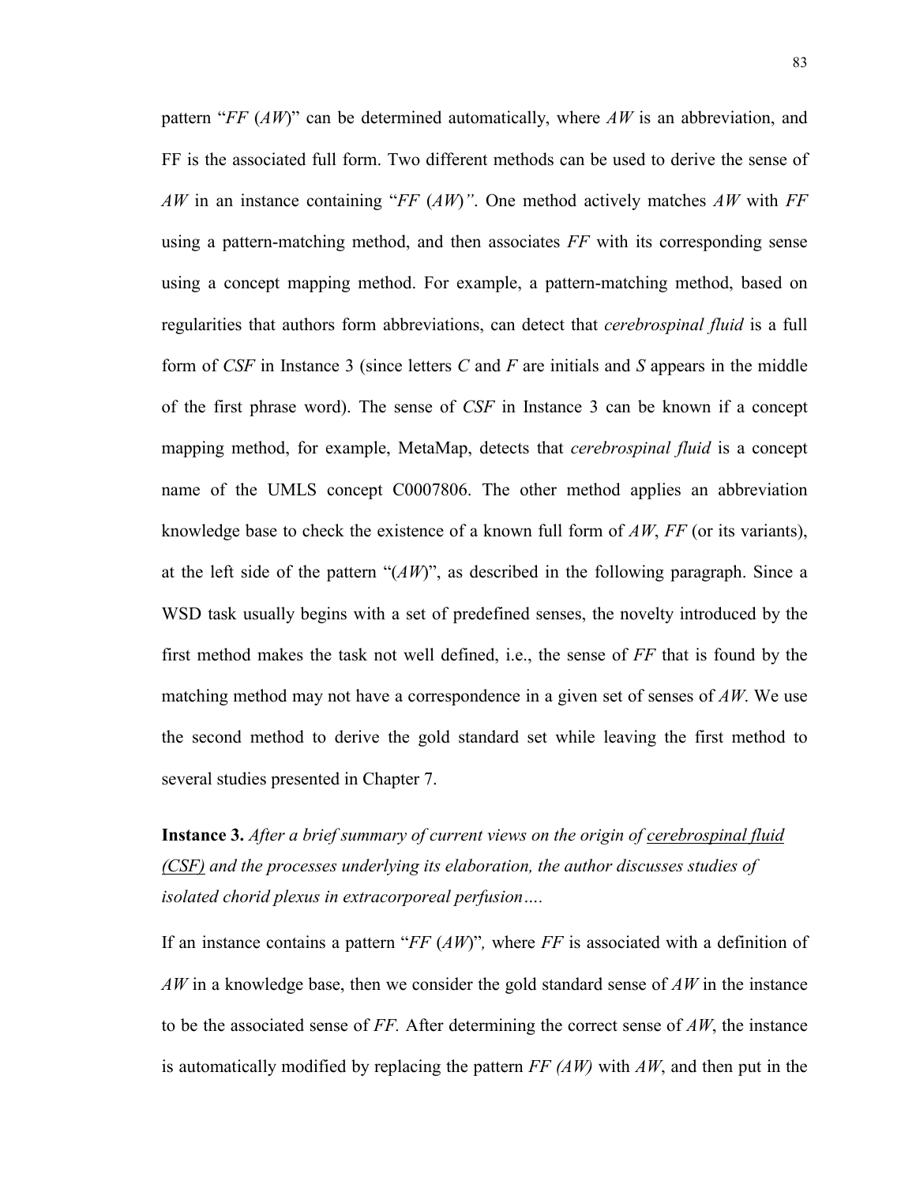pattern "*FF* (*AW*)" can be determined automatically, where *AW* is an abbreviation, and FF is the associated full form. Two different methods can be used to derive the sense of *AW* in an instance containing "*FF* (*AW*)*"*. One method actively matches *AW* with *FF* using a pattern-matching method, and then associates *FF* with its corresponding sense using a concept mapping method. For example, a pattern-matching method, based on regularities that authors form abbreviations, can detect that *cerebrospinal fluid* is a full form of *CSF* in Instance 3 (since letters *C* and *F* are initials and *S* appears in the middle of the first phrase word). The sense of *CSF* in Instance 3 can be known if a concept mapping method, for example, MetaMap, detects that *cerebrospinal fluid* is a concept name of the UMLS concept C0007806. The other method applies an abbreviation knowledge base to check the existence of a known full form of *AW*, *FF* (or its variants), at the left side of the pattern "(*AW*)", as described in the following paragraph. Since a WSD task usually begins with a set of predefined senses, the novelty introduced by the first method makes the task not well defined, i.e., the sense of *FF* that is found by the matching method may not have a correspondence in a given set of senses of *AW*. We use the second method to derive the gold standard set while leaving the first method to several studies presented in Chapter 7.

**Instance 3.** *After a brief summary of current views on the origin of* <u>*cerebrospinal fluid (CSF)*</u> *and the processes underlying its elaboration, the author discusses studies of isolated chorid plexus in extracorporeal perfusion….*

If an instance contains a pattern "*FF* (*AW*)"*,* where *FF* is associated with a definition of *AW* in a knowledge base, then we consider the gold standard sense of *AW* in the instance to be the associated sense of *FF.* After determining the correct sense of *AW*, the instance is automatically modified by replacing the pattern *FF (AW)* with *AW*, and then put in the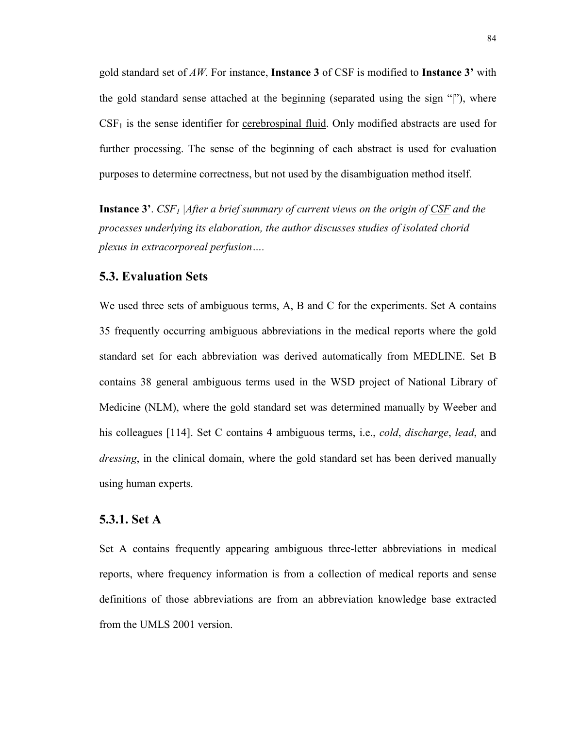gold standard set of *AW*. For instance, **Instance 3** of CSF is modified to **Instance 3'** with the gold standard sense attached at the beginning (separated using the sign "|"), where $CSF_1$ is the sense identifier for <u>cerebrospinal fluid</u>. Only modified abstracts are used for further processing. The sense of the beginning of each abstract is used for evaluation purposes to determine correctness, but not used by the disambiguation method itself.

**Instance 3'**. *$CSF_1$ |After a brief summary of current views on the origin of <u>CSF</u> and the processes underlying its elaboration, the author discusses studies of isolated chorid plexus in extracorporeal perfusion….*

## 5.3. Evaluation Sets

We used three sets of ambiguous terms, A, B and C for the experiments. Set A contains 35 frequently occurring ambiguous abbreviations in the medical reports where the gold standard set for each abbreviation was derived automatically from MEDLINE. Set B contains 38 general ambiguous terms used in the WSD project of National Library of Medicine (NLM), where the gold standard set was determined manually by Weeber and his colleagues [114]. Set C contains 4 ambiguous terms, i.e., *cold*, *discharge*, *lead*, and *dressing*, in the clinical domain, where the gold standard set has been derived manually using human experts.

### 5.3.1. Set A

Set A contains frequently appearing ambiguous three-letter abbreviations in medical reports, where frequency information is from a collection of medical reports and sense definitions of those abbreviations are from an abbreviation knowledge base extracted from the UMLS 2001 version.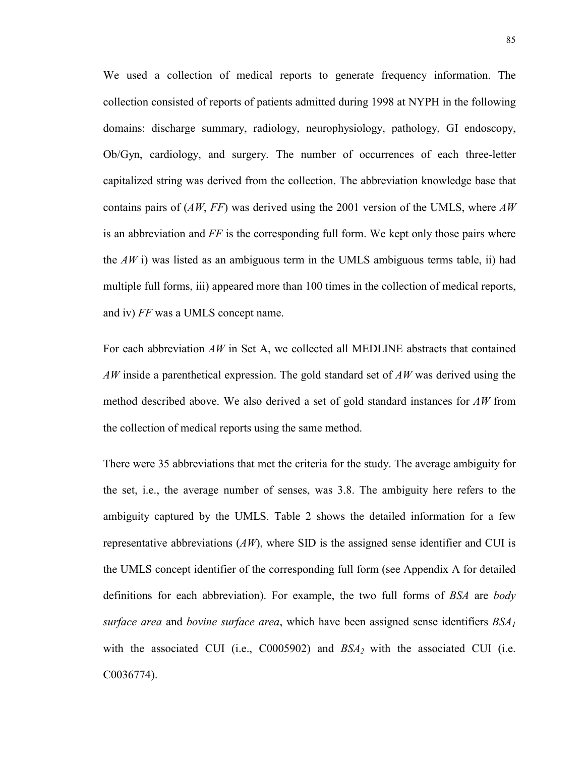We used a collection of medical reports to generate frequency information. The collection consisted of reports of patients admitted during 1998 at NYPH in the following domains: discharge summary, radiology, neurophysiology, pathology, GI endoscopy, Ob/Gyn, cardiology, and surgery. The number of occurrences of each three-letter capitalized string was derived from the collection. The abbreviation knowledge base that contains pairs of (*AW*, *FF*) was derived using the 2001 version of the UMLS, where *AW* is an abbreviation and *FF* is the corresponding full form. We kept only those pairs where the *AW* i) was listed as an ambiguous term in the UMLS ambiguous terms table, ii) had multiple full forms, iii) appeared more than 100 times in the collection of medical reports, and iv) *FF* was a UMLS concept name.

For each abbreviation *AW* in Set A, we collected all MEDLINE abstracts that contained *AW* inside a parenthetical expression. The gold standard set of *AW* was derived using the method described above. We also derived a set of gold standard instances for *AW* from the collection of medical reports using the same method.

There were 35 abbreviations that met the criteria for the study. The average ambiguity for the set, i.e., the average number of senses, was 3.8. The ambiguity here refers to the ambiguity captured by the UMLS. Table 2 shows the detailed information for a few representative abbreviations (*AW*), where SID is the assigned sense identifier and CUI is the UMLS concept identifier of the corresponding full form (see Appendix A for detailed definitions for each abbreviation). For example, the two full forms of *BSA* are *body surface area* and *bovine surface area*, which have been assigned sense identifiers $BSA_1$ with the associated CUI (i.e., C0005902) and $BSA_2$ with the associated CUI (i.e. C0036774).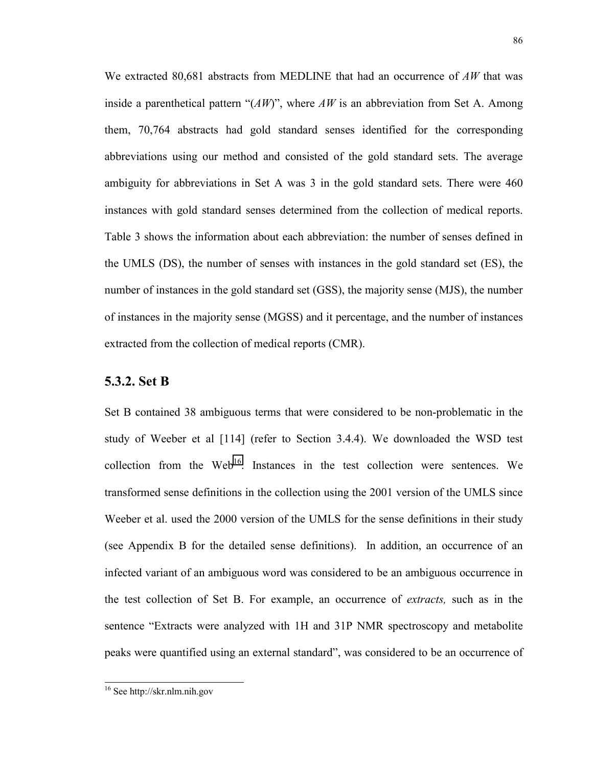We extracted 80,681 abstracts from MEDLINE that had an occurrence of *AW* that was inside a parenthetical pattern "(*AW*)", where *AW* is an abbreviation from Set A. Among them, 70,764 abstracts had gold standard senses identified for the corresponding abbreviations using our method and consisted of the gold standard sets. The average ambiguity for abbreviations in Set A was 3 in the gold standard sets. There were 460 instances with gold standard senses determined from the collection of medical reports. Table 3 shows the information about each abbreviation: the number of senses defined in the UMLS (DS), the number of senses with instances in the gold standard set (ES), the number of instances in the gold standard set (GSS), the majority sense (MJS), the number of instances in the majority sense (MGSS) and it percentage, and the number of instances extracted from the collection of medical reports (CMR).

## 5.3.2. Set B

Set B contained 38 ambiguous terms that were considered to be non-problematic in the study of Weeber et al [114] (refer to Section 3.4.4). We downloaded the WSD test collection from the Web[16]. Instances in the test collection were sentences. We transformed sense definitions in the collection using the 2001 version of the UMLS since Weeber et al. used the 2000 version of the UMLS for the sense definitions in their study (see Appendix B for the detailed sense definitions). In addition, an occurrence of an infected variant of an ambiguous word was considered to be an ambiguous occurrence in the test collection of Set B. For example, an occurrence of *extracts,* such as in the sentence "Extracts were analyzed with 1H and 31P NMR spectroscopy and metabolite peaks were quantified using an external standard", was considered to be an occurrence of

[16] See http://skr.nlm.nih.gov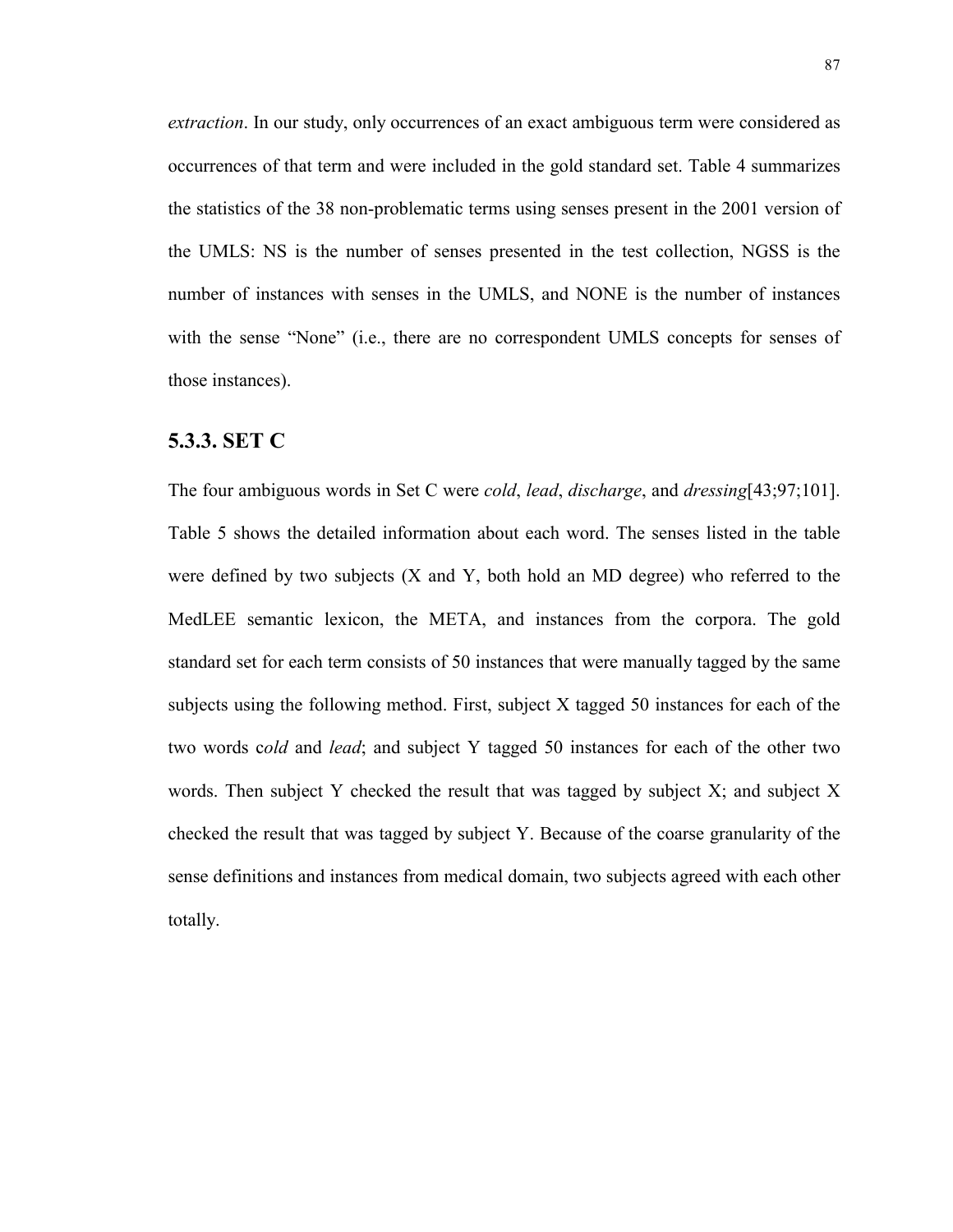*extraction*. In our study, only occurrences of an exact ambiguous term were considered as occurrences of that term and were included in the gold standard set. Table 4 summarizes the statistics of the 38 non-problematic terms using senses present in the 2001 version of the UMLS: NS is the number of senses presented in the test collection, NGSS is the number of instances with senses in the UMLS, and NONE is the number of instances with the sense "None" (i.e., there are no correspondent UMLS concepts for senses of those instances).

### 5.3.3. SET C

The four ambiguous words in Set C were *cold*, *lead*, *discharge*, and *dressing*[43;97;101]. Table 5 shows the detailed information about each word. The senses listed in the table were defined by two subjects (X and Y, both hold an MD degree) who referred to the MedLEE semantic lexicon, the META, and instances from the corpora. The gold standard set for each term consists of 50 instances that were manually tagged by the same subjects using the following method. First, subject X tagged 50 instances for each of the two words c*old* and *lead*; and subject Y tagged 50 instances for each of the other two words. Then subject Y checked the result that was tagged by subject X; and subject X checked the result that was tagged by subject Y. Because of the coarse granularity of the sense definitions and instances from medical domain, two subjects agreed with each other totally.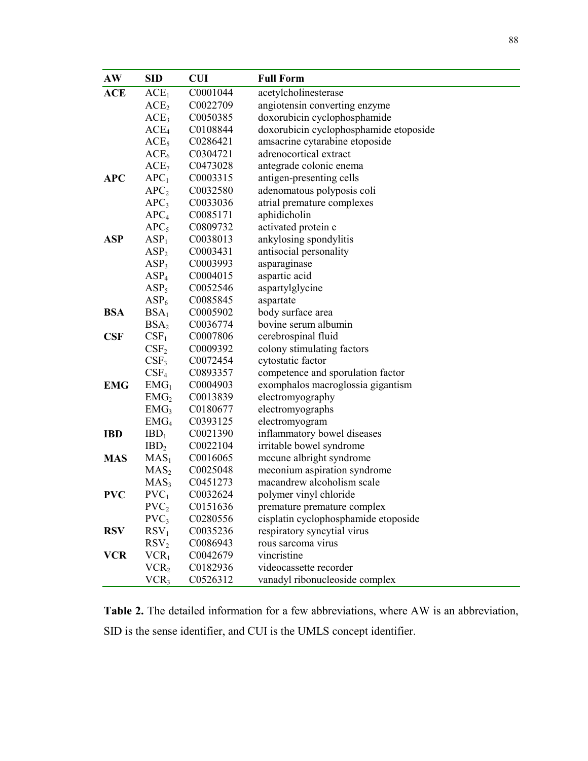| AW | SID | CUI | Full Form |
|---|---|---|---|
| **ACE** | $ACE_1$ | C0001044 | acetylcholinesterase |
| | $ACE_2$ | C0022709 | angiotensin converting enzyme |
| | $ACE_3$ | C0050385 | doxorubicin cyclophosphamide |
| | $ACE_4$ | C0108844 | doxorubicin cyclophosphamide etoposide |
| | $ACE_5$ | C0286421 | amsacrine cytarabine etoposide |
| | $ACE_6$ | C0304721 | adrenocortical extract |
| | $ACE_7$ | C0473028 | antegrade colonic enema |
| **APC** | $APC_1$ | C0003315 | antigen-presenting cells |
| | $APC_2$ | C0032580 | adenomatous polyposis coli |
| | $APC_3$ | C0033036 | atrial premature complexes |
| | $APC_4$ | C0085171 | aphidicholin |
| | $APC_5$ | C0809732 | activated protein c |
| **ASP** | $ASP_1$ | C0038013 | ankylosing spondylitis |
| | $ASP_2$ | C0003431 | antisocial personality |
| | $ASP_3$ | C0003993 | asparaginase |
| | $ASP_4$ | C0004015 | aspartic acid |
| | $ASP_5$ | C0052546 | aspartylglycine |
| | $ASP_6$ | C0085845 | aspartate |
| **BSA** | $BSA_1$ | C0005902 | body surface area |
| | $BSA_2$ | C0036774 | bovine serum albumin |
| **CSF** | $CSF_1$ | C0007806 | cerebrospinal fluid |
| | $CSF_2$ | C0009392 | colony stimulating factors |
| | $CSF_3$ | C0072454 | cytostatic factor |
| | $CSF_4$ | C0893357 | competence and sporulation factor |
| **EMG** | $EMG_1$ | C0004903 | exomphalos macroglossia gigantism |
| | $EMG_2$ | C0013839 | electromyography |
| | $EMG_3$ | C0180677 | electromyographs |
| | $EMG_4$ | C0393125 | electromyogram |
| **IBD** | $IBD_1$ | C0021390 | inflammatory bowel diseases |
| | $IBD_2$ | C0022104 | irritable bowel syndrome |
| **MAS** | $MAS_1$ | C0016065 | mccune albright syndrome |
| | $MAS_2$ | C0025048 | meconium aspiration syndrome |
| | $MAS_3$ | C0451273 | macandrew alcoholism scale |
| **PVC** | $PVC_1$ | C0032624 | polymer vinyl chloride |
| | $PVC_2$ | C0151636 | premature premature complex |
| | $PVC_3$ | C0280556 | cisplatin cyclophosphamide etoposide |
| **RSV** | $RSV_1$ | C0035236 | respiratory syncytial virus |
| | $RSV_2$ | C0086943 | rous sarcoma virus |
| **VCR** | $VCR_1$ | C0042679 | vincristine |
| | $VCR_2$ | C0182936 | videocassette recorder |
| | $VCR_3$ | C0526312 | vanadyl ribonucleoside complex |

**Table 2.** The detailed information for a few abbreviations, where AW is an abbreviation, SID is the sense identifier, and CUI is the UMLS concept identifier.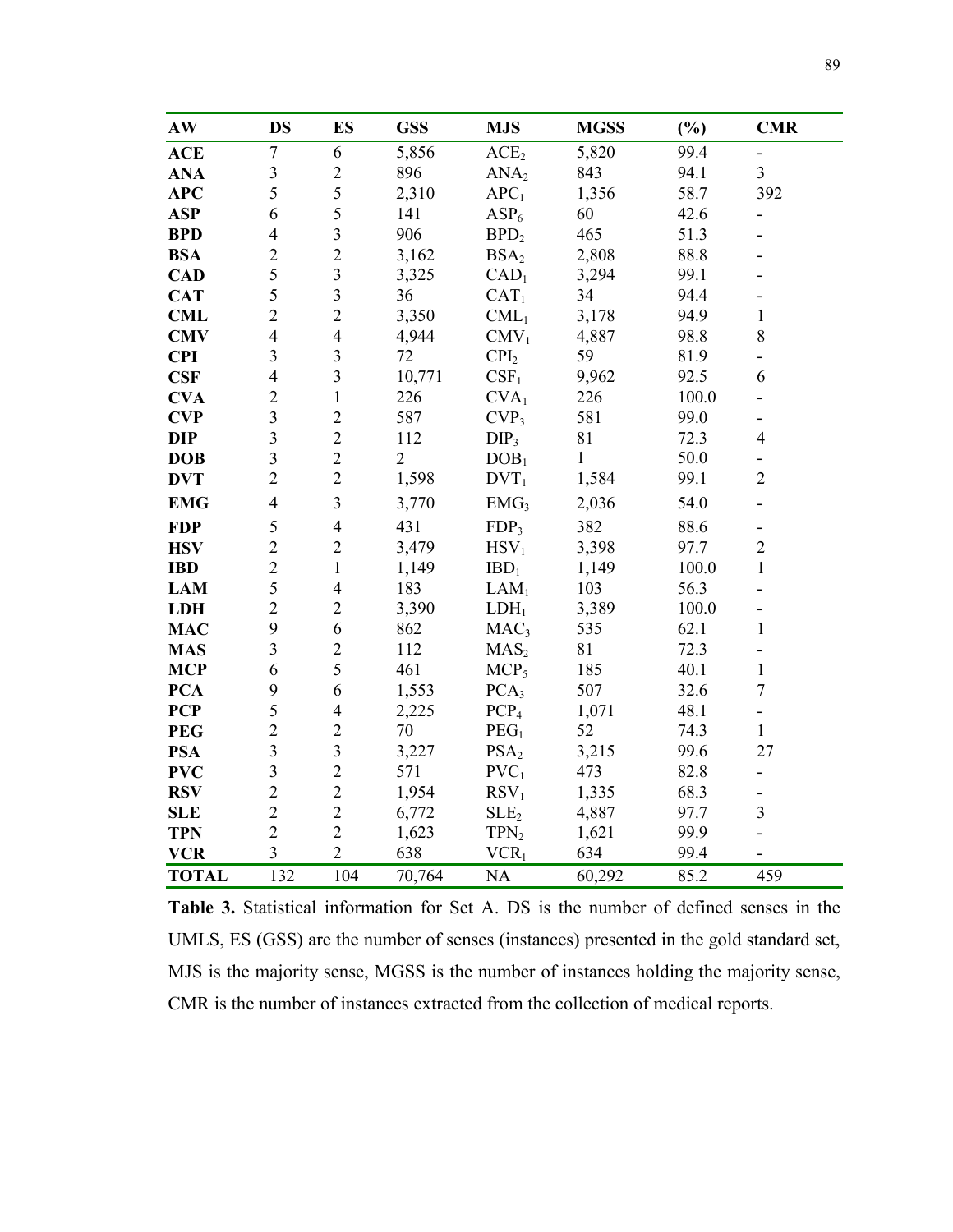| AW | DS | ES | GSS | MJS | MGSS | (%) | CMR |
|---|---|---|---|---|---|---|---|
| **ACE** | 7 | 6 | 5,856 | $ACE_2$ | 5,820 | 99.4 | - |
| **ANA** | 3 | 2 | 896 | $ANA_2$ | 843 | 94.1 | 3 |
| **APC** | 5 | 5 | 2,310 | $APC_1$ | 1,356 | 58.7 | 392 |
| **ASP** | 6 | 5 | 141 | $ASP_6$ | 60 | 42.6 | - |
| **BPD** | 4 | 3 | 906 | $BPD_2$ | 465 | 51.3 | - |
| **BSA** | 2 | 2 | 3,162 | $BSA_2$ | 2,808 | 88.8 | - |
| **CAD** | 5 | 3 | 3,325 | $CAD_1$ | 3,294 | 99.1 | - |
| **CAT** | 5 | 3 | 36 | $CAT_1$ | 34 | 94.4 | - |
| **CML** | 2 | 2 | 3,350 | $CML_1$ | 3,178 | 94.9 | 1 |
| **CMV** | 4 | 4 | 4,944 | $CMV_1$ | 4,887 | 98.8 | 8 |
| **CPI** | 3 | 3 | 72 | $CPI_2$ | 59 | 81.9 | - |
| **CSF** | 4 | 3 | 10,771 | $CSF_1$ | 9,962 | 92.5 | 6 |
| **CVA** | 2 | 1 | 226 | $CVA_1$ | 226 | 100.0 | - |
| **CVP** | 3 | 2 | 587 | $CVP_3$ | 581 | 99.0 | - |
| **DIP** | 3 | 2 | 112 | $DIP_3$ | 81 | 72.3 | 4 |
| **DOB** | 3 | 2 | 2 | $DOB_1$ | 1 | 50.0 | - |
| **DVT** | 2 | 2 | 1,598 | $DVT_1$ | 1,584 | 99.1 | 2 |
| **EMG** | 4 | 3 | 3,770 | $EMG_3$ | 2,036 | 54.0 | - |
| **FDP** | 5 | 4 | 431 | $FDP_3$ | 382 | 88.6 | - |
| **HSV** | 2 | 2 | 3,479 | $HSV_1$ | 3,398 | 97.7 | 2 |
| **IBD** | 2 | 1 | 1,149 | $IBD_1$ | 1,149 | 100.0 | 1 |
| **LAM** | 5 | 4 | 183 | $LAM_1$ | 103 | 56.3 | - |
| **LDH** | 2 | 2 | 3,390 | $LDH_1$ | 3,389 | 100.0 | - |
| **MAC** | 9 | 6 | 862 | $MAC_3$ | 535 | 62.1 | 1 |
| **MAS** | 3 | 2 | 112 | $MAS_2$ | 81 | 72.3 | - |
| **MCP** | 6 | 5 | 461 | $MCP_5$ | 185 | 40.1 | 1 |
| **PCA** | 9 | 6 | 1,553 | $PCA_3$ | 507 | 32.6 | 7 |
| **PCP** | 5 | 4 | 2,225 | $PCP_4$ | 1,071 | 48.1 | - |
| **PEG** | 2 | 2 | 70 | $PEG_1$ | 52 | 74.3 | 1 |
| **PSA** | 3 | 3 | 3,227 | $PSA_2$ | 3,215 | 99.6 | 27 |
| **PVC** | 3 | 2 | 571 | $PVC_1$ | 473 | 82.8 | - |
| **RSV** | 2 | 2 | 1,954 | $RSV_1$ | 1,335 | 68.3 | - |
| **SLE** | 2 | 2 | 6,772 | $SLE_2$ | 4,887 | 97.7 | 3 |
| **TPN** | 2 | 2 | 1,623 | $TPN_2$ | 1,621 | 99.9 | - |
| **VCR** | 3 | 2 | 638 | $VCR_1$ | 634 | 99.4 | - |
| **TOTAL** | 132 | 104 | 70,764 | NA | 60,292 | 85.2 | 459 |

**Table 3.** Statistical information for Set A. DS is the number of defined senses in the UMLS, ES (GSS) are the number of senses (instances) presented in the gold standard set, MJS is the majority sense, MGSS is the number of instances holding the majority sense, CMR is the number of instances extracted from the collection of medical reports.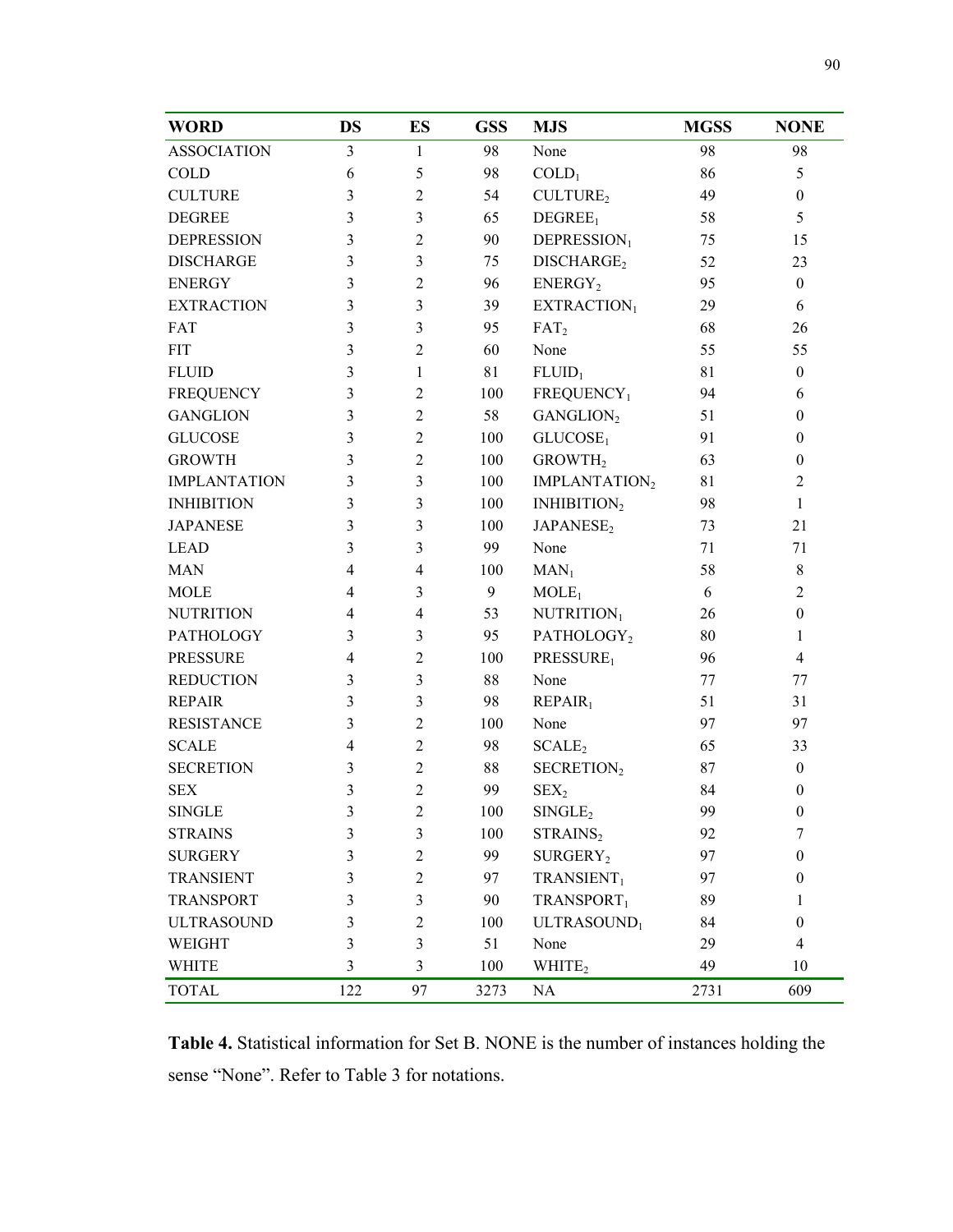| WORD | DS | ES | GSS | MJS | MGSS | NONE |
|---|---|---|---|---|---|---|
| ASSOCIATION | 3 | 1 | 98 | None | 98 | 98 |
| COLD | 6 | 5 | 98 | $COLD_1$ | 86 | 5 |
| CULTURE | 3 | 2 | 54 | $CULTURE_2$ | 49 | 0 |
| DEGREE | 3 | 3 | 65 | $DEGREE_1$ | 58 | 5 |
| DEPRESSION | 3 | 2 | 90 | $DEPRESSION_1$ | 75 | 15 |
| DISCHARGE | 3 | 3 | 75 | $DISCHARGE_2$ | 52 | 23 |
| ENERGY | 3 | 2 | 96 | $ENERGY_2$ | 95 | 0 |
| EXTRACTION | 3 | 3 | 39 | $EXTRACTION_1$ | 29 | 6 |
| FAT | 3 | 3 | 95 | $FAT_2$ | 68 | 26 |
| FIT | 3 | 2 | 60 | None | 55 | 55 |
| FLUID | 3 | 1 | 81 | $FLUID_1$ | 81 | 0 |
| FREQUENCY | 3 | 2 | 100 | $FREQUENCY_1$ | 94 | 6 |
| GANGLION | 3 | 2 | 58 | $GANGLION_2$ | 51 | 0 |
| GLUCOSE | 3 | 2 | 100 | $GLUCOSE_1$ | 91 | 0 |
| GROWTH | 3 | 2 | 100 | $GROWTH_2$ | 63 | 0 |
| IMPLANTATION | 3 | 3 | 100 | $IMPLANTATION_2$ | 81 | 2 |
| INHIBITION | 3 | 3 | 100 | $INHIBITION_2$ | 98 | 1 |
| JAPANESE | 3 | 3 | 100 | $JAPANESE_2$ | 73 | 21 |
| LEAD | 3 | 3 | 99 | None | 71 | 71 |
| MAN | 4 | 4 | 100 | $MAN_1$ | 58 | 8 |
| MOLE | 4 | 3 | 9 | $MOLE_1$ | 6 | 2 |
| NUTRITION | 4 | 4 | 53 | $NUTRITION_1$ | 26 | 0 |
| PATHOLOGY | 3 | 3 | 95 | $PATHOLOGY_2$ | 80 | 1 |
| PRESSURE | 4 | 2 | 100 | $PRESSURE_1$ | 96 | 4 |
| REDUCTION | 3 | 3 | 88 | None | 77 | 77 |
| REPAIR | 3 | 3 | 98 | $REPAIR_1$ | 51 | 31 |
| RESISTANCE | 3 | 2 | 100 | None | 97 | 97 |
| SCALE | 4 | 2 | 98 | $SCALE_2$ | 65 | 33 |
| SECRETION | 3 | 2 | 88 | $SECRETION_2$ | 87 | 0 |
| SEX | 3 | 2 | 99 | $SEX_2$ | 84 | 0 |
| SINGLE | 3 | 2 | 100 | $SINGLE_2$ | 99 | 0 |
| STRAINS | 3 | 3 | 100 | $STRAINS_2$ | 92 | 7 |
| SURGERY | 3 | 2 | 99 | $SURGERY_2$ | 97 | 0 |
| TRANSIENT | 3 | 2 | 97 | $TRANSIENT_1$ | 97 | 0 |
| TRANSPORT | 3 | 3 | 90 | $TRANSPORT_1$ | 89 | 1 |
| ULTRASOUND | 3 | 2 | 100 | $ULTRASOUND_1$ | 84 | 0 |
| WEIGHT | 3 | 3 | 51 | None | 29 | 4 |
| WHITE | 3 | 3 | 100 | $WHITE_2$ | 49 | 10 |
| TOTAL | 122 | 97 | 3273 | NA | 2731 | 609 |

**Table 4.** Statistical information for Set B. NONE is the number of instances holding the sense "None". Refer to Table 3 for notations.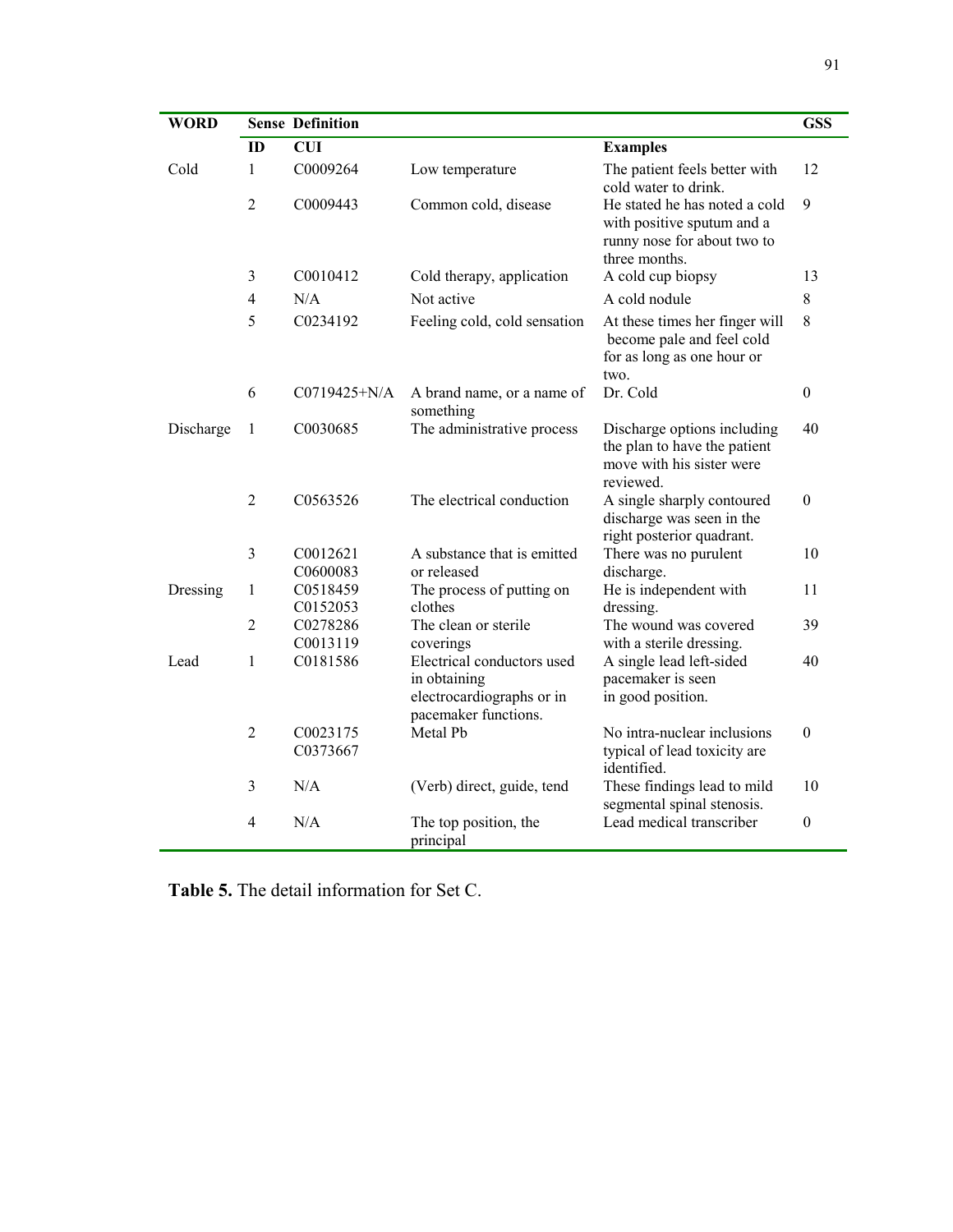| WORD | Sense ID | Definition CUI | | Examples | GSS |
|---|---|---|---|---|---|
| Cold | 1 | C0009264 | Low temperature | The patient feels better with cold water to drink. | 12 |
| | 2 | C0009443 | Common cold, disease | He stated he has noted a cold with positive sputum and a runny nose for about two to three months. | 9 |
| | 3 | C0010412 | Cold therapy, application | A cold cup biopsy | 13 |
| | 4 | N/A | Not active | A cold nodule | 8 |
| | 5 | C0234192 | Feeling cold, cold sensation | At these times her finger will become pale and feel cold for as long as one hour or two. | 8 |
| | 6 | C0719425+N/A | A brand name, or a name of something | Dr. Cold | 0 |
| Discharge | 1 | C0030685 | The administrative process | Discharge options including the plan to have the patient move with his sister were reviewed. | 40 |
| | 2 | C0563526 | The electrical conduction | A single sharply contoured discharge was seen in the right posterior quadrant. | 0 |
| | 3 | C0012621 C0600083 | A substance that is emitted or released | There was no purulent discharge. | 10 |
| Dressing | 1 | C0518459 C0152053 | The process of putting on clothes | He is independent with dressing. | 11 |
| | 2 | C0278286 C0013119 | The clean or sterile coverings | The wound was covered with a sterile dressing. | 39 |
| Lead | 1 | C0181586 | Electrical conductors used in obtaining electrocardiographs or in pacemaker functions. | A single lead left-sided pacemaker is seen in good position. | 40 |
| | 2 | C0023175 C0373667 | Metal Pb | No intra-nuclear inclusions typical of lead toxicity are identified. | 0 |
| | 3 | N/A | (Verb) direct, guide, tend | These findings lead to mild segmental spinal stenosis. | 10 |
| | 4 | N/A | The top position, the principal | Lead medical transcriber | 0 |

**Table 5.** The detail information for Set C.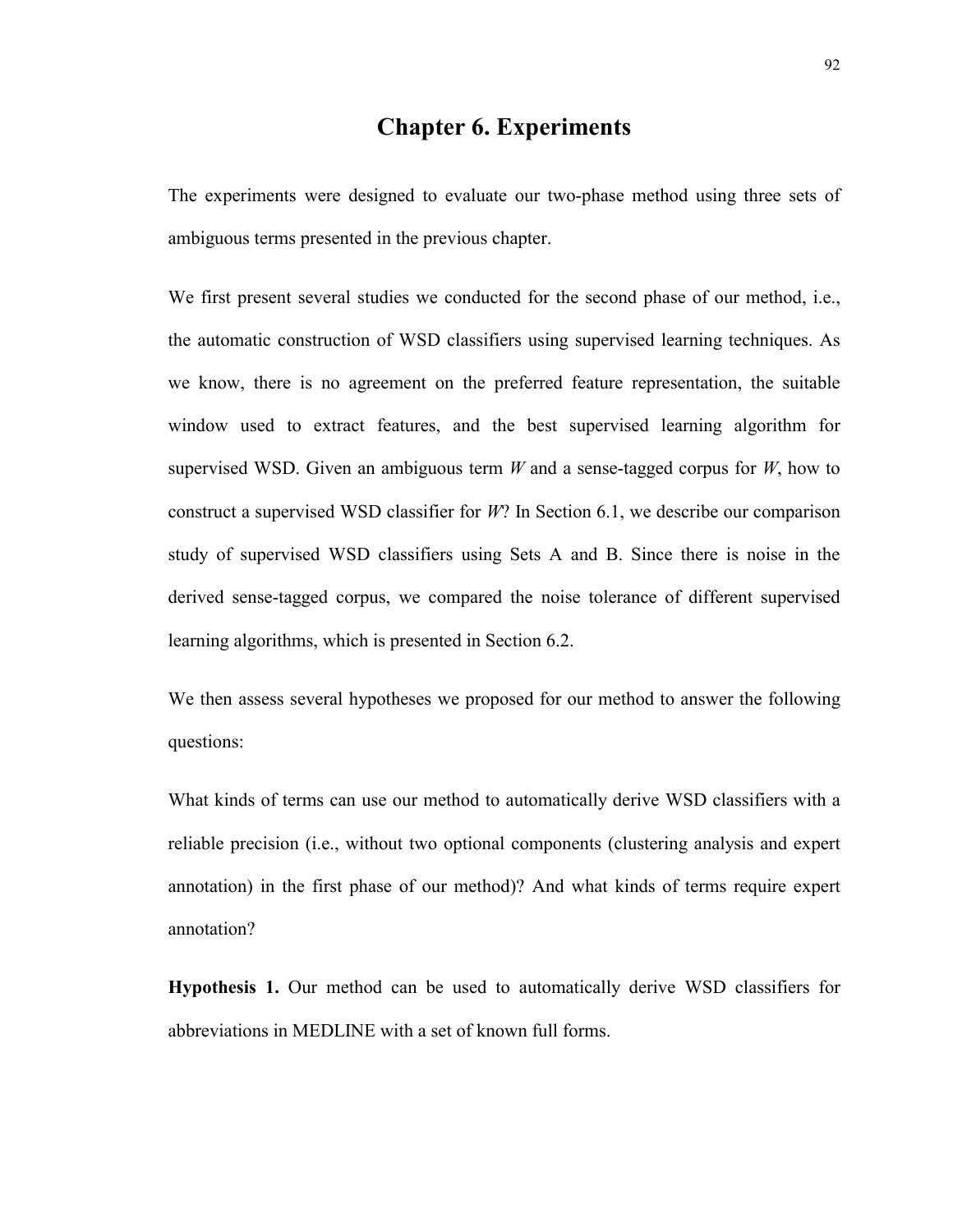# Chapter 6. Experiments

The experiments were designed to evaluate our two-phase method using three sets of ambiguous terms presented in the previous chapter.

We first present several studies we conducted for the second phase of our method, i.e., the automatic construction of WSD classifiers using supervised learning techniques. As we know, there is no agreement on the preferred feature representation, the suitable window used to extract features, and the best supervised learning algorithm for supervised WSD. Given an ambiguous term *W* and a sense-tagged corpus for *W*, how to construct a supervised WSD classifier for *W*? In Section 6.1, we describe our comparison study of supervised WSD classifiers using Sets A and B. Since there is noise in the derived sense-tagged corpus, we compared the noise tolerance of different supervised learning algorithms, which is presented in Section 6.2.

We then assess several hypotheses we proposed for our method to answer the following questions:

What kinds of terms can use our method to automatically derive WSD classifiers with a reliable precision (i.e., without two optional components (clustering analysis and expert annotation) in the first phase of our method)? And what kinds of terms require expert annotation?

**Hypothesis 1.** Our method can be used to automatically derive WSD classifiers for abbreviations in MEDLINE with a set of known full forms.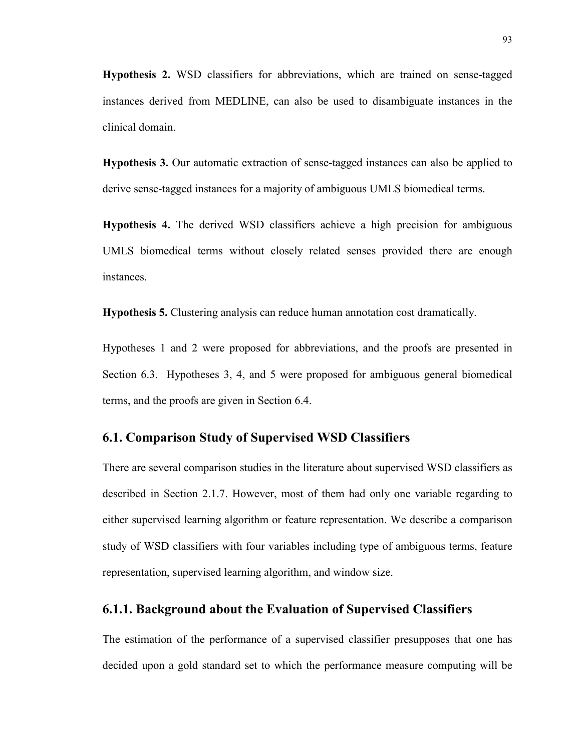**Hypothesis 2.** WSD classifiers for abbreviations, which are trained on sense-tagged instances derived from MEDLINE, can also be used to disambiguate instances in the clinical domain.

**Hypothesis 3.** Our automatic extraction of sense-tagged instances can also be applied to derive sense-tagged instances for a majority of ambiguous UMLS biomedical terms.

**Hypothesis 4.** The derived WSD classifiers achieve a high precision for ambiguous UMLS biomedical terms without closely related senses provided there are enough instances.

**Hypothesis 5.** Clustering analysis can reduce human annotation cost dramatically.

Hypotheses 1 and 2 were proposed for abbreviations, and the proofs are presented in Section 6.3. Hypotheses 3, 4, and 5 were proposed for ambiguous general biomedical terms, and the proofs are given in Section 6.4.

## 6.1. Comparison Study of Supervised WSD Classifiers

There are several comparison studies in the literature about supervised WSD classifiers as described in Section 2.1.7. However, most of them had only one variable regarding to either supervised learning algorithm or feature representation. We describe a comparison study of WSD classifiers with four variables including type of ambiguous terms, feature representation, supervised learning algorithm, and window size.

### 6.1.1. Background about the Evaluation of Supervised Classifiers

The estimation of the performance of a supervised classifier presupposes that one has decided upon a gold standard set to which the performance measure computing will be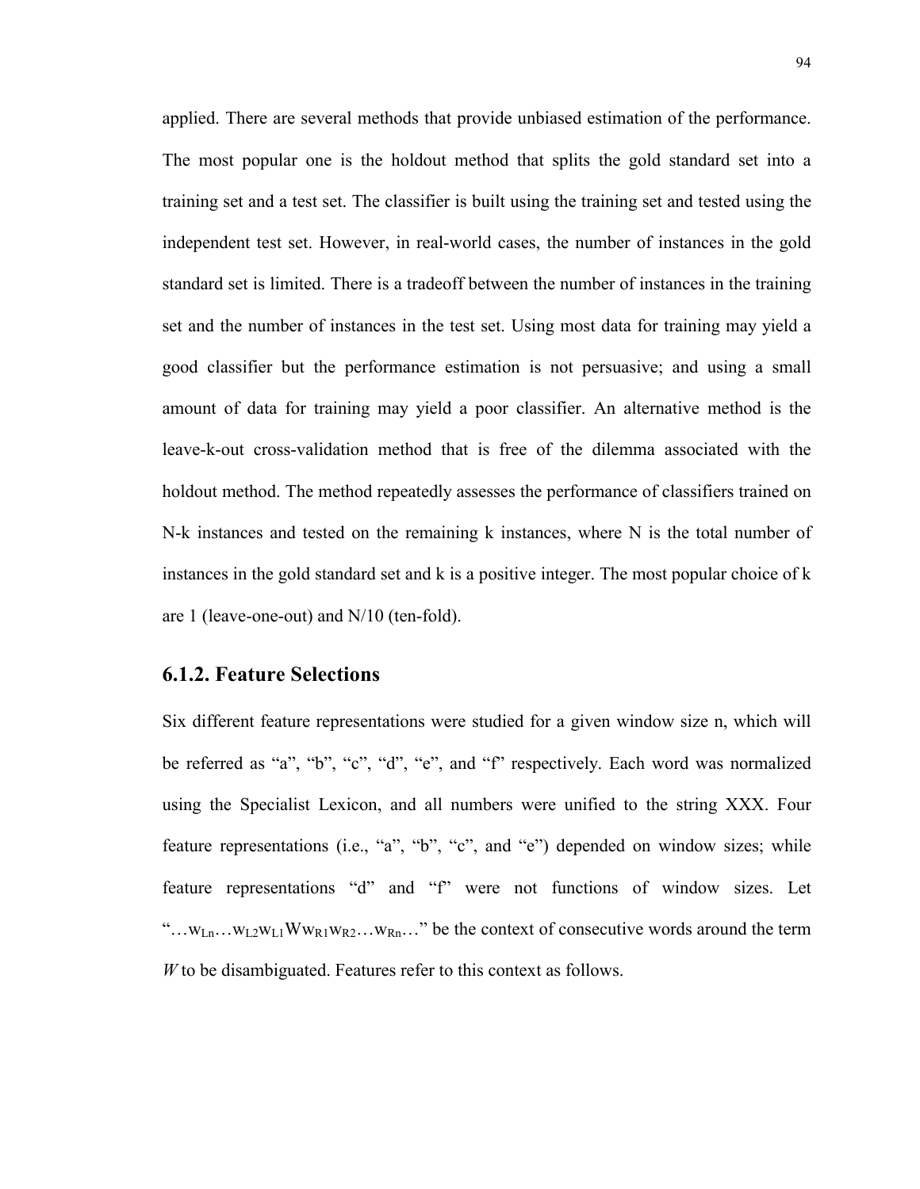applied. There are several methods that provide unbiased estimation of the performance. The most popular one is the holdout method that splits the gold standard set into a training set and a test set. The classifier is built using the training set and tested using the independent test set. However, in real-world cases, the number of instances in the gold standard set is limited. There is a tradeoff between the number of instances in the training set and the number of instances in the test set. Using most data for training may yield a good classifier but the performance estimation is not persuasive; and using a small amount of data for training may yield a poor classifier. An alternative method is the leave-k-out cross-validation method that is free of the dilemma associated with the holdout method. The method repeatedly assesses the performance of classifiers trained on N-k instances and tested on the remaining k instances, where N is the total number of instances in the gold standard set and k is a positive integer. The most popular choice of k are 1 (leave-one-out) and N/10 (ten-fold).

### 6.1.2. Feature Selections

Six different feature representations were studied for a given window size n, which will be referred as "a", "b", "c", "d", "e", and "f" respectively. Each word was normalized using the Specialist Lexicon, and all numbers were unified to the string XXX. Four feature representations (i.e., "a", "b", "c", and "e") depended on window sizes; while feature representations "d" and "f" were not functions of window sizes. Let "$\ldots w_{Ln} \ldots w_{L2} w_{L1} W w_{R1} w_{R2} \ldots w_{Rn} \ldots$" be the context of consecutive words around the term *W* to be disambiguated. Features refer to this context as follows.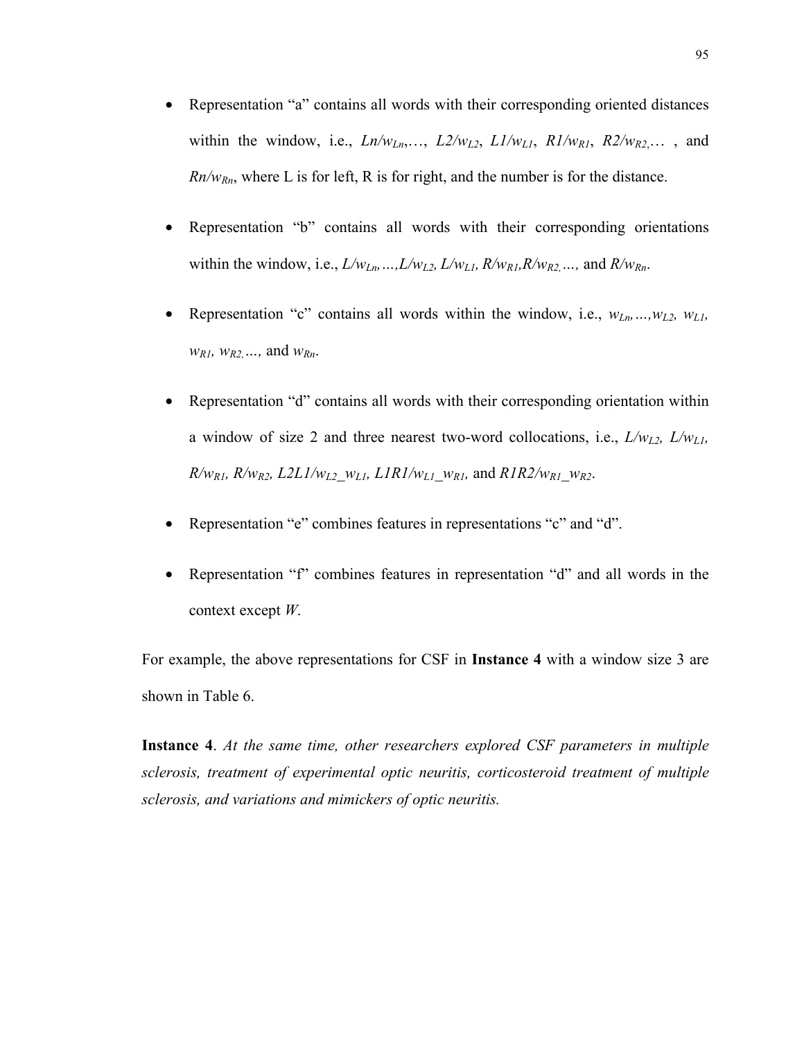- Representation "a" contains all words with their corresponding oriented distances within the window, i.e., $Ln/w_{Ln}$,…, $L2/w_{L2}$, $L1/w_{L1}$, $R1/w_{R1}$, $R2/w_{R2}$,… , and $Rn/w_{Rn}$, where L is for left, R is for right, and the number is for the distance.

- Representation "b" contains all words with their corresponding orientations within the window, i.e., $L/w_{Ln}$,…,$L/w_{L2}$, $L/w_{L1}$, $R/w_{R1}$,$R/w_{R2}$,…, and $R/w_{Rn}$.

- Representation "c" contains all words within the window, i.e., $w_{Ln}$,…,$w_{L2}$, $w_{L1}$, $w_{R1}$, $w_{R2}$,…, and $w_{Rn}$.

- Representation "d" contains all words with their corresponding orientation within a window of size 2 and three nearest two-word collocations, i.e., $L/w_{L2}$, $L/w_{L1}$, $R/w_{R1}$, $R/w_{R2}$, $L2L1/w_{L2}\_w_{L1}$, $L1R1/w_{L1}\_w_{R1}$, and $R1R2/w_{R1}\_w_{R2}$.

- Representation "e" combines features in representations "c" and "d".

- Representation "f" combines features in representation "d" and all words in the context except *W*.

For example, the above representations for CSF in **Instance 4** with a window size 3 are shown in Table 6.

**Instance 4**. *At the same time, other researchers explored CSF parameters in multiple sclerosis, treatment of experimental optic neuritis, corticosteroid treatment of multiple sclerosis, and variations and mimickers of optic neuritis.*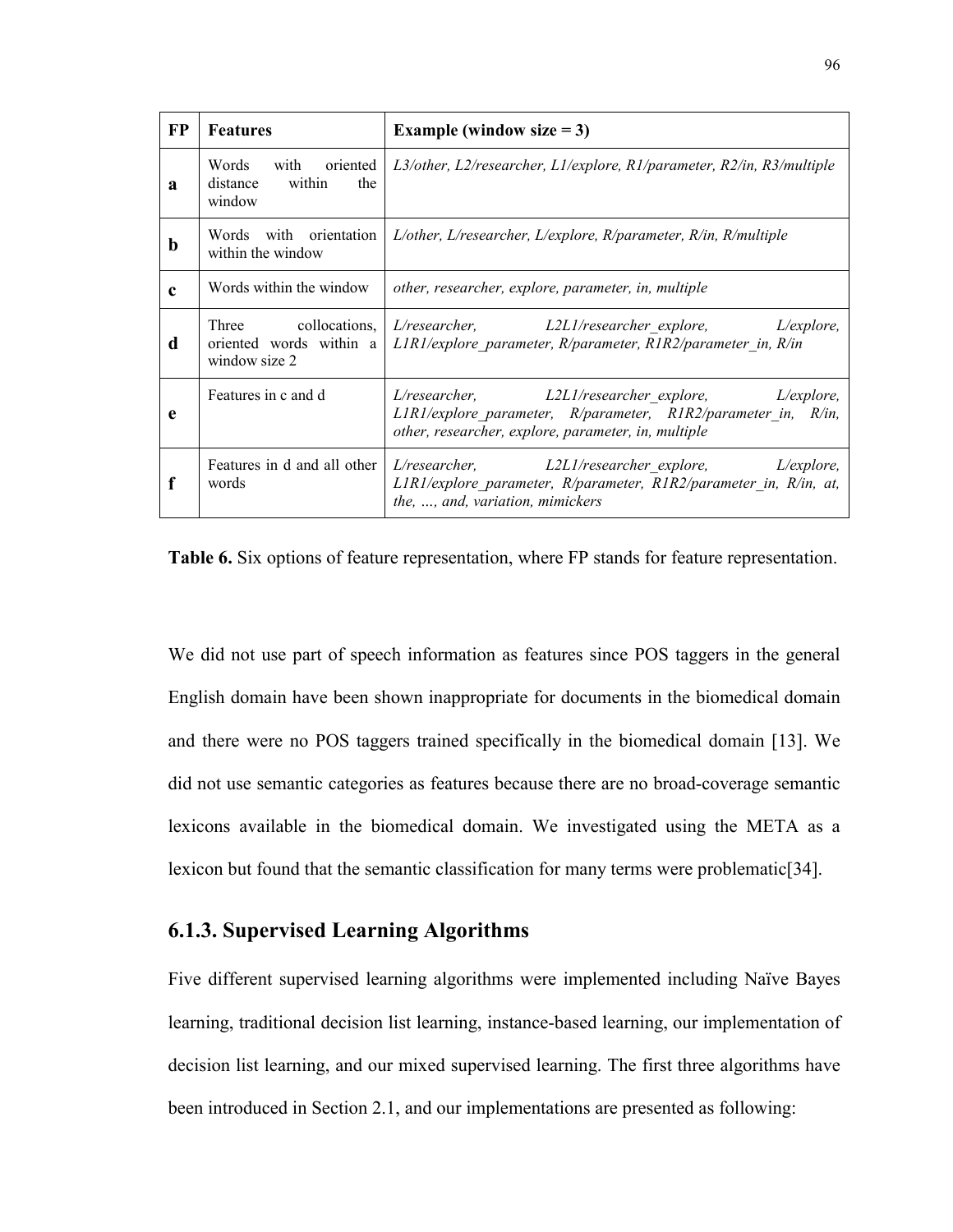| FP | Features | Example (window size = 3) |
|---|---|---|
| **a** | Words with oriented distance within the window | *L3/other, L2/researcher, L1/explore, R1/parameter, R2/in, R3/multiple* |
| **b** | Words with orientation within the window | *L/other, L/researcher, L/explore, R/parameter, R/in, R/multiple* |
| **c** | Words within the window | *other, researcher, explore, parameter, in, multiple* |
| **d** | Three collocations, oriented words within a window size 2 | *L/researcher, L2L1/researcher_explore, L/explore, L1R1/explore_parameter, R/parameter, R1R2/parameter_in, R/in* |
| **e** | Features in c and d | *L/researcher, L2L1/researcher_explore, L/explore, L1R1/explore_parameter, R/parameter, R1R2/parameter_in, R/in, other, researcher, explore, parameter, in, multiple* |
| **f** | Features in d and all other words | *L/researcher, L2L1/researcher_explore, L/explore, L1R1/explore_parameter, R/parameter, R1R2/parameter_in, R/in, at, the, …, and, variation, mimickers* |

**Table 6.** Six options of feature representation, where FP stands for feature representation.

We did not use part of speech information as features since POS taggers in the general English domain have been shown inappropriate for documents in the biomedical domain and there were no POS taggers trained specifically in the biomedical domain [13]. We did not use semantic categories as features because there are no broad-coverage semantic lexicons available in the biomedical domain. We investigated using the META as a lexicon but found that the semantic classification for many terms were problematic[34].

### 6.1.3. Supervised Learning Algorithms

Five different supervised learning algorithms were implemented including Naïve Bayes learning, traditional decision list learning, instance-based learning, our implementation of decision list learning, and our mixed supervised learning. The first three algorithms have been introduced in Section 2.1, and our implementations are presented as following: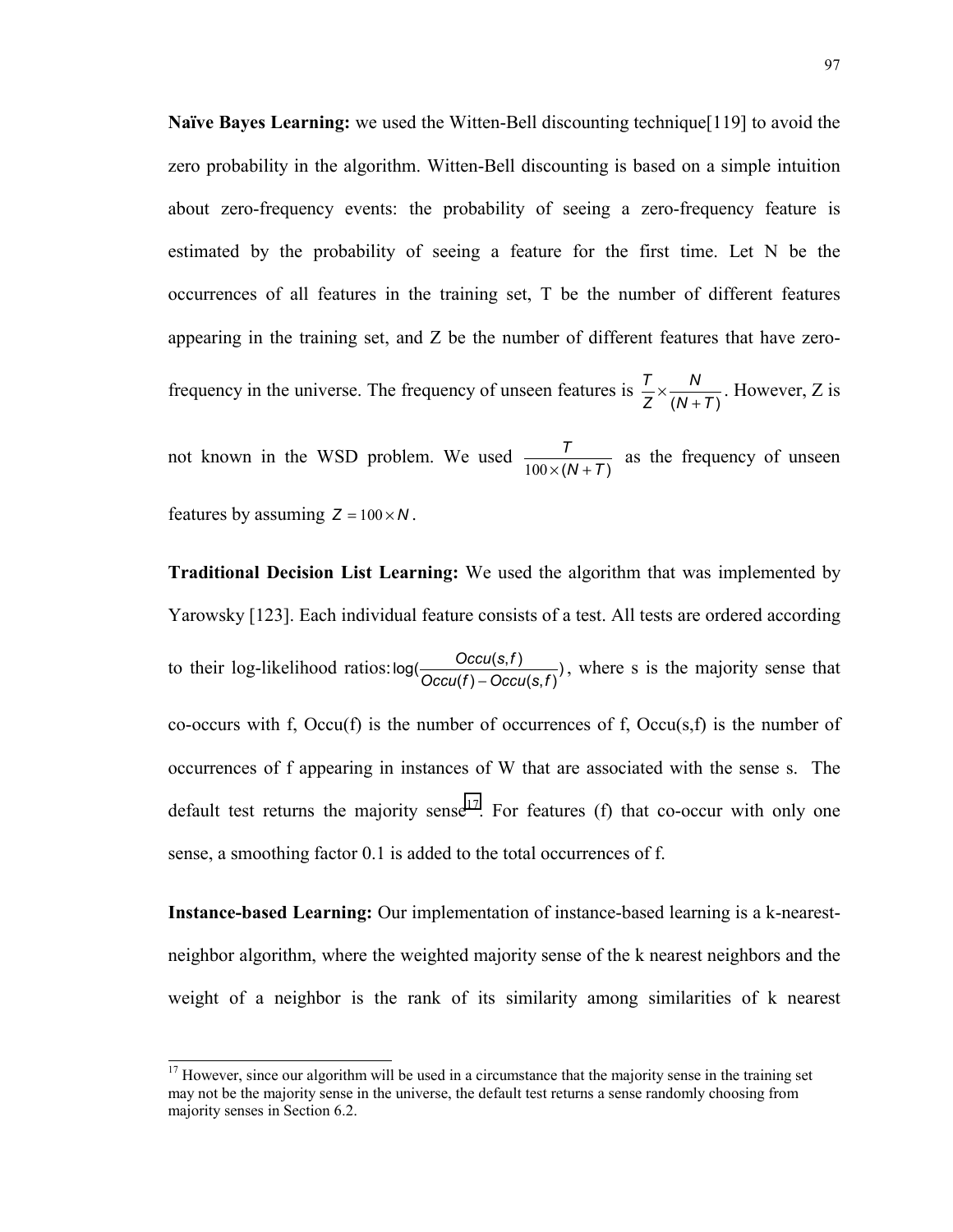**Naïve Bayes Learning:** we used the Witten-Bell discounting technique[119] to avoid the zero probability in the algorithm. Witten-Bell discounting is based on a simple intuition about zero-frequency events: the probability of seeing a zero-frequency feature is estimated by the probability of seeing a feature for the first time. Let N be the occurrences of all features in the training set, T be the number of different features appearing in the training set, and Z be the number of different features that have zero-frequency in the universe. The frequency of unseen features is $\frac{T}{Z} \times \frac{N}{(N+T)}$. However, Z is not known in the WSD problem. We used $\frac{T}{100 \times (N+T)}$ as the frequency of unseen features by assuming $Z = 100 \times N$.

**Traditional Decision List Learning:** We used the algorithm that was implemented by Yarowsky [123]. Each individual feature consists of a test. All tests are ordered according to their log-likelihood ratios: $\log(\frac{Occu(s,f)}{Occu(f) - Occu(s,f)})$, where s is the majority sense that co-occurs with f, Occu(f) is the number of occurrences of f, Occu(s,f) is the number of occurrences of f appearing in instances of W that are associated with the sense s. The default test returns the majority sense[17]. For features (f) that co-occur with only one sense, a smoothing factor 0.1 is added to the total occurrences of f.

**Instance-based Learning:** Our implementation of instance-based learning is a k-nearest-neighbor algorithm, where the weighted majority sense of the k nearest neighbors and the weight of a neighbor is the rank of its similarity among similarities of k nearest

---

[17] However, since our algorithm will be used in a circumstance that the majority sense in the training set may not be the majority sense in the universe, the default test returns a sense randomly choosing from majority senses in Section 6.2.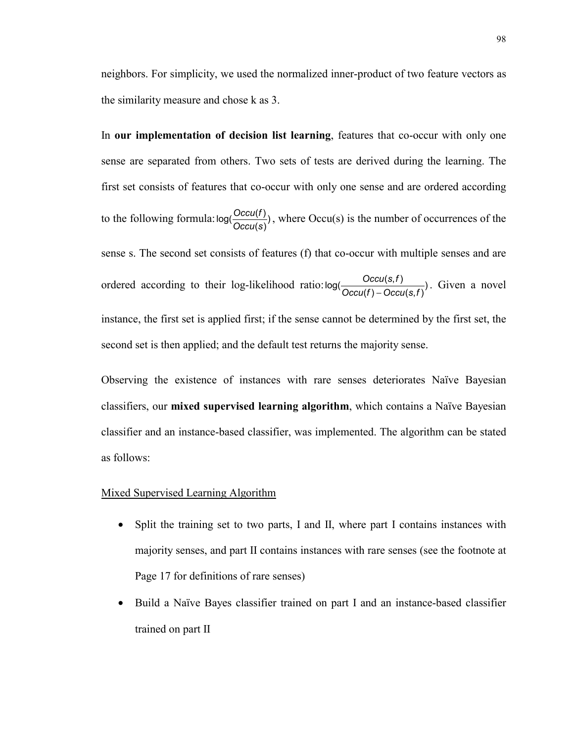neighbors. For simplicity, we used the normalized inner-product of two feature vectors as the similarity measure and chose k as 3.

In **our implementation of decision list learning**, features that co-occur with only one sense are separated from others. Two sets of tests are derived during the learning. The first set consists of features that co-occur with only one sense and are ordered according to the following formula: $\log(\frac{Occu(f)}{Occu(s)})$, where Occu(s) is the number of occurrences of the sense s. The second set consists of features (f) that co-occur with multiple senses and are ordered according to their log-likelihood ratio: $\log(\frac{Occu(s,f)}{Occu(f) - Occu(s,f)})$. Given a novel instance, the first set is applied first; if the sense cannot be determined by the first set, the second set is then applied; and the default test returns the majority sense.

Observing the existence of instances with rare senses deteriorates Naïve Bayesian classifiers, our **mixed supervised learning algorithm**, which contains a Naïve Bayesian classifier and an instance-based classifier, was implemented. The algorithm can be stated as follows:

<u>Mixed Supervised Learning Algorithm</u>

- Split the training set to two parts, I and II, where part I contains instances with majority senses, and part II contains instances with rare senses (see the footnote at Page 17 for definitions of rare senses)
- Build a Naïve Bayes classifier trained on part I and an instance-based classifier trained on part II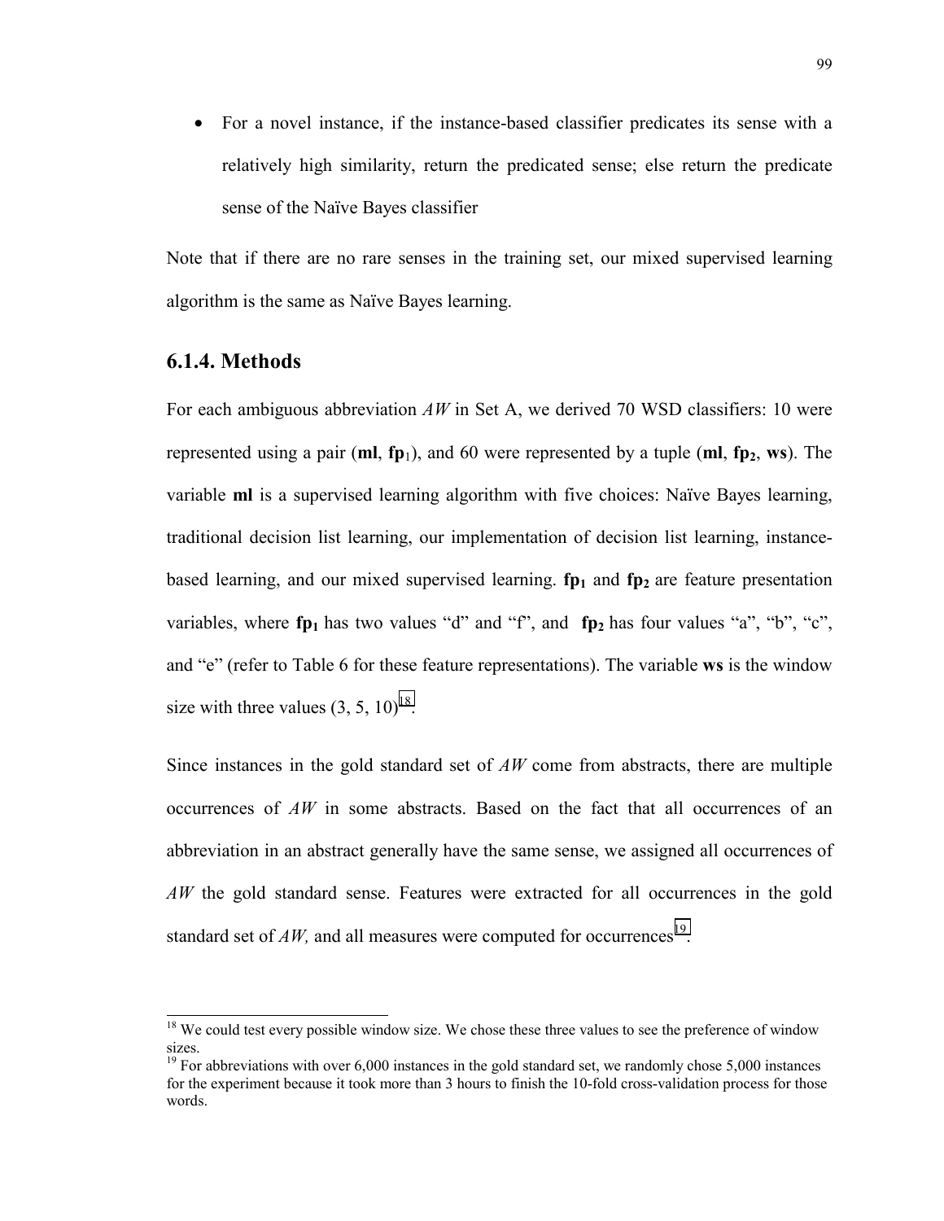- For a novel instance, if the instance-based classifier predicates its sense with a relatively high similarity, return the predicated sense; else return the predicate sense of the Naïve Bayes classifier

Note that if there are no rare senses in the training set, our mixed supervised learning algorithm is the same as Naïve Bayes learning.

### 6.1.4. Methods

For each ambiguous abbreviation *AW* in Set A, we derived 70 WSD classifiers: 10 were represented using a pair (**ml**, $\mathbf{fp}_1$), and 60 were represented by a tuple (**ml**, $\mathbf{fp}_2$, **ws**). The variable **ml** is a supervised learning algorithm with five choices: Naïve Bayes learning, traditional decision list learning, our implementation of decision list learning, instance-based learning, and our mixed supervised learning. $\mathbf{fp}_1$ and $\mathbf{fp}_2$ are feature presentation variables, where $\mathbf{fp}_1$ has two values "d" and "f", and $\mathbf{fp}_2$ has four values "a", "b", "c", and "e" (refer to Table 6 for these feature representations). The variable **ws** is the window size with three values (3, 5, 10)[18].

Since instances in the gold standard set of *AW* come from abstracts, there are multiple occurrences of *AW* in some abstracts. Based on the fact that all occurrences of an abbreviation in an abstract generally have the same sense, we assigned all occurrences of *AW* the gold standard sense. Features were extracted for all occurrences in the gold standard set of *AW,* and all measures were computed for occurrences[19].

---

[18] We could test every possible window size. We chose these three values to see the preference of window sizes.

[19] For abbreviations with over 6,000 instances in the gold standard set, we randomly chose 5,000 instances for the experiment because it took more than 3 hours to finish the 10-fold cross-validation process for those words.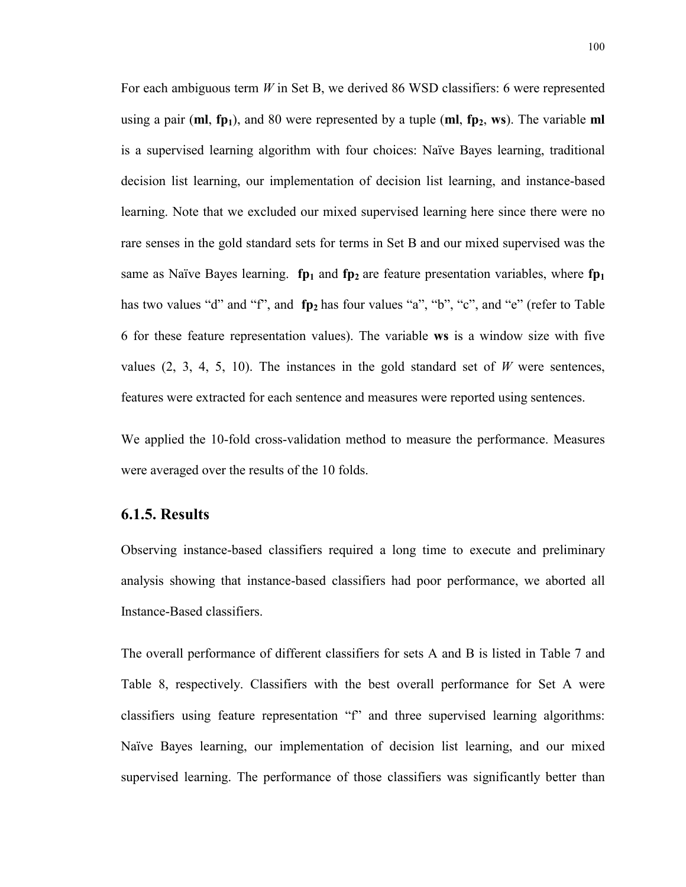For each ambiguous term *W* in Set B, we derived 86 WSD classifiers: 6 were represented using a pair (**ml**, $\mathbf{fp_1}$), and 80 were represented by a tuple (**ml**, $\mathbf{fp_2}$, **ws**). The variable **ml** is a supervised learning algorithm with four choices: Naïve Bayes learning, traditional decision list learning, our implementation of decision list learning, and instance-based learning. Note that we excluded our mixed supervised learning here since there were no rare senses in the gold standard sets for terms in Set B and our mixed supervised was the same as Naïve Bayes learning. $\mathbf{fp_1}$ and $\mathbf{fp_2}$ are feature presentation variables, where $\mathbf{fp_1}$ has two values "d" and "f", and $\mathbf{fp_2}$ has four values "a", "b", "c", and "e" (refer to Table 6 for these feature representation values). The variable **ws** is a window size with five values (2, 3, 4, 5, 10). The instances in the gold standard set of *W* were sentences, features were extracted for each sentence and measures were reported using sentences.

We applied the 10-fold cross-validation method to measure the performance. Measures were averaged over the results of the 10 folds.

### 6.1.5. Results

Observing instance-based classifiers required a long time to execute and preliminary analysis showing that instance-based classifiers had poor performance, we aborted all Instance-Based classifiers.

The overall performance of different classifiers for sets A and B is listed in Table 7 and Table 8, respectively. Classifiers with the best overall performance for Set A were classifiers using feature representation "f" and three supervised learning algorithms: Naïve Bayes learning, our implementation of decision list learning, and our mixed supervised learning. The performance of those classifiers was significantly better than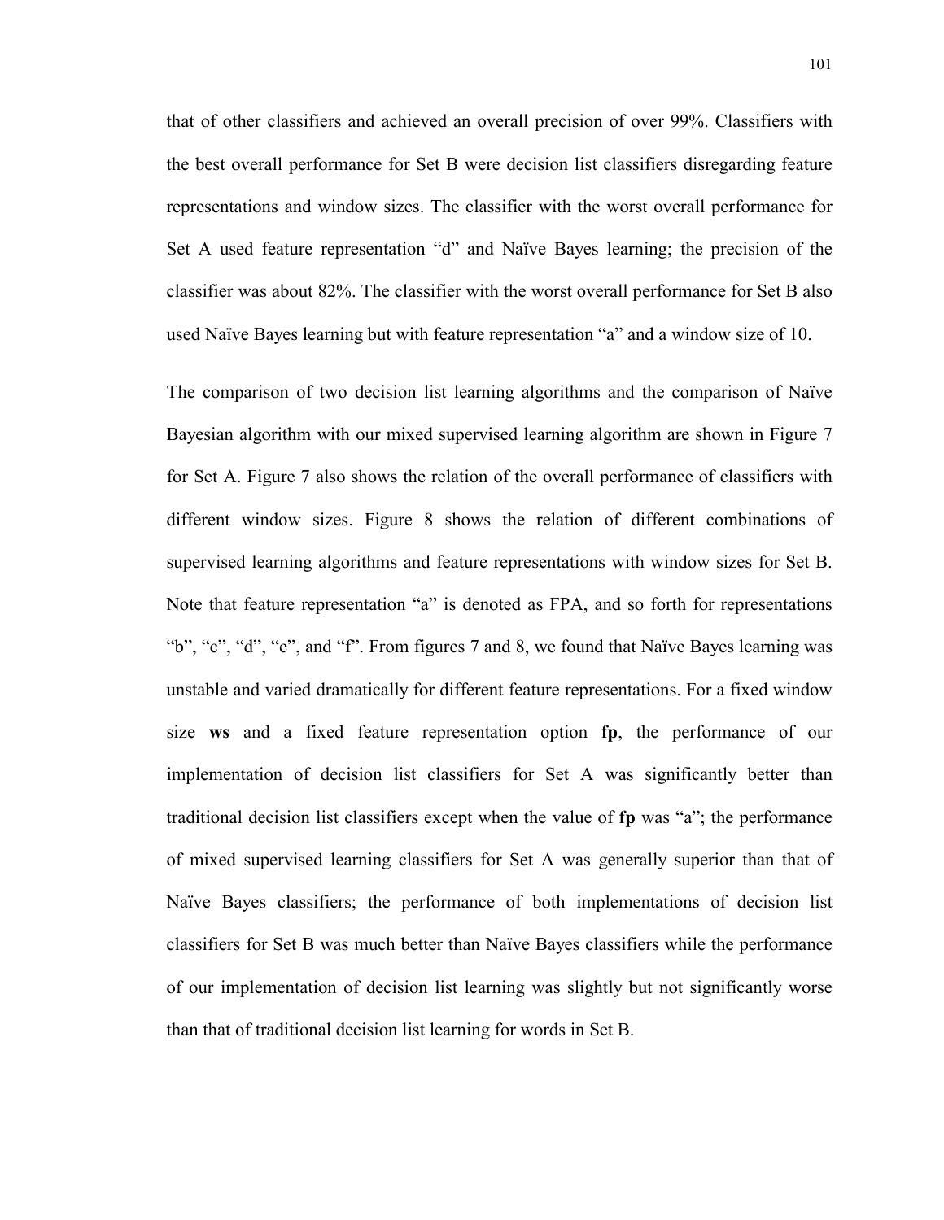that of other classifiers and achieved an overall precision of over 99%. Classifiers with the best overall performance for Set B were decision list classifiers disregarding feature representations and window sizes. The classifier with the worst overall performance for Set A used feature representation “d” and Naïve Bayes learning; the precision of the classifier was about 82%. The classifier with the worst overall performance for Set B also used Naïve Bayes learning but with feature representation “a” and a window size of 10.

The comparison of two decision list learning algorithms and the comparison of Naïve Bayesian algorithm with our mixed supervised learning algorithm are shown in Figure 7 for Set A. Figure 7 also shows the relation of the overall performance of classifiers with different window sizes. Figure 8 shows the relation of different combinations of supervised learning algorithms and feature representations with window sizes for Set B. Note that feature representation “a” is denoted as FPA, and so forth for representations “b”, “c”, “d”, “e”, and “f”. From figures 7 and 8, we found that Naïve Bayes learning was unstable and varied dramatically for different feature representations. For a fixed window size **ws** and a fixed feature representation option **fp**, the performance of our implementation of decision list classifiers for Set A was significantly better than traditional decision list classifiers except when the value of **fp** was “a”; the performance of mixed supervised learning classifiers for Set A was generally superior than that of Naïve Bayes classifiers; the performance of both implementations of decision list classifiers for Set B was much better than Naïve Bayes classifiers while the performance of our implementation of decision list learning was slightly but not significantly worse than that of traditional decision list learning for words in Set B.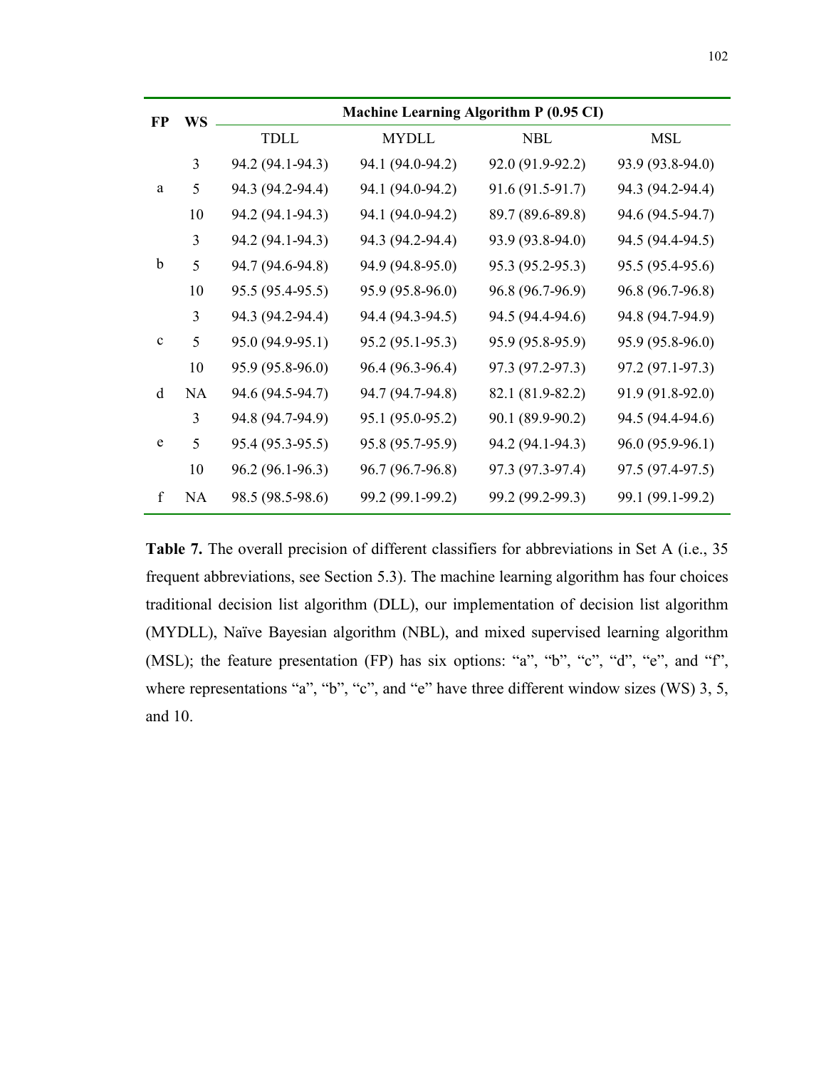| FP | WS | Machine Learning Algorithm P (0.95 CI) | | | |
|---|---|---|---|---|---|
| | | TDLL | MYDLL | NBL | MSL |
| a | 3 | 94.2 (94.1-94.3) | 94.1 (94.0-94.2) | 92.0 (91.9-92.2) | 93.9 (93.8-94.0) |
| | 5 | 94.3 (94.2-94.4) | 94.1 (94.0-94.2) | 91.6 (91.5-91.7) | 94.3 (94.2-94.4) |
| | 10 | 94.2 (94.1-94.3) | 94.1 (94.0-94.2) | 89.7 (89.6-89.8) | 94.6 (94.5-94.7) |
| b | 3 | 94.2 (94.1-94.3) | 94.3 (94.2-94.4) | 93.9 (93.8-94.0) | 94.5 (94.4-94.5) |
| | 5 | 94.7 (94.6-94.8) | 94.9 (94.8-95.0) | 95.3 (95.2-95.3) | 95.5 (95.4-95.6) |
| | 10 | 95.5 (95.4-95.5) | 95.9 (95.8-96.0) | 96.8 (96.7-96.9) | 96.8 (96.7-96.8) |
| c | 3 | 94.3 (94.2-94.4) | 94.4 (94.3-94.5) | 94.5 (94.4-94.6) | 94.8 (94.7-94.9) |
| | 5 | 95.0 (94.9-95.1) | 95.2 (95.1-95.3) | 95.9 (95.8-95.9) | 95.9 (95.8-96.0) |
| | 10 | 95.9 (95.8-96.0) | 96.4 (96.3-96.4) | 97.3 (97.2-97.3) | 97.2 (97.1-97.3) |
| d | NA | 94.6 (94.5-94.7) | 94.7 (94.7-94.8) | 82.1 (81.9-82.2) | 91.9 (91.8-92.0) |
| e | 3 | 94.8 (94.7-94.9) | 95.1 (95.0-95.2) | 90.1 (89.9-90.2) | 94.5 (94.4-94.6) |
| | 5 | 95.4 (95.3-95.5) | 95.8 (95.7-95.9) | 94.2 (94.1-94.3) | 96.0 (95.9-96.1) |
| | 10 | 96.2 (96.1-96.3) | 96.7 (96.7-96.8) | 97.3 (97.3-97.4) | 97.5 (97.4-97.5) |
| f | NA | 98.5 (98.5-98.6) | 99.2 (99.1-99.2) | 99.2 (99.2-99.3) | 99.1 (99.1-99.2) |

**Table 7.** The overall precision of different classifiers for abbreviations in Set A (i.e., 35 frequent abbreviations, see Section 5.3). The machine learning algorithm has four choices traditional decision list algorithm (DLL), our implementation of decision list algorithm (MYDLL), Naïve Bayesian algorithm (NBL), and mixed supervised learning algorithm (MSL); the feature presentation (FP) has six options: "a", "b", "c", "d", "e", and "f", where representations "a", "b", "c", and "e" have three different window sizes (WS) 3, 5, and 10.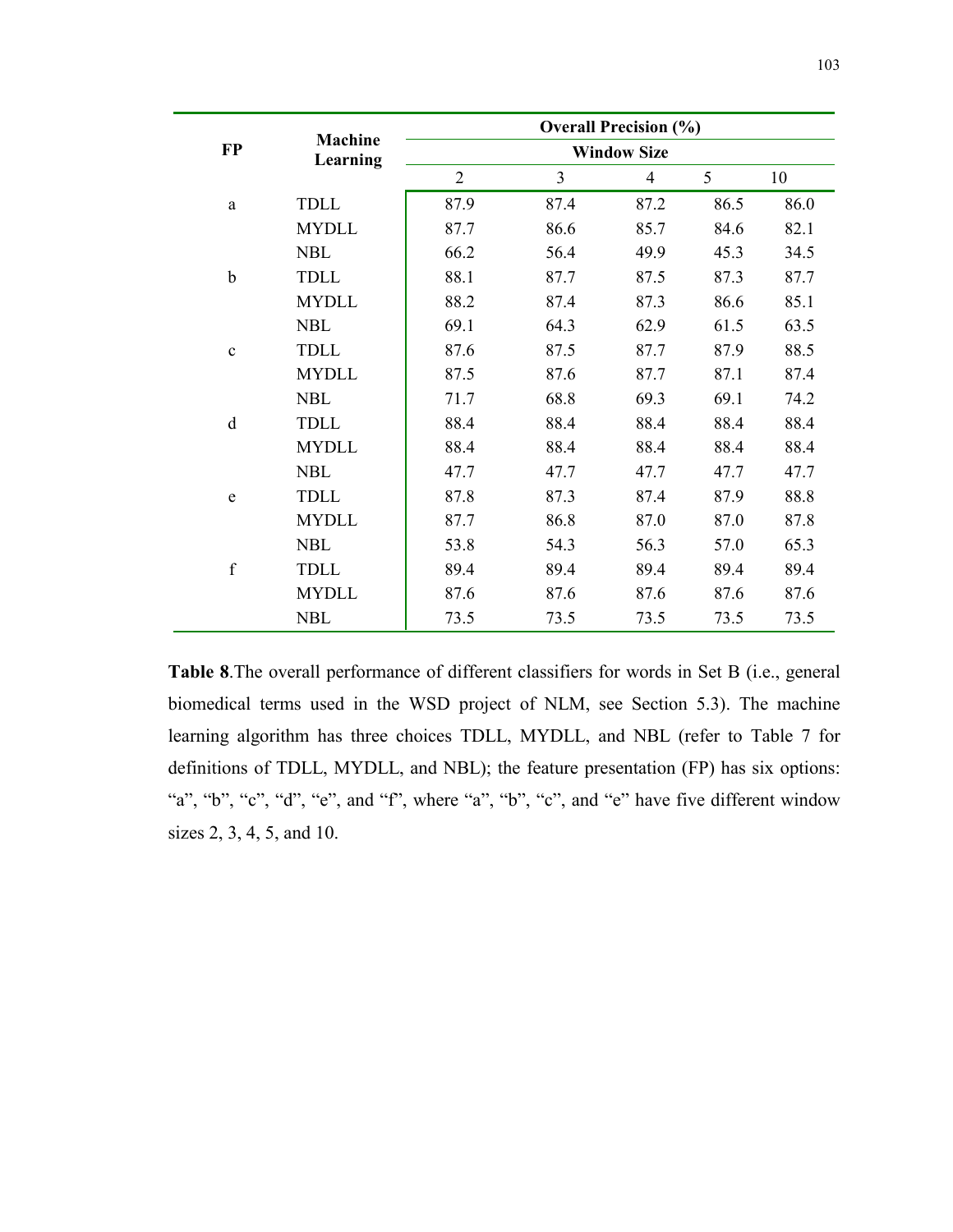| FP | Machine Learning | Overall Precision (%) | | | | |
|---|---|---|---|---|---|---|
| | | Window Size | | | | |
| | | 2 | 3 | 4 | 5 | 10 |
| a | TDLL | 87.9 | 87.4 | 87.2 | 86.5 | 86.0 |
| | MYDLL | 87.7 | 86.6 | 85.7 | 84.6 | 82.1 |
| | NBL | 66.2 | 56.4 | 49.9 | 45.3 | 34.5 |
| b | TDLL | 88.1 | 87.7 | 87.5 | 87.3 | 87.7 |
| | MYDLL | 88.2 | 87.4 | 87.3 | 86.6 | 85.1 |
| | NBL | 69.1 | 64.3 | 62.9 | 61.5 | 63.5 |
| c | TDLL | 87.6 | 87.5 | 87.7 | 87.9 | 88.5 |
| | MYDLL | 87.5 | 87.6 | 87.7 | 87.1 | 87.4 |
| | NBL | 71.7 | 68.8 | 69.3 | 69.1 | 74.2 |
| d | TDLL | 88.4 | 88.4 | 88.4 | 88.4 | 88.4 |
| | MYDLL | 88.4 | 88.4 | 88.4 | 88.4 | 88.4 |
| | NBL | 47.7 | 47.7 | 47.7 | 47.7 | 47.7 |
| e | TDLL | 87.8 | 87.3 | 87.4 | 87.9 | 88.8 |
| | MYDLL | 87.7 | 86.8 | 87.0 | 87.0 | 87.8 |
| | NBL | 53.8 | 54.3 | 56.3 | 57.0 | 65.3 |
| f | TDLL | 89.4 | 89.4 | 89.4 | 89.4 | 89.4 |
| | MYDLL | 87.6 | 87.6 | 87.6 | 87.6 | 87.6 |
| | NBL | 73.5 | 73.5 | 73.5 | 73.5 | 73.5 |

**Table 8**.The overall performance of different classifiers for words in Set B (i.e., general biomedical terms used in the WSD project of NLM, see Section 5.3). The machine learning algorithm has three choices TDLL, MYDLL, and NBL (refer to Table 7 for definitions of TDLL, MYDLL, and NBL); the feature presentation (FP) has six options: "a", "b", "c", "d", "e", and "f", where "a", "b", "c", and "e" have five different window sizes 2, 3, 4, 5, and 10.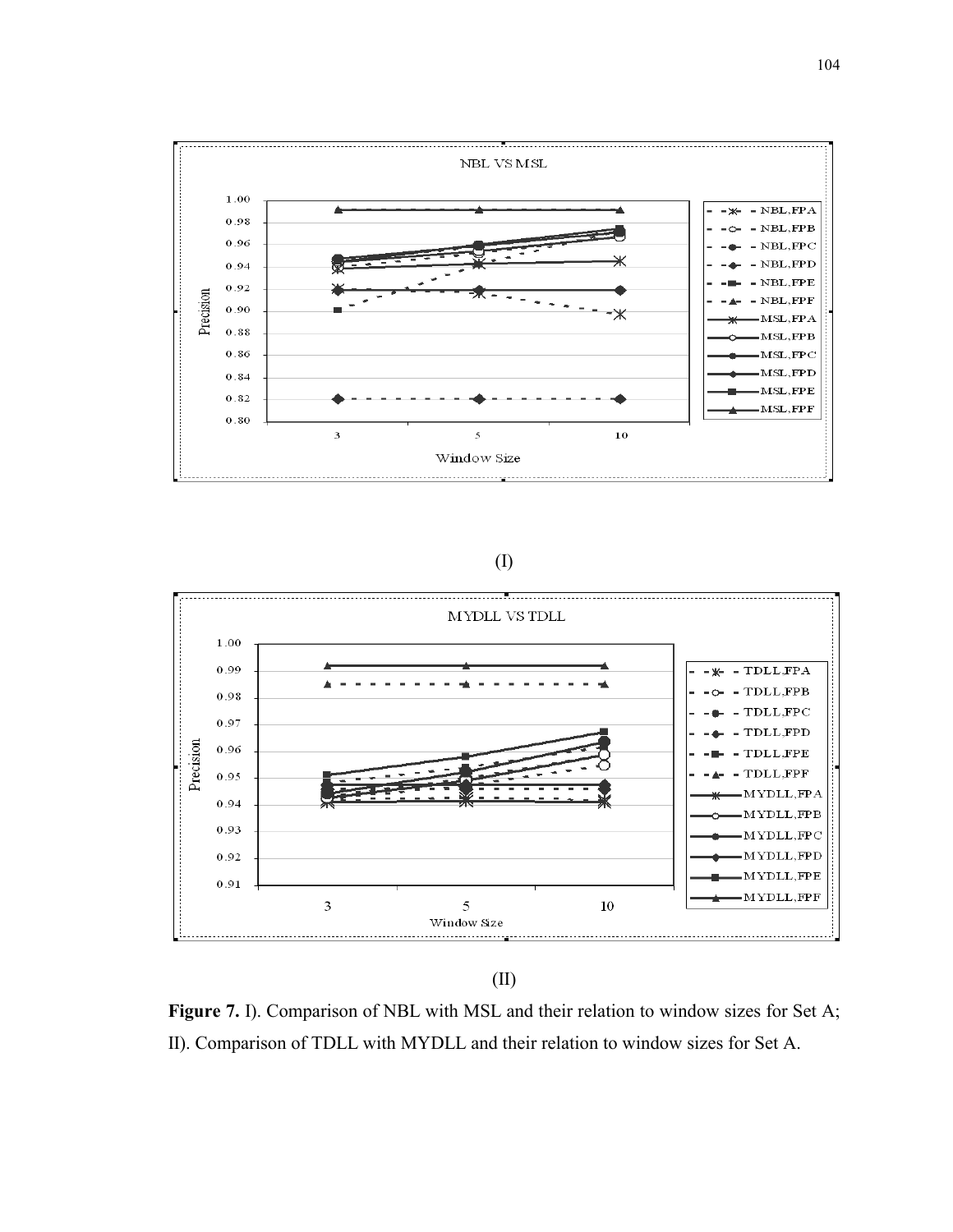(I)

(II)

**Figure 7.** I). Comparison of NBL with MSL and their relation to window sizes for Set A; II). Comparison of TDLL with MYDLL and their relation to window sizes for Set A.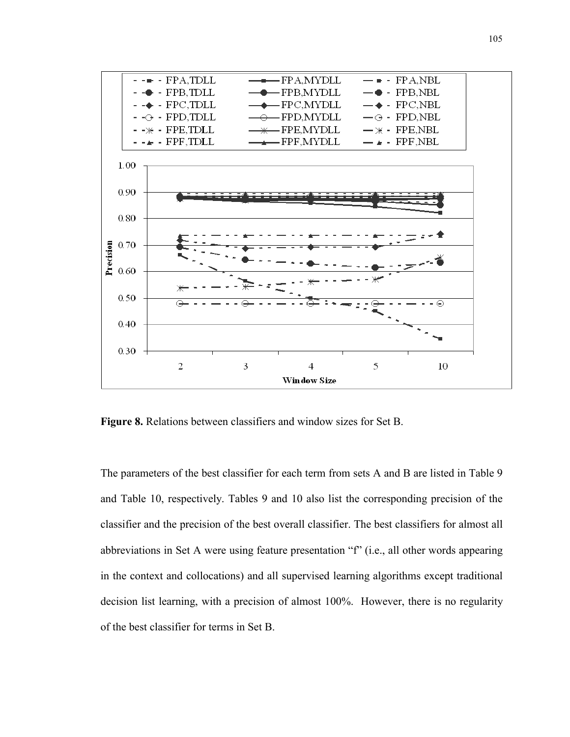**Figure 8.** Relations between classifiers and window sizes for Set B.

The parameters of the best classifier for each term from sets A and B are listed in Table 9 and Table 10, respectively. Tables 9 and 10 also list the corresponding precision of the classifier and the precision of the best overall classifier. The best classifiers for almost all abbreviations in Set A were using feature presentation “f” (i.e., all other words appearing in the context and collocations) and all supervised learning algorithms except traditional decision list learning, with a precision of almost 100%. However, there is no regularity of the best classifier for terms in Set B.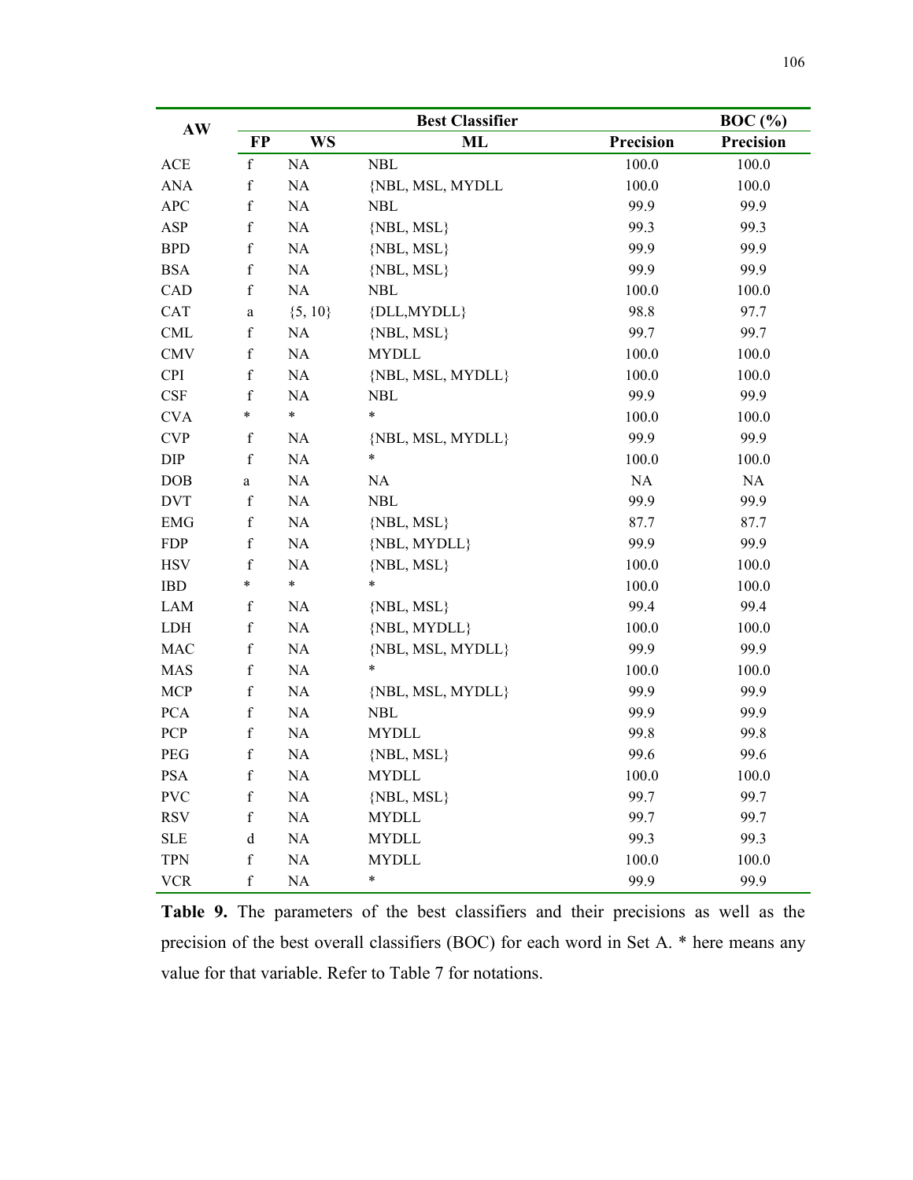| AW | Best Classifier | | | | BOC (%) |
|---|---|---|---|---|---|
| | FP | WS | ML | Precision | Precision |
| ACE | f | NA | NBL | 100.0 | 100.0 |
| ANA | f | NA | {NBL, MSL, MYDLL | 100.0 | 100.0 |
| APC | f | NA | NBL | 99.9 | 99.9 |
| ASP | f | NA | {NBL, MSL} | 99.3 | 99.3 |
| BPD | f | NA | {NBL, MSL} | 99.9 | 99.9 |
| BSA | f | NA | {NBL, MSL} | 99.9 | 99.9 |
| CAD | f | NA | NBL | 100.0 | 100.0 |
| CAT | a | {5, 10} | {DLL,MYDLL} | 98.8 | 97.7 |
| CML | f | NA | {NBL, MSL} | 99.7 | 99.7 |
| CMV | f | NA | MYDLL | 100.0 | 100.0 |
| CPI | f | NA | {NBL, MSL, MYDLL} | 100.0 | 100.0 |
| CSF | f | NA | NBL | 99.9 | 99.9 |
| CVA | * | * | * | 100.0 | 100.0 |
| CVP | f | NA | {NBL, MSL, MYDLL} | 99.9 | 99.9 |
| DIP | f | NA | * | 100.0 | 100.0 |
| DOB | a | NA | NA | NA | NA |
| DVT | f | NA | NBL | 99.9 | 99.9 |
| EMG | f | NA | {NBL, MSL} | 87.7 | 87.7 |
| FDP | f | NA | {NBL, MYDLL} | 99.9 | 99.9 |
| HSV | f | NA | {NBL, MSL} | 100.0 | 100.0 |
| IBD | * | * | * | 100.0 | 100.0 |
| LAM | f | NA | {NBL, MSL} | 99.4 | 99.4 |
| LDH | f | NA | {NBL, MYDLL} | 100.0 | 100.0 |
| MAC | f | NA | {NBL, MSL, MYDLL} | 99.9 | 99.9 |
| MAS | f | NA | * | 100.0 | 100.0 |
| MCP | f | NA | {NBL, MSL, MYDLL} | 99.9 | 99.9 |
| PCA | f | NA | NBL | 99.9 | 99.9 |
| PCP | f | NA | MYDLL | 99.8 | 99.8 |
| PEG | f | NA | {NBL, MSL} | 99.6 | 99.6 |
| PSA | f | NA | MYDLL | 100.0 | 100.0 |
| PVC | f | NA | {NBL, MSL} | 99.7 | 99.7 |
| RSV | f | NA | MYDLL | 99.7 | 99.7 |
| SLE | d | NA | MYDLL | 99.3 | 99.3 |
| TPN | f | NA | MYDLL | 100.0 | 100.0 |
| VCR | f | NA | * | 99.9 | 99.9 |

**Table 9.** The parameters of the best classifiers and their precisions as well as the precision of the best overall classifiers (BOC) for each word in Set A. * here means any value for that variable. Refer to Table 7 for notations.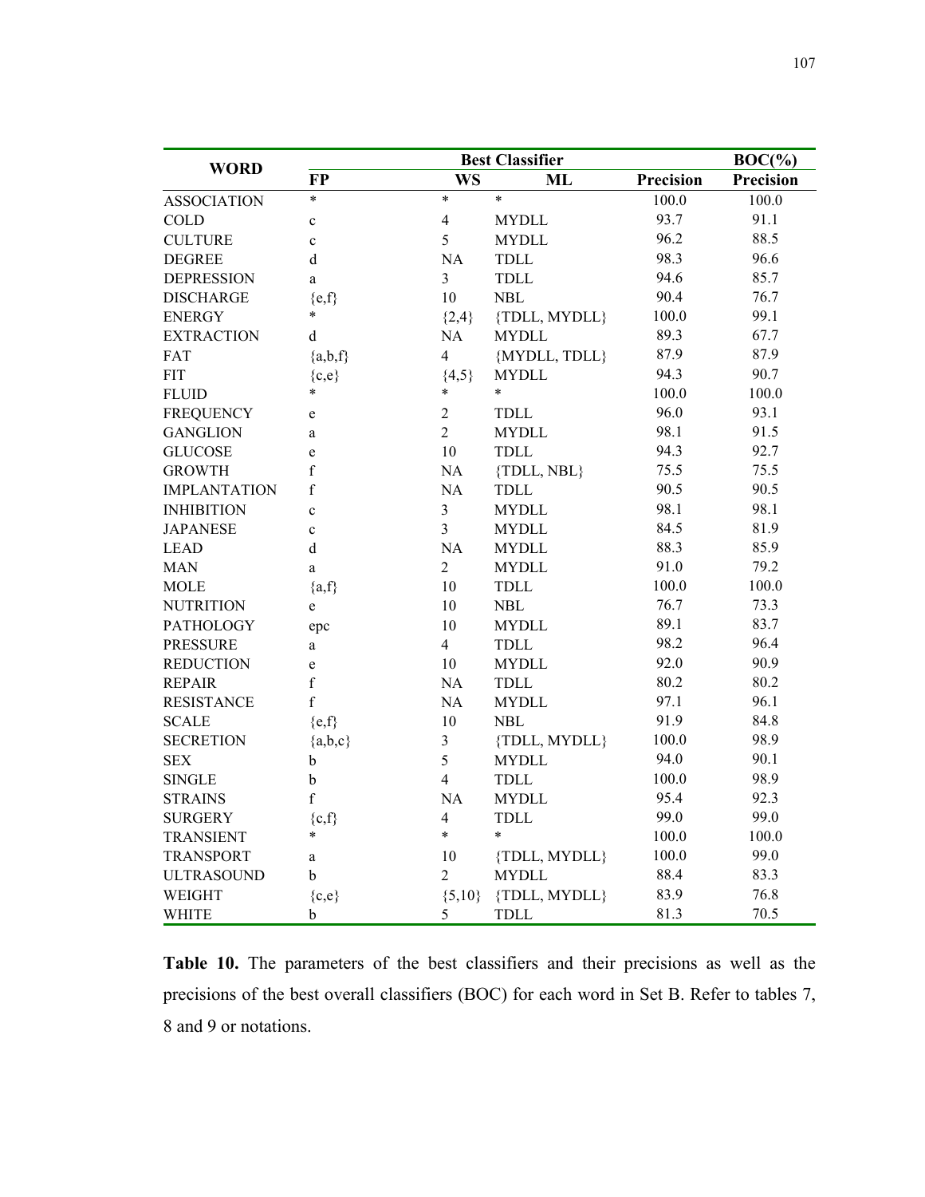| WORD | Best Classifier | | | | BOC(%) |
|---|---|---|---|---|---|
| | FP | WS | ML | Precision | Precision |
| ASSOCIATION | * | * | * | 100.0 | 100.0 |
| COLD | c | 4 | MYDLL | 93.7 | 91.1 |
| CULTURE | c | 5 | MYDLL | 96.2 | 88.5 |
| DEGREE | d | NA | TDLL | 98.3 | 96.6 |
| DEPRESSION | a | 3 | TDLL | 94.6 | 85.7 |
| DISCHARGE | {e,f} | 10 | NBL | 90.4 | 76.7 |
| ENERGY | * | {2,4} | {TDLL, MYDLL} | 100.0 | 99.1 |
| EXTRACTION | d | NA | MYDLL | 89.3 | 67.7 |
| FAT | {a,b,f} | 4 | {MYDLL, TDLL} | 87.9 | 87.9 |
| FIT | {c,e} | {4,5} | MYDLL | 94.3 | 90.7 |
| FLUID | * | * | * | 100.0 | 100.0 |
| FREQUENCY | e | 2 | TDLL | 96.0 | 93.1 |
| GANGLION | a | 2 | MYDLL | 98.1 | 91.5 |
| GLUCOSE | e | 10 | TDLL | 94.3 | 92.7 |
| GROWTH | f | NA | {TDLL, NBL} | 75.5 | 75.5 |
| IMPLANTATION | f | NA | TDLL | 90.5 | 90.5 |
| INHIBITION | c | 3 | MYDLL | 98.1 | 98.1 |
| JAPANESE | c | 3 | MYDLL | 84.5 | 81.9 |
| LEAD | d | NA | MYDLL | 88.3 | 85.9 |
| MAN | a | 2 | MYDLL | 91.0 | 79.2 |
| MOLE | {a,f} | 10 | TDLL | 100.0 | 100.0 |
| NUTRITION | e | 10 | NBL | 76.7 | 73.3 |
| PATHOLOGY | epc | 10 | MYDLL | 89.1 | 83.7 |
| PRESSURE | a | 4 | TDLL | 98.2 | 96.4 |
| REDUCTION | e | 10 | MYDLL | 92.0 | 90.9 |
| REPAIR | f | NA | TDLL | 80.2 | 80.2 |
| RESISTANCE | f | NA | MYDLL | 97.1 | 96.1 |
| SCALE | {e,f} | 10 | NBL | 91.9 | 84.8 |
| SECRETION | {a,b,c} | 3 | {TDLL, MYDLL} | 100.0 | 98.9 |
| SEX | b | 5 | MYDLL | 94.0 | 90.1 |
| SINGLE | b | 4 | TDLL | 100.0 | 98.9 |
| STRAINS | f | NA | MYDLL | 95.4 | 92.3 |
| SURGERY | {c,f} | 4 | TDLL | 99.0 | 99.0 |
| TRANSIENT | * | * | * | 100.0 | 100.0 |
| TRANSPORT | a | 10 | {TDLL, MYDLL} | 100.0 | 99.0 |
| ULTRASOUND | b | 2 | MYDLL | 88.4 | 83.3 |
| WEIGHT | {c,e} | {5,10} | {TDLL, MYDLL} | 83.9 | 76.8 |
| WHITE | b | 5 | TDLL | 81.3 | 70.5 |

**Table 10.** The parameters of the best classifiers and their precisions as well as the precisions of the best overall classifiers (BOC) for each word in Set B. Refer to tables 7, 8 and 9 or notations.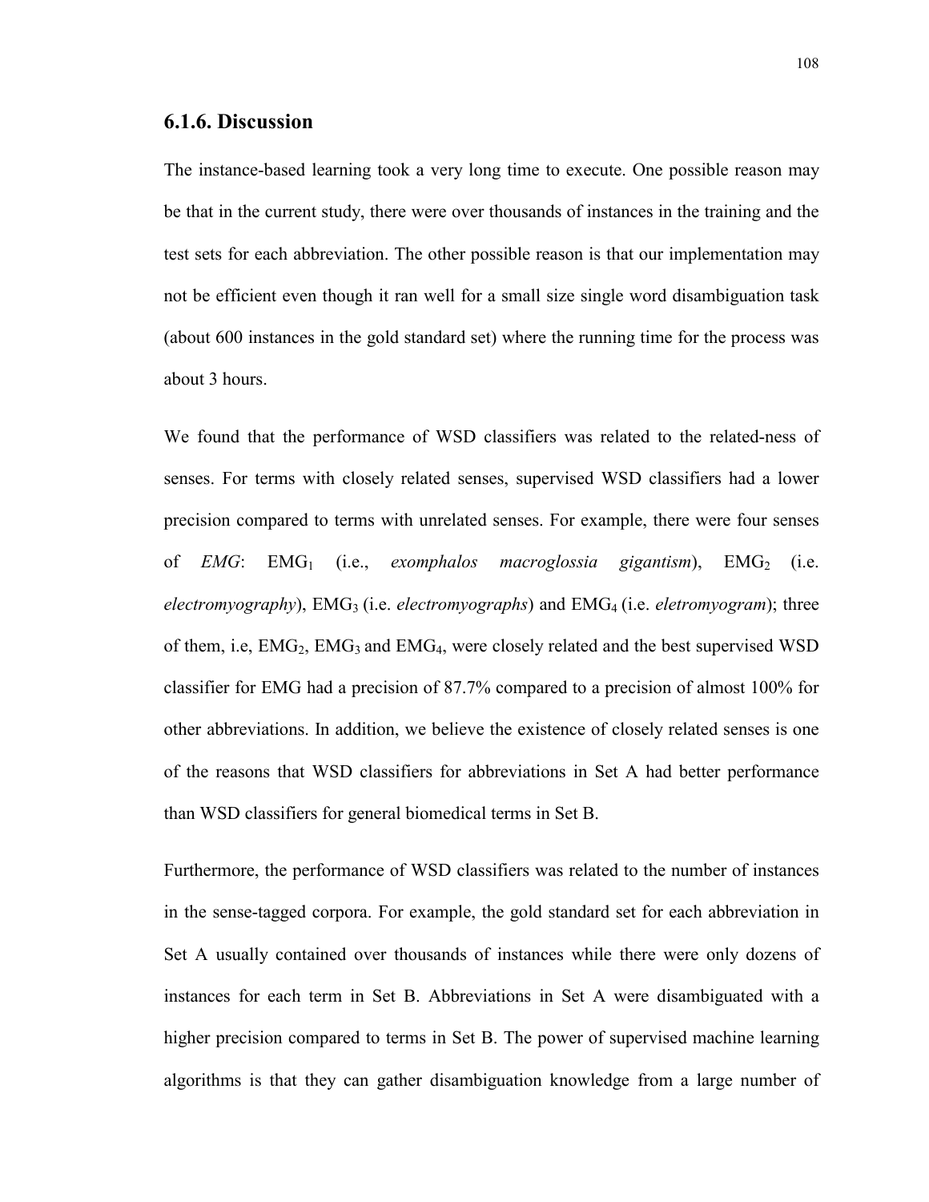### 6.1.6. Discussion

The instance-based learning took a very long time to execute. One possible reason may be that in the current study, there were over thousands of instances in the training and the test sets for each abbreviation. The other possible reason is that our implementation may not be efficient even though it ran well for a small size single word disambiguation task (about 600 instances in the gold standard set) where the running time for the process was about 3 hours.

We found that the performance of WSD classifiers was related to the related-ness of senses. For terms with closely related senses, supervised WSD classifiers had a lower precision compared to terms with unrelated senses. For example, there were four senses of *EMG*: $EMG_1$ (i.e., *exomphalos macroglossia gigantism*), $EMG_2$ (i.e. *electromyography*), $EMG_3$ (i.e. *electromyographs*) and $EMG_4$ (i.e. *eletromyogram*); three of them, i.e, $EMG_2$, $EMG_3$ and $EMG_4$, were closely related and the best supervised WSD classifier for EMG had a precision of 87.7% compared to a precision of almost 100% for other abbreviations. In addition, we believe the existence of closely related senses is one of the reasons that WSD classifiers for abbreviations in Set A had better performance than WSD classifiers for general biomedical terms in Set B.

Furthermore, the performance of WSD classifiers was related to the number of instances in the sense-tagged corpora. For example, the gold standard set for each abbreviation in Set A usually contained over thousands of instances while there were only dozens of instances for each term in Set B. Abbreviations in Set A were disambiguated with a higher precision compared to terms in Set B. The power of supervised machine learning algorithms is that they can gather disambiguation knowledge from a large number of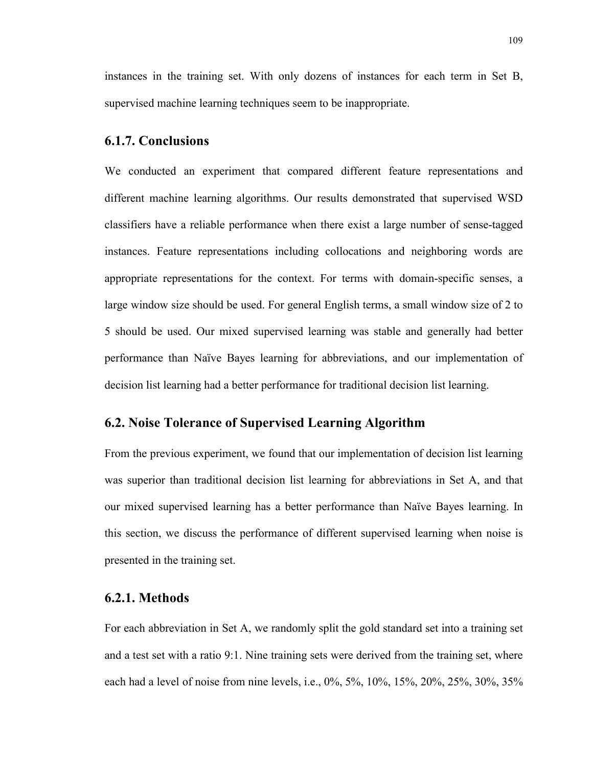instances in the training set. With only dozens of instances for each term in Set B, supervised machine learning techniques seem to be inappropriate.

### 6.1.7. Conclusions

We conducted an experiment that compared different feature representations and different machine learning algorithms. Our results demonstrated that supervised WSD classifiers have a reliable performance when there exist a large number of sense-tagged instances. Feature representations including collocations and neighboring words are appropriate representations for the context. For terms with domain-specific senses, a large window size should be used. For general English terms, a small window size of 2 to 5 should be used. Our mixed supervised learning was stable and generally had better performance than Naïve Bayes learning for abbreviations, and our implementation of decision list learning had a better performance for traditional decision list learning.

## 6.2. Noise Tolerance of Supervised Learning Algorithm

From the previous experiment, we found that our implementation of decision list learning was superior than traditional decision list learning for abbreviations in Set A, and that our mixed supervised learning has a better performance than Naïve Bayes learning. In this section, we discuss the performance of different supervised learning when noise is presented in the training set.

### 6.2.1. Methods

For each abbreviation in Set A, we randomly split the gold standard set into a training set and a test set with a ratio 9:1. Nine training sets were derived from the training set, where each had a level of noise from nine levels, i.e., 0%, 5%, 10%, 15%, 20%, 25%, 30%, 35%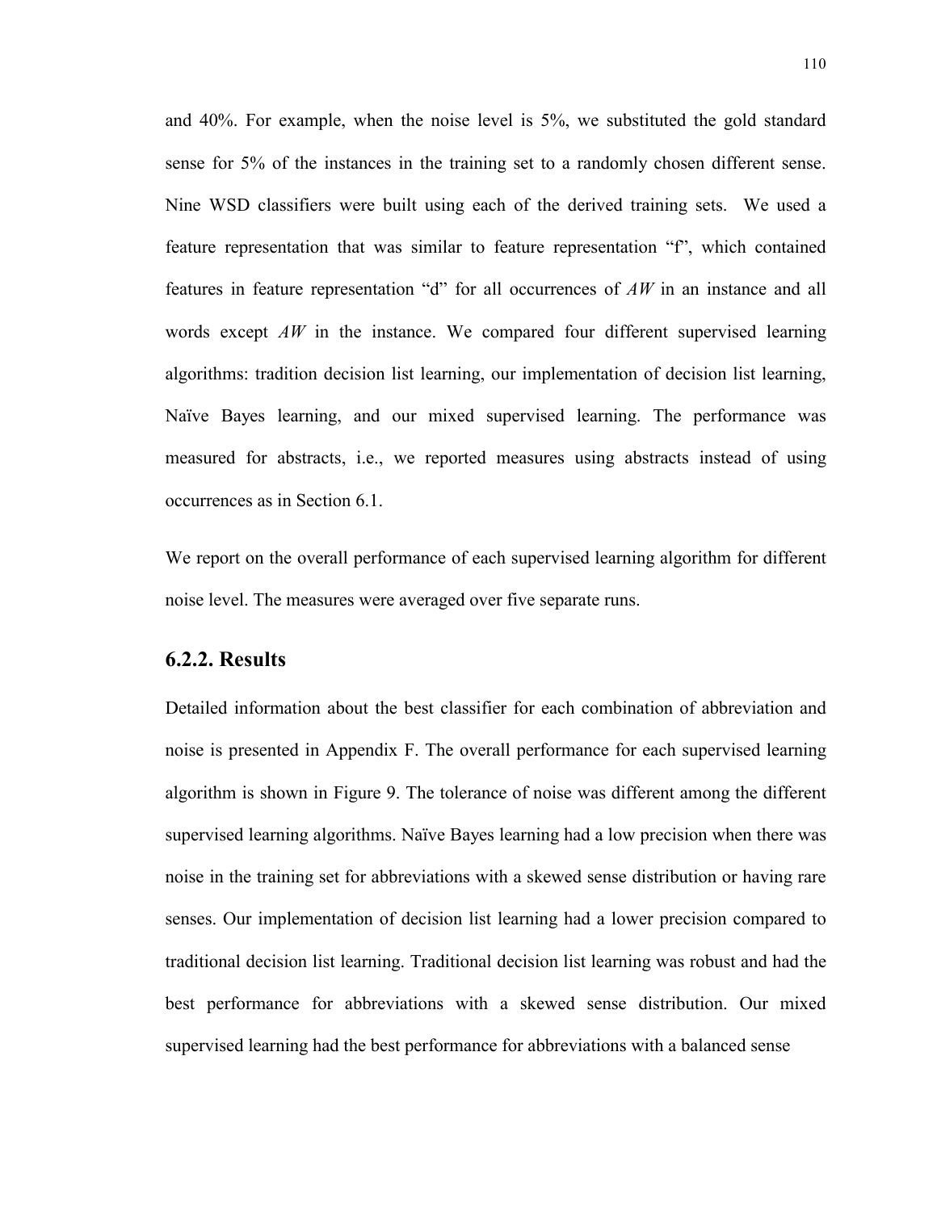and 40%. For example, when the noise level is 5%, we substituted the gold standard sense for 5% of the instances in the training set to a randomly chosen different sense. Nine WSD classifiers were built using each of the derived training sets. We used a feature representation that was similar to feature representation "f", which contained features in feature representation "d" for all occurrences of *AW* in an instance and all words except *AW* in the instance. We compared four different supervised learning algorithms: tradition decision list learning, our implementation of decision list learning, Naïve Bayes learning, and our mixed supervised learning. The performance was measured for abstracts, i.e., we reported measures using abstracts instead of using occurrences as in Section 6.1.

We report on the overall performance of each supervised learning algorithm for different noise level. The measures were averaged over five separate runs.

### 6.2.2. Results

Detailed information about the best classifier for each combination of abbreviation and noise is presented in Appendix F. The overall performance for each supervised learning algorithm is shown in Figure 9. The tolerance of noise was different among the different supervised learning algorithms. Naïve Bayes learning had a low precision when there was noise in the training set for abbreviations with a skewed sense distribution or having rare senses. Our implementation of decision list learning had a lower precision compared to traditional decision list learning. Traditional decision list learning was robust and had the best performance for abbreviations with a skewed sense distribution. Our mixed supervised learning had the best performance for abbreviations with a balanced sense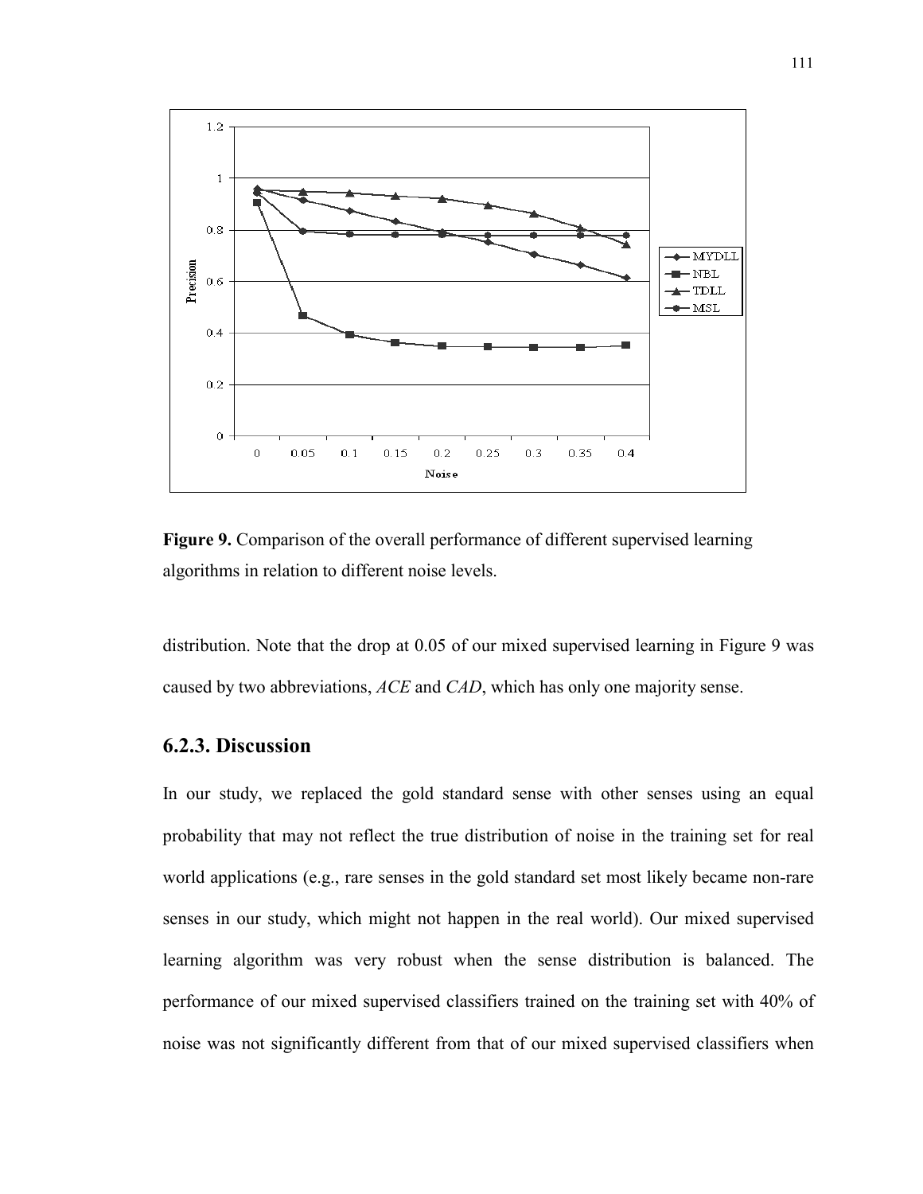**Figure 9.** Comparison of the overall performance of different supervised learning algorithms in relation to different noise levels.

distribution. Note that the drop at 0.05 of our mixed supervised learning in Figure 9 was caused by two abbreviations, *ACE* and *CAD*, which has only one majority sense.

### 6.2.3. Discussion

In our study, we replaced the gold standard sense with other senses using an equal probability that may not reflect the true distribution of noise in the training set for real world applications (e.g., rare senses in the gold standard set most likely became non-rare senses in our study, which might not happen in the real world). Our mixed supervised learning algorithm was very robust when the sense distribution is balanced. The performance of our mixed supervised classifiers trained on the training set with 40% of noise was not significantly different from that of our mixed supervised classifiers when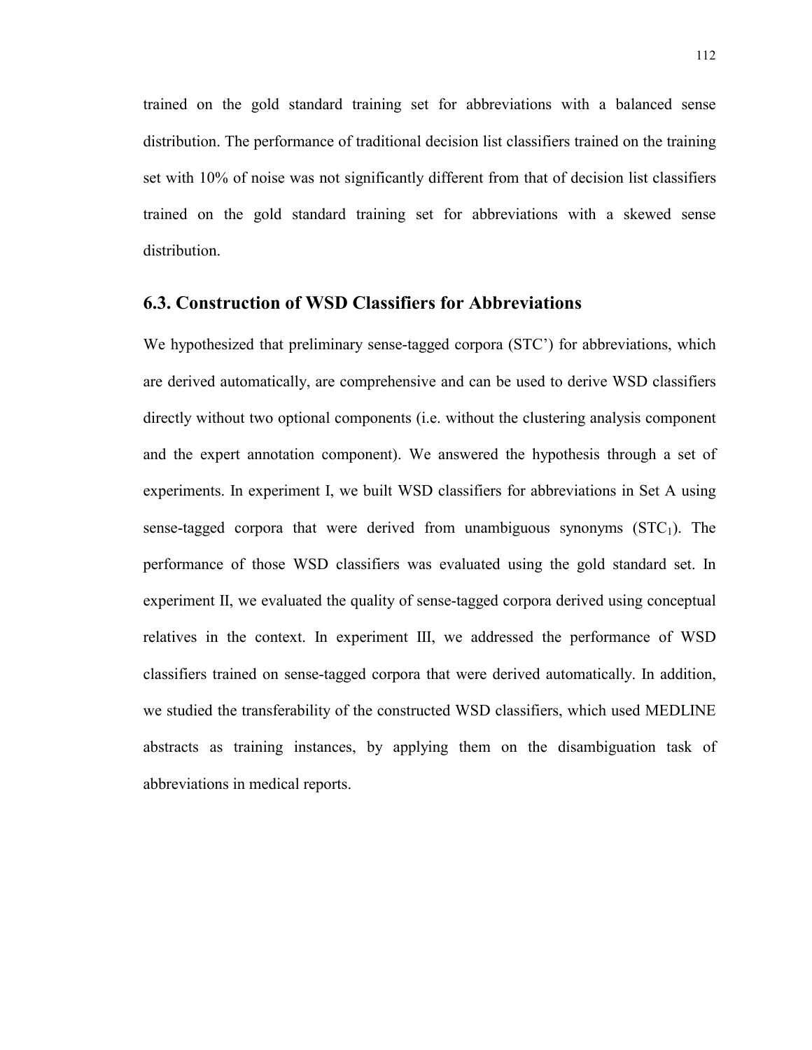trained on the gold standard training set for abbreviations with a balanced sense distribution. The performance of traditional decision list classifiers trained on the training set with 10% of noise was not significantly different from that of decision list classifiers trained on the gold standard training set for abbreviations with a skewed sense distribution.

## 6.3. Construction of WSD Classifiers for Abbreviations

We hypothesized that preliminary sense-tagged corpora (STC') for abbreviations, which are derived automatically, are comprehensive and can be used to derive WSD classifiers directly without two optional components (i.e. without the clustering analysis component and the expert annotation component). We answered the hypothesis through a set of experiments. In experiment I, we built WSD classifiers for abbreviations in Set A using sense-tagged corpora that were derived from unambiguous synonyms ($STC_1$). The performance of those WSD classifiers was evaluated using the gold standard set. In experiment II, we evaluated the quality of sense-tagged corpora derived using conceptual relatives in the context. In experiment III, we addressed the performance of WSD classifiers trained on sense-tagged corpora that were derived automatically. In addition, we studied the transferability of the constructed WSD classifiers, which used MEDLINE abstracts as training instances, by applying them on the disambiguation task of abbreviations in medical reports.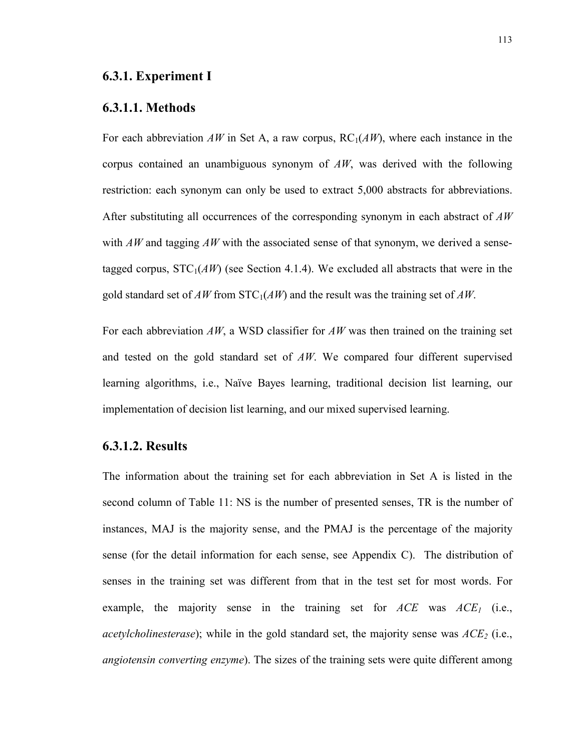### 6.3.1. Experiment I

#### 6.3.1.1. Methods

For each abbreviation *AW* in Set A, a raw corpus, $RC_1$(*AW*), where each instance in the corpus contained an unambiguous synonym of *AW*, was derived with the following restriction: each synonym can only be used to extract 5,000 abstracts for abbreviations. After substituting all occurrences of the corresponding synonym in each abstract of *AW* with *AW* and tagging *AW* with the associated sense of that synonym, we derived a sense-tagged corpus, $STC_1$(*AW*) (see Section 4.1.4). We excluded all abstracts that were in the gold standard set of *AW* from $STC_1$(*AW*) and the result was the training set of *AW*.

For each abbreviation *AW*, a WSD classifier for *AW* was then trained on the training set and tested on the gold standard set of *AW*. We compared four different supervised learning algorithms, i.e., Naïve Bayes learning, traditional decision list learning, our implementation of decision list learning, and our mixed supervised learning.

#### 6.3.1.2. Results

The information about the training set for each abbreviation in Set A is listed in the second column of Table 11: NS is the number of presented senses, TR is the number of instances, MAJ is the majority sense, and the PMAJ is the percentage of the majority sense (for the detail information for each sense, see Appendix C). The distribution of senses in the training set was different from that in the test set for most words. For example, the majority sense in the training set for *ACE* was $ACE_1$ (i.e., *acetylcholinesterase*); while in the gold standard set, the majority sense was $ACE_2$ (i.e., *angiotensin converting enzyme*). The sizes of the training sets were quite different among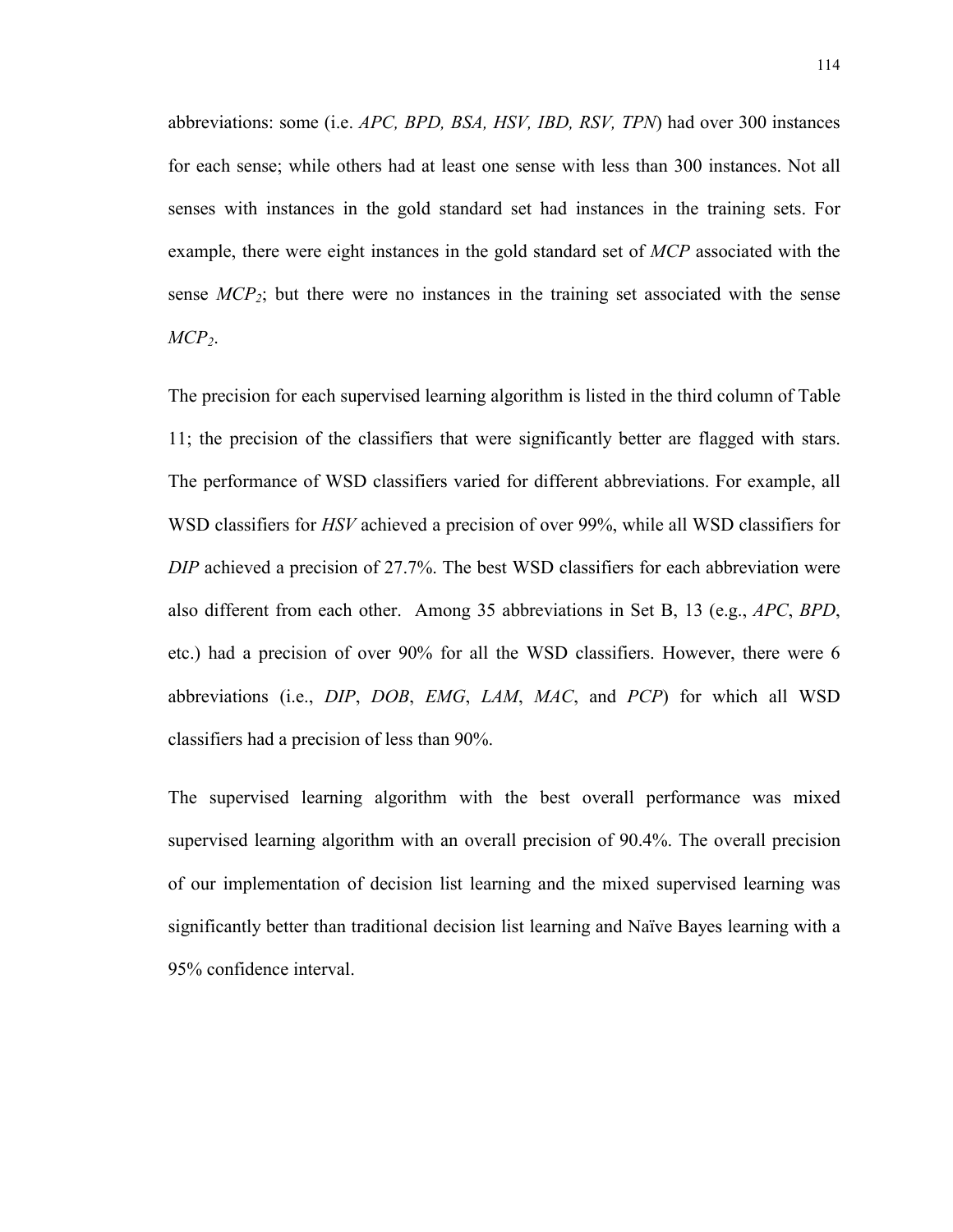abbreviations: some (i.e. *APC, BPD, BSA, HSV, IBD, RSV, TPN*) had over 300 instances for each sense; while others had at least one sense with less than 300 instances. Not all senses with instances in the gold standard set had instances in the training sets. For example, there were eight instances in the gold standard set of *MCP* associated with the sense $MCP_2$; but there were no instances in the training set associated with the sense $MCP_2$.

The precision for each supervised learning algorithm is listed in the third column of Table 11; the precision of the classifiers that were significantly better are flagged with stars. The performance of WSD classifiers varied for different abbreviations. For example, all WSD classifiers for *HSV* achieved a precision of over 99%, while all WSD classifiers for *DIP* achieved a precision of 27.7%. The best WSD classifiers for each abbreviation were also different from each other. Among 35 abbreviations in Set B, 13 (e.g., *APC*, *BPD*, etc.) had a precision of over 90% for all the WSD classifiers. However, there were 6 abbreviations (i.e., *DIP*, *DOB*, *EMG*, *LAM*, *MAC*, and *PCP*) for which all WSD classifiers had a precision of less than 90%.

The supervised learning algorithm with the best overall performance was mixed supervised learning algorithm with an overall precision of 90.4%. The overall precision of our implementation of decision list learning and the mixed supervised learning was significantly better than traditional decision list learning and Naïve Bayes learning with a 95% confidence interval.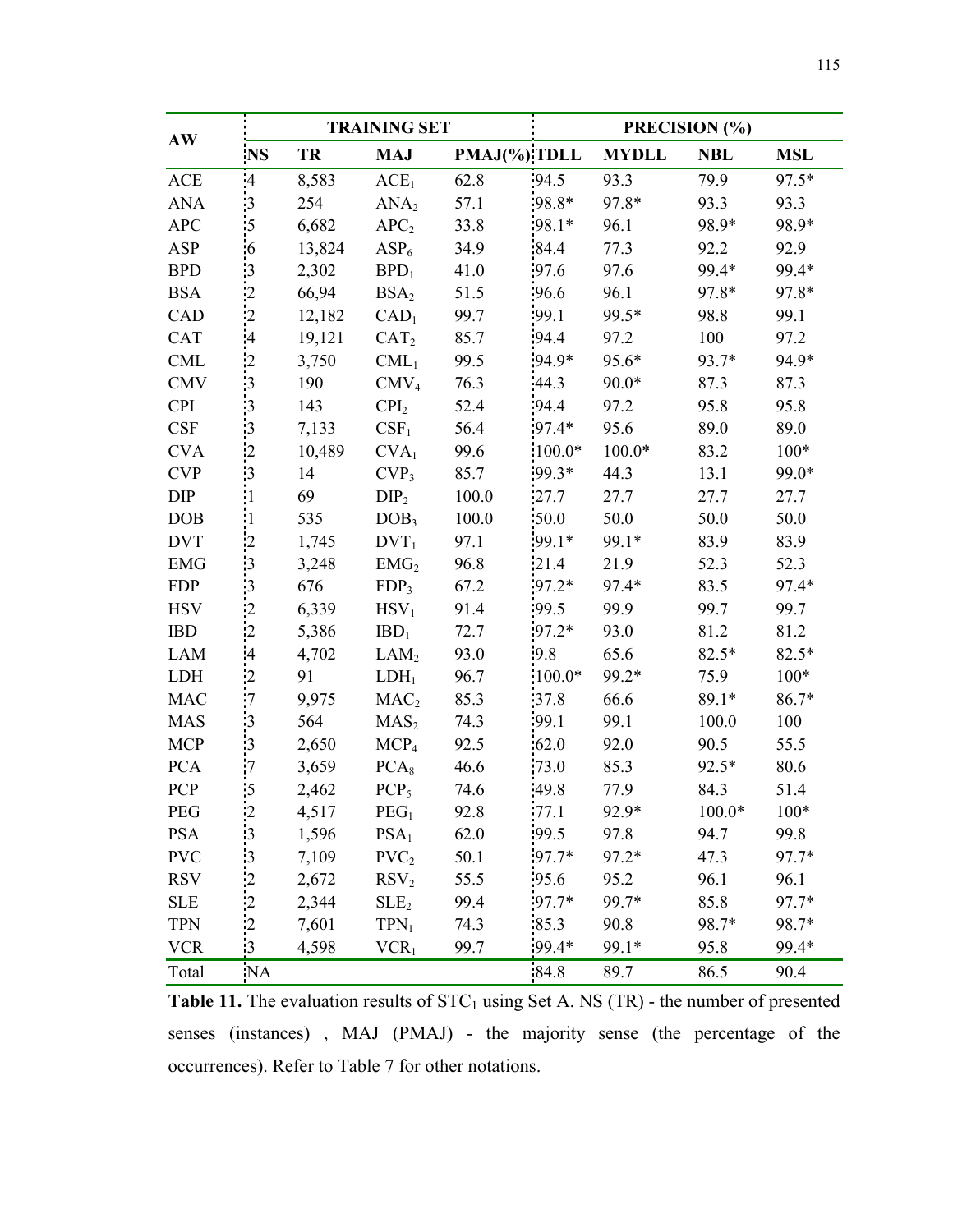| AW | TRAINING SET | | | | PRECISION (%) | | | |
|---|---|---|---|---|---|---|---|---|
| | NS | TR | MAJ | PMAJ(%) | TDLL | MYDLL | NBL | MSL |
| ACE | 4 | 8,583 | $ACE_1$ | 62.8 | 94.5 | 93.3 | 79.9 | 97.5* |
| ANA | 3 | 254 | $ANA_2$ | 57.1 | 98.8* | 97.8* | 93.3 | 93.3 |
| APC | 5 | 6,682 | $APC_2$ | 33.8 | 98.1* | 96.1 | 98.9* | 98.9* |
| ASP | 6 | 13,824 | $ASP_6$ | 34.9 | 84.4 | 77.3 | 92.2 | 92.9 |
| BPD | 3 | 2,302 | $BPD_1$ | 41.0 | 97.6 | 97.6 | 99.4* | 99.4* |
| BSA | 2 | 66,94 | $BSA_2$ | 51.5 | 96.6 | 96.1 | 97.8* | 97.8* |
| CAD | 2 | 12,182 | $CAD_1$ | 99.7 | 99.1 | 99.5* | 98.8 | 99.1 |
| CAT | 4 | 19,121 | $CAT_2$ | 85.7 | 94.4 | 97.2 | 100 | 97.2 |
| CML | 2 | 3,750 | $CML_1$ | 99.5 | 94.9* | 95.6* | 93.7* | 94.9* |
| CMV | 3 | 190 | $CMV_4$ | 76.3 | 44.3 | 90.0* | 87.3 | 87.3 |
| CPI | 3 | 143 | $CPI_2$ | 52.4 | 94.4 | 97.2 | 95.8 | 95.8 |
| CSF | 3 | 7,133 | $CSF_1$ | 56.4 | 97.4* | 95.6 | 89.0 | 89.0 |
| CVA | 2 | 10,489 | $CVA_1$ | 99.6 | 100.0* | 100.0* | 83.2 | 100* |
| CVP | 3 | 14 | $CVP_3$ | 85.7 | 99.3* | 44.3 | 13.1 | 99.0* |
| DIP | 1 | 69 | $DIP_2$ | 100.0 | 27.7 | 27.7 | 27.7 | 27.7 |
| DOB | 1 | 535 | $DOB_3$ | 100.0 | 50.0 | 50.0 | 50.0 | 50.0 |
| DVT | 2 | 1,745 | $DVT_1$ | 97.1 | 99.1* | 99.1* | 83.9 | 83.9 |
| EMG | 3 | 3,248 | $EMG_2$ | 96.8 | 21.4 | 21.9 | 52.3 | 52.3 |
| FDP | 3 | 676 | $FDP_3$ | 67.2 | 97.2* | 97.4* | 83.5 | 97.4* |
| HSV | 2 | 6,339 | $HSV_1$ | 91.4 | 99.5 | 99.9 | 99.7 | 99.7 |
| IBD | 2 | 5,386 | $IBD_1$ | 72.7 | 97.2* | 93.0 | 81.2 | 81.2 |
| LAM | 4 | 4,702 | $LAM_2$ | 93.0 | 9.8 | 65.6 | 82.5* | 82.5* |
| LDH | 2 | 91 | $LDH_1$ | 96.7 | 100.0* | 99.2* | 75.9 | 100* |
| MAC | 7 | 9,975 | $MAC_2$ | 85.3 | 37.8 | 66.6 | 89.1* | 86.7* |
| MAS | 3 | 564 | $MAS_2$ | 74.3 | 99.1 | 99.1 | 100.0 | 100 |
| MCP | 3 | 2,650 | $MCP_4$ | 92.5 | 62.0 | 92.0 | 90.5 | 55.5 |
| PCA | 7 | 3,659 | $PCA_8$ | 46.6 | 73.0 | 85.3 | 92.5* | 80.6 |
| PCP | 5 | 2,462 | $PCP_5$ | 74.6 | 49.8 | 77.9 | 84.3 | 51.4 |
| PEG | 2 | 4,517 | $PEG_1$ | 92.8 | 77.1 | 92.9* | 100.0* | 100* |
| PSA | 3 | 1,596 | $PSA_1$ | 62.0 | 99.5 | 97.8 | 94.7 | 99.8 |
| PVC | 3 | 7,109 | $PVC_2$ | 50.1 | 97.7* | 97.2* | 47.3 | 97.7* |
| RSV | 2 | 2,672 | $RSV_2$ | 55.5 | 95.6 | 95.2 | 96.1 | 96.1 |
| SLE | 2 | 2,344 | $SLE_2$ | 99.4 | 97.7* | 99.7* | 85.8 | 97.7* |
| TPN | 2 | 7,601 | $TPN_1$ | 74.3 | 85.3 | 90.8 | 98.7* | 98.7* |
| VCR | 3 | 4,598 | $VCR_1$ | 99.7 | 99.4* | 99.1* | 95.8 | 99.4* |
| Total | NA | | | | 84.8 | 89.7 | 86.5 | 90.4 |

**Table 11.** The evaluation results of $STC_1$ using Set A. NS (TR) - the number of presented senses (instances) , MAJ (PMAJ) - the majority sense (the percentage of the occurrences). Refer to Table 7 for other notations.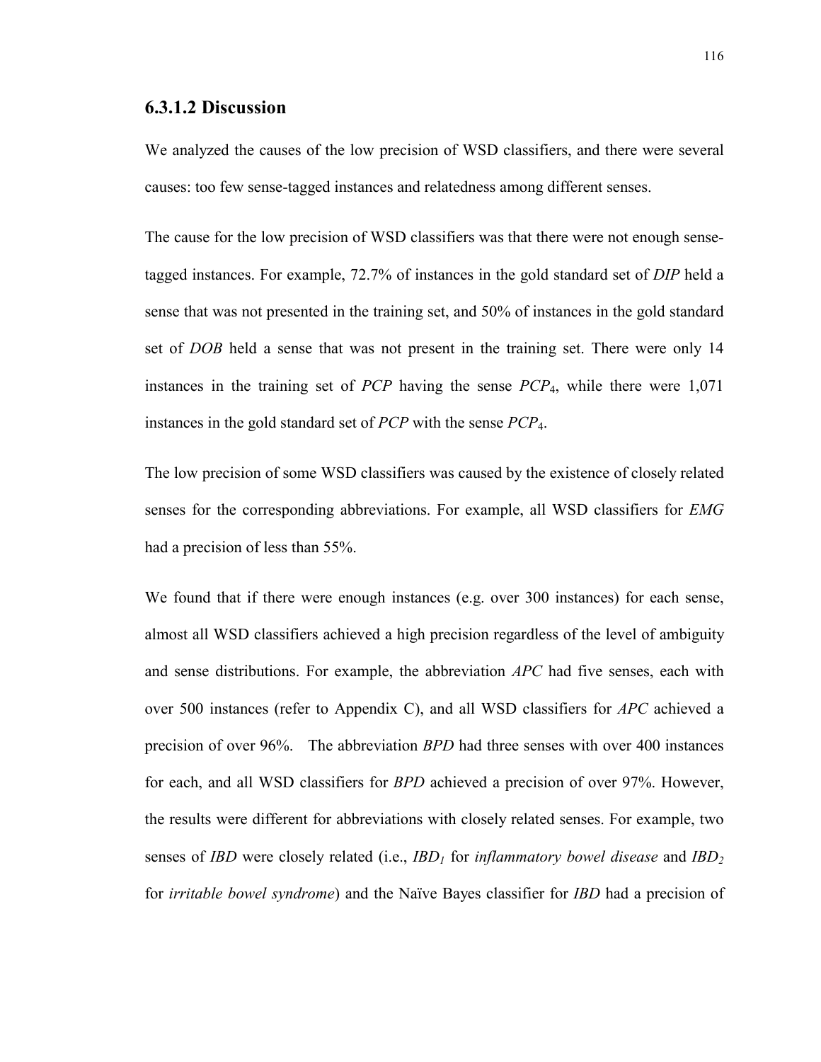### 6.3.1.2 Discussion

We analyzed the causes of the low precision of WSD classifiers, and there were several causes: too few sense-tagged instances and relatedness among different senses.

The cause for the low precision of WSD classifiers was that there were not enough sense-tagged instances. For example, 72.7% of instances in the gold standard set of *DIP* held a sense that was not presented in the training set, and 50% of instances in the gold standard set of *DOB* held a sense that was not present in the training set. There were only 14 instances in the training set of *PCP* having the sense $PCP_4$, while there were 1,071 instances in the gold standard set of *PCP* with the sense $PCP_4$.

The low precision of some WSD classifiers was caused by the existence of closely related senses for the corresponding abbreviations. For example, all WSD classifiers for *EMG* had a precision of less than 55%.

We found that if there were enough instances (e.g. over 300 instances) for each sense, almost all WSD classifiers achieved a high precision regardless of the level of ambiguity and sense distributions. For example, the abbreviation *APC* had five senses, each with over 500 instances (refer to Appendix C), and all WSD classifiers for *APC* achieved a precision of over 96%. The abbreviation *BPD* had three senses with over 400 instances for each, and all WSD classifiers for *BPD* achieved a precision of over 97%. However, the results were different for abbreviations with closely related senses. For example, two senses of *IBD* were closely related (i.e., $IBD_1$ for *inflammatory bowel disease* and $IBD_2$ for *irritable bowel syndrome*) and the Naïve Bayes classifier for *IBD* had a precision of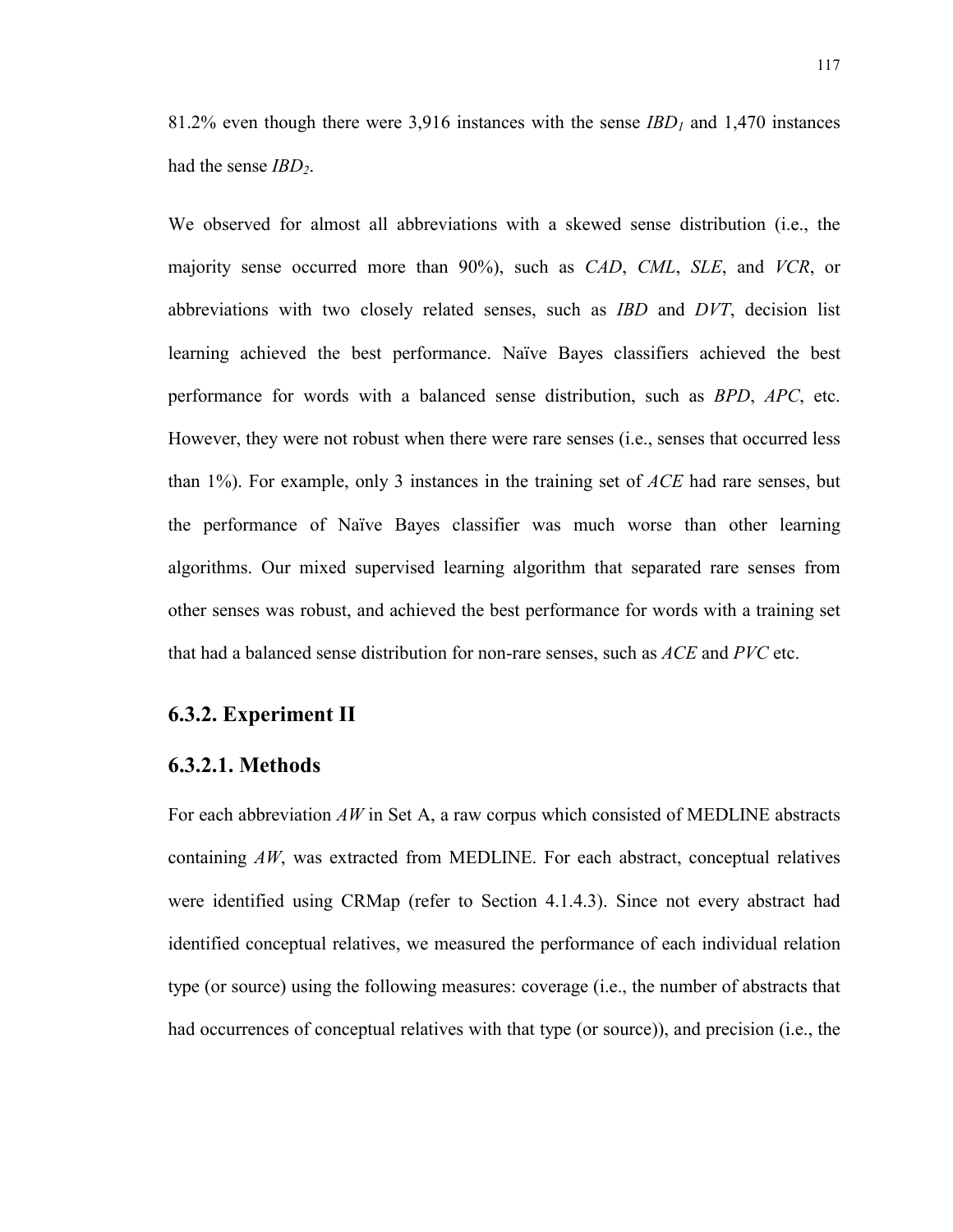81.2% even though there were 3,916 instances with the sense $IBD_1$ and 1,470 instances had the sense $IBD_2$.

We observed for almost all abbreviations with a skewed sense distribution (i.e., the majority sense occurred more than 90%), such as *CAD*, *CML*, *SLE*, and *VCR*, or abbreviations with two closely related senses, such as *IBD* and *DVT*, decision list learning achieved the best performance. Naïve Bayes classifiers achieved the best performance for words with a balanced sense distribution, such as *BPD*, *APC*, etc. However, they were not robust when there were rare senses (i.e., senses that occurred less than 1%). For example, only 3 instances in the training set of *ACE* had rare senses, but the performance of Naïve Bayes classifier was much worse than other learning algorithms. Our mixed supervised learning algorithm that separated rare senses from other senses was robust, and achieved the best performance for words with a training set that had a balanced sense distribution for non-rare senses, such as *ACE* and *PVC* etc.

## 6.3.2. Experiment II

### 6.3.2.1. Methods

For each abbreviation *AW* in Set A, a raw corpus which consisted of MEDLINE abstracts containing *AW*, was extracted from MEDLINE. For each abstract, conceptual relatives were identified using CRMap (refer to Section 4.1.4.3). Since not every abstract had identified conceptual relatives, we measured the performance of each individual relation type (or source) using the following measures: coverage (i.e., the number of abstracts that had occurrences of conceptual relatives with that type (or source)), and precision (i.e., the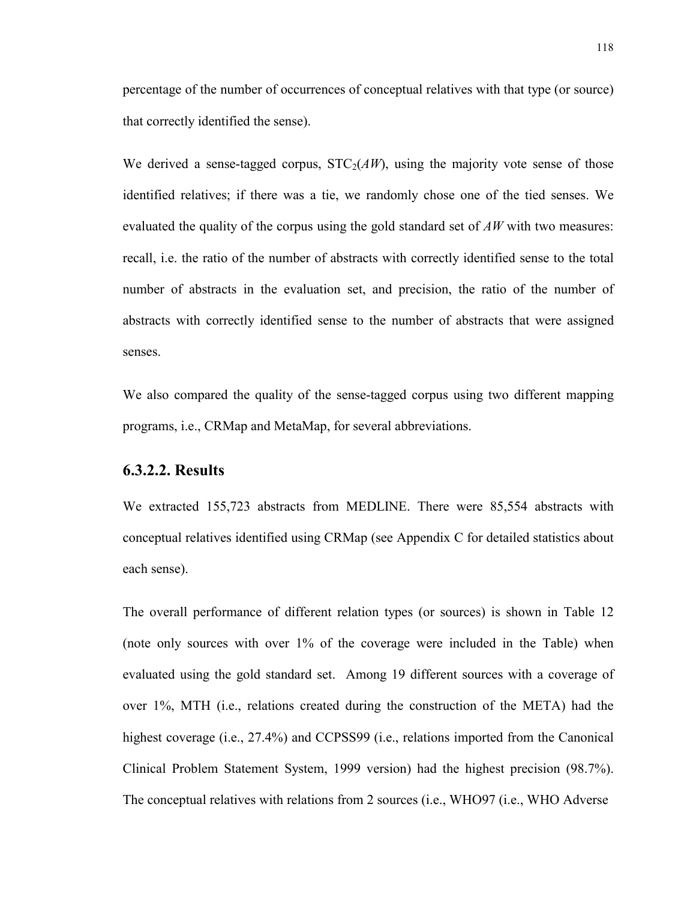percentage of the number of occurrences of conceptual relatives with that type (or source) that correctly identified the sense).

We derived a sense-tagged corpus, $STC_2(AW)$, using the majority vote sense of those identified relatives; if there was a tie, we randomly chose one of the tied senses. We evaluated the quality of the corpus using the gold standard set of *AW* with two measures: recall, i.e. the ratio of the number of abstracts with correctly identified sense to the total number of abstracts in the evaluation set, and precision, the ratio of the number of abstracts with correctly identified sense to the number of abstracts that were assigned senses.

We also compared the quality of the sense-tagged corpus using two different mapping programs, i.e., CRMap and MetaMap, for several abbreviations.

### 6.3.2.2. Results

We extracted 155,723 abstracts from MEDLINE. There were 85,554 abstracts with conceptual relatives identified using CRMap (see Appendix C for detailed statistics about each sense).

The overall performance of different relation types (or sources) is shown in Table 12 (note only sources with over 1% of the coverage were included in the Table) when evaluated using the gold standard set. Among 19 different sources with a coverage of over 1%, MTH (i.e., relations created during the construction of the META) had the highest coverage (i.e., 27.4%) and CCPSS99 (i.e., relations imported from the Canonical Clinical Problem Statement System, 1999 version) had the highest precision (98.7%). The conceptual relatives with relations from 2 sources (i.e., WHO97 (i.e., WHO Adverse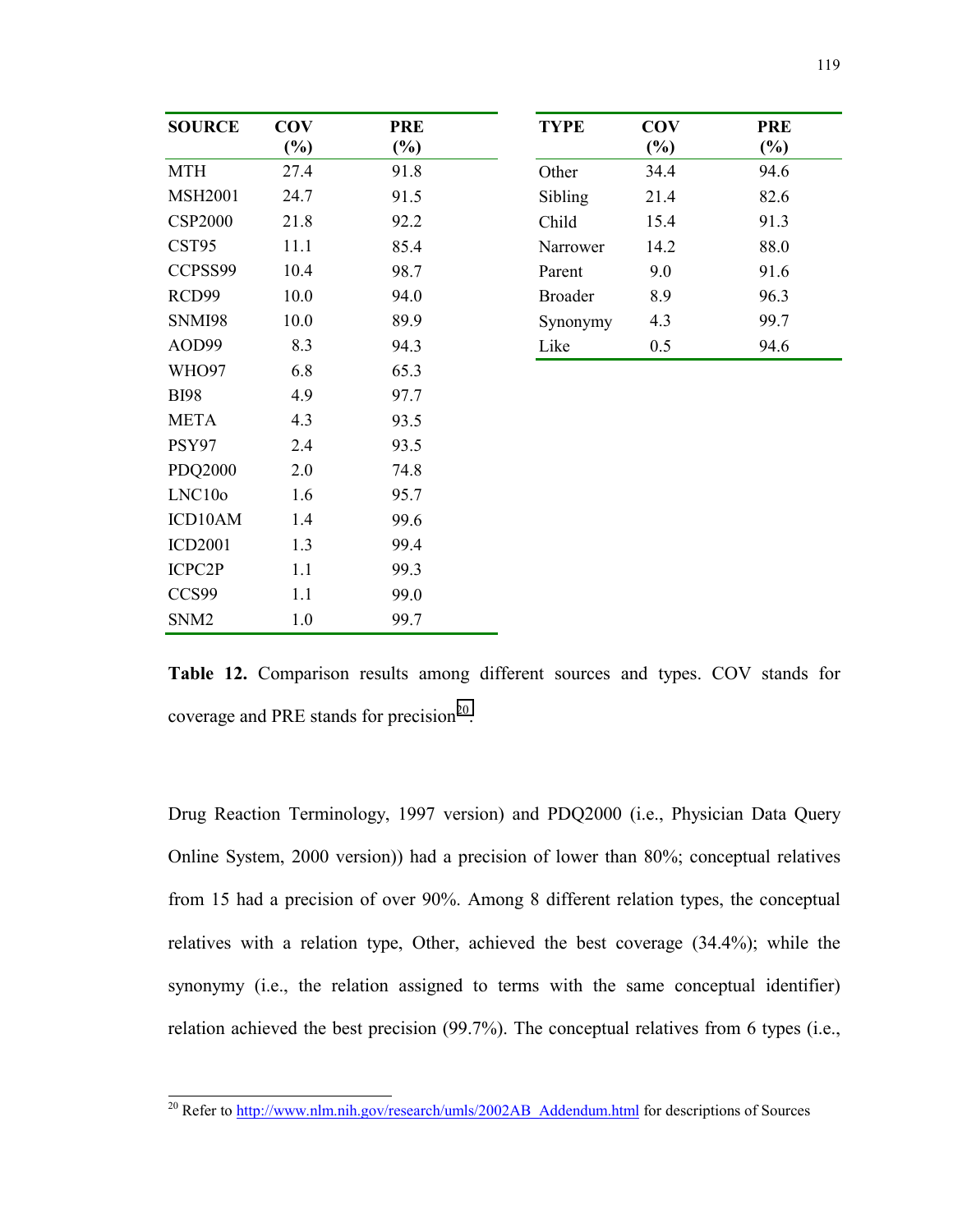| SOURCE | COV (%) | PRE (%) |
|---|---|---|
| MTH | 27.4 | 91.8 |
| MSH2001 | 24.7 | 91.5 |
| CSP2000 | 21.8 | 92.2 |
| CST95 | 11.1 | 85.4 |
| CCPSS99 | 10.4 | 98.7 |
| RCD99 | 10.0 | 94.0 |
| SNMI98 | 10.0 | 89.9 |
| AOD99 | 8.3 | 94.3 |
| WHO97 | 6.8 | 65.3 |
| BI98 | 4.9 | 97.7 |
| META | 4.3 | 93.5 |
| PSY97 | 2.4 | 93.5 |
| PDQ2000 | 2.0 | 74.8 |
| LNC10o | 1.6 | 95.7 |
| ICD10AM | 1.4 | 99.6 |
| ICD2001 | 1.3 | 99.4 |
| ICPC2P | 1.1 | 99.3 |
| CCS99 | 1.1 | 99.0 |
| SNM2 | 1.0 | 99.7 |

| TYPE | COV (%) | PRE (%) |
|---|---|---|
| Other | 34.4 | 94.6 |
| Sibling | 21.4 | 82.6 |
| Child | 15.4 | 91.3 |
| Narrower | 14.2 | 88.0 |
| Parent | 9.0 | 91.6 |
| Broader | 8.9 | 96.3 |
| Synonymy | 4.3 | 99.7 |
| Like | 0.5 | 94.6 |

**Table 12.** Comparison results among different sources and types. COV stands for coverage and PRE stands for precision[20].

Drug Reaction Terminology, 1997 version) and PDQ2000 (i.e., Physician Data Query Online System, 2000 version)) had a precision of lower than 80%; conceptual relatives from 15 had a precision of over 90%. Among 8 different relation types, the conceptual relatives with a relation type, Other, achieved the best coverage (34.4%); while the synonymy (i.e., the relation assigned to terms with the same conceptual identifier) relation achieved the best precision (99.7%). The conceptual relatives from 6 types (i.e.,

[20] Refer to http://www.nlm.nih.gov/research/umls/2002AB_Addendum.html for descriptions of Sources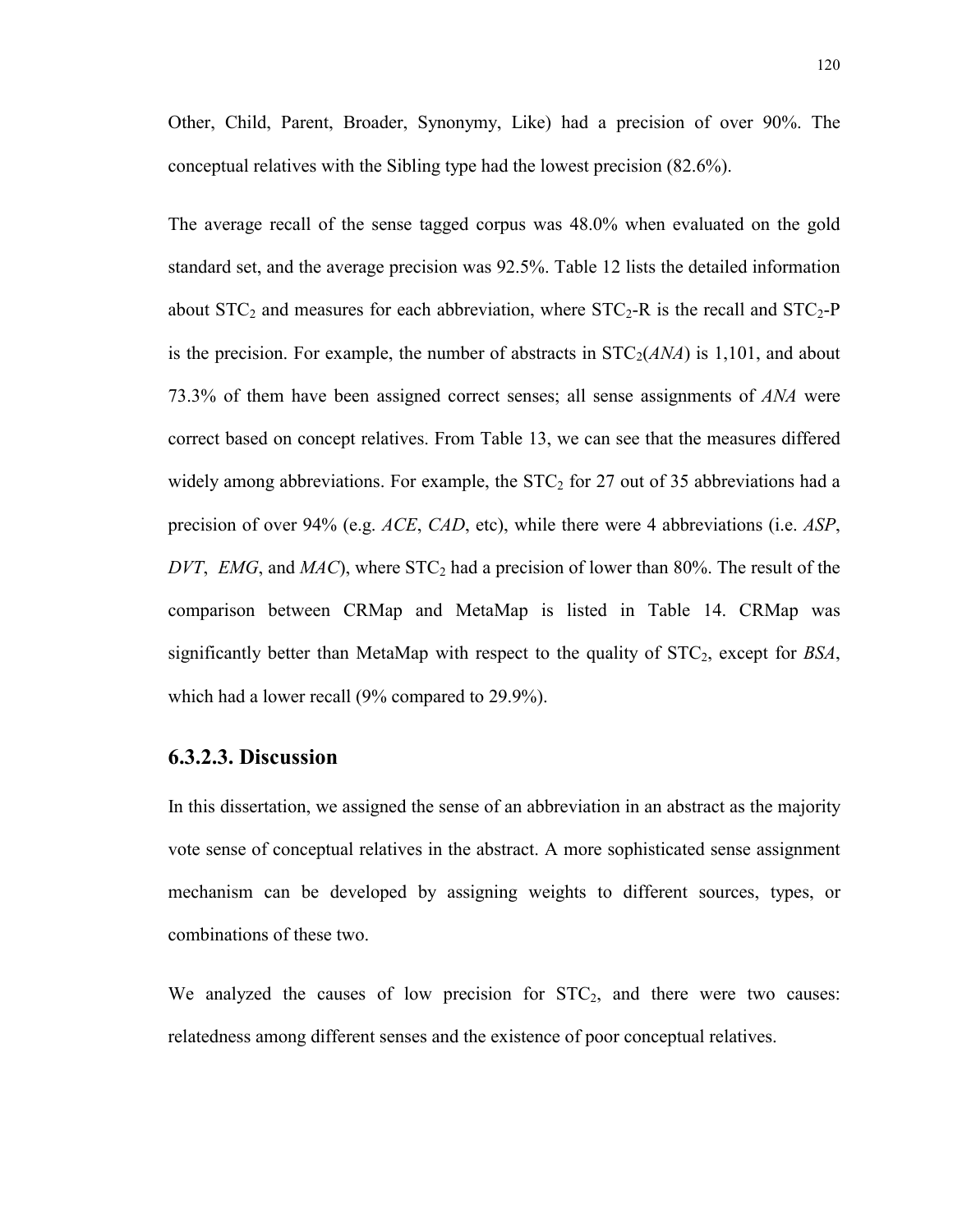Other, Child, Parent, Broader, Synonymy, Like) had a precision of over 90%. The conceptual relatives with the Sibling type had the lowest precision (82.6%).

The average recall of the sense tagged corpus was 48.0% when evaluated on the gold standard set, and the average precision was 92.5%. Table 12 lists the detailed information about $STC_2$ and measures for each abbreviation, where $STC_2$-R is the recall and $STC_2$-P is the precision. For example, the number of abstracts in $STC_2$(*ANA*) is 1,101, and about 73.3% of them have been assigned correct senses; all sense assignments of *ANA* were correct based on concept relatives. From Table 13, we can see that the measures differed widely among abbreviations. For example, the $STC_2$ for 27 out of 35 abbreviations had a precision of over 94% (e.g. *ACE*, *CAD*, etc), while there were 4 abbreviations (i.e. *ASP*, *DVT*, *EMG*, and *MAC*), where $STC_2$ had a precision of lower than 80%. The result of the comparison between CRMap and MetaMap is listed in Table 14. CRMap was significantly better than MetaMap with respect to the quality of $STC_2$, except for *BSA*, which had a lower recall (9% compared to 29.9%).

### 6.3.2.3. Discussion

In this dissertation, we assigned the sense of an abbreviation in an abstract as the majority vote sense of conceptual relatives in the abstract. A more sophisticated sense assignment mechanism can be developed by assigning weights to different sources, types, or combinations of these two.

We analyzed the causes of low precision for $STC_2$, and there were two causes: relatedness among different senses and the existence of poor conceptual relatives.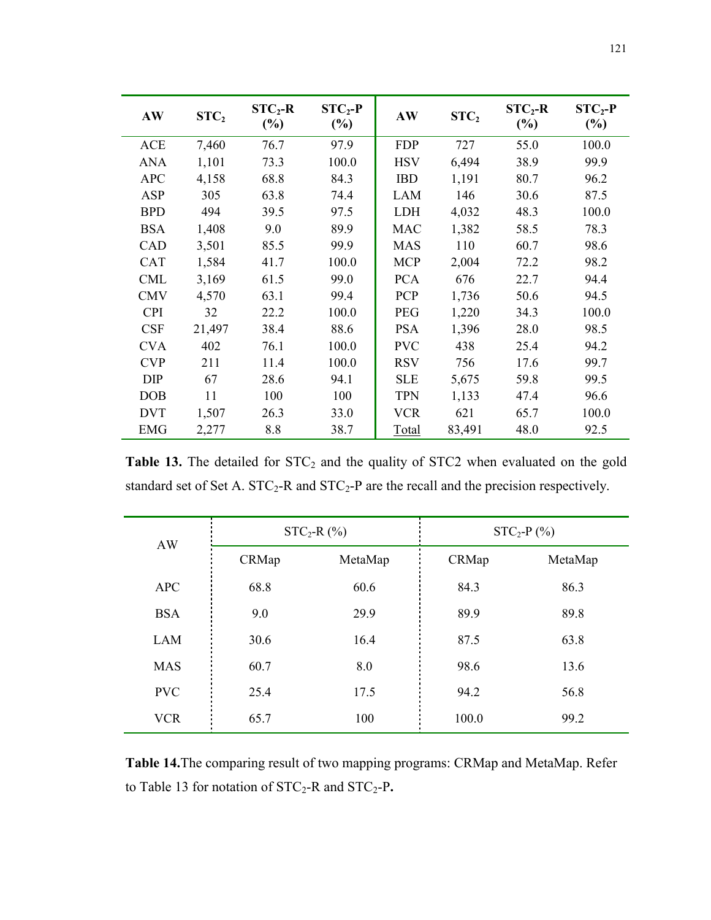| AW | $STC_2$ | $STC_2$-R (%) | $STC_2$-P (%) | AW | $STC_2$ | $STC_2$-R (%) | $STC_2$-P (%) |
|---|---|---|---|---|---|---|---|
| ACE | 7,460 | 76.7 | 97.9 | FDP | 727 | 55.0 | 100.0 |
| ANA | 1,101 | 73.3 | 100.0 | HSV | 6,494 | 38.9 | 99.9 |
| APC | 4,158 | 68.8 | 84.3 | IBD | 1,191 | 80.7 | 96.2 |
| ASP | 305 | 63.8 | 74.4 | LAM | 146 | 30.6 | 87.5 |
| BPD | 494 | 39.5 | 97.5 | LDH | 4,032 | 48.3 | 100.0 |
| BSA | 1,408 | 9.0 | 89.9 | MAC | 1,382 | 58.5 | 78.3 |
| CAD | 3,501 | 85.5 | 99.9 | MAS | 110 | 60.7 | 98.6 |
| CAT | 1,584 | 41.7 | 100.0 | MCP | 2,004 | 72.2 | 98.2 |
| CML | 3,169 | 61.5 | 99.0 | PCA | 676 | 22.7 | 94.4 |
| CMV | 4,570 | 63.1 | 99.4 | PCP | 1,736 | 50.6 | 94.5 |
| CPI | 32 | 22.2 | 100.0 | PEG | 1,220 | 34.3 | 100.0 |
| CSF | 21,497 | 38.4 | 88.6 | PSA | 1,396 | 28.0 | 98.5 |
| CVA | 402 | 76.1 | 100.0 | PVC | 438 | 25.4 | 94.2 |
| CVP | 211 | 11.4 | 100.0 | RSV | 756 | 17.6 | 99.7 |
| DIP | 67 | 28.6 | 94.1 | SLE | 5,675 | 59.8 | 99.5 |
| DOB | 11 | 100 | 100 | TPN | 1,133 | 47.4 | 96.6 |
| DVT | 1,507 | 26.3 | 33.0 | VCR | 621 | 65.7 | 100.0 |
| EMG | 2,277 | 8.8 | 38.7 | Total | 83,491 | 48.0 | 92.5 |

**Table 13.** The detailed for $STC_2$ and the quality of STC2 when evaluated on the gold standard set of Set A. $STC_2$-R and $STC_2$-P are the recall and the precision respectively.

| AW | $STC_2$-R (%) | | $STC_2$-P (%) | |
|---|---|---|---|---|
| | CRMap | MetaMap | CRMap | MetaMap |
| APC | 68.8 | 60.6 | 84.3 | 86.3 |
| BSA | 9.0 | 29.9 | 89.9 | 89.8 |
| LAM | 30.6 | 16.4 | 87.5 | 63.8 |
| MAS | 60.7 | 8.0 | 98.6 | 13.6 |
| PVC | 25.4 | 17.5 | 94.2 | 56.8 |
| VCR | 65.7 | 100 | 100.0 | 99.2 |

**Table 14.**The comparing result of two mapping programs: CRMap and MetaMap. Refer to Table 13 for notation of $STC_2$-R and $STC_2$-P**.**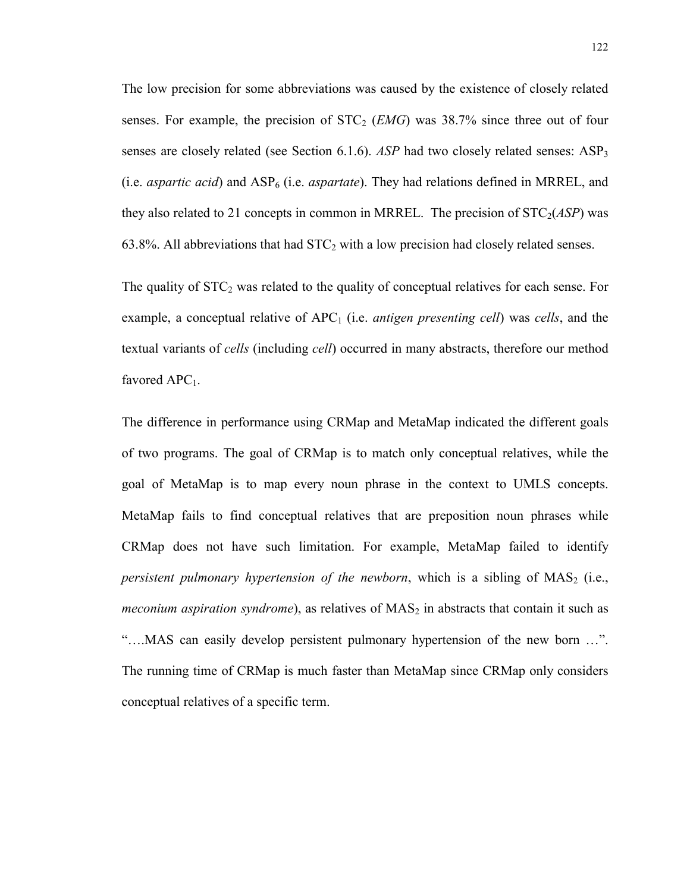The low precision for some abbreviations was caused by the existence of closely related senses. For example, the precision of $STC_2$ (*EMG*) was 38.7% since three out of four senses are closely related (see Section 6.1.6). *ASP* had two closely related senses: $ASP_3$ (i.e. *aspartic acid*) and $ASP_6$ (i.e. *aspartate*). They had relations defined in MRREL, and they also related to 21 concepts in common in MRREL. The precision of $STC_2$(*ASP*) was 63.8%. All abbreviations that had $STC_2$ with a low precision had closely related senses.

The quality of $STC_2$ was related to the quality of conceptual relatives for each sense. For example, a conceptual relative of $APC_1$ (i.e. *antigen presenting cell*) was *cells*, and the textual variants of *cells* (including *cell*) occurred in many abstracts, therefore our method favored $APC_1$.

The difference in performance using CRMap and MetaMap indicated the different goals of two programs. The goal of CRMap is to match only conceptual relatives, while the goal of MetaMap is to map every noun phrase in the context to UMLS concepts. MetaMap fails to find conceptual relatives that are preposition noun phrases while CRMap does not have such limitation. For example, MetaMap failed to identify *persistent pulmonary hypertension of the newborn*, which is a sibling of $MAS_2$ (i.e., *meconium aspiration syndrome*), as relatives of $MAS_2$ in abstracts that contain it such as "….MAS can easily develop persistent pulmonary hypertension of the new born …". The running time of CRMap is much faster than MetaMap since CRMap only considers conceptual relatives of a specific term.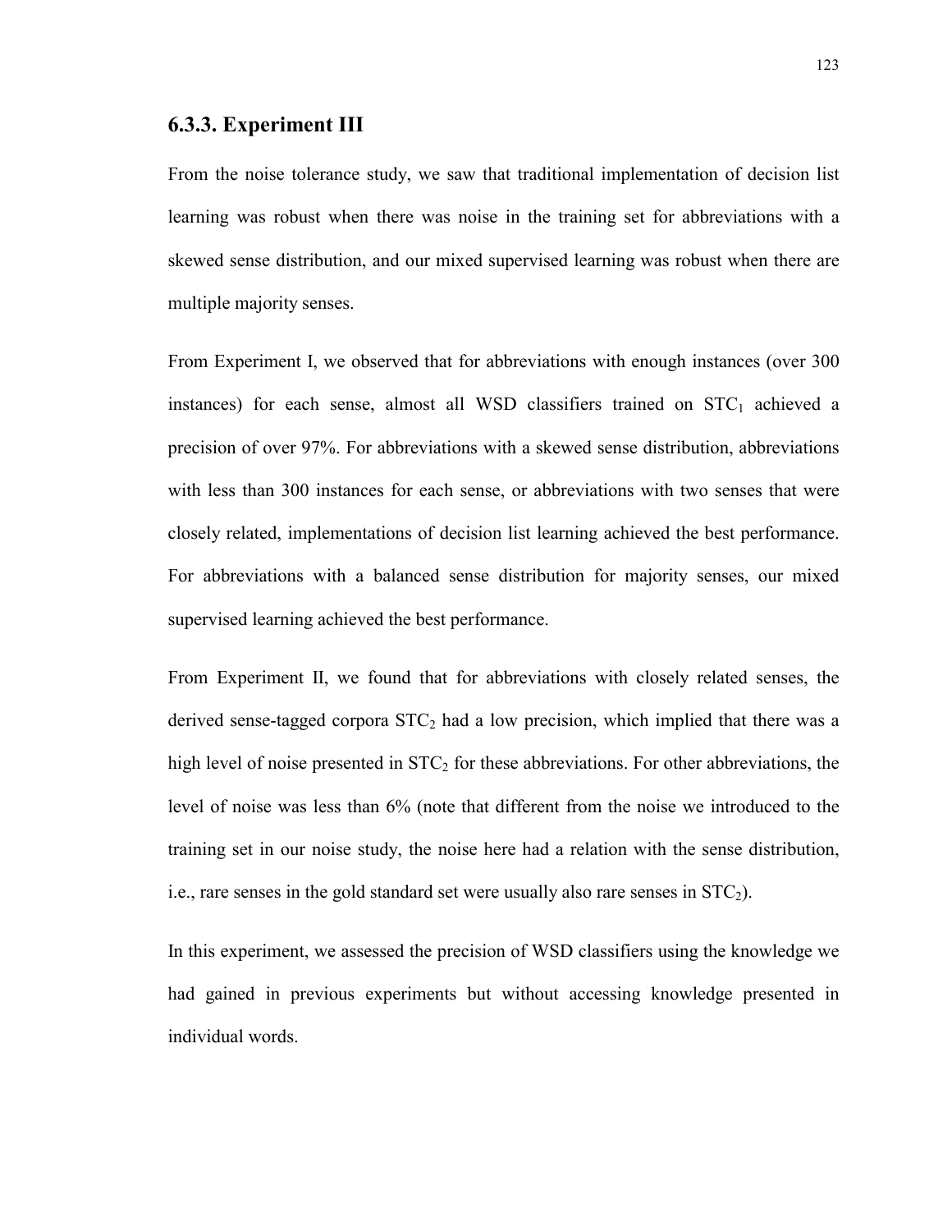### 6.3.3. Experiment III

From the noise tolerance study, we saw that traditional implementation of decision list learning was robust when there was noise in the training set for abbreviations with a skewed sense distribution, and our mixed supervised learning was robust when there are multiple majority senses.

From Experiment I, we observed that for abbreviations with enough instances (over 300 instances) for each sense, almost all WSD classifiers trained on $STC_1$ achieved a precision of over 97%. For abbreviations with a skewed sense distribution, abbreviations with less than 300 instances for each sense, or abbreviations with two senses that were closely related, implementations of decision list learning achieved the best performance. For abbreviations with a balanced sense distribution for majority senses, our mixed supervised learning achieved the best performance.

From Experiment II, we found that for abbreviations with closely related senses, the derived sense-tagged corpora $STC_2$ had a low precision, which implied that there was a high level of noise presented in $STC_2$ for these abbreviations. For other abbreviations, the level of noise was less than 6% (note that different from the noise we introduced to the training set in our noise study, the noise here had a relation with the sense distribution, i.e., rare senses in the gold standard set were usually also rare senses in $STC_2$).

In this experiment, we assessed the precision of WSD classifiers using the knowledge we had gained in previous experiments but without accessing knowledge presented in individual words.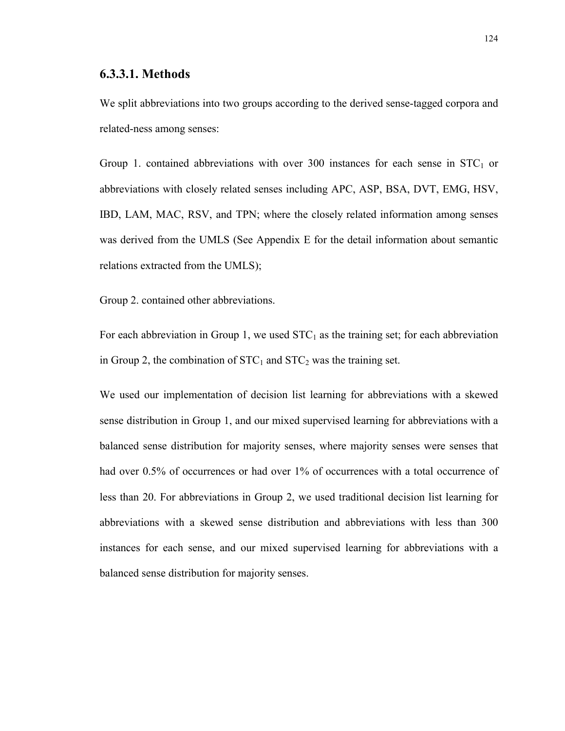### 6.3.3.1. Methods

We split abbreviations into two groups according to the derived sense-tagged corpora and related-ness among senses:

Group 1. contained abbreviations with over 300 instances for each sense in $STC_1$ or abbreviations with closely related senses including APC, ASP, BSA, DVT, EMG, HSV, IBD, LAM, MAC, RSV, and TPN; where the closely related information among senses was derived from the UMLS (See Appendix E for the detail information about semantic relations extracted from the UMLS);

Group 2. contained other abbreviations.

For each abbreviation in Group 1, we used $STC_1$ as the training set; for each abbreviation in Group 2, the combination of $STC_1$ and $STC_2$ was the training set.

We used our implementation of decision list learning for abbreviations with a skewed sense distribution in Group 1, and our mixed supervised learning for abbreviations with a balanced sense distribution for majority senses, where majority senses were senses that had over 0.5% of occurrences or had over 1% of occurrences with a total occurrence of less than 20. For abbreviations in Group 2, we used traditional decision list learning for abbreviations with a skewed sense distribution and abbreviations with less than 300 instances for each sense, and our mixed supervised learning for abbreviations with a balanced sense distribution for majority senses.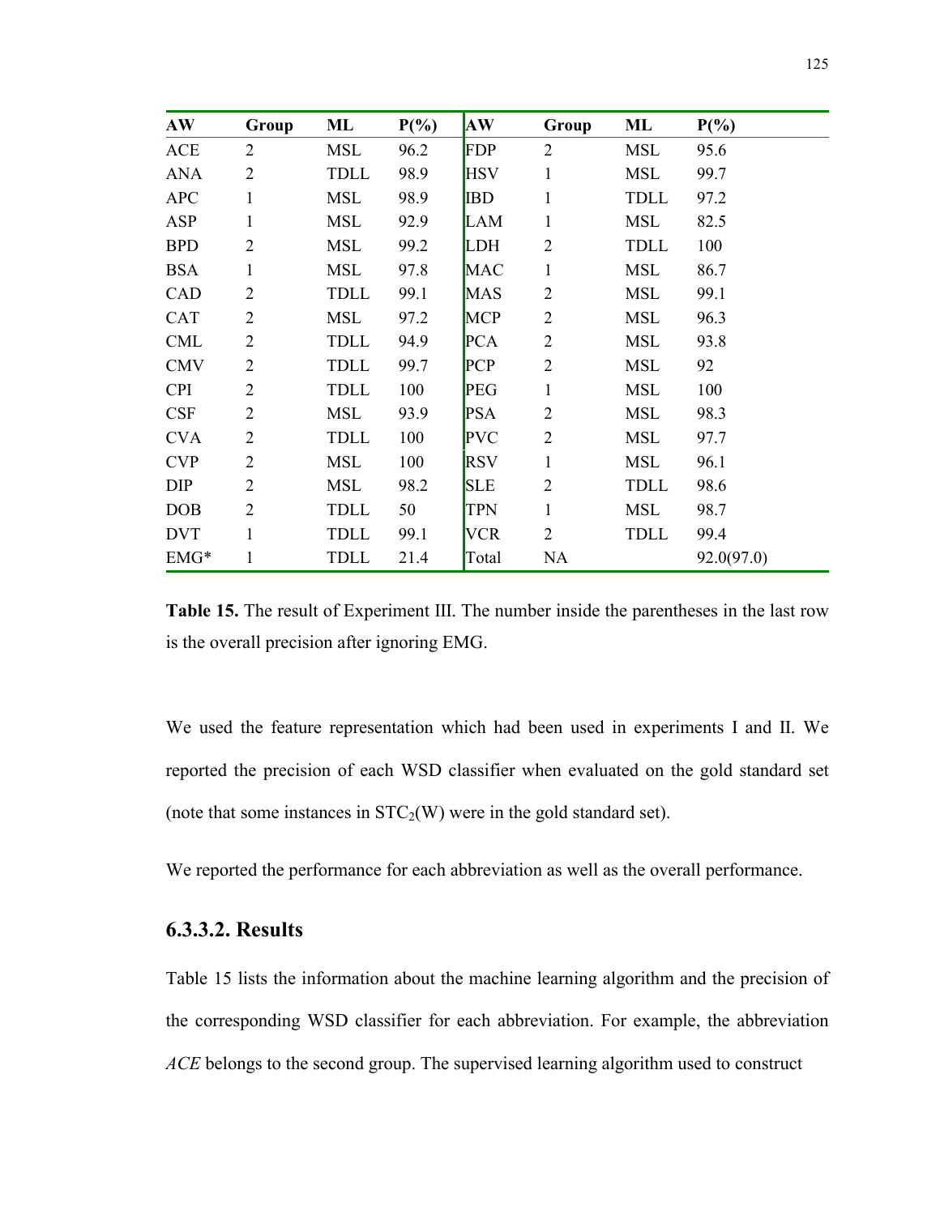| AW | Group | ML | P(%) | AW | Group | ML | P(%) |
|---|---|---|---|---|---|---|---|
| ACE | 2 | MSL | 96.2 | FDP | 2 | MSL | 95.6 |
| ANA | 2 | TDLL | 98.9 | HSV | 1 | MSL | 99.7 |
| APC | 1 | MSL | 98.9 | IBD | 1 | TDLL | 97.2 |
| ASP | 1 | MSL | 92.9 | LAM | 1 | MSL | 82.5 |
| BPD | 2 | MSL | 99.2 | LDH | 2 | TDLL | 100 |
| BSA | 1 | MSL | 97.8 | MAC | 1 | MSL | 86.7 |
| CAD | 2 | TDLL | 99.1 | MAS | 2 | MSL | 99.1 |
| CAT | 2 | MSL | 97.2 | MCP | 2 | MSL | 96.3 |
| CML | 2 | TDLL | 94.9 | PCA | 2 | MSL | 93.8 |
| CMV | 2 | TDLL | 99.7 | PCP | 2 | MSL | 92 |
| CPI | 2 | TDLL | 100 | PEG | 1 | MSL | 100 |
| CSF | 2 | MSL | 93.9 | PSA | 2 | MSL | 98.3 |
| CVA | 2 | TDLL | 100 | PVC | 2 | MSL | 97.7 |
| CVP | 2 | MSL | 100 | RSV | 1 | MSL | 96.1 |
| DIP | 2 | MSL | 98.2 | SLE | 2 | TDLL | 98.6 |
| DOB | 2 | TDLL | 50 | TPN | 1 | MSL | 98.7 |
| DVT | 1 | TDLL | 99.1 | VCR | 2 | TDLL | 99.4 |
| EMG* | 1 | TDLL | 21.4 | Total | NA | | 92.0(97.0) |

**Table 15.** The result of Experiment III. The number inside the parentheses in the last row is the overall precision after ignoring EMG.

We used the feature representation which had been used in experiments I and II. We reported the precision of each WSD classifier when evaluated on the gold standard set (note that some instances in $STC_2(W)$ were in the gold standard set).

We reported the performance for each abbreviation as well as the overall performance.

### 6.3.3.2. Results

Table 15 lists the information about the machine learning algorithm and the precision of the corresponding WSD classifier for each abbreviation. For example, the abbreviation *ACE* belongs to the second group. The supervised learning algorithm used to construct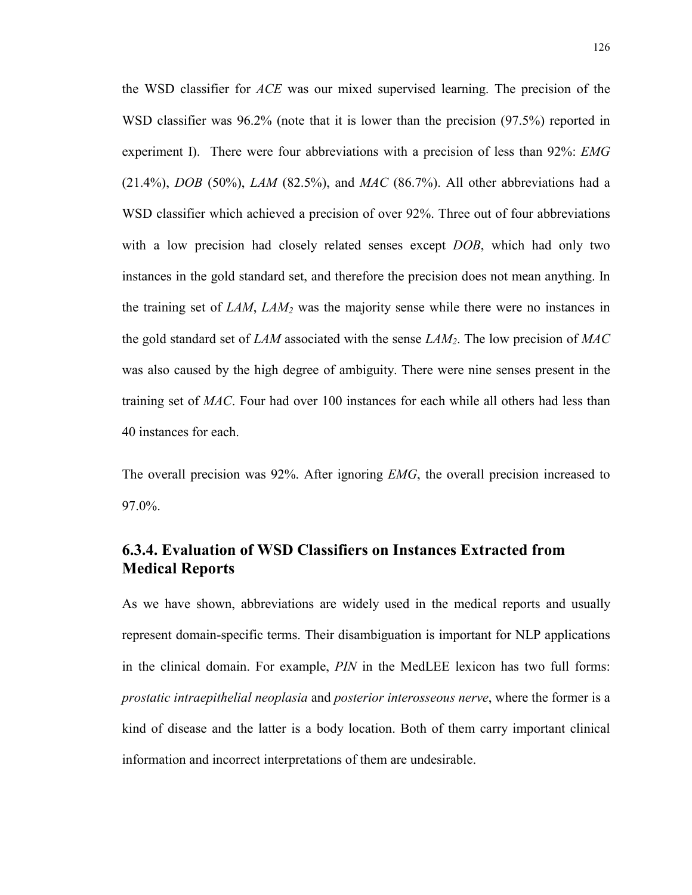the WSD classifier for *ACE* was our mixed supervised learning. The precision of the WSD classifier was 96.2% (note that it is lower than the precision (97.5%) reported in experiment I). There were four abbreviations with a precision of less than 92%: *EMG* (21.4%), *DOB* (50%), *LAM* (82.5%), and *MAC* (86.7%). All other abbreviations had a WSD classifier which achieved a precision of over 92%. Three out of four abbreviations with a low precision had closely related senses except *DOB*, which had only two instances in the gold standard set, and therefore the precision does not mean anything. In the training set of *LAM*, $LAM_2$ was the majority sense while there were no instances in the gold standard set of *LAM* associated with the sense $LAM_2$. The low precision of *MAC* was also caused by the high degree of ambiguity. There were nine senses present in the training set of *MAC*. Four had over 100 instances for each while all others had less than 40 instances for each.

The overall precision was 92%. After ignoring *EMG*, the overall precision increased to 97.0%.

### 6.3.4. Evaluation of WSD Classifiers on Instances Extracted from Medical Reports

As we have shown, abbreviations are widely used in the medical reports and usually represent domain-specific terms. Their disambiguation is important for NLP applications in the clinical domain. For example, *PIN* in the MedLEE lexicon has two full forms: *prostatic intraepithelial neoplasia* and *posterior interosseous nerve*, where the former is a kind of disease and the latter is a body location. Both of them carry important clinical information and incorrect interpretations of them are undesirable.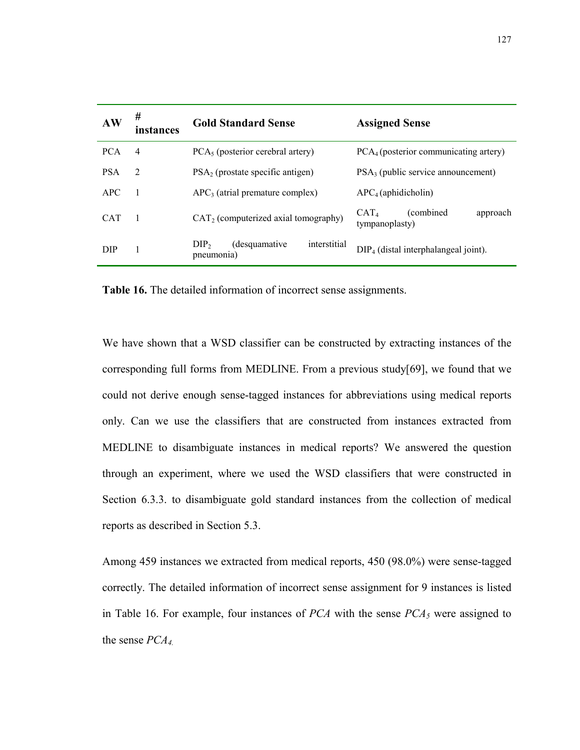| AW | # instances | Gold Standard Sense | Assigned Sense |
|---|---|---|---|
| PCA | 4 | $PCA_5$ (posterior cerebral artery) | $PCA_4$ (posterior communicating artery) |
| PSA | 2 | $PSA_2$ (prostate specific antigen) | $PSA_3$ (public service announcement) |
| APC | 1 | $APC_3$ (atrial premature complex) | $APC_4$ (aphidicholin) |
| CAT | 1 | $CAT_2$ (computerized axial tomography) | $CAT_4$ (combined approach tympanoplasty) |
| DIP | 1 | $DIP_2$ (desquamative interstitial pneumonia) | $DIP_4$ (distal interphalangeal joint). |

**Table 16.** The detailed information of incorrect sense assignments.

We have shown that a WSD classifier can be constructed by extracting instances of the corresponding full forms from MEDLINE. From a previous study[69], we found that we could not derive enough sense-tagged instances for abbreviations using medical reports only. Can we use the classifiers that are constructed from instances extracted from MEDLINE to disambiguate instances in medical reports? We answered the question through an experiment, where we used the WSD classifiers that were constructed in Section 6.3.3. to disambiguate gold standard instances from the collection of medical reports as described in Section 5.3.

Among 459 instances we extracted from medical reports, 450 (98.0%) were sense-tagged correctly. The detailed information of incorrect sense assignment for 9 instances is listed in Table 16. For example, four instances of *PCA* with the sense $PCA_5$ were assigned to the sense $PCA_4$.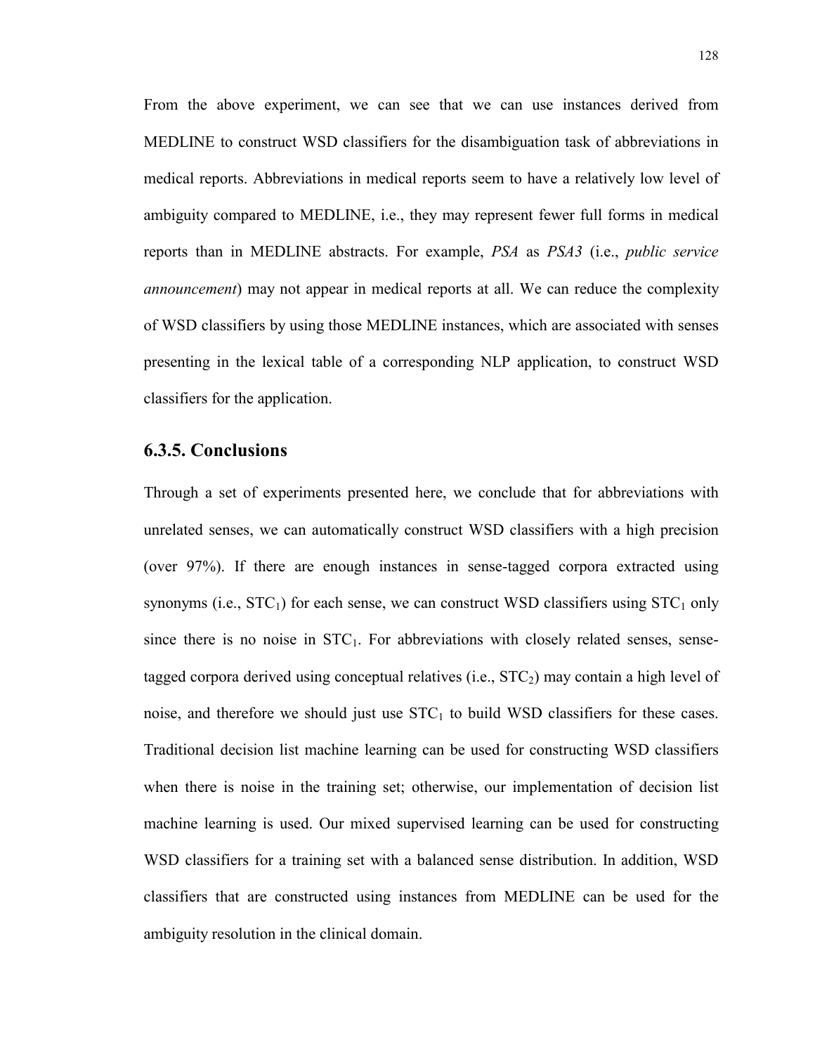From the above experiment, we can see that we can use instances derived from MEDLINE to construct WSD classifiers for the disambiguation task of abbreviations in medical reports. Abbreviations in medical reports seem to have a relatively low level of ambiguity compared to MEDLINE, i.e., they may represent fewer full forms in medical reports than in MEDLINE abstracts. For example, *PSA* as *PSA3* (i.e., *public service announcement*) may not appear in medical reports at all. We can reduce the complexity of WSD classifiers by using those MEDLINE instances, which are associated with senses presenting in the lexical table of a corresponding NLP application, to construct WSD classifiers for the application.

### 6.3.5. Conclusions

Through a set of experiments presented here, we conclude that for abbreviations with unrelated senses, we can automatically construct WSD classifiers with a high precision (over 97%). If there are enough instances in sense-tagged corpora extracted using synonyms (i.e., $STC_1$) for each sense, we can construct WSD classifiers using $STC_1$ only since there is no noise in $STC_1$. For abbreviations with closely related senses, sense-tagged corpora derived using conceptual relatives (i.e., $STC_2$) may contain a high level of noise, and therefore we should just use $STC_1$ to build WSD classifiers for these cases. Traditional decision list machine learning can be used for constructing WSD classifiers when there is noise in the training set; otherwise, our implementation of decision list machine learning is used. Our mixed supervised learning can be used for constructing WSD classifiers for a training set with a balanced sense distribution. In addition, WSD classifiers that are constructed using instances from MEDLINE can be used for the ambiguity resolution in the clinical domain.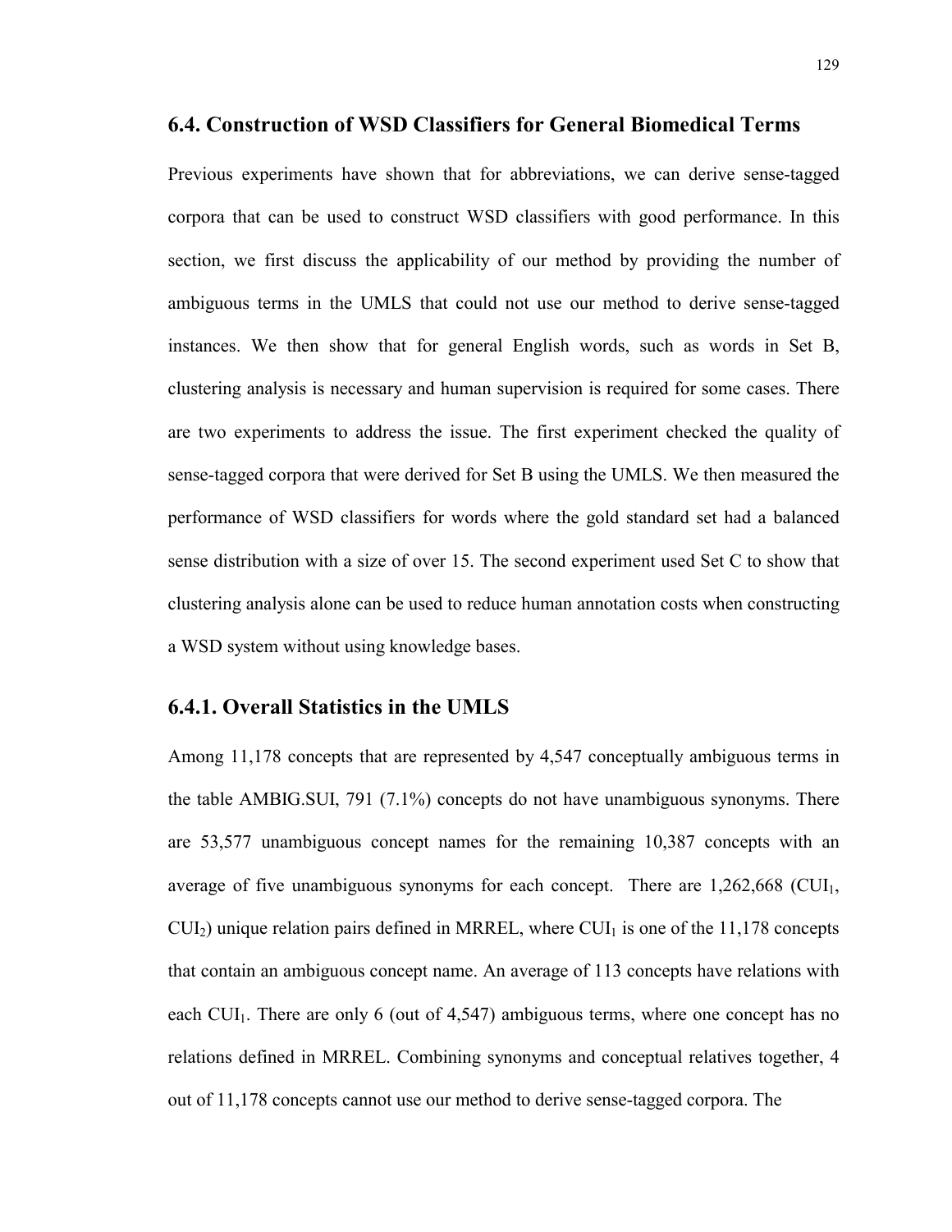## 6.4. Construction of WSD Classifiers for General Biomedical Terms

Previous experiments have shown that for abbreviations, we can derive sense-tagged corpora that can be used to construct WSD classifiers with good performance. In this section, we first discuss the applicability of our method by providing the number of ambiguous terms in the UMLS that could not use our method to derive sense-tagged instances. We then show that for general English words, such as words in Set B, clustering analysis is necessary and human supervision is required for some cases. There are two experiments to address the issue. The first experiment checked the quality of sense-tagged corpora that were derived for Set B using the UMLS. We then measured the performance of WSD classifiers for words where the gold standard set had a balanced sense distribution with a size of over 15. The second experiment used Set C to show that clustering analysis alone can be used to reduce human annotation costs when constructing a WSD system without using knowledge bases.

### 6.4.1. Overall Statistics in the UMLS

Among 11,178 concepts that are represented by 4,547 conceptually ambiguous terms in the table AMBIG.SUI, 791 (7.1%) concepts do not have unambiguous synonyms. There are 53,577 unambiguous concept names for the remaining 10,387 concepts with an average of five unambiguous synonyms for each concept. There are 1,262,668 ($CUI_1$, $CUI_2$) unique relation pairs defined in MRREL, where $CUI_1$ is one of the 11,178 concepts that contain an ambiguous concept name. An average of 113 concepts have relations with each $CUI_1$. There are only 6 (out of 4,547) ambiguous terms, where one concept has no relations defined in MRREL. Combining synonyms and conceptual relatives together, 4 out of 11,178 concepts cannot use our method to derive sense-tagged corpora. The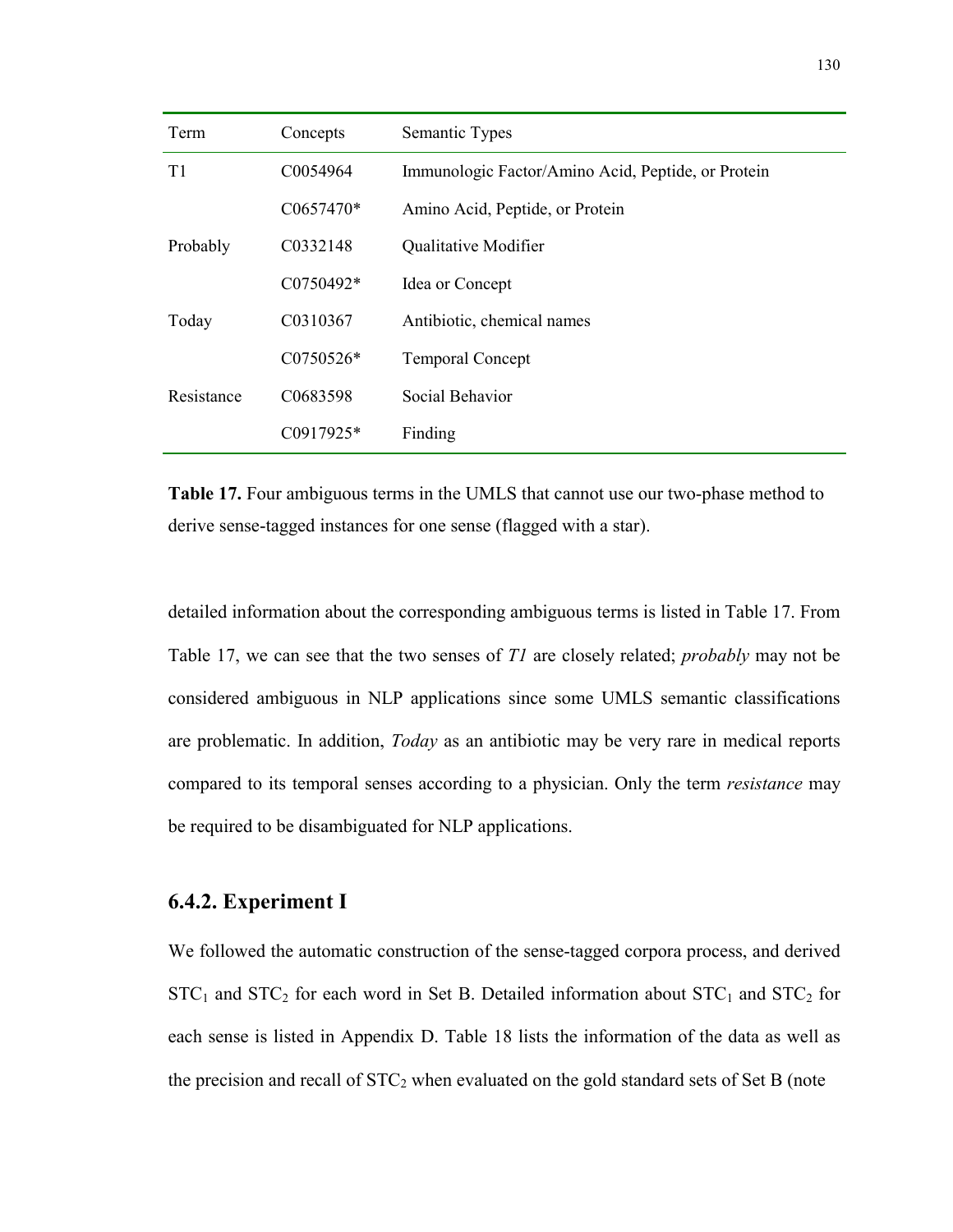| Term | Concepts | Semantic Types |
|---|---|---|
| T1 | C0054964 | Immunologic Factor/Amino Acid, Peptide, or Protein |
| | C0657470* | Amino Acid, Peptide, or Protein |
| Probably | C0332148 | Qualitative Modifier |
| | C0750492* | Idea or Concept |
| Today | C0310367 | Antibiotic, chemical names |
| | C0750526* | Temporal Concept |
| Resistance | C0683598 | Social Behavior |
| | C0917925* | Finding |

**Table 17.** Four ambiguous terms in the UMLS that cannot use our two-phase method to derive sense-tagged instances for one sense (flagged with a star).

detailed information about the corresponding ambiguous terms is listed in Table 17. From Table 17, we can see that the two senses of *T1* are closely related; *probably* may not be considered ambiguous in NLP applications since some UMLS semantic classifications are problematic. In addition, *Today* as an antibiotic may be very rare in medical reports compared to its temporal senses according to a physician. Only the term *resistance* may be required to be disambiguated for NLP applications.

### 6.4.2. Experiment I

We followed the automatic construction of the sense-tagged corpora process, and derived $STC_1$ and $STC_2$ for each word in Set B. Detailed information about $STC_1$ and $STC_2$ for each sense is listed in Appendix D. Table 18 lists the information of the data as well as the precision and recall of $STC_2$ when evaluated on the gold standard sets of Set B (note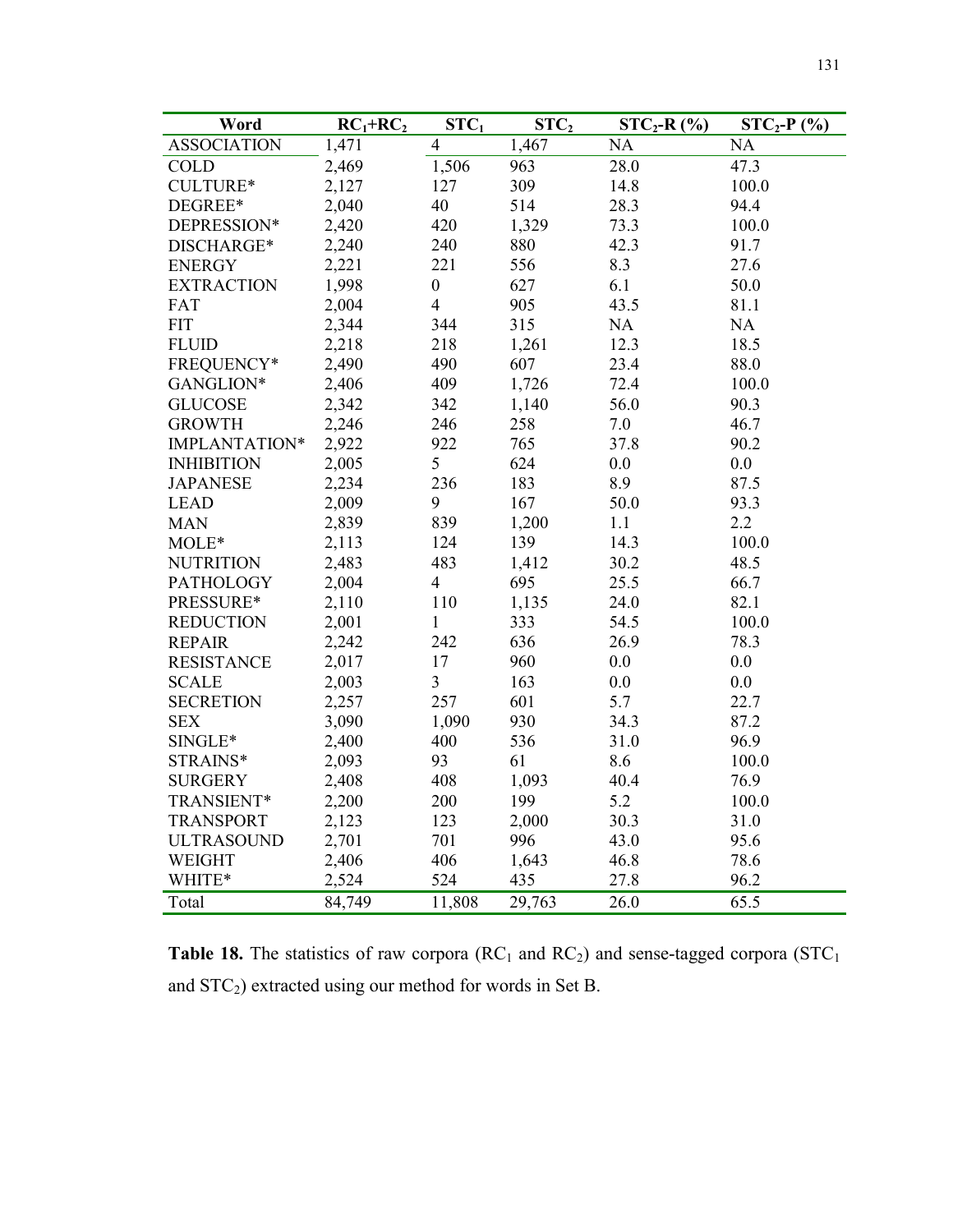| Word | $RC_1$+$RC_2$ | $STC_1$ | $STC_2$ | $STC_2$-R (%) | $STC_2$-P (%) |
|---|---|---|---|---|---|
| ASSOCIATION | 1,471 | 4 | 1,467 | NA | NA |
| COLD | 2,469 | 1,506 | 963 | 28.0 | 47.3 |
| CULTURE* | 2,127 | 127 | 309 | 14.8 | 100.0 |
| DEGREE* | 2,040 | 40 | 514 | 28.3 | 94.4 |
| DEPRESSION* | 2,420 | 420 | 1,329 | 73.3 | 100.0 |
| DISCHARGE* | 2,240 | 240 | 880 | 42.3 | 91.7 |
| ENERGY | 2,221 | 221 | 556 | 8.3 | 27.6 |
| EXTRACTION | 1,998 | 0 | 627 | 6.1 | 50.0 |
| FAT | 2,004 | 4 | 905 | 43.5 | 81.1 |
| FIT | 2,344 | 344 | 315 | NA | NA |
| FLUID | 2,218 | 218 | 1,261 | 12.3 | 18.5 |
| FREQUENCY* | 2,490 | 490 | 607 | 23.4 | 88.0 |
| GANGLION* | 2,406 | 409 | 1,726 | 72.4 | 100.0 |
| GLUCOSE | 2,342 | 342 | 1,140 | 56.0 | 90.3 |
| GROWTH | 2,246 | 246 | 258 | 7.0 | 46.7 |
| IMPLANTATION* | 2,922 | 922 | 765 | 37.8 | 90.2 |
| INHIBITION | 2,005 | 5 | 624 | 0.0 | 0.0 |
| JAPANESE | 2,234 | 236 | 183 | 8.9 | 87.5 |
| LEAD | 2,009 | 9 | 167 | 50.0 | 93.3 |
| MAN | 2,839 | 839 | 1,200 | 1.1 | 2.2 |
| MOLE* | 2,113 | 124 | 139 | 14.3 | 100.0 |
| NUTRITION | 2,483 | 483 | 1,412 | 30.2 | 48.5 |
| PATHOLOGY | 2,004 | 4 | 695 | 25.5 | 66.7 |
| PRESSURE* | 2,110 | 110 | 1,135 | 24.0 | 82.1 |
| REDUCTION | 2,001 | 1 | 333 | 54.5 | 100.0 |
| REPAIR | 2,242 | 242 | 636 | 26.9 | 78.3 |
| RESISTANCE | 2,017 | 17 | 960 | 0.0 | 0.0 |
| SCALE | 2,003 | 3 | 163 | 0.0 | 0.0 |
| SECRETION | 2,257 | 257 | 601 | 5.7 | 22.7 |
| SEX | 3,090 | 1,090 | 930 | 34.3 | 87.2 |
| SINGLE* | 2,400 | 400 | 536 | 31.0 | 96.9 |
| STRAINS* | 2,093 | 93 | 61 | 8.6 | 100.0 |
| SURGERY | 2,408 | 408 | 1,093 | 40.4 | 76.9 |
| TRANSIENT* | 2,200 | 200 | 199 | 5.2 | 100.0 |
| TRANSPORT | 2,123 | 123 | 2,000 | 30.3 | 31.0 |
| ULTRASOUND | 2,701 | 701 | 996 | 43.0 | 95.6 |
| WEIGHT | 2,406 | 406 | 1,643 | 46.8 | 78.6 |
| WHITE* | 2,524 | 524 | 435 | 27.8 | 96.2 |
| Total | 84,749 | 11,808 | 29,763 | 26.0 | 65.5 |

**Table 18.** The statistics of raw corpora ($RC_1$ and $RC_2$) and sense-tagged corpora ($STC_1$ and $STC_2$) extracted using our method for words in Set B.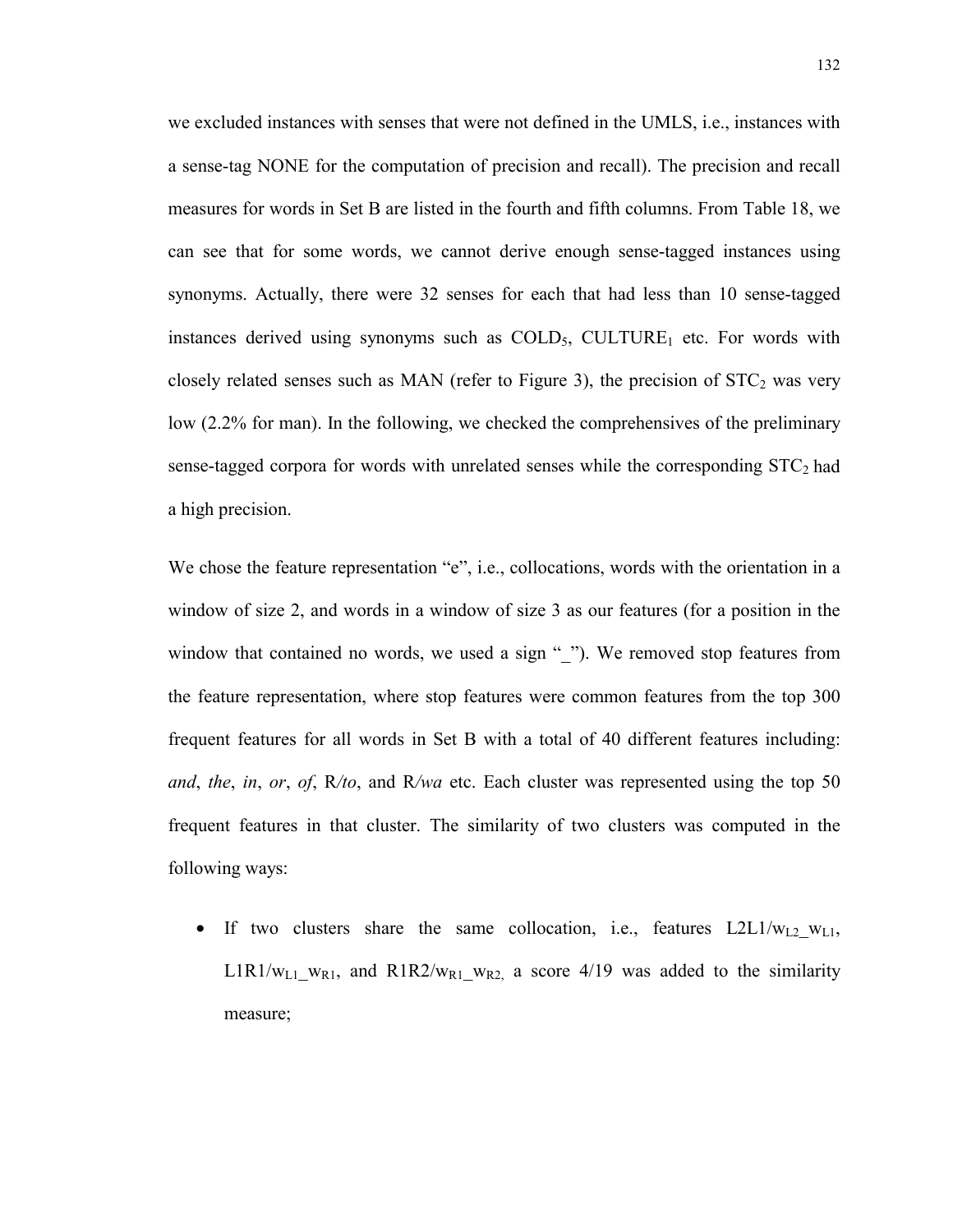we excluded instances with senses that were not defined in the UMLS, i.e., instances with a sense-tag NONE for the computation of precision and recall). The precision and recall measures for words in Set B are listed in the fourth and fifth columns. From Table 18, we can see that for some words, we cannot derive enough sense-tagged instances using synonyms. Actually, there were 32 senses for each that had less than 10 sense-tagged instances derived using synonyms such as $COLD_5$, $CULTURE_1$ etc. For words with closely related senses such as MAN (refer to Figure 3), the precision of $STC_2$ was very low (2.2% for man). In the following, we checked the comprehensives of the preliminary sense-tagged corpora for words with unrelated senses while the corresponding $STC_2$ had a high precision.

We chose the feature representation "e", i.e., collocations, words with the orientation in a window of size 2, and words in a window of size 3 as our features (for a position in the window that contained no words, we used a sign "_"). We removed stop features from the feature representation, where stop features were common features from the top 300 frequent features for all words in Set B with a total of 40 different features including: *and*, *the*, *in*, *or*, *of*, R*/to*, and R*/wa* etc. Each cluster was represented using the top 50 frequent features in that cluster. The similarity of two clusters was computed in the following ways:

- If two clusters share the same collocation, i.e., features $L2L1/w_{L2}\_w_{L1}$, $L1R1/w_{L1}\_w_{R1}$, and $R1R2/w_{R1}\_w_{R2}$, a score 4/19 was added to the similarity measure;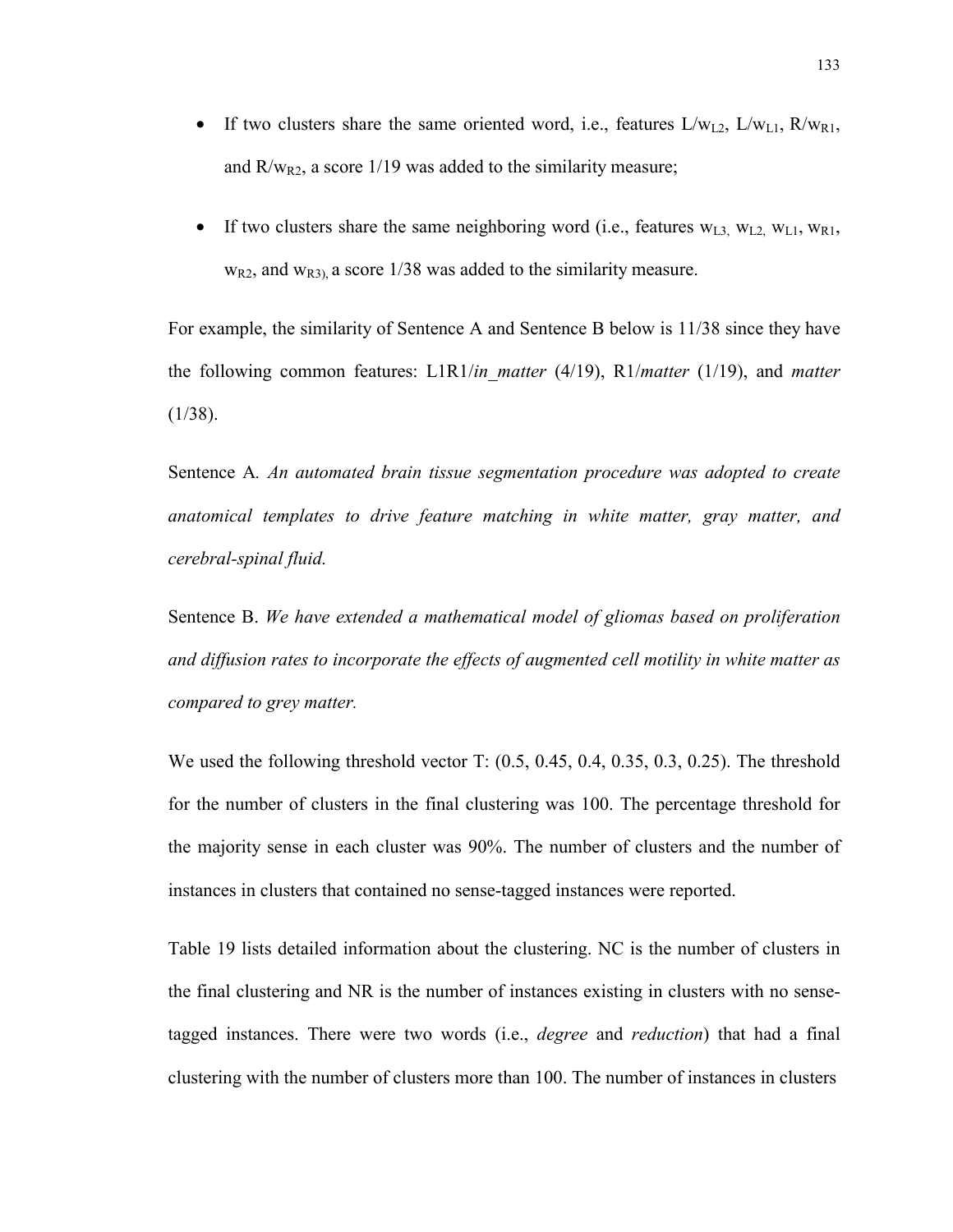- If two clusters share the same oriented word, i.e., features L/$w_{L2}$, L/$w_{L1}$, R/$w_{R1}$, and R/$w_{R2}$, a score 1/19 was added to the similarity measure;
- If two clusters share the same neighboring word (i.e., features $w_{L3}$, $w_{L2}$, $w_{L1}$, $w_{R1}$, $w_{R2}$, and $w_{R3}$), a score 1/38 was added to the similarity measure.

For example, the similarity of Sentence A and Sentence B below is 11/38 since they have the following common features: L1R1/*in_matter* (4/19), R1/*matter* (1/19), and *matter* (1/38).

Sentence A. *An automated brain tissue segmentation procedure was adopted to create anatomical templates to drive feature matching in white matter, gray matter, and cerebral-spinal fluid.*

Sentence B. *We have extended a mathematical model of gliomas based on proliferation and diffusion rates to incorporate the effects of augmented cell motility in white matter as compared to grey matter.*

We used the following threshold vector T: (0.5, 0.45, 0.4, 0.35, 0.3, 0.25). The threshold for the number of clusters in the final clustering was 100. The percentage threshold for the majority sense in each cluster was 90%. The number of clusters and the number of instances in clusters that contained no sense-tagged instances were reported.

Table 19 lists detailed information about the clustering. NC is the number of clusters in the final clustering and NR is the number of instances existing in clusters with no sense-tagged instances. There were two words (i.e., *degree* and *reduction*) that had a final clustering with the number of clusters more than 100. The number of instances in clusters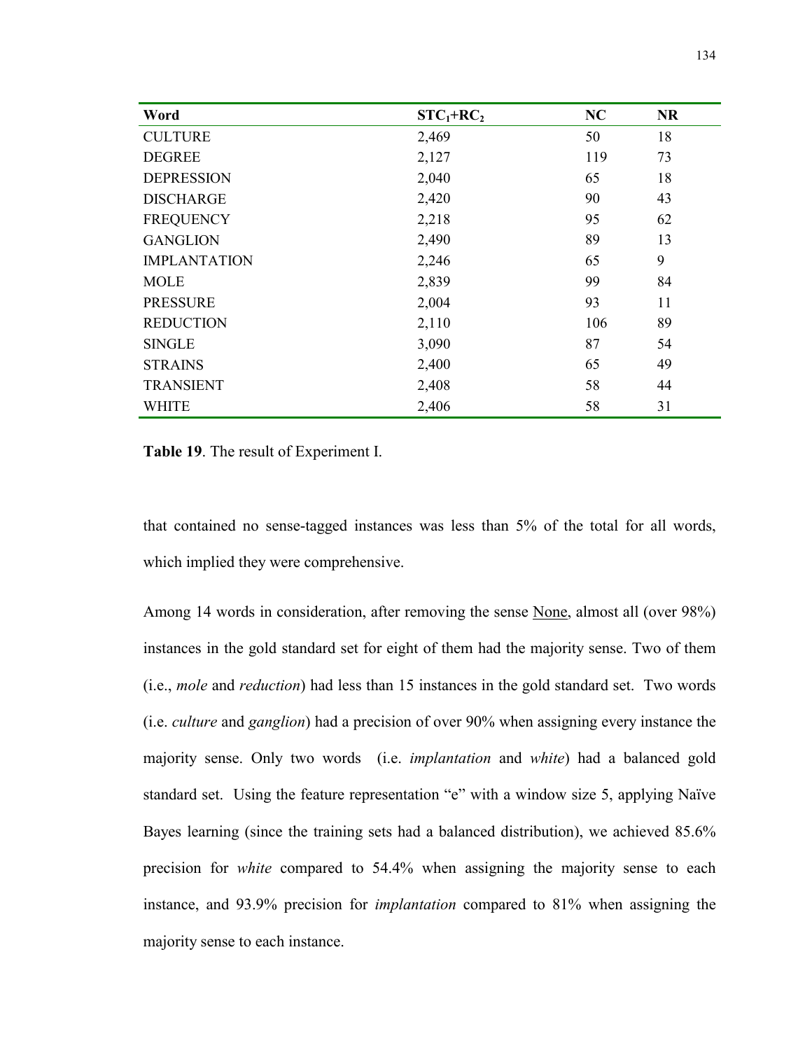| Word | $STC_1$+$RC_2$ | NC | NR |
|---|---|---|---|
| CULTURE | 2,469 | 50 | 18 |
| DEGREE | 2,127 | 119 | 73 |
| DEPRESSION | 2,040 | 65 | 18 |
| DISCHARGE | 2,420 | 90 | 43 |
| FREQUENCY | 2,218 | 95 | 62 |
| GANGLION | 2,490 | 89 | 13 |
| IMPLANTATION | 2,246 | 65 | 9 |
| MOLE | 2,839 | 99 | 84 |
| PRESSURE | 2,004 | 93 | 11 |
| REDUCTION | 2,110 | 106 | 89 |
| SINGLE | 3,090 | 87 | 54 |
| STRAINS | 2,400 | 65 | 49 |
| TRANSIENT | 2,408 | 58 | 44 |
| WHITE | 2,406 | 58 | 31 |

**Table 19**. The result of Experiment I.

that contained no sense-tagged instances was less than 5% of the total for all words, which implied they were comprehensive.

Among 14 words in consideration, after removing the sense None, almost all (over 98%) instances in the gold standard set for eight of them had the majority sense. Two of them (i.e., *mole* and *reduction*) had less than 15 instances in the gold standard set. Two words (i.e. *culture* and *ganglion*) had a precision of over 90% when assigning every instance the majority sense. Only two words (i.e. *implantation* and *white*) had a balanced gold standard set. Using the feature representation "e" with a window size 5, applying Naïve Bayes learning (since the training sets had a balanced distribution), we achieved 85.6% precision for *white* compared to 54.4% when assigning the majority sense to each instance, and 93.9% precision for *implantation* compared to 81% when assigning the majority sense to each instance.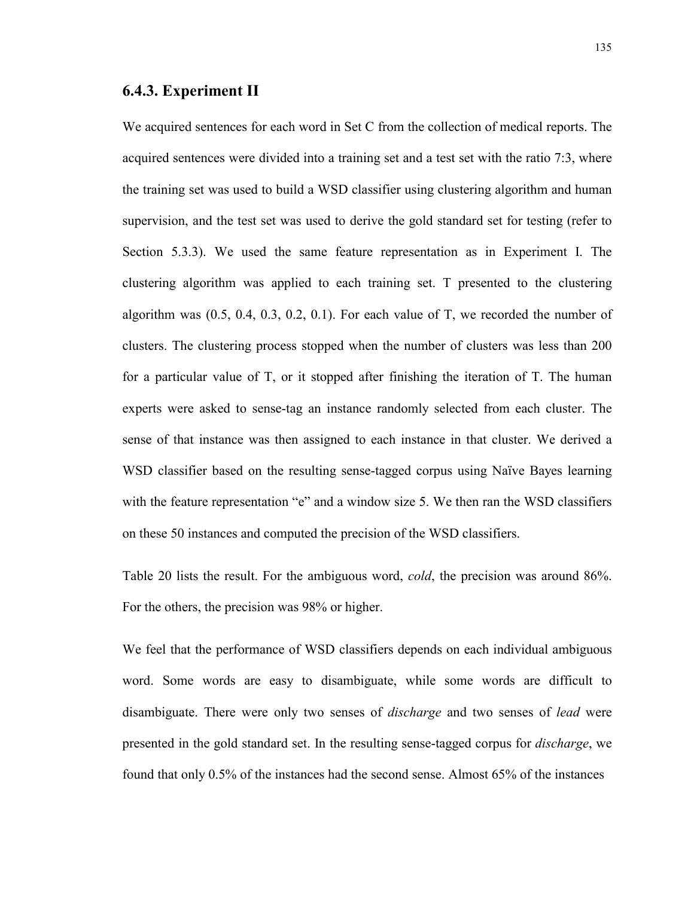### 6.4.3. Experiment II

We acquired sentences for each word in Set C from the collection of medical reports. The acquired sentences were divided into a training set and a test set with the ratio 7:3, where the training set was used to build a WSD classifier using clustering algorithm and human supervision, and the test set was used to derive the gold standard set for testing (refer to Section 5.3.3). We used the same feature representation as in Experiment I. The clustering algorithm was applied to each training set. T presented to the clustering algorithm was (0.5, 0.4, 0.3, 0.2, 0.1). For each value of T, we recorded the number of clusters. The clustering process stopped when the number of clusters was less than 200 for a particular value of T, or it stopped after finishing the iteration of T. The human experts were asked to sense-tag an instance randomly selected from each cluster. The sense of that instance was then assigned to each instance in that cluster. We derived a WSD classifier based on the resulting sense-tagged corpus using Naïve Bayes learning with the feature representation "e" and a window size 5. We then ran the WSD classifiers on these 50 instances and computed the precision of the WSD classifiers.

Table 20 lists the result. For the ambiguous word, *cold*, the precision was around 86%. For the others, the precision was 98% or higher.

We feel that the performance of WSD classifiers depends on each individual ambiguous word. Some words are easy to disambiguate, while some words are difficult to disambiguate. There were only two senses of *discharge* and two senses of *lead* were presented in the gold standard set. In the resulting sense-tagged corpus for *discharge*, we found that only 0.5% of the instances had the second sense. Almost 65% of the instances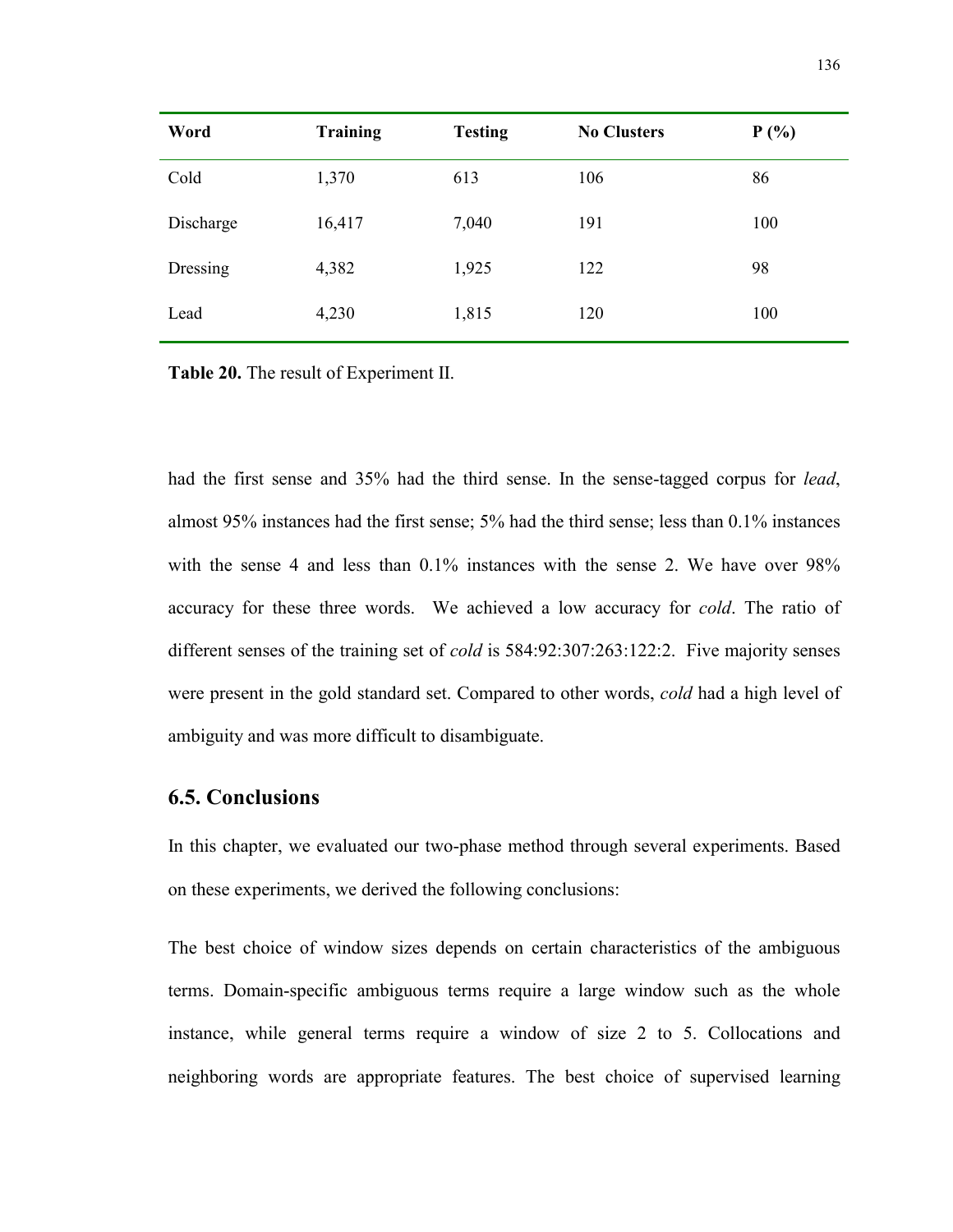| Word | Training | Testing | No Clusters | P (%) |
|---|---|---|---|---|
| Cold | 1,370 | 613 | 106 | 86 |
| Discharge | 16,417 | 7,040 | 191 | 100 |
| Dressing | 4,382 | 1,925 | 122 | 98 |
| Lead | 4,230 | 1,815 | 120 | 100 |

**Table 20.** The result of Experiment II.

had the first sense and 35% had the third sense. In the sense-tagged corpus for *lead*, almost 95% instances had the first sense; 5% had the third sense; less than 0.1% instances with the sense 4 and less than 0.1% instances with the sense 2. We have over 98% accuracy for these three words. We achieved a low accuracy for *cold*. The ratio of different senses of the training set of *cold* is 584:92:307:263:122:2. Five majority senses were present in the gold standard set. Compared to other words, *cold* had a high level of ambiguity and was more difficult to disambiguate.

## 6.5. Conclusions

In this chapter, we evaluated our two-phase method through several experiments. Based on these experiments, we derived the following conclusions:

The best choice of window sizes depends on certain characteristics of the ambiguous terms. Domain-specific ambiguous terms require a large window such as the whole instance, while general terms require a window of size 2 to 5. Collocations and neighboring words are appropriate features. The best choice of supervised learning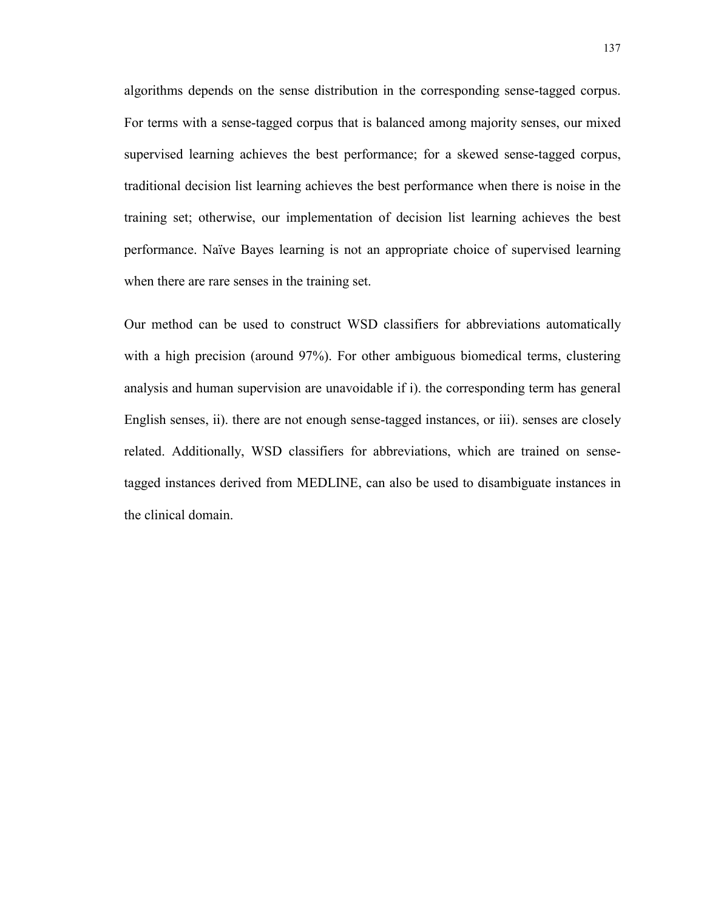algorithms depends on the sense distribution in the corresponding sense-tagged corpus. For terms with a sense-tagged corpus that is balanced among majority senses, our mixed supervised learning achieves the best performance; for a skewed sense-tagged corpus, traditional decision list learning achieves the best performance when there is noise in the training set; otherwise, our implementation of decision list learning achieves the best performance. Naïve Bayes learning is not an appropriate choice of supervised learning when there are rare senses in the training set.

Our method can be used to construct WSD classifiers for abbreviations automatically with a high precision (around 97%). For other ambiguous biomedical terms, clustering analysis and human supervision are unavoidable if i). the corresponding term has general English senses, ii). there are not enough sense-tagged instances, or iii). senses are closely related. Additionally, WSD classifiers for abbreviations, which are trained on sense-tagged instances derived from MEDLINE, can also be used to disambiguate instances in the clinical domain.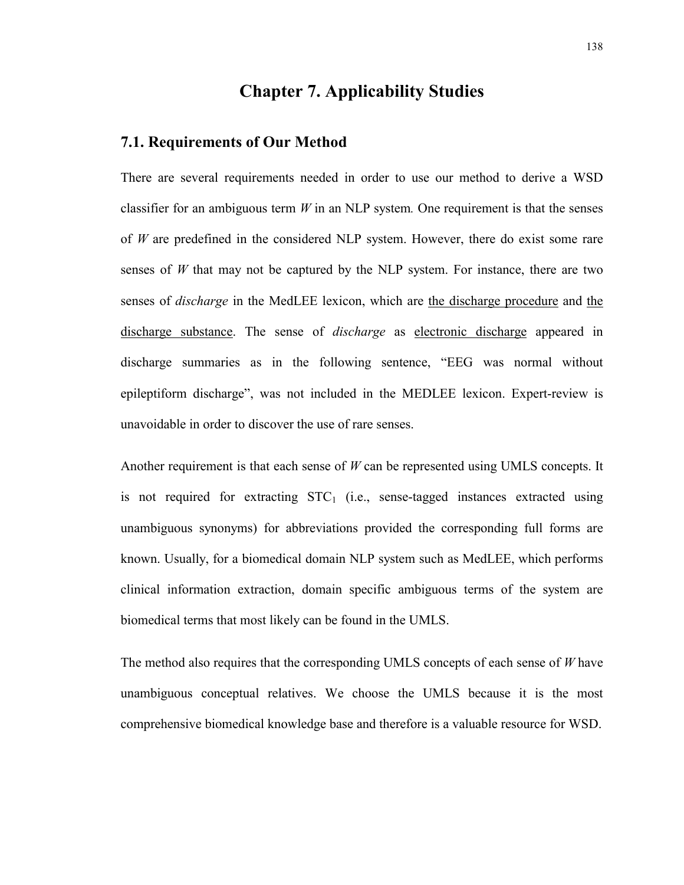# Chapter 7. Applicability Studies

## 7.1. Requirements of Our Method

There are several requirements needed in order to use our method to derive a WSD classifier for an ambiguous term *W* in an NLP system. One requirement is that the senses of *W* are predefined in the considered NLP system. However, there do exist some rare senses of *W* that may not be captured by the NLP system. For instance, there are two senses of *discharge* in the MedLEE lexicon, which are <u>the discharge procedure</u> and <u>the discharge substance</u>. The sense of *discharge* as <u>electronic discharge</u> appeared in discharge summaries as in the following sentence, "EEG was normal without epileptiform discharge", was not included in the MEDLEE lexicon. Expert-review is unavoidable in order to discover the use of rare senses.

Another requirement is that each sense of *W* can be represented using UMLS concepts. It is not required for extracting $STC_1$ (i.e., sense-tagged instances extracted using unambiguous synonyms) for abbreviations provided the corresponding full forms are known. Usually, for a biomedical domain NLP system such as MedLEE, which performs clinical information extraction, domain specific ambiguous terms of the system are biomedical terms that most likely can be found in the UMLS.

The method also requires that the corresponding UMLS concepts of each sense of *W* have unambiguous conceptual relatives. We choose the UMLS because it is the most comprehensive biomedical knowledge base and therefore is a valuable resource for WSD.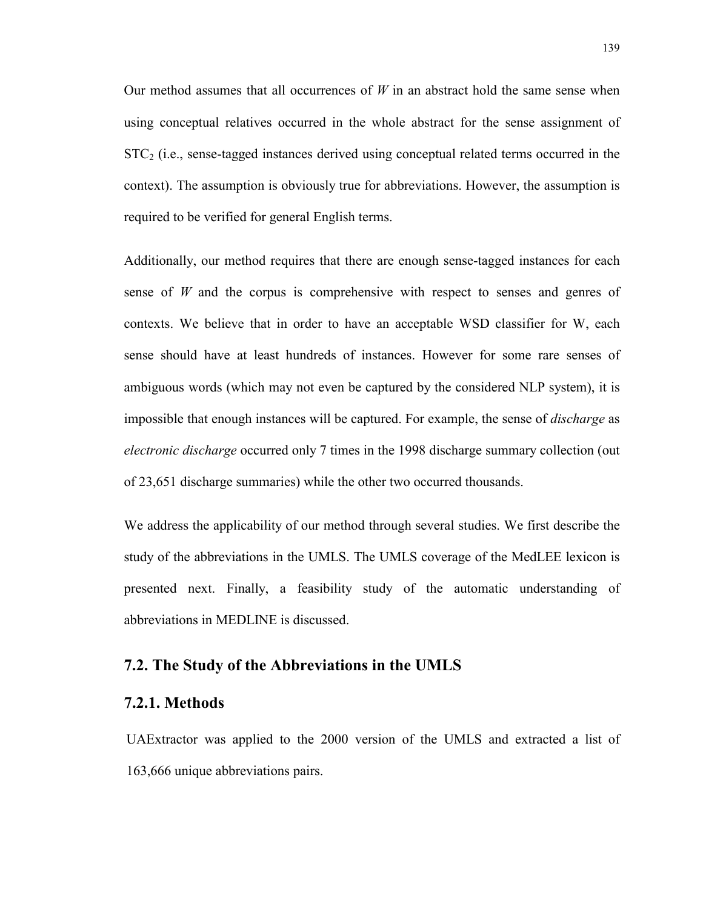Our method assumes that all occurrences of *W* in an abstract hold the same sense when using conceptual relatives occurred in the whole abstract for the sense assignment of $STC_2$ (i.e., sense-tagged instances derived using conceptual related terms occurred in the context). The assumption is obviously true for abbreviations. However, the assumption is required to be verified for general English terms.

Additionally, our method requires that there are enough sense-tagged instances for each sense of *W* and the corpus is comprehensive with respect to senses and genres of contexts. We believe that in order to have an acceptable WSD classifier for W, each sense should have at least hundreds of instances. However for some rare senses of ambiguous words (which may not even be captured by the considered NLP system), it is impossible that enough instances will be captured. For example, the sense of *discharge* as *electronic discharge* occurred only 7 times in the 1998 discharge summary collection (out of 23,651 discharge summaries) while the other two occurred thousands.

We address the applicability of our method through several studies. We first describe the study of the abbreviations in the UMLS. The UMLS coverage of the MedLEE lexicon is presented next. Finally, a feasibility study of the automatic understanding of abbreviations in MEDLINE is discussed.

## 7.2. The Study of the Abbreviations in the UMLS

### 7.2.1. Methods

UAExtractor was applied to the 2000 version of the UMLS and extracted a list of 163,666 unique abbreviations pairs.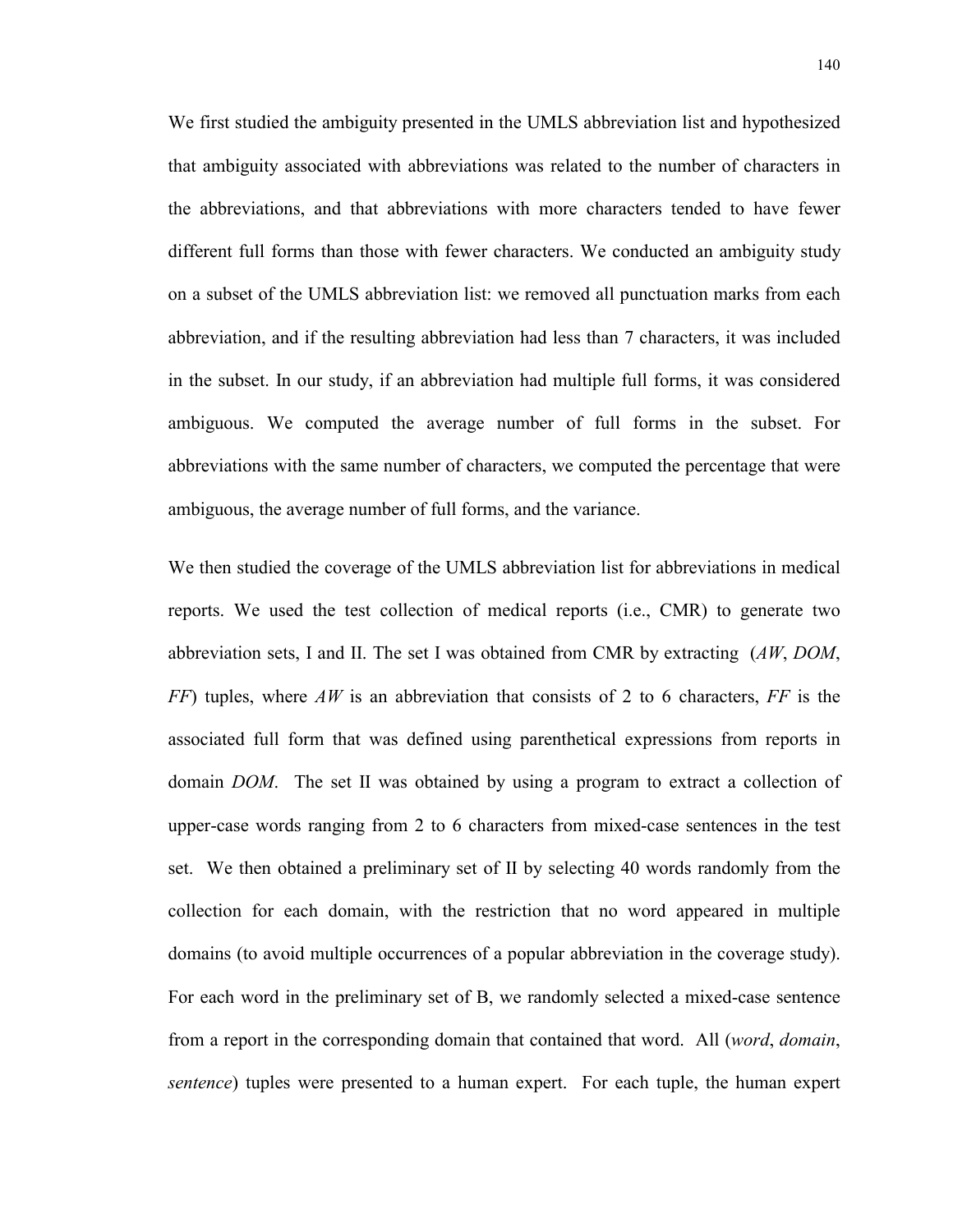We first studied the ambiguity presented in the UMLS abbreviation list and hypothesized that ambiguity associated with abbreviations was related to the number of characters in the abbreviations, and that abbreviations with more characters tended to have fewer different full forms than those with fewer characters. We conducted an ambiguity study on a subset of the UMLS abbreviation list: we removed all punctuation marks from each abbreviation, and if the resulting abbreviation had less than 7 characters, it was included in the subset. In our study, if an abbreviation had multiple full forms, it was considered ambiguous. We computed the average number of full forms in the subset. For abbreviations with the same number of characters, we computed the percentage that were ambiguous, the average number of full forms, and the variance.

We then studied the coverage of the UMLS abbreviation list for abbreviations in medical reports. We used the test collection of medical reports (i.e., CMR) to generate two abbreviation sets, I and II. The set I was obtained from CMR by extracting (*AW*, *DOM*, *FF*) tuples, where *AW* is an abbreviation that consists of 2 to 6 characters, *FF* is the associated full form that was defined using parenthetical expressions from reports in domain *DOM*. The set II was obtained by using a program to extract a collection of upper-case words ranging from 2 to 6 characters from mixed-case sentences in the test set. We then obtained a preliminary set of II by selecting 40 words randomly from the collection for each domain, with the restriction that no word appeared in multiple domains (to avoid multiple occurrences of a popular abbreviation in the coverage study). For each word in the preliminary set of B, we randomly selected a mixed-case sentence from a report in the corresponding domain that contained that word. All (*word*, *domain*, *sentence*) tuples were presented to a human expert. For each tuple, the human expert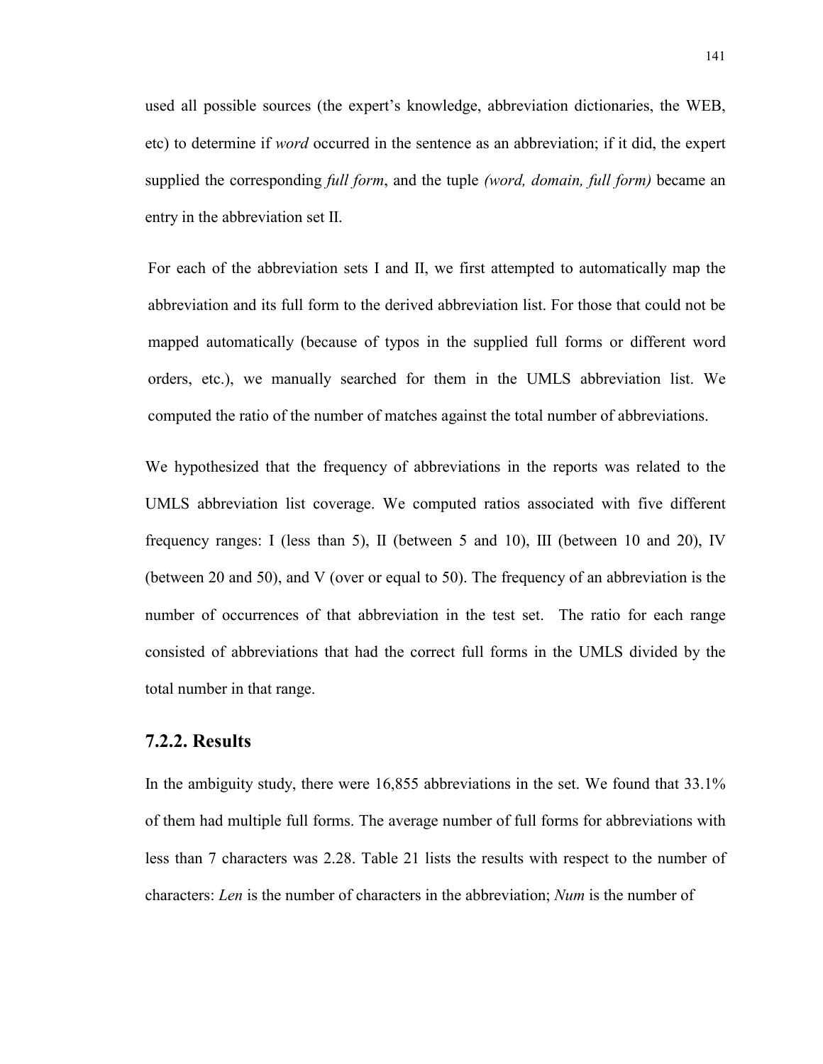used all possible sources (the expert's knowledge, abbreviation dictionaries, the WEB, etc) to determine if *word* occurred in the sentence as an abbreviation; if it did, the expert supplied the corresponding *full form*, and the tuple *(word, domain, full form)* became an entry in the abbreviation set II.

For each of the abbreviation sets I and II, we first attempted to automatically map the abbreviation and its full form to the derived abbreviation list. For those that could not be mapped automatically (because of typos in the supplied full forms or different word orders, etc.), we manually searched for them in the UMLS abbreviation list. We computed the ratio of the number of matches against the total number of abbreviations.

We hypothesized that the frequency of abbreviations in the reports was related to the UMLS abbreviation list coverage. We computed ratios associated with five different frequency ranges: I (less than 5), II (between 5 and 10), III (between 10 and 20), IV (between 20 and 50), and V (over or equal to 50). The frequency of an abbreviation is the number of occurrences of that abbreviation in the test set. The ratio for each range consisted of abbreviations that had the correct full forms in the UMLS divided by the total number in that range.

### 7.2.2. Results

In the ambiguity study, there were 16,855 abbreviations in the set. We found that 33.1% of them had multiple full forms. The average number of full forms for abbreviations with less than 7 characters was 2.28. Table 21 lists the results with respect to the number of characters: *Len* is the number of characters in the abbreviation; *Num* is the number of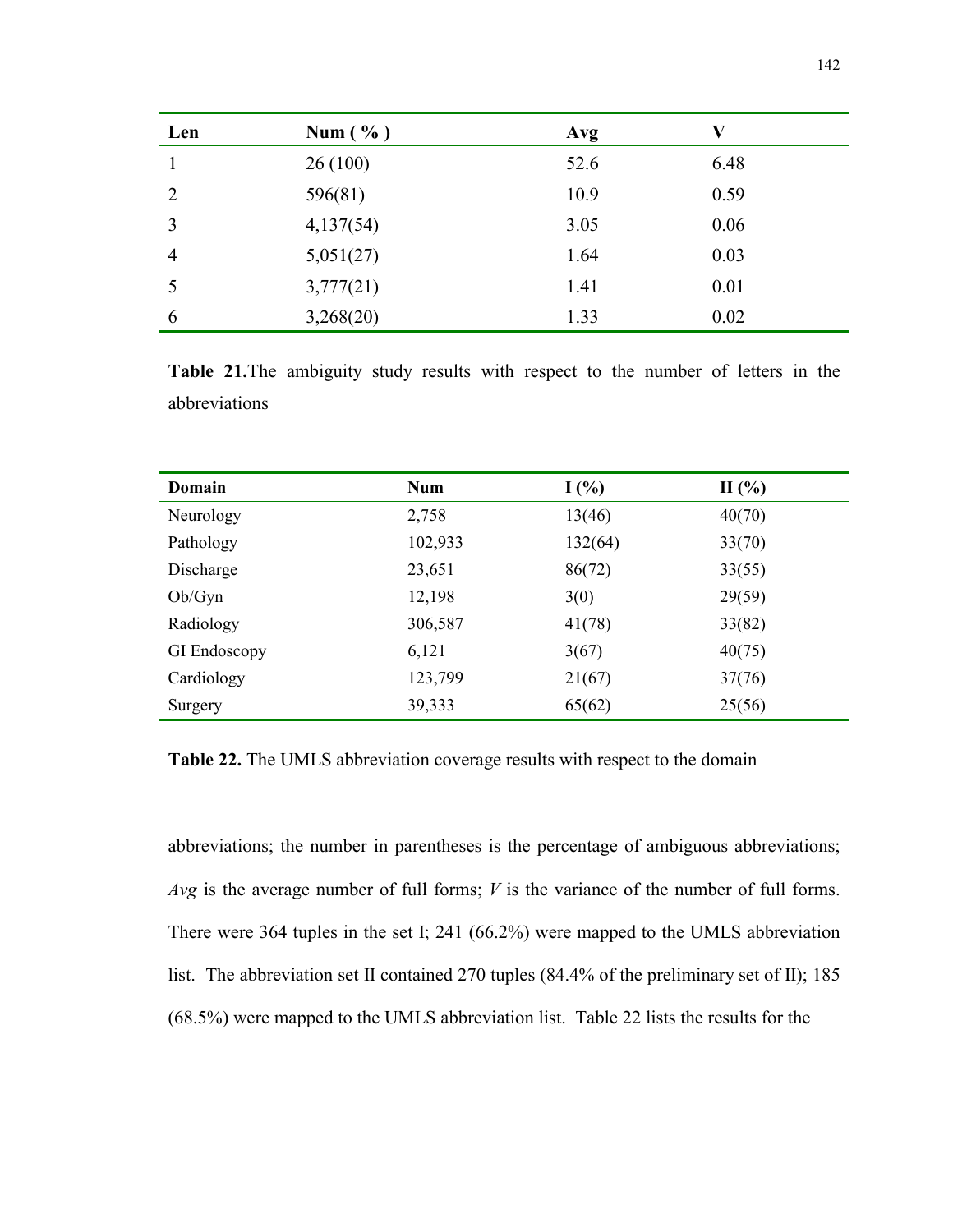| Len | Num ( % ) | Avg | V |
|---|---|---|---|
| 1 | 26 (100) | 52.6 | 6.48 |
| 2 | 596(81) | 10.9 | 0.59 |
| 3 | 4,137(54) | 3.05 | 0.06 |
| 4 | 5,051(27) | 1.64 | 0.03 |
| 5 | 3,777(21) | 1.41 | 0.01 |
| 6 | 3,268(20) | 1.33 | 0.02 |

**Table 21.**The ambiguity study results with respect to the number of letters in the abbreviations

| Domain | Num | I (%) | II (%) |
|---|---|---|---|
| Neurology | 2,758 | 13(46) | 40(70) |
| Pathology | 102,933 | 132(64) | 33(70) |
| Discharge | 23,651 | 86(72) | 33(55) |
| Ob/Gyn | 12,198 | 3(0) | 29(59) |
| Radiology | 306,587 | 41(78) | 33(82) |
| GI Endoscopy | 6,121 | 3(67) | 40(75) |
| Cardiology | 123,799 | 21(67) | 37(76) |
| Surgery | 39,333 | 65(62) | 25(56) |

**Table 22.** The UMLS abbreviation coverage results with respect to the domain

abbreviations; the number in parentheses is the percentage of ambiguous abbreviations; *Avg* is the average number of full forms; *V* is the variance of the number of full forms. There were 364 tuples in the set I; 241 (66.2%) were mapped to the UMLS abbreviation list. The abbreviation set II contained 270 tuples (84.4% of the preliminary set of II); 185 (68.5%) were mapped to the UMLS abbreviation list. Table 22 lists the results for the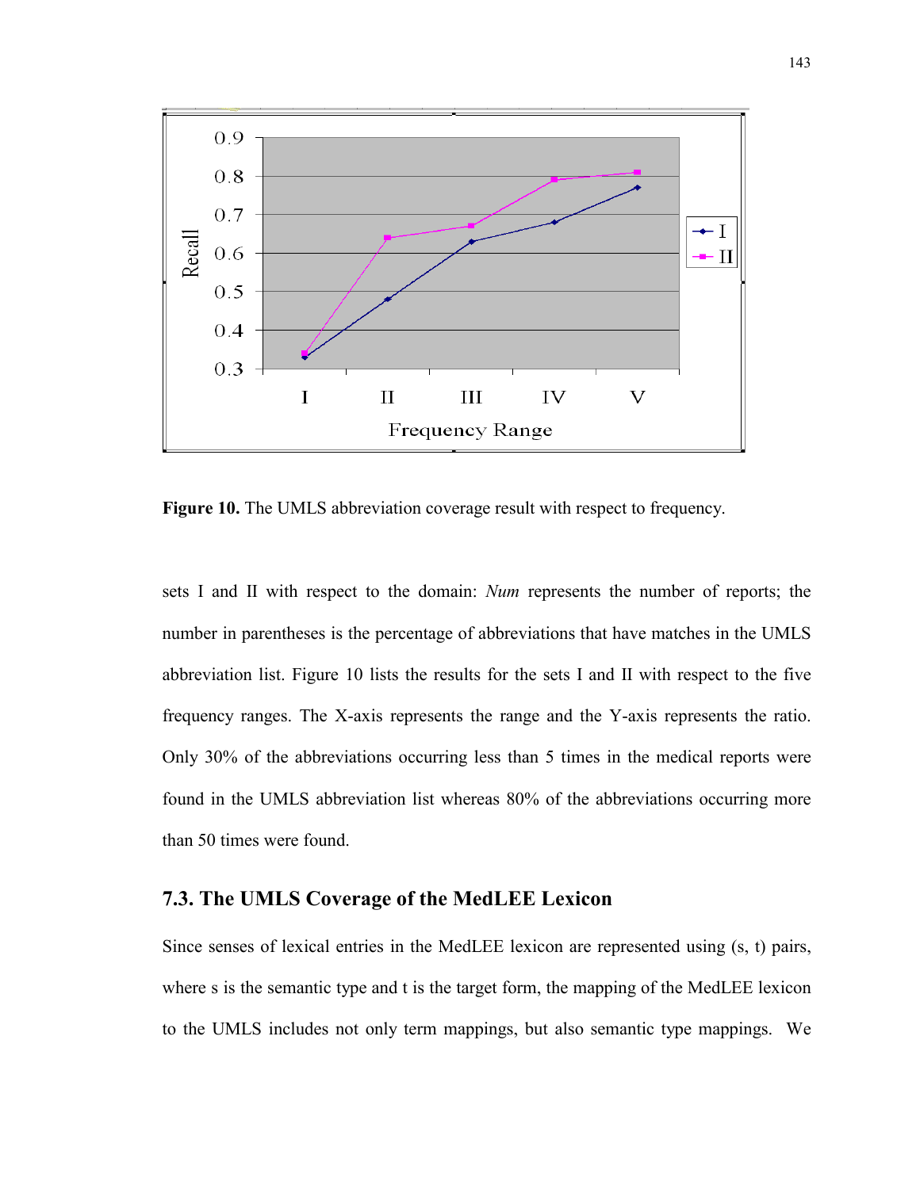**Figure 10.** The UMLS abbreviation coverage result with respect to frequency.

sets I and II with respect to the domain: *Num* represents the number of reports; the number in parentheses is the percentage of abbreviations that have matches in the UMLS abbreviation list. Figure 10 lists the results for the sets I and II with respect to the five frequency ranges. The X-axis represents the range and the Y-axis represents the ratio. Only 30% of the abbreviations occurring less than 5 times in the medical reports were found in the UMLS abbreviation list whereas 80% of the abbreviations occurring more than 50 times were found.

## 7.3. The UMLS Coverage of the MedLEE Lexicon

Since senses of lexical entries in the MedLEE lexicon are represented using (s, t) pairs, where s is the semantic type and t is the target form, the mapping of the MedLEE lexicon to the UMLS includes not only term mappings, but also semantic type mappings. We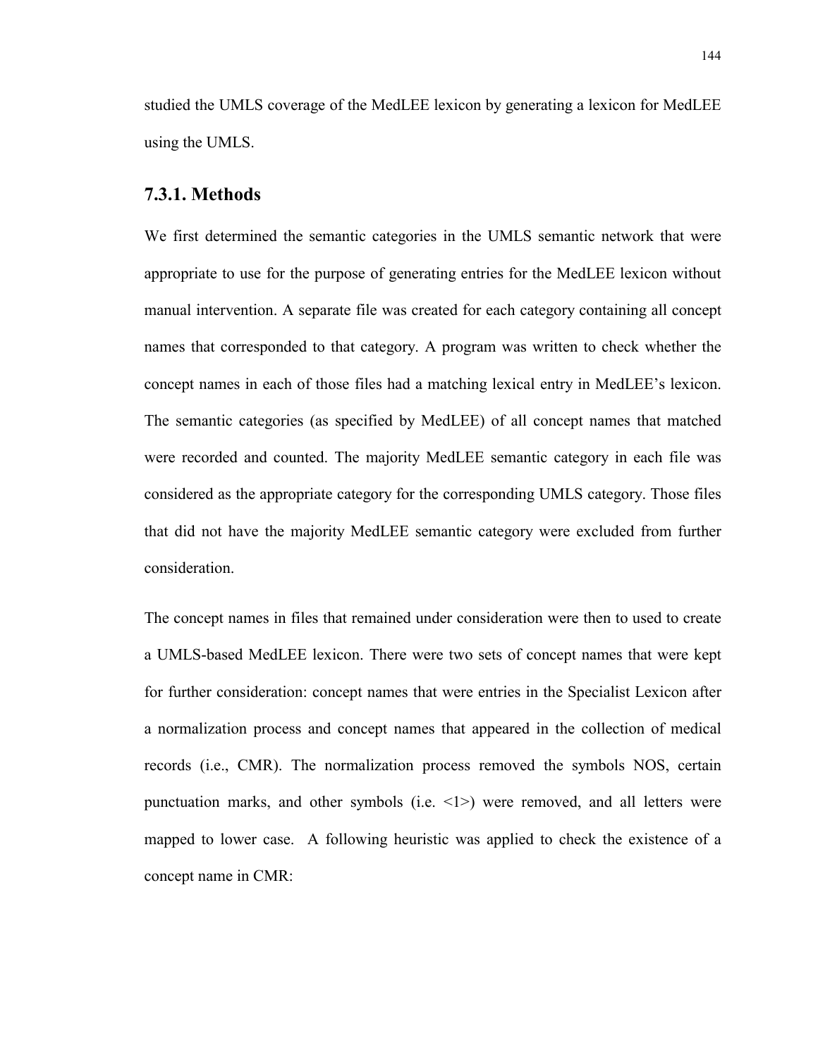studied the UMLS coverage of the MedLEE lexicon by generating a lexicon for MedLEE using the UMLS.

### 7.3.1. Methods

We first determined the semantic categories in the UMLS semantic network that were appropriate to use for the purpose of generating entries for the MedLEE lexicon without manual intervention. A separate file was created for each category containing all concept names that corresponded to that category. A program was written to check whether the concept names in each of those files had a matching lexical entry in MedLEE's lexicon. The semantic categories (as specified by MedLEE) of all concept names that matched were recorded and counted. The majority MedLEE semantic category in each file was considered as the appropriate category for the corresponding UMLS category. Those files that did not have the majority MedLEE semantic category were excluded from further consideration.

The concept names in files that remained under consideration were then to used to create a UMLS-based MedLEE lexicon. There were two sets of concept names that were kept for further consideration: concept names that were entries in the Specialist Lexicon after a normalization process and concept names that appeared in the collection of medical records (i.e., CMR). The normalization process removed the symbols NOS, certain punctuation marks, and other symbols (i.e. <1>) were removed, and all letters were mapped to lower case. A following heuristic was applied to check the existence of a concept name in CMR: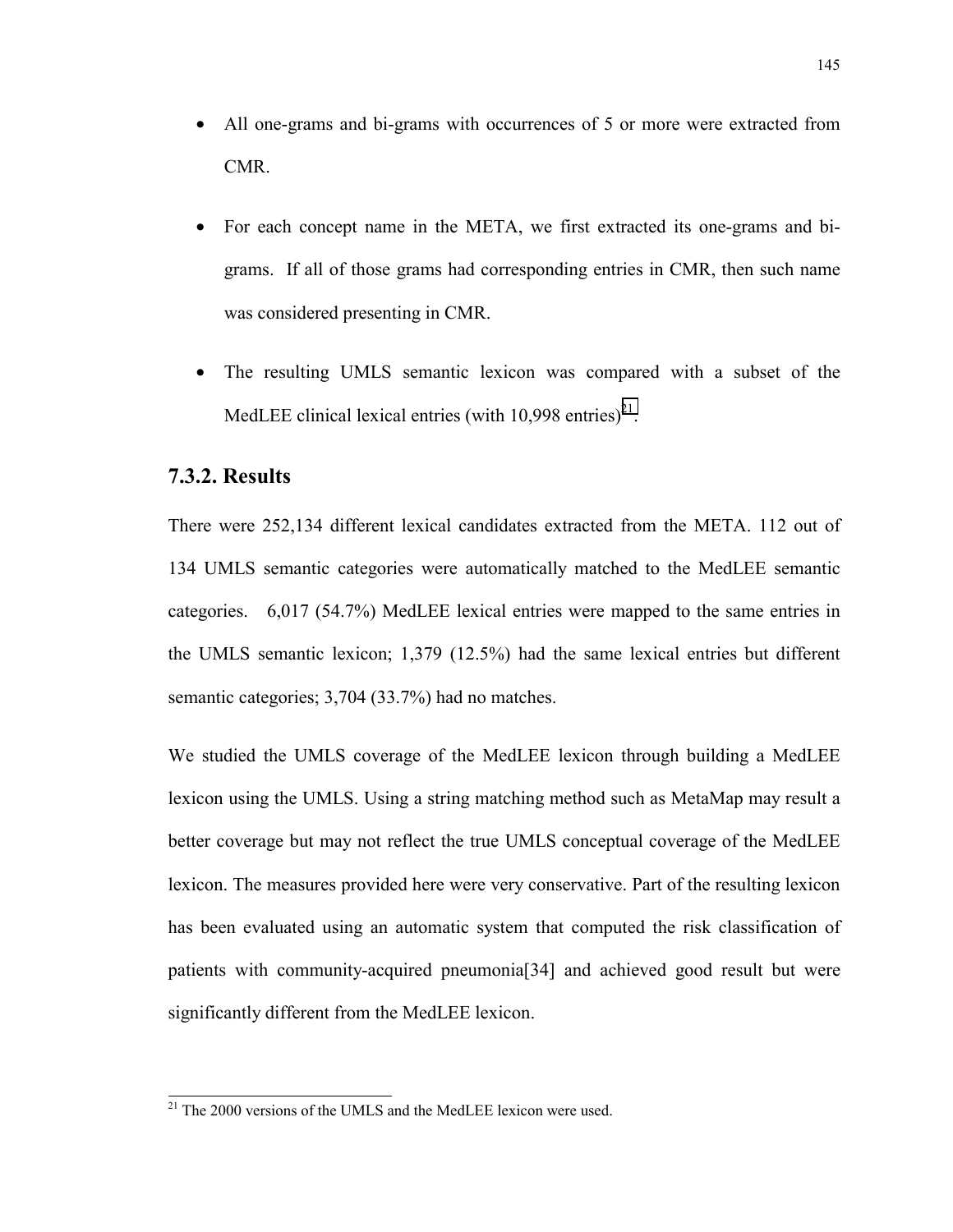- All one-grams and bi-grams with occurrences of 5 or more were extracted from CMR.
- For each concept name in the META, we first extracted its one-grams and bi-grams. If all of those grams had corresponding entries in CMR, then such name was considered presenting in CMR.
- The resulting UMLS semantic lexicon was compared with a subset of the MedLEE clinical lexical entries (with 10,998 entries)[21].

### 7.3.2. Results

There were 252,134 different lexical candidates extracted from the META. 112 out of 134 UMLS semantic categories were automatically matched to the MedLEE semantic categories. 6,017 (54.7%) MedLEE lexical entries were mapped to the same entries in the UMLS semantic lexicon; 1,379 (12.5%) had the same lexical entries but different semantic categories; 3,704 (33.7%) had no matches.

We studied the UMLS coverage of the MedLEE lexicon through building a MedLEE lexicon using the UMLS. Using a string matching method such as MetaMap may result a better coverage but may not reflect the true UMLS conceptual coverage of the MedLEE lexicon. The measures provided here were very conservative. Part of the resulting lexicon has been evaluated using an automatic system that computed the risk classification of patients with community-acquired pneumonia[34] and achieved good result but were significantly different from the MedLEE lexicon.

---

[21] The 2000 versions of the UMLS and the MedLEE lexicon were used.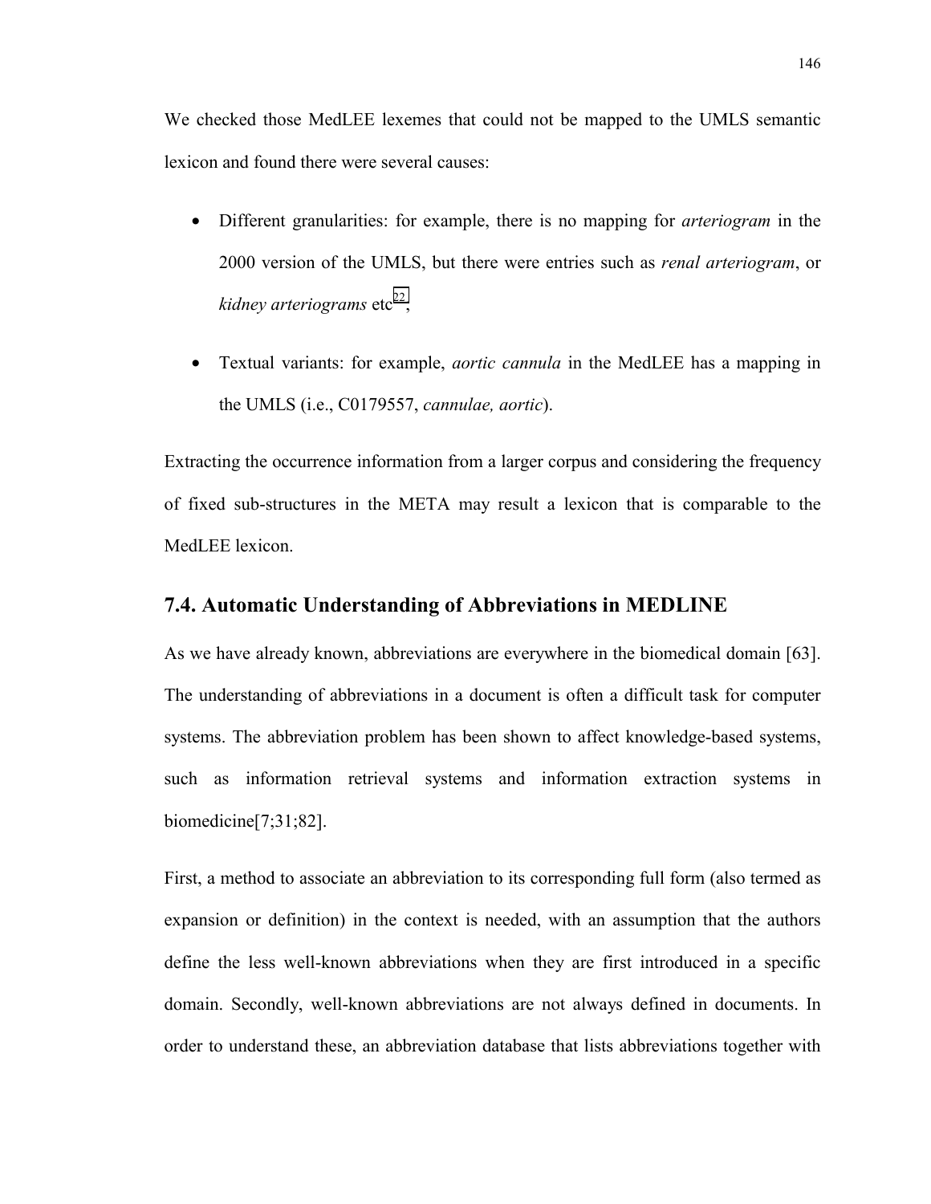We checked those MedLEE lexemes that could not be mapped to the UMLS semantic lexicon and found there were several causes:

- Different granularities: for example, there is no mapping for *arteriogram* in the 2000 version of the UMLS, but there were entries such as *renal arteriogram*, or *kidney arteriograms* etc[22];
- Textual variants: for example, *aortic cannula* in the MedLEE has a mapping in the UMLS (i.e., C0179557, *cannulae, aortic*).

Extracting the occurrence information from a larger corpus and considering the frequency of fixed sub-structures in the META may result a lexicon that is comparable to the MedLEE lexicon.

## 7.4. Automatic Understanding of Abbreviations in MEDLINE

As we have already known, abbreviations are everywhere in the biomedical domain [63]. The understanding of abbreviations in a document is often a difficult task for computer systems. The abbreviation problem has been shown to affect knowledge-based systems, such as information retrieval systems and information extraction systems in biomedicine[7;31;82].

First, a method to associate an abbreviation to its corresponding full form (also termed as expansion or definition) in the context is needed, with an assumption that the authors define the less well-known abbreviations when they are first introduced in a specific domain. Secondly, well-known abbreviations are not always defined in documents. In order to understand these, an abbreviation database that lists abbreviations together with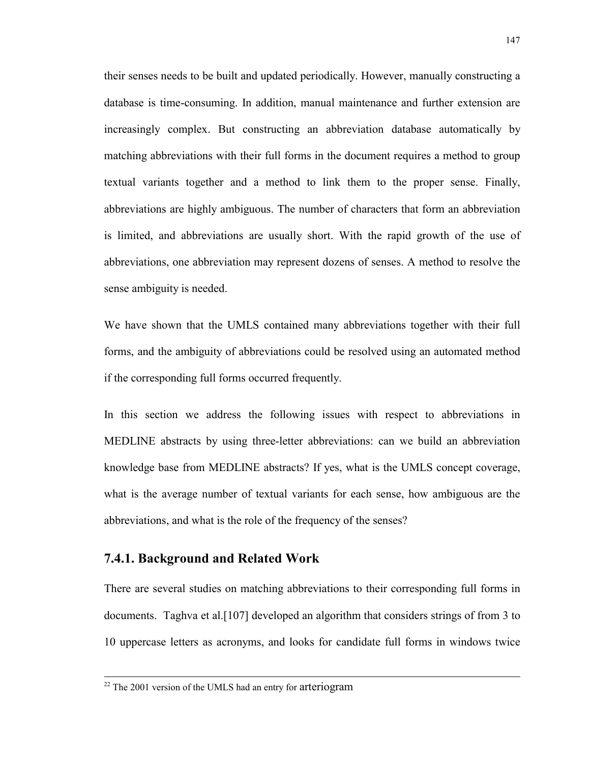their senses needs to be built and updated periodically. However, manually constructing a database is time-consuming. In addition, manual maintenance and further extension are increasingly complex. But constructing an abbreviation database automatically by matching abbreviations with their full forms in the document requires a method to group textual variants together and a method to link them to the proper sense. Finally, abbreviations are highly ambiguous. The number of characters that form an abbreviation is limited, and abbreviations are usually short. With the rapid growth of the use of abbreviations, one abbreviation may represent dozens of senses. A method to resolve the sense ambiguity is needed.

We have shown that the UMLS contained many abbreviations together with their full forms, and the ambiguity of abbreviations could be resolved using an automated method if the corresponding full forms occurred frequently.

In this section we address the following issues with respect to abbreviations in MEDLINE abstracts by using three-letter abbreviations: can we build an abbreviation knowledge base from MEDLINE abstracts? If yes, what is the UMLS concept coverage, what is the average number of textual variants for each sense, how ambiguous are the abbreviations, and what is the role of the frequency of the senses?

### 7.4.1. Background and Related Work

There are several studies on matching abbreviations to their corresponding full forms in documents. Taghva et al.[107] developed an algorithm that considers strings of from 3 to 10 uppercase letters as acronyms, and looks for candidate full forms in windows twice

---

[22] The 2001 version of the UMLS had an entry for arteriogram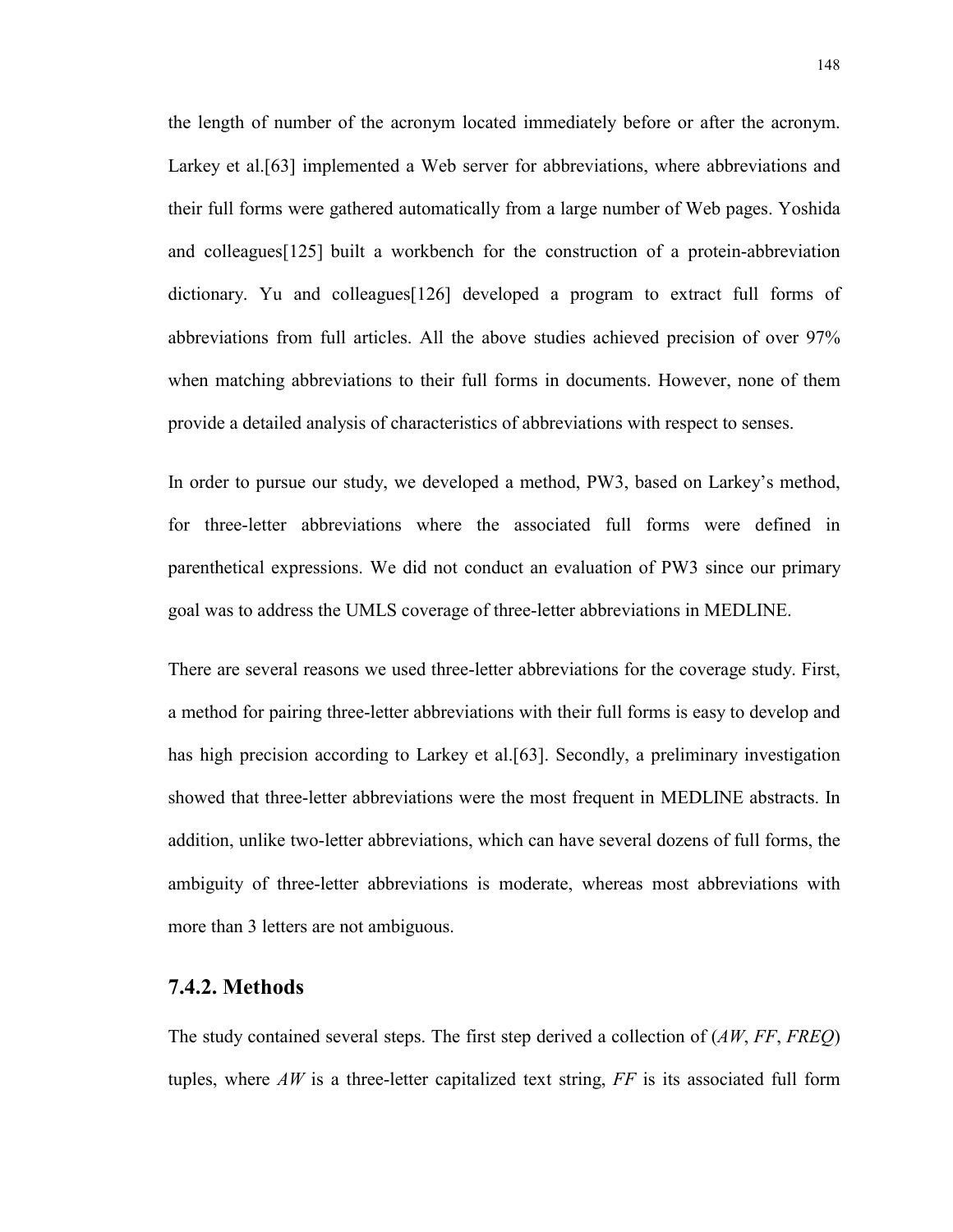the length of number of the acronym located immediately before or after the acronym. Larkey et al.[63] implemented a Web server for abbreviations, where abbreviations and their full forms were gathered automatically from a large number of Web pages. Yoshida and colleagues[125] built a workbench for the construction of a protein-abbreviation dictionary. Yu and colleagues[126] developed a program to extract full forms of abbreviations from full articles. All the above studies achieved precision of over 97% when matching abbreviations to their full forms in documents. However, none of them provide a detailed analysis of characteristics of abbreviations with respect to senses.

In order to pursue our study, we developed a method, PW3, based on Larkey's method, for three-letter abbreviations where the associated full forms were defined in parenthetical expressions. We did not conduct an evaluation of PW3 since our primary goal was to address the UMLS coverage of three-letter abbreviations in MEDLINE.

There are several reasons we used three-letter abbreviations for the coverage study. First, a method for pairing three-letter abbreviations with their full forms is easy to develop and has high precision according to Larkey et al.[63]. Secondly, a preliminary investigation showed that three-letter abbreviations were the most frequent in MEDLINE abstracts. In addition, unlike two-letter abbreviations, which can have several dozens of full forms, the ambiguity of three-letter abbreviations is moderate, whereas most abbreviations with more than 3 letters are not ambiguous.

### 7.4.2. Methods

The study contained several steps. The first step derived a collection of (*AW*, *FF*, *FREQ*) tuples, where *AW* is a three-letter capitalized text string, *FF* is its associated full form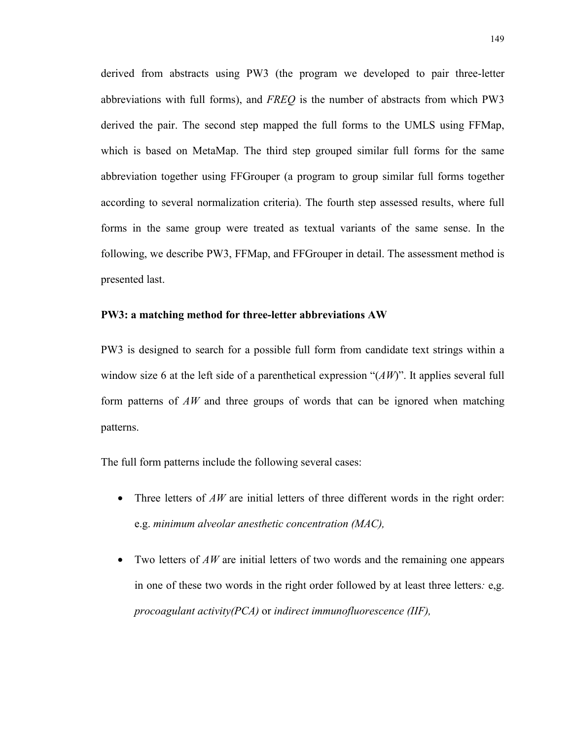derived from abstracts using PW3 (the program we developed to pair three-letter abbreviations with full forms), and *FREQ* is the number of abstracts from which PW3 derived the pair. The second step mapped the full forms to the UMLS using FFMap, which is based on MetaMap. The third step grouped similar full forms for the same abbreviation together using FFGrouper (a program to group similar full forms together according to several normalization criteria). The fourth step assessed results, where full forms in the same group were treated as textual variants of the same sense. In the following, we describe PW3, FFMap, and FFGrouper in detail. The assessment method is presented last.

**PW3: a matching method for three-letter abbreviations AW**

PW3 is designed to search for a possible full form from candidate text strings within a window size 6 at the left side of a parenthetical expression "(*AW*)". It applies several full form patterns of *AW* and three groups of words that can be ignored when matching patterns.

The full form patterns include the following several cases:

- Three letters of *AW* are initial letters of three different words in the right order: e.g. *minimum alveolar anesthetic concentration (MAC),*
- Two letters of *AW* are initial letters of two words and the remaining one appears in one of these two words in the right order followed by at least three letters*:* e,g. *procoagulant activity(PCA)* or *indirect immunofluorescence (IIF),*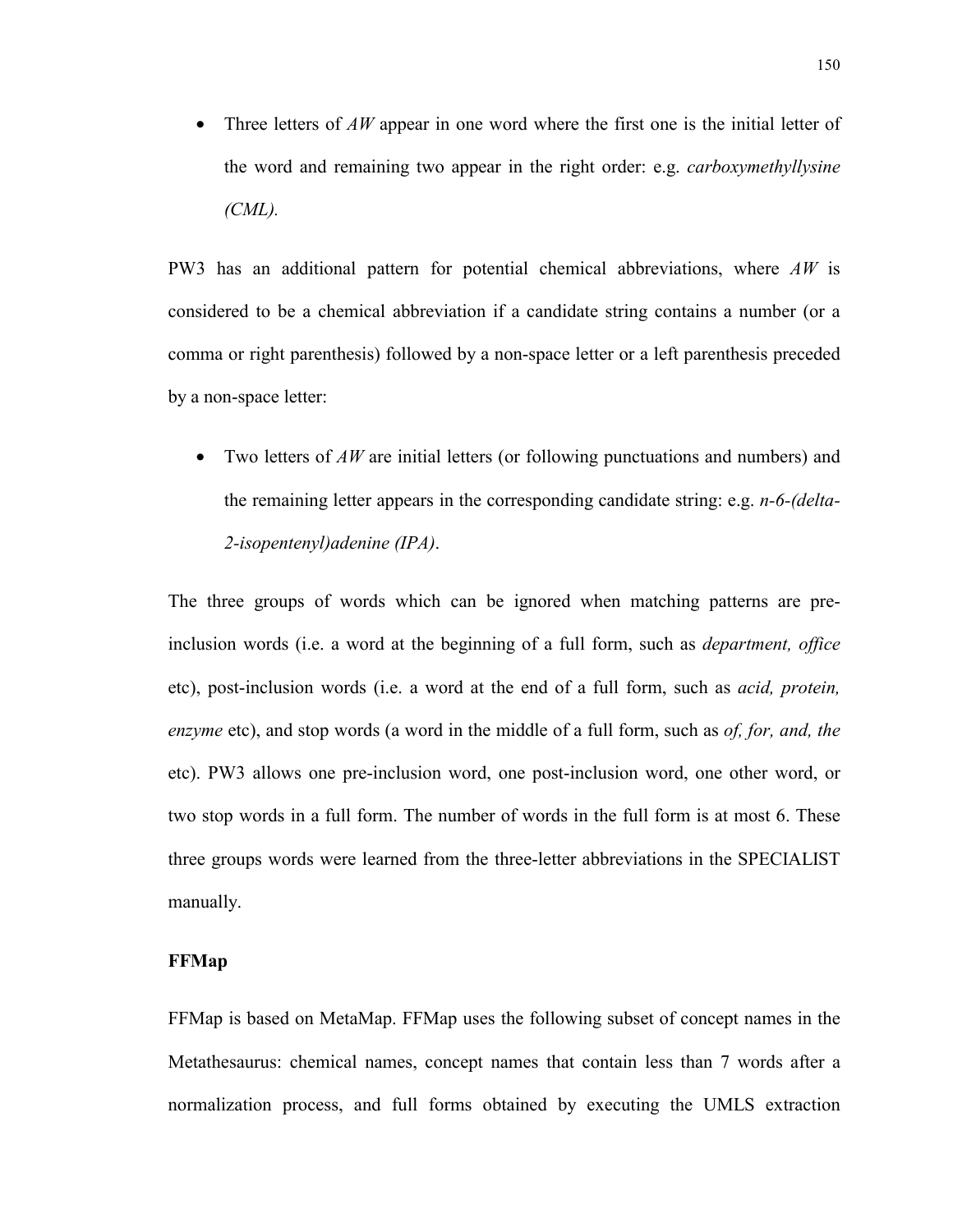- Three letters of *AW* appear in one word where the first one is the initial letter of the word and remaining two appear in the right order: e.g. *carboxymethyllysine (CML).*

PW3 has an additional pattern for potential chemical abbreviations, where *AW* is considered to be a chemical abbreviation if a candidate string contains a number (or a comma or right parenthesis) followed by a non-space letter or a left parenthesis preceded by a non-space letter:

- Two letters of *AW* are initial letters (or following punctuations and numbers) and the remaining letter appears in the corresponding candidate string: e.g. *n-6-(delta-2-isopentenyl)adenine (IPA)*.

The three groups of words which can be ignored when matching patterns are pre-inclusion words (i.e. a word at the beginning of a full form, such as *department, office* etc), post-inclusion words (i.e. a word at the end of a full form, such as *acid, protein, enzyme* etc), and stop words (a word in the middle of a full form, such as *of, for, and, the* etc). PW3 allows one pre-inclusion word, one post-inclusion word, one other word, or two stop words in a full form. The number of words in the full form is at most 6. These three groups words were learned from the three-letter abbreviations in the SPECIALIST manually.

**FFMap**

FFMap is based on MetaMap. FFMap uses the following subset of concept names in the Metathesaurus: chemical names, concept names that contain less than 7 words after a normalization process, and full forms obtained by executing the UMLS extraction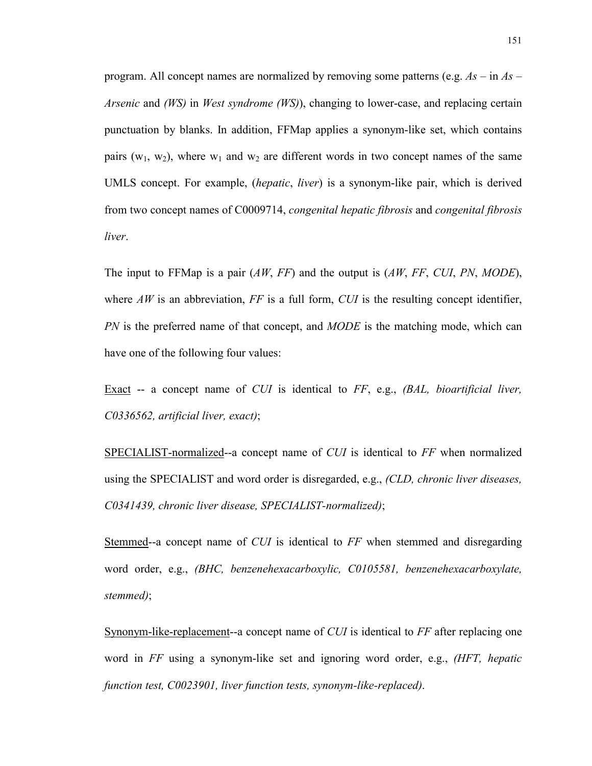program. All concept names are normalized by removing some patterns (e.g. *As –* in *As – Arsenic* and *(WS)* in *West syndrome (WS)*), changing to lower-case, and replacing certain punctuation by blanks. In addition, FFMap applies a synonym-like set, which contains pairs ($w_1$, $w_2$), where $w_1$ and $w_2$ are different words in two concept names of the same UMLS concept. For example, (*hepatic*, *liver*) is a synonym-like pair, which is derived from two concept names of C0009714, *congenital hepatic fibrosis* and *congenital fibrosis liver*.

The input to FFMap is a pair (*AW*, *FF*) and the output is (*AW*, *FF*, *CUI*, *PN*, *MODE*), where *AW* is an abbreviation, *FF* is a full form, *CUI* is the resulting concept identifier, *PN* is the preferred name of that concept, and *MODE* is the matching mode, which can have one of the following four values:

<u>Exact</u> -- a concept name of *CUI* is identical to *FF*, e.g., *(BAL, bioartificial liver, C0336562, artificial liver, exact)*;

<u>SPECIALIST-normalized</u>--a concept name of *CUI* is identical to *FF* when normalized using the SPECIALIST and word order is disregarded, e.g., *(CLD, chronic liver diseases, C0341439, chronic liver disease, SPECIALIST-normalized)*;

<u>Stemmed</u>--a concept name of *CUI* is identical to *FF* when stemmed and disregarding word order, e.g., *(BHC, benzenehexacarboxylic, C0105581, benzenehexacarboxylate, stemmed)*;

<u>Synonym-like-replacement</u>--a concept name of *CUI* is identical to *FF* after replacing one word in *FF* using a synonym-like set and ignoring word order, e.g., *(HFT, hepatic function test, C0023901, liver function tests, synonym-like-replaced)*.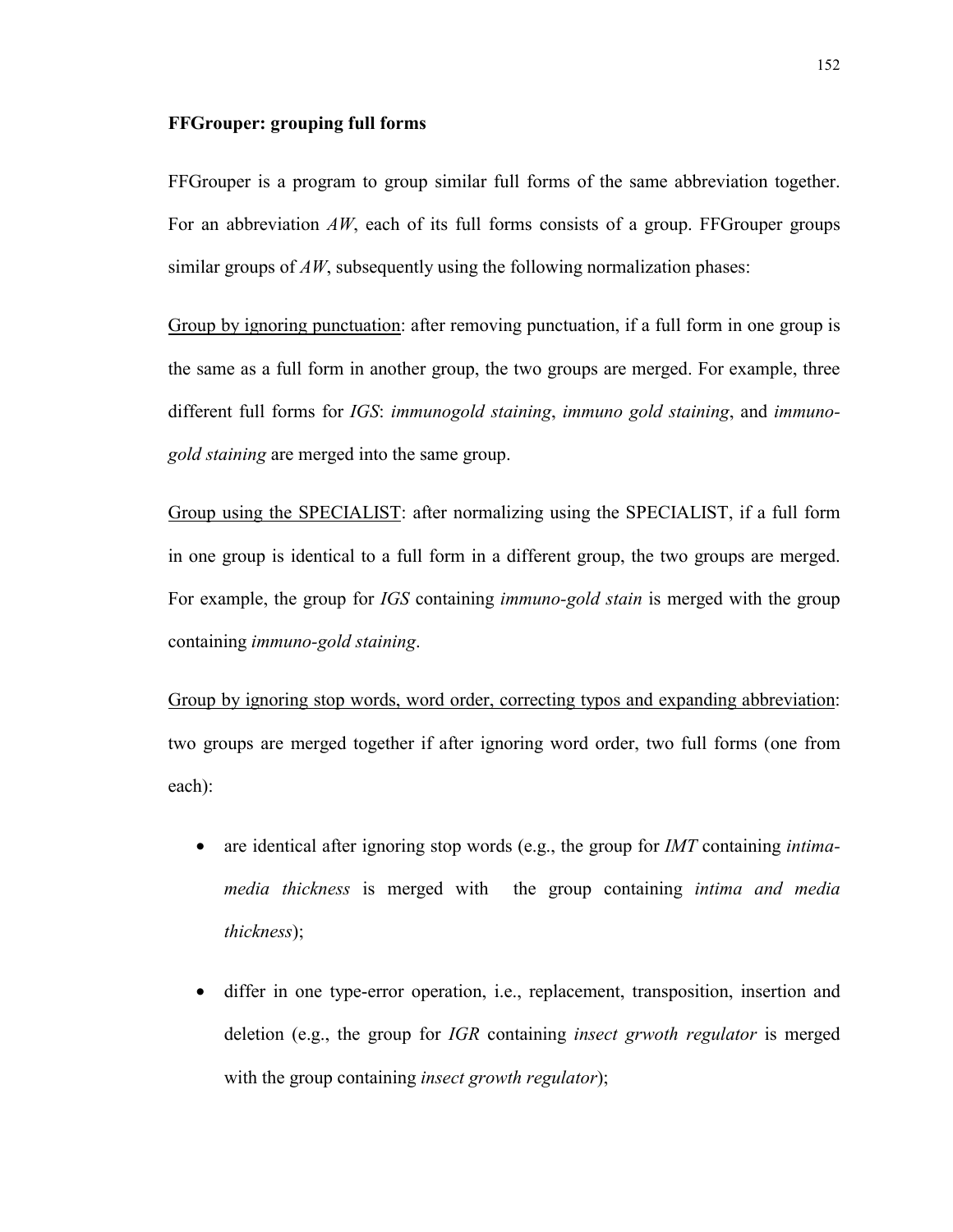**FFGrouper: grouping full forms**

FFGrouper is a program to group similar full forms of the same abbreviation together. For an abbreviation *AW*, each of its full forms consists of a group. FFGrouper groups similar groups of *AW*, subsequently using the following normalization phases:

<u>Group by ignoring punctuation</u>: after removing punctuation, if a full form in one group is the same as a full form in another group, the two groups are merged. For example, three different full forms for *IGS*: *immunogold staining*, *immuno gold staining*, and *immuno-gold staining* are merged into the same group.

<u>Group using the SPECIALIST</u>: after normalizing using the SPECIALIST, if a full form in one group is identical to a full form in a different group, the two groups are merged. For example, the group for *IGS* containing *immuno-gold stain* is merged with the group containing *immuno-gold staining*.

<u>Group by ignoring stop words, word order, correcting typos and expanding abbreviation</u>: two groups are merged together if after ignoring word order, two full forms (one from each):

- are identical after ignoring stop words (e.g., the group for *IMT* containing *intima-media thickness* is merged with the group containing *intima and media thickness*);
- differ in one type-error operation, i.e., replacement, transposition, insertion and deletion (e.g., the group for *IGR* containing *insect grwoth regulator* is merged with the group containing *insect growth regulator*);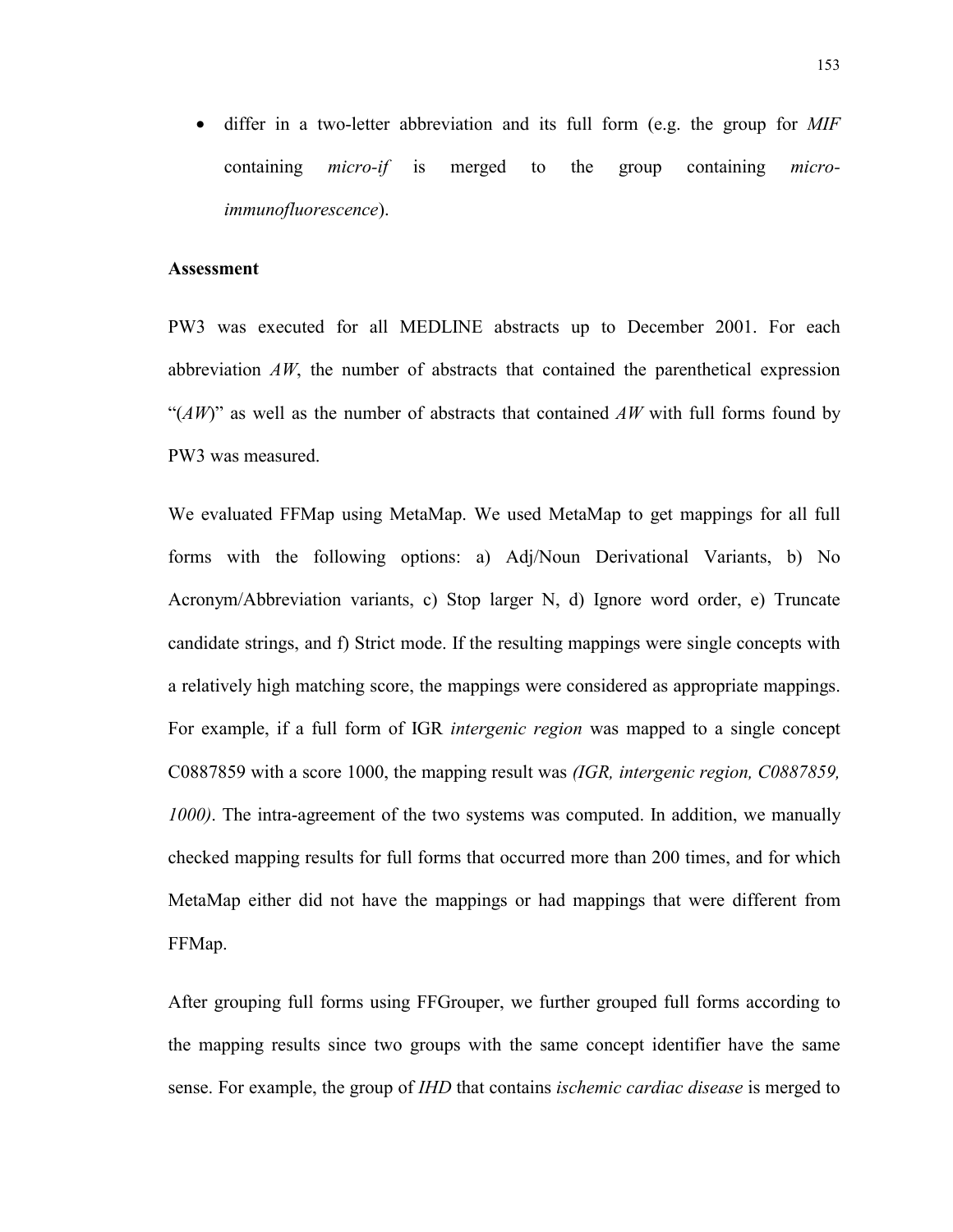- differ in a two-letter abbreviation and its full form (e.g. the group for *MIF* containing *micro-if* is merged to the group containing *micro-immunofluorescence*).

**Assessment**

PW3 was executed for all MEDLINE abstracts up to December 2001. For each abbreviation *AW*, the number of abstracts that contained the parenthetical expression "(*AW*)" as well as the number of abstracts that contained *AW* with full forms found by PW3 was measured.

We evaluated FFMap using MetaMap. We used MetaMap to get mappings for all full forms with the following options: a) Adj/Noun Derivational Variants, b) No Acronym/Abbreviation variants, c) Stop larger N, d) Ignore word order, e) Truncate candidate strings, and f) Strict mode. If the resulting mappings were single concepts with a relatively high matching score, the mappings were considered as appropriate mappings. For example, if a full form of IGR *intergenic region* was mapped to a single concept C0887859 with a score 1000, the mapping result was *(IGR, intergenic region, C0887859, 1000)*. The intra-agreement of the two systems was computed. In addition, we manually checked mapping results for full forms that occurred more than 200 times, and for which MetaMap either did not have the mappings or had mappings that were different from FFMap.

After grouping full forms using FFGrouper, we further grouped full forms according to the mapping results since two groups with the same concept identifier have the same sense. For example, the group of *IHD* that contains *ischemic cardiac disease* is merged to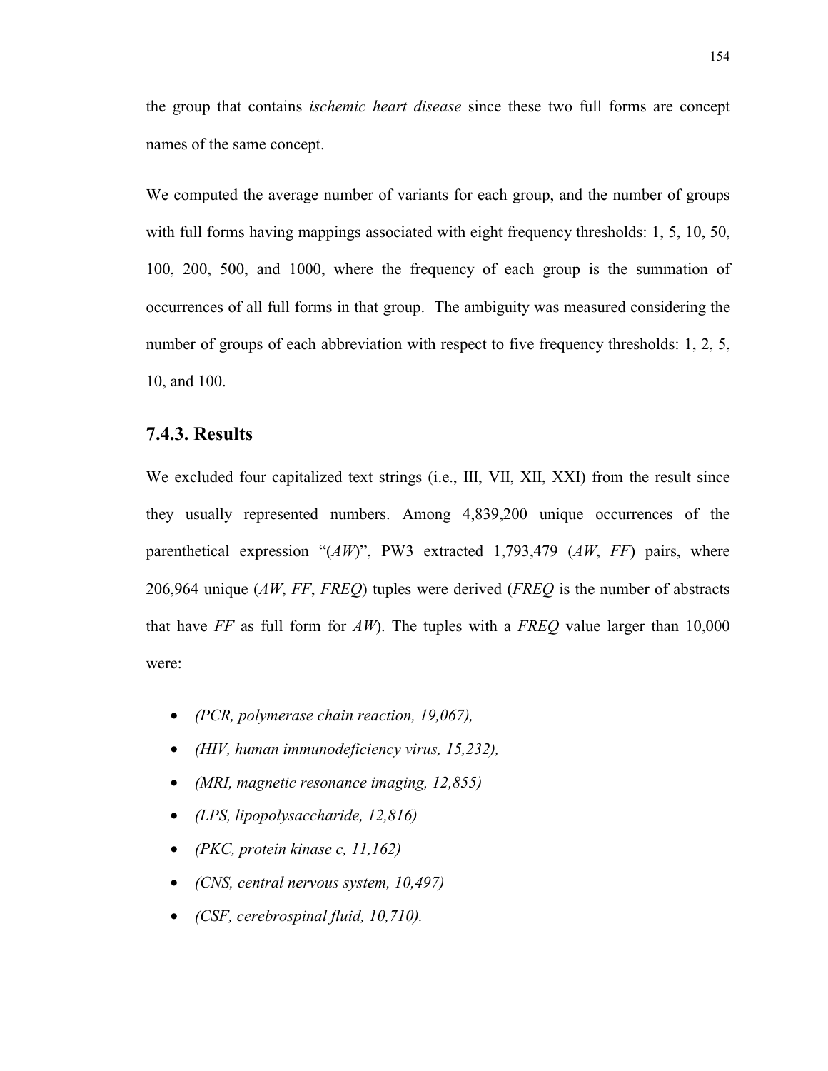the group that contains *ischemic heart disease* since these two full forms are concept names of the same concept.

We computed the average number of variants for each group, and the number of groups with full forms having mappings associated with eight frequency thresholds: 1, 5, 10, 50, 100, 200, 500, and 1000, where the frequency of each group is the summation of occurrences of all full forms in that group. The ambiguity was measured considering the number of groups of each abbreviation with respect to five frequency thresholds: 1, 2, 5, 10, and 100.

### 7.4.3. Results

We excluded four capitalized text strings (i.e., III, VII, XII, XXI) from the result since they usually represented numbers. Among 4,839,200 unique occurrences of the parenthetical expression "(*AW*)", PW3 extracted 1,793,479 (*AW*, *FF*) pairs, where 206,964 unique (*AW*, *FF*, *FREQ*) tuples were derived (*FREQ* is the number of abstracts that have *FF* as full form for *AW*). The tuples with a *FREQ* value larger than 10,000 were:

- *(PCR, polymerase chain reaction, 19,067),*
- *(HIV, human immunodeficiency virus, 15,232),*
- *(MRI, magnetic resonance imaging, 12,855)*
- *(LPS, lipopolysaccharide, 12,816)*
- *(PKC, protein kinase c, 11,162)*
- *(CNS, central nervous system, 10,497)*
- *(CSF, cerebrospinal fluid, 10,710).*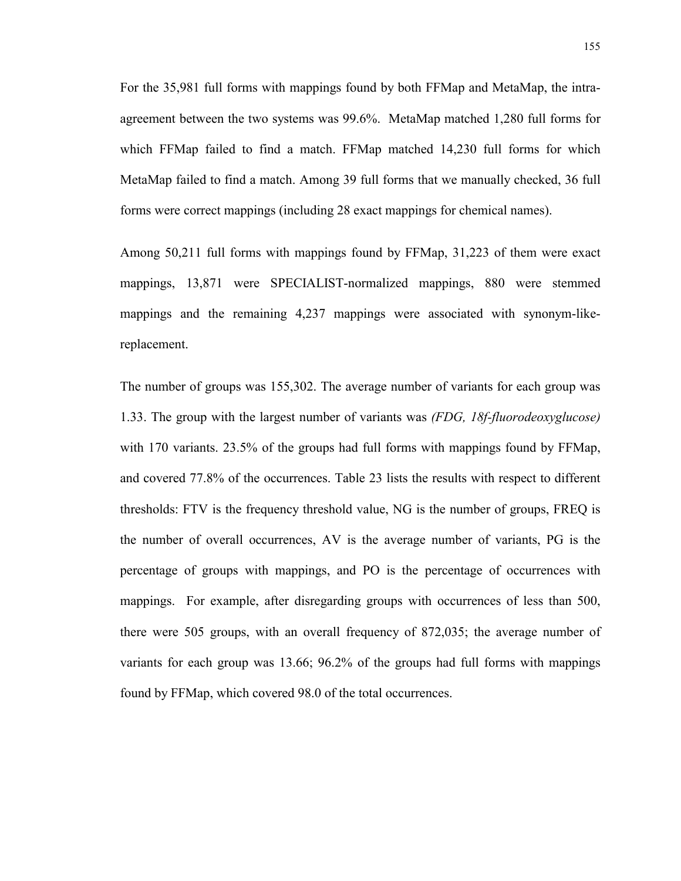For the 35,981 full forms with mappings found by both FFMap and MetaMap, the intra-agreement between the two systems was 99.6%. MetaMap matched 1,280 full forms for which FFMap failed to find a match. FFMap matched 14,230 full forms for which MetaMap failed to find a match. Among 39 full forms that we manually checked, 36 full forms were correct mappings (including 28 exact mappings for chemical names).

Among 50,211 full forms with mappings found by FFMap, 31,223 of them were exact mappings, 13,871 were SPECIALIST-normalized mappings, 880 were stemmed mappings and the remaining 4,237 mappings were associated with synonym-like-replacement.

The number of groups was 155,302. The average number of variants for each group was 1.33. The group with the largest number of variants was *(FDG, 18f-fluorodeoxyglucose)* with 170 variants. 23.5% of the groups had full forms with mappings found by FFMap, and covered 77.8% of the occurrences. Table 23 lists the results with respect to different thresholds: FTV is the frequency threshold value, NG is the number of groups, FREQ is the number of overall occurrences, AV is the average number of variants, PG is the percentage of groups with mappings, and PO is the percentage of occurrences with mappings. For example, after disregarding groups with occurrences of less than 500, there were 505 groups, with an overall frequency of 872,035; the average number of variants for each group was 13.66; 96.2% of the groups had full forms with mappings found by FFMap, which covered 98.0 of the total occurrences.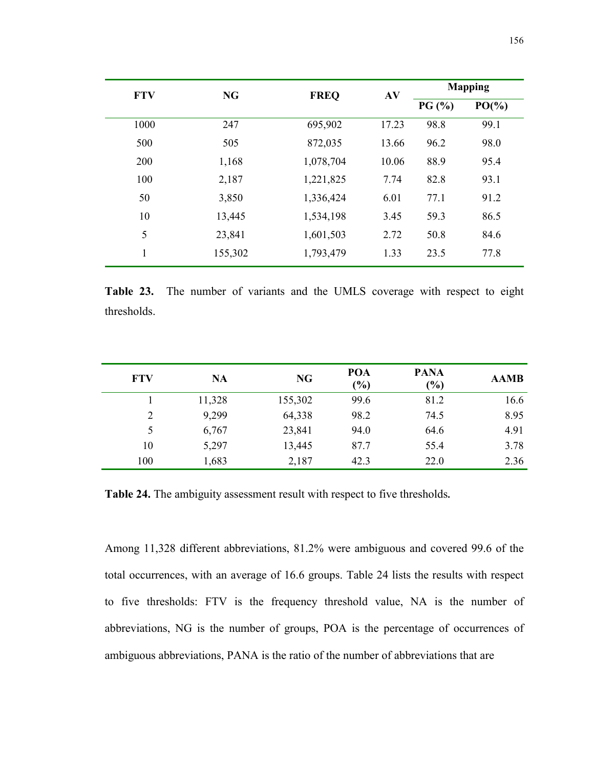| FTV | NG | FREQ | AV | Mapping | |
|---|---|---|---|---|---|
| | | | | PG (%) | PO(%) |
| 1000 | 247 | 695,902 | 17.23 | 98.8 | 99.1 |
| 500 | 505 | 872,035 | 13.66 | 96.2 | 98.0 |
| 200 | 1,168 | 1,078,704 | 10.06 | 88.9 | 95.4 |
| 100 | 2,187 | 1,221,825 | 7.74 | 82.8 | 93.1 |
| 50 | 3,850 | 1,336,424 | 6.01 | 77.1 | 91.2 |
| 10 | 13,445 | 1,534,198 | 3.45 | 59.3 | 86.5 |
| 5 | 23,841 | 1,601,503 | 2.72 | 50.8 | 84.6 |
| 1 | 155,302 | 1,793,479 | 1.33 | 23.5 | 77.8 |

**Table 23.** The number of variants and the UMLS coverage with respect to eight thresholds.

| FTV | NA | NG | POA (%) | PANA (%) | AAMB |
|---|---|---|---|---|---|
| 1 | 11,328 | 155,302 | 99.6 | 81.2 | 16.6 |
| 2 | 9,299 | 64,338 | 98.2 | 74.5 | 8.95 |
| 5 | 6,767 | 23,841 | 94.0 | 64.6 | 4.91 |
| 10 | 5,297 | 13,445 | 87.7 | 55.4 | 3.78 |
| 100 | 1,683 | 2,187 | 42.3 | 22.0 | 2.36 |

**Table 24.** The ambiguity assessment result with respect to five thresholds**.**

Among 11,328 different abbreviations, 81.2% were ambiguous and covered 99.6 of the total occurrences, with an average of 16.6 groups. Table 24 lists the results with respect to five thresholds: FTV is the frequency threshold value, NA is the number of abbreviations, NG is the number of groups, POA is the percentage of occurrences of ambiguous abbreviations, PANA is the ratio of the number of abbreviations that are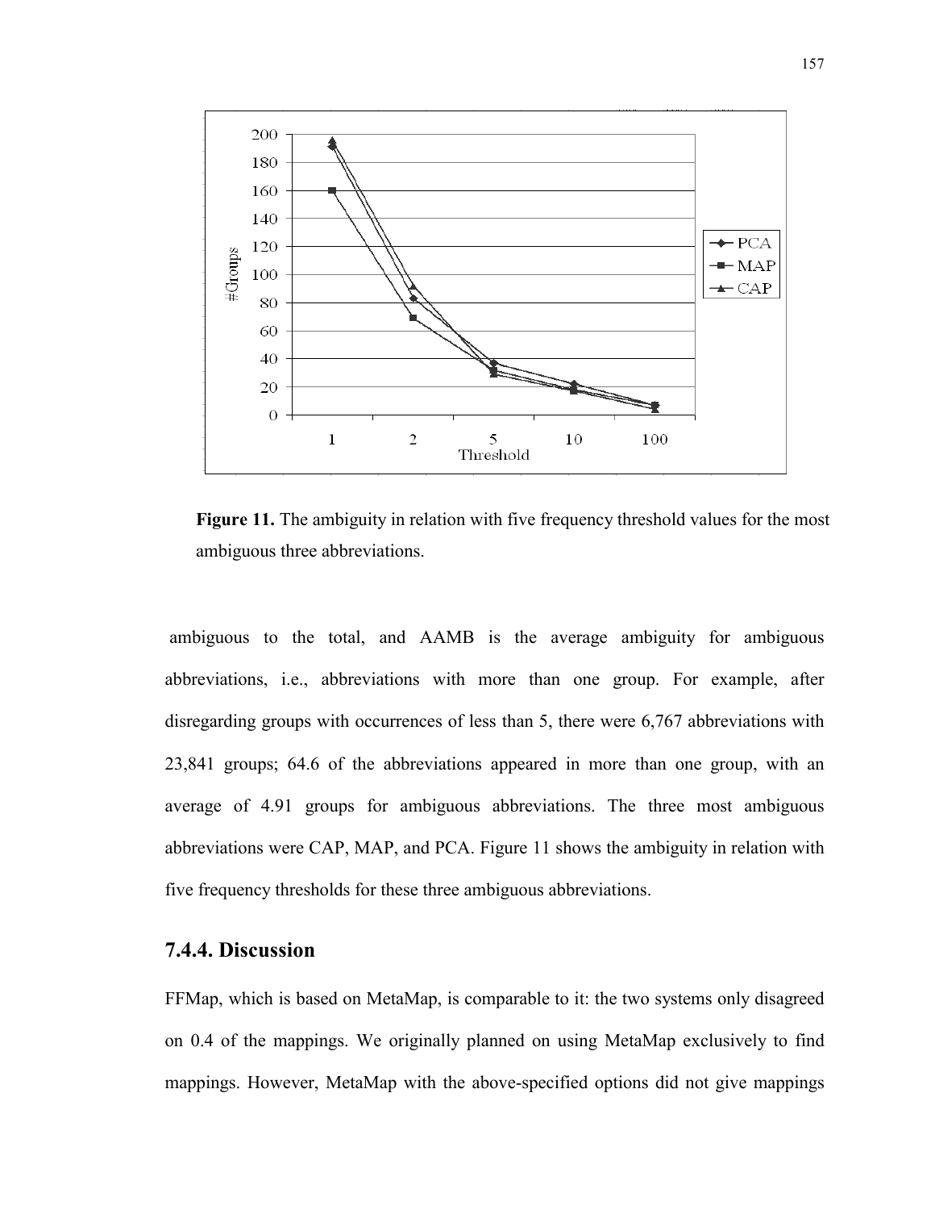**Figure 11.** The ambiguity in relation with five frequency threshold values for the most ambiguous three abbreviations.

ambiguous to the total, and AAMB is the average ambiguity for ambiguous abbreviations, i.e., abbreviations with more than one group. For example, after disregarding groups with occurrences of less than 5, there were 6,767 abbreviations with 23,841 groups; 64.6 of the abbreviations appeared in more than one group, with an average of 4.91 groups for ambiguous abbreviations. The three most ambiguous abbreviations were CAP, MAP, and PCA. Figure 11 shows the ambiguity in relation with five frequency thresholds for these three ambiguous abbreviations.

### 7.4.4. Discussion

FFMap, which is based on MetaMap, is comparable to it: the two systems only disagreed on 0.4 of the mappings. We originally planned on using MetaMap exclusively to find mappings. However, MetaMap with the above-specified options did not give mappings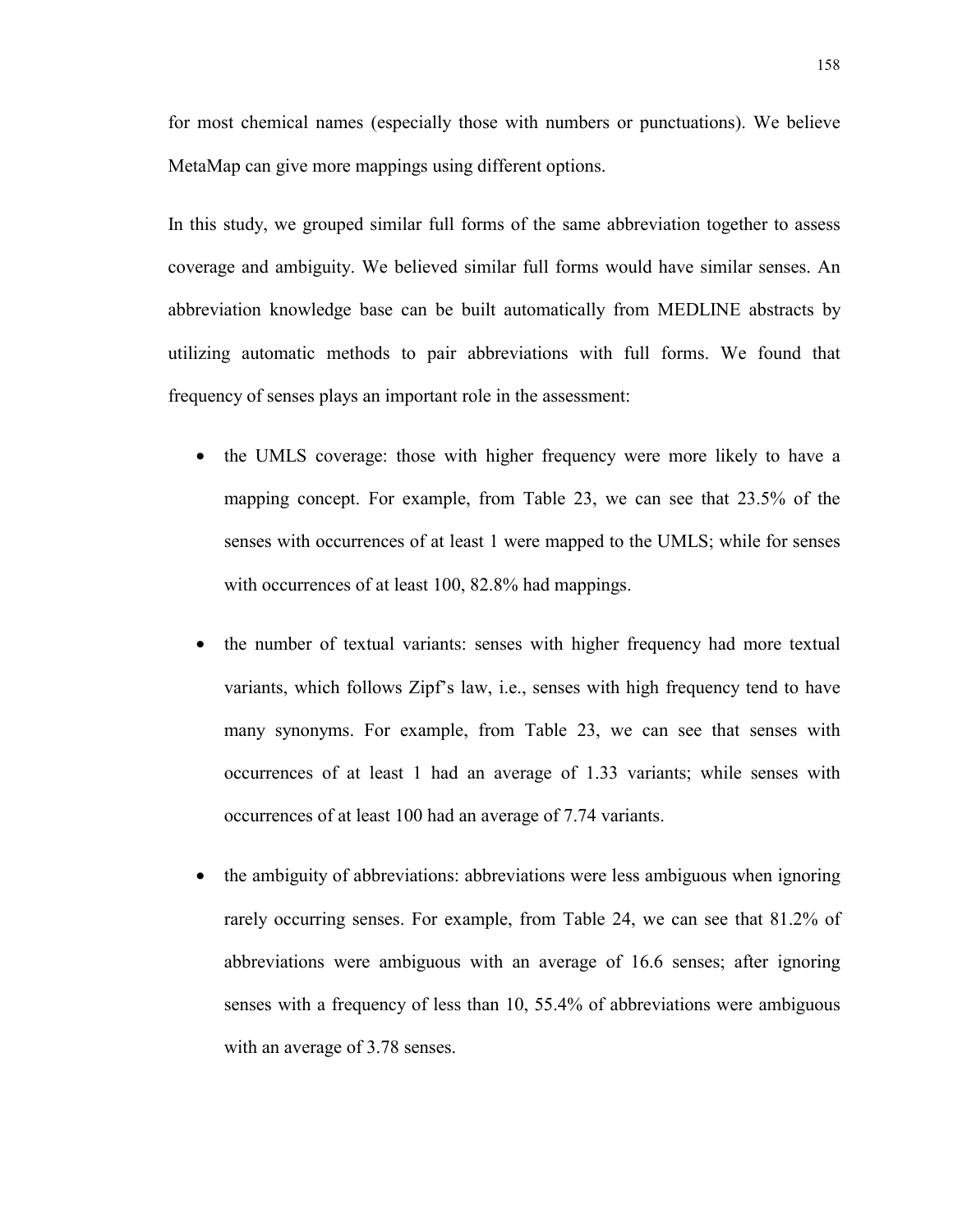for most chemical names (especially those with numbers or punctuations). We believe MetaMap can give more mappings using different options.

In this study, we grouped similar full forms of the same abbreviation together to assess coverage and ambiguity. We believed similar full forms would have similar senses. An abbreviation knowledge base can be built automatically from MEDLINE abstracts by utilizing automatic methods to pair abbreviations with full forms. We found that frequency of senses plays an important role in the assessment:

- the UMLS coverage: those with higher frequency were more likely to have a mapping concept. For example, from Table 23, we can see that 23.5% of the senses with occurrences of at least 1 were mapped to the UMLS; while for senses with occurrences of at least 100, 82.8% had mappings.
- the number of textual variants: senses with higher frequency had more textual variants, which follows Zipf's law, i.e., senses with high frequency tend to have many synonyms. For example, from Table 23, we can see that senses with occurrences of at least 1 had an average of 1.33 variants; while senses with occurrences of at least 100 had an average of 7.74 variants.
- the ambiguity of abbreviations: abbreviations were less ambiguous when ignoring rarely occurring senses. For example, from Table 24, we can see that 81.2% of abbreviations were ambiguous with an average of 16.6 senses; after ignoring senses with a frequency of less than 10, 55.4% of abbreviations were ambiguous with an average of 3.78 senses.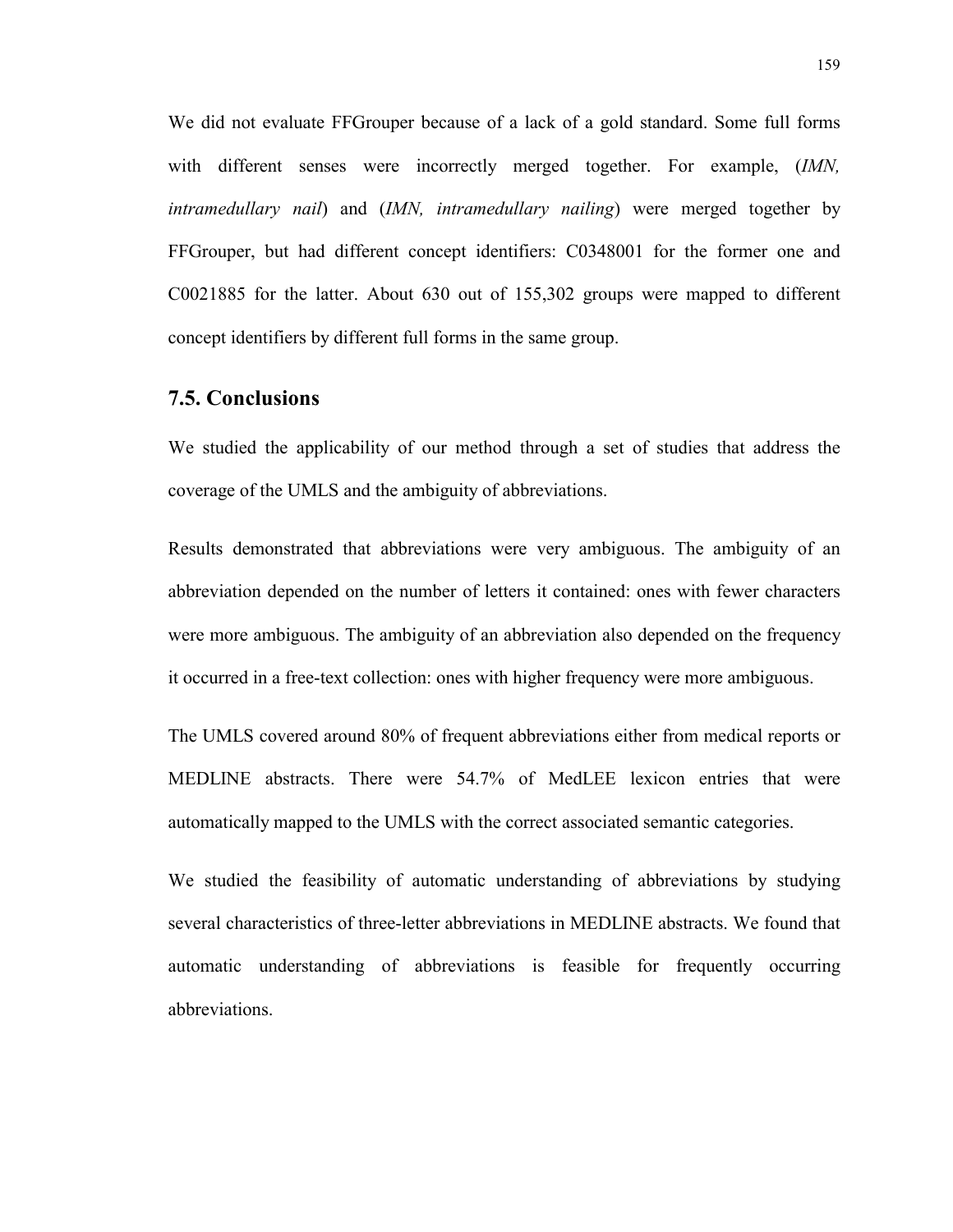We did not evaluate FFGrouper because of a lack of a gold standard. Some full forms with different senses were incorrectly merged together. For example, (*IMN, intramedullary nail*) and (*IMN, intramedullary nailing*) were merged together by FFGrouper, but had different concept identifiers: C0348001 for the former one and C0021885 for the latter. About 630 out of 155,302 groups were mapped to different concept identifiers by different full forms in the same group.

## 7.5. Conclusions

We studied the applicability of our method through a set of studies that address the coverage of the UMLS and the ambiguity of abbreviations.

Results demonstrated that abbreviations were very ambiguous. The ambiguity of an abbreviation depended on the number of letters it contained: ones with fewer characters were more ambiguous. The ambiguity of an abbreviation also depended on the frequency it occurred in a free-text collection: ones with higher frequency were more ambiguous.

The UMLS covered around 80% of frequent abbreviations either from medical reports or MEDLINE abstracts. There were 54.7% of MedLEE lexicon entries that were automatically mapped to the UMLS with the correct associated semantic categories.

We studied the feasibility of automatic understanding of abbreviations by studying several characteristics of three-letter abbreviations in MEDLINE abstracts. We found that automatic understanding of abbreviations is feasible for frequently occurring abbreviations.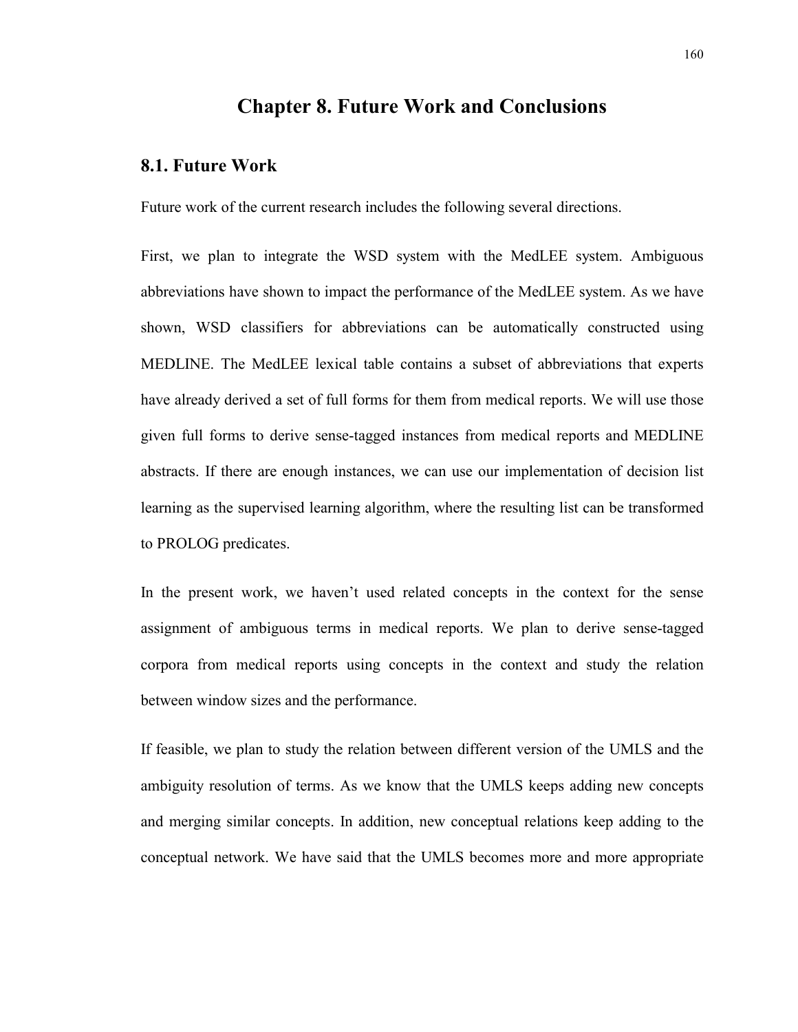# Chapter 8. Future Work and Conclusions

## 8.1. Future Work

Future work of the current research includes the following several directions.

First, we plan to integrate the WSD system with the MedLEE system. Ambiguous abbreviations have shown to impact the performance of the MedLEE system. As we have shown, WSD classifiers for abbreviations can be automatically constructed using MEDLINE. The MedLEE lexical table contains a subset of abbreviations that experts have already derived a set of full forms for them from medical reports. We will use those given full forms to derive sense-tagged instances from medical reports and MEDLINE abstracts. If there are enough instances, we can use our implementation of decision list learning as the supervised learning algorithm, where the resulting list can be transformed to PROLOG predicates.

In the present work, we haven't used related concepts in the context for the sense assignment of ambiguous terms in medical reports. We plan to derive sense-tagged corpora from medical reports using concepts in the context and study the relation between window sizes and the performance.

If feasible, we plan to study the relation between different version of the UMLS and the ambiguity resolution of terms. As we know that the UMLS keeps adding new concepts and merging similar concepts. In addition, new conceptual relations keep adding to the conceptual network. We have said that the UMLS becomes more and more appropriate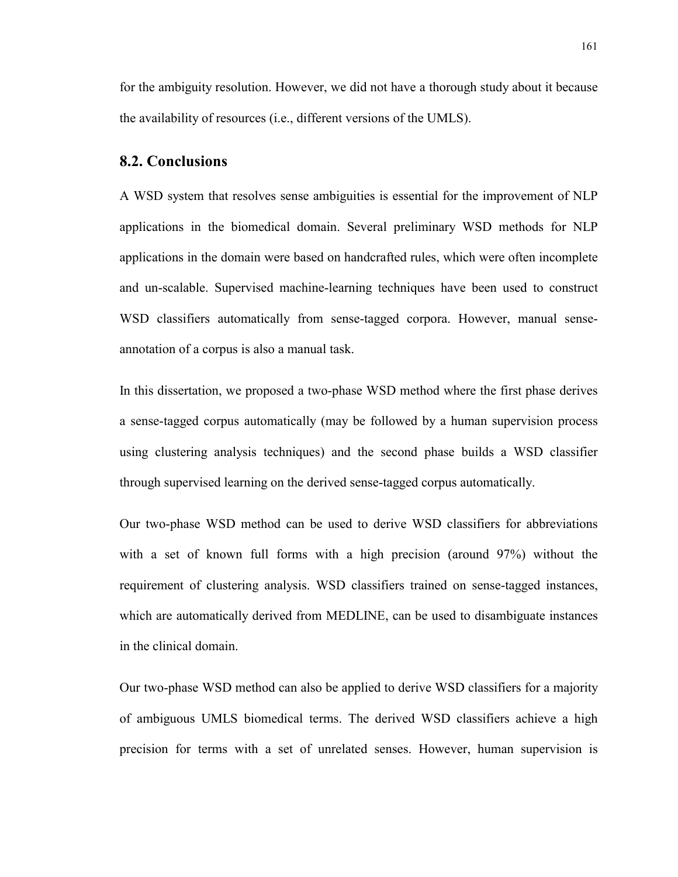for the ambiguity resolution. However, we did not have a thorough study about it because the availability of resources (i.e., different versions of the UMLS).

## 8.2. Conclusions

A WSD system that resolves sense ambiguities is essential for the improvement of NLP applications in the biomedical domain. Several preliminary WSD methods for NLP applications in the domain were based on handcrafted rules, which were often incomplete and un-scalable. Supervised machine-learning techniques have been used to construct WSD classifiers automatically from sense-tagged corpora. However, manual sense-annotation of a corpus is also a manual task.

In this dissertation, we proposed a two-phase WSD method where the first phase derives a sense-tagged corpus automatically (may be followed by a human supervision process using clustering analysis techniques) and the second phase builds a WSD classifier through supervised learning on the derived sense-tagged corpus automatically.

Our two-phase WSD method can be used to derive WSD classifiers for abbreviations with a set of known full forms with a high precision (around 97%) without the requirement of clustering analysis. WSD classifiers trained on sense-tagged instances, which are automatically derived from MEDLINE, can be used to disambiguate instances in the clinical domain.

Our two-phase WSD method can also be applied to derive WSD classifiers for a majority of ambiguous UMLS biomedical terms. The derived WSD classifiers achieve a high precision for terms with a set of unrelated senses. However, human supervision is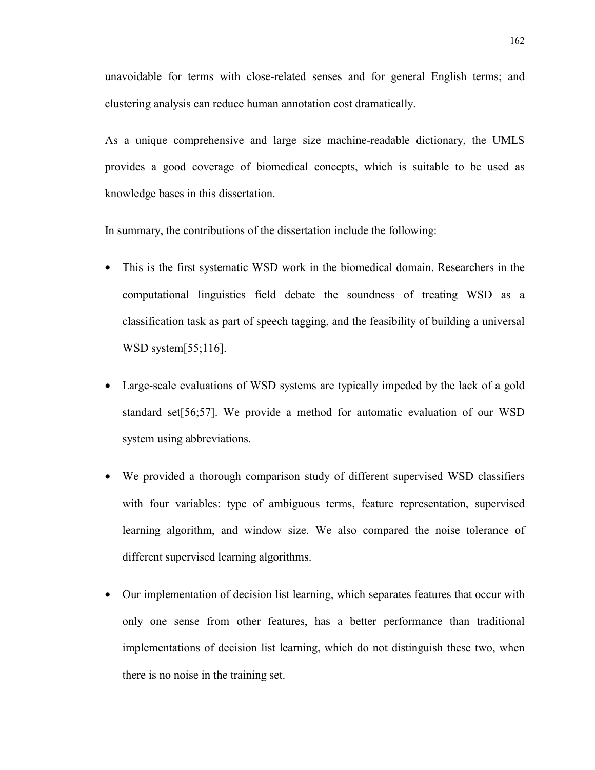unavoidable for terms with close-related senses and for general English terms; and clustering analysis can reduce human annotation cost dramatically.

As a unique comprehensive and large size machine-readable dictionary, the UMLS provides a good coverage of biomedical concepts, which is suitable to be used as knowledge bases in this dissertation.

In summary, the contributions of the dissertation include the following:

- This is the first systematic WSD work in the biomedical domain. Researchers in the computational linguistics field debate the soundness of treating WSD as a classification task as part of speech tagging, and the feasibility of building a universal WSD system[55;116].
- Large-scale evaluations of WSD systems are typically impeded by the lack of a gold standard set[56;57]. We provide a method for automatic evaluation of our WSD system using abbreviations.
- We provided a thorough comparison study of different supervised WSD classifiers with four variables: type of ambiguous terms, feature representation, supervised learning algorithm, and window size. We also compared the noise tolerance of different supervised learning algorithms.
- Our implementation of decision list learning, which separates features that occur with only one sense from other features, has a better performance than traditional implementations of decision list learning, which do not distinguish these two, when there is no noise in the training set.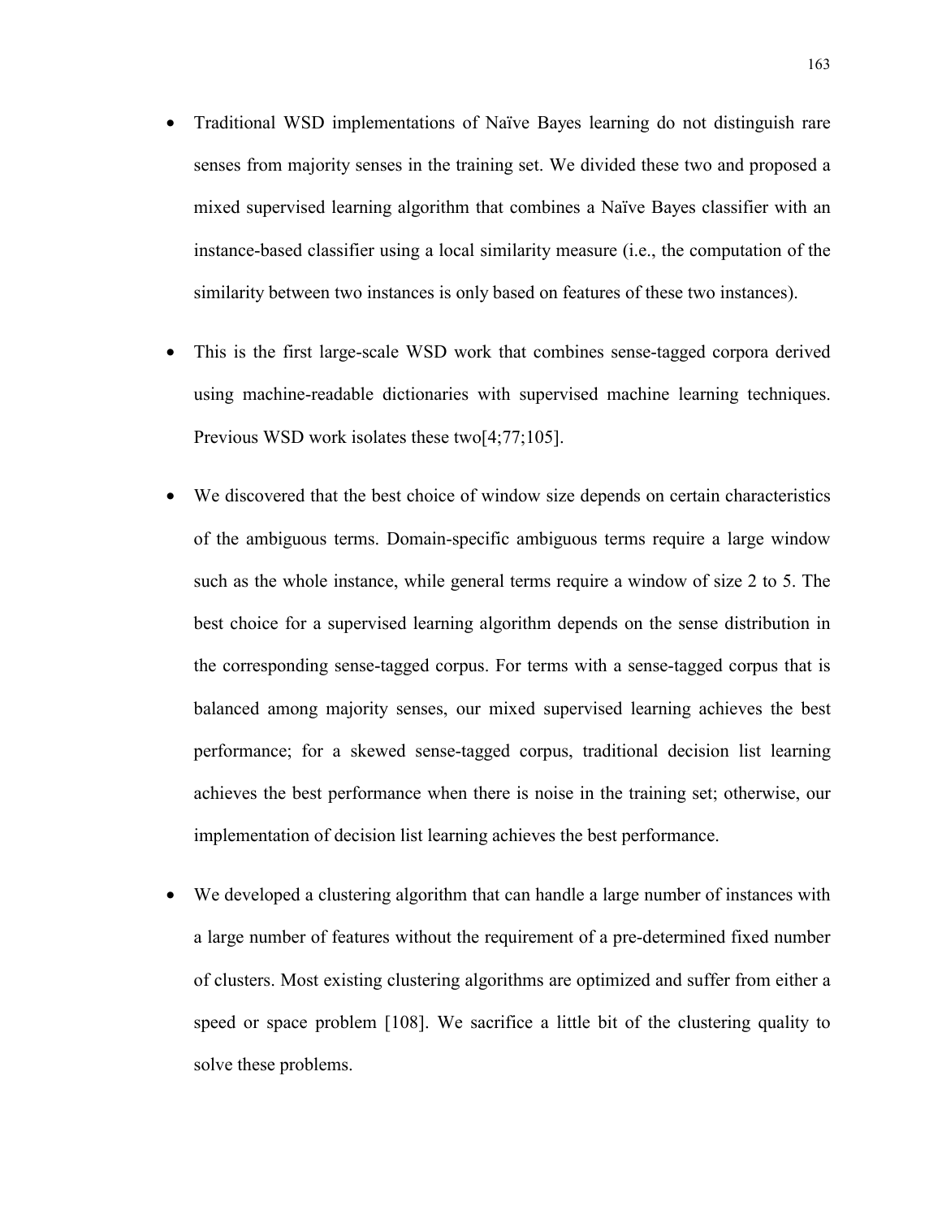- Traditional WSD implementations of Naïve Bayes learning do not distinguish rare senses from majority senses in the training set. We divided these two and proposed a mixed supervised learning algorithm that combines a Naïve Bayes classifier with an instance-based classifier using a local similarity measure (i.e., the computation of the similarity between two instances is only based on features of these two instances).

- This is the first large-scale WSD work that combines sense-tagged corpora derived using machine-readable dictionaries with supervised machine learning techniques. Previous WSD work isolates these two[4;77;105].

- We discovered that the best choice of window size depends on certain characteristics of the ambiguous terms. Domain-specific ambiguous terms require a large window such as the whole instance, while general terms require a window of size 2 to 5. The best choice for a supervised learning algorithm depends on the sense distribution in the corresponding sense-tagged corpus. For terms with a sense-tagged corpus that is balanced among majority senses, our mixed supervised learning achieves the best performance; for a skewed sense-tagged corpus, traditional decision list learning achieves the best performance when there is noise in the training set; otherwise, our implementation of decision list learning achieves the best performance.

- We developed a clustering algorithm that can handle a large number of instances with a large number of features without the requirement of a pre-determined fixed number of clusters. Most existing clustering algorithms are optimized and suffer from either a speed or space problem [108]. We sacrifice a little bit of the clustering quality to solve these problems.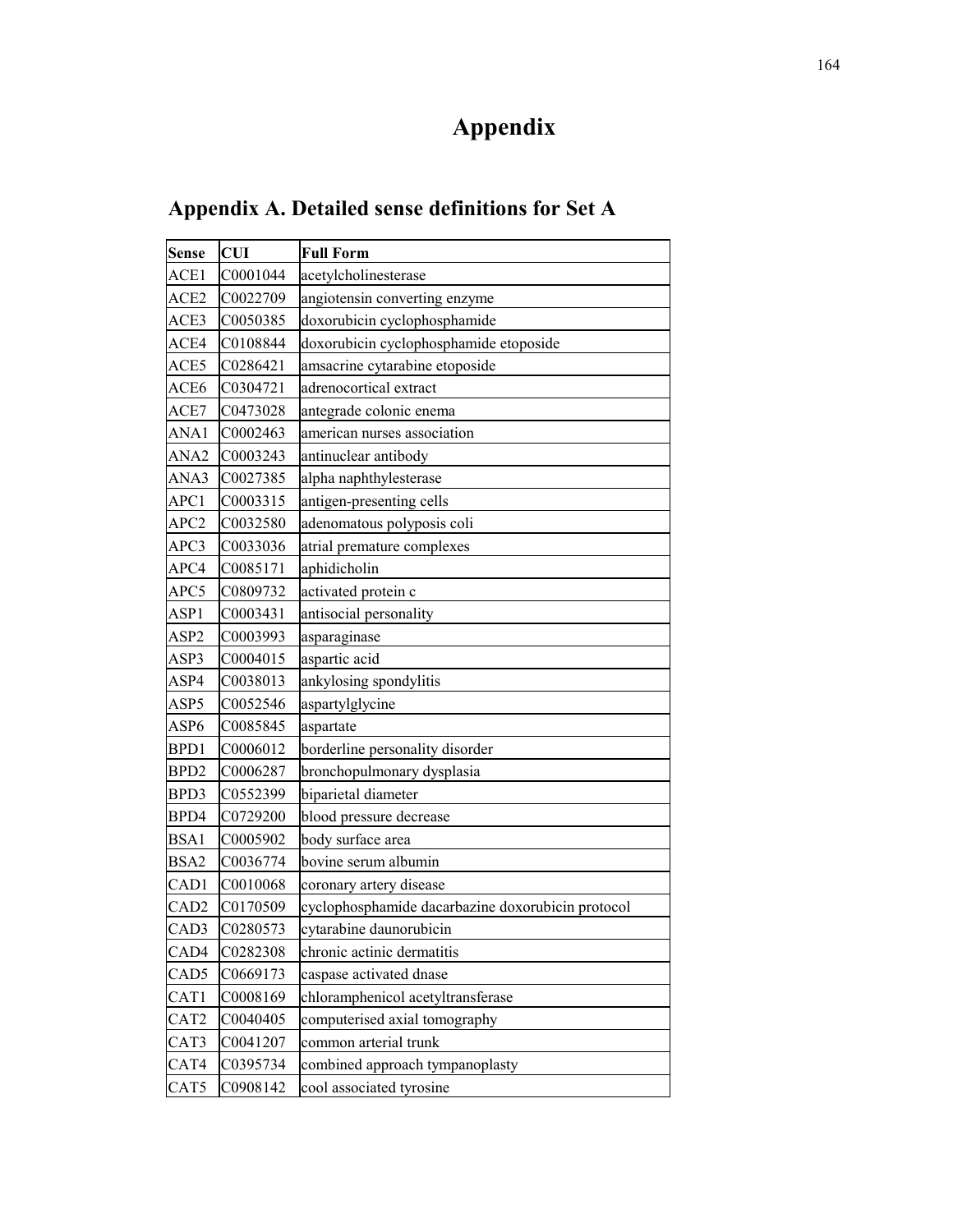# Appendix

## Appendix A. Detailed sense definitions for Set A

| Sense | CUI | Full Form |
|---|---|---|
| ACE1 | C0001044 | acetylcholinesterase |
| ACE2 | C0022709 | angiotensin converting enzyme |
| ACE3 | C0050385 | doxorubicin cyclophosphamide |
| ACE4 | C0108844 | doxorubicin cyclophosphamide etoposide |
| ACE5 | C0286421 | amsacrine cytarabine etoposide |
| ACE6 | C0304721 | adrenocortical extract |
| ACE7 | C0473028 | antegrade colonic enema |
| ANA1 | C0002463 | american nurses association |
| ANA2 | C0003243 | antinuclear antibody |
| ANA3 | C0027385 | alpha naphthylesterase |
| APC1 | C0003315 | antigen-presenting cells |
| APC2 | C0032580 | adenomatous polyposis coli |
| APC3 | C0033036 | atrial premature complexes |
| APC4 | C0085171 | aphidicholin |
| APC5 | C0809732 | activated protein c |
| ASP1 | C0003431 | antisocial personality |
| ASP2 | C0003993 | asparaginase |
| ASP3 | C0004015 | aspartic acid |
| ASP4 | C0038013 | ankylosing spondylitis |
| ASP5 | C0052546 | aspartylglycine |
| ASP6 | C0085845 | aspartate |
| BPD1 | C0006012 | borderline personality disorder |
| BPD2 | C0006287 | bronchopulmonary dysplasia |
| BPD3 | C0552399 | biparietal diameter |
| BPD4 | C0729200 | blood pressure decrease |
| BSA1 | C0005902 | body surface area |
| BSA2 | C0036774 | bovine serum albumin |
| CAD1 | C0010068 | coronary artery disease |
| CAD2 | C0170509 | cyclophosphamide dacarbazine doxorubicin protocol |
| CAD3 | C0280573 | cytarabine daunorubicin |
| CAD4 | C0282308 | chronic actinic dermatitis |
| CAD5 | C0669173 | caspase activated dnase |
| CAT1 | C0008169 | chloramphenicol acetyltransferase |
| CAT2 | C0040405 | computerised axial tomography |
| CAT3 | C0041207 | common arterial trunk |
| CAT4 | C0395734 | combined approach tympanoplasty |
| CAT5 | C0908142 | cool associated tyrosine |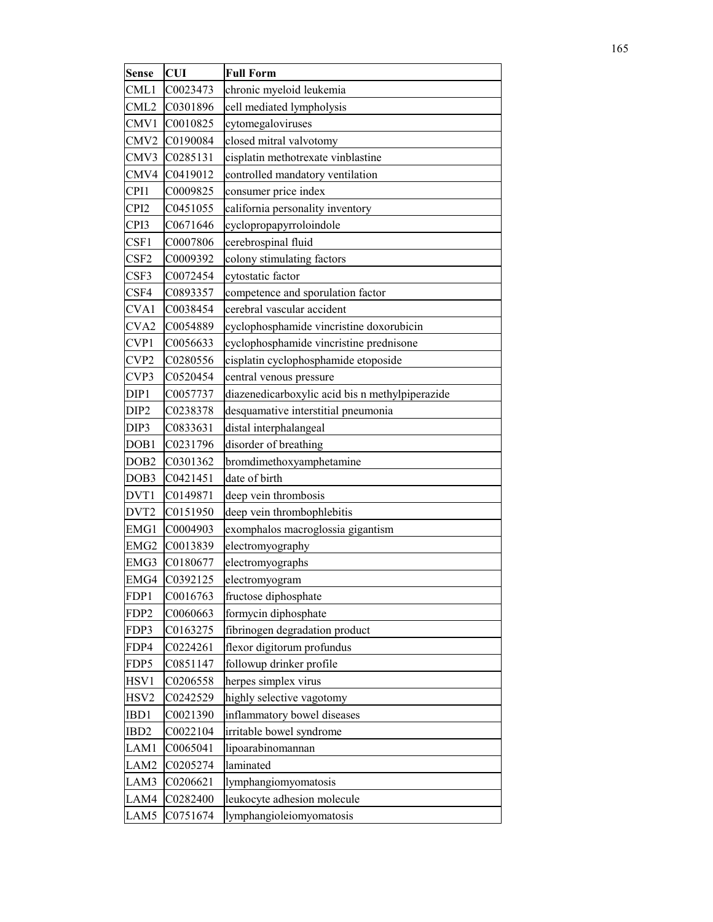| Sense | CUI | Full Form |
|---|---|---|
| CML1 | C0023473 | chronic myeloid leukemia |
| CML2 | C0301896 | cell mediated lympholysis |
| CMV1 | C0010825 | cytomegaloviruses |
| CMV2 | C0190084 | closed mitral valvotomy |
| CMV3 | C0285131 | cisplatin methotrexate vinblastine |
| CMV4 | C0419012 | controlled mandatory ventilation |
| CPI1 | C0009825 | consumer price index |
| CPI2 | C0451055 | california personality inventory |
| CPI3 | C0671646 | cyclopropapyrroloindole |
| CSF1 | C0007806 | cerebrospinal fluid |
| CSF2 | C0009392 | colony stimulating factors |
| CSF3 | C0072454 | cytostatic factor |
| CSF4 | C0893357 | competence and sporulation factor |
| CVA1 | C0038454 | cerebral vascular accident |
| CVA2 | C0054889 | cyclophosphamide vincristine doxorubicin |
| CVP1 | C0056633 | cyclophosphamide vincristine prednisone |
| CVP2 | C0280556 | cisplatin cyclophosphamide etoposide |
| CVP3 | C0520454 | central venous pressure |
| DIP1 | C0057737 | diazenedicarboxylic acid bis n methylpiperazide |
| DIP2 | C0238378 | desquamative interstitial pneumonia |
| DIP3 | C0833631 | distal interphalangeal |
| DOB1 | C0231796 | disorder of breathing |
| DOB2 | C0301362 | bromdimethoxyamphetamine |
| DOB3 | C0421451 | date of birth |
| DVT1 | C0149871 | deep vein thrombosis |
| DVT2 | C0151950 | deep vein thrombophlebitis |
| EMG1 | C0004903 | exomphalos macroglossia gigantism |
| EMG2 | C0013839 | electromyography |
| EMG3 | C0180677 | electromyographs |
| EMG4 | C0392125 | electromyogram |
| FDP1 | C0016763 | fructose diphosphate |
| FDP2 | C0060663 | formycin diphosphate |
| FDP3 | C0163275 | fibrinogen degradation product |
| FDP4 | C0224261 | flexor digitorum profundus |
| FDP5 | C0851147 | followup drinker profile |
| HSV1 | C0206558 | herpes simplex virus |
| HSV2 | C0242529 | highly selective vagotomy |
| IBD1 | C0021390 | inflammatory bowel diseases |
| IBD2 | C0022104 | irritable bowel syndrome |
| LAM1 | C0065041 | lipoarabinomannan |
| LAM2 | C0205274 | laminated |
| LAM3 | C0206621 | lymphangiomyomatosis |
| LAM4 | C0282400 | leukocyte adhesion molecule |
| LAM5 | C0751674 | lymphangioleiomyomatosis |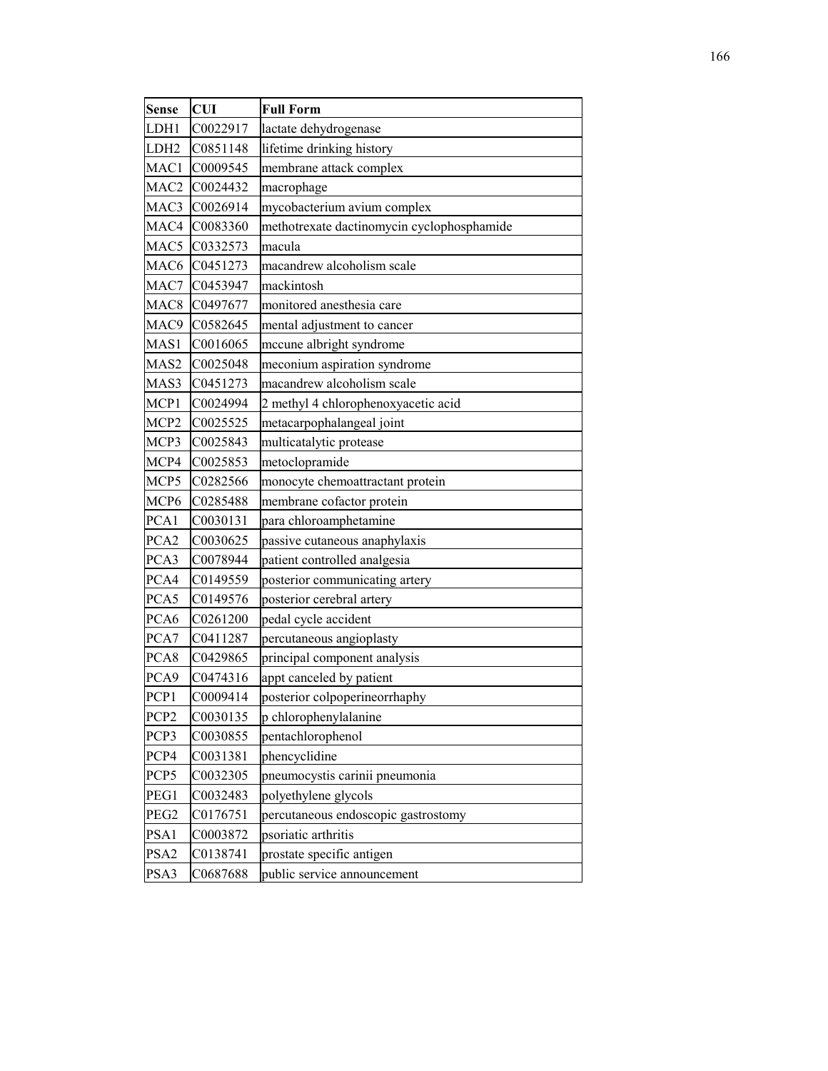| Sense | CUI | Full Form |
|---|---|---|
| LDH1 | C0022917 | lactate dehydrogenase |
| LDH2 | C0851148 | lifetime drinking history |
| MAC1 | C0009545 | membrane attack complex |
| MAC2 | C0024432 | macrophage |
| MAC3 | C0026914 | mycobacterium avium complex |
| MAC4 | C0083360 | methotrexate dactinomycin cyclophosphamide |
| MAC5 | C0332573 | macula |
| MAC6 | C0451273 | macandrew alcoholism scale |
| MAC7 | C0453947 | mackintosh |
| MAC8 | C0497677 | monitored anesthesia care |
| MAC9 | C0582645 | mental adjustment to cancer |
| MAS1 | C0016065 | mccune albright syndrome |
| MAS2 | C0025048 | meconium aspiration syndrome |
| MAS3 | C0451273 | macandrew alcoholism scale |
| MCP1 | C0024994 | 2 methyl 4 chlorophenoxyacetic acid |
| MCP2 | C0025525 | metacarpophalangeal joint |
| MCP3 | C0025843 | multicatalytic protease |
| MCP4 | C0025853 | metoclopramide |
| MCP5 | C0282566 | monocyte chemoattractant protein |
| MCP6 | C0285488 | membrane cofactor protein |
| PCA1 | C0030131 | para chloroamphetamine |
| PCA2 | C0030625 | passive cutaneous anaphylaxis |
| PCA3 | C0078944 | patient controlled analgesia |
| PCA4 | C0149559 | posterior communicating artery |
| PCA5 | C0149576 | posterior cerebral artery |
| PCA6 | C0261200 | pedal cycle accident |
| PCA7 | C0411287 | percutaneous angioplasty |
| PCA8 | C0429865 | principal component analysis |
| PCA9 | C0474316 | appt canceled by patient |
| PCP1 | C0009414 | posterior colpoperineorrhaphy |
| PCP2 | C0030135 | p chlorophenylalanine |
| PCP3 | C0030855 | pentachlorophenol |
| PCP4 | C0031381 | phencyclidine |
| PCP5 | C0032305 | pneumocystis carinii pneumonia |
| PEG1 | C0032483 | polyethylene glycols |
| PEG2 | C0176751 | percutaneous endoscopic gastrostomy |
| PSA1 | C0003872 | psoriatic arthritis |
| PSA2 | C0138741 | prostate specific antigen |
| PSA3 | C0687688 | public service announcement |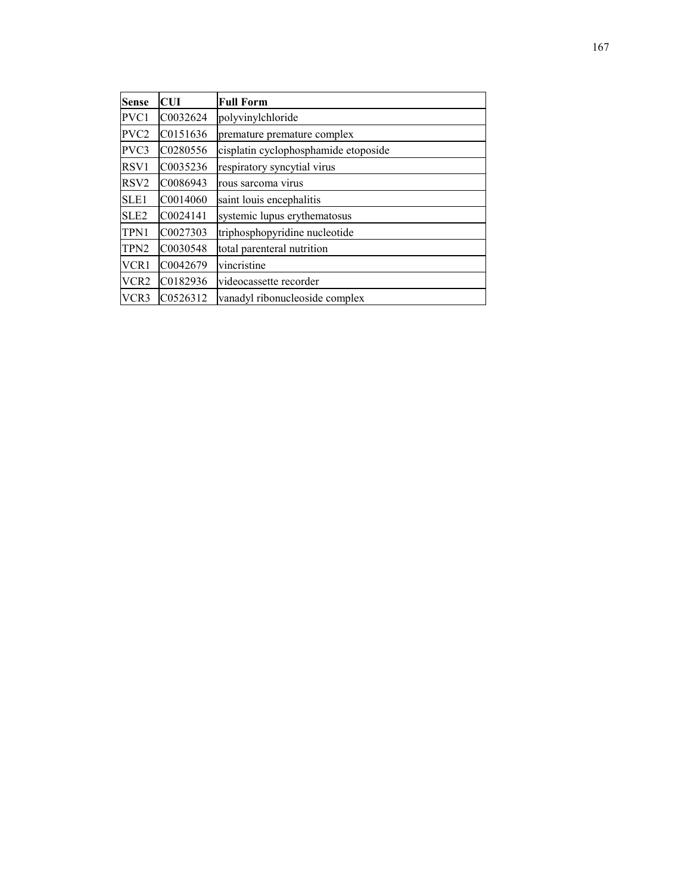| Sense | CUI | Full Form |
|---|---|---|
| PVC1 | C0032624 | polyvinylchloride |
| PVC2 | C0151636 | premature premature complex |
| PVC3 | C0280556 | cisplatin cyclophosphamide etoposide |
| RSV1 | C0035236 | respiratory syncytial virus |
| RSV2 | C0086943 | rous sarcoma virus |
| SLE1 | C0014060 | saint louis encephalitis |
| SLE2 | C0024141 | systemic lupus erythematosus |
| TPN1 | C0027303 | triphosphopyridine nucleotide |
| TPN2 | C0030548 | total parenteral nutrition |
| VCR1 | C0042679 | vincristine |
| VCR2 | C0182936 | videocassette recorder |
| VCR3 | C0526312 | vanadyl ribonucleoside complex |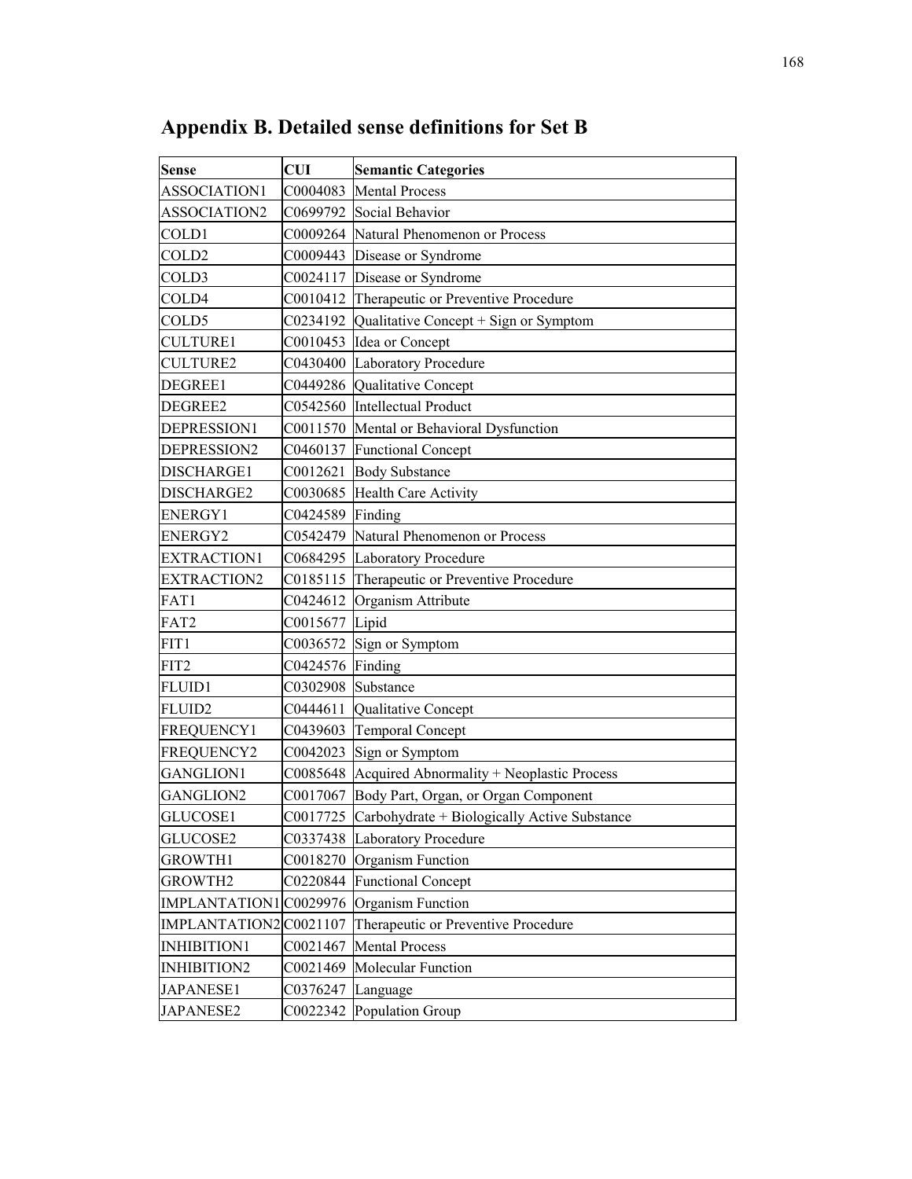# Appendix B. Detailed sense definitions for Set B

| Sense | CUI | Semantic Categories |
|---|---|---|
| ASSOCIATION1 | C0004083 | Mental Process |
| ASSOCIATION2 | C0699792 | Social Behavior |
| COLD1 | C0009264 | Natural Phenomenon or Process |
| COLD2 | C0009443 | Disease or Syndrome |
| COLD3 | C0024117 | Disease or Syndrome |
| COLD4 | C0010412 | Therapeutic or Preventive Procedure |
| COLD5 | C0234192 | Qualitative Concept + Sign or Symptom |
| CULTURE1 | C0010453 | Idea or Concept |
| CULTURE2 | C0430400 | Laboratory Procedure |
| DEGREE1 | C0449286 | Qualitative Concept |
| DEGREE2 | C0542560 | Intellectual Product |
| DEPRESSION1 | C0011570 | Mental or Behavioral Dysfunction |
| DEPRESSION2 | C0460137 | Functional Concept |
| DISCHARGE1 | C0012621 | Body Substance |
| DISCHARGE2 | C0030685 | Health Care Activity |
| ENERGY1 | C0424589 | Finding |
| ENERGY2 | C0542479 | Natural Phenomenon or Process |
| EXTRACTION1 | C0684295 | Laboratory Procedure |
| EXTRACTION2 | C0185115 | Therapeutic or Preventive Procedure |
| FAT1 | C0424612 | Organism Attribute |
| FAT2 | C0015677 | Lipid |
| FIT1 | C0036572 | Sign or Symptom |
| FIT2 | C0424576 | Finding |
| FLUID1 | C0302908 | Substance |
| FLUID2 | C0444611 | Qualitative Concept |
| FREQUENCY1 | C0439603 | Temporal Concept |
| FREQUENCY2 | C0042023 | Sign or Symptom |
| GANGLION1 | C0085648 | Acquired Abnormality + Neoplastic Process |
| GANGLION2 | C0017067 | Body Part, Organ, or Organ Component |
| GLUCOSE1 | C0017725 | Carbohydrate + Biologically Active Substance |
| GLUCOSE2 | C0337438 | Laboratory Procedure |
| GROWTH1 | C0018270 | Organism Function |
| GROWTH2 | C0220844 | Functional Concept |
| IMPLANTATION1 | C0029976 | Organism Function |
| IMPLANTATION2 | C0021107 | Therapeutic or Preventive Procedure |
| INHIBITION1 | C0021467 | Mental Process |
| INHIBITION2 | C0021469 | Molecular Function |
| JAPANESE1 | C0376247 | Language |
| JAPANESE2 | C0022342 | Population Group |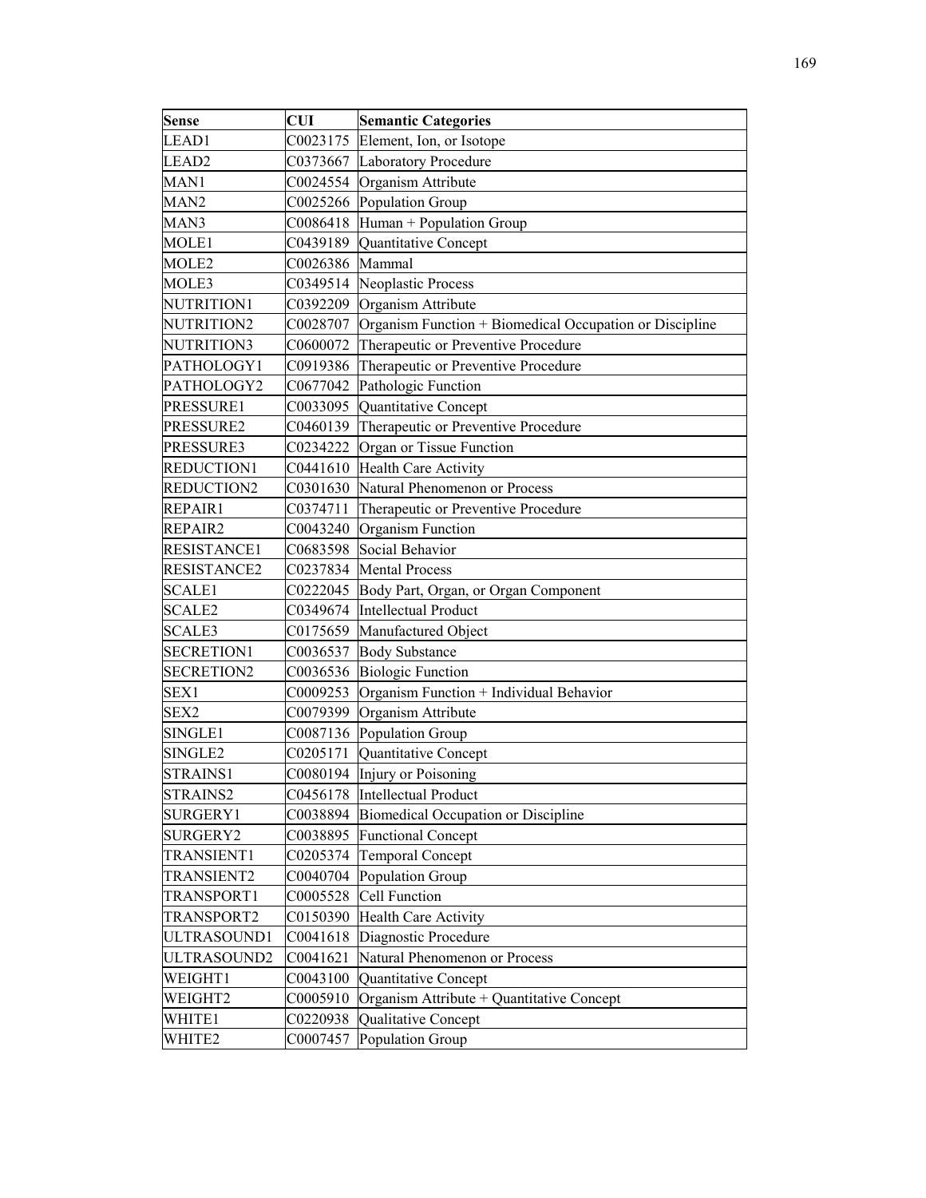| Sense | CUI | Semantic Categories |
|---|---|---|
| LEAD1 | C0023175 | Element, Ion, or Isotope |
| LEAD2 | C0373667 | Laboratory Procedure |
| MAN1 | C0024554 | Organism Attribute |
| MAN2 | C0025266 | Population Group |
| MAN3 | C0086418 | Human + Population Group |
| MOLE1 | C0439189 | Quantitative Concept |
| MOLE2 | C0026386 | Mammal |
| MOLE3 | C0349514 | Neoplastic Process |
| NUTRITION1 | C0392209 | Organism Attribute |
| NUTRITION2 | C0028707 | Organism Function + Biomedical Occupation or Discipline |
| NUTRITION3 | C0600072 | Therapeutic or Preventive Procedure |
| PATHOLOGY1 | C0919386 | Therapeutic or Preventive Procedure |
| PATHOLOGY2 | C0677042 | Pathologic Function |
| PRESSURE1 | C0033095 | Quantitative Concept |
| PRESSURE2 | C0460139 | Therapeutic or Preventive Procedure |
| PRESSURE3 | C0234222 | Organ or Tissue Function |
| REDUCTION1 | C0441610 | Health Care Activity |
| REDUCTION2 | C0301630 | Natural Phenomenon or Process |
| REPAIR1 | C0374711 | Therapeutic or Preventive Procedure |
| REPAIR2 | C0043240 | Organism Function |
| RESISTANCE1 | C0683598 | Social Behavior |
| RESISTANCE2 | C0237834 | Mental Process |
| SCALE1 | C0222045 | Body Part, Organ, or Organ Component |
| SCALE2 | C0349674 | Intellectual Product |
| SCALE3 | C0175659 | Manufactured Object |
| SECRETION1 | C0036537 | Body Substance |
| SECRETION2 | C0036536 | Biologic Function |
| SEX1 | C0009253 | Organism Function + Individual Behavior |
| SEX2 | C0079399 | Organism Attribute |
| SINGLE1 | C0087136 | Population Group |
| SINGLE2 | C0205171 | Quantitative Concept |
| STRAINS1 | C0080194 | Injury or Poisoning |
| STRAINS2 | C0456178 | Intellectual Product |
| SURGERY1 | C0038894 | Biomedical Occupation or Discipline |
| SURGERY2 | C0038895 | Functional Concept |
| TRANSIENT1 | C0205374 | Temporal Concept |
| TRANSIENT2 | C0040704 | Population Group |
| TRANSPORT1 | C0005528 | Cell Function |
| TRANSPORT2 | C0150390 | Health Care Activity |
| ULTRASOUND1 | C0041618 | Diagnostic Procedure |
| ULTRASOUND2 | C0041621 | Natural Phenomenon or Process |
| WEIGHT1 | C0043100 | Quantitative Concept |
| WEIGHT2 | C0005910 | Organism Attribute + Quantitative Concept |
| WHITE1 | C0220938 | Qualitative Concept |
| WHITE2 | C0007457 | Population Group |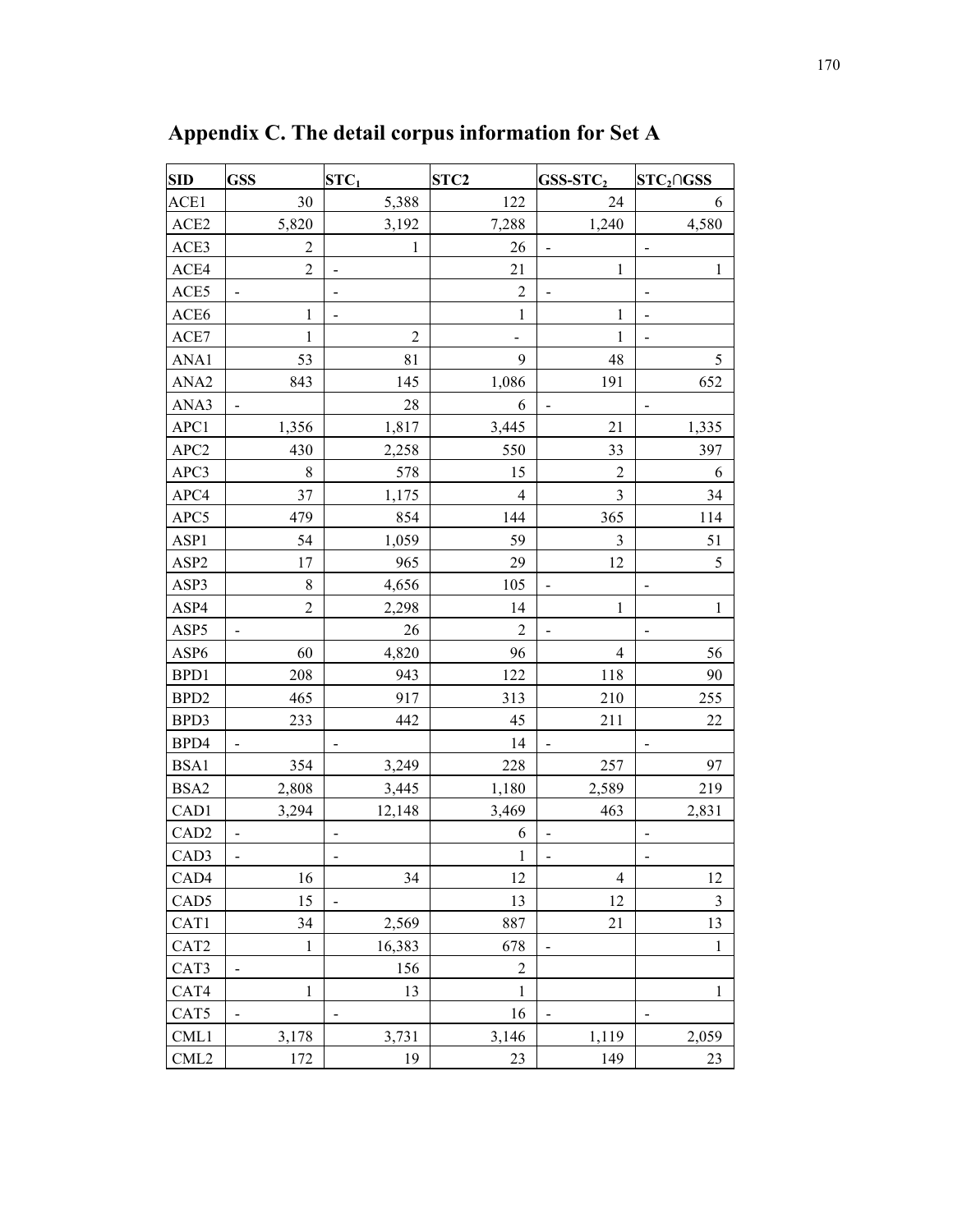# Appendix C. The detail corpus information for Set A

| SID | GSS | $STC_1$ | STC2 | $GSS\text{-}STC_2$ | $STC_2 \cap GSS$ |
|---|---|---|---|---|---|
| ACE1 | 30 | 5,388 | 122 | 24 | 6 |
| ACE2 | 5,820 | 3,192 | 7,288 | 1,240 | 4,580 |
| ACE3 | 2 | 1 | 26 | - | - |
| ACE4 | 2 | - | 21 | 1 | 1 |
| ACE5 | - | - | 2 | - | - |
| ACE6 | 1 | - | 1 | 1 | - |
| ACE7 | 1 | 2 | - | 1 | - |
| ANA1 | 53 | 81 | 9 | 48 | 5 |
| ANA2 | 843 | 145 | 1,086 | 191 | 652 |
| ANA3 | - | 28 | 6 | - | - |
| APC1 | 1,356 | 1,817 | 3,445 | 21 | 1,335 |
| APC2 | 430 | 2,258 | 550 | 33 | 397 |
| APC3 | 8 | 578 | 15 | 2 | 6 |
| APC4 | 37 | 1,175 | 4 | 3 | 34 |
| APC5 | 479 | 854 | 144 | 365 | 114 |
| ASP1 | 54 | 1,059 | 59 | 3 | 51 |
| ASP2 | 17 | 965 | 29 | 12 | 5 |
| ASP3 | 8 | 4,656 | 105 | - | - |
| ASP4 | 2 | 2,298 | 14 | 1 | 1 |
| ASP5 | - | 26 | 2 | - | - |
| ASP6 | 60 | 4,820 | 96 | 4 | 56 |
| BPD1 | 208 | 943 | 122 | 118 | 90 |
| BPD2 | 465 | 917 | 313 | 210 | 255 |
| BPD3 | 233 | 442 | 45 | 211 | 22 |
| BPD4 | - | - | 14 | - | - |
| BSA1 | 354 | 3,249 | 228 | 257 | 97 |
| BSA2 | 2,808 | 3,445 | 1,180 | 2,589 | 219 |
| CAD1 | 3,294 | 12,148 | 3,469 | 463 | 2,831 |
| CAD2 | - | - | 6 | - | - |
| CAD3 | - | - | 1 | - | - |
| CAD4 | 16 | 34 | 12 | 4 | 12 |
| CAD5 | 15 | - | 13 | 12 | 3 |
| CAT1 | 34 | 2,569 | 887 | 21 | 13 |
| CAT2 | 1 | 16,383 | 678 | - | 1 |
| CAT3 | - | 156 | 2 | | |
| CAT4 | 1 | 13 | 1 | | 1 |
| CAT5 | - | - | 16 | - | - |
| CML1 | 3,178 | 3,731 | 3,146 | 1,119 | 2,059 |
| CML2 | 172 | 19 | 23 | 149 | 23 |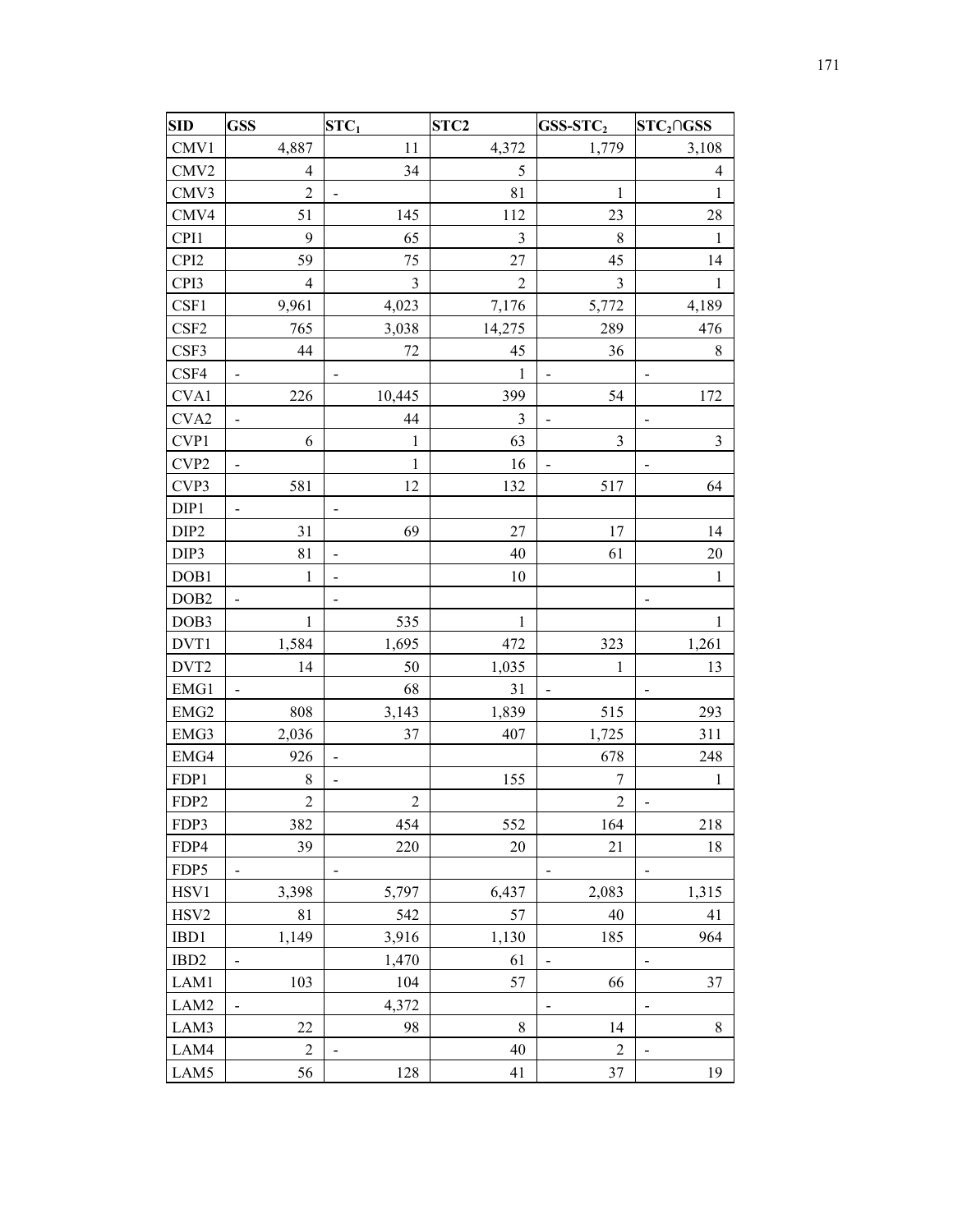| SID | GSS | $STC_1$ | STC2 | $GSS-STC_2$ | $STC_2 \cap GSS$ |
|---|---|---|---|---|---|
| CMV1 | 4,887 | 11 | 4,372 | 1,779 | 3,108 |
| CMV2 | 4 | 34 | 5 | | 4 |
| CMV3 | 2 | - | 81 | 1 | 1 |
| CMV4 | 51 | 145 | 112 | 23 | 28 |
| CPI1 | 9 | 65 | 3 | 8 | 1 |
| CPI2 | 59 | 75 | 27 | 45 | 14 |
| CPI3 | 4 | 3 | 2 | 3 | 1 |
| CSF1 | 9,961 | 4,023 | 7,176 | 5,772 | 4,189 |
| CSF2 | 765 | 3,038 | 14,275 | 289 | 476 |
| CSF3 | 44 | 72 | 45 | 36 | 8 |
| CSF4 | - | - | 1 | - | - |
| CVA1 | 226 | 10,445 | 399 | 54 | 172 |
| CVA2 | - | 44 | 3 | - | - |
| CVP1 | 6 | 1 | 63 | 3 | 3 |
| CVP2 | - | 1 | 16 | - | - |
| CVP3 | 581 | 12 | 132 | 517 | 64 |
| DIP1 | - | - | | | |
| DIP2 | 31 | 69 | 27 | 17 | 14 |
| DIP3 | 81 | - | 40 | 61 | 20 |
| DOB1 | 1 | - | 10 | | 1 |
| DOB2 | - | - | | | - |
| DOB3 | 1 | 535 | 1 | | 1 |
| DVT1 | 1,584 | 1,695 | 472 | 323 | 1,261 |
| DVT2 | 14 | 50 | 1,035 | 1 | 13 |
| EMG1 | - | 68 | 31 | - | - |
| EMG2 | 808 | 3,143 | 1,839 | 515 | 293 |
| EMG3 | 2,036 | 37 | 407 | 1,725 | 311 |
| EMG4 | 926 | - | | 678 | 248 |
| FDP1 | 8 | - | 155 | 7 | 1 |
| FDP2 | 2 | 2 | | 2 | - |
| FDP3 | 382 | 454 | 552 | 164 | 218 |
| FDP4 | 39 | 220 | 20 | 21 | 18 |
| FDP5 | - | - | | - | - |
| HSV1 | 3,398 | 5,797 | 6,437 | 2,083 | 1,315 |
| HSV2 | 81 | 542 | 57 | 40 | 41 |
| IBD1 | 1,149 | 3,916 | 1,130 | 185 | 964 |
| IBD2 | - | 1,470 | 61 | - | - |
| LAM1 | 103 | 104 | 57 | 66 | 37 |
| LAM2 | - | 4,372 | | - | - |
| LAM3 | 22 | 98 | 8 | 14 | 8 |
| LAM4 | 2 | - | 40 | 2 | - |
| LAM5 | 56 | 128 | 41 | 37 | 19 |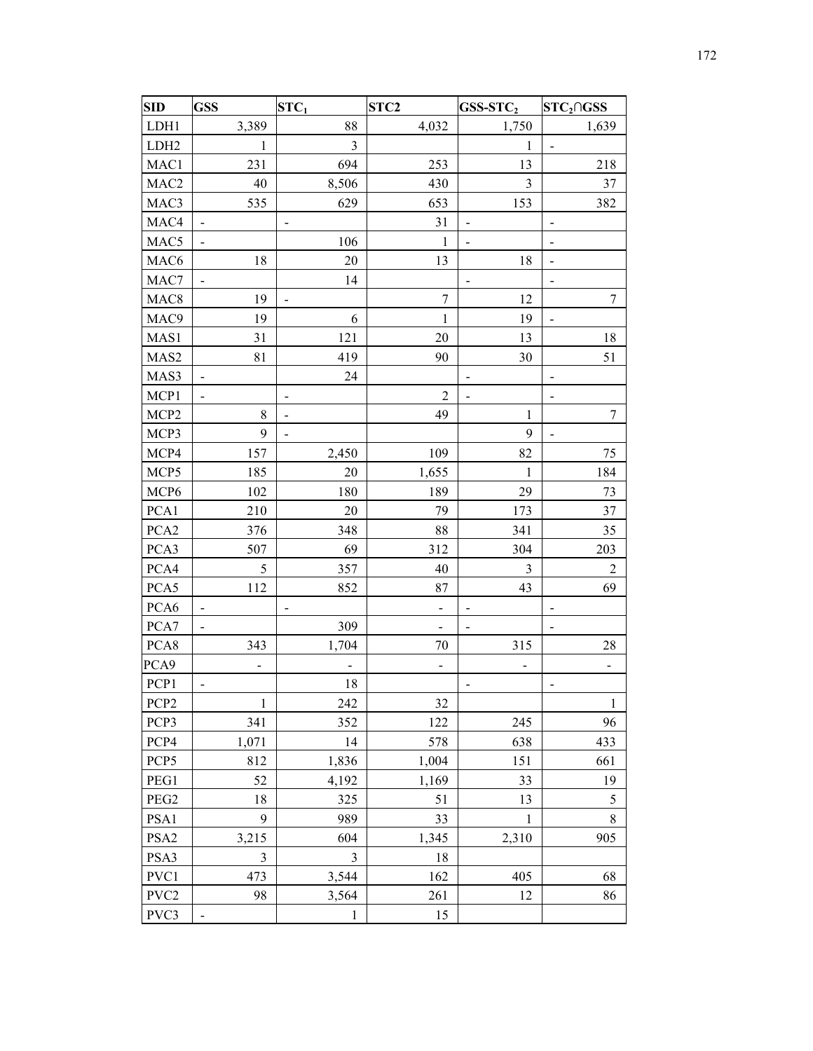| SID | GSS | $STC_1$ | STC2 | $GSS\text{-}STC_2$ | $STC_2 \cap GSS$ |
|---|---|---|---|---|---|
| LDH1 | 3,389 | 88 | 4,032 | 1,750 | 1,639 |
| LDH2 | 1 | 3 | | 1 | - |
| MAC1 | 231 | 694 | 253 | 13 | 218 |
| MAC2 | 40 | 8,506 | 430 | 3 | 37 |
| MAC3 | 535 | 629 | 653 | 153 | 382 |
| MAC4 | - | - | 31 | - | - |
| MAC5 | - | 106 | 1 | - | - |
| MAC6 | 18 | 20 | 13 | 18 | - |
| MAC7 | - | 14 | | - | - |
| MAC8 | 19 | - | 7 | 12 | 7 |
| MAC9 | 19 | 6 | 1 | 19 | - |
| MAS1 | 31 | 121 | 20 | 13 | 18 |
| MAS2 | 81 | 419 | 90 | 30 | 51 |
| MAS3 | - | 24 | | - | - |
| MCP1 | - | - | 2 | - | - |
| MCP2 | 8 | - | 49 | 1 | 7 |
| MCP3 | 9 | - | | 9 | - |
| MCP4 | 157 | 2,450 | 109 | 82 | 75 |
| MCP5 | 185 | 20 | 1,655 | 1 | 184 |
| MCP6 | 102 | 180 | 189 | 29 | 73 |
| PCA1 | 210 | 20 | 79 | 173 | 37 |
| PCA2 | 376 | 348 | 88 | 341 | 35 |
| PCA3 | 507 | 69 | 312 | 304 | 203 |
| PCA4 | 5 | 357 | 40 | 3 | 2 |
| PCA5 | 112 | 852 | 87 | 43 | 69 |
| PCA6 | - | - | - | - | - |
| PCA7 | - | 309 | - | - | - |
| PCA8 | 343 | 1,704 | 70 | 315 | 28 |
| PCA9 | - | - | - | - | - |
| PCP1 | - | 18 | | - | - |
| PCP2 | 1 | 242 | 32 | | 1 |
| PCP3 | 341 | 352 | 122 | 245 | 96 |
| PCP4 | 1,071 | 14 | 578 | 638 | 433 |
| PCP5 | 812 | 1,836 | 1,004 | 151 | 661 |
| PEG1 | 52 | 4,192 | 1,169 | 33 | 19 |
| PEG2 | 18 | 325 | 51 | 13 | 5 |
| PSA1 | 9 | 989 | 33 | 1 | 8 |
| PSA2 | 3,215 | 604 | 1,345 | 2,310 | 905 |
| PSA3 | 3 | 3 | 18 | | |
| PVC1 | 473 | 3,544 | 162 | 405 | 68 |
| PVC2 | 98 | 3,564 | 261 | 12 | 86 |
| PVC3 | - | 1 | 15 | | |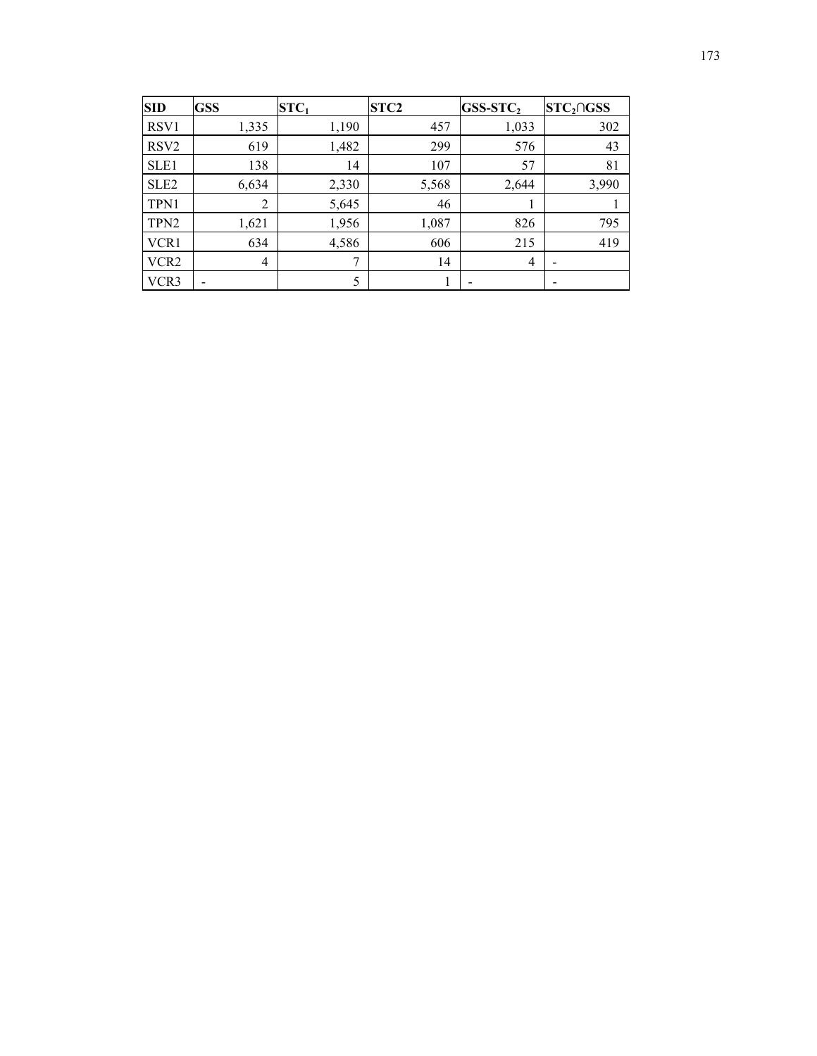| SID | GSS | $STC_1$ | STC2 | $GSS\text{-}STC_2$ | $STC_2 \cap GSS$ |
| --- | --- | --- | --- | --- | --- |
| RSV1 | 1,335 | 1,190 | 457 | 1,033 | 302 |
| RSV2 | 619 | 1,482 | 299 | 576 | 43 |
| SLE1 | 138 | 14 | 107 | 57 | 81 |
| SLE2 | 6,634 | 2,330 | 5,568 | 2,644 | 3,990 |
| TPN1 | 2 | 5,645 | 46 | 1 | 1 |
| TPN2 | 1,621 | 1,956 | 1,087 | 826 | 795 |
| VCR1 | 634 | 4,586 | 606 | 215 | 419 |
| VCR2 | 4 | 7 | 14 | 4 | - |
| VCR3 | - | 5 | 1 | - | - |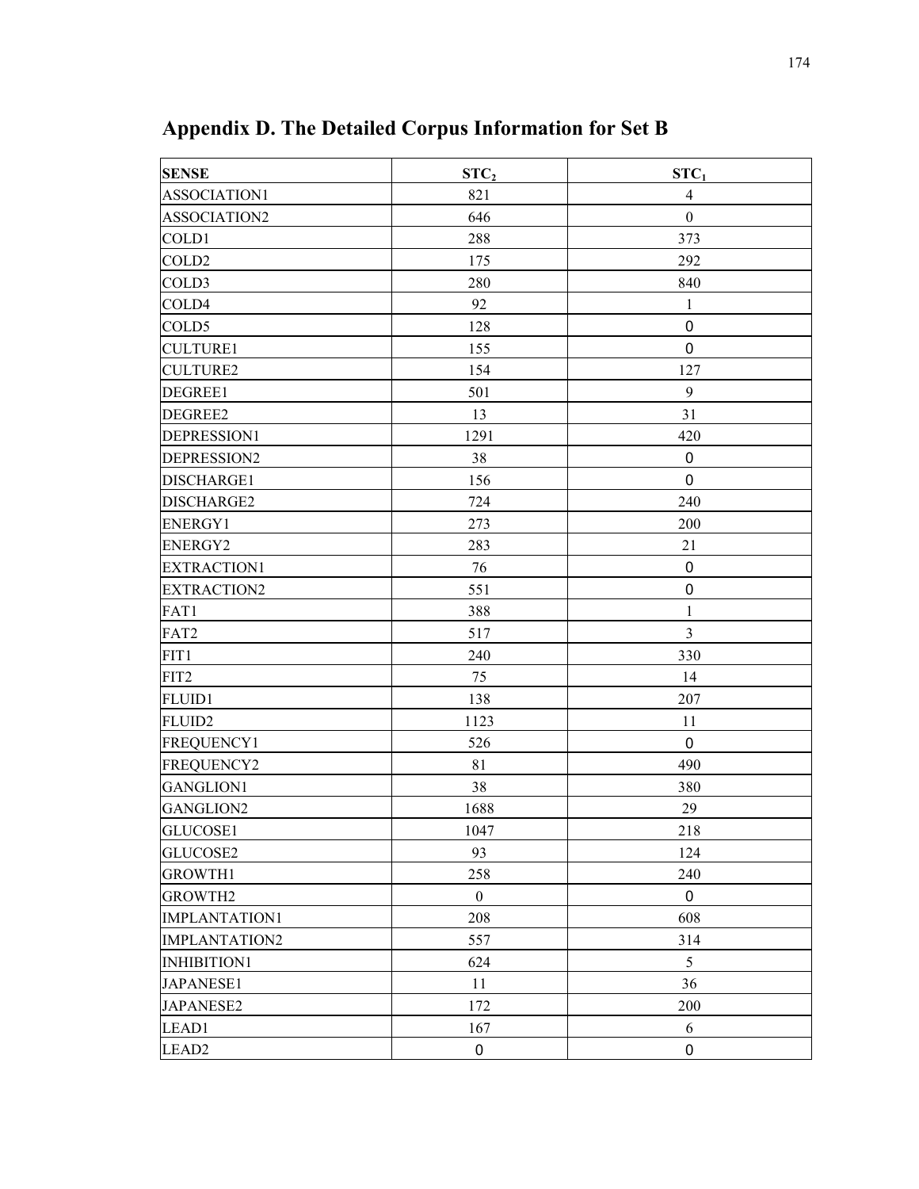## Appendix D. The Detailed Corpus Information for Set B

| SENSE | $STC_2$ | $STC_1$ |
|---|---|---|
| ASSOCIATION1 | 821 | 4 |
| ASSOCIATION2 | 646 | 0 |
| COLD1 | 288 | 373 |
| COLD2 | 175 | 292 |
| COLD3 | 280 | 840 |
| COLD4 | 92 | 1 |
| COLD5 | 128 | 0 |
| CULTURE1 | 155 | 0 |
| CULTURE2 | 154 | 127 |
| DEGREE1 | 501 | 9 |
| DEGREE2 | 13 | 31 |
| DEPRESSION1 | 1291 | 420 |
| DEPRESSION2 | 38 | 0 |
| DISCHARGE1 | 156 | 0 |
| DISCHARGE2 | 724 | 240 |
| ENERGY1 | 273 | 200 |
| ENERGY2 | 283 | 21 |
| EXTRACTION1 | 76 | 0 |
| EXTRACTION2 | 551 | 0 |
| FAT1 | 388 | 1 |
| FAT2 | 517 | 3 |
| FIT1 | 240 | 330 |
| FIT2 | 75 | 14 |
| FLUID1 | 138 | 207 |
| FLUID2 | 1123 | 11 |
| FREQUENCY1 | 526 | 0 |
| FREQUENCY2 | 81 | 490 |
| GANGLION1 | 38 | 380 |
| GANGLION2 | 1688 | 29 |
| GLUCOSE1 | 1047 | 218 |
| GLUCOSE2 | 93 | 124 |
| GROWTH1 | 258 | 240 |
| GROWTH2 | 0 | 0 |
| IMPLANTATION1 | 208 | 608 |
| IMPLANTATION2 | 557 | 314 |
| INHIBITION1 | 624 | 5 |
| JAPANESE1 | 11 | 36 |
| JAPANESE2 | 172 | 200 |
| LEAD1 | 167 | 6 |
| LEAD2 | 0 | 0 |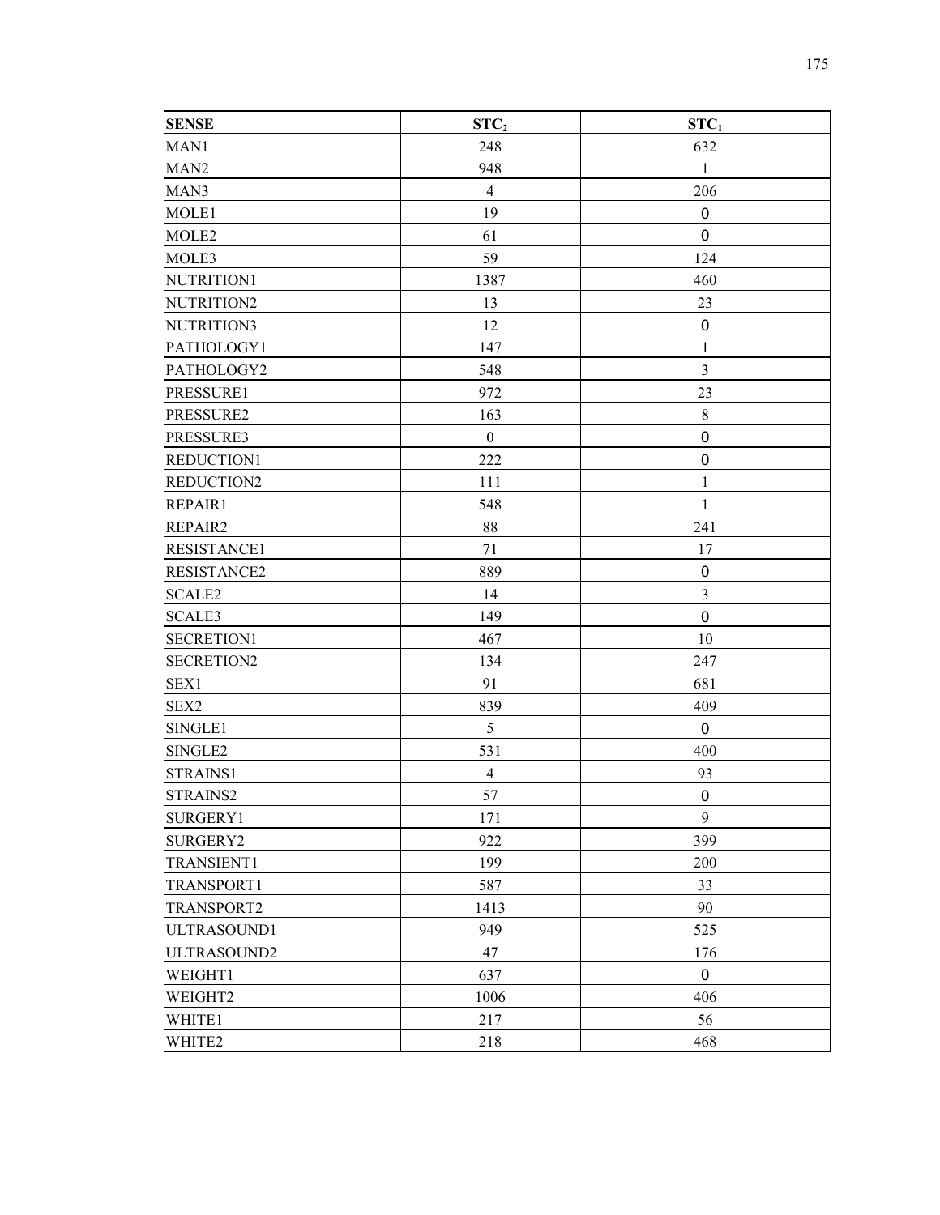| SENSE | $STC_2$ | $STC_1$ |
|---|---|---|
| MAN1 | 248 | 632 |
| MAN2 | 948 | 1 |
| MAN3 | 4 | 206 |
| MOLE1 | 19 | 0 |
| MOLE2 | 61 | 0 |
| MOLE3 | 59 | 124 |
| NUTRITION1 | 1387 | 460 |
| NUTRITION2 | 13 | 23 |
| NUTRITION3 | 12 | 0 |
| PATHOLOGY1 | 147 | 1 |
| PATHOLOGY2 | 548 | 3 |
| PRESSURE1 | 972 | 23 |
| PRESSURE2 | 163 | 8 |
| PRESSURE3 | 0 | 0 |
| REDUCTION1 | 222 | 0 |
| REDUCTION2 | 111 | 1 |
| REPAIR1 | 548 | 1 |
| REPAIR2 | 88 | 241 |
| RESISTANCE1 | 71 | 17 |
| RESISTANCE2 | 889 | 0 |
| SCALE2 | 14 | 3 |
| SCALE3 | 149 | 0 |
| SECRETION1 | 467 | 10 |
| SECRETION2 | 134 | 247 |
| SEX1 | 91 | 681 |
| SEX2 | 839 | 409 |
| SINGLE1 | 5 | 0 |
| SINGLE2 | 531 | 400 |
| STRAINS1 | 4 | 93 |
| STRAINS2 | 57 | 0 |
| SURGERY1 | 171 | 9 |
| SURGERY2 | 922 | 399 |
| TRANSIENT1 | 199 | 200 |
| TRANSPORT1 | 587 | 33 |
| TRANSPORT2 | 1413 | 90 |
| ULTRASOUND1 | 949 | 525 |
| ULTRASOUND2 | 47 | 176 |
| WEIGHT1 | 637 | 0 |
| WEIGHT2 | 1006 | 406 |
| WHITE1 | 217 | 56 |
| WHITE2 | 218 | 468 |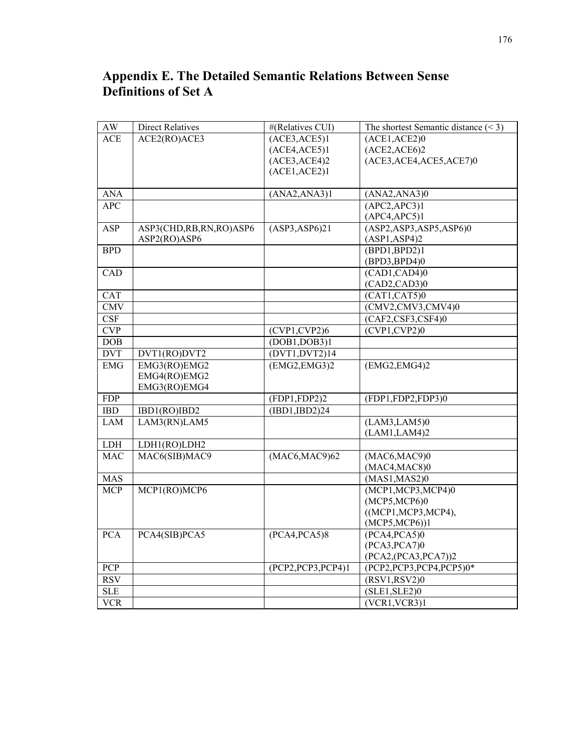# Appendix E. The Detailed Semantic Relations Between Sense Definitions of Set A

| AW | Direct Relatives | #(Relatives CUI) | The shortest Semantic distance (< 3) |
|---|---|---|---|
| ACE | ACE2(RO)ACE3 | (ACE3,ACE5)1<br>(ACE4,ACE5)1<br>(ACE3,ACE4)2<br>(ACE1,ACE2)1 | (ACE1,ACE2)0<br>(ACE2,ACE6)2<br>(ACE3,ACE4,ACE5,ACE7)0 |
| ANA | | (ANA2,ANA3)1 | (ANA2,ANA3)0 |
| APC | | | (APC2,APC3)1<br>(APC4,APC5)1 |
| ASP | ASP3(CHD,RB,RN,RO)ASP6<br>ASP2(RO)ASP6 | (ASP3,ASP6)21 | (ASP2,ASP3,ASP5,ASP6)0<br>(ASP1,ASP4)2 |
| BPD | | | (BPD1,BPD2)1<br>(BPD3,BPD4)0 |
| CAD | | | (CAD1,CAD4)0<br>(CAD2,CAD3)0 |
| CAT | | | (CAT1,CAT5)0 |
| CMV | | | (CMV2,CMV3,CMV4)0 |
| CSF | | | (CAF2,CSF3,CSF4)0 |
| CVP | | (CVP1,CVP2)6 | (CVP1,CVP2)0 |
| DOB | | (DOB1,DOB3)1 | |
| DVT | DVT1(RO)DVT2 | (DVT1,DVT2)14 | |
| EMG | EMG3(RO)EMG2<br>EMG4(RO)EMG2<br>EMG3(RO)EMG4 | (EMG2,EMG3)2 | (EMG2,EMG4)2 |
| FDP | | (FDP1,FDP2)2 | (FDP1,FDP2,FDP3)0 |
| IBD | IBD1(RO)IBD2 | (IBD1,IBD2)24 | |
| LAM | LAM3(RN)LAM5 | | (LAM3,LAM5)0<br>(LAM1,LAM4)2 |
| LDH | LDH1(RO)LDH2 | | |
| MAC | MAC6(SIB)MAC9 | (MAC6,MAC9)62 | (MAC6,MAC9)0<br>(MAC4,MAC8)0 |
| MAS | | | (MAS1,MAS2)0 |
| MCP | MCP1(RO)MCP6 | | (MCP1,MCP3,MCP4)0<br>(MCP5,MCP6)0<br>((MCP1,MCP3,MCP4),<br>(MCP5,MCP6))1 |
| PCA | PCA4(SIB)PCA5 | (PCA4,PCA5)8 | (PCA4,PCA5)0<br>(PCA3,PCA7)0<br>(PCA2,(PCA3,PCA7))2 |
| PCP | | (PCP2,PCP3,PCP4)1 | (PCP2,PCP3,PCP4,PCP5)0* |
| RSV | | | (RSV1,RSV2)0 |
| SLE | | | (SLE1,SLE2)0 |
| VCR | | | (VCR1,VCR3)1 |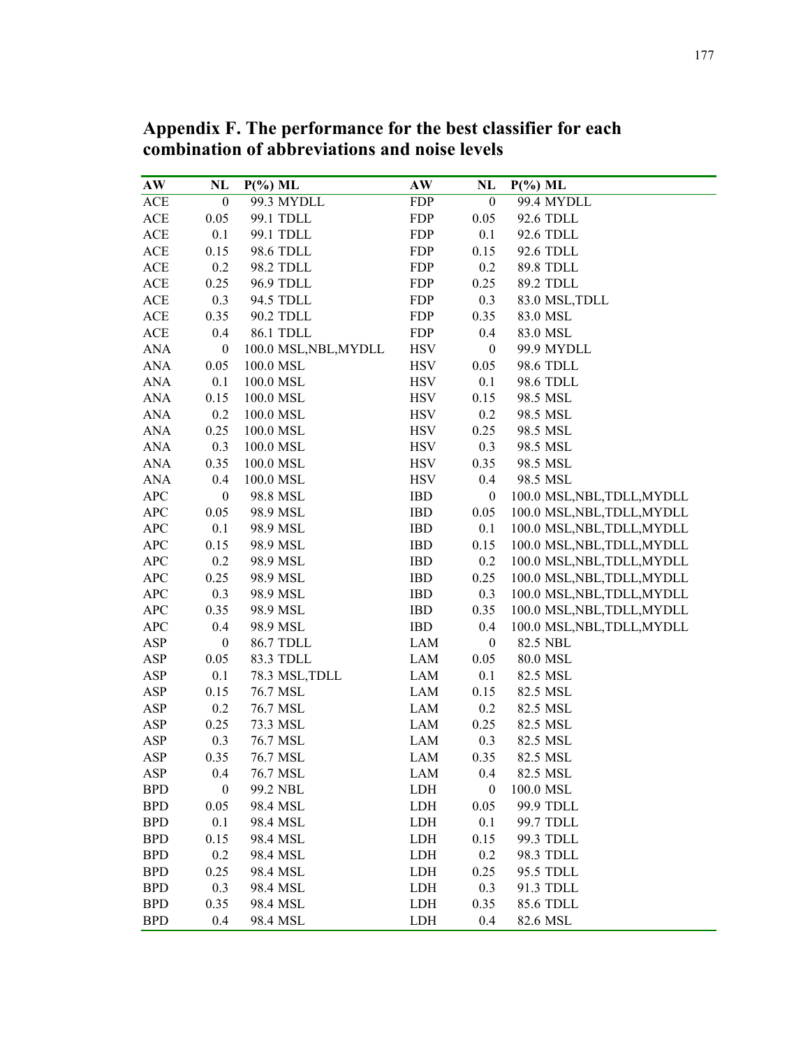## Appendix F. The performance for the best classifier for each combination of abbreviations and noise levels

| AW | NL | P(%) ML | AW | NL | P(%) ML |
|---|---|---|---|---|---|
| ACE | 0 | 99.3 MYDLL | FDP | 0 | 99.4 MYDLL |
| ACE | 0.05 | 99.1 TDLL | FDP | 0.05 | 92.6 TDLL |
| ACE | 0.1 | 99.1 TDLL | FDP | 0.1 | 92.6 TDLL |
| ACE | 0.15 | 98.6 TDLL | FDP | 0.15 | 92.6 TDLL |
| ACE | 0.2 | 98.2 TDLL | FDP | 0.2 | 89.8 TDLL |
| ACE | 0.25 | 96.9 TDLL | FDP | 0.25 | 89.2 TDLL |
| ACE | 0.3 | 94.5 TDLL | FDP | 0.3 | 83.0 MSL,TDLL |
| ACE | 0.35 | 90.2 TDLL | FDP | 0.35 | 83.0 MSL |
| ACE | 0.4 | 86.1 TDLL | FDP | 0.4 | 83.0 MSL |
| ANA | 0 | 100.0 MSL,NBL,MYDLL | HSV | 0 | 99.9 MYDLL |
| ANA | 0.05 | 100.0 MSL | HSV | 0.05 | 98.6 TDLL |
| ANA | 0.1 | 100.0 MSL | HSV | 0.1 | 98.6 TDLL |
| ANA | 0.15 | 100.0 MSL | HSV | 0.15 | 98.5 MSL |
| ANA | 0.2 | 100.0 MSL | HSV | 0.2 | 98.5 MSL |
| ANA | 0.25 | 100.0 MSL | HSV | 0.25 | 98.5 MSL |
| ANA | 0.3 | 100.0 MSL | HSV | 0.3 | 98.5 MSL |
| ANA | 0.35 | 100.0 MSL | HSV | 0.35 | 98.5 MSL |
| ANA | 0.4 | 100.0 MSL | HSV | 0.4 | 98.5 MSL |
| APC | 0 | 98.8 MSL | IBD | 0 | 100.0 MSL,NBL,TDLL,MYDLL |
| APC | 0.05 | 98.9 MSL | IBD | 0.05 | 100.0 MSL,NBL,TDLL,MYDLL |
| APC | 0.1 | 98.9 MSL | IBD | 0.1 | 100.0 MSL,NBL,TDLL,MYDLL |
| APC | 0.15 | 98.9 MSL | IBD | 0.15 | 100.0 MSL,NBL,TDLL,MYDLL |
| APC | 0.2 | 98.9 MSL | IBD | 0.2 | 100.0 MSL,NBL,TDLL,MYDLL |
| APC | 0.25 | 98.9 MSL | IBD | 0.25 | 100.0 MSL,NBL,TDLL,MYDLL |
| APC | 0.3 | 98.9 MSL | IBD | 0.3 | 100.0 MSL,NBL,TDLL,MYDLL |
| APC | 0.35 | 98.9 MSL | IBD | 0.35 | 100.0 MSL,NBL,TDLL,MYDLL |
| APC | 0.4 | 98.9 MSL | IBD | 0.4 | 100.0 MSL,NBL,TDLL,MYDLL |
| ASP | 0 | 86.7 TDLL | LAM | 0 | 82.5 NBL |
| ASP | 0.05 | 83.3 TDLL | LAM | 0.05 | 80.0 MSL |
| ASP | 0.1 | 78.3 MSL,TDLL | LAM | 0.1 | 82.5 MSL |
| ASP | 0.15 | 76.7 MSL | LAM | 0.15 | 82.5 MSL |
| ASP | 0.2 | 76.7 MSL | LAM | 0.2 | 82.5 MSL |
| ASP | 0.25 | 73.3 MSL | LAM | 0.25 | 82.5 MSL |
| ASP | 0.3 | 76.7 MSL | LAM | 0.3 | 82.5 MSL |
| ASP | 0.35 | 76.7 MSL | LAM | 0.35 | 82.5 MSL |
| ASP | 0.4 | 76.7 MSL | LAM | 0.4 | 82.5 MSL |
| BPD | 0 | 99.2 NBL | LDH | 0 | 100.0 MSL |
| BPD | 0.05 | 98.4 MSL | LDH | 0.05 | 99.9 TDLL |
| BPD | 0.1 | 98.4 MSL | LDH | 0.1 | 99.7 TDLL |
| BPD | 0.15 | 98.4 MSL | LDH | 0.15 | 99.3 TDLL |
| BPD | 0.2 | 98.4 MSL | LDH | 0.2 | 98.3 TDLL |
| BPD | 0.25 | 98.4 MSL | LDH | 0.25 | 95.5 TDLL |
| BPD | 0.3 | 98.4 MSL | LDH | 0.3 | 91.3 TDLL |
| BPD | 0.35 | 98.4 MSL | LDH | 0.35 | 85.6 TDLL |
| BPD | 0.4 | 98.4 MSL | LDH | 0.4 | 82.6 MSL |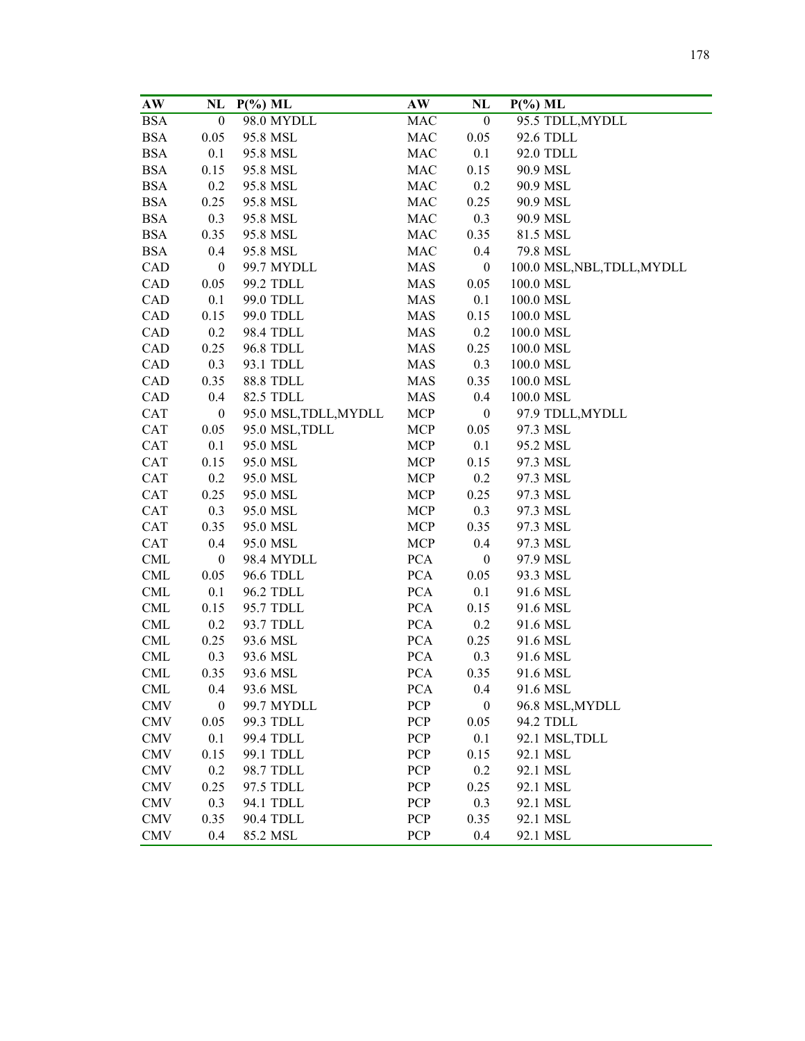| AW | NL | P(%) ML | AW | NL | P(%) ML |
|---|---|---|---|---|---|
| BSA | 0 | 98.0 MYDLL | MAC | 0 | 95.5 TDLL,MYDLL |
| BSA | 0.05 | 95.8 MSL | MAC | 0.05 | 92.6 TDLL |
| BSA | 0.1 | 95.8 MSL | MAC | 0.1 | 92.0 TDLL |
| BSA | 0.15 | 95.8 MSL | MAC | 0.15 | 90.9 MSL |
| BSA | 0.2 | 95.8 MSL | MAC | 0.2 | 90.9 MSL |
| BSA | 0.25 | 95.8 MSL | MAC | 0.25 | 90.9 MSL |
| BSA | 0.3 | 95.8 MSL | MAC | 0.3 | 90.9 MSL |
| BSA | 0.35 | 95.8 MSL | MAC | 0.35 | 81.5 MSL |
| BSA | 0.4 | 95.8 MSL | MAC | 0.4 | 79.8 MSL |
| CAD | 0 | 99.7 MYDLL | MAS | 0 | 100.0 MSL,NBL,TDLL,MYDLL |
| CAD | 0.05 | 99.2 TDLL | MAS | 0.05 | 100.0 MSL |
| CAD | 0.1 | 99.0 TDLL | MAS | 0.1 | 100.0 MSL |
| CAD | 0.15 | 99.0 TDLL | MAS | 0.15 | 100.0 MSL |
| CAD | 0.2 | 98.4 TDLL | MAS | 0.2 | 100.0 MSL |
| CAD | 0.25 | 96.8 TDLL | MAS | 0.25 | 100.0 MSL |
| CAD | 0.3 | 93.1 TDLL | MAS | 0.3 | 100.0 MSL |
| CAD | 0.35 | 88.8 TDLL | MAS | 0.35 | 100.0 MSL |
| CAD | 0.4 | 82.5 TDLL | MAS | 0.4 | 100.0 MSL |
| CAT | 0 | 95.0 MSL,TDLL,MYDLL | MCP | 0 | 97.9 TDLL,MYDLL |
| CAT | 0.05 | 95.0 MSL,TDLL | MCP | 0.05 | 97.3 MSL |
| CAT | 0.1 | 95.0 MSL | MCP | 0.1 | 95.2 MSL |
| CAT | 0.15 | 95.0 MSL | MCP | 0.15 | 97.3 MSL |
| CAT | 0.2 | 95.0 MSL | MCP | 0.2 | 97.3 MSL |
| CAT | 0.25 | 95.0 MSL | MCP | 0.25 | 97.3 MSL |
| CAT | 0.3 | 95.0 MSL | MCP | 0.3 | 97.3 MSL |
| CAT | 0.35 | 95.0 MSL | MCP | 0.35 | 97.3 MSL |
| CAT | 0.4 | 95.0 MSL | MCP | 0.4 | 97.3 MSL |
| CML | 0 | 98.4 MYDLL | PCA | 0 | 97.9 MSL |
| CML | 0.05 | 96.6 TDLL | PCA | 0.05 | 93.3 MSL |
| CML | 0.1 | 96.2 TDLL | PCA | 0.1 | 91.6 MSL |
| CML | 0.15 | 95.7 TDLL | PCA | 0.15 | 91.6 MSL |
| CML | 0.2 | 93.7 TDLL | PCA | 0.2 | 91.6 MSL |
| CML | 0.25 | 93.6 MSL | PCA | 0.25 | 91.6 MSL |
| CML | 0.3 | 93.6 MSL | PCA | 0.3 | 91.6 MSL |
| CML | 0.35 | 93.6 MSL | PCA | 0.35 | 91.6 MSL |
| CML | 0.4 | 93.6 MSL | PCA | 0.4 | 91.6 MSL |
| CMV | 0 | 99.7 MYDLL | PCP | 0 | 96.8 MSL,MYDLL |
| CMV | 0.05 | 99.3 TDLL | PCP | 0.05 | 94.2 TDLL |
| CMV | 0.1 | 99.4 TDLL | PCP | 0.1 | 92.1 MSL,TDLL |
| CMV | 0.15 | 99.1 TDLL | PCP | 0.15 | 92.1 MSL |
| CMV | 0.2 | 98.7 TDLL | PCP | 0.2 | 92.1 MSL |
| CMV | 0.25 | 97.5 TDLL | PCP | 0.25 | 92.1 MSL |
| CMV | 0.3 | 94.1 TDLL | PCP | 0.3 | 92.1 MSL |
| CMV | 0.35 | 90.4 TDLL | PCP | 0.35 | 92.1 MSL |
| CMV | 0.4 | 85.2 MSL | PCP | 0.4 | 92.1 MSL |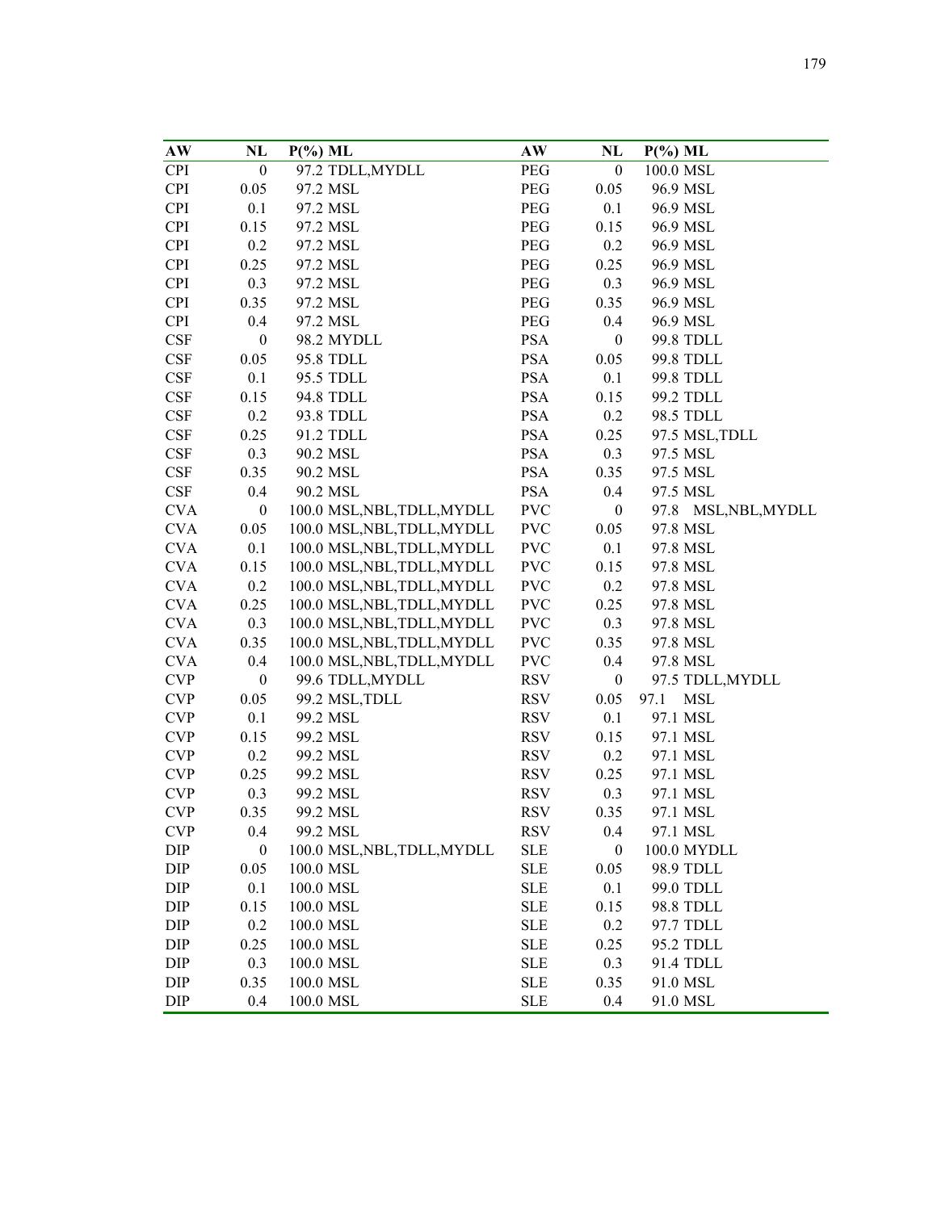| AW | NL | P(%) ML | AW | NL | P(%) ML |
|---|---|---|---|---|---|
| CPI | 0 | 97.2 TDLL,MYDLL | PEG | 0 | 100.0 MSL |
| CPI | 0.05 | 97.2 MSL | PEG | 0.05 | 96.9 MSL |
| CPI | 0.1 | 97.2 MSL | PEG | 0.1 | 96.9 MSL |
| CPI | 0.15 | 97.2 MSL | PEG | 0.15 | 96.9 MSL |
| CPI | 0.2 | 97.2 MSL | PEG | 0.2 | 96.9 MSL |
| CPI | 0.25 | 97.2 MSL | PEG | 0.25 | 96.9 MSL |
| CPI | 0.3 | 97.2 MSL | PEG | 0.3 | 96.9 MSL |
| CPI | 0.35 | 97.2 MSL | PEG | 0.35 | 96.9 MSL |
| CPI | 0.4 | 97.2 MSL | PEG | 0.4 | 96.9 MSL |
| CSF | 0 | 98.2 MYDLL | PSA | 0 | 99.8 TDLL |
| CSF | 0.05 | 95.8 TDLL | PSA | 0.05 | 99.8 TDLL |
| CSF | 0.1 | 95.5 TDLL | PSA | 0.1 | 99.8 TDLL |
| CSF | 0.15 | 94.8 TDLL | PSA | 0.15 | 99.2 TDLL |
| CSF | 0.2 | 93.8 TDLL | PSA | 0.2 | 98.5 TDLL |
| CSF | 0.25 | 91.2 TDLL | PSA | 0.25 | 97.5 MSL,TDLL |
| CSF | 0.3 | 90.2 MSL | PSA | 0.3 | 97.5 MSL |
| CSF | 0.35 | 90.2 MSL | PSA | 0.35 | 97.5 MSL |
| CSF | 0.4 | 90.2 MSL | PSA | 0.4 | 97.5 MSL |
| CVA | 0 | 100.0 MSL,NBL,TDLL,MYDLL | PVC | 0 | 97.8 MSL,NBL,MYDLL |
| CVA | 0.05 | 100.0 MSL,NBL,TDLL,MYDLL | PVC | 0.05 | 97.8 MSL |
| CVA | 0.1 | 100.0 MSL,NBL,TDLL,MYDLL | PVC | 0.1 | 97.8 MSL |
| CVA | 0.15 | 100.0 MSL,NBL,TDLL,MYDLL | PVC | 0.15 | 97.8 MSL |
| CVA | 0.2 | 100.0 MSL,NBL,TDLL,MYDLL | PVC | 0.2 | 97.8 MSL |
| CVA | 0.25 | 100.0 MSL,NBL,TDLL,MYDLL | PVC | 0.25 | 97.8 MSL |
| CVA | 0.3 | 100.0 MSL,NBL,TDLL,MYDLL | PVC | 0.3 | 97.8 MSL |
| CVA | 0.35 | 100.0 MSL,NBL,TDLL,MYDLL | PVC | 0.35 | 97.8 MSL |
| CVA | 0.4 | 100.0 MSL,NBL,TDLL,MYDLL | PVC | 0.4 | 97.8 MSL |
| CVP | 0 | 99.6 TDLL,MYDLL | RSV | 0 | 97.5 TDLL,MYDLL |
| CVP | 0.05 | 99.2 MSL,TDLL | RSV | 0.05 | 97.1 MSL |
| CVP | 0.1 | 99.2 MSL | RSV | 0.1 | 97.1 MSL |
| CVP | 0.15 | 99.2 MSL | RSV | 0.15 | 97.1 MSL |
| CVP | 0.2 | 99.2 MSL | RSV | 0.2 | 97.1 MSL |
| CVP | 0.25 | 99.2 MSL | RSV | 0.25 | 97.1 MSL |
| CVP | 0.3 | 99.2 MSL | RSV | 0.3 | 97.1 MSL |
| CVP | 0.35 | 99.2 MSL | RSV | 0.35 | 97.1 MSL |
| CVP | 0.4 | 99.2 MSL | RSV | 0.4 | 97.1 MSL |
| DIP | 0 | 100.0 MSL,NBL,TDLL,MYDLL | SLE | 0 | 100.0 MYDLL |
| DIP | 0.05 | 100.0 MSL | SLE | 0.05 | 98.9 TDLL |
| DIP | 0.1 | 100.0 MSL | SLE | 0.1 | 99.0 TDLL |
| DIP | 0.15 | 100.0 MSL | SLE | 0.15 | 98.8 TDLL |
| DIP | 0.2 | 100.0 MSL | SLE | 0.2 | 97.7 TDLL |
| DIP | 0.25 | 100.0 MSL | SLE | 0.25 | 95.2 TDLL |
| DIP | 0.3 | 100.0 MSL | SLE | 0.3 | 91.4 TDLL |
| DIP | 0.35 | 100.0 MSL | SLE | 0.35 | 91.0 MSL |
| DIP | 0.4 | 100.0 MSL | SLE | 0.4 | 91.0 MSL |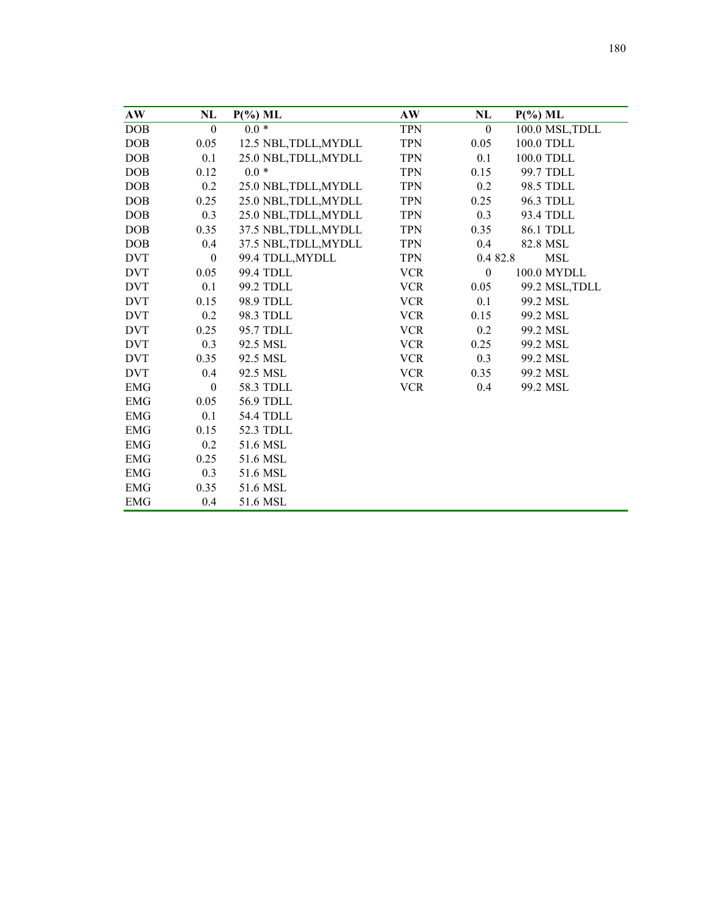| AW | NL | P(%) ML | AW | NL | P(%) ML |
|---|---|---|---|---|---|
| DOB | 0 | 0.0 * | TPN | 0 | 100.0 MSL,TDLL |
| DOB | 0.05 | 12.5 NBL,TDLL,MYDLL | TPN | 0.05 | 100.0 TDLL |
| DOB | 0.1 | 25.0 NBL,TDLL,MYDLL | TPN | 0.1 | 100.0 TDLL |
| DOB | 0.12 | 0.0 * | TPN | 0.15 | 99.7 TDLL |
| DOB | 0.2 | 25.0 NBL,TDLL,MYDLL | TPN | 0.2 | 98.5 TDLL |
| DOB | 0.25 | 25.0 NBL,TDLL,MYDLL | TPN | 0.25 | 96.3 TDLL |
| DOB | 0.3 | 25.0 NBL,TDLL,MYDLL | TPN | 0.3 | 93.4 TDLL |
| DOB | 0.35 | 37.5 NBL,TDLL,MYDLL | TPN | 0.35 | 86.1 TDLL |
| DOB | 0.4 | 37.5 NBL,TDLL,MYDLL | TPN | 0.4 | 82.8 MSL |
| DVT | 0 | 99.4 TDLL,MYDLL | TPN | 0.4 82.8 | MSL |
| DVT | 0.05 | 99.4 TDLL | VCR | 0 | 100.0 MYDLL |
| DVT | 0.1 | 99.2 TDLL | VCR | 0.05 | 99.2 MSL,TDLL |
| DVT | 0.15 | 98.9 TDLL | VCR | 0.1 | 99.2 MSL |
| DVT | 0.2 | 98.3 TDLL | VCR | 0.15 | 99.2 MSL |
| DVT | 0.25 | 95.7 TDLL | VCR | 0.2 | 99.2 MSL |
| DVT | 0.3 | 92.5 MSL | VCR | 0.25 | 99.2 MSL |
| DVT | 0.35 | 92.5 MSL | VCR | 0.3 | 99.2 MSL |
| DVT | 0.4 | 92.5 MSL | VCR | 0.35 | 99.2 MSL |
| EMG | 0 | 58.3 TDLL | VCR | 0.4 | 99.2 MSL |
| EMG | 0.05 | 56.9 TDLL | | | |
| EMG | 0.1 | 54.4 TDLL | | | |
| EMG | 0.15 | 52.3 TDLL | | | |
| EMG | 0.2 | 51.6 MSL | | | |
| EMG | 0.25 | 51.6 MSL | | | |
| EMG | 0.3 | 51.6 MSL | | | |
| EMG | 0.35 | 51.6 MSL | | | |
| EMG | 0.4 | 51.6 MSL | | | |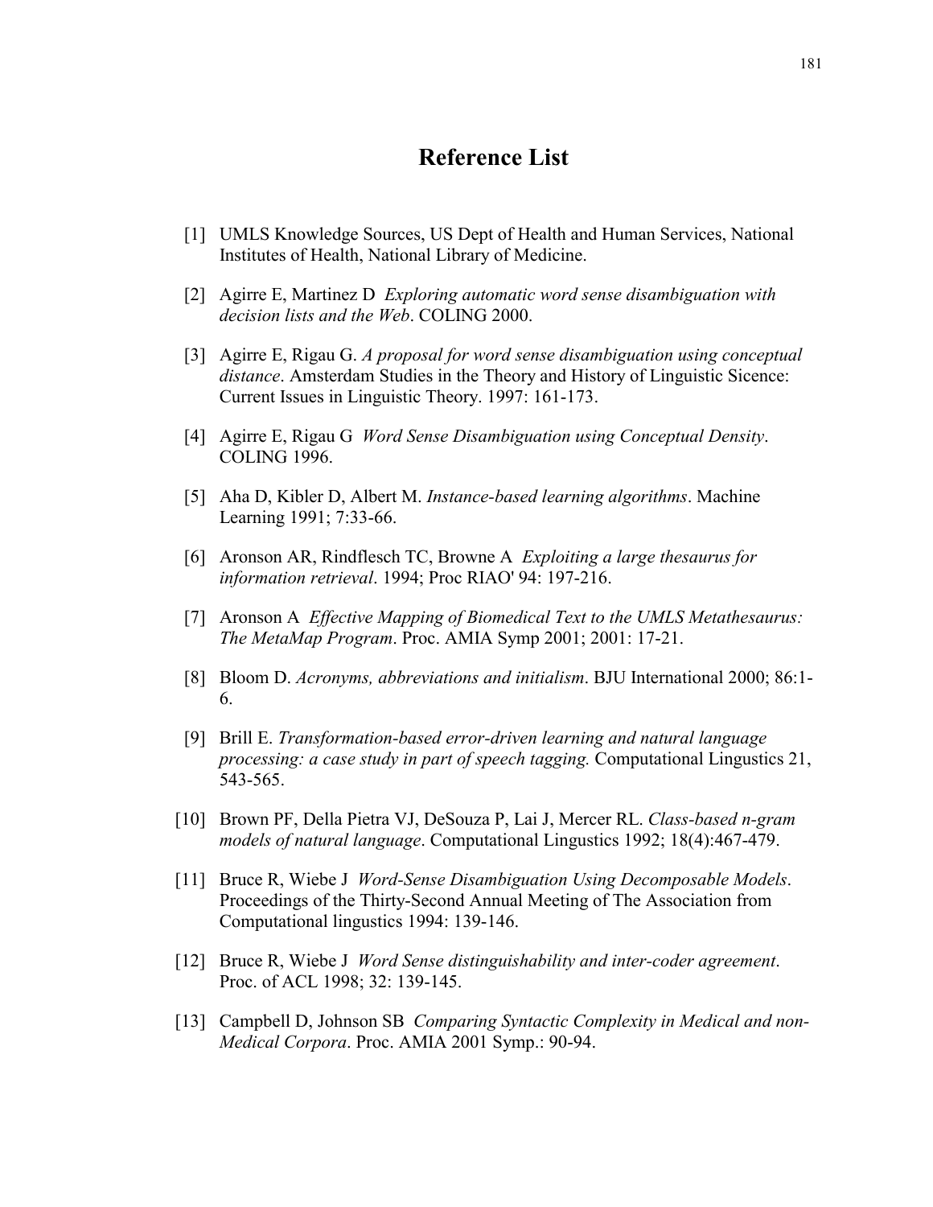# Reference List

[1] UMLS Knowledge Sources, US Dept of Health and Human Services, National Institutes of Health, National Library of Medicine.

[2] Agirre E, Martinez D *Exploring automatic word sense disambiguation with decision lists and the Web*. COLING 2000.

[3] Agirre E, Rigau G. *A proposal for word sense disambiguation using conceptual distance*. Amsterdam Studies in the Theory and History of Linguistic Sicence: Current Issues in Linguistic Theory. 1997: 161-173.

[4] Agirre E, Rigau G *Word Sense Disambiguation using Conceptual Density*. COLING 1996.

[5] Aha D, Kibler D, Albert M. *Instance-based learning algorithms*. Machine Learning 1991; 7:33-66.

[6] Aronson AR, Rindflesch TC, Browne A *Exploiting a large thesaurus for information retrieval*. 1994; Proc RIAO' 94: 197-216.

[7] Aronson A *Effective Mapping of Biomedical Text to the UMLS Metathesaurus: The MetaMap Program*. Proc. AMIA Symp 2001; 2001: 17-21.

[8] Bloom D. *Acronyms, abbreviations and initialism*. BJU International 2000; 86:1-6.

[9] Brill E. *Transformation-based error-driven learning and natural language processing: a case study in part of speech tagging.* Computational Lingustics 21, 543-565.

[10] Brown PF, Della Pietra VJ, DeSouza P, Lai J, Mercer RL. *Class-based n-gram models of natural language*. Computational Lingustics 1992; 18(4):467-479.

[11] Bruce R, Wiebe J *Word-Sense Disambiguation Using Decomposable Models*. Proceedings of the Thirty-Second Annual Meeting of The Association from Computational lingustics 1994: 139-146.

[12] Bruce R, Wiebe J *Word Sense distinguishability and inter-coder agreement*. Proc. of ACL 1998; 32: 139-145.

[13] Campbell D, Johnson SB *Comparing Syntactic Complexity in Medical and non-Medical Corpora*. Proc. AMIA 2001 Symp.: 90-94.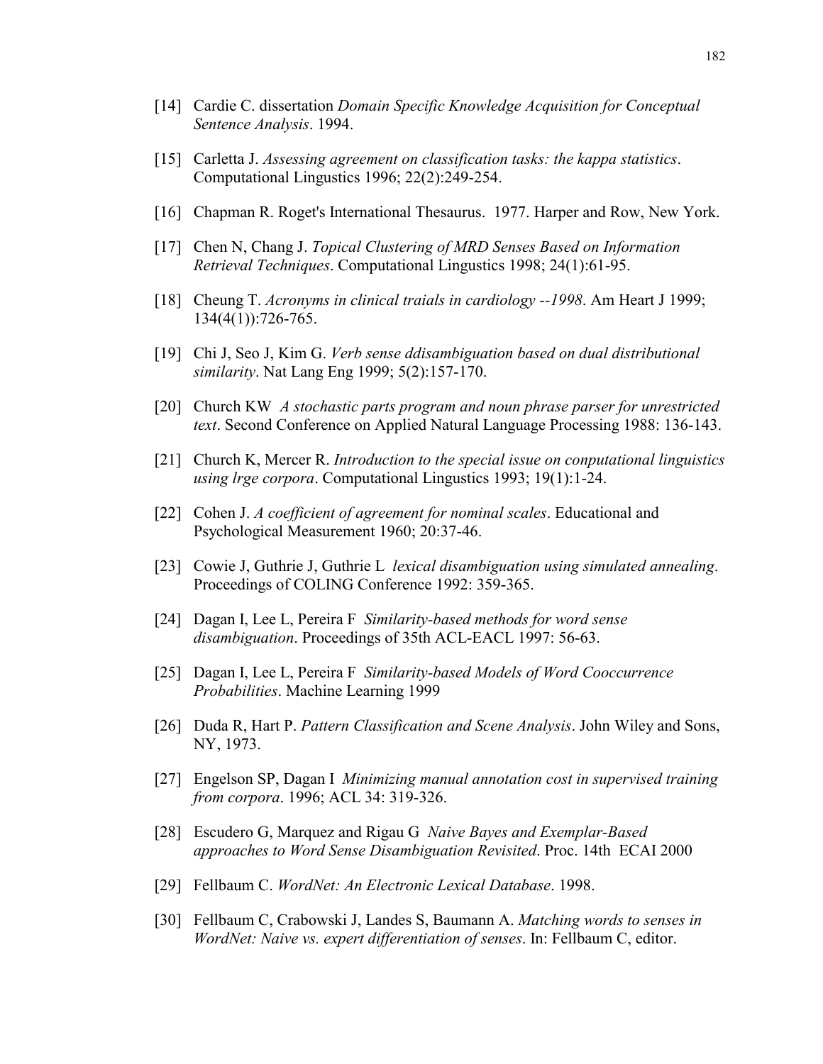[14] Cardie C. dissertation *Domain Specific Knowledge Acquisition for Conceptual Sentence Analysis*. 1994.

[15] Carletta J. *Assessing agreement on classification tasks: the kappa statistics*. Computational Lingustics 1996; 22(2):249-254.

[16] Chapman R. Roget's International Thesaurus. 1977. Harper and Row, New York.

[17] Chen N, Chang J. *Topical Clustering of MRD Senses Based on Information Retrieval Techniques*. Computational Lingustics 1998; 24(1):61-95.

[18] Cheung T. *Acronyms in clinical traials in cardiology --1998*. Am Heart J 1999; 134(4(1)):726-765.

[19] Chi J, Seo J, Kim G. *Verb sense ddisambiguation based on dual distributional similarity*. Nat Lang Eng 1999; 5(2):157-170.

[20] Church KW *A stochastic parts program and noun phrase parser for unrestricted text*. Second Conference on Applied Natural Language Processing 1988: 136-143.

[21] Church K, Mercer R. *Introduction to the special issue on conputational linguistics using lrge corpora*. Computational Lingustics 1993; 19(1):1-24.

[22] Cohen J. *A coefficient of agreement for nominal scales*. Educational and Psychological Measurement 1960; 20:37-46.

[23] Cowie J, Guthrie J, Guthrie L *lexical disambiguation using simulated annealing*. Proceedings of COLING Conference 1992: 359-365.

[24] Dagan I, Lee L, Pereira F *Similarity-based methods for word sense disambiguation*. Proceedings of 35th ACL-EACL 1997: 56-63.

[25] Dagan I, Lee L, Pereira F *Similarity-based Models of Word Cooccurrence Probabilities*. Machine Learning 1999

[26] Duda R, Hart P. *Pattern Classification and Scene Analysis*. John Wiley and Sons, NY, 1973.

[27] Engelson SP, Dagan I *Minimizing manual annotation cost in supervised training from corpora*. 1996; ACL 34: 319-326.

[28] Escudero G, Marquez and Rigau G *Naive Bayes and Exemplar-Based approaches to Word Sense Disambiguation Revisited*. Proc. 14th ECAI 2000

[29] Fellbaum C. *WordNet: An Electronic Lexical Database*. 1998.

[30] Fellbaum C, Crabowski J, Landes S, Baumann A. *Matching words to senses in WordNet: Naive vs. expert differentiation of senses*. In: Fellbaum C, editor.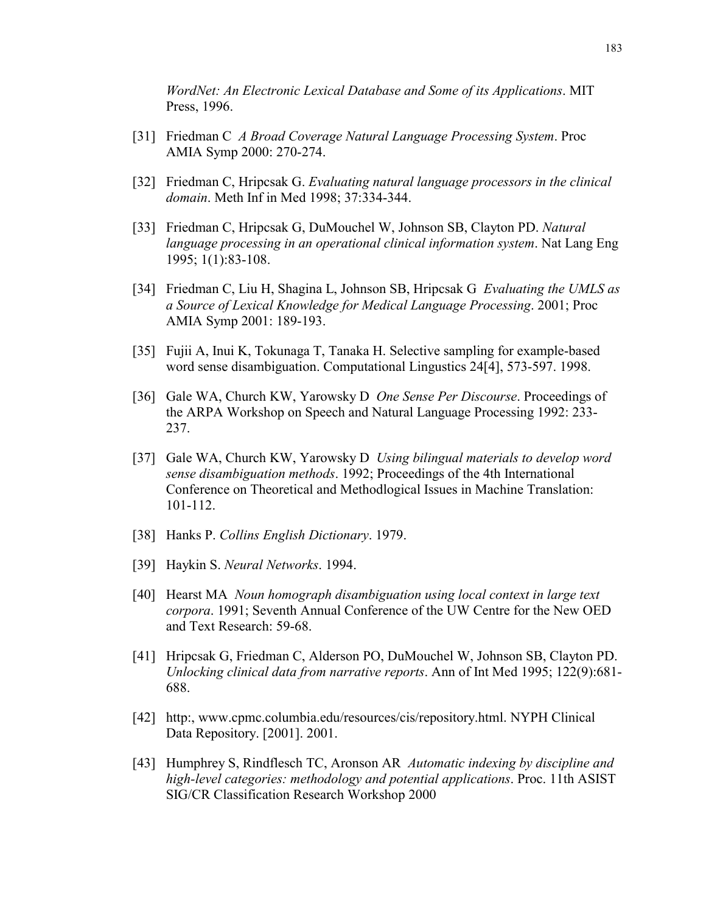*WordNet: An Electronic Lexical Database and Some of its Applications*. MIT Press, 1996.

[31] Friedman C *A Broad Coverage Natural Language Processing System*. Proc AMIA Symp 2000: 270-274.

[32] Friedman C, Hripcsak G. *Evaluating natural language processors in the clinical domain*. Meth Inf in Med 1998; 37:334-344.

[33] Friedman C, Hripcsak G, DuMouchel W, Johnson SB, Clayton PD. *Natural language processing in an operational clinical information system*. Nat Lang Eng 1995; 1(1):83-108.

[34] Friedman C, Liu H, Shagina L, Johnson SB, Hripcsak G *Evaluating the UMLS as a Source of Lexical Knowledge for Medical Language Processing*. 2001; Proc AMIA Symp 2001: 189-193.

[35] Fujii A, Inui K, Tokunaga T, Tanaka H. Selective sampling for example-based word sense disambiguation. Computational Lingustics 24[4], 573-597. 1998.

[36] Gale WA, Church KW, Yarowsky D *One Sense Per Discourse*. Proceedings of the ARPA Workshop on Speech and Natural Language Processing 1992: 233-237.

[37] Gale WA, Church KW, Yarowsky D *Using bilingual materials to develop word sense disambiguation methods*. 1992; Proceedings of the 4th International Conference on Theoretical and Methodlogical Issues in Machine Translation: 101-112.

[38] Hanks P. *Collins English Dictionary*. 1979.

[39] Haykin S. *Neural Networks*. 1994.

[40] Hearst MA *Noun homograph disambiguation using local context in large text corpora*. 1991; Seventh Annual Conference of the UW Centre for the New OED and Text Research: 59-68.

[41] Hripcsak G, Friedman C, Alderson PO, DuMouchel W, Johnson SB, Clayton PD. *Unlocking clinical data from narrative reports*. Ann of Int Med 1995; 122(9):681-688.

[42] http:, www.cpmc.columbia.edu/resources/cis/repository.html. NYPH Clinical Data Repository. [2001]. 2001.

[43] Humphrey S, Rindflesch TC, Aronson AR *Automatic indexing by discipline and high-level categories: methodology and potential applications*. Proc. 11th ASIST SIG/CR Classification Research Workshop 2000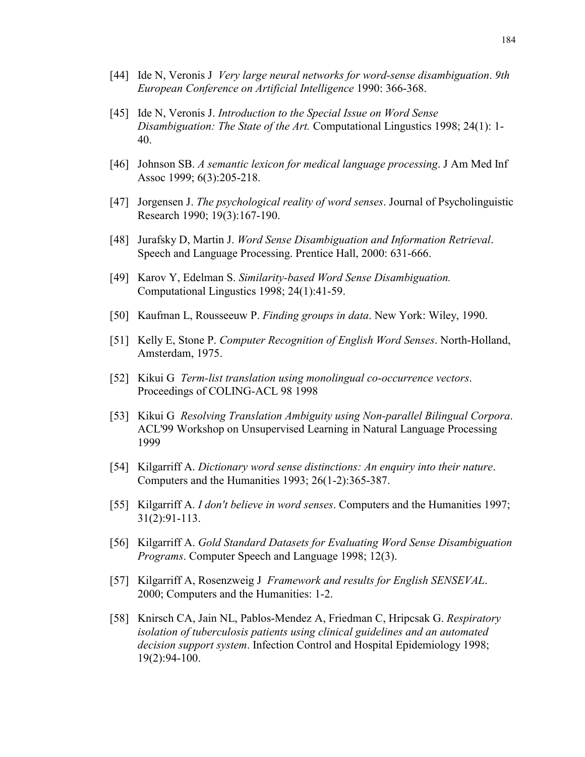[44] Ide N, Veronis J *Very large neural networks for word-sense disambiguation*. *9th European Conference on Artificial Intelligence* 1990: 366-368.

[45] Ide N, Veronis J. *Introduction to the Special Issue on Word Sense Disambiguation: The State of the Art.* Computational Lingustics 1998; 24(1): 1-40.

[46] Johnson SB. *A semantic lexicon for medical language processing*. J Am Med Inf Assoc 1999; 6(3):205-218.

[47] Jorgensen J. *The psychological reality of word senses*. Journal of Psycholinguistic Research 1990; 19(3):167-190.

[48] Jurafsky D, Martin J. *Word Sense Disambiguation and Information Retrieval*. Speech and Language Processing. Prentice Hall, 2000: 631-666.

[49] Karov Y, Edelman S. *Similarity-based Word Sense Disambiguation.* Computational Lingustics 1998; 24(1):41-59.

[50] Kaufman L, Rousseeuw P. *Finding groups in data*. New York: Wiley, 1990.

[51] Kelly E, Stone P. *Computer Recognition of English Word Senses*. North-Holland, Amsterdam, 1975.

[52] Kikui G *Term-list translation using monolingual co-occurrence vectors*. Proceedings of COLING-ACL 98 1998

[53] Kikui G *Resolving Translation Ambiguity using Non-parallel Bilingual Corpora*. ACL'99 Workshop on Unsupervised Learning in Natural Language Processing 1999

[54] Kilgarriff A. *Dictionary word sense distinctions: An enquiry into their nature*. Computers and the Humanities 1993; 26(1-2):365-387.

[55] Kilgarriff A. *I don't believe in word senses*. Computers and the Humanities 1997; 31(2):91-113.

[56] Kilgarriff A. *Gold Standard Datasets for Evaluating Word Sense Disambiguation Programs*. Computer Speech and Language 1998; 12(3).

[57] Kilgarriff A, Rosenzweig J *Framework and results for English SENSEVAL*. 2000; Computers and the Humanities: 1-2.

[58] Knirsch CA, Jain NL, Pablos-Mendez A, Friedman C, Hripcsak G. *Respiratory isolation of tuberculosis patients using clinical guidelines and an automated decision support system*. Infection Control and Hospital Epidemiology 1998; 19(2):94-100.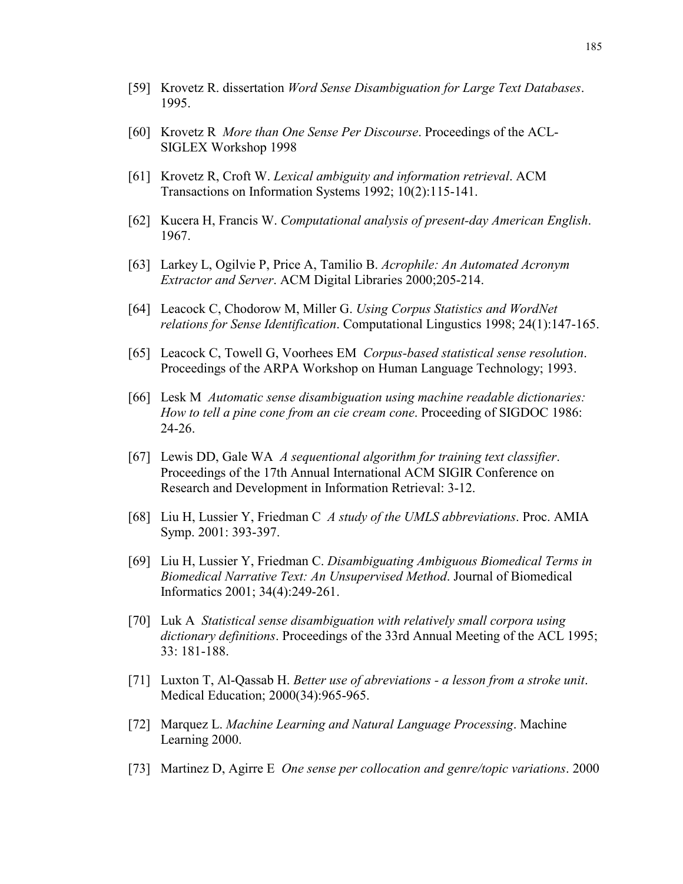[59] Krovetz R. dissertation *Word Sense Disambiguation for Large Text Databases*. 1995.

[60] Krovetz R *More than One Sense Per Discourse*. Proceedings of the ACL-SIGLEX Workshop 1998

[61] Krovetz R, Croft W. *Lexical ambiguity and information retrieval*. ACM Transactions on Information Systems 1992; 10(2):115-141.

[62] Kucera H, Francis W. *Computational analysis of present-day American English*. 1967.

[63] Larkey L, Ogilvie P, Price A, Tamilio B. *Acrophile: An Automated Acronym Extractor and Server*. ACM Digital Libraries 2000;205-214.

[64] Leacock C, Chodorow M, Miller G. *Using Corpus Statistics and WordNet relations for Sense Identification*. Computational Lingustics 1998; 24(1):147-165.

[65] Leacock C, Towell G, Voorhees EM *Corpus-based statistical sense resolution*. Proceedings of the ARPA Workshop on Human Language Technology; 1993.

[66] Lesk M *Automatic sense disambiguation using machine readable dictionaries: How to tell a pine cone from an cie cream cone*. Proceeding of SIGDOC 1986: 24-26.

[67] Lewis DD, Gale WA *A sequentional algorithm for training text classifier*. Proceedings of the 17th Annual International ACM SIGIR Conference on Research and Development in Information Retrieval: 3-12.

[68] Liu H, Lussier Y, Friedman C *A study of the UMLS abbreviations*. Proc. AMIA Symp. 2001: 393-397.

[69] Liu H, Lussier Y, Friedman C. *Disambiguating Ambiguous Biomedical Terms in Biomedical Narrative Text: An Unsupervised Method*. Journal of Biomedical Informatics 2001; 34(4):249-261.

[70] Luk A *Statistical sense disambiguation with relatively small corpora using dictionary definitions*. Proceedings of the 33rd Annual Meeting of the ACL 1995; 33: 181-188.

[71] Luxton T, Al-Qassab H. *Better use of abreviations - a lesson from a stroke unit*. Medical Education; 2000(34):965-965.

[72] Marquez L. *Machine Learning and Natural Language Processing*. Machine Learning 2000.

[73] Martinez D, Agirre E *One sense per collocation and genre/topic variations*. 2000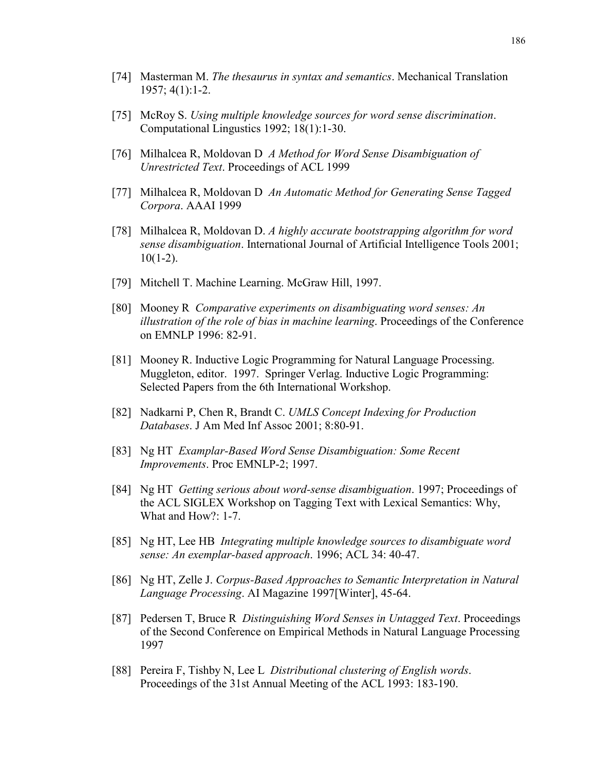[74] Masterman M. *The thesaurus in syntax and semantics*. Mechanical Translation 1957; 4(1):1-2.

[75] McRoy S. *Using multiple knowledge sources for word sense discrimination*. Computational Lingustics 1992; 18(1):1-30.

[76] Milhalcea R, Moldovan D *A Method for Word Sense Disambiguation of Unrestricted Text*. Proceedings of ACL 1999

[77] Milhalcea R, Moldovan D *An Automatic Method for Generating Sense Tagged Corpora*. AAAI 1999

[78] Milhalcea R, Moldovan D. *A highly accurate bootstrapping algorithm for word sense disambiguation*. International Journal of Artificial Intelligence Tools 2001; 10(1-2).

[79] Mitchell T. Machine Learning. McGraw Hill, 1997.

[80] Mooney R *Comparative experiments on disambiguating word senses: An illustration of the role of bias in machine learning*. Proceedings of the Conference on EMNLP 1996: 82-91.

[81] Mooney R. Inductive Logic Programming for Natural Language Processing. Muggleton, editor. 1997. Springer Verlag. Inductive Logic Programming: Selected Papers from the 6th International Workshop.

[82] Nadkarni P, Chen R, Brandt C. *UMLS Concept Indexing for Production Databases*. J Am Med Inf Assoc 2001; 8:80-91.

[83] Ng HT *Examplar-Based Word Sense Disambiguation: Some Recent Improvements*. Proc EMNLP-2; 1997.

[84] Ng HT *Getting serious about word-sense disambiguation*. 1997; Proceedings of the ACL SIGLEX Workshop on Tagging Text with Lexical Semantics: Why, What and How?: 1-7.

[85] Ng HT, Lee HB *Integrating multiple knowledge sources to disambiguate word sense: An exemplar-based approach*. 1996; ACL 34: 40-47.

[86] Ng HT, Zelle J. *Corpus-Based Approaches to Semantic Interpretation in Natural Language Processing*. AI Magazine 1997[Winter], 45-64.

[87] Pedersen T, Bruce R *Distinguishing Word Senses in Untagged Text*. Proceedings of the Second Conference on Empirical Methods in Natural Language Processing 1997

[88] Pereira F, Tishby N, Lee L *Distributional clustering of English words*. Proceedings of the 31st Annual Meeting of the ACL 1993: 183-190.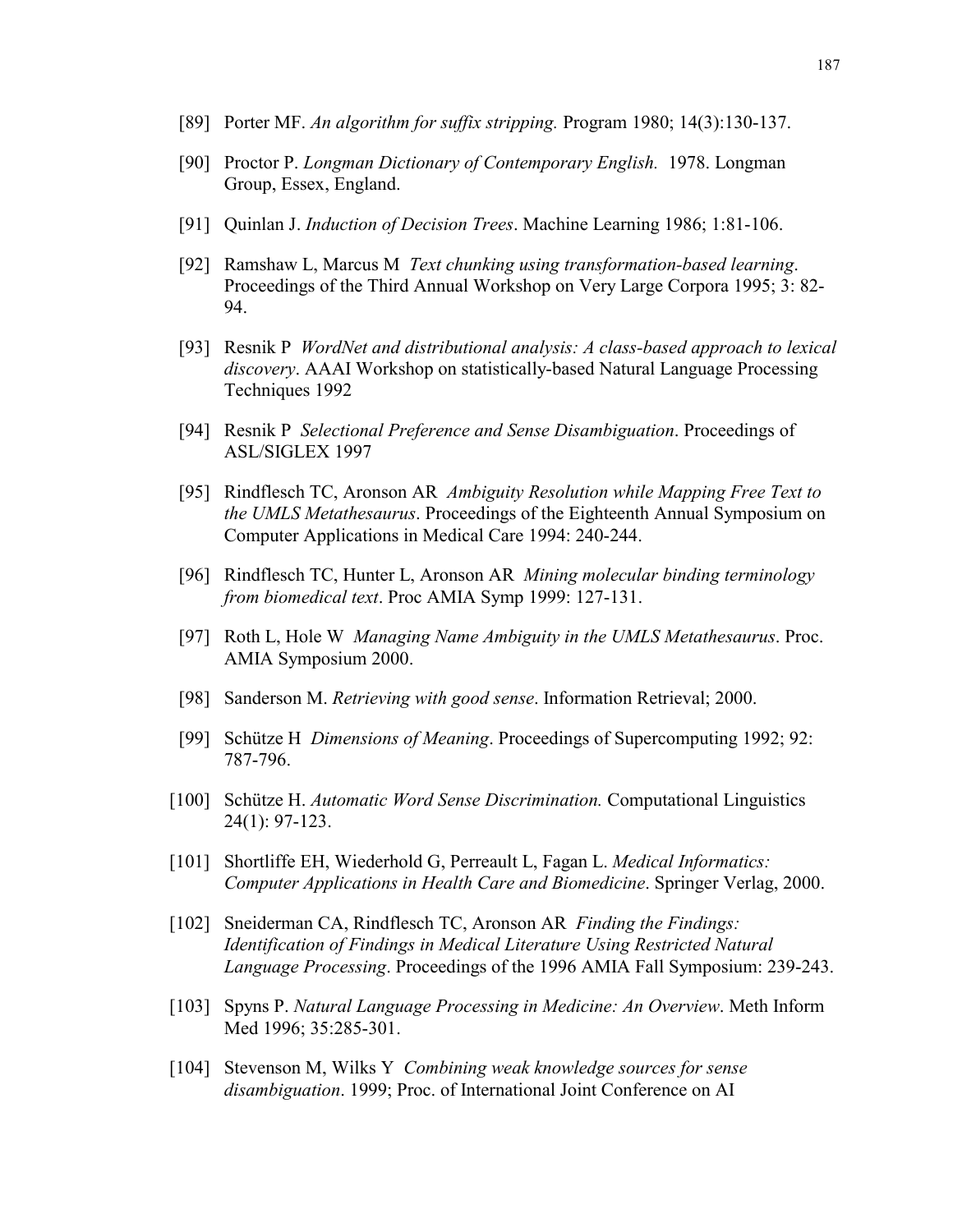[89] Porter MF. *An algorithm for suffix stripping.* Program 1980; 14(3):130-137.

[90] Proctor P. *Longman Dictionary of Contemporary English.* 1978. Longman Group, Essex, England.

[91] Quinlan J. *Induction of Decision Trees*. Machine Learning 1986; 1:81-106.

[92] Ramshaw L, Marcus M *Text chunking using transformation-based learning*. Proceedings of the Third Annual Workshop on Very Large Corpora 1995; 3: 82-94.

[93] Resnik P *WordNet and distributional analysis: A class-based approach to lexical discovery*. AAAI Workshop on statistically-based Natural Language Processing Techniques 1992

[94] Resnik P *Selectional Preference and Sense Disambiguation*. Proceedings of ASL/SIGLEX 1997

[95] Rindflesch TC, Aronson AR *Ambiguity Resolution while Mapping Free Text to the UMLS Metathesaurus*. Proceedings of the Eighteenth Annual Symposium on Computer Applications in Medical Care 1994: 240-244.

[96] Rindflesch TC, Hunter L, Aronson AR *Mining molecular binding terminology from biomedical text*. Proc AMIA Symp 1999: 127-131.

[97] Roth L, Hole W *Managing Name Ambiguity in the UMLS Metathesaurus*. Proc. AMIA Symposium 2000.

[98] Sanderson M. *Retrieving with good sense*. Information Retrieval; 2000.

[99] Schütze H *Dimensions of Meaning*. Proceedings of Supercomputing 1992; 92: 787-796.

[100] Schütze H. *Automatic Word Sense Discrimination.* Computational Linguistics 24(1): 97-123.

[101] Shortliffe EH, Wiederhold G, Perreault L, Fagan L. *Medical Informatics: Computer Applications in Health Care and Biomedicine*. Springer Verlag, 2000.

[102] Sneiderman CA, Rindflesch TC, Aronson AR *Finding the Findings: Identification of Findings in Medical Literature Using Restricted Natural Language Processing*. Proceedings of the 1996 AMIA Fall Symposium: 239-243.

[103] Spyns P. *Natural Language Processing in Medicine: An Overview*. Meth Inform Med 1996; 35:285-301.

[104] Stevenson M, Wilks Y *Combining weak knowledge sources for sense disambiguation*. 1999; Proc. of International Joint Conference on AI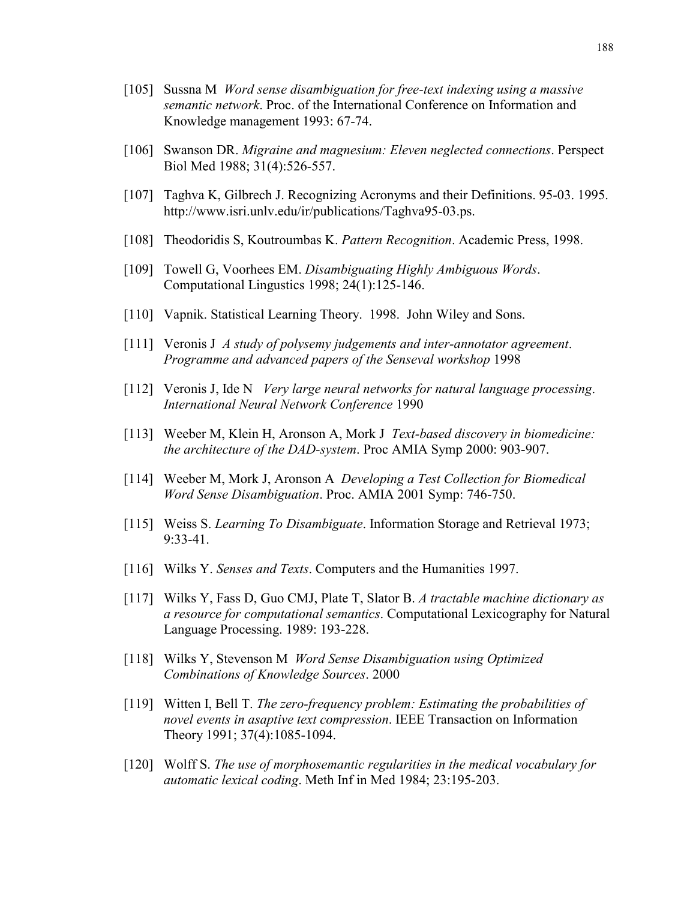[105] Sussna M *Word sense disambiguation for free-text indexing using a massive semantic network*. Proc. of the International Conference on Information and Knowledge management 1993: 67-74.

[106] Swanson DR. *Migraine and magnesium: Eleven neglected connections*. Perspect Biol Med 1988; 31(4):526-557.

[107] Taghva K, Gilbrech J. Recognizing Acronyms and their Definitions. 95-03. 1995. http://www.isri.unlv.edu/ir/publications/Taghva95-03.ps.

[108] Theodoridis S, Koutroumbas K. *Pattern Recognition*. Academic Press, 1998.

[109] Towell G, Voorhees EM. *Disambiguating Highly Ambiguous Words*. Computational Lingustics 1998; 24(1):125-146.

[110] Vapnik. Statistical Learning Theory. 1998. John Wiley and Sons.

[111] Veronis J *A study of polysemy judgements and inter-annotator agreement*. *Programme and advanced papers of the Senseval workshop* 1998

[112] Veronis J, Ide N *Very large neural networks for natural language processing*. *International Neural Network Conference* 1990

[113] Weeber M, Klein H, Aronson A, Mork J *Text-based discovery in biomedicine: the architecture of the DAD-system*. Proc AMIA Symp 2000: 903-907.

[114] Weeber M, Mork J, Aronson A *Developing a Test Collection for Biomedical Word Sense Disambiguation*. Proc. AMIA 2001 Symp: 746-750.

[115] Weiss S. *Learning To Disambiguate*. Information Storage and Retrieval 1973; 9:33-41.

[116] Wilks Y. *Senses and Texts*. Computers and the Humanities 1997.

[117] Wilks Y, Fass D, Guo CMJ, Plate T, Slator B. *A tractable machine dictionary as a resource for computational semantics*. Computational Lexicography for Natural Language Processing. 1989: 193-228.

[118] Wilks Y, Stevenson M *Word Sense Disambiguation using Optimized Combinations of Knowledge Sources*. 2000

[119] Witten I, Bell T. *The zero-frequency problem: Estimating the probabilities of novel events in asaptive text compression*. IEEE Transaction on Information Theory 1991; 37(4):1085-1094.

[120] Wolff S. *The use of morphosemantic regularities in the medical vocabulary for automatic lexical coding*. Meth Inf in Med 1984; 23:195-203.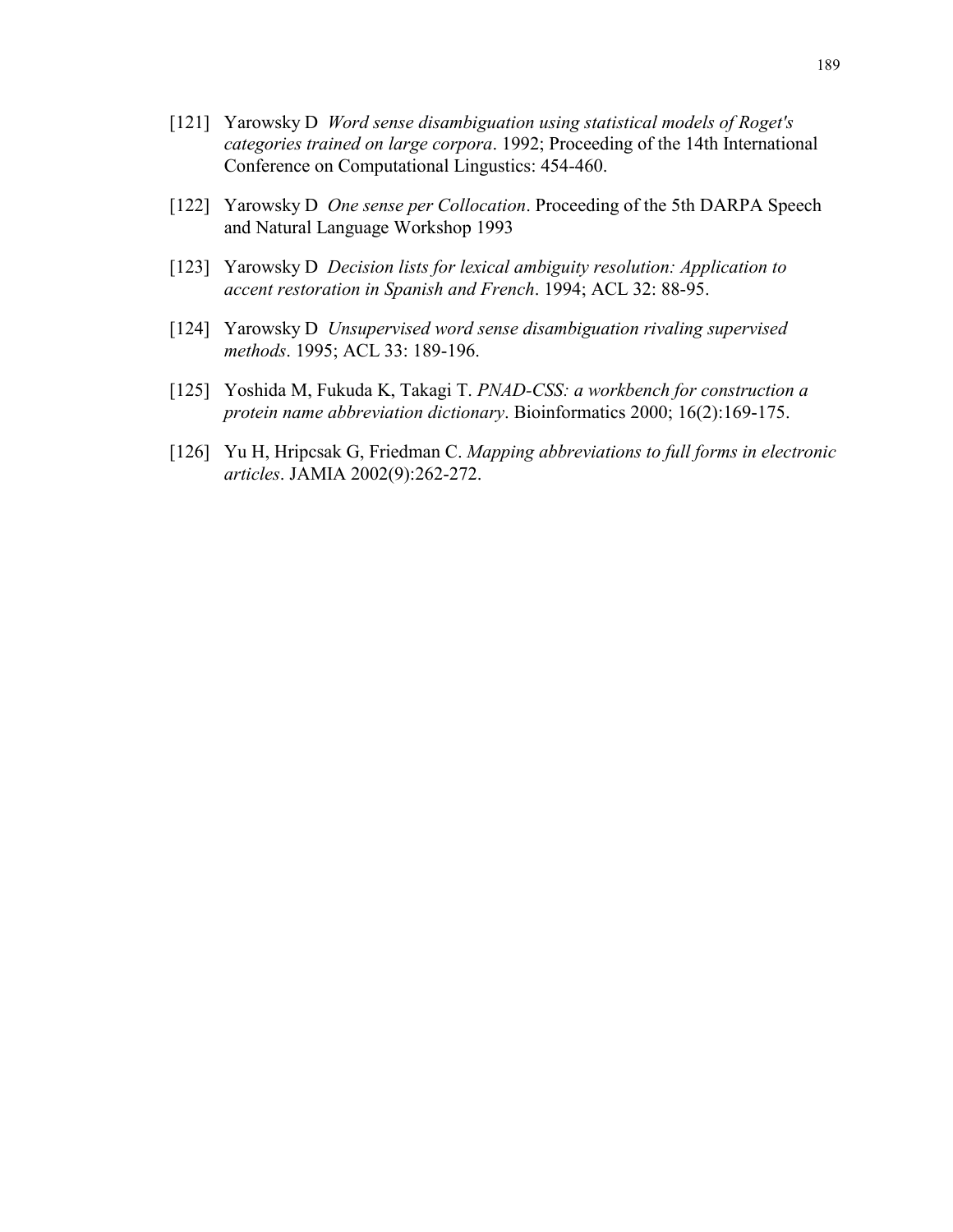[121] Yarowsky D *Word sense disambiguation using statistical models of Roget's categories trained on large corpora*. 1992; Proceeding of the 14th International Conference on Computational Lingustics: 454-460.

[122] Yarowsky D *One sense per Collocation*. Proceeding of the 5th DARPA Speech and Natural Language Workshop 1993

[123] Yarowsky D *Decision lists for lexical ambiguity resolution: Application to accent restoration in Spanish and French*. 1994; ACL 32: 88-95.

[124] Yarowsky D *Unsupervised word sense disambiguation rivaling supervised methods*. 1995; ACL 33: 189-196.

[125] Yoshida M, Fukuda K, Takagi T. *PNAD-CSS: a workbench for construction a protein name abbreviation dictionary*. Bioinformatics 2000; 16(2):169-175.

[126] Yu H, Hripcsak G, Friedman C. *Mapping abbreviations to full forms in electronic articles*. JAMIA 2002(9):262-272.